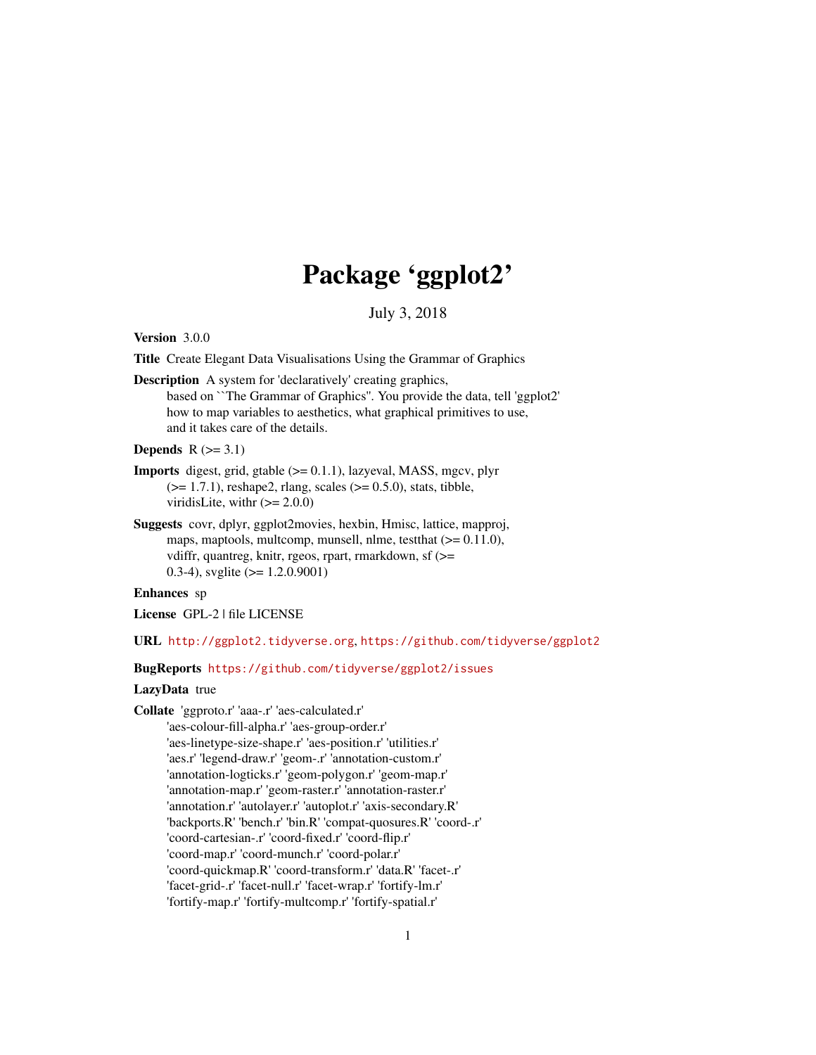# Package 'ggplot2'

July 3, 2018

**Version** 3.0.0

**Title** Create Elegant Data Visualisations Using the Grammar of Graphics

**Description** A system for 'declaratively' creating graphics,
based on ``The Grammar of Graphics''. You provide the data, tell 'ggplot2'
how to map variables to aesthetics, what graphical primitives to use,
and it takes care of the details.

**Depends** R (>= 3.1)

**Imports** digest, grid, gtable (>= 0.1.1), lazyeval, MASS, mgcv, plyr
(>= 1.7.1), reshape2, rlang, scales (>= 0.5.0), stats, tibble,
viridisLite, withr (>= 2.0.0)

**Suggests** covr, dplyr, ggplot2movies, hexbin, Hmisc, lattice, mapproj,
maps, maptools, multcomp, munsell, nlme, testthat (>= 0.11.0),
vdiffr, quantreg, knitr, rgeos, rpart, rmarkdown, sf (>=
0.3-4), svglite (>= 1.2.0.9001)

**Enhances** sp

**License** GPL-2 | file LICENSE

**URL** http://ggplot2.tidyverse.org, https://github.com/tidyverse/ggplot2

**BugReports** https://github.com/tidyverse/ggplot2/issues

**LazyData** true

**Collate** 'ggproto.r' 'aaa-.r' 'aes-calculated.r'
'aes-colour-fill-alpha.r' 'aes-group-order.r'
'aes-linetype-size-shape.r' 'aes-position.r' 'utilities.r'
'aes.r' 'legend-draw.r' 'geom-.r' 'annotation-custom.r'
'annotation-logticks.r' 'geom-polygon.r' 'geom-map.r'
'annotation-map.r' 'geom-raster.r' 'annotation-raster.r'
'annotation.r' 'autolayer.r' 'autoplot.r' 'axis-secondary.R'
'backports.R' 'bench.r' 'bin.R' 'compat-qosures.R' 'coord-.r'
'coord-cartesian-.r' 'coord-fixed.r' 'coord-flip.r'
'coord-map.r' 'coord-munch.r' 'coord-polar.r'
'coord-quickmap.R' 'coord-transform.r' 'data.R' 'facet-.r'
'facet-grid-.r' 'facet-null.r' 'facet-wrap.r' 'fortify-lm.r'
'fortify-map.r' 'fortify-multcomp.r' 'fortify-spatial.r'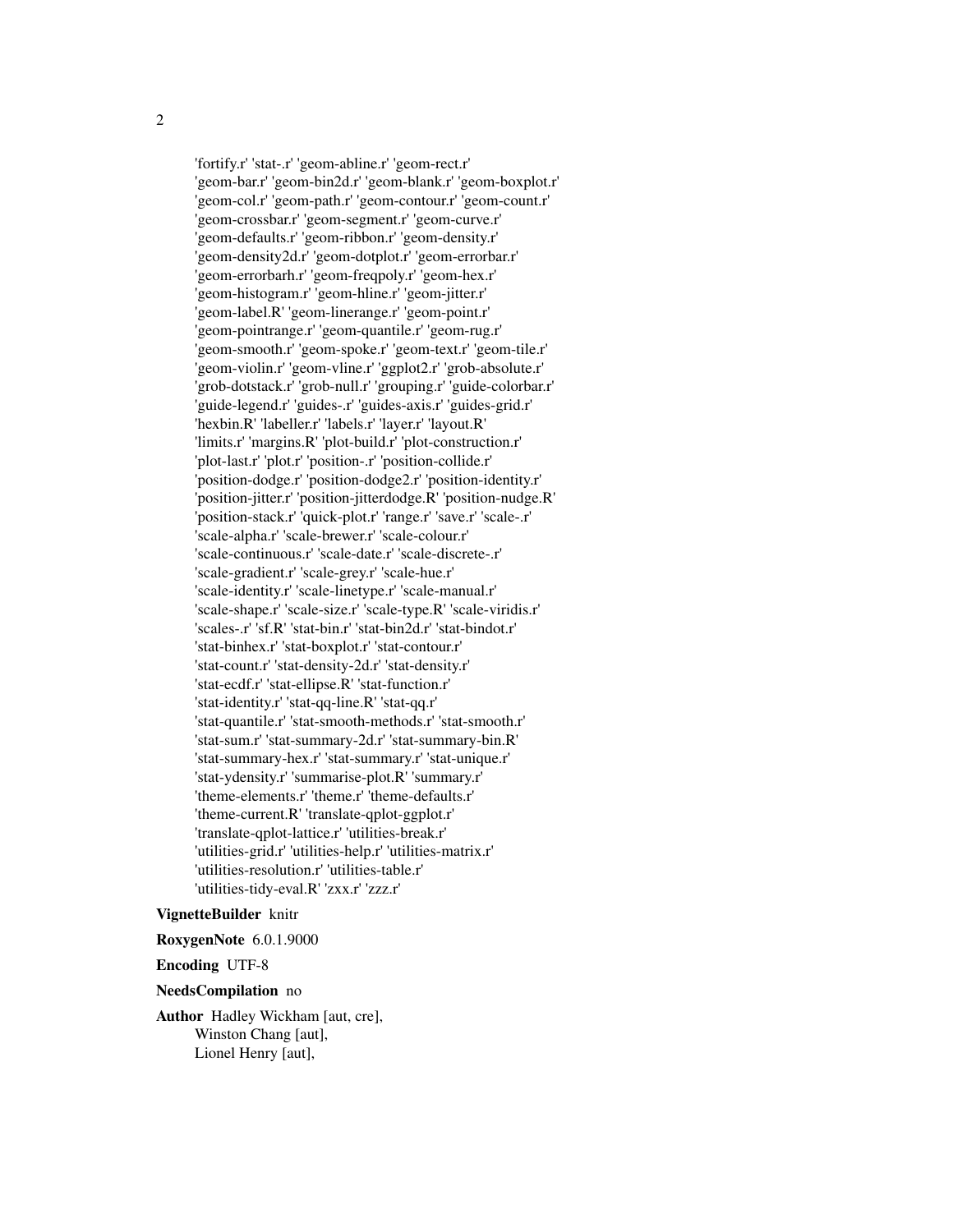'fortify.r' 'stat-.r' 'geom-abline.r' 'geom-rect.r'
'geom-bar.r' 'geom-bin2d.r' 'geom-blank.r' 'geom-boxplot.r'
'geom-col.r' 'geom-path.r' 'geom-contour.r' 'geom-count.r'
'geom-crossbar.r' 'geom-segment.r' 'geom-curve.r'
'geom-defaults.r' 'geom-ribbon.r' 'geom-density.r'
'geom-density2d.r' 'geom-dotplot.r' 'geom-errorbar.r'
'geom-errorbarh.r' 'geom-freqpoly.r' 'geom-hex.r'
'geom-histogram.r' 'geom-hline.r' 'geom-jitter.r'
'geom-label.R' 'geom-linerange.r' 'geom-point.r'
'geom-pointrange.r' 'geom-quantile.r' 'geom-rug.r'
'geom-smooth.r' 'geom-spoke.r' 'geom-text.r' 'geom-tile.r'
'geom-violin.r' 'geom-vline.r' 'ggplot2.r' 'grob-absolute.r'
'grob-dotstack.r' 'grob-null.r' 'grouping.r' 'guide-colorbar.r'
'guide-legend.r' 'guides-.r' 'guides-axis.r' 'guides-grid.r'
'hexbin.R' 'labeller.r' 'labels.r' 'layer.r' 'layout.R'
'limits.r' 'margins.R' 'plot-build.r' 'plot-construction.r'
'plot-last.r' 'plot.r' 'position-.r' 'position-collide.r'
'position-dodge.r' 'position-dodge2.r' 'position-identity.r'
'position-jitter.r' 'position-jitterdodge.R' 'position-nudge.R'
'position-stack.r' 'quick-plot.r' 'range.r' 'save.r' 'scale-.r'
'scale-alpha.r' 'scale-brewer.r' 'scale-colour.r'
'scale-continuous.r' 'scale-date.r' 'scale-discrete-.r'
'scale-gradient.r' 'scale-grey.r' 'scale-hue.r'
'scale-identity.r' 'scale-linetype.r' 'scale-manual.r'
'scale-shape.r' 'scale-size.r' 'scale-type.R' 'scale-viridis.r'
'scales-.r' 'sf.R' 'stat-bin.r' 'stat-bin2d.r' 'stat-bindot.r'
'stat-binhex.r' 'stat-boxplot.r' 'stat-contour.r'
'stat-count.r' 'stat-density-2d.r' 'stat-density.r'
'stat-ecdf.r' 'stat-ellipse.R' 'stat-function.r'
'stat-identity.r' 'stat-qq-line.R' 'stat-qq.r'
'stat-quantile.r' 'stat-smooth-methods.r' 'stat-smooth.r'
'stat-sum.r' 'stat-summary-2d.r' 'stat-summary-bin.R'
'stat-summary-hex.r' 'stat-summary.r' 'stat-unique.r'
'stat-ydensity.r' 'summarise-plot.R' 'summary.r'
'theme-elements.r' 'theme.r' 'theme-defaults.r'
'theme-current.R' 'translate-qplot-ggplot.r'
'translate-qplot-lattice.r' 'utilities-break.r'
'utilities-grid.r' 'utilities-help.r' 'utilities-matrix.r'
'utilities-resolution.r' 'utilities-table.r'
'utilities-tidy-eval.R' 'zxx.r' 'zzz.r'

**VignetteBuilder** knitr

**RoxygenNote** 6.0.1.9000

**Encoding** UTF-8

**NeedsCompilation** no

**Author** Hadley Wickham [aut, cre],
Winston Chang [aut],
Lionel Henry [aut],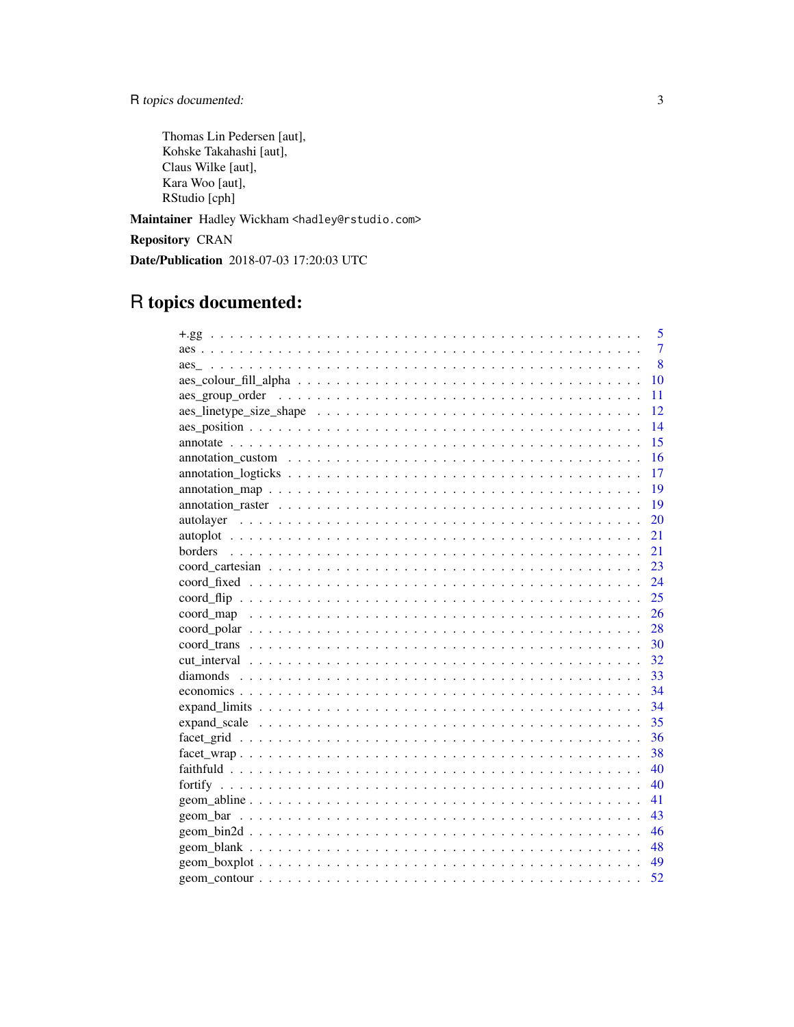Thomas Lin Pedersen [aut],
Kohske Takahashi [aut],
Claus Wilke [aut],
Kara Woo [aut],
RStudio [cph]

**Maintainer** Hadley Wickham <hadley@rstudio.com>

**Repository** CRAN

**Date/Publication** 2018-07-03 17:20:03 UTC

# R topics documented:

| Topic | Page |
|---|---|
| +.gg | 5 |
| aes | 7 |
| aes_ | 8 |
| aes_colour_fill_alpha | 10 |
| aes_group_order | 11 |
| aes_linetype_size_shape | 12 |
| aes_position | 14 |
| annotate | 15 |
| annotation_custom | 16 |
| annotation_logticks | 17 |
| annotation_map | 19 |
| annotation_raster | 19 |
| autolayer | 20 |
| autoplot | 21 |
| borders | 21 |
| coord_cartesian | 23 |
| coord_fixed | 24 |
| coord_flip | 25 |
| coord_map | 26 |
| coord_polar | 28 |
| coord_trans | 30 |
| cut_interval | 32 |
| diamonds | 33 |
| economics | 34 |
| expand_limits | 34 |
| expand_scale | 35 |
| facet_grid | 36 |
| facet_wrap | 38 |
| faithfuld | 40 |
| fortify | 40 |
| geom_abline | 41 |
| geom_bar | 43 |
| geom_bin2d | 46 |
| geom_blank | 48 |
| geom_boxplot | 49 |
| geom_contour | 52 |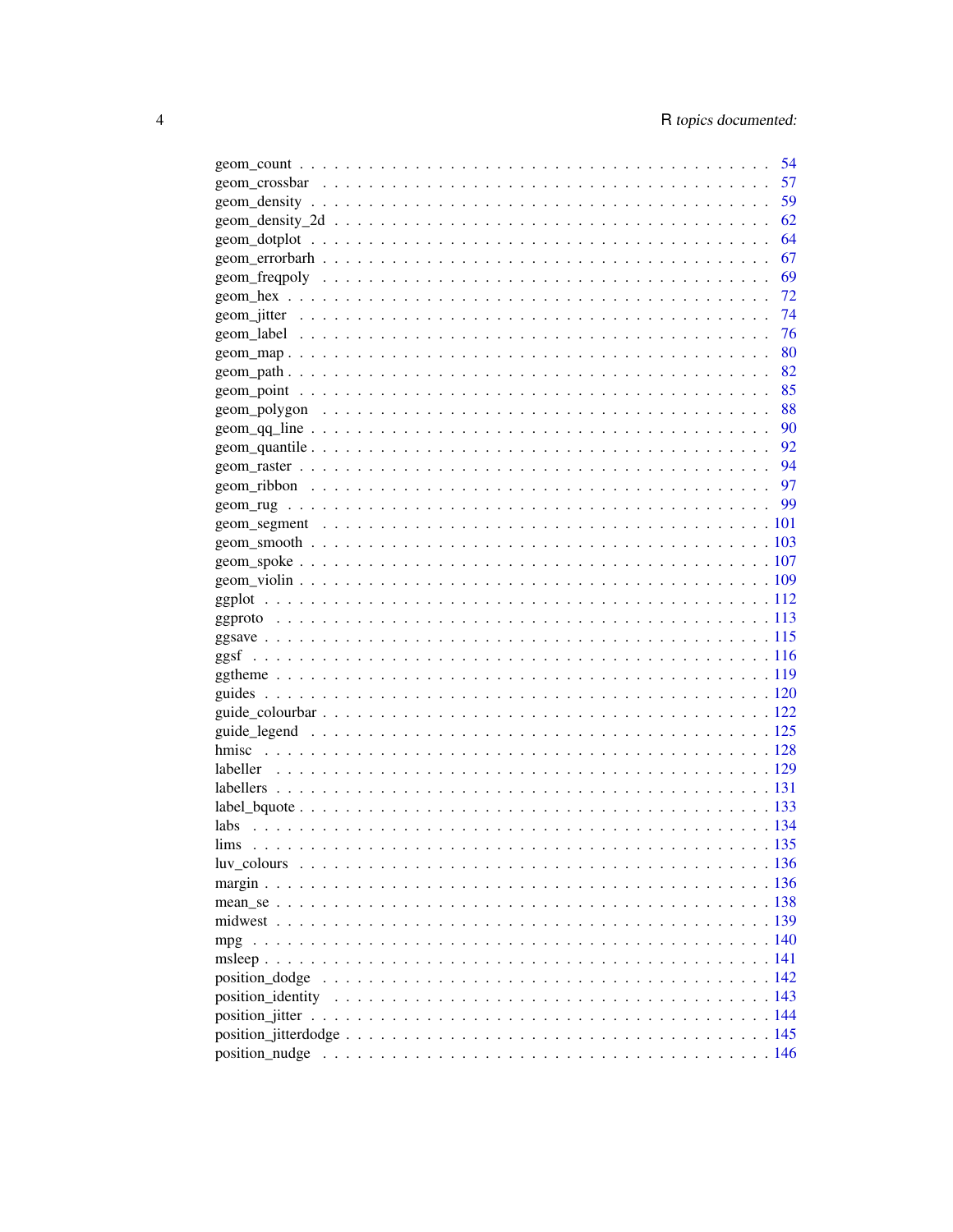geom_count . . . . . . . . . . . . . . . . . . . . . . . . . . . . . . . . . . . . . 54
geom_crossbar . . . . . . . . . . . . . . . . . . . . . . . . . . . . . . . . . . . . 57
geom_density . . . . . . . . . . . . . . . . . . . . . . . . . . . . . . . . . . . . . 59
geom_density_2d . . . . . . . . . . . . . . . . . . . . . . . . . . . . . . . . . . . 62
geom_dotplot . . . . . . . . . . . . . . . . . . . . . . . . . . . . . . . . . . . . . 64
geom_errorbarh . . . . . . . . . . . . . . . . . . . . . . . . . . . . . . . . . . . . 67
geom_freqpoly . . . . . . . . . . . . . . . . . . . . . . . . . . . . . . . . . . . . 69
geom_hex . . . . . . . . . . . . . . . . . . . . . . . . . . . . . . . . . . . . . . . 72
geom_jitter . . . . . . . . . . . . . . . . . . . . . . . . . . . . . . . . . . . . . . 74
geom_label . . . . . . . . . . . . . . . . . . . . . . . . . . . . . . . . . . . . . . 76
geom_map . . . . . . . . . . . . . . . . . . . . . . . . . . . . . . . . . . . . . . . 80
geom_path . . . . . . . . . . . . . . . . . . . . . . . . . . . . . . . . . . . . . . . 82
geom_point . . . . . . . . . . . . . . . . . . . . . . . . . . . . . . . . . . . . . . 85
geom_polygon . . . . . . . . . . . . . . . . . . . . . . . . . . . . . . . . . . . . . 88
geom_qq_line . . . . . . . . . . . . . . . . . . . . . . . . . . . . . . . . . . . . . 90
geom_quantile . . . . . . . . . . . . . . . . . . . . . . . . . . . . . . . . . . . . . 92
geom_raster . . . . . . . . . . . . . . . . . . . . . . . . . . . . . . . . . . . . . . 94
geom_ribbon . . . . . . . . . . . . . . . . . . . . . . . . . . . . . . . . . . . . . . 97
geom_rug . . . . . . . . . . . . . . . . . . . . . . . . . . . . . . . . . . . . . . . . 99
geom_segment . . . . . . . . . . . . . . . . . . . . . . . . . . . . . . . . . . . . . 101
geom_smooth . . . . . . . . . . . . . . . . . . . . . . . . . . . . . . . . . . . . . . 103
geom_spoke . . . . . . . . . . . . . . . . . . . . . . . . . . . . . . . . . . . . . . . 107
geom_violin . . . . . . . . . . . . . . . . . . . . . . . . . . . . . . . . . . . . . . . 109
ggplot . . . . . . . . . . . . . . . . . . . . . . . . . . . . . . . . . . . . . . . . . 112
ggproto . . . . . . . . . . . . . . . . . . . . . . . . . . . . . . . . . . . . . . . . . 113
ggsave . . . . . . . . . . . . . . . . . . . . . . . . . . . . . . . . . . . . . . . . . 115
ggsf . . . . . . . . . . . . . . . . . . . . . . . . . . . . . . . . . . . . . . . . . . . 116
ggtheme . . . . . . . . . . . . . . . . . . . . . . . . . . . . . . . . . . . . . . . . . 119
guides . . . . . . . . . . . . . . . . . . . . . . . . . . . . . . . . . . . . . . . . . . 120
guide_colourbar . . . . . . . . . . . . . . . . . . . . . . . . . . . . . . . . . . . . 122
guide_legend . . . . . . . . . . . . . . . . . . . . . . . . . . . . . . . . . . . . . . 125
hmisc . . . . . . . . . . . . . . . . . . . . . . . . . . . . . . . . . . . . . . . . . . 128
labeller . . . . . . . . . . . . . . . . . . . . . . . . . . . . . . . . . . . . . . . . . 129
labellers . . . . . . . . . . . . . . . . . . . . . . . . . . . . . . . . . . . . . . . . . 131
label_bquote . . . . . . . . . . . . . . . . . . . . . . . . . . . . . . . . . . . . . . 133
labs . . . . . . . . . . . . . . . . . . . . . . . . . . . . . . . . . . . . . . . . . . . 134
lims . . . . . . . . . . . . . . . . . . . . . . . . . . . . . . . . . . . . . . . . . . . 135
luv_colours . . . . . . . . . . . . . . . . . . . . . . . . . . . . . . . . . . . . . . . 136
margin . . . . . . . . . . . . . . . . . . . . . . . . . . . . . . . . . . . . . . . . . . 136
mean_se . . . . . . . . . . . . . . . . . . . . . . . . . . . . . . . . . . . . . . . . . 138
midwest . . . . . . . . . . . . . . . . . . . . . . . . . . . . . . . . . . . . . . . . . 139
mpg . . . . . . . . . . . . . . . . . . . . . . . . . . . . . . . . . . . . . . . . . . . . 140
msleep . . . . . . . . . . . . . . . . . . . . . . . . . . . . . . . . . . . . . . . . . . 141
position_dodge . . . . . . . . . . . . . . . . . . . . . . . . . . . . . . . . . . . . . 142
position_identity . . . . . . . . . . . . . . . . . . . . . . . . . . . . . . . . . . . . 143
position_jitter . . . . . . . . . . . . . . . . . . . . . . . . . . . . . . . . . . . . . 144
position_jitterdodge . . . . . . . . . . . . . . . . . . . . . . . . . . . . . . . . . . 145
position_nudge . . . . . . . . . . . . . . . . . . . . . . . . . . . . . . . . . . . . . 146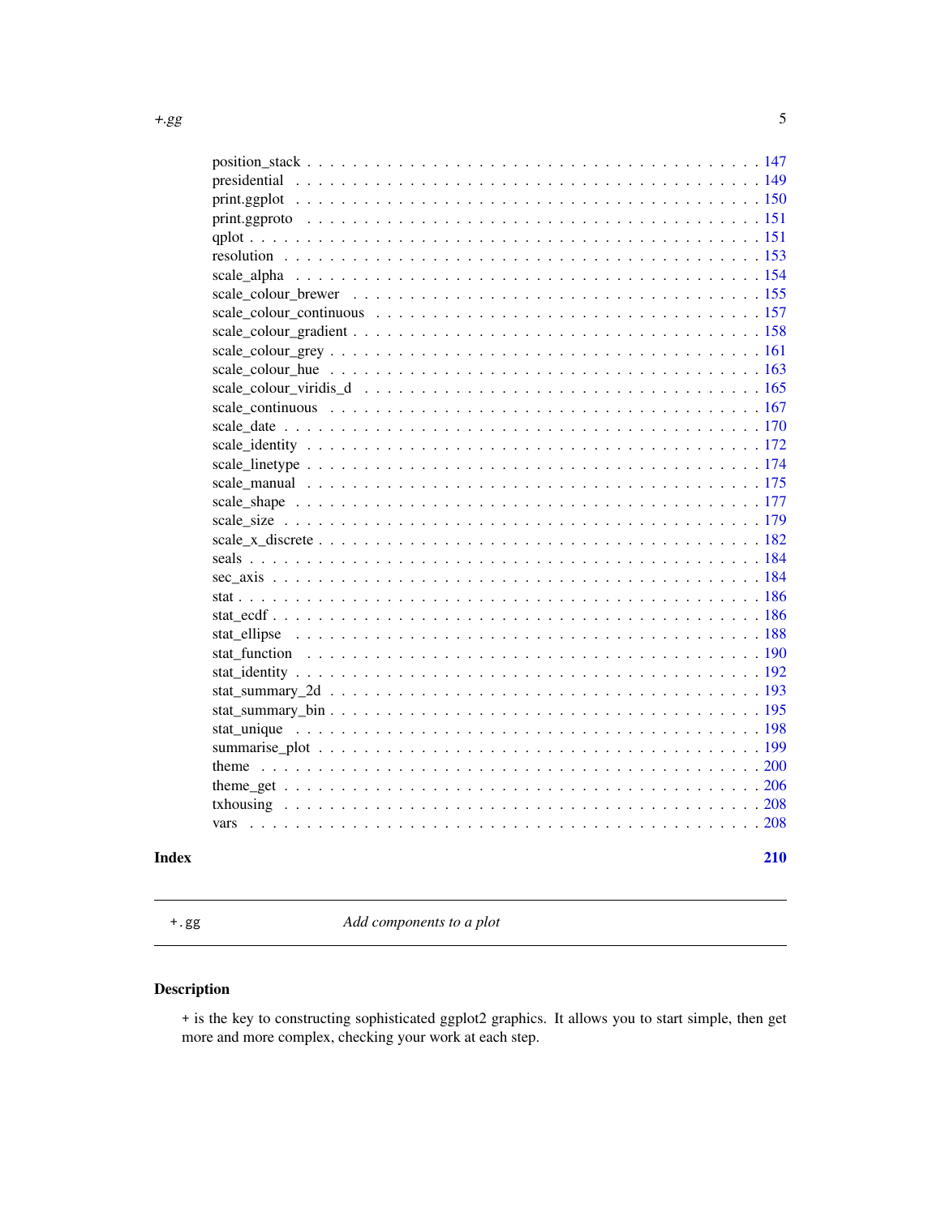position_stack . . . . . . . . . . . . . . . . . . . . . . . . . . . . . . . . . . . . . . 147
presidential . . . . . . . . . . . . . . . . . . . . . . . . . . . . . . . . . . . . . . 149
print.ggplot . . . . . . . . . . . . . . . . . . . . . . . . . . . . . . . . . . . . . . 150
print.ggproto . . . . . . . . . . . . . . . . . . . . . . . . . . . . . . . . . . . . . . 151
qplot . . . . . . . . . . . . . . . . . . . . . . . . . . . . . . . . . . . . . . 151
resolution . . . . . . . . . . . . . . . . . . . . . . . . . . . . . . . . . . . . . . 153
scale_alpha . . . . . . . . . . . . . . . . . . . . . . . . . . . . . . . . . . . . . . 154
scale_colour_brewer . . . . . . . . . . . . . . . . . . . . . . . . . . . . . . . . . . . . . . 155
scale_colour_continuous . . . . . . . . . . . . . . . . . . . . . . . . . . . . . . . . . . . . . . 157
scale_colour_gradient . . . . . . . . . . . . . . . . . . . . . . . . . . . . . . . . . . . . . . 158
scale_colour_grey . . . . . . . . . . . . . . . . . . . . . . . . . . . . . . . . . . . . . . 161
scale_colour_hue . . . . . . . . . . . . . . . . . . . . . . . . . . . . . . . . . . . . . . 163
scale_colour_viridis_d . . . . . . . . . . . . . . . . . . . . . . . . . . . . . . . . . . . . . . 165
scale_continuous . . . . . . . . . . . . . . . . . . . . . . . . . . . . . . . . . . . . . . 167
scale_date . . . . . . . . . . . . . . . . . . . . . . . . . . . . . . . . . . . . . . 170
scale_identity . . . . . . . . . . . . . . . . . . . . . . . . . . . . . . . . . . . . . . 172
scale_linetype . . . . . . . . . . . . . . . . . . . . . . . . . . . . . . . . . . . . . . 174
scale_manual . . . . . . . . . . . . . . . . . . . . . . . . . . . . . . . . . . . . . . 175
scale_shape . . . . . . . . . . . . . . . . . . . . . . . . . . . . . . . . . . . . . . 177
scale_size . . . . . . . . . . . . . . . . . . . . . . . . . . . . . . . . . . . . . . 179
scale_x_discrete . . . . . . . . . . . . . . . . . . . . . . . . . . . . . . . . . . . . . . 182
seals . . . . . . . . . . . . . . . . . . . . . . . . . . . . . . . . . . . . . . 184
sec_axis . . . . . . . . . . . . . . . . . . . . . . . . . . . . . . . . . . . . . . 184
stat . . . . . . . . . . . . . . . . . . . . . . . . . . . . . . . . . . . . . . 186
stat_ecdf . . . . . . . . . . . . . . . . . . . . . . . . . . . . . . . . . . . . . . 186
stat_ellipse . . . . . . . . . . . . . . . . . . . . . . . . . . . . . . . . . . . . . . 188
stat_function . . . . . . . . . . . . . . . . . . . . . . . . . . . . . . . . . . . . . . 190
stat_identity . . . . . . . . . . . . . . . . . . . . . . . . . . . . . . . . . . . . . . 192
stat_summary_2d . . . . . . . . . . . . . . . . . . . . . . . . . . . . . . . . . . . . . . 193
stat_summary_bin . . . . . . . . . . . . . . . . . . . . . . . . . . . . . . . . . . . . . . 195
stat_unique . . . . . . . . . . . . . . . . . . . . . . . . . . . . . . . . . . . . . . 198
summarise_plot . . . . . . . . . . . . . . . . . . . . . . . . . . . . . . . . . . . . . . 199
theme . . . . . . . . . . . . . . . . . . . . . . . . . . . . . . . . . . . . . . 200
theme_get . . . . . . . . . . . . . . . . . . . . . . . . . . . . . . . . . . . . . . 206
txhousing . . . . . . . . . . . . . . . . . . . . . . . . . . . . . . . . . . . . . . 208
vars . . . . . . . . . . . . . . . . . . . . . . . . . . . . . . . . . . . . . . 208

**Index** **210**

---

`+.gg` *Add components to a plot*

---

## Description

+ is the key to constructing sophisticated ggplot2 graphics. It allows you to start simple, then get more and more complex, checking your work at each step.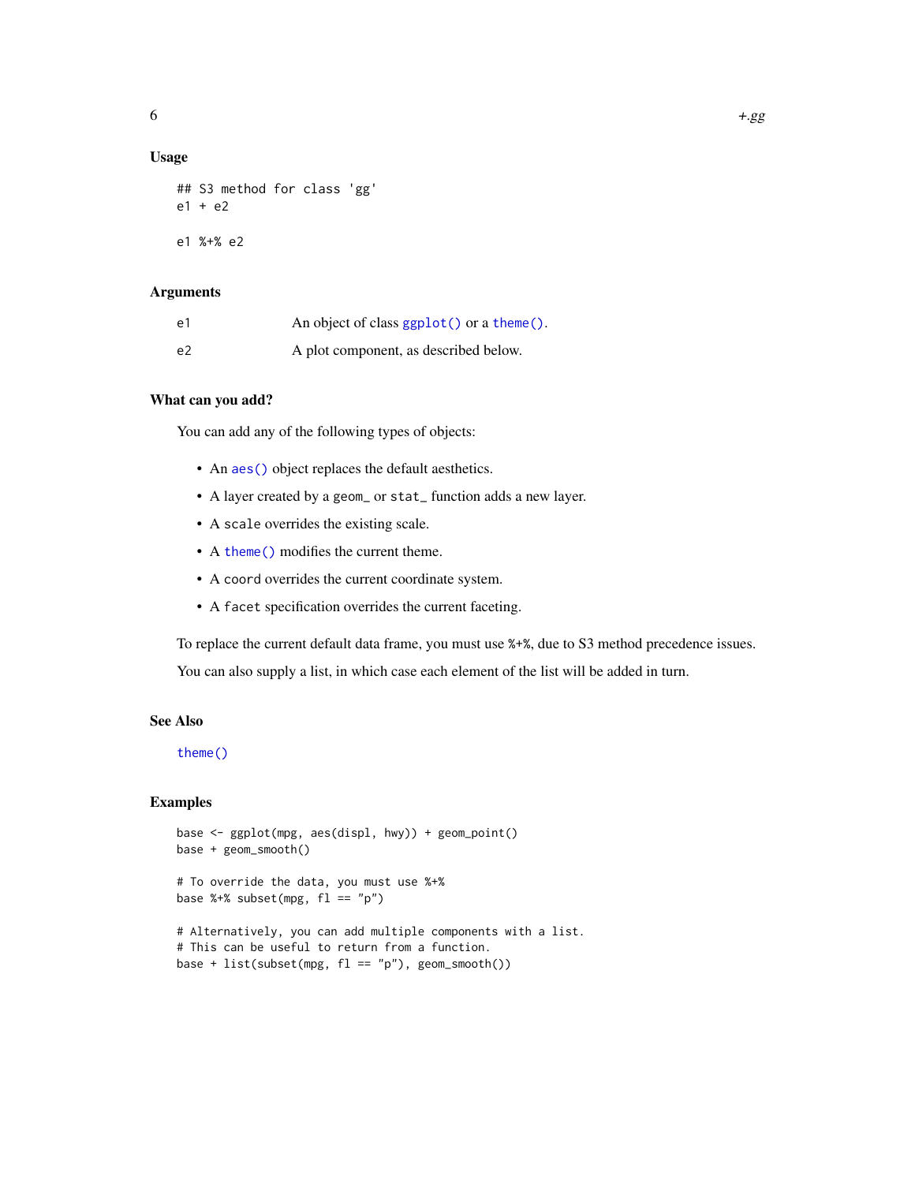### Usage

```
## S3 method for class 'gg'
e1 + e2

e1 %+% e2
```

### Arguments

| | |
|---|---|
| e1 | An object of class `ggplot()` or a `theme()`. |
| e2 | A plot component, as described below. |

### What can you add?

You can add any of the following types of objects:

- An `aes()` object replaces the default aesthetics.
- A layer created by a `geom_` or `stat_` function adds a new layer.
- A `scale` overrides the existing scale.
- A `theme()` modifies the current theme.
- A `coord` overrides the current coordinate system.
- A `facet` specification overrides the current faceting.

To replace the current default data frame, you must use `%+%`, due to S3 method precedence issues.

You can also supply a list, in which case each element of the list will be added in turn.

### See Also

`theme()`

### Examples

```
base <- ggplot(mpg, aes(displ, hwy)) + geom_point()
base + geom_smooth()

# To override the data, you must use %+%
base %+% subset(mpg, fl == "p")

# Alternatively, you can add multiple components with a list.
# This can be useful to return from a function.
base + list(subset(mpg, fl == "p"), geom_smooth())
```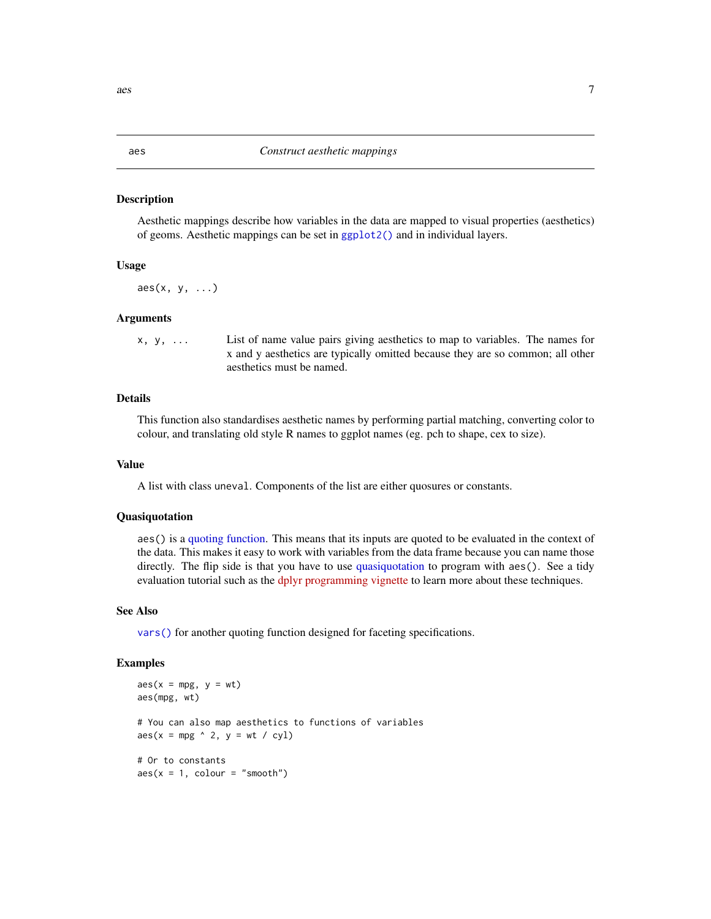## aes — *Construct aesthetic mappings*

### Description

Aesthetic mappings describe how variables in the data are mapped to visual properties (aesthetics) of geoms. Aesthetic mappings can be set in `ggplot2()` and in individual layers.

### Usage

```
aes(x, y, ...)
```

### Arguments

| | |
|---|---|
| `x, y, ...` | List of name value pairs giving aesthetics to map to variables. The names for x and y aesthetics are typically omitted because they are so common; all other aesthetics must be named. |

### Details

This function also standardises aesthetic names by performing partial matching, converting color to colour, and translating old style R names to ggplot names (eg. pch to shape, cex to size).

### Value

A list with class `uneval`. Components of the list are either quosures or constants.

### Quasiquotation

`aes()` is a quoting function. This means that its inputs are quoted to be evaluated in the context of the data. This makes it easy to work with variables from the data frame because you can name those directly. The flip side is that you have to use quasiquotation to program with `aes()`. See a tidy evaluation tutorial such as the dplyr programming vignette to learn more about these techniques.

### See Also

`vars()` for another quoting function designed for faceting specifications.

### Examples

```
aes(x = mpg, y = wt)
aes(mpg, wt)

# You can also map aesthetics to functions of variables
aes(x = mpg ^ 2, y = wt / cyl)

# Or to constants
aes(x = 1, colour = "smooth")
```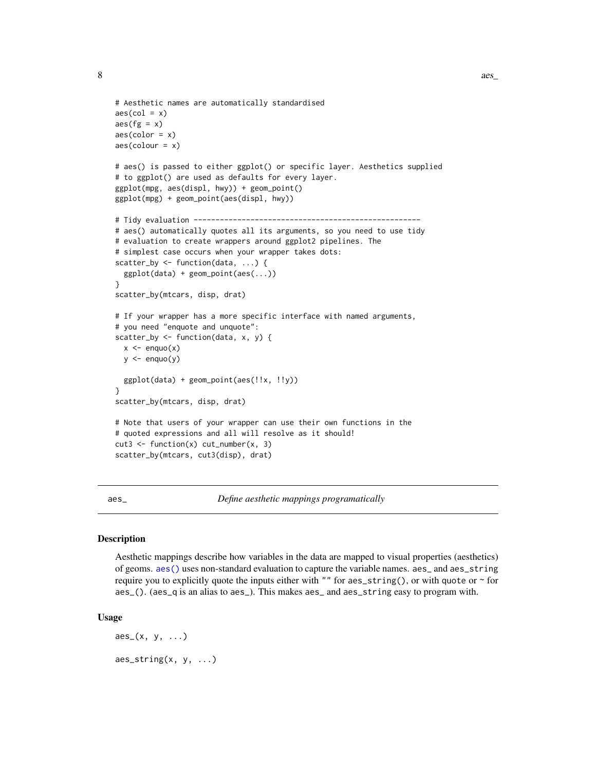```
# Aesthetic names are automatically standardised
aes(col = x)
aes(fg = x)
aes(color = x)
aes(colour = x)

# aes() is passed to either ggplot() or specific layer. Aesthetics supplied
# to ggplot() are used as defaults for every layer.
ggplot(mpg, aes(displ, hwy)) + geom_point()
ggplot(mpg) + geom_point(aes(displ, hwy))

# Tidy evaluation ----------------------------------------------------
# aes() automatically quotes all its arguments, so you need to use tidy
# evaluation to create wrappers around ggplot2 pipelines. The
# simplest case occurs when your wrapper takes dots:
scatter_by <- function(data, ...) {
  ggplot(data) + geom_point(aes(...))
}
scatter_by(mtcars, disp, drat)

# If your wrapper has a more specific interface with named arguments,
# you need "enquote and unquote":
scatter_by <- function(data, x, y) {
  x <- enquo(x)
  y <- enquo(y)

  ggplot(data) + geom_point(aes(!!x, !!y))
}
scatter_by(mtcars, disp, drat)

# Note that users of your wrapper can use their own functions in the
# quoted expressions and all will resolve as it should!
cut3 <- function(x) cut_number(x, 3)
scatter_by(mtcars, cut3(disp), drat)
```

---

## aes_ — *Define aesthetic mappings programatically*

### Description

Aesthetic mappings describe how variables in the data are mapped to visual properties (aesthetics) of geoms. aes() uses non-standard evaluation to capture the variable names. aes_ and aes_string require you to explicitly quote the inputs either with "" for aes_string(), or with quote or ~ for aes_(). (aes_q is an alias to aes_). This makes aes_ and aes_string easy to program with.

### Usage

```
aes_(x, y, ...)

aes_string(x, y, ...)
```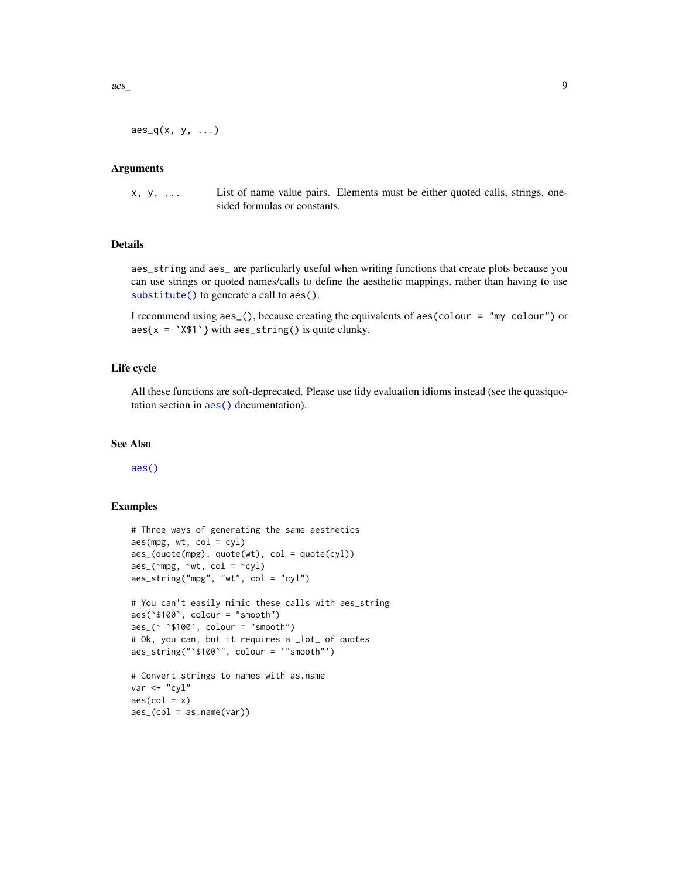```
aes_q(x, y, ...)
```

### Arguments

x, y, ... List of name value pairs. Elements must be either quoted calls, strings, one-sided formulas or constants.

### Details

aes_string and aes_ are particularly useful when writing functions that create plots because you can use strings or quoted names/calls to define the aesthetic mappings, rather than having to use substitute() to generate a call to aes().

I recommend using aes_(), because creating the equivalents of aes(colour = "my colour") or aes{x = `X$1`} with aes_string() is quite clunky.

### Life cycle

All these functions are soft-deprecated. Please use tidy evaluation idioms instead (see the quasiquotation section in aes() documentation).

### See Also

aes()

### Examples

```
# Three ways of generating the same aesthetics
aes(mpg, wt, col = cyl)
aes_(quote(mpg), quote(wt), col = quote(cyl))
aes_(~mpg, ~wt, col = ~cyl)
aes_string("mpg", "wt", col = "cyl")

# You can't easily mimic these calls with aes_string
aes(`$100`, colour = "smooth")
aes_(~ `$100`, colour = "smooth")
# Ok, you can, but it requires a _lot_ of quotes
aes_string("`$100`", colour = '"smooth"')

# Convert strings to names with as.name
var <- "cyl"
aes(col = x)
aes_(col = as.name(var))
```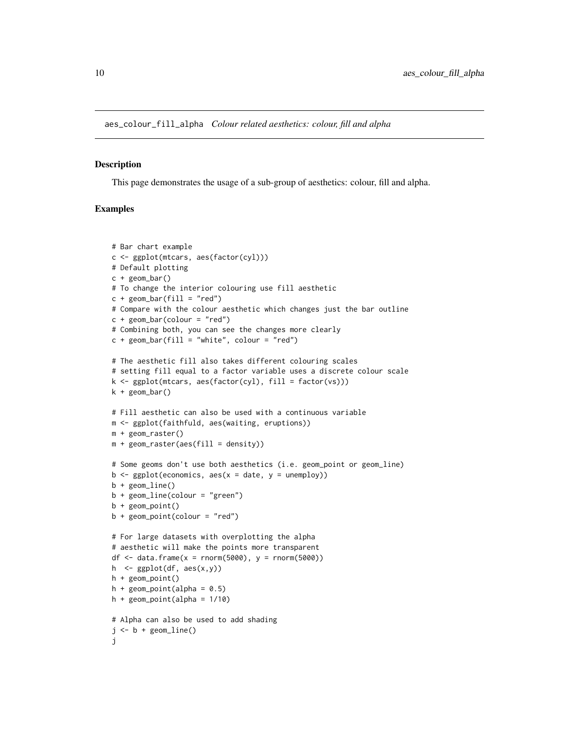aes_colour_fill_alpha *Colour related aesthetics: colour, fill and alpha*

## Description

This page demonstrates the usage of a sub-group of aesthetics: colour, fill and alpha.

## Examples

```
# Bar chart example
c <- ggplot(mtcars, aes(factor(cyl)))
# Default plotting
c + geom_bar()
# To change the interior colouring use fill aesthetic
c + geom_bar(fill = "red")
# Compare with the colour aesthetic which changes just the bar outline
c + geom_bar(colour = "red")
# Combining both, you can see the changes more clearly
c + geom_bar(fill = "white", colour = "red")

# The aesthetic fill also takes different colouring scales
# setting fill equal to a factor variable uses a discrete colour scale
k <- ggplot(mtcars, aes(factor(cyl), fill = factor(vs)))
k + geom_bar()

# Fill aesthetic can also be used with a continuous variable
m <- ggplot(faithfuld, aes(waiting, eruptions))
m + geom_raster()
m + geom_raster(aes(fill = density))

# Some geoms don't use both aesthetics (i.e. geom_point or geom_line)
b <- ggplot(economics, aes(x = date, y = unemploy))
b + geom_line()
b + geom_line(colour = "green")
b + geom_point()
b + geom_point(colour = "red")

# For large datasets with overplotting the alpha
# aesthetic will make the points more transparent
df <- data.frame(x = rnorm(5000), y = rnorm(5000))
h  <- ggplot(df, aes(x,y))
h + geom_point()
h + geom_point(alpha = 0.5)
h + geom_point(alpha = 1/10)

# Alpha can also be used to add shading
j <- b + geom_line()
j
```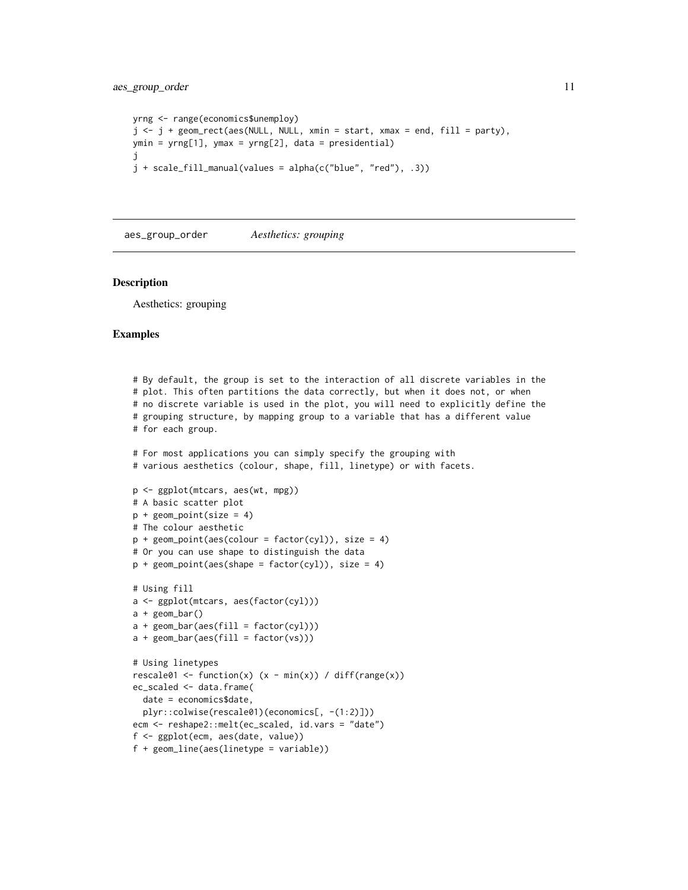```
yrng <- range(economics$unemploy)
j <- j + geom_rect(aes(NULL, NULL, xmin = start, xmax = end, fill = party),
ymin = yrng[1], ymax = yrng[2], data = presidential)
j
j + scale_fill_manual(values = alpha(c("blue", "red"), .3))
```

---

## aes_group_order *Aesthetics: grouping*

---

### Description

Aesthetics: grouping

### Examples

```
# By default, the group is set to the interaction of all discrete variables in the
# plot. This often partitions the data correctly, but when it does not, or when
# no discrete variable is used in the plot, you will need to explicitly define the
# grouping structure, by mapping group to a variable that has a different value
# for each group.

# For most applications you can simply specify the grouping with
# various aesthetics (colour, shape, fill, linetype) or with facets.

p <- ggplot(mtcars, aes(wt, mpg))
# A basic scatter plot
p + geom_point(size = 4)
# The colour aesthetic
p + geom_point(aes(colour = factor(cyl)), size = 4)
# Or you can use shape to distinguish the data
p + geom_point(aes(shape = factor(cyl)), size = 4)

# Using fill
a <- ggplot(mtcars, aes(factor(cyl)))
a + geom_bar()
a + geom_bar(aes(fill = factor(cyl)))
a + geom_bar(aes(fill = factor(vs)))

# Using linetypes
rescale01 <- function(x) (x - min(x)) / diff(range(x))
ec_scaled <- data.frame(
  date = economics$date,
  plyr::colwise(rescale01)(economics[, -(1:2)]))
ecm <- reshape2::melt(ec_scaled, id.vars = "date")
f <- ggplot(ecm, aes(date, value))
f + geom_line(aes(linetype = variable))
```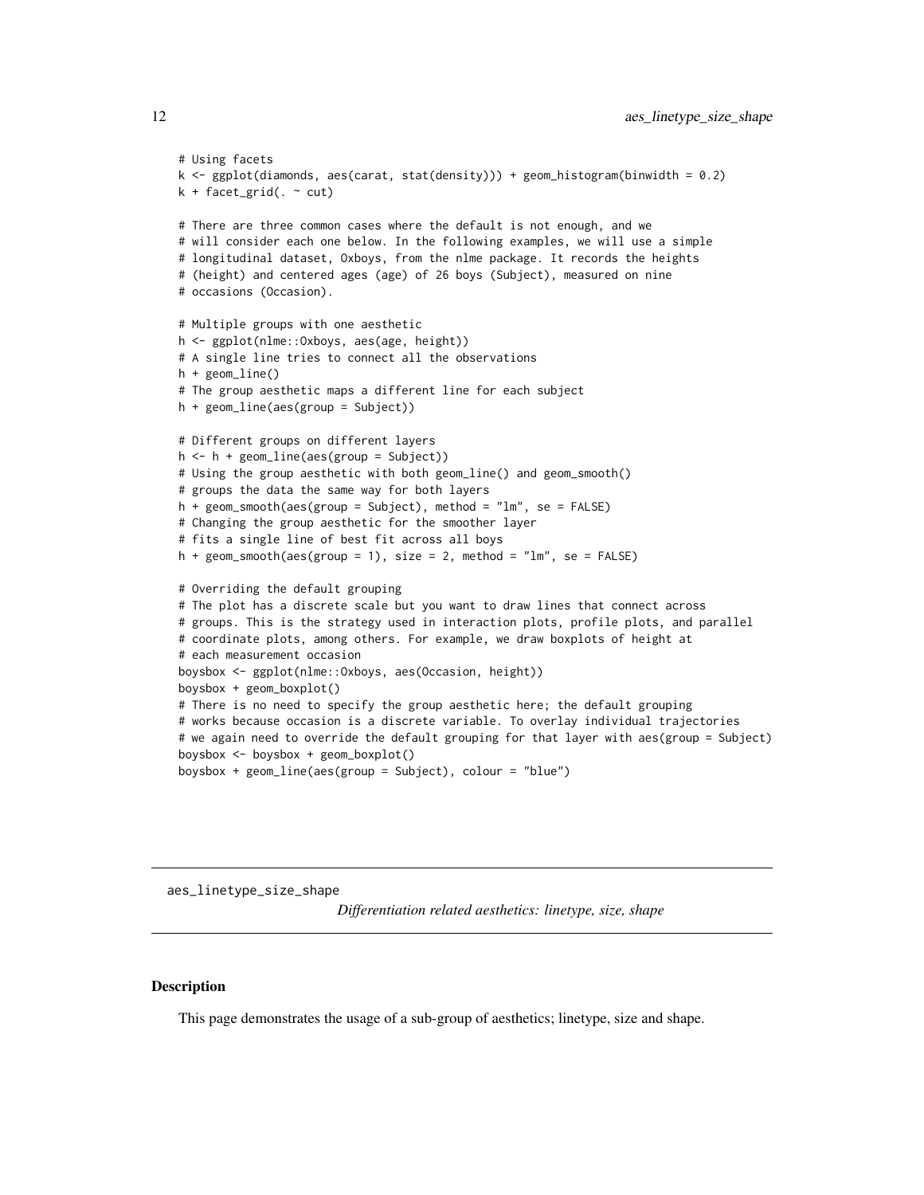```
# Using facets
k <- ggplot(diamonds, aes(carat, stat(density))) + geom_histogram(binwidth = 0.2)
k + facet_grid(. ~ cut)

# There are three common cases where the default is not enough, and we
# will consider each one below. In the following examples, we will use a simple
# longitudinal dataset, Oxboys, from the nlme package. It records the heights
# (height) and centered ages (age) of 26 boys (Subject), measured on nine
# occasions (Occasion).

# Multiple groups with one aesthetic
h <- ggplot(nlme::Oxboys, aes(age, height))
# A single line tries to connect all the observations
h + geom_line()
# The group aesthetic maps a different line for each subject
h + geom_line(aes(group = Subject))

# Different groups on different layers
h <- h + geom_line(aes(group = Subject))
# Using the group aesthetic with both geom_line() and geom_smooth()
# groups the data the same way for both layers
h + geom_smooth(aes(group = Subject), method = "lm", se = FALSE)
# Changing the group aesthetic for the smoother layer
# fits a single line of best fit across all boys
h + geom_smooth(aes(group = 1), size = 2, method = "lm", se = FALSE)

# Overriding the default grouping
# The plot has a discrete scale but you want to draw lines that connect across
# groups. This is the strategy used in interaction plots, profile plots, and parallel
# coordinate plots, among others. For example, we draw boxplots of height at
# each measurement occasion
boysbox <- ggplot(nlme::Oxboys, aes(Occasion, height))
boysbox + geom_boxplot()
# There is no need to specify the group aesthetic here; the default grouping
# works because occasion is a discrete variable. To overlay individual trajectories
# we again need to override the default grouping for that layer with aes(group = Subject)
boysbox <- boysbox + geom_boxplot()
boysbox + geom_line(aes(group = Subject), colour = "blue")
```

---

aes_linetype_size_shape    *Differentiation related aesthetics: linetype, size, shape*

---

## Description

This page demonstrates the usage of a sub-group of aesthetics; linetype, size and shape.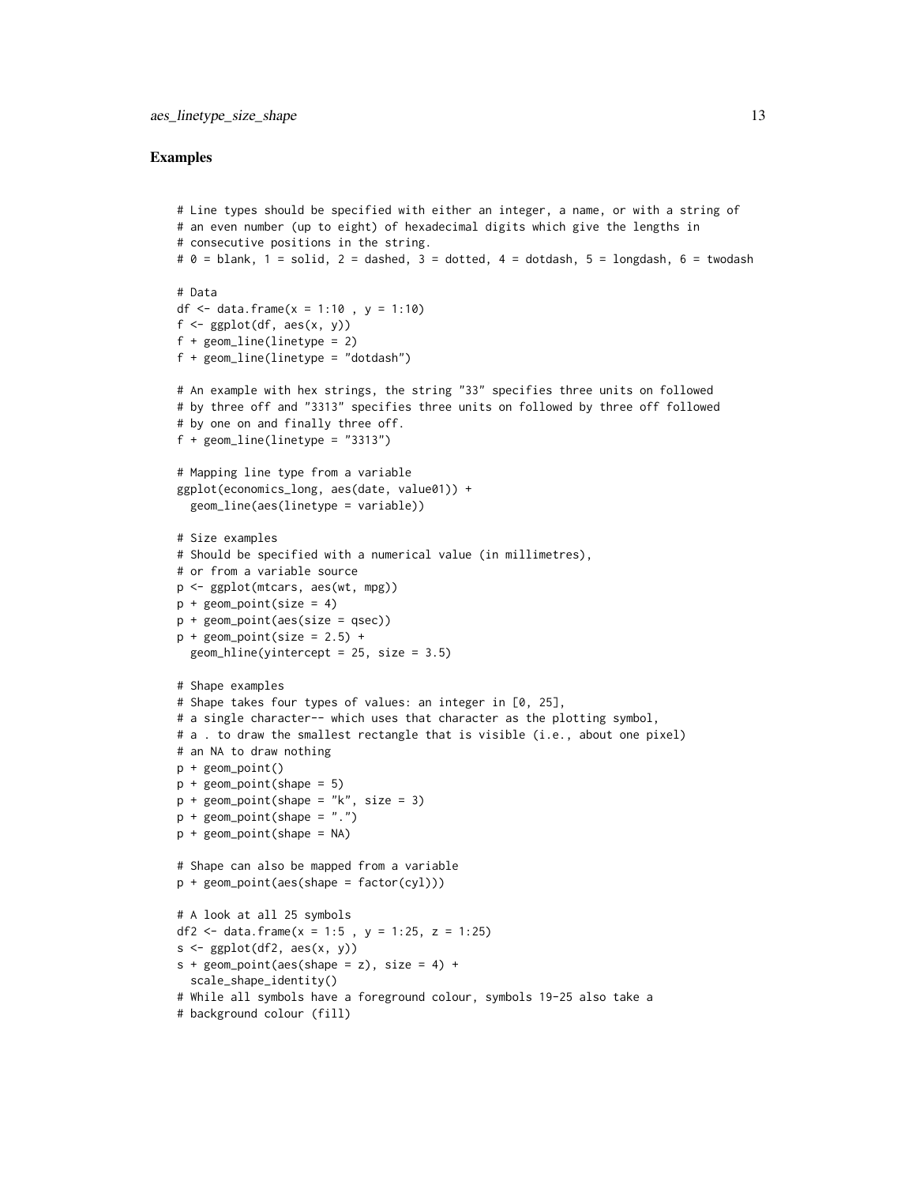## Examples

```
# Line types should be specified with either an integer, a name, or with a string of
# an even number (up to eight) of hexadecimal digits which give the lengths in
# consecutive positions in the string.
# 0 = blank, 1 = solid, 2 = dashed, 3 = dotted, 4 = dotdash, 5 = longdash, 6 = twodash

# Data
df <- data.frame(x = 1:10 , y = 1:10)
f <- ggplot(df, aes(x, y))
f + geom_line(linetype = 2)
f + geom_line(linetype = "dotdash")

# An example with hex strings, the string "33" specifies three units on followed
# by three off and "3313" specifies three units on followed by three off followed
# by one on and finally three off.
f + geom_line(linetype = "3313")

# Mapping line type from a variable
ggplot(economics_long, aes(date, value01)) +
  geom_line(aes(linetype = variable))

# Size examples
# Should be specified with a numerical value (in millimetres),
# or from a variable source
p <- ggplot(mtcars, aes(wt, mpg))
p + geom_point(size = 4)
p + geom_point(aes(size = qsec))
p + geom_point(size = 2.5) +
  geom_hline(yintercept = 25, size = 3.5)

# Shape examples
# Shape takes four types of values: an integer in [0, 25],
# a single character-- which uses that character as the plotting symbol,
# a . to draw the smallest rectangle that is visible (i.e., about one pixel)
# an NA to draw nothing
p + geom_point()
p + geom_point(shape = 5)
p + geom_point(shape = "k", size = 3)
p + geom_point(shape = ".")
p + geom_point(shape = NA)

# Shape can also be mapped from a variable
p + geom_point(aes(shape = factor(cyl)))

# A look at all 25 symbols
df2 <- data.frame(x = 1:5 , y = 1:25, z = 1:25)
s <- ggplot(df2, aes(x, y))
s + geom_point(aes(shape = z), size = 4) +
  scale_shape_identity()
# While all symbols have a foreground colour, symbols 19-25 also take a
# background colour (fill)
```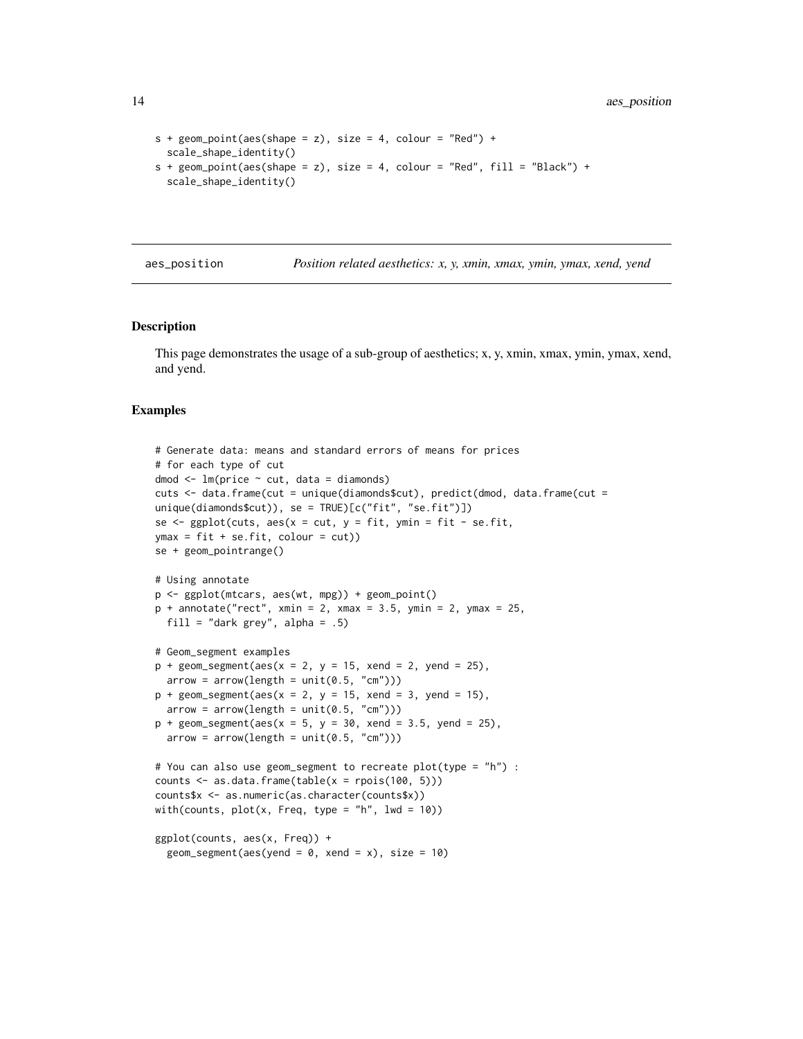```
s + geom_point(aes(shape = z), size = 4, colour = "Red") +
  scale_shape_identity()
s + geom_point(aes(shape = z), size = 4, colour = "Red", fill = "Black") +
  scale_shape_identity()
```

---

aes_position&emsp;&emsp;*Position related aesthetics: x, y, xmin, xmax, ymin, ymax, xend, yend*

---

## Description

This page demonstrates the usage of a sub-group of aesthetics; x, y, xmin, xmax, ymin, ymax, xend, and yend.

## Examples

```
# Generate data: means and standard errors of means for prices
# for each type of cut
dmod <- lm(price ~ cut, data = diamonds)
cuts <- data.frame(cut = unique(diamonds$cut), predict(dmod, data.frame(cut =
unique(diamonds$cut)), se = TRUE)[c("fit", "se.fit")])
se <- ggplot(cuts, aes(x = cut, y = fit, ymin = fit - se.fit,
ymax = fit + se.fit, colour = cut))
se + geom_pointrange()

# Using annotate
p <- ggplot(mtcars, aes(wt, mpg)) + geom_point()
p + annotate("rect", xmin = 2, xmax = 3.5, ymin = 2, ymax = 25,
  fill = "dark grey", alpha = .5)

# Geom_segment examples
p + geom_segment(aes(x = 2, y = 15, xend = 2, yend = 25),
  arrow = arrow(length = unit(0.5, "cm")))
p + geom_segment(aes(x = 2, y = 15, xend = 3, yend = 15),
  arrow = arrow(length = unit(0.5, "cm")))
p + geom_segment(aes(x = 5, y = 30, xend = 3.5, yend = 25),
  arrow = arrow(length = unit(0.5, "cm")))

# You can also use geom_segment to recreate plot(type = "h") :
counts <- as.data.frame(table(x = rpois(100, 5)))
counts$x <- as.numeric(as.character(counts$x))
with(counts, plot(x, Freq, type = "h", lwd = 10))

ggplot(counts, aes(x, Freq)) +
  geom_segment(aes(yend = 0, xend = x), size = 10)
```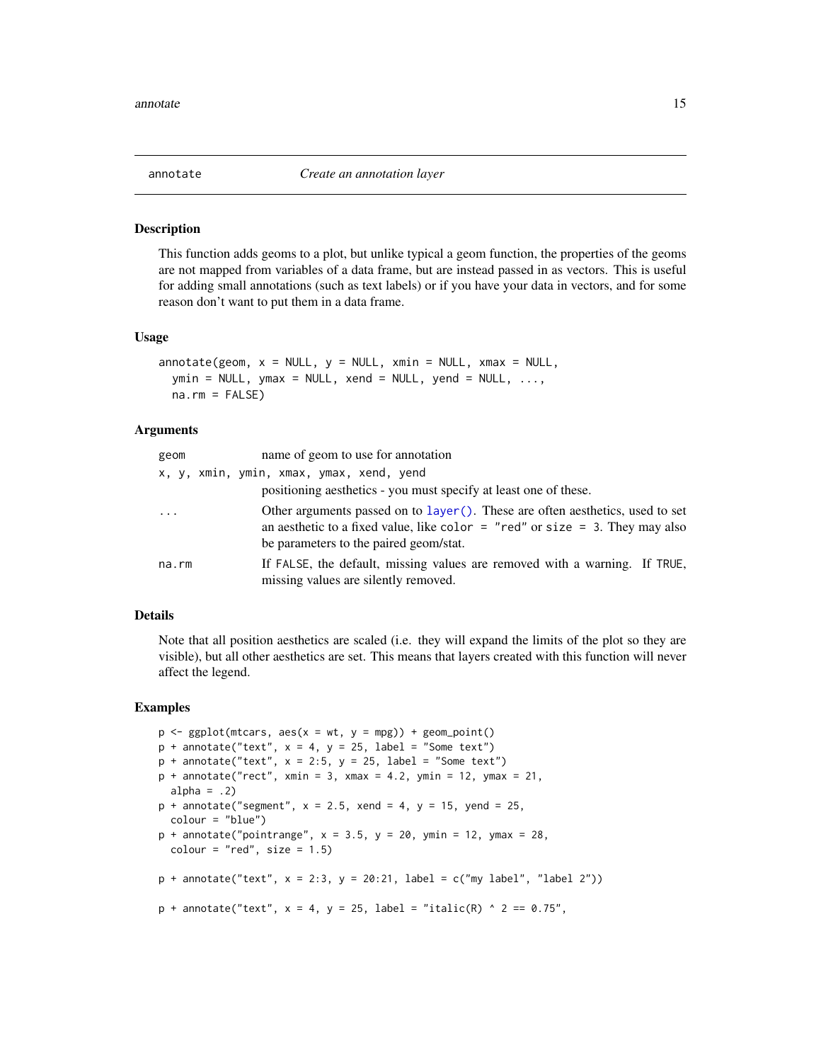## annotate — *Create an annotation layer*

### Description

This function adds geoms to a plot, but unlike typical a geom function, the properties of the geoms are not mapped from variables of a data frame, but are instead passed in as vectors. This is useful for adding small annotations (such as text labels) or if you have your data in vectors, and for some reason don't want to put them in a data frame.

### Usage

```
annotate(geom, x = NULL, y = NULL, xmin = NULL, xmax = NULL,
  ymin = NULL, ymax = NULL, xend = NULL, yend = NULL, ...,
  na.rm = FALSE)
```

### Arguments

| Argument | Description |
|---|---|
| `geom` | name of geom to use for annotation |
| `x, y, xmin, ymin, xmax, ymax, xend, yend` | positioning aesthetics - you must specify at least one of these. |
| `...` | Other arguments passed on to `layer()`. These are often aesthetics, used to set an aesthetic to a fixed value, like `color = "red"` or `size = 3`. They may also be parameters to the paired geom/stat. |
| `na.rm` | If `FALSE`, the default, missing values are removed with a warning. If `TRUE`, missing values are silently removed. |

### Details

Note that all position aesthetics are scaled (i.e. they will expand the limits of the plot so they are visible), but all other aesthetics are set. This means that layers created with this function will never affect the legend.

### Examples

```
p <- ggplot(mtcars, aes(x = wt, y = mpg)) + geom_point()
p + annotate("text", x = 4, y = 25, label = "Some text")
p + annotate("text", x = 2:5, y = 25, label = "Some text")
p + annotate("rect", xmin = 3, xmax = 4.2, ymin = 12, ymax = 21,
  alpha = .2)
p + annotate("segment", x = 2.5, xend = 4, y = 15, yend = 25,
  colour = "blue")
p + annotate("pointrange", x = 3.5, y = 20, ymin = 12, ymax = 28,
  colour = "red", size = 1.5)

p + annotate("text", x = 2:3, y = 20:21, label = c("my label", "label 2"))

p + annotate("text", x = 4, y = 25, label = "italic(R) ^ 2 == 0.75",
```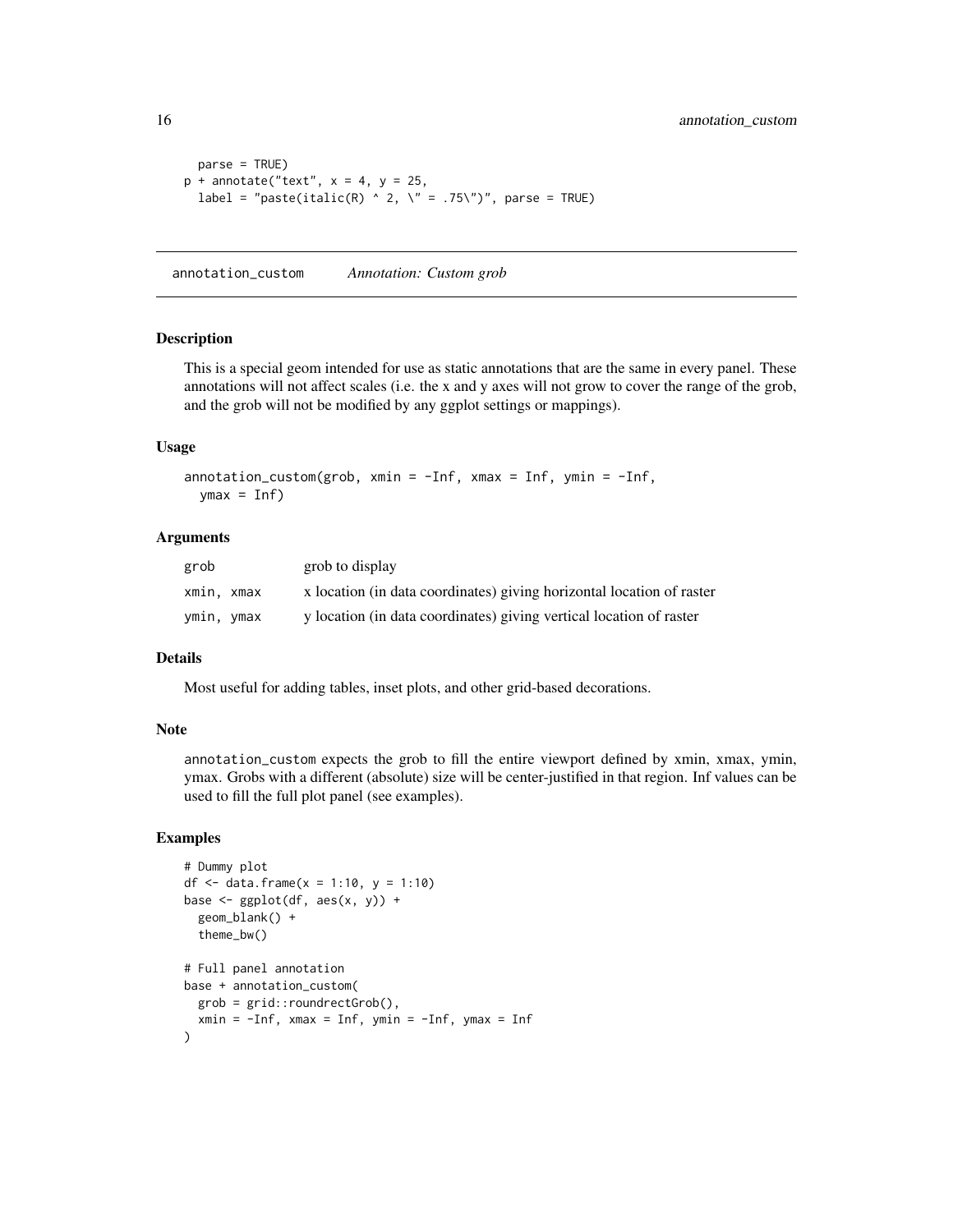```
  parse = TRUE)
p + annotate("text", x = 4, y = 25,
  label = "paste(italic(R) ^ 2, \" = .75\")", parse = TRUE)
```

## annotation_custom *Annotation: Custom grob*

### Description

This is a special geom intended for use as static annotations that are the same in every panel. These annotations will not affect scales (i.e. the x and y axes will not grow to cover the range of the grob, and the grob will not be modified by any ggplot settings or mappings).

### Usage

```
annotation_custom(grob, xmin = -Inf, xmax = Inf, ymin = -Inf,
  ymax = Inf)
```

### Arguments

| | |
|---|---|
| grob | grob to display |
| xmin, xmax | x location (in data coordinates) giving horizontal location of raster |
| ymin, ymax | y location (in data coordinates) giving vertical location of raster |

### Details

Most useful for adding tables, inset plots, and other grid-based decorations.

### Note

annotation_custom expects the grob to fill the entire viewport defined by xmin, xmax, ymin, ymax. Grobs with a different (absolute) size will be center-justified in that region. Inf values can be used to fill the full plot panel (see examples).

### Examples

```
# Dummy plot
df <- data.frame(x = 1:10, y = 1:10)
base <- ggplot(df, aes(x, y)) +
  geom_blank() +
  theme_bw()

# Full panel annotation
base + annotation_custom(
  grob = grid::roundrectGrob(),
  xmin = -Inf, xmax = Inf, ymin = -Inf, ymax = Inf
)
```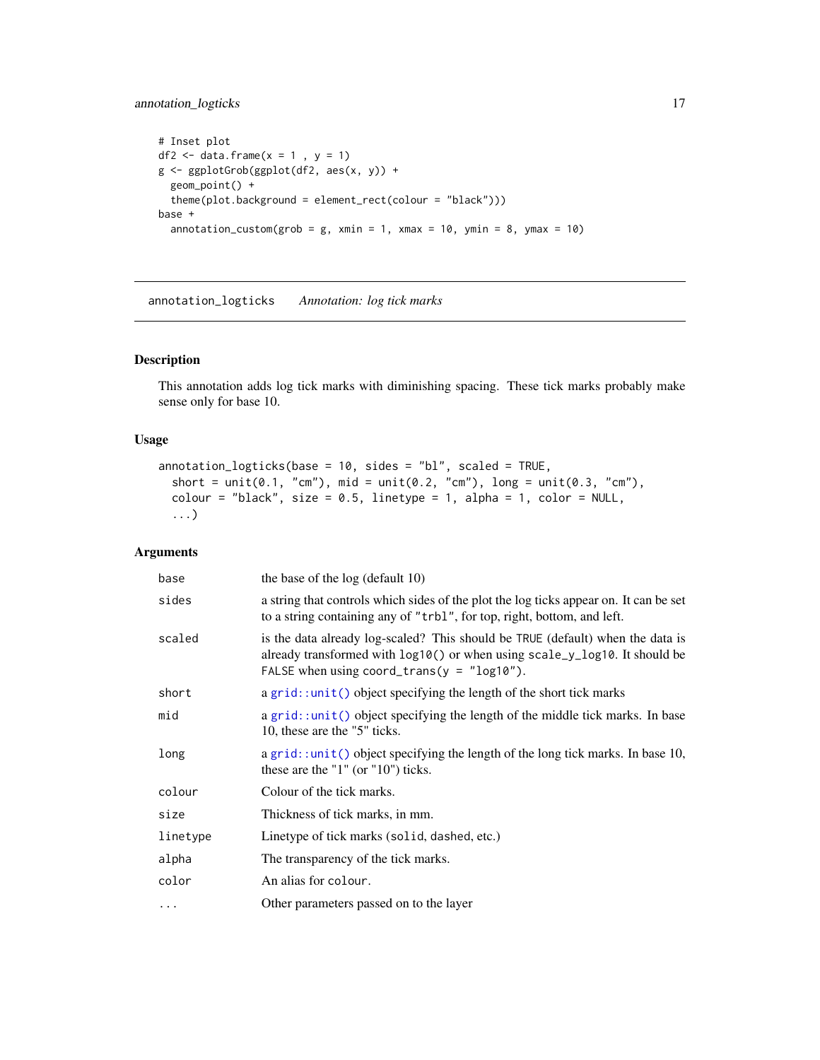```
# Inset plot
df2 <- data.frame(x = 1 , y = 1)
g <- ggplotGrob(ggplot(df2, aes(x, y)) +
  geom_point() +
  theme(plot.background = element_rect(colour = "black")))
base +
  annotation_custom(grob = g, xmin = 1, xmax = 10, ymin = 8, ymax = 10)
```

---

## annotation_logticks *Annotation: log tick marks*

---

### Description

This annotation adds log tick marks with diminishing spacing. These tick marks probably make sense only for base 10.

### Usage

```
annotation_logticks(base = 10, sides = "bl", scaled = TRUE,
  short = unit(0.1, "cm"), mid = unit(0.2, "cm"), long = unit(0.3, "cm"),
  colour = "black", size = 0.5, linetype = 1, alpha = 1, color = NULL,
  ...)
```

### Arguments

| | |
|---|---|
| `base` | the base of the log (default 10) |
| `sides` | a string that controls which sides of the plot the log ticks appear on. It can be set to a string containing any of `"trbl"`, for top, right, bottom, and left. |
| `scaled` | is the data already log-scaled? This should be `TRUE` (default) when the data is already transformed with `log10()` or when using `scale_y_log10`. It should be `FALSE` when using `coord_trans(y = "log10")`. |
| `short` | a `grid::unit()` object specifying the length of the short tick marks |
| `mid` | a `grid::unit()` object specifying the length of the middle tick marks. In base 10, these are the "5" ticks. |
| `long` | a `grid::unit()` object specifying the length of the long tick marks. In base 10, these are the "1" (or "10") ticks. |
| `colour` | Colour of the tick marks. |
| `size` | Thickness of tick marks, in mm. |
| `linetype` | Linetype of tick marks (`solid`, `dashed`, etc.) |
| `alpha` | The transparency of the tick marks. |
| `color` | An alias for `colour`. |
| `...` | Other parameters passed on to the layer |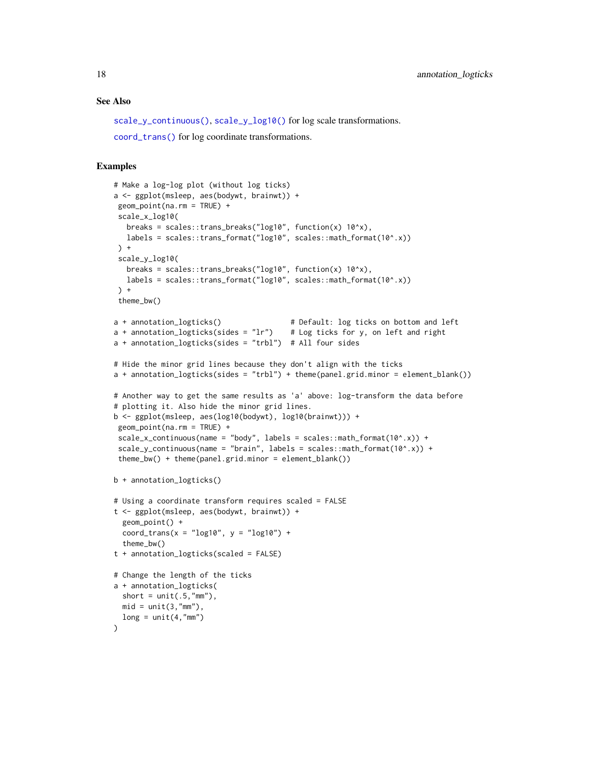### See Also

`scale_y_continuous()`, `scale_y_log10()` for log scale transformations.

`coord_trans()` for log coordinate transformations.

### Examples

```
# Make a log-log plot (without log ticks)
a <- ggplot(msleep, aes(bodywt, brainwt)) +
 geom_point(na.rm = TRUE) +
 scale_x_log10(
   breaks = scales::trans_breaks("log10", function(x) 10^x),
   labels = scales::trans_format("log10", scales::math_format(10^.x))
 ) +
 scale_y_log10(
   breaks = scales::trans_breaks("log10", function(x) 10^x),
   labels = scales::trans_format("log10", scales::math_format(10^.x))
 ) +
 theme_bw()

a + annotation_logticks()                # Default: log ticks on bottom and left
a + annotation_logticks(sides = "lr")    # Log ticks for y, on left and right
a + annotation_logticks(sides = "trbl")  # All four sides

# Hide the minor grid lines because they don't align with the ticks
a + annotation_logticks(sides = "trbl") + theme(panel.grid.minor = element_blank())

# Another way to get the same results as 'a' above: log-transform the data before
# plotting it. Also hide the minor grid lines.
b <- ggplot(msleep, aes(log10(bodywt), log10(brainwt))) +
 geom_point(na.rm = TRUE) +
 scale_x_continuous(name = "body", labels = scales::math_format(10^.x)) +
 scale_y_continuous(name = "brain", labels = scales::math_format(10^.x)) +
 theme_bw() + theme(panel.grid.minor = element_blank())

b + annotation_logticks()

# Using a coordinate transform requires scaled = FALSE
t <- ggplot(msleep, aes(bodywt, brainwt)) +
  geom_point() +
  coord_trans(x = "log10", y = "log10") +
  theme_bw()
t + annotation_logticks(scaled = FALSE)

# Change the length of the ticks
a + annotation_logticks(
  short = unit(.5,"mm"),
  mid = unit(3,"mm"),
  long = unit(4,"mm")
)
```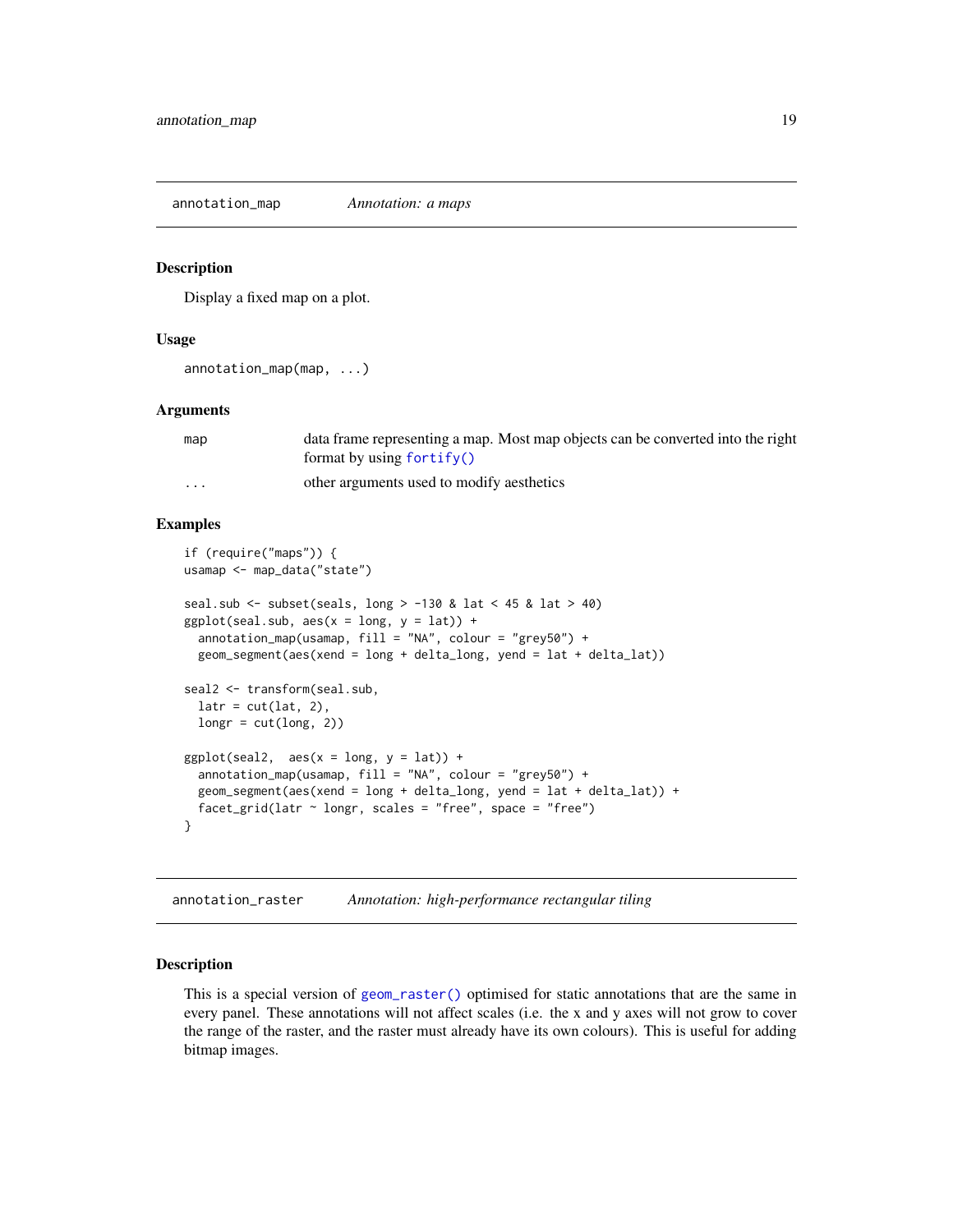## annotation_map — *Annotation: a maps*

### Description

Display a fixed map on a plot.

### Usage

```
annotation_map(map, ...)
```

### Arguments

| | |
|---|---|
| map | data frame representing a map. Most map objects can be converted into the right format by using fortify() |
| ... | other arguments used to modify aesthetics |

### Examples

```
if (require("maps")) {
usamap <- map_data("state")

seal.sub <- subset(seals, long > -130 & lat < 45 & lat > 40)
ggplot(seal.sub, aes(x = long, y = lat)) +
  annotation_map(usamap, fill = "NA", colour = "grey50") +
  geom_segment(aes(xend = long + delta_long, yend = lat + delta_lat))

seal2 <- transform(seal.sub,
  latr = cut(lat, 2),
  longr = cut(long, 2))

ggplot(seal2,  aes(x = long, y = lat)) +
  annotation_map(usamap, fill = "NA", colour = "grey50") +
  geom_segment(aes(xend = long + delta_long, yend = lat + delta_lat)) +
  facet_grid(latr ~ longr, scales = "free", space = "free")
}
```

## annotation_raster — *Annotation: high-performance rectangular tiling*

### Description

This is a special version of geom_raster() optimised for static annotations that are the same in every panel. These annotations will not affect scales (i.e. the x and y axes will not grow to cover the range of the raster, and the raster must already have its own colours). This is useful for adding bitmap images.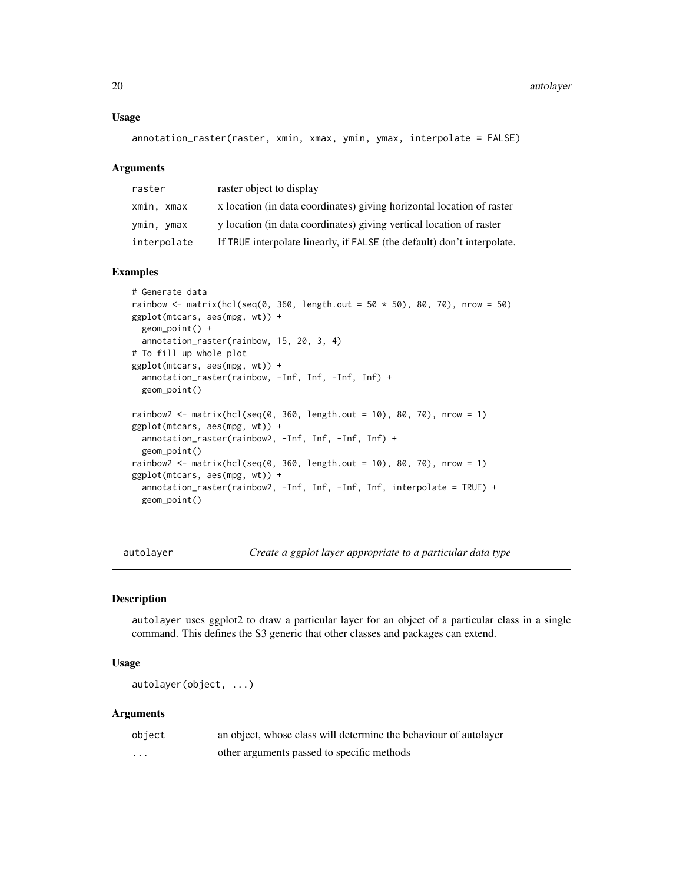### Usage

```
annotation_raster(raster, xmin, xmax, ymin, ymax, interpolate = FALSE)
```

### Arguments

| | |
|---|---|
| raster | raster object to display |
| xmin, xmax | x location (in data coordinates) giving horizontal location of raster |
| ymin, ymax | y location (in data coordinates) giving vertical location of raster |
| interpolate | If TRUE interpolate linearly, if FALSE (the default) don't interpolate. |

### Examples

```
# Generate data
rainbow <- matrix(hcl(seq(0, 360, length.out = 50 * 50), 80, 70), nrow = 50)
ggplot(mtcars, aes(mpg, wt)) +
  geom_point() +
  annotation_raster(rainbow, 15, 20, 3, 4)
# To fill up whole plot
ggplot(mtcars, aes(mpg, wt)) +
  annotation_raster(rainbow, -Inf, Inf, -Inf, Inf) +
  geom_point()

rainbow2 <- matrix(hcl(seq(0, 360, length.out = 10), 80, 70), nrow = 1)
ggplot(mtcars, aes(mpg, wt)) +
  annotation_raster(rainbow2, -Inf, Inf, -Inf, Inf) +
  geom_point()
rainbow2 <- matrix(hcl(seq(0, 360, length.out = 10), 80, 70), nrow = 1)
ggplot(mtcars, aes(mpg, wt)) +
  annotation_raster(rainbow2, -Inf, Inf, -Inf, Inf, interpolate = TRUE) +
  geom_point()
```

## autolayer *Create a ggplot layer appropriate to a particular data type*

### Description

autolayer uses ggplot2 to draw a particular layer for an object of a particular class in a single command. This defines the S3 generic that other classes and packages can extend.

### Usage

```
autolayer(object, ...)
```

### Arguments

| | |
|---|---|
| object | an object, whose class will determine the behaviour of autolayer |
| ... | other arguments passed to specific methods |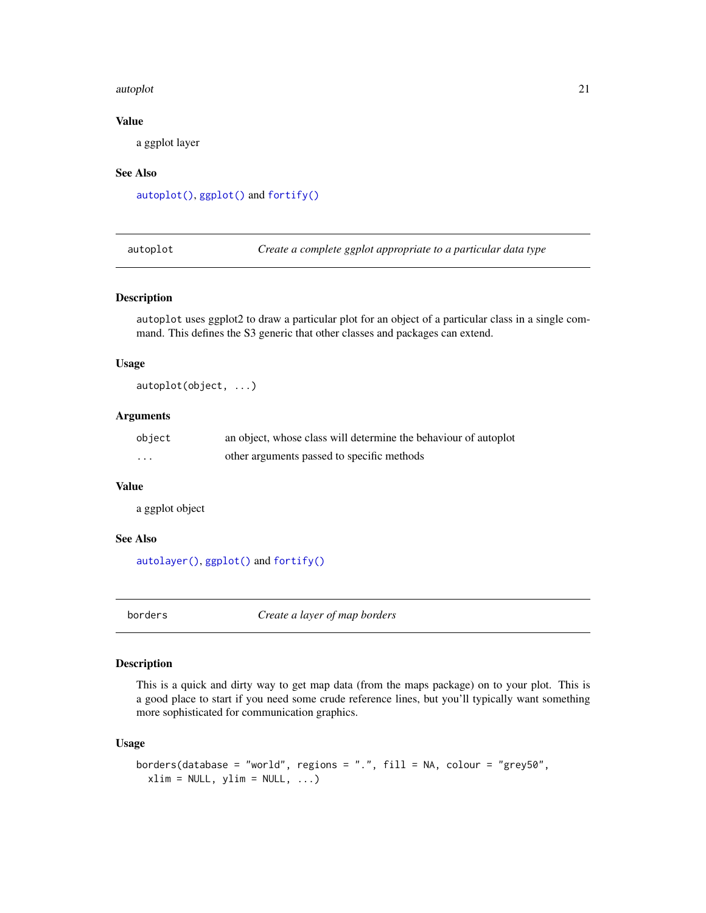### Value

a ggplot layer

### See Also

`autoplot()`, `ggplot()` and `fortify()`

---

## autoplot — *Create a complete ggplot appropriate to a particular data type*

### Description

`autoplot` uses ggplot2 to draw a particular plot for an object of a particular class in a single command. This defines the S3 generic that other classes and packages can extend.

### Usage

```
autoplot(object, ...)
```

### Arguments

| | |
|---|---|
| `object` | an object, whose class will determine the behaviour of autoplot |
| `...` | other arguments passed to specific methods |

### Value

a ggplot object

### See Also

`autolayer()`, `ggplot()` and `fortify()`

---

## borders — *Create a layer of map borders*

### Description

This is a quick and dirty way to get map data (from the maps package) on to your plot. This is a good place to start if you need some crude reference lines, but you'll typically want something more sophisticated for communication graphics.

### Usage

```
borders(database = "world", regions = ".", fill = NA, colour = "grey50",
  xlim = NULL, ylim = NULL, ...)
```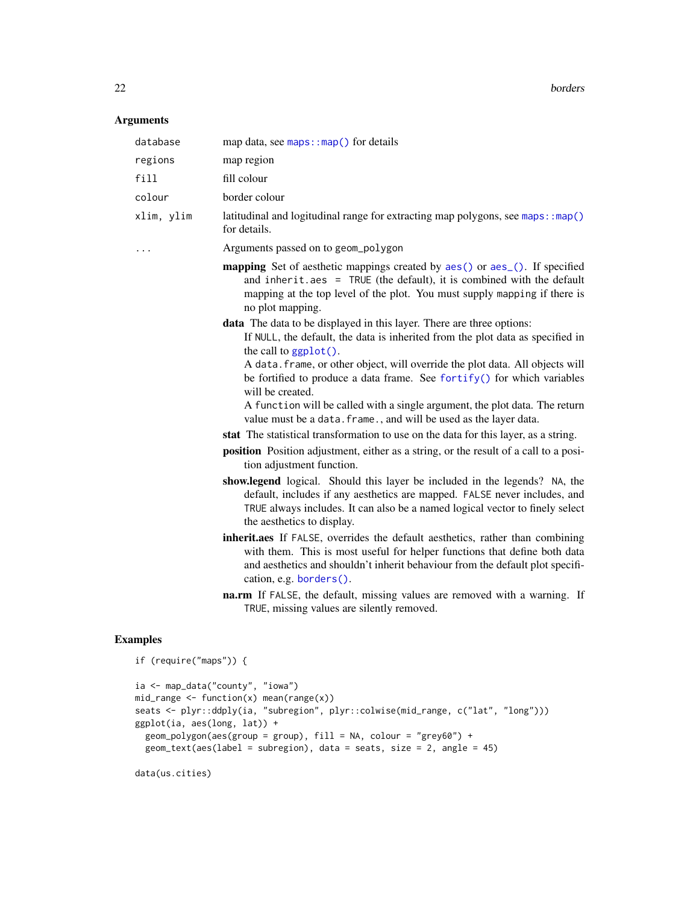### Arguments

| | |
|---|---|
| `database` | map data, see `maps::map()` for details |
| `regions` | map region |
| `fill` | fill colour |
| `colour` | border colour |
| `xlim, ylim` | latitudinal and logitudinal range for extracting map polygons, see `maps::map()` for details. |
| `...` | Arguments passed on to `geom_polygon` |

- **mapping** Set of aesthetic mappings created by `aes()` or `aes_()`. If specified and `inherit.aes = TRUE` (the default), it is combined with the default mapping at the top level of the plot. You must supply `mapping` if there is no plot mapping.
- **data** The data to be displayed in this layer. There are three options:
  If `NULL`, the default, the data is inherited from the plot data as specified in the call to `ggplot()`.
  A `data.frame`, or other object, will override the plot data. All objects will be fortified to produce a data frame. See `fortify()` for which variables will be created.
  A `function` will be called with a single argument, the plot data. The return value must be a `data.frame.`, and will be used as the layer data.
- **stat** The statistical transformation to use on the data for this layer, as a string.
- **position** Position adjustment, either as a string, or the result of a call to a position adjustment function.
- **show.legend** logical. Should this layer be included in the legends? `NA`, the default, includes if any aesthetics are mapped. `FALSE` never includes, and `TRUE` always includes. It can also be a named logical vector to finely select the aesthetics to display.
- **inherit.aes** If `FALSE`, overrides the default aesthetics, rather than combining with them. This is most useful for helper functions that define both data and aesthetics and shouldn't inherit behaviour from the default plot specification, e.g. `borders()`.
- **na.rm** If `FALSE`, the default, missing values are removed with a warning. If `TRUE`, missing values are silently removed.

### Examples

```
if (require("maps")) {

ia <- map_data("county", "iowa")
mid_range <- function(x) mean(range(x))
seats <- plyr::ddply(ia, "subregion", plyr::colwise(mid_range, c("lat", "long")))
ggplot(ia, aes(long, lat)) +
  geom_polygon(aes(group = group), fill = NA, colour = "grey60") +
  geom_text(aes(label = subregion), data = seats, size = 2, angle = 45)

data(us.cities)
```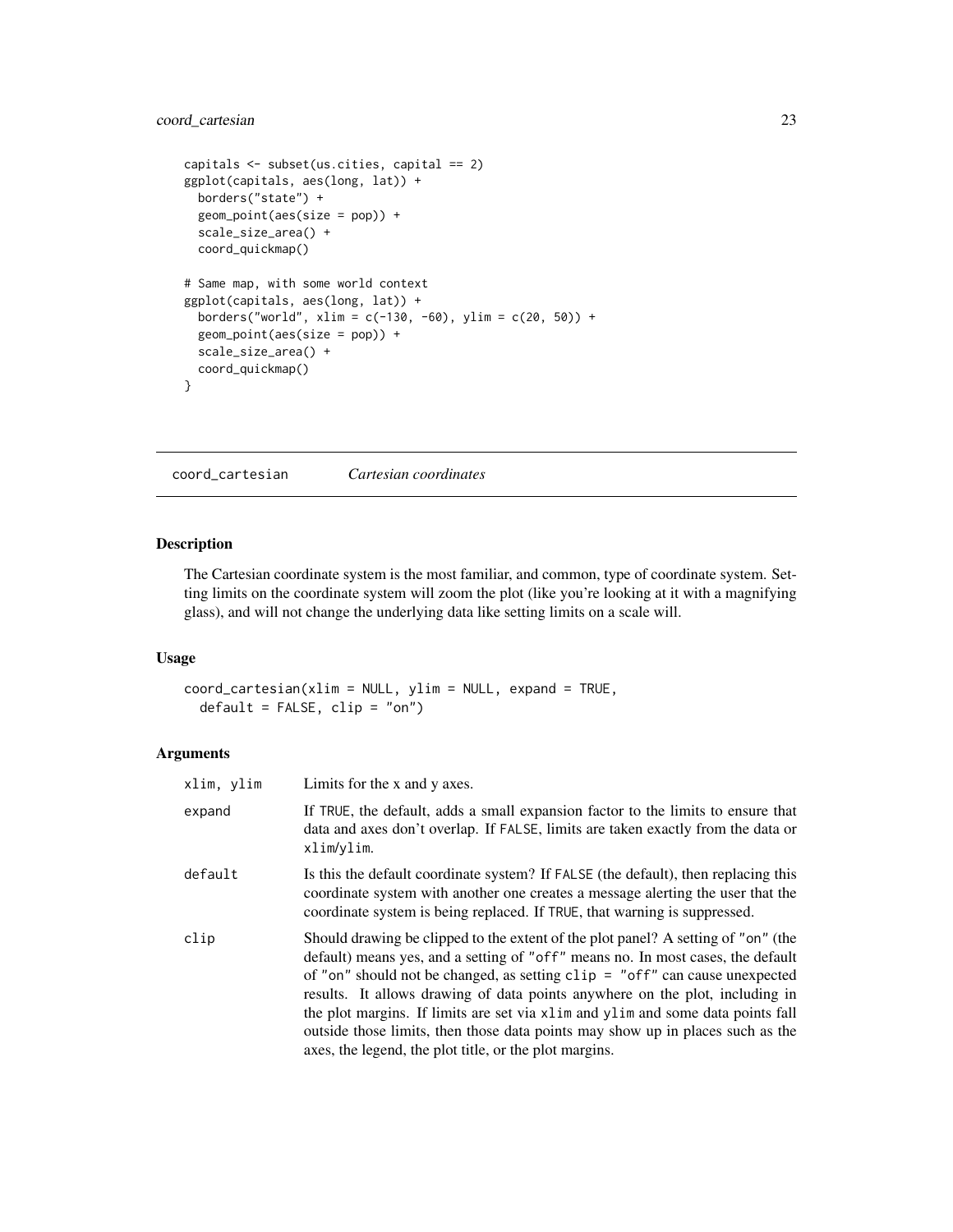```
capitals <- subset(us.cities, capital == 2)
ggplot(capitals, aes(long, lat)) +
  borders("state") +
  geom_point(aes(size = pop)) +
  scale_size_area() +
  coord_quickmap()

# Same map, with some world context
ggplot(capitals, aes(long, lat)) +
  borders("world", xlim = c(-130, -60), ylim = c(20, 50)) +
  geom_point(aes(size = pop)) +
  scale_size_area() +
  coord_quickmap()
}
```

---

## coord_cartesian *Cartesian coordinates*

---

### Description

The Cartesian coordinate system is the most familiar, and common, type of coordinate system. Setting limits on the coordinate system will zoom the plot (like you're looking at it with a magnifying glass), and will not change the underlying data like setting limits on a scale will.

### Usage

```
coord_cartesian(xlim = NULL, ylim = NULL, expand = TRUE,
  default = FALSE, clip = "on")
```

### Arguments

| | |
|---|---|
| `xlim, ylim` | Limits for the x and y axes. |
| `expand` | If `TRUE`, the default, adds a small expansion factor to the limits to ensure that data and axes don't overlap. If `FALSE`, limits are taken exactly from the data or `xlim`/`ylim`. |
| `default` | Is this the default coordinate system? If `FALSE` (the default), then replacing this coordinate system with another one creates a message alerting the user that the coordinate system is being replaced. If `TRUE`, that warning is suppressed. |
| `clip` | Should drawing be clipped to the extent of the plot panel? A setting of `"on"` (the default) means yes, and a setting of `"off"` means no. In most cases, the default of `"on"` should not be changed, as setting `clip = "off"` can cause unexpected results. It allows drawing of data points anywhere on the plot, including in the plot margins. If limits are set via `xlim` and `ylim` and some data points fall outside those limits, then those data points may show up in places such as the axes, the legend, the plot title, or the plot margins. |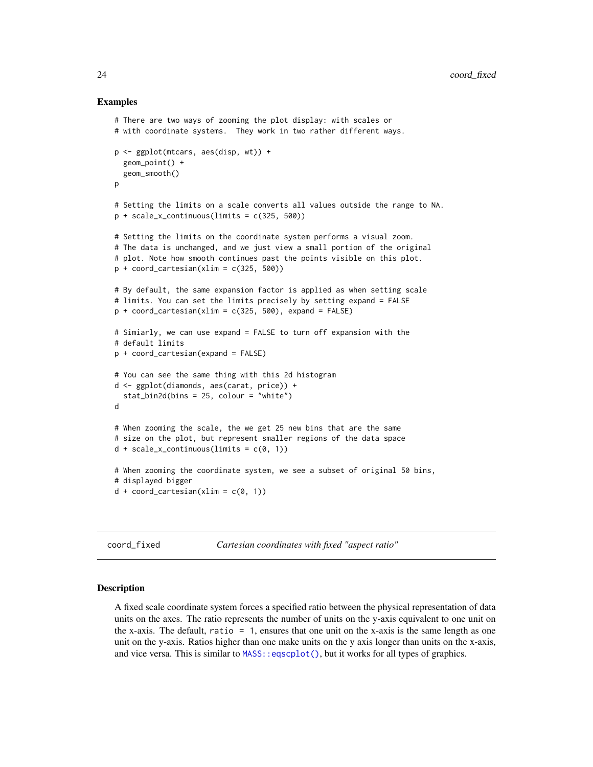## Examples

```
# There are two ways of zooming the plot display: with scales or
# with coordinate systems.  They work in two rather different ways.

p <- ggplot(mtcars, aes(disp, wt)) +
  geom_point() +
  geom_smooth()
p

# Setting the limits on a scale converts all values outside the range to NA.
p + scale_x_continuous(limits = c(325, 500))

# Setting the limits on the coordinate system performs a visual zoom.
# The data is unchanged, and we just view a small portion of the original
# plot. Note how smooth continues past the points visible on this plot.
p + coord_cartesian(xlim = c(325, 500))

# By default, the same expansion factor is applied as when setting scale
# limits. You can set the limits precisely by setting expand = FALSE
p + coord_cartesian(xlim = c(325, 500), expand = FALSE)

# Simiarly, we can use expand = FALSE to turn off expansion with the
# default limits
p + coord_cartesian(expand = FALSE)

# You can see the same thing with this 2d histogram
d <- ggplot(diamonds, aes(carat, price)) +
  stat_bin2d(bins = 25, colour = "white")
d

# When zooming the scale, the we get 25 new bins that are the same
# size on the plot, but represent smaller regions of the data space
d + scale_x_continuous(limits = c(0, 1))

# When zooming the coordinate system, we see a subset of original 50 bins,
# displayed bigger
d + coord_cartesian(xlim = c(0, 1))
```

---

coord_fixed *Cartesian coordinates with fixed "aspect ratio"*

---

## Description

A fixed scale coordinate system forces a specified ratio between the physical representation of data units on the axes. The ratio represents the number of units on the y-axis equivalent to one unit on the x-axis. The default, `ratio = 1`, ensures that one unit on the x-axis is the same length as one unit on the y-axis. Ratios higher than one make units on the y axis longer than units on the x-axis, and vice versa. This is similar to `MASS::eqscplot()`, but it works for all types of graphics.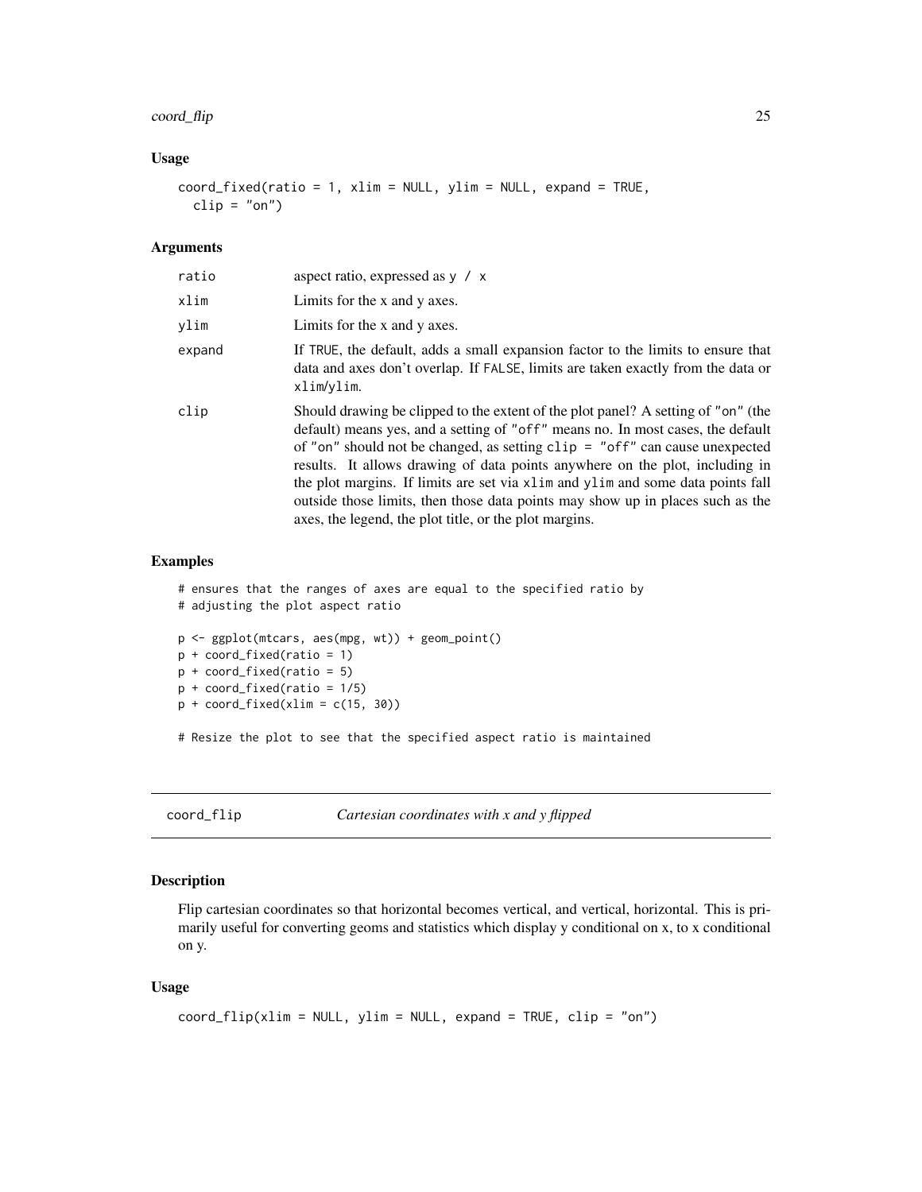### Usage

```
coord_fixed(ratio = 1, xlim = NULL, ylim = NULL, expand = TRUE,
  clip = "on")
```

### Arguments

| | |
|---|---|
| ratio | aspect ratio, expressed as y / x |
| xlim | Limits for the x and y axes. |
| ylim | Limits for the x and y axes. |
| expand | If TRUE, the default, adds a small expansion factor to the limits to ensure that data and axes don't overlap. If FALSE, limits are taken exactly from the data or xlim/ylim. |
| clip | Should drawing be clipped to the extent of the plot panel? A setting of "on" (the default) means yes, and a setting of "off" means no. In most cases, the default of "on" should not be changed, as setting clip = "off" can cause unexpected results. It allows drawing of data points anywhere on the plot, including in the plot margins. If limits are set via xlim and ylim and some data points fall outside those limits, then those data points may show up in places such as the axes, the legend, the plot title, or the plot margins. |

### Examples

```
# ensures that the ranges of axes are equal to the specified ratio by
# adjusting the plot aspect ratio

p <- ggplot(mtcars, aes(mpg, wt)) + geom_point()
p + coord_fixed(ratio = 1)
p + coord_fixed(ratio = 5)
p + coord_fixed(ratio = 1/5)
p + coord_fixed(xlim = c(15, 30))

# Resize the plot to see that the specified aspect ratio is maintained
```

---

## coord_flip — *Cartesian coordinates with x and y flipped*

### Description

Flip cartesian coordinates so that horizontal becomes vertical, and vertical, horizontal. This is primarily useful for converting geoms and statistics which display y conditional on x, to x conditional on y.

### Usage

```
coord_flip(xlim = NULL, ylim = NULL, expand = TRUE, clip = "on")
```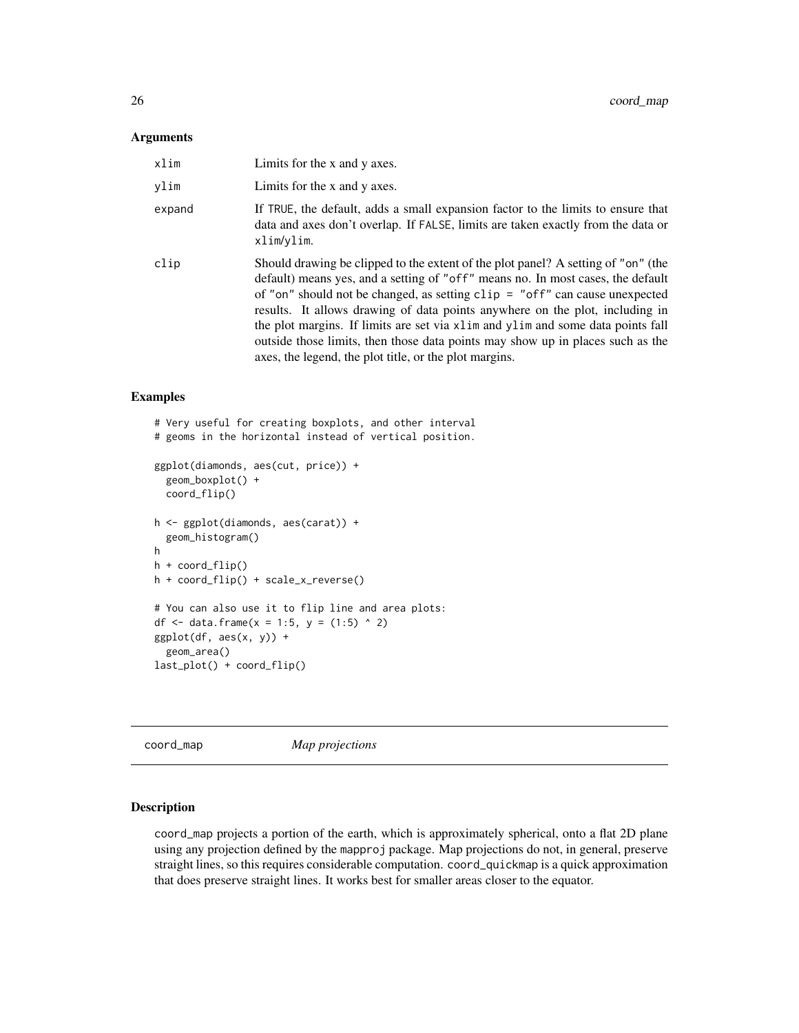### Arguments

| | |
|---|---|
| xlim | Limits for the x and y axes. |
| ylim | Limits for the x and y axes. |
| expand | If TRUE, the default, adds a small expansion factor to the limits to ensure that data and axes don't overlap. If FALSE, limits are taken exactly from the data or xlim/ylim. |
| clip | Should drawing be clipped to the extent of the plot panel? A setting of "on" (the default) means yes, and a setting of "off" means no. In most cases, the default of "on" should not be changed, as setting clip = "off" can cause unexpected results. It allows drawing of data points anywhere on the plot, including in the plot margins. If limits are set via xlim and ylim and some data points fall outside those limits, then those data points may show up in places such as the axes, the legend, the plot title, or the plot margins. |

### Examples

```
# Very useful for creating boxplots, and other interval
# geoms in the horizontal instead of vertical position.

ggplot(diamonds, aes(cut, price)) +
  geom_boxplot() +
  coord_flip()

h <- ggplot(diamonds, aes(carat)) +
  geom_histogram()
h
h + coord_flip()
h + coord_flip() + scale_x_reverse()

# You can also use it to flip line and area plots:
df <- data.frame(x = 1:5, y = (1:5) ^ 2)
ggplot(df, aes(x, y)) +
  geom_area()
last_plot() + coord_flip()
```

---

## coord_map    *Map projections*

### Description

coord_map projects a portion of the earth, which is approximately spherical, onto a flat 2D plane using any projection defined by the mapproj package. Map projections do not, in general, preserve straight lines, so this requires considerable computation. coord_quickmap is a quick approximation that does preserve straight lines. It works best for smaller areas closer to the equator.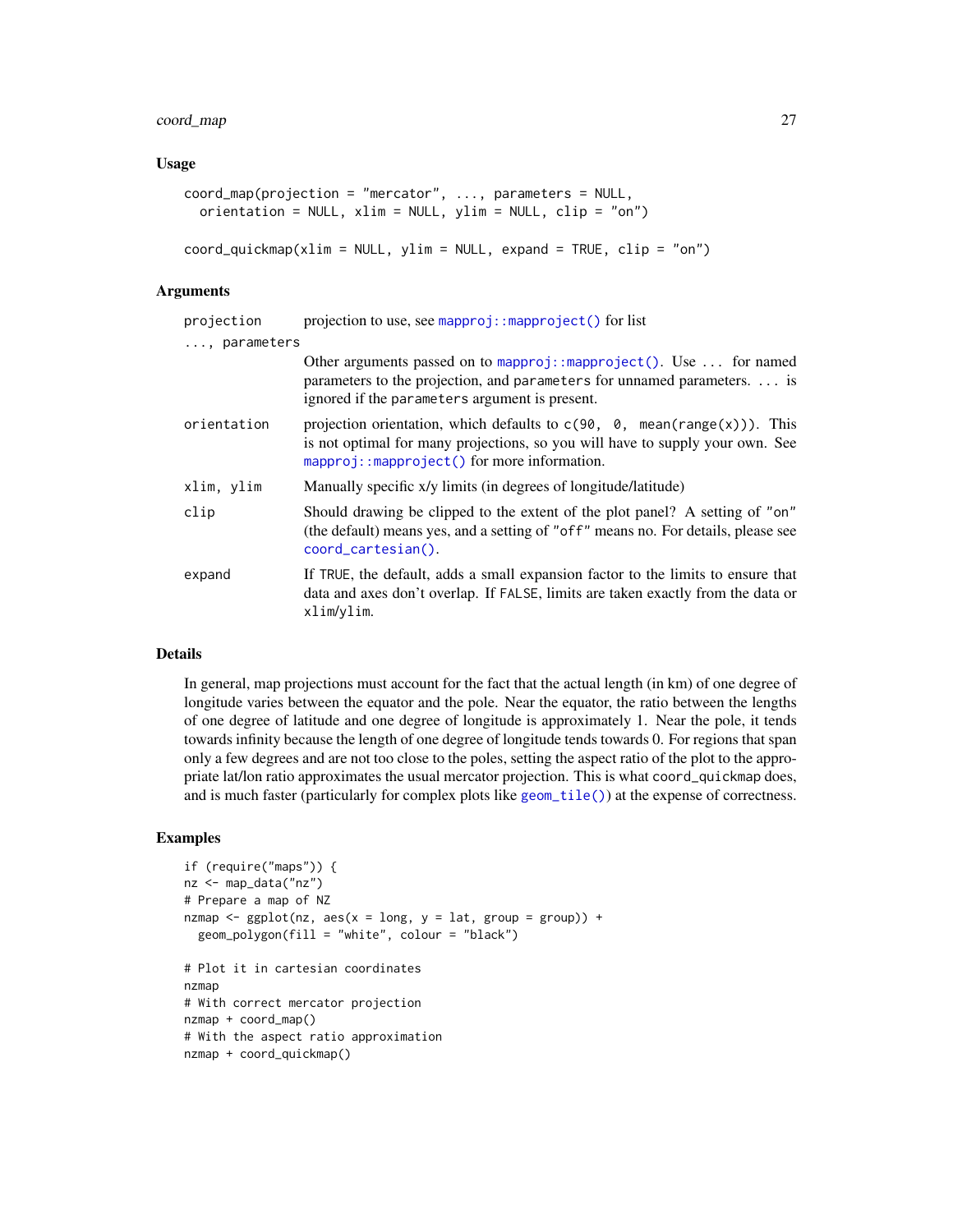## Usage

```
coord_map(projection = "mercator", ..., parameters = NULL,
  orientation = NULL, xlim = NULL, ylim = NULL, clip = "on")

coord_quickmap(xlim = NULL, ylim = NULL, expand = TRUE, clip = "on")
```

## Arguments

| | |
|---|---|
| `projection` | projection to use, see `mapproj::mapproject()` for list |
| `..., parameters` | Other arguments passed on to `mapproj::mapproject()`. Use `...` for named parameters to the projection, and `parameters` for unnamed parameters. `...` is ignored if the `parameters` argument is present. |
| `orientation` | projection orientation, which defaults to `c(90, 0, mean(range(x)))`. This is not optimal for many projections, so you will have to supply your own. See `mapproj::mapproject()` for more information. |
| `xlim, ylim` | Manually specific x/y limits (in degrees of longitude/latitude) |
| `clip` | Should drawing be clipped to the extent of the plot panel? A setting of `"on"` (the default) means yes, and a setting of `"off"` means no. For details, please see `coord_cartesian()`. |
| `expand` | If `TRUE`, the default, adds a small expansion factor to the limits to ensure that data and axes don't overlap. If `FALSE`, limits are taken exactly from the data or `xlim`/`ylim`. |

## Details

In general, map projections must account for the fact that the actual length (in km) of one degree of longitude varies between the equator and the pole. Near the equator, the ratio between the lengths of one degree of latitude and one degree of longitude is approximately 1. Near the pole, it tends towards infinity because the length of one degree of longitude tends towards 0. For regions that span only a few degrees and are not too close to the poles, setting the aspect ratio of the plot to the appropriate lat/lon ratio approximates the usual mercator projection. This is what `coord_quickmap` does, and is much faster (particularly for complex plots like `geom_tile()`) at the expense of correctness.

## Examples

```
if (require("maps")) {
nz <- map_data("nz")
# Prepare a map of NZ
nzmap <- ggplot(nz, aes(x = long, y = lat, group = group)) +
  geom_polygon(fill = "white", colour = "black")

# Plot it in cartesian coordinates
nzmap
# With correct mercator projection
nzmap + coord_map()
# With the aspect ratio approximation
nzmap + coord_quickmap()
```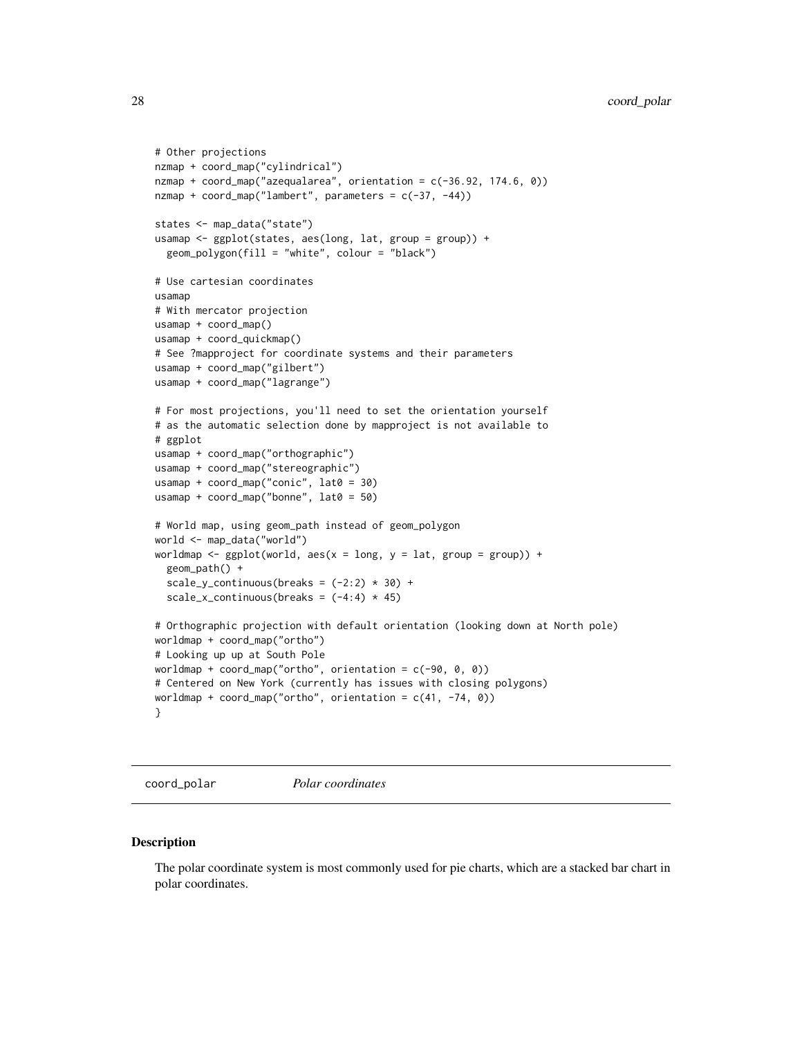```
# Other projections
nzmap + coord_map("cylindrical")
nzmap + coord_map("azequalarea", orientation = c(-36.92, 174.6, 0))
nzmap + coord_map("lambert", parameters = c(-37, -44))

states <- map_data("state")
usamap <- ggplot(states, aes(long, lat, group = group)) +
  geom_polygon(fill = "white", colour = "black")

# Use cartesian coordinates
usamap
# With mercator projection
usamap + coord_map()
usamap + coord_quickmap()
# See ?mapproject for coordinate systems and their parameters
usamap + coord_map("gilbert")
usamap + coord_map("lagrange")

# For most projections, you'll need to set the orientation yourself
# as the automatic selection done by mapproject is not available to
# ggplot
usamap + coord_map("orthographic")
usamap + coord_map("stereographic")
usamap + coord_map("conic", lat0 = 30)
usamap + coord_map("bonne", lat0 = 50)

# World map, using geom_path instead of geom_polygon
world <- map_data("world")
worldmap <- ggplot(world, aes(x = long, y = lat, group = group)) +
  geom_path() +
  scale_y_continuous(breaks = (-2:2) * 30) +
  scale_x_continuous(breaks = (-4:4) * 45)

# Orthographic projection with default orientation (looking down at North pole)
worldmap + coord_map("ortho")
# Looking up up at South Pole
worldmap + coord_map("ortho", orientation = c(-90, 0, 0))
# Centered on New York (currently has issues with closing polygons)
worldmap + coord_map("ortho", orientation = c(41, -74, 0))
}
```

## coord_polar *Polar coordinates*

### Description

The polar coordinate system is most commonly used for pie charts, which are a stacked bar chart in polar coordinates.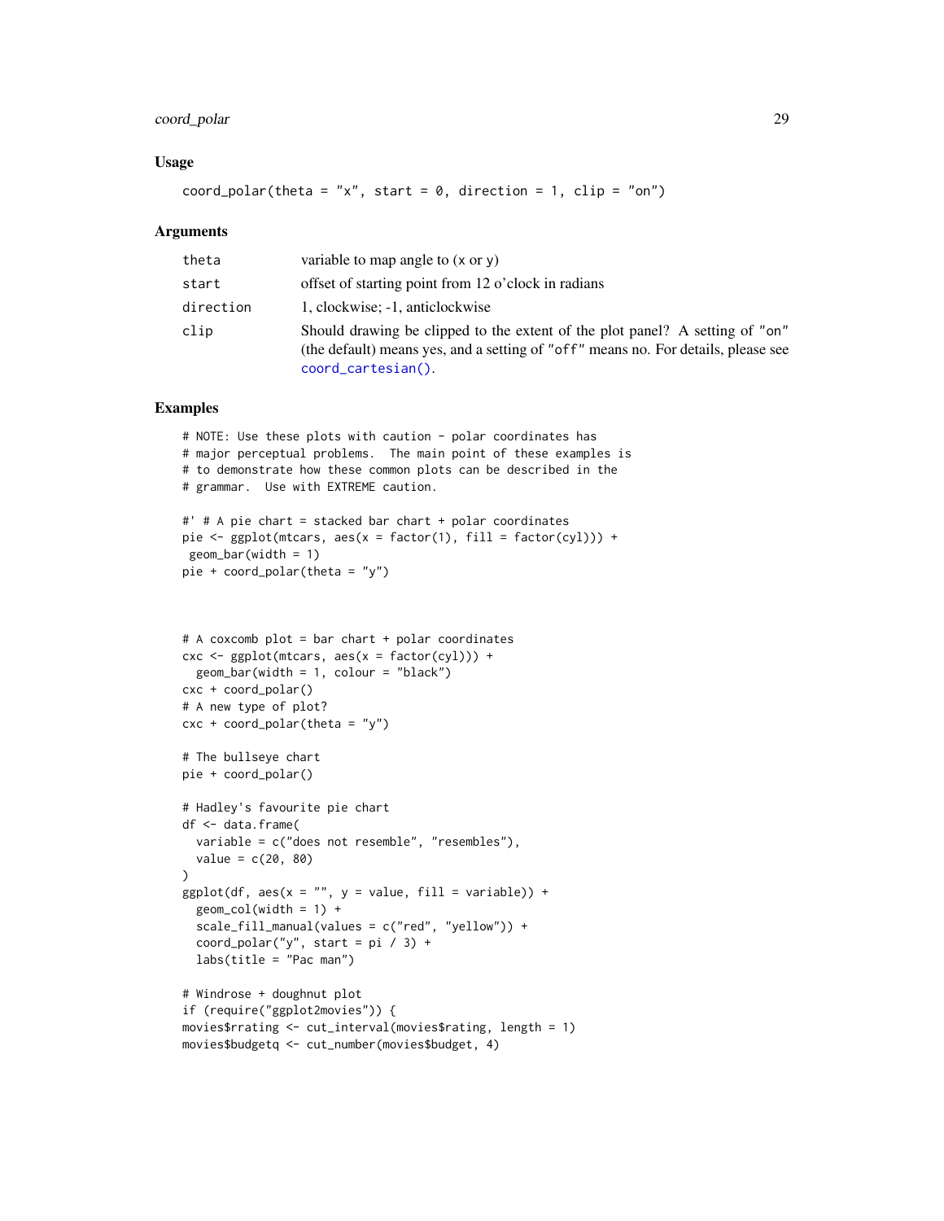## Usage

```
coord_polar(theta = "x", start = 0, direction = 1, clip = "on")
```

## Arguments

| | |
|---|---|
| theta | variable to map angle to (x or y) |
| start | offset of starting point from 12 o'clock in radians |
| direction | 1, clockwise; -1, anticlockwise |
| clip | Should drawing be clipped to the extent of the plot panel? A setting of "on" (the default) means yes, and a setting of "off" means no. For details, please see coord_cartesian(). |

## Examples

```
# NOTE: Use these plots with caution - polar coordinates has
# major perceptual problems.  The main point of these examples is
# to demonstrate how these common plots can be described in the
# grammar.  Use with EXTREME caution.

#' # A pie chart = stacked bar chart + polar coordinates
pie <- ggplot(mtcars, aes(x = factor(1), fill = factor(cyl))) +
 geom_bar(width = 1)
pie + coord_polar(theta = "y")



# A coxcomb plot = bar chart + polar coordinates
cxc <- ggplot(mtcars, aes(x = factor(cyl))) +
  geom_bar(width = 1, colour = "black")
cxc + coord_polar()
# A new type of plot?
cxc + coord_polar(theta = "y")

# The bullseye chart
pie + coord_polar()

# Hadley's favourite pie chart
df <- data.frame(
  variable = c("does not resemble", "resembles"),
  value = c(20, 80)
)
ggplot(df, aes(x = "", y = value, fill = variable)) +
  geom_col(width = 1) +
  scale_fill_manual(values = c("red", "yellow")) +
  coord_polar("y", start = pi / 3) +
  labs(title = "Pac man")

# Windrose + doughnut plot
if (require("ggplot2movies")) {
movies$rrating <- cut_interval(movies$rating, length = 1)
movies$budgetq <- cut_number(movies$budget, 4)
```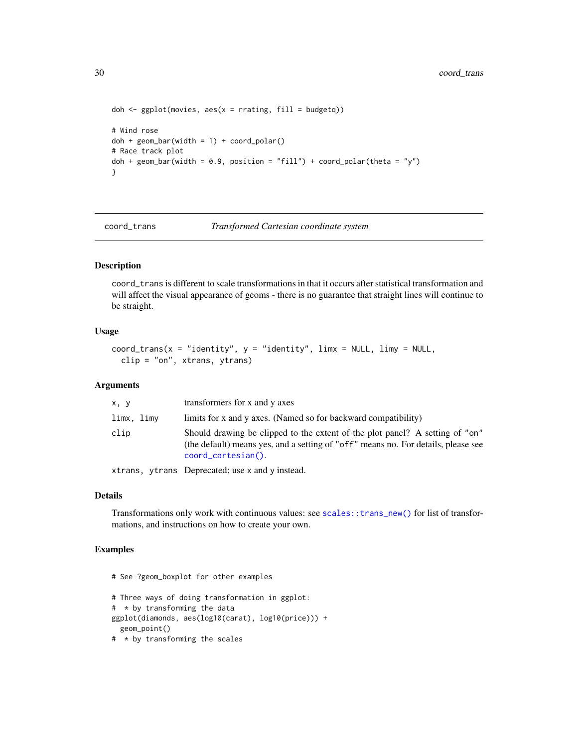```
doh <- ggplot(movies, aes(x = rrating, fill = budgetq))

# Wind rose
doh + geom_bar(width = 1) + coord_polar()
# Race track plot
doh + geom_bar(width = 0.9, position = "fill") + coord_polar(theta = "y")
}
```

## coord_trans *Transformed Cartesian coordinate system*

### Description

coord_trans is different to scale transformations in that it occurs after statistical transformation and will affect the visual appearance of geoms - there is no guarantee that straight lines will continue to be straight.

### Usage

```
coord_trans(x = "identity", y = "identity", limx = NULL, limy = NULL,
  clip = "on", xtrans, ytrans)
```

### Arguments

| | |
|---|---|
| x, y | transformers for x and y axes |
| limx, limy | limits for x and y axes. (Named so for backward compatibility) |
| clip | Should drawing be clipped to the extent of the plot panel? A setting of "on" (the default) means yes, and a setting of "off" means no. For details, please see coord_cartesian(). |
| xtrans, ytrans | Deprecated; use x and y instead. |

### Details

Transformations only work with continuous values: see scales::trans_new() for list of transformations, and instructions on how to create your own.

### Examples

```
# See ?geom_boxplot for other examples

# Three ways of doing transformation in ggplot:
#  * by transforming the data
ggplot(diamonds, aes(log10(carat), log10(price))) +
  geom_point()
#  * by transforming the scales
```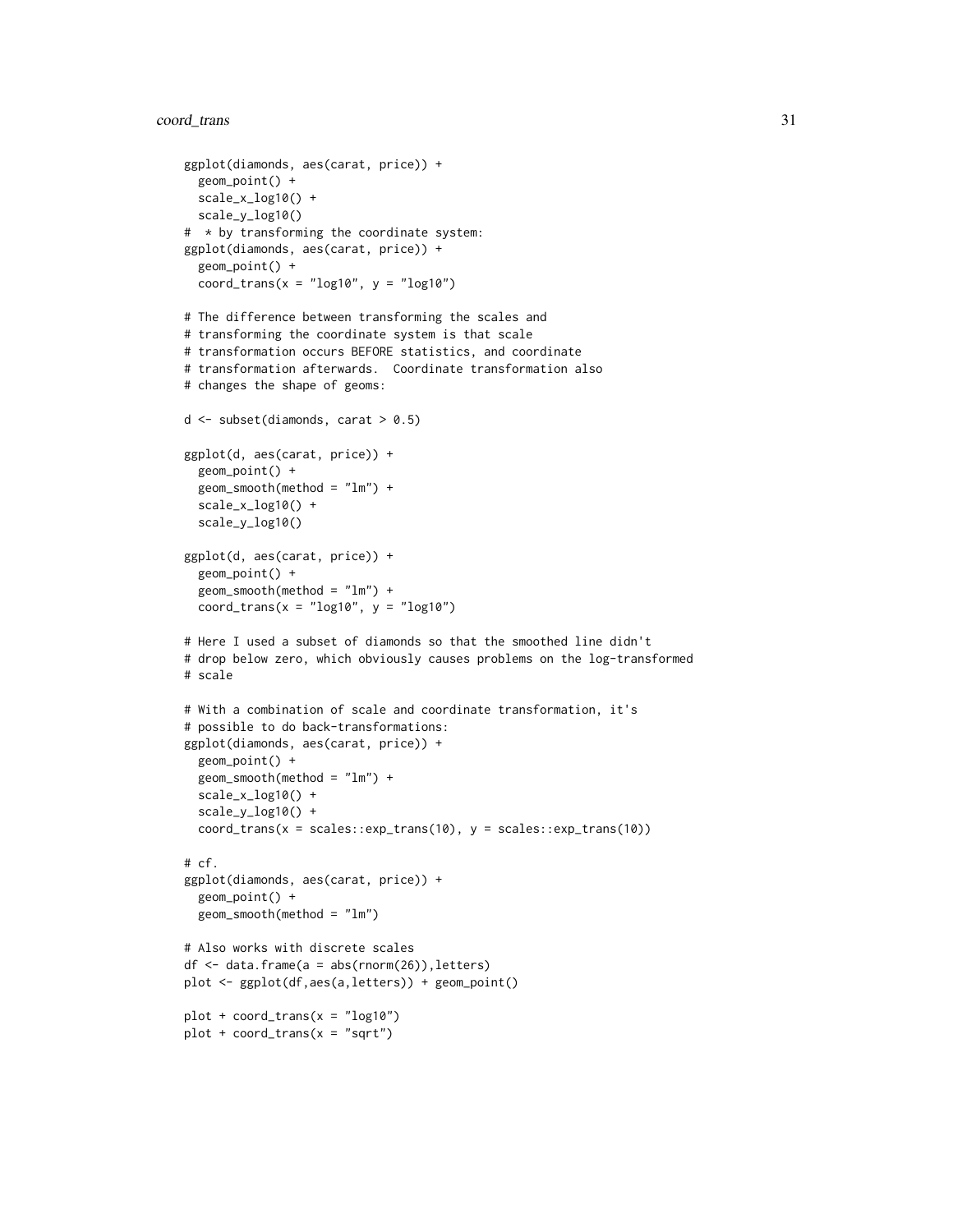```
ggplot(diamonds, aes(carat, price)) +
  geom_point() +
  scale_x_log10() +
  scale_y_log10()
#  * by transforming the coordinate system:
ggplot(diamonds, aes(carat, price)) +
  geom_point() +
  coord_trans(x = "log10", y = "log10")

# The difference between transforming the scales and
# transforming the coordinate system is that scale
# transformation occurs BEFORE statistics, and coordinate
# transformation afterwards.  Coordinate transformation also
# changes the shape of geoms:

d <- subset(diamonds, carat > 0.5)

ggplot(d, aes(carat, price)) +
  geom_point() +
  geom_smooth(method = "lm") +
  scale_x_log10() +
  scale_y_log10()

ggplot(d, aes(carat, price)) +
  geom_point() +
  geom_smooth(method = "lm") +
  coord_trans(x = "log10", y = "log10")

# Here I used a subset of diamonds so that the smoothed line didn't
# drop below zero, which obviously causes problems on the log-transformed
# scale

# With a combination of scale and coordinate transformation, it's
# possible to do back-transformations:
ggplot(diamonds, aes(carat, price)) +
  geom_point() +
  geom_smooth(method = "lm") +
  scale_x_log10() +
  scale_y_log10() +
  coord_trans(x = scales::exp_trans(10), y = scales::exp_trans(10))

# cf.
ggplot(diamonds, aes(carat, price)) +
  geom_point() +
  geom_smooth(method = "lm")

# Also works with discrete scales
df <- data.frame(a = abs(rnorm(26)),letters)
plot <- ggplot(df,aes(a,letters)) + geom_point()

plot + coord_trans(x = "log10")
plot + coord_trans(x = "sqrt")
```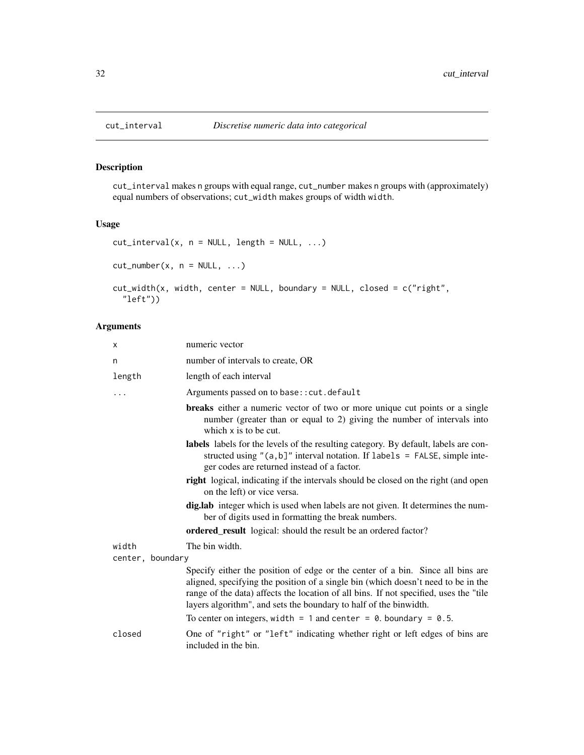## cut_interval *Discretise numeric data into categorical*

### Description

cut_interval makes n groups with equal range, cut_number makes n groups with (approximately) equal numbers of observations; cut_width makes groups of width width.

### Usage

```
cut_interval(x, n = NULL, length = NULL, ...)

cut_number(x, n = NULL, ...)

cut_width(x, width, center = NULL, boundary = NULL, closed = c("right",
  "left"))
```

### Arguments

| | |
|---|---|
| x | numeric vector |
| n | number of intervals to create, OR |
| length | length of each interval |
| ... | Arguments passed on to base::cut.default<br>**breaks** either a numeric vector of two or more unique cut points or a single number (greater than or equal to 2) giving the number of intervals into which x is to be cut.<br>**labels** labels for the levels of the resulting category. By default, labels are constructed using "(a,b]" interval notation. If labels = FALSE, simple integer codes are returned instead of a factor.<br>**right** logical, indicating if the intervals should be closed on the right (and open on the left) or vice versa.<br>**dig.lab** integer which is used when labels are not given. It determines the number of digits used in formatting the break numbers.<br>**ordered_result** logical: should the result be an ordered factor? |
| width | The bin width. |
| center, boundary | Specify either the position of edge or the center of a bin. Since all bins are aligned, specifying the position of a single bin (which doesn't need to be in the range of the data) affects the location of all bins. If not specified, uses the "tile layers algorithm", and sets the boundary to half of the binwidth.<br>To center on integers, width = 1 and center = 0. boundary = 0.5. |
| closed | One of "right" or "left" indicating whether right or left edges of bins are included in the bin. |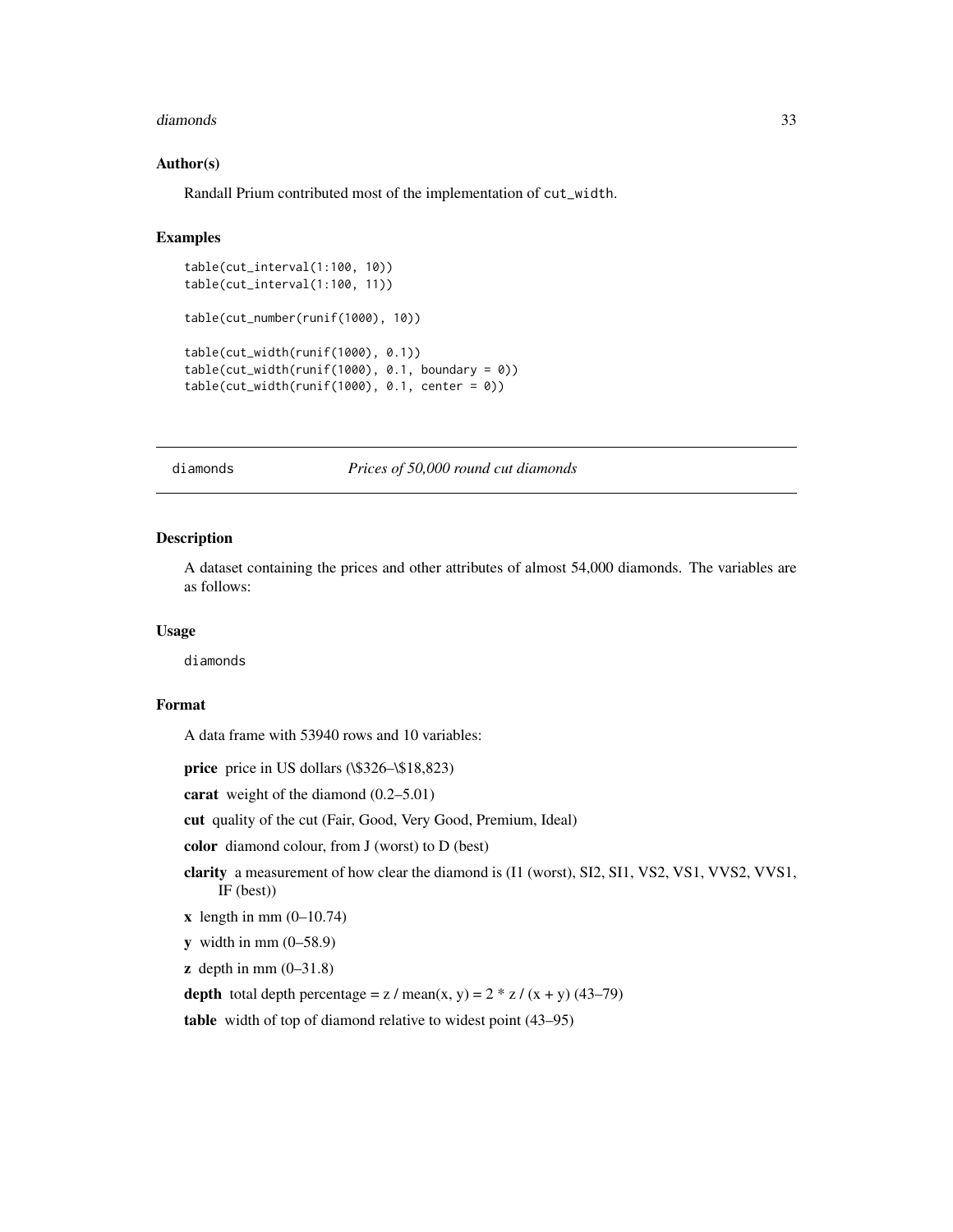### Author(s)

Randall Prium contributed most of the implementation of cut_width.

### Examples

```
table(cut_interval(1:100, 10))
table(cut_interval(1:100, 11))

table(cut_number(runif(1000), 10))

table(cut_width(runif(1000), 0.1))
table(cut_width(runif(1000), 0.1, boundary = 0))
table(cut_width(runif(1000), 0.1, center = 0))
```

---

## diamonds — *Prices of 50,000 round cut diamonds*

---

### Description

A dataset containing the prices and other attributes of almost 54,000 diamonds. The variables are as follows:

### Usage

```
diamonds
```

### Format

A data frame with 53940 rows and 10 variables:

**price** price in US dollars (\$326–\$18,823)

**carat** weight of the diamond (0.2–5.01)

**cut** quality of the cut (Fair, Good, Very Good, Premium, Ideal)

**color** diamond colour, from J (worst) to D (best)

**clarity** a measurement of how clear the diamond is (I1 (worst), SI2, SI1, VS2, VS1, VVS2, VVS1, IF (best))

**x** length in mm (0–10.74)

**y** width in mm (0–58.9)

**z** depth in mm (0–31.8)

**depth** total depth percentage = z / mean(x, y) = 2 * z / (x + y) (43–79)

**table** width of top of diamond relative to widest point (43–95)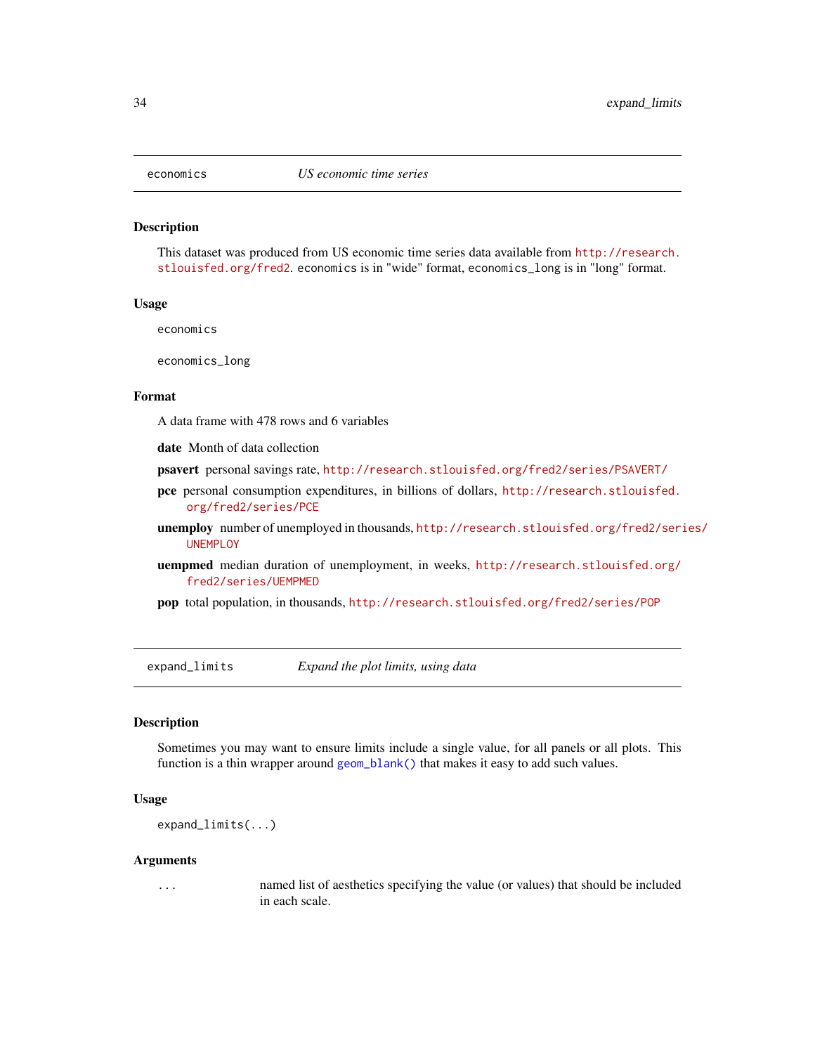## economics — *US economic time series*

### Description

This dataset was produced from US economic time series data available from http://research.stlouisfed.org/fred2. `economics` is in "wide" format, `economics_long` is in "long" format.

### Usage

```
economics

economics_long
```

### Format

A data frame with 478 rows and 6 variables

- **date** Month of data collection
- **psavert** personal savings rate, http://research.stlouisfed.org/fred2/series/PSAVERT/
- **pce** personal consumption expenditures, in billions of dollars, http://research.stlouisfed.org/fred2/series/PCE
- **unemploy** number of unemployed in thousands, http://research.stlouisfed.org/fred2/series/UNEMPLOY
- **uempmed** median duration of unemployment, in weeks, http://research.stlouisfed.org/fred2/series/UEMPMED
- **pop** total population, in thousands, http://research.stlouisfed.org/fred2/series/POP

## expand_limits — *Expand the plot limits, using data*

### Description

Sometimes you may want to ensure limits include a single value, for all panels or all plots. This function is a thin wrapper around `geom_blank()` that makes it easy to add such values.

### Usage

```
expand_limits(...)
```

### Arguments

| | |
|---|---|
| `...` | named list of aesthetics specifying the value (or values) that should be included in each scale. |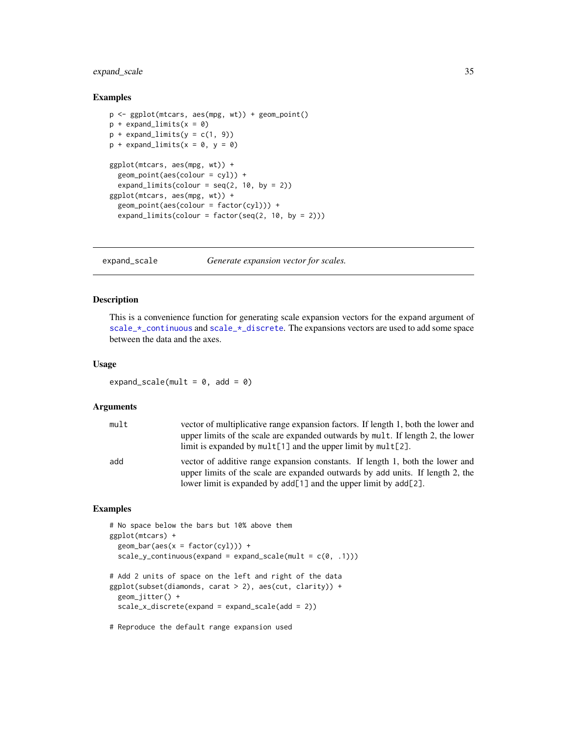### Examples

```
p <- ggplot(mtcars, aes(mpg, wt)) + geom_point()
p + expand_limits(x = 0)
p + expand_limits(y = c(1, 9))
p + expand_limits(x = 0, y = 0)

ggplot(mtcars, aes(mpg, wt)) +
  geom_point(aes(colour = cyl)) +
  expand_limits(colour = seq(2, 10, by = 2))
ggplot(mtcars, aes(mpg, wt)) +
  geom_point(aes(colour = factor(cyl))) +
  expand_limits(colour = factor(seq(2, 10, by = 2)))
```

---

## expand_scale *Generate expansion vector for scales.*

---

### Description

This is a convenience function for generating scale expansion vectors for the expand argument of scale_*_continuous and scale_*_discrete. The expansions vectors are used to add some space between the data and the axes.

### Usage

```
expand_scale(mult = 0, add = 0)
```

### Arguments

| | |
|---|---|
| mult | vector of multiplicative range expansion factors. If length 1, both the lower and upper limits of the scale are expanded outwards by mult. If length 2, the lower limit is expanded by mult[1] and the upper limit by mult[2]. |
| add | vector of additive range expansion constants. If length 1, both the lower and upper limits of the scale are expanded outwards by add units. If length 2, the lower limit is expanded by add[1] and the upper limit by add[2]. |

### Examples

```
# No space below the bars but 10% above them
ggplot(mtcars) +
  geom_bar(aes(x = factor(cyl))) +
  scale_y_continuous(expand = expand_scale(mult = c(0, .1)))

# Add 2 units of space on the left and right of the data
ggplot(subset(diamonds, carat > 2), aes(cut, clarity)) +
  geom_jitter() +
  scale_x_discrete(expand = expand_scale(add = 2))

# Reproduce the default range expansion used
```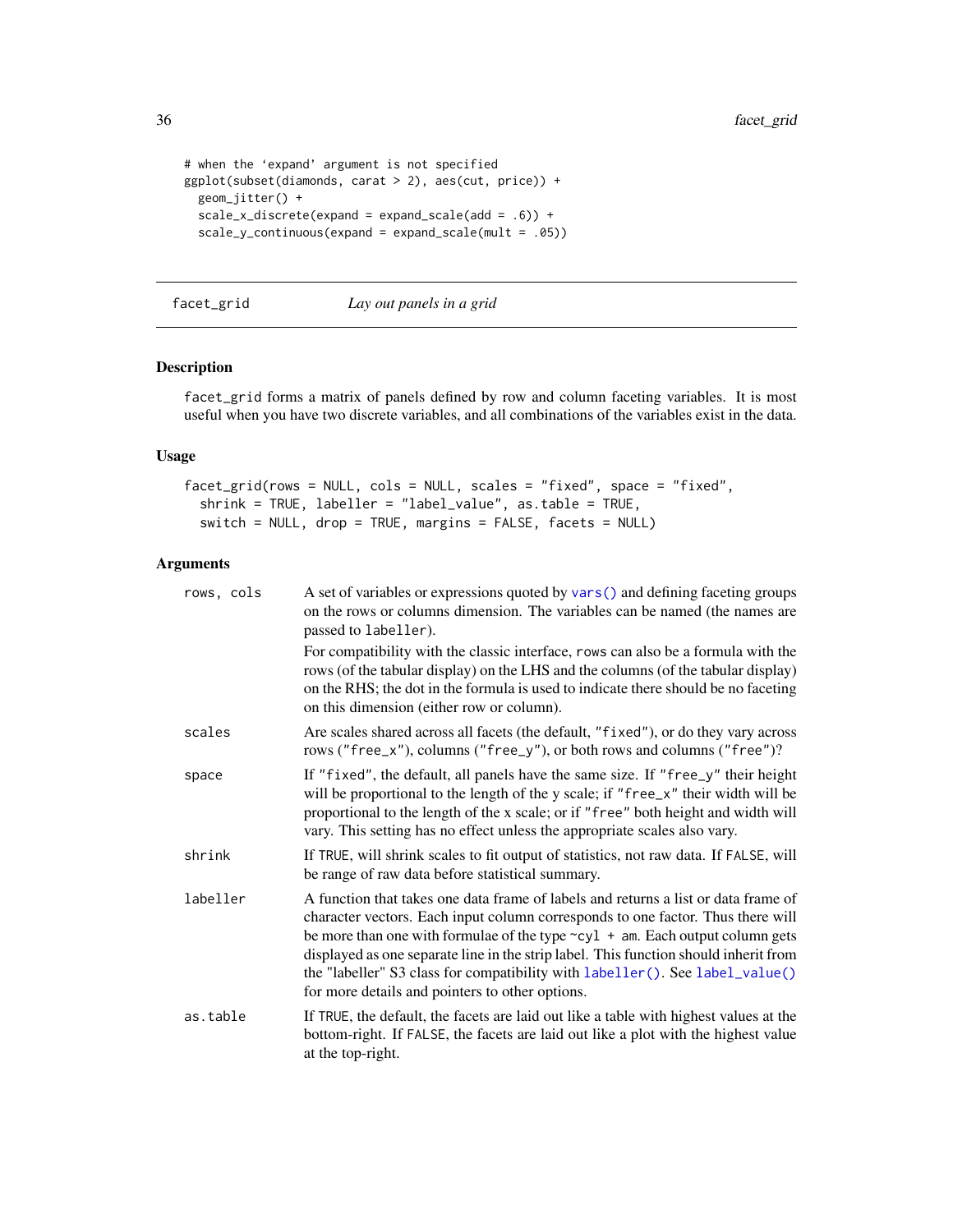```
# when the 'expand' argument is not specified
ggplot(subset(diamonds, carat > 2), aes(cut, price)) +
  geom_jitter() +
  scale_x_discrete(expand = expand_scale(add = .6)) +
  scale_y_continuous(expand = expand_scale(mult = .05))
```

---

## facet_grid — *Lay out panels in a grid*

### Description

facet_grid forms a matrix of panels defined by row and column faceting variables. It is most useful when you have two discrete variables, and all combinations of the variables exist in the data.

### Usage

```
facet_grid(rows = NULL, cols = NULL, scales = "fixed", space = "fixed",
  shrink = TRUE, labeller = "label_value", as.table = TRUE,
  switch = NULL, drop = TRUE, margins = FALSE, facets = NULL)
```

### Arguments

| | |
|---|---|
| `rows, cols` | A set of variables or expressions quoted by `vars()` and defining faceting groups on the rows or columns dimension. The variables can be named (the names are passed to `labeller`).<br><br>For compatibility with the classic interface, `rows` can also be a formula with the rows (of the tabular display) on the LHS and the columns (of the tabular display) on the RHS; the dot in the formula is used to indicate there should be no faceting on this dimension (either row or column). |
| `scales` | Are scales shared across all facets (the default, `"fixed"`), or do they vary across rows (`"free_x"`), columns (`"free_y"`), or both rows and columns (`"free"`)? |
| `space` | If `"fixed"`, the default, all panels have the same size. If `"free_y"` their height will be proportional to the length of the y scale; if `"free_x"` their width will be proportional to the length of the x scale; or if `"free"` both height and width will vary. This setting has no effect unless the appropriate scales also vary. |
| `shrink` | If `TRUE`, will shrink scales to fit output of statistics, not raw data. If `FALSE`, will be range of raw data before statistical summary. |
| `labeller` | A function that takes one data frame of labels and returns a list or data frame of character vectors. Each input column corresponds to one factor. Thus there will be more than one with formulae of the type `~cyl + am`. Each output column gets displayed as one separate line in the strip label. This function should inherit from the "labeller" S3 class for compatibility with `labeller()`. See `label_value()` for more details and pointers to other options. |
| `as.table` | If `TRUE`, the default, the facets are laid out like a table with highest values at the bottom-right. If `FALSE`, the facets are laid out like a plot with the highest value at the top-right. |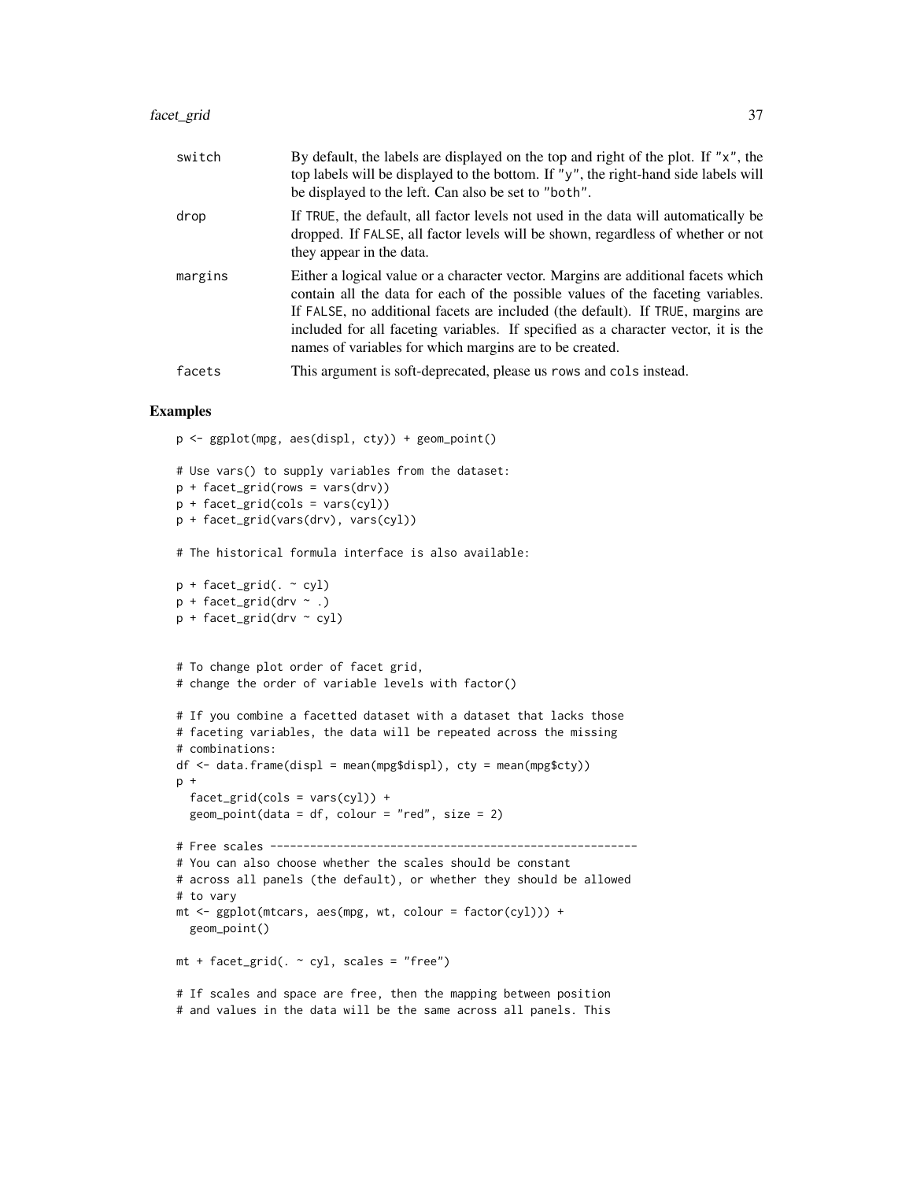| | |
|---|---|
| switch | By default, the labels are displayed on the top and right of the plot. If "x", the top labels will be displayed to the bottom. If "y", the right-hand side labels will be displayed to the left. Can also be set to "both". |
| drop | If TRUE, the default, all factor levels not used in the data will automatically be dropped. If FALSE, all factor levels will be shown, regardless of whether or not they appear in the data. |
| margins | Either a logical value or a character vector. Margins are additional facets which contain all the data for each of the possible values of the faceting variables. If FALSE, no additional facets are included (the default). If TRUE, margins are included for all faceting variables. If specified as a character vector, it is the names of variables for which margins are to be created. |
| facets | This argument is soft-deprecated, please us rows and cols instead. |

## Examples

```
p <- ggplot(mpg, aes(displ, cty)) + geom_point()

# Use vars() to supply variables from the dataset:
p + facet_grid(rows = vars(drv))
p + facet_grid(cols = vars(cyl))
p + facet_grid(vars(drv), vars(cyl))

# The historical formula interface is also available:

p + facet_grid(. ~ cyl)
p + facet_grid(drv ~ .)
p + facet_grid(drv ~ cyl)


# To change plot order of facet grid,
# change the order of variable levels with factor()

# If you combine a facetted dataset with a dataset that lacks those
# faceting variables, the data will be repeated across the missing
# combinations:
df <- data.frame(displ = mean(mpg$displ), cty = mean(mpg$cty))
p +
  facet_grid(cols = vars(cyl)) +
  geom_point(data = df, colour = "red", size = 2)

# Free scales -------------------------------------------------------
# You can also choose whether the scales should be constant
# across all panels (the default), or whether they should be allowed
# to vary
mt <- ggplot(mtcars, aes(mpg, wt, colour = factor(cyl))) +
  geom_point()

mt + facet_grid(. ~ cyl, scales = "free")

# If scales and space are free, then the mapping between position
# and values in the data will be the same across all panels. This
```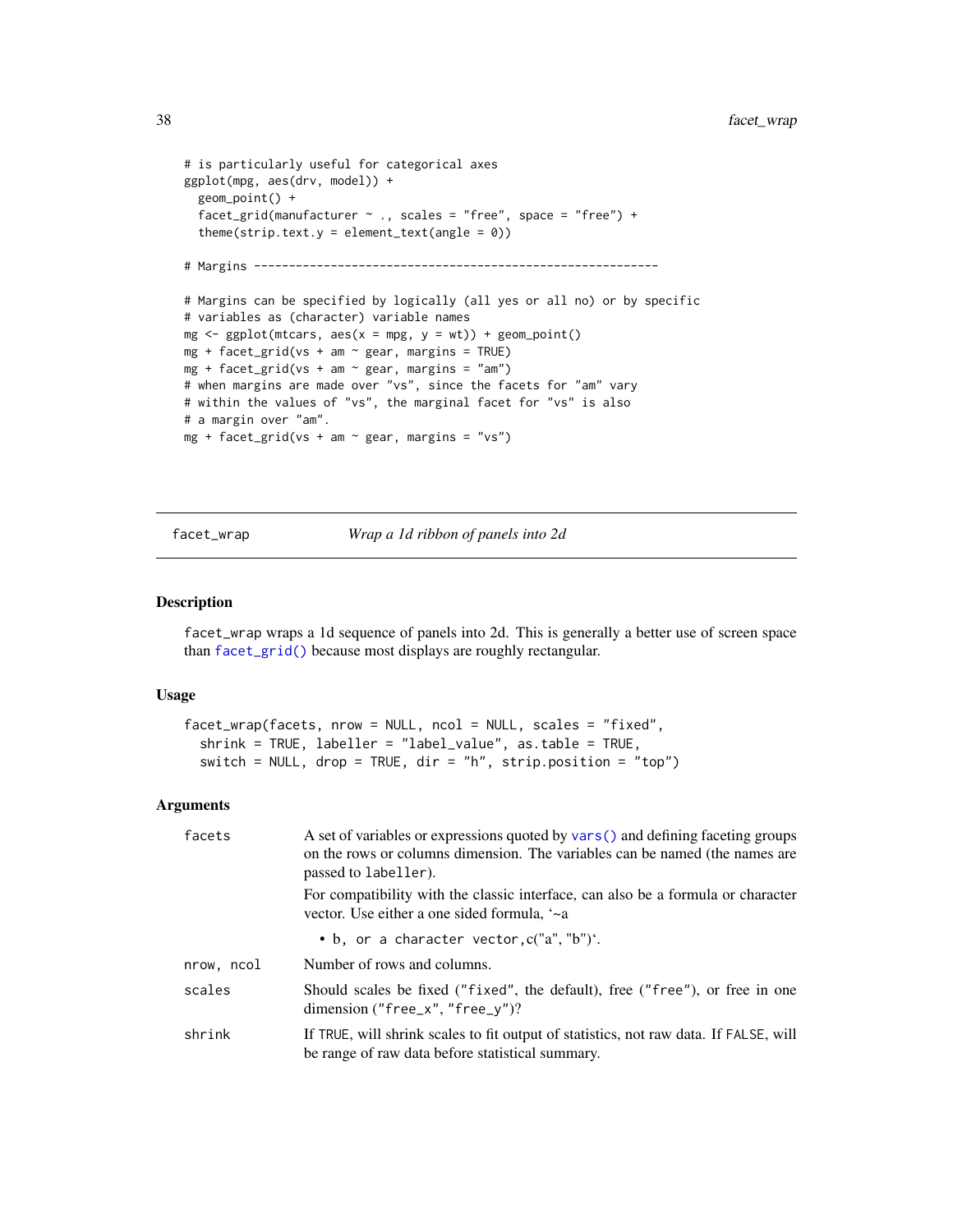```
# is particularly useful for categorical axes
ggplot(mpg, aes(drv, model)) +
  geom_point() +
  facet_grid(manufacturer ~ ., scales = "free", space = "free") +
  theme(strip.text.y = element_text(angle = 0))

# Margins ----------------------------------------------------------

# Margins can be specified by logically (all yes or all no) or by specific
# variables as (character) variable names
mg <- ggplot(mtcars, aes(x = mpg, y = wt)) + geom_point()
mg + facet_grid(vs + am ~ gear, margins = TRUE)
mg + facet_grid(vs + am ~ gear, margins = "am")
# when margins are made over "vs", since the facets for "am" vary
# within the values of "vs", the marginal facet for "vs" is also
# a margin over "am".
mg + facet_grid(vs + am ~ gear, margins = "vs")
```

## facet_wrap *Wrap a 1d ribbon of panels into 2d*

### Description

facet_wrap wraps a 1d sequence of panels into 2d. This is generally a better use of screen space than facet_grid() because most displays are roughly rectangular.

### Usage

```
facet_wrap(facets, nrow = NULL, ncol = NULL, scales = "fixed",
  shrink = TRUE, labeller = "label_value", as.table = TRUE,
  switch = NULL, drop = TRUE, dir = "h", strip.position = "top")
```

### Arguments

| | |
|---|---|
| facets | A set of variables or expressions quoted by vars() and defining faceting groups on the rows or columns dimension. The variables can be named (the names are passed to labeller).<br><br>For compatibility with the classic interface, can also be a formula or character vector. Use either a one sided formula, '~a<br><br>• b, or a character vector,c("a", "b")'. |
| nrow, ncol | Number of rows and columns. |
| scales | Should scales be fixed ("fixed", the default), free ("free"), or free in one dimension ("free_x", "free_y")? |
| shrink | If TRUE, will shrink scales to fit output of statistics, not raw data. If FALSE, will be range of raw data before statistical summary. |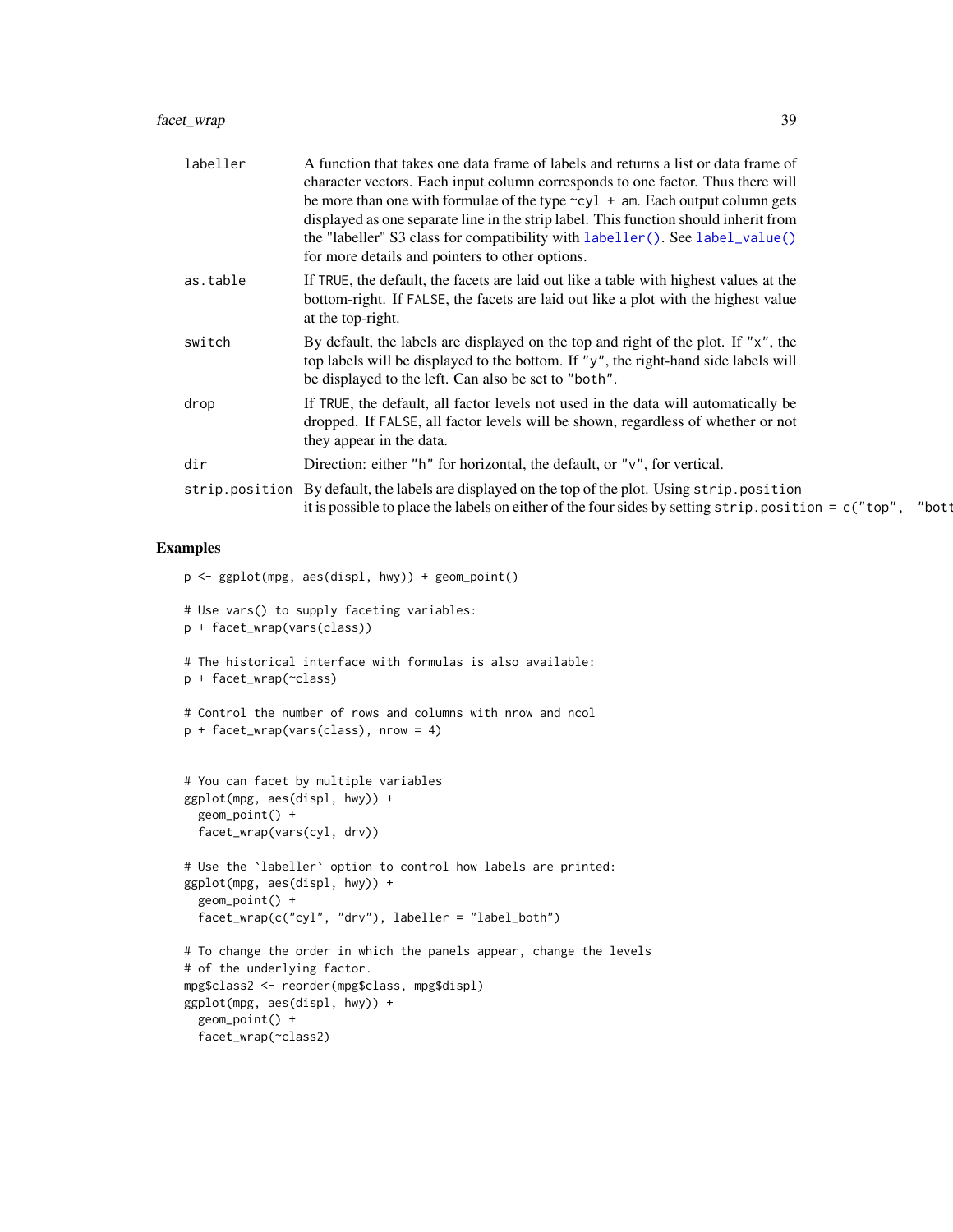| | |
|---|---|
| `labeller` | A function that takes one data frame of labels and returns a list or data frame of character vectors. Each input column corresponds to one factor. Thus there will be more than one with formulae of the type `~cyl + am`. Each output column gets displayed as one separate line in the strip label. This function should inherit from the "labeller" S3 class for compatibility with `labeller()`. See `label_value()` for more details and pointers to other options. |
| `as.table` | If `TRUE`, the default, the facets are laid out like a table with highest values at the bottom-right. If `FALSE`, the facets are laid out like a plot with the highest value at the top-right. |
| `switch` | By default, the labels are displayed on the top and right of the plot. If `"x"`, the top labels will be displayed to the bottom. If `"y"`, the right-hand side labels will be displayed to the left. Can also be set to `"both"`. |
| `drop` | If `TRUE`, the default, all factor levels not used in the data will automatically be dropped. If `FALSE`, all factor levels will be shown, regardless of whether or not they appear in the data. |
| `dir` | Direction: either `"h"` for horizontal, the default, or `"v"`, for vertical. |
| `strip.position` | By default, the labels are displayed on the top of the plot. Using `strip.position` it is possible to place the labels on either of the four sides by setting `strip.position = c("top", "bott` |

## Examples

```
p <- ggplot(mpg, aes(displ, hwy)) + geom_point()

# Use vars() to supply faceting variables:
p + facet_wrap(vars(class))

# The historical interface with formulas is also available:
p + facet_wrap(~class)

# Control the number of rows and columns with nrow and ncol
p + facet_wrap(vars(class), nrow = 4)


# You can facet by multiple variables
ggplot(mpg, aes(displ, hwy)) +
  geom_point() +
  facet_wrap(vars(cyl, drv))

# Use the `labeller` option to control how labels are printed:
ggplot(mpg, aes(displ, hwy)) +
  geom_point() +
  facet_wrap(c("cyl", "drv"), labeller = "label_both")

# To change the order in which the panels appear, change the levels
# of the underlying factor.
mpg$class2 <- reorder(mpg$class, mpg$displ)
ggplot(mpg, aes(displ, hwy)) +
  geom_point() +
  facet_wrap(~class2)
```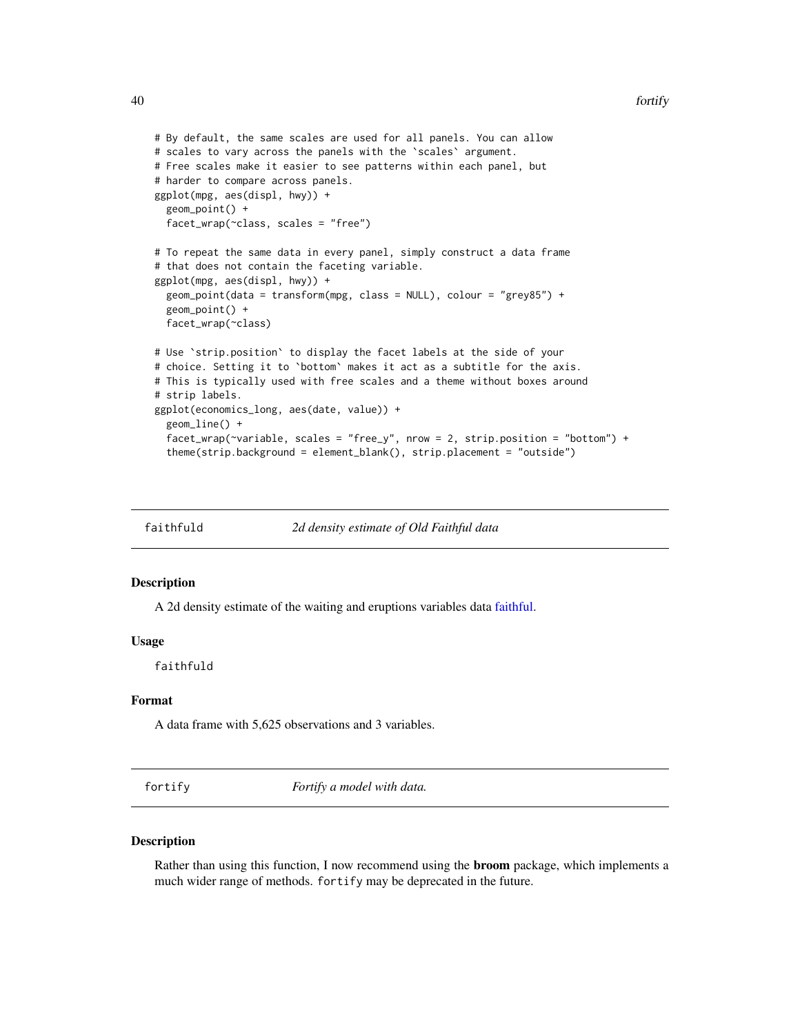```
# By default, the same scales are used for all panels. You can allow
# scales to vary across the panels with the `scales` argument.
# Free scales make it easier to see patterns within each panel, but
# harder to compare across panels.
ggplot(mpg, aes(displ, hwy)) +
  geom_point() +
  facet_wrap(~class, scales = "free")

# To repeat the same data in every panel, simply construct a data frame
# that does not contain the faceting variable.
ggplot(mpg, aes(displ, hwy)) +
  geom_point(data = transform(mpg, class = NULL), colour = "grey85") +
  geom_point() +
  facet_wrap(~class)

# Use `strip.position` to display the facet labels at the side of your
# choice. Setting it to `bottom` makes it act as a subtitle for the axis.
# This is typically used with free scales and a theme without boxes around
# strip labels.
ggplot(economics_long, aes(date, value)) +
  geom_line() +
  facet_wrap(~variable, scales = "free_y", nrow = 2, strip.position = "bottom") +
  theme(strip.background = element_blank(), strip.placement = "outside")
```

## faithfuld *2d density estimate of Old Faithful data*

### Description

A 2d density estimate of the waiting and eruptions variables data faithful.

### Usage

```
faithfuld
```

### Format

A data frame with 5,625 observations and 3 variables.

## fortify *Fortify a model with data.*

### Description

Rather than using this function, I now recommend using the **broom** package, which implements a much wider range of methods. `fortify` may be deprecated in the future.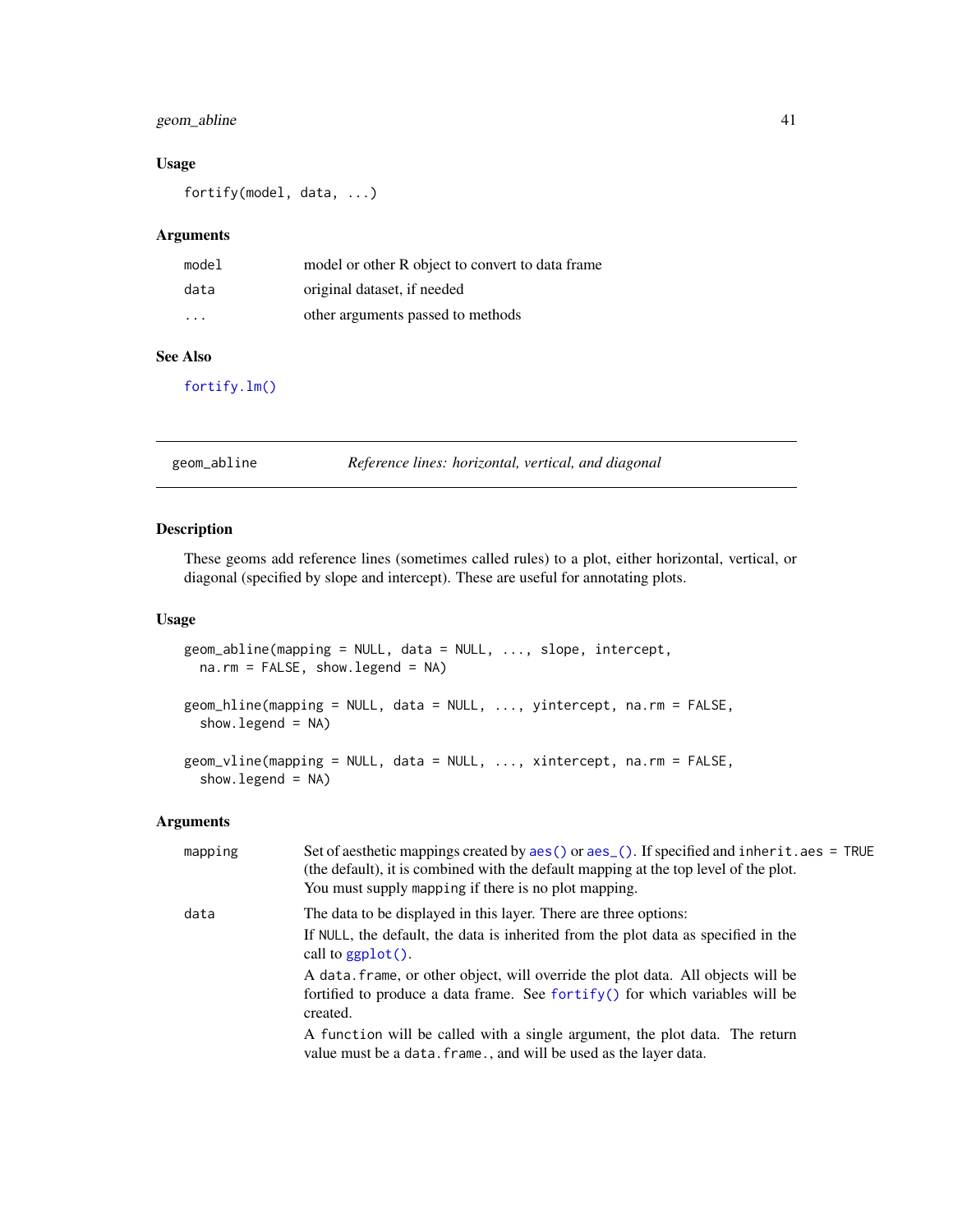### Usage

```
fortify(model, data, ...)
```

### Arguments

| | |
|---|---|
| model | model or other R object to convert to data frame |
| data | original dataset, if needed |
| ... | other arguments passed to methods |

### See Also

fortify.lm()

---

## geom_abline — *Reference lines: horizontal, vertical, and diagonal*

---

### Description

These geoms add reference lines (sometimes called rules) to a plot, either horizontal, vertical, or diagonal (specified by slope and intercept). These are useful for annotating plots.

### Usage

```
geom_abline(mapping = NULL, data = NULL, ..., slope, intercept,
  na.rm = FALSE, show.legend = NA)

geom_hline(mapping = NULL, data = NULL, ..., yintercept, na.rm = FALSE,
  show.legend = NA)

geom_vline(mapping = NULL, data = NULL, ..., xintercept, na.rm = FALSE,
  show.legend = NA)
```

### Arguments

| | |
|---|---|
| mapping | Set of aesthetic mappings created by aes() or aes_(). If specified and inherit.aes = TRUE (the default), it is combined with the default mapping at the top level of the plot. You must supply mapping if there is no plot mapping. |
| data | The data to be displayed in this layer. There are three options:<br>If NULL, the default, the data is inherited from the plot data as specified in the call to ggplot().<br>A data.frame, or other object, will override the plot data. All objects will be fortified to produce a data frame. See fortify() for which variables will be created.<br>A function will be called with a single argument, the plot data. The return value must be a data.frame., and will be used as the layer data. |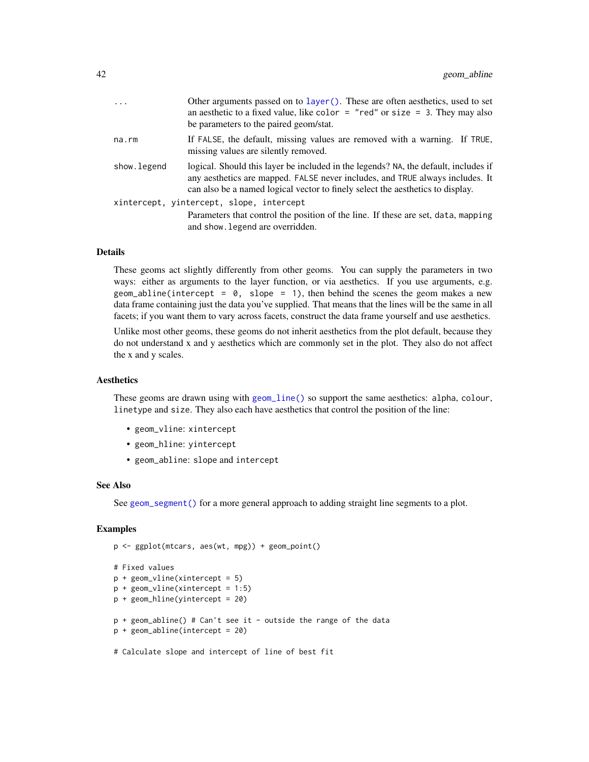| | |
|---|---|
| `...` | Other arguments passed on to `layer()`. These are often aesthetics, used to set an aesthetic to a fixed value, like `color = "red"` or `size = 3`. They may also be parameters to the paired geom/stat. |
| `na.rm` | If `FALSE`, the default, missing values are removed with a warning. If `TRUE`, missing values are silently removed. |
| `show.legend` | logical. Should this layer be included in the legends? `NA`, the default, includes if any aesthetics are mapped. `FALSE` never includes, and `TRUE` always includes. It can also be a named logical vector to finely select the aesthetics to display. |
| `xintercept, yintercept, slope, intercept` | Parameters that control the position of the line. If these are set, `data`, `mapping` and `show.legend` are overridden. |

### Details

These geoms act slightly differently from other geoms. You can supply the parameters in two ways: either as arguments to the layer function, or via aesthetics. If you use arguments, e.g. `geom_abline(intercept = 0, slope = 1)`, then behind the scenes the geom makes a new data frame containing just the data you've supplied. That means that the lines will be the same in all facets; if you want them to vary across facets, construct the data frame yourself and use aesthetics.

Unlike most other geoms, these geoms do not inherit aesthetics from the plot default, because they do not understand x and y aesthetics which are commonly set in the plot. They also do not affect the x and y scales.

### Aesthetics

These geoms are drawn using with `geom_line()` so support the same aesthetics: `alpha`, `colour`, `linetype` and `size`. They also each have aesthetics that control the position of the line:

- `geom_vline`: `xintercept`
- `geom_hline`: `yintercept`
- `geom_abline`: `slope` and `intercept`

### See Also

See `geom_segment()` for a more general approach to adding straight line segments to a plot.

### Examples

```
p <- ggplot(mtcars, aes(wt, mpg)) + geom_point()

# Fixed values
p + geom_vline(xintercept = 5)
p + geom_vline(xintercept = 1:5)
p + geom_hline(yintercept = 20)

p + geom_abline() # Can't see it - outside the range of the data
p + geom_abline(intercept = 20)

# Calculate slope and intercept of line of best fit
```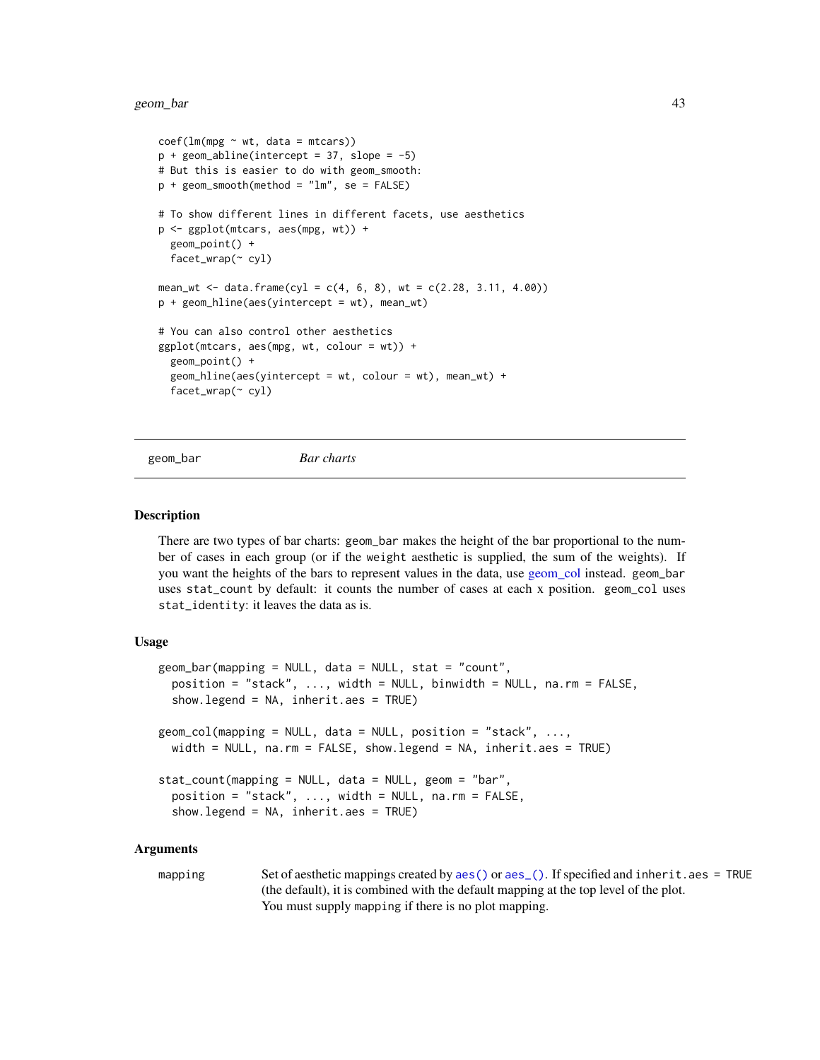```
coef(lm(mpg ~ wt, data = mtcars))
p + geom_abline(intercept = 37, slope = -5)
# But this is easier to do with geom_smooth:
p + geom_smooth(method = "lm", se = FALSE)

# To show different lines in different facets, use aesthetics
p <- ggplot(mtcars, aes(mpg, wt)) +
  geom_point() +
  facet_wrap(~ cyl)

mean_wt <- data.frame(cyl = c(4, 6, 8), wt = c(2.28, 3.11, 4.00))
p + geom_hline(aes(yintercept = wt), mean_wt)

# You can also control other aesthetics
ggplot(mtcars, aes(mpg, wt, colour = wt)) +
  geom_point() +
  geom_hline(aes(yintercept = wt, colour = wt), mean_wt) +
  facet_wrap(~ cyl)
```

---

## geom_bar — *Bar charts*

### Description

There are two types of bar charts: `geom_bar` makes the height of the bar proportional to the number of cases in each group (or if the `weight` aesthetic is supplied, the sum of the weights). If you want the heights of the bars to represent values in the data, use geom_col instead. `geom_bar` uses `stat_count` by default: it counts the number of cases at each x position. `geom_col` uses `stat_identity`: it leaves the data as is.

### Usage

```
geom_bar(mapping = NULL, data = NULL, stat = "count",
  position = "stack", ..., width = NULL, binwidth = NULL, na.rm = FALSE,
  show.legend = NA, inherit.aes = TRUE)

geom_col(mapping = NULL, data = NULL, position = "stack", ...,
  width = NULL, na.rm = FALSE, show.legend = NA, inherit.aes = TRUE)

stat_count(mapping = NULL, data = NULL, geom = "bar",
  position = "stack", ..., width = NULL, na.rm = FALSE,
  show.legend = NA, inherit.aes = TRUE)
```

### Arguments

| | |
|---|---|
| `mapping` | Set of aesthetic mappings created by `aes()` or `aes_()`. If specified and `inherit.aes = TRUE` (the default), it is combined with the default mapping at the top level of the plot. You must supply `mapping` if there is no plot mapping. |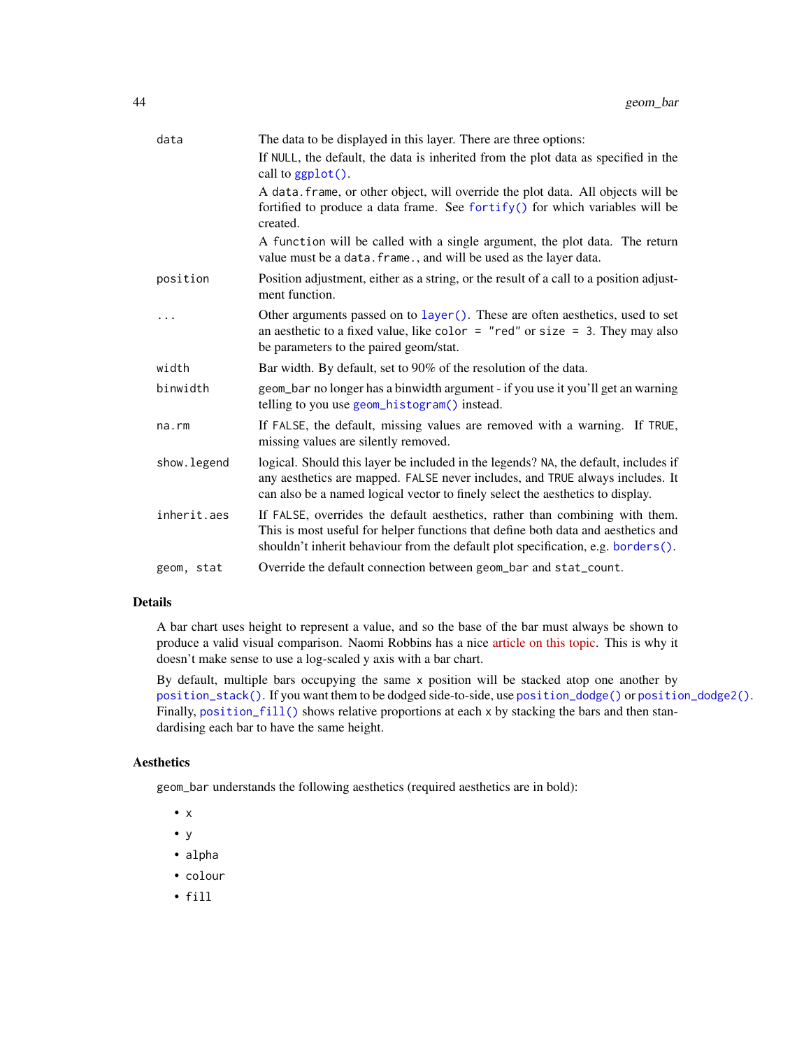| | |
|---|---|
| `data` | The data to be displayed in this layer. There are three options:<br>If `NULL`, the default, the data is inherited from the plot data as specified in the call to `ggplot()`.<br>A `data.frame`, or other object, will override the plot data. All objects will be fortified to produce a data frame. See `fortify()` for which variables will be created.<br>A `function` will be called with a single argument, the plot data. The return value must be a `data.frame.`, and will be used as the layer data. |
| `position` | Position adjustment, either as a string, or the result of a call to a position adjustment function. |
| `...` | Other arguments passed on to `layer()`. These are often aesthetics, used to set an aesthetic to a fixed value, like `color = "red"` or `size = 3`. They may also be parameters to the paired geom/stat. |
| `width` | Bar width. By default, set to 90% of the resolution of the data. |
| `binwidth` | `geom_bar` no longer has a binwidth argument - if you use it you'll get an warning telling to you use `geom_histogram()` instead. |
| `na.rm` | If `FALSE`, the default, missing values are removed with a warning. If `TRUE`, missing values are silently removed. |
| `show.legend` | logical. Should this layer be included in the legends? `NA`, the default, includes if any aesthetics are mapped. `FALSE` never includes, and `TRUE` always includes. It can also be a named logical vector to finely select the aesthetics to display. |
| `inherit.aes` | If `FALSE`, overrides the default aesthetics, rather than combining with them. This is most useful for helper functions that define both data and aesthetics and shouldn't inherit behaviour from the default plot specification, e.g. `borders()`. |
| `geom, stat` | Override the default connection between `geom_bar` and `stat_count`. |

## Details

A bar chart uses height to represent a value, and so the base of the bar must always be shown to produce a valid visual comparison. Naomi Robbins has a nice article on this topic. This is why it doesn't make sense to use a log-scaled y axis with a bar chart.

By default, multiple bars occupying the same `x` position will be stacked atop one another by `position_stack()`. If you want them to be dodged side-to-side, use `position_dodge()` or `position_dodge2()`. Finally, `position_fill()` shows relative proportions at each `x` by stacking the bars and then standardising each bar to have the same height.

## Aesthetics

`geom_bar` understands the following aesthetics (required aesthetics are in bold):

- `x`
- `y`
- `alpha`
- `colour`
- `fill`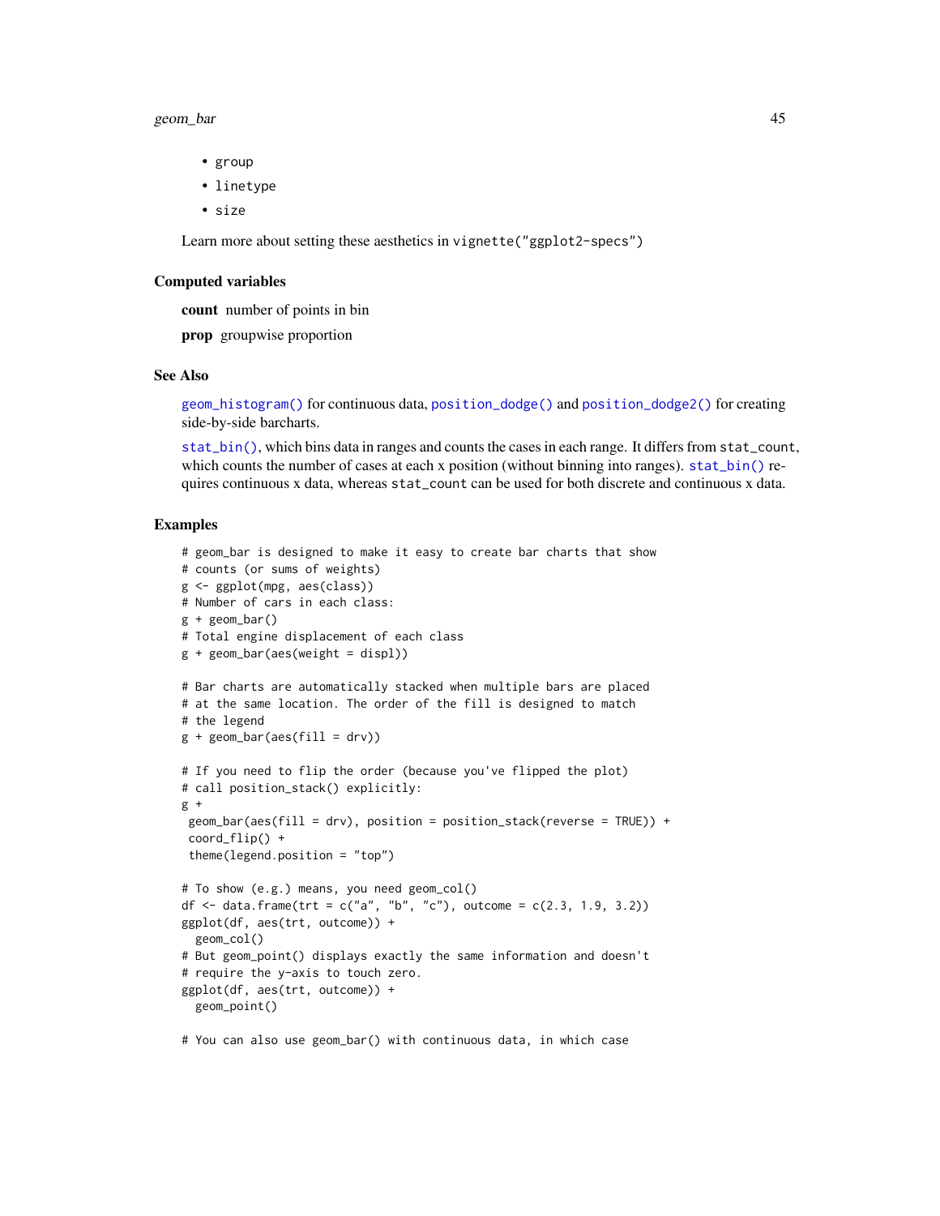- group
- linetype
- size

Learn more about setting these aesthetics in vignette("ggplot2-specs")

### Computed variables

**count** number of points in bin

**prop** groupwise proportion

### See Also

geom_histogram() for continuous data, position_dodge() and position_dodge2() for creating side-by-side barcharts.

stat_bin(), which bins data in ranges and counts the cases in each range. It differs from stat_count, which counts the number of cases at each x position (without binning into ranges). stat_bin() requires continuous x data, whereas stat_count can be used for both discrete and continuous x data.

### Examples

```
# geom_bar is designed to make it easy to create bar charts that show
# counts (or sums of weights)
g <- ggplot(mpg, aes(class))
# Number of cars in each class:
g + geom_bar()
# Total engine displacement of each class
g + geom_bar(aes(weight = displ))

# Bar charts are automatically stacked when multiple bars are placed
# at the same location. The order of the fill is designed to match
# the legend
g + geom_bar(aes(fill = drv))

# If you need to flip the order (because you've flipped the plot)
# call position_stack() explicitly:
g +
 geom_bar(aes(fill = drv), position = position_stack(reverse = TRUE)) +
 coord_flip() +
 theme(legend.position = "top")

# To show (e.g.) means, you need geom_col()
df <- data.frame(trt = c("a", "b", "c"), outcome = c(2.3, 1.9, 3.2))
ggplot(df, aes(trt, outcome)) +
  geom_col()
# But geom_point() displays exactly the same information and doesn't
# require the y-axis to touch zero.
ggplot(df, aes(trt, outcome)) +
  geom_point()

# You can also use geom_bar() with continuous data, in which case
```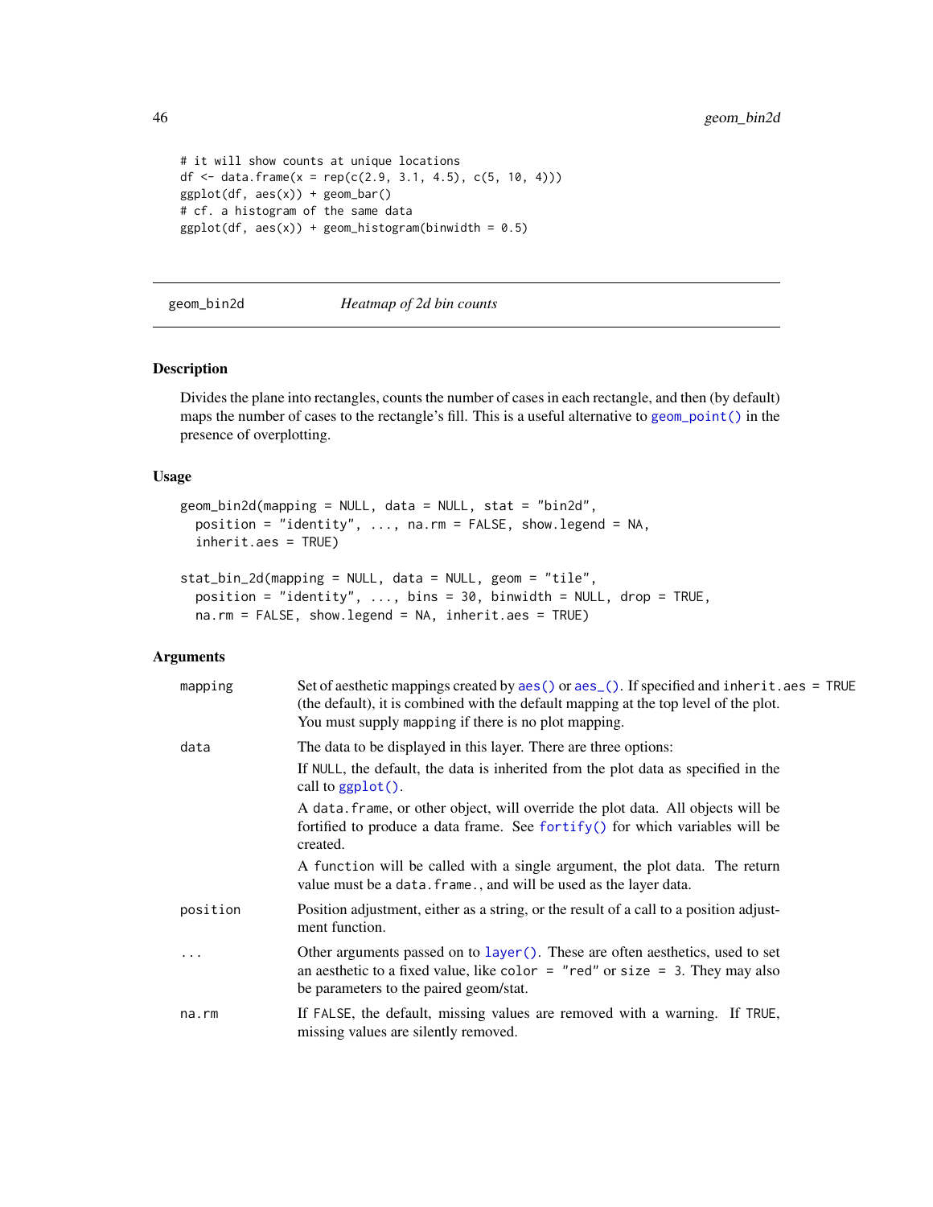```
# it will show counts at unique locations
df <- data.frame(x = rep(c(2.9, 3.1, 4.5), c(5, 10, 4)))
ggplot(df, aes(x)) + geom_bar()
# cf. a histogram of the same data
ggplot(df, aes(x)) + geom_histogram(binwidth = 0.5)
```

---

## geom_bin2d — *Heatmap of 2d bin counts*

---

### Description

Divides the plane into rectangles, counts the number of cases in each rectangle, and then (by default) maps the number of cases to the rectangle's fill. This is a useful alternative to `geom_point()` in the presence of overplotting.

### Usage

```
geom_bin2d(mapping = NULL, data = NULL, stat = "bin2d",
  position = "identity", ..., na.rm = FALSE, show.legend = NA,
  inherit.aes = TRUE)

stat_bin_2d(mapping = NULL, data = NULL, geom = "tile",
  position = "identity", ..., bins = 30, binwidth = NULL, drop = TRUE,
  na.rm = FALSE, show.legend = NA, inherit.aes = TRUE)
```

### Arguments

| | |
|---|---|
| `mapping` | Set of aesthetic mappings created by `aes()` or `aes_()`. If specified and `inherit.aes = TRUE` (the default), it is combined with the default mapping at the top level of the plot. You must supply `mapping` if there is no plot mapping. |
| `data` | The data to be displayed in this layer. There are three options: If `NULL`, the default, the data is inherited from the plot data as specified in the call to `ggplot()`. A `data.frame`, or other object, will override the plot data. All objects will be fortified to produce a data frame. See `fortify()` for which variables will be created. A `function` will be called with a single argument, the plot data. The return value must be a `data.frame.`, and will be used as the layer data. |
| `position` | Position adjustment, either as a string, or the result of a call to a position adjustment function. |
| `...` | Other arguments passed on to `layer()`. These are often aesthetics, used to set an aesthetic to a fixed value, like `color = "red"` or `size = 3`. They may also be parameters to the paired geom/stat. |
| `na.rm` | If `FALSE`, the default, missing values are removed with a warning. If `TRUE`, missing values are silently removed. |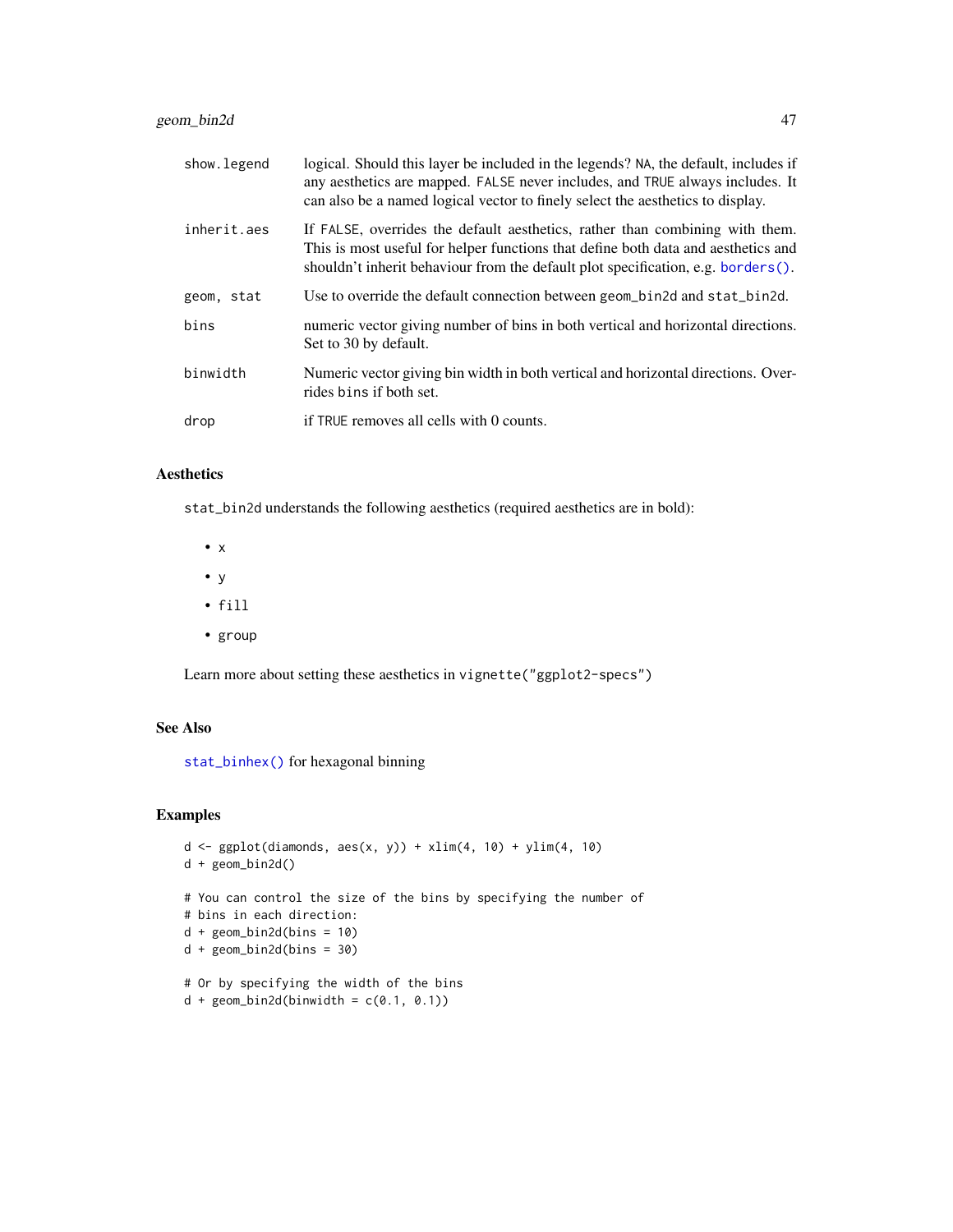| | |
|---|---|
| show.legend | logical. Should this layer be included in the legends? NA, the default, includes if any aesthetics are mapped. FALSE never includes, and TRUE always includes. It can also be a named logical vector to finely select the aesthetics to display. |
| inherit.aes | If FALSE, overrides the default aesthetics, rather than combining with them. This is most useful for helper functions that define both data and aesthetics and shouldn't inherit behaviour from the default plot specification, e.g. borders(). |
| geom, stat | Use to override the default connection between geom_bin2d and stat_bin2d. |
| bins | numeric vector giving number of bins in both vertical and horizontal directions. Set to 30 by default. |
| binwidth | Numeric vector giving bin width in both vertical and horizontal directions. Overrides bins if both set. |
| drop | if TRUE removes all cells with 0 counts. |

## Aesthetics

stat_bin2d understands the following aesthetics (required aesthetics are in bold):

- x
- y
- fill
- group

Learn more about setting these aesthetics in vignette("ggplot2-specs")

## See Also

stat_binhex() for hexagonal binning

## Examples

```
d <- ggplot(diamonds, aes(x, y)) + xlim(4, 10) + ylim(4, 10)
d + geom_bin2d()

# You can control the size of the bins by specifying the number of
# bins in each direction:
d + geom_bin2d(bins = 10)
d + geom_bin2d(bins = 30)

# Or by specifying the width of the bins
d + geom_bin2d(binwidth = c(0.1, 0.1))
```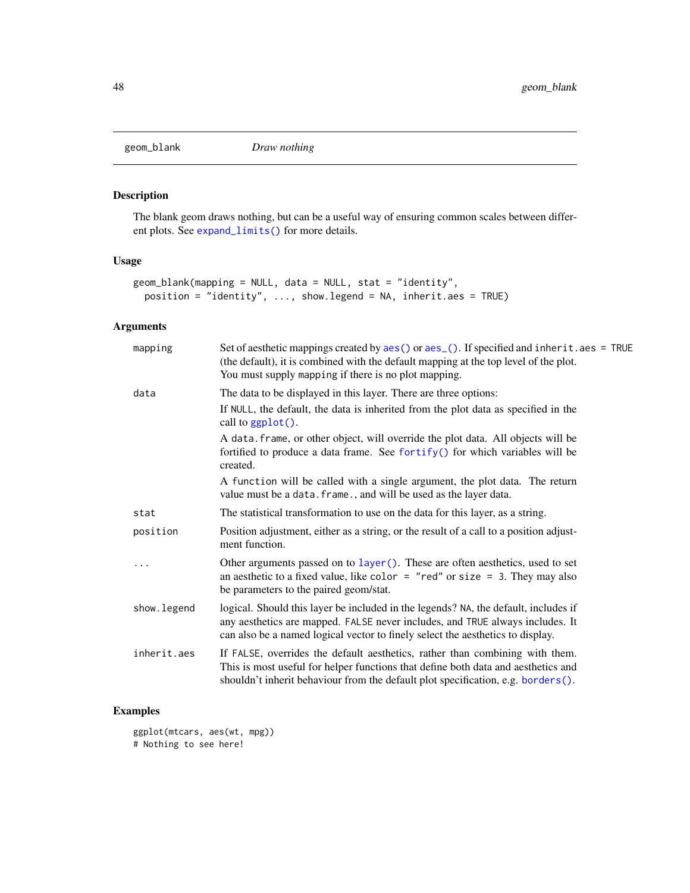geom_blank &nbsp;&nbsp;&nbsp;&nbsp; *Draw nothing*

## Description

The blank geom draws nothing, but can be a useful way of ensuring common scales between different plots. See expand_limits() for more details.

## Usage

```
geom_blank(mapping = NULL, data = NULL, stat = "identity",
  position = "identity", ..., show.legend = NA, inherit.aes = TRUE)
```

## Arguments

| | |
|---|---|
| mapping | Set of aesthetic mappings created by aes() or aes_(). If specified and inherit.aes = TRUE (the default), it is combined with the default mapping at the top level of the plot. You must supply mapping if there is no plot mapping. |
| data | The data to be displayed in this layer. There are three options:<br>If NULL, the default, the data is inherited from the plot data as specified in the call to ggplot().<br>A data.frame, or other object, will override the plot data. All objects will be fortified to produce a data frame. See fortify() for which variables will be created.<br>A function will be called with a single argument, the plot data. The return value must be a data.frame., and will be used as the layer data. |
| stat | The statistical transformation to use on the data for this layer, as a string. |
| position | Position adjustment, either as a string, or the result of a call to a position adjustment function. |
| ... | Other arguments passed on to layer(). These are often aesthetics, used to set an aesthetic to a fixed value, like color = "red" or size = 3. They may also be parameters to the paired geom/stat. |
| show.legend | logical. Should this layer be included in the legends? NA, the default, includes if any aesthetics are mapped. FALSE never includes, and TRUE always includes. It can also be a named logical vector to finely select the aesthetics to display. |
| inherit.aes | If FALSE, overrides the default aesthetics, rather than combining with them. This is most useful for helper functions that define both data and aesthetics and shouldn't inherit behaviour from the default plot specification, e.g. borders(). |

## Examples

```
ggplot(mtcars, aes(wt, mpg))
# Nothing to see here!
```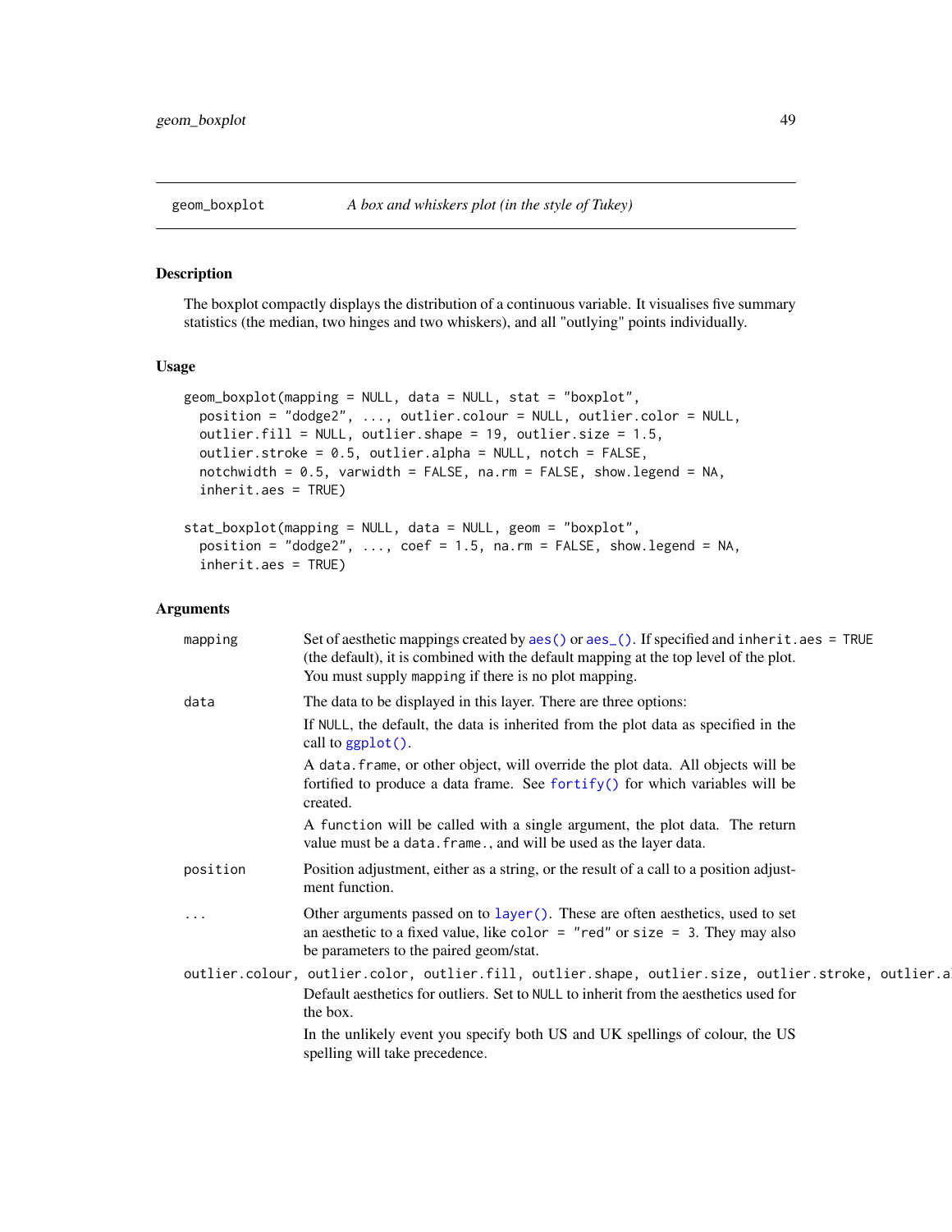geom_boxplot *A box and whiskers plot (in the style of Tukey)*

## Description

The boxplot compactly displays the distribution of a continuous variable. It visualises five summary statistics (the median, two hinges and two whiskers), and all "outlying" points individually.

## Usage

```
geom_boxplot(mapping = NULL, data = NULL, stat = "boxplot",
  position = "dodge2", ..., outlier.colour = NULL, outlier.color = NULL,
  outlier.fill = NULL, outlier.shape = 19, outlier.size = 1.5,
  outlier.stroke = 0.5, outlier.alpha = NULL, notch = FALSE,
  notchwidth = 0.5, varwidth = FALSE, na.rm = FALSE, show.legend = NA,
  inherit.aes = TRUE)

stat_boxplot(mapping = NULL, data = NULL, geom = "boxplot",
  position = "dodge2", ..., coef = 1.5, na.rm = FALSE, show.legend = NA,
  inherit.aes = TRUE)
```

## Arguments

`mapping` Set of aesthetic mappings created by `aes()` or `aes_()`. If specified and `inherit.aes = TRUE` (the default), it is combined with the default mapping at the top level of the plot. You must supply `mapping` if there is no plot mapping.

`data` The data to be displayed in this layer. There are three options:

If `NULL`, the default, the data is inherited from the plot data as specified in the call to `ggplot()`.

A `data.frame`, or other object, will override the plot data. All objects will be fortified to produce a data frame. See `fortify()` for which variables will be created.

A `function` will be called with a single argument, the plot data. The return value must be a `data.frame.`, and will be used as the layer data.

`position` Position adjustment, either as a string, or the result of a call to a position adjustment function.

`...` Other arguments passed on to `layer()`. These are often aesthetics, used to set an aesthetic to a fixed value, like `color = "red"` or `size = 3`. They may also be parameters to the paired geom/stat.

`outlier.colour, outlier.color, outlier.fill, outlier.shape, outlier.size, outlier.stroke, outlier.a`
Default aesthetics for outliers. Set to `NULL` to inherit from the aesthetics used for the box.

In the unlikely event you specify both US and UK spellings of colour, the US spelling will take precedence.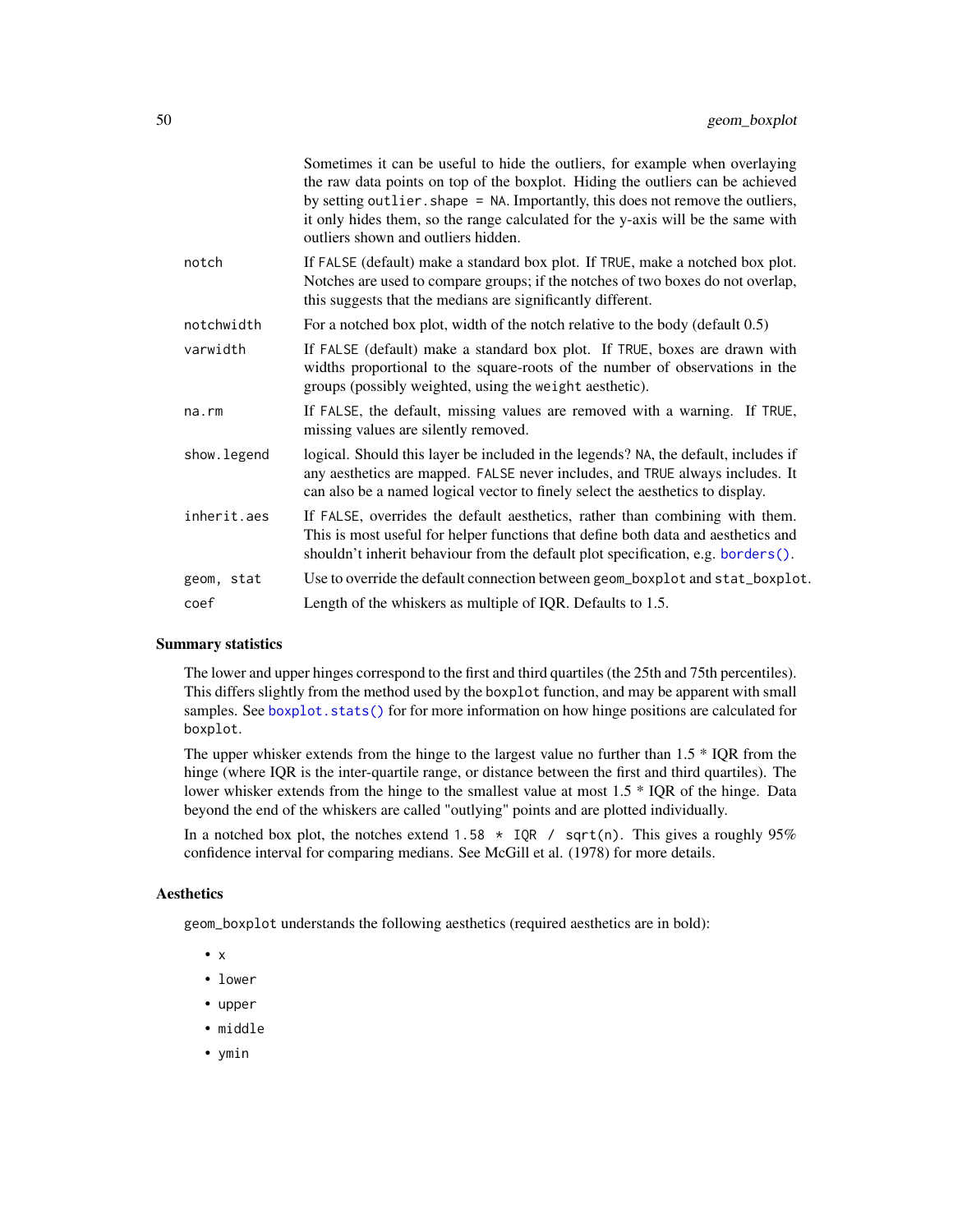|  |  |
|---|---|
|  | Sometimes it can be useful to hide the outliers, for example when overlaying the raw data points on top of the boxplot. Hiding the outliers can be achieved by setting `outlier.shape = NA`. Importantly, this does not remove the outliers, it only hides them, so the range calculated for the y-axis will be the same with outliers shown and outliers hidden. |
| `notch` | If `FALSE` (default) make a standard box plot. If `TRUE`, make a notched box plot. Notches are used to compare groups; if the notches of two boxes do not overlap, this suggests that the medians are significantly different. |
| `notchwidth` | For a notched box plot, width of the notch relative to the body (default 0.5) |
| `varwidth` | If `FALSE` (default) make a standard box plot. If `TRUE`, boxes are drawn with widths proportional to the square-roots of the number of observations in the groups (possibly weighted, using the `weight` aesthetic). |
| `na.rm` | If `FALSE`, the default, missing values are removed with a warning. If `TRUE`, missing values are silently removed. |
| `show.legend` | logical. Should this layer be included in the legends? `NA`, the default, includes if any aesthetics are mapped. `FALSE` never includes, and `TRUE` always includes. It can also be a named logical vector to finely select the aesthetics to display. |
| `inherit.aes` | If `FALSE`, overrides the default aesthetics, rather than combining with them. This is most useful for helper functions that define both data and aesthetics and shouldn't inherit behaviour from the default plot specification, e.g. `borders()`. |
| `geom, stat` | Use to override the default connection between `geom_boxplot` and `stat_boxplot`. |
| `coef` | Length of the whiskers as multiple of IQR. Defaults to 1.5. |

### Summary statistics

The lower and upper hinges correspond to the first and third quartiles (the 25th and 75th percentiles). This differs slightly from the method used by the `boxplot` function, and may be apparent with small samples. See `boxplot.stats()` for for more information on how hinge positions are calculated for `boxplot`.

The upper whisker extends from the hinge to the largest value no further than 1.5 * IQR from the hinge (where IQR is the inter-quartile range, or distance between the first and third quartiles). The lower whisker extends from the hinge to the smallest value at most 1.5 * IQR of the hinge. Data beyond the end of the whiskers are called "outlying" points and are plotted individually.

In a notched box plot, the notches extend `1.58 * IQR / sqrt(n)`. This gives a roughly 95% confidence interval for comparing medians. See McGill et al. (1978) for more details.

### Aesthetics

`geom_boxplot` understands the following aesthetics (required aesthetics are in bold):

- `x`
- `lower`
- `upper`
- `middle`
- `ymin`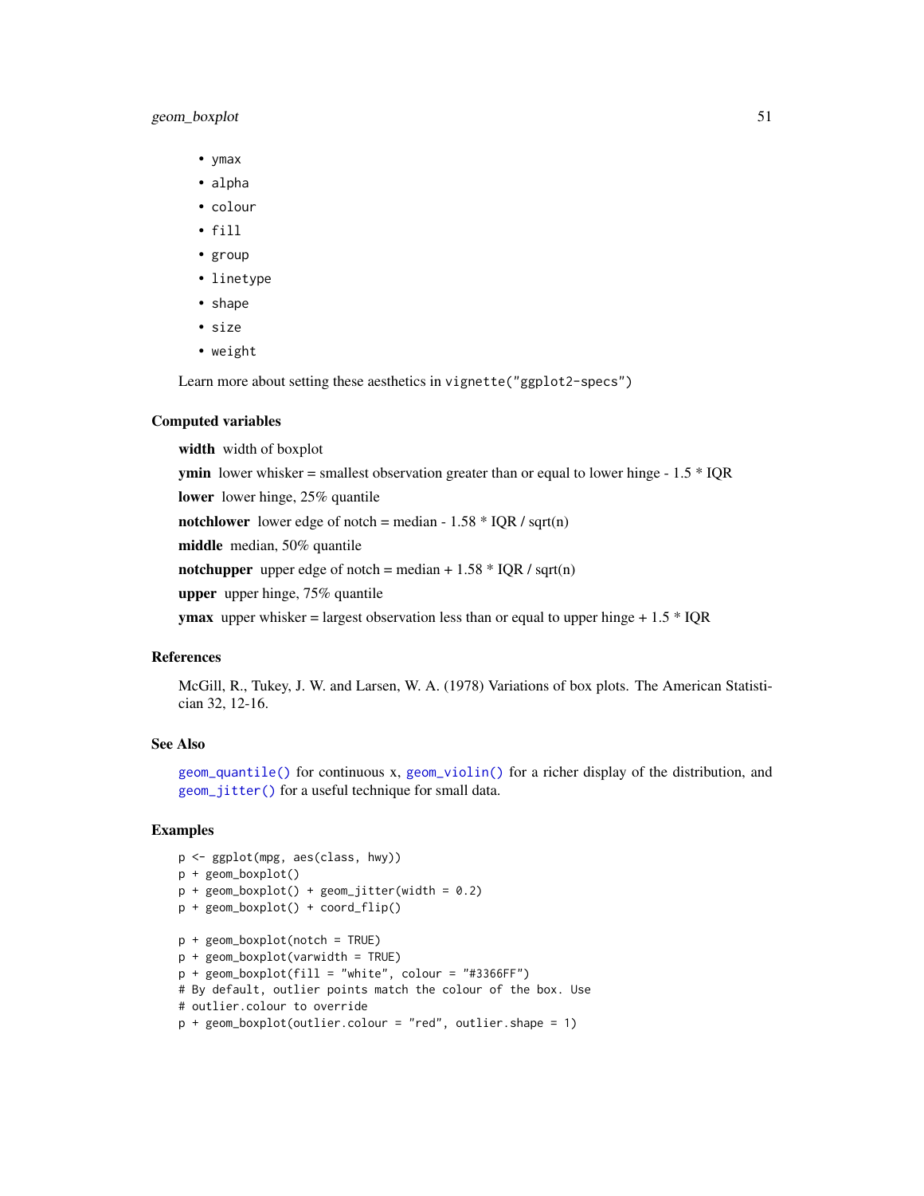- ymax
- alpha
- colour
- fill
- group
- linetype
- shape
- size
- weight

Learn more about setting these aesthetics in vignette("ggplot2-specs")

### Computed variables

**width** width of boxplot

**ymin** lower whisker = smallest observation greater than or equal to lower hinge - 1.5 * IQR

**lower** lower hinge, 25% quantile

**notchlower** lower edge of notch = median - 1.58 * IQR / sqrt(n)

**middle** median, 50% quantile

**notchupper** upper edge of notch = median + 1.58 * IQR / sqrt(n)

**upper** upper hinge, 75% quantile

**ymax** upper whisker = largest observation less than or equal to upper hinge + 1.5 * IQR

### References

McGill, R., Tukey, J. W. and Larsen, W. A. (1978) Variations of box plots. The American Statistician 32, 12-16.

### See Also

geom_quantile() for continuous x, geom_violin() for a richer display of the distribution, and geom_jitter() for a useful technique for small data.

### Examples

```
p <- ggplot(mpg, aes(class, hwy))
p + geom_boxplot()
p + geom_boxplot() + geom_jitter(width = 0.2)
p + geom_boxplot() + coord_flip()

p + geom_boxplot(notch = TRUE)
p + geom_boxplot(varwidth = TRUE)
p + geom_boxplot(fill = "white", colour = "#3366FF")
# By default, outlier points match the colour of the box. Use
# outlier.colour to override
p + geom_boxplot(outlier.colour = "red", outlier.shape = 1)
```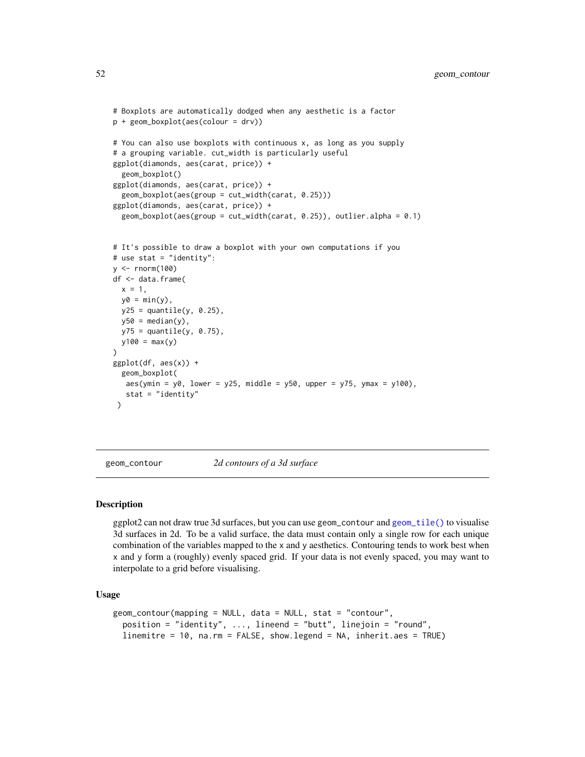```
# Boxplots are automatically dodged when any aesthetic is a factor
p + geom_boxplot(aes(colour = drv))

# You can also use boxplots with continuous x, as long as you supply
# a grouping variable. cut_width is particularly useful
ggplot(diamonds, aes(carat, price)) +
  geom_boxplot()
ggplot(diamonds, aes(carat, price)) +
  geom_boxplot(aes(group = cut_width(carat, 0.25)))
ggplot(diamonds, aes(carat, price)) +
  geom_boxplot(aes(group = cut_width(carat, 0.25)), outlier.alpha = 0.1)


# It's possible to draw a boxplot with your own computations if you
# use stat = "identity":
y <- rnorm(100)
df <- data.frame(
  x = 1,
  y0 = min(y),
  y25 = quantile(y, 0.25),
  y50 = median(y),
  y75 = quantile(y, 0.75),
  y100 = max(y)
)
ggplot(df, aes(x)) +
  geom_boxplot(
   aes(ymin = y0, lower = y25, middle = y50, upper = y75, ymax = y100),
   stat = "identity"
 )
```

## geom_contour — *2d contours of a 3d surface*

### Description

ggplot2 can not draw true 3d surfaces, but you can use geom_contour and geom_tile() to visualise 3d surfaces in 2d. To be a valid surface, the data must contain only a single row for each unique combination of the variables mapped to the x and y aesthetics. Contouring tends to work best when x and y form a (roughly) evenly spaced grid. If your data is not evenly spaced, you may want to interpolate to a grid before visualising.

### Usage

```
geom_contour(mapping = NULL, data = NULL, stat = "contour",
  position = "identity", ..., lineend = "butt", linejoin = "round",
  linemitre = 10, na.rm = FALSE, show.legend = NA, inherit.aes = TRUE)
```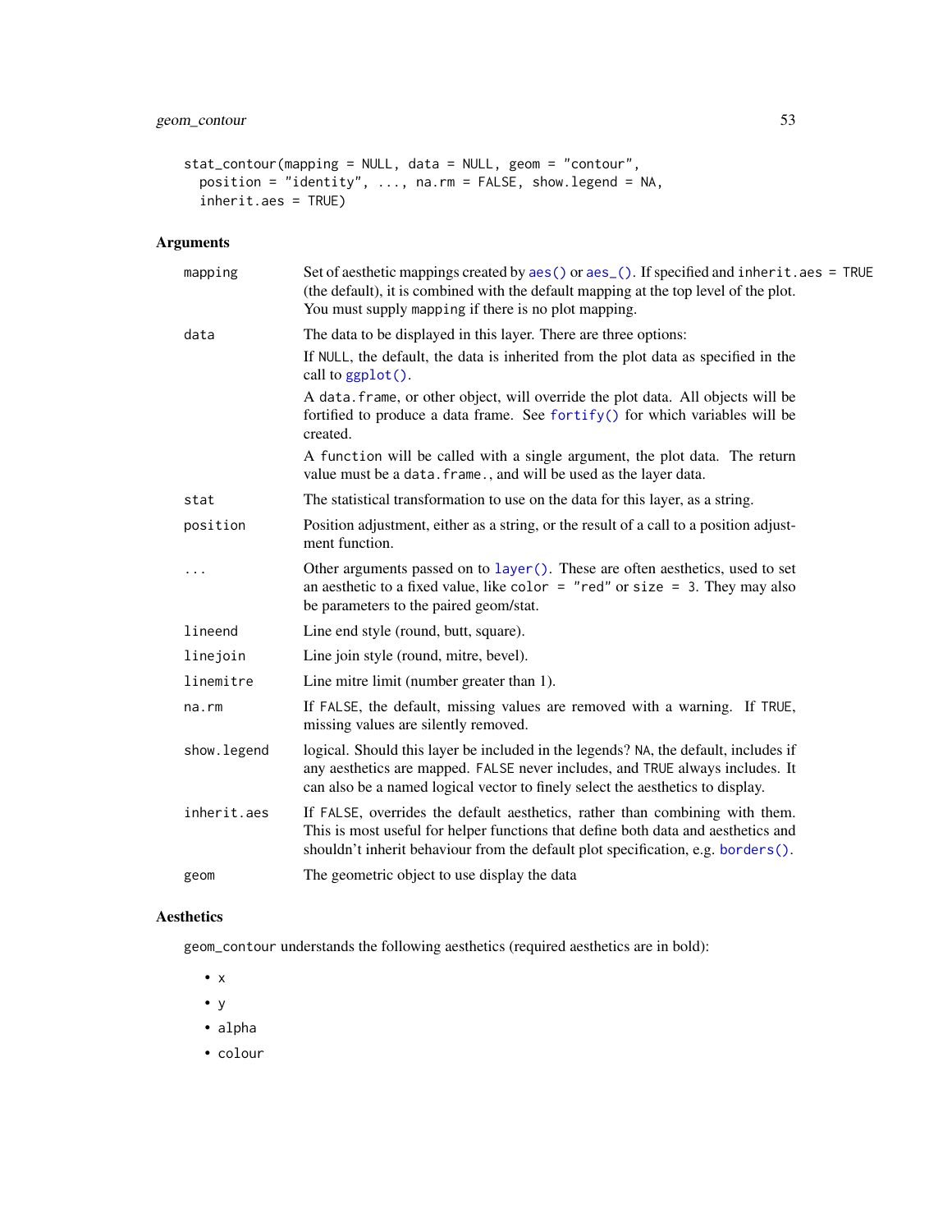```
stat_contour(mapping = NULL, data = NULL, geom = "contour",
  position = "identity", ..., na.rm = FALSE, show.legend = NA,
  inherit.aes = TRUE)
```

## Arguments

| | |
|---|---|
| mapping | Set of aesthetic mappings created by `aes()` or `aes_()`. If specified and `inherit.aes = TRUE` (the default), it is combined with the default mapping at the top level of the plot. You must supply `mapping` if there is no plot mapping. |
| data | The data to be displayed in this layer. There are three options: <br> If `NULL`, the default, the data is inherited from the plot data as specified in the call to `ggplot()`. <br> A `data.frame`, or other object, will override the plot data. All objects will be fortified to produce a data frame. See `fortify()` for which variables will be created. <br> A `function` will be called with a single argument, the plot data. The return value must be a `data.frame.`, and will be used as the layer data. |
| stat | The statistical transformation to use on the data for this layer, as a string. |
| position | Position adjustment, either as a string, or the result of a call to a position adjustment function. |
| ... | Other arguments passed on to `layer()`. These are often aesthetics, used to set an aesthetic to a fixed value, like `color = "red"` or `size = 3`. They may also be parameters to the paired geom/stat. |
| lineend | Line end style (round, butt, square). |
| linejoin | Line join style (round, mitre, bevel). |
| linemitre | Line mitre limit (number greater than 1). |
| na.rm | If `FALSE`, the default, missing values are removed with a warning. If `TRUE`, missing values are silently removed. |
| show.legend | logical. Should this layer be included in the legends? `NA`, the default, includes if any aesthetics are mapped. `FALSE` never includes, and `TRUE` always includes. It can also be a named logical vector to finely select the aesthetics to display. |
| inherit.aes | If `FALSE`, overrides the default aesthetics, rather than combining with them. This is most useful for helper functions that define both data and aesthetics and shouldn't inherit behaviour from the default plot specification, e.g. `borders()`. |
| geom | The geometric object to use display the data |

## Aesthetics

`geom_contour` understands the following aesthetics (required aesthetics are in bold):

- **`x`**
- **`y`**
- `alpha`
- `colour`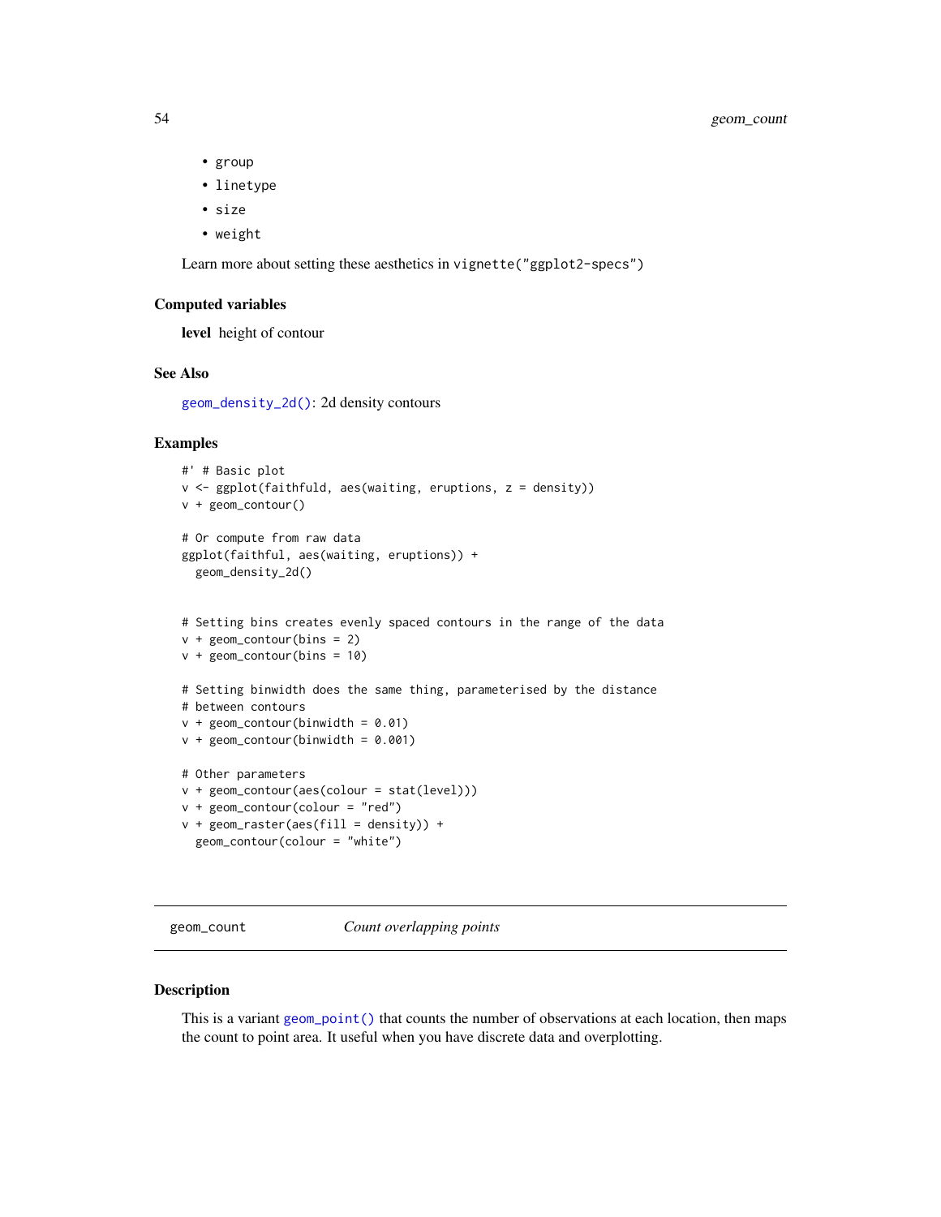- group
- linetype
- size
- weight

Learn more about setting these aesthetics in `vignette("ggplot2-specs")`

### Computed variables

**level** height of contour

### See Also

`geom_density_2d()`: 2d density contours

### Examples

```
#' # Basic plot
v <- ggplot(faithfuld, aes(waiting, eruptions, z = density))
v + geom_contour()

# Or compute from raw data
ggplot(faithful, aes(waiting, eruptions)) +
  geom_density_2d()


# Setting bins creates evenly spaced contours in the range of the data
v + geom_contour(bins = 2)
v + geom_contour(bins = 10)

# Setting binwidth does the same thing, parameterised by the distance
# between contours
v + geom_contour(binwidth = 0.01)
v + geom_contour(binwidth = 0.001)

# Other parameters
v + geom_contour(aes(colour = stat(level)))
v + geom_contour(colour = "red")
v + geom_raster(aes(fill = density)) +
  geom_contour(colour = "white")
```

---

## geom_count *Count overlapping points*

### Description

This is a variant `geom_point()` that counts the number of observations at each location, then maps the count to point area. It useful when you have discrete data and overplotting.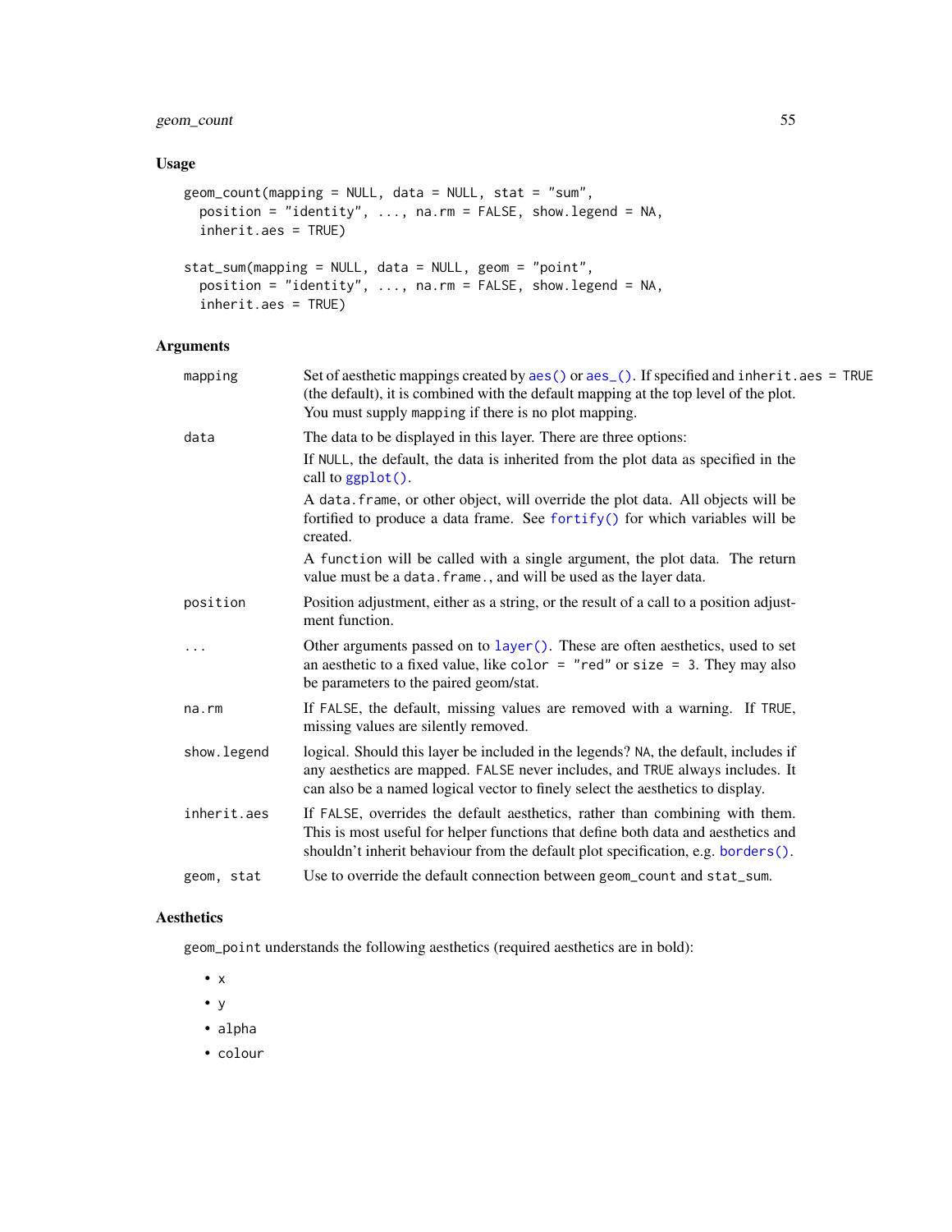### Usage

```
geom_count(mapping = NULL, data = NULL, stat = "sum",
  position = "identity", ..., na.rm = FALSE, show.legend = NA,
  inherit.aes = TRUE)

stat_sum(mapping = NULL, data = NULL, geom = "point",
  position = "identity", ..., na.rm = FALSE, show.legend = NA,
  inherit.aes = TRUE)
```

### Arguments

| | |
|---|---|
| `mapping` | Set of aesthetic mappings created by `aes()` or `aes_()`. If specified and `inherit.aes = TRUE` (the default), it is combined with the default mapping at the top level of the plot. You must supply `mapping` if there is no plot mapping. |
| `data` | The data to be displayed in this layer. There are three options:<br>If `NULL`, the default, the data is inherited from the plot data as specified in the call to `ggplot()`.<br>A `data.frame`, or other object, will override the plot data. All objects will be fortified to produce a data frame. See `fortify()` for which variables will be created.<br>A `function` will be called with a single argument, the plot data. The return value must be a `data.frame.`, and will be used as the layer data. |
| `position` | Position adjustment, either as a string, or the result of a call to a position adjustment function. |
| `...` | Other arguments passed on to `layer()`. These are often aesthetics, used to set an aesthetic to a fixed value, like `color = "red"` or `size = 3`. They may also be parameters to the paired geom/stat. |
| `na.rm` | If `FALSE`, the default, missing values are removed with a warning. If `TRUE`, missing values are silently removed. |
| `show.legend` | logical. Should this layer be included in the legends? `NA`, the default, includes if any aesthetics are mapped. `FALSE` never includes, and `TRUE` always includes. It can also be a named logical vector to finely select the aesthetics to display. |
| `inherit.aes` | If `FALSE`, overrides the default aesthetics, rather than combining with them. This is most useful for helper functions that define both data and aesthetics and shouldn't inherit behaviour from the default plot specification, e.g. `borders()`. |
| `geom, stat` | Use to override the default connection between `geom_count` and `stat_sum`. |

### Aesthetics

`geom_point` understands the following aesthetics (required aesthetics are in bold):

- **`x`**
- **`y`**
- `alpha`
- `colour`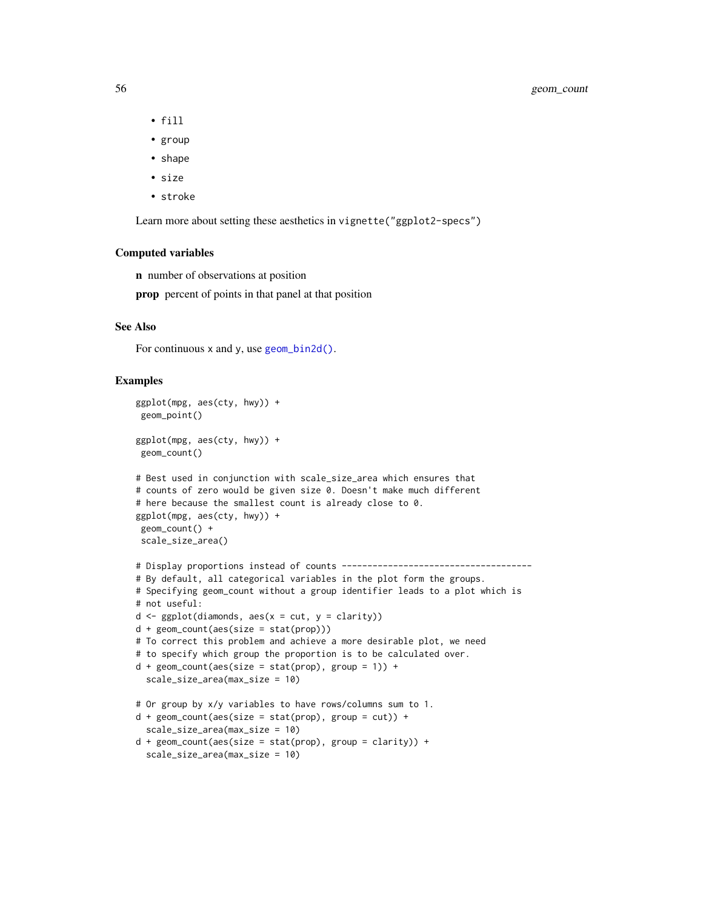- fill
- group
- shape
- size
- stroke

Learn more about setting these aesthetics in `vignette("ggplot2-specs")`

### Computed variables

**n** number of observations at position

**prop** percent of points in that panel at that position

### See Also

For continuous x and y, use `geom_bin2d()`.

### Examples

```
ggplot(mpg, aes(cty, hwy)) +
 geom_point()

ggplot(mpg, aes(cty, hwy)) +
 geom_count()

# Best used in conjunction with scale_size_area which ensures that
# counts of zero would be given size 0. Doesn't make much different
# here because the smallest count is already close to 0.
ggplot(mpg, aes(cty, hwy)) +
 geom_count() +
 scale_size_area()

# Display proportions instead of counts -------------------------------------
# By default, all categorical variables in the plot form the groups.
# Specifying geom_count without a group identifier leads to a plot which is
# not useful:
d <- ggplot(diamonds, aes(x = cut, y = clarity))
d + geom_count(aes(size = stat(prop)))
# To correct this problem and achieve a more desirable plot, we need
# to specify which group the proportion is to be calculated over.
d + geom_count(aes(size = stat(prop), group = 1)) +
  scale_size_area(max_size = 10)

# Or group by x/y variables to have rows/columns sum to 1.
d + geom_count(aes(size = stat(prop), group = cut)) +
  scale_size_area(max_size = 10)
d + geom_count(aes(size = stat(prop), group = clarity)) +
  scale_size_area(max_size = 10)
```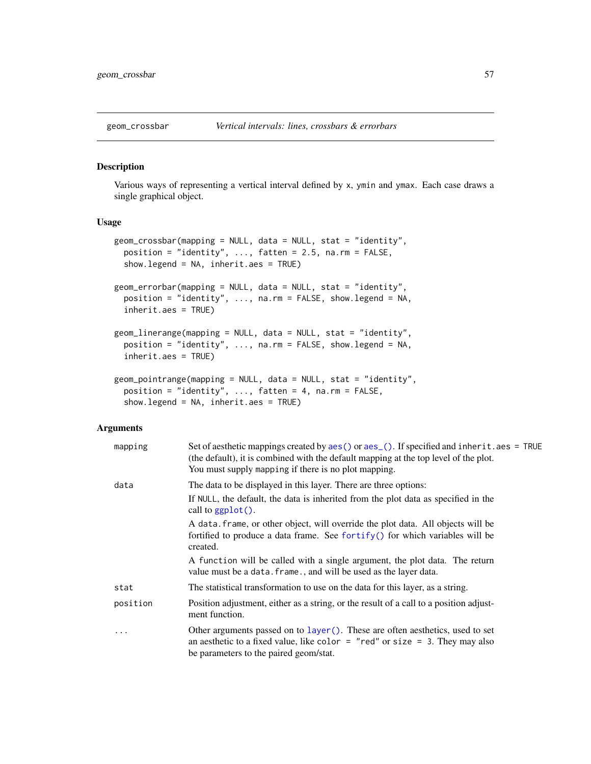## geom_crossbar — *Vertical intervals: lines, crossbars & errorbars*

### Description

Various ways of representing a vertical interval defined by x, ymin and ymax. Each case draws a single graphical object.

### Usage

```
geom_crossbar(mapping = NULL, data = NULL, stat = "identity",
  position = "identity", ..., fatten = 2.5, na.rm = FALSE,
  show.legend = NA, inherit.aes = TRUE)

geom_errorbar(mapping = NULL, data = NULL, stat = "identity",
  position = "identity", ..., na.rm = FALSE, show.legend = NA,
  inherit.aes = TRUE)

geom_linerange(mapping = NULL, data = NULL, stat = "identity",
  position = "identity", ..., na.rm = FALSE, show.legend = NA,
  inherit.aes = TRUE)

geom_pointrange(mapping = NULL, data = NULL, stat = "identity",
  position = "identity", ..., fatten = 4, na.rm = FALSE,
  show.legend = NA, inherit.aes = TRUE)
```

### Arguments

| | |
|---|---|
| `mapping` | Set of aesthetic mappings created by `aes()` or `aes_()`. If specified and `inherit.aes = TRUE` (the default), it is combined with the default mapping at the top level of the plot. You must supply `mapping` if there is no plot mapping. |
| `data` | The data to be displayed in this layer. There are three options:<br>If `NULL`, the default, the data is inherited from the plot data as specified in the call to `ggplot()`.<br>A `data.frame`, or other object, will override the plot data. All objects will be fortified to produce a data frame. See `fortify()` for which variables will be created.<br>A `function` will be called with a single argument, the plot data. The return value must be a `data.frame.`, and will be used as the layer data. |
| `stat` | The statistical transformation to use on the data for this layer, as a string. |
| `position` | Position adjustment, either as a string, or the result of a call to a position adjustment function. |
| `...` | Other arguments passed on to `layer()`. These are often aesthetics, used to set an aesthetic to a fixed value, like `color = "red"` or `size = 3`. They may also be parameters to the paired geom/stat. |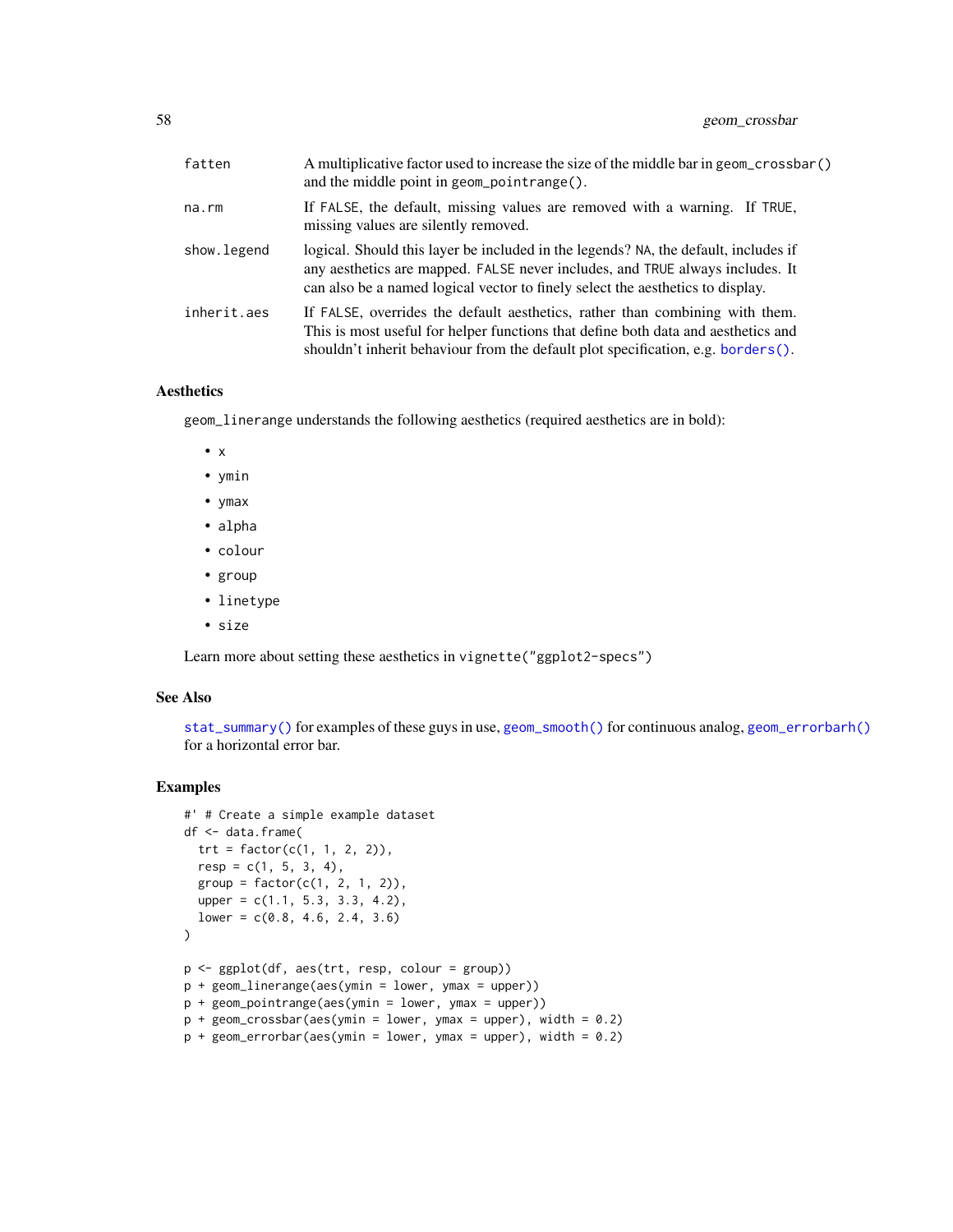| | |
|---|---|
| fatten | A multiplicative factor used to increase the size of the middle bar in geom_crossbar() and the middle point in geom_pointrange(). |
| na.rm | If FALSE, the default, missing values are removed with a warning. If TRUE, missing values are silently removed. |
| show.legend | logical. Should this layer be included in the legends? NA, the default, includes if any aesthetics are mapped. FALSE never includes, and TRUE always includes. It can also be a named logical vector to finely select the aesthetics to display. |
| inherit.aes | If FALSE, overrides the default aesthetics, rather than combining with them. This is most useful for helper functions that define both data and aesthetics and shouldn't inherit behaviour from the default plot specification, e.g. borders(). |

### Aesthetics

geom_linerange understands the following aesthetics (required aesthetics are in bold):

- x
- ymin
- ymax
- alpha
- colour
- group
- linetype
- size

Learn more about setting these aesthetics in vignette("ggplot2-specs")

### See Also

stat_summary() for examples of these guys in use, geom_smooth() for continuous analog, geom_errorbarh() for a horizontal error bar.

### Examples

```
#' # Create a simple example dataset
df <- data.frame(
  trt = factor(c(1, 1, 2, 2)),
  resp = c(1, 5, 3, 4),
  group = factor(c(1, 2, 1, 2)),
  upper = c(1.1, 5.3, 3.3, 4.2),
  lower = c(0.8, 4.6, 2.4, 3.6)
)

p <- ggplot(df, aes(trt, resp, colour = group))
p + geom_linerange(aes(ymin = lower, ymax = upper))
p + geom_pointrange(aes(ymin = lower, ymax = upper))
p + geom_crossbar(aes(ymin = lower, ymax = upper), width = 0.2)
p + geom_errorbar(aes(ymin = lower, ymax = upper), width = 0.2)
```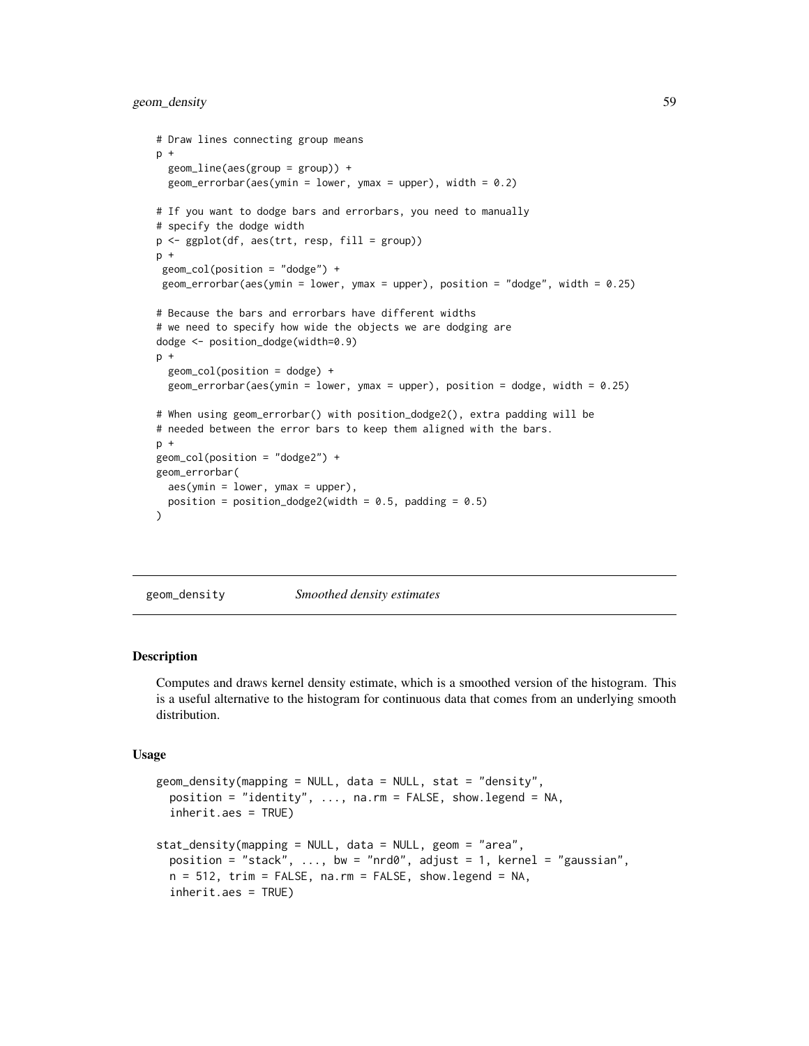```
# Draw lines connecting group means
p +
  geom_line(aes(group = group)) +
  geom_errorbar(aes(ymin = lower, ymax = upper), width = 0.2)

# If you want to dodge bars and errorbars, you need to manually
# specify the dodge width
p <- ggplot(df, aes(trt, resp, fill = group))
p +
 geom_col(position = "dodge") +
 geom_errorbar(aes(ymin = lower, ymax = upper), position = "dodge", width = 0.25)

# Because the bars and errorbars have different widths
# we need to specify how wide the objects we are dodging are
dodge <- position_dodge(width=0.9)
p +
  geom_col(position = dodge) +
  geom_errorbar(aes(ymin = lower, ymax = upper), position = dodge, width = 0.25)

# When using geom_errorbar() with position_dodge2(), extra padding will be
# needed between the error bars to keep them aligned with the bars.
p +
geom_col(position = "dodge2") +
geom_errorbar(
  aes(ymin = lower, ymax = upper),
  position = position_dodge2(width = 0.5, padding = 0.5)
)
```

## geom_density — *Smoothed density estimates*

### Description

Computes and draws kernel density estimate, which is a smoothed version of the histogram. This is a useful alternative to the histogram for continuous data that comes from an underlying smooth distribution.

### Usage

```
geom_density(mapping = NULL, data = NULL, stat = "density",
  position = "identity", ..., na.rm = FALSE, show.legend = NA,
  inherit.aes = TRUE)

stat_density(mapping = NULL, data = NULL, geom = "area",
  position = "stack", ..., bw = "nrd0", adjust = 1, kernel = "gaussian",
  n = 512, trim = FALSE, na.rm = FALSE, show.legend = NA,
  inherit.aes = TRUE)
```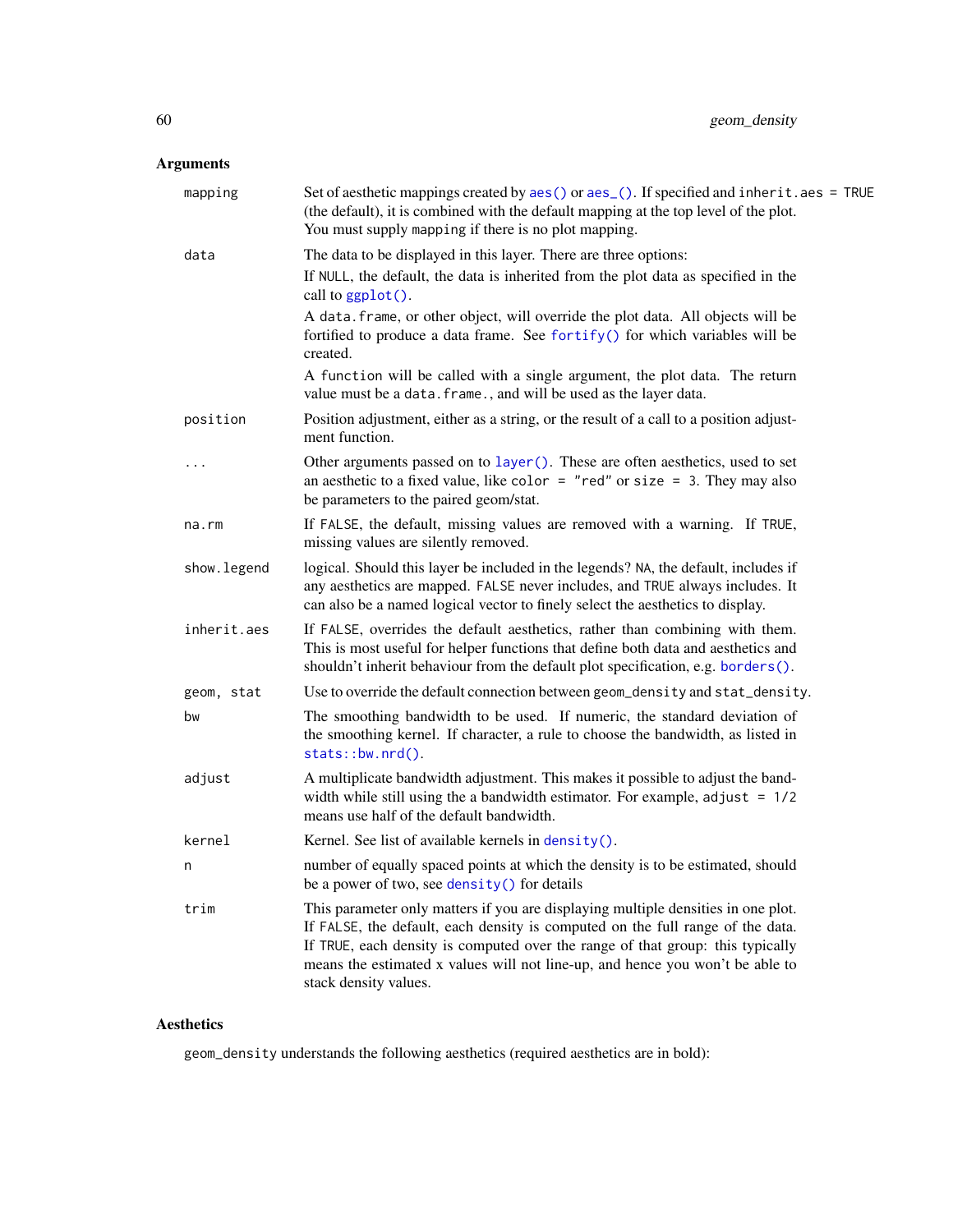## Arguments

| | |
|---|---|
| `mapping` | Set of aesthetic mappings created by `aes()` or `aes_()`. If specified and `inherit.aes = TRUE` (the default), it is combined with the default mapping at the top level of the plot. You must supply `mapping` if there is no plot mapping. |
| `data` | The data to be displayed in this layer. There are three options: If `NULL`, the default, the data is inherited from the plot data as specified in the call to `ggplot()`. A `data.frame`, or other object, will override the plot data. All objects will be fortified to produce a data frame. See `fortify()` for which variables will be created. A `function` will be called with a single argument, the plot data. The return value must be a `data.frame.`, and will be used as the layer data. |
| `position` | Position adjustment, either as a string, or the result of a call to a position adjustment function. |
| `...` | Other arguments passed on to `layer()`. These are often aesthetics, used to set an aesthetic to a fixed value, like `color = "red"` or `size = 3`. They may also be parameters to the paired geom/stat. |
| `na.rm` | If `FALSE`, the default, missing values are removed with a warning. If `TRUE`, missing values are silently removed. |
| `show.legend` | logical. Should this layer be included in the legends? `NA`, the default, includes if any aesthetics are mapped. `FALSE` never includes, and `TRUE` always includes. It can also be a named logical vector to finely select the aesthetics to display. |
| `inherit.aes` | If `FALSE`, overrides the default aesthetics, rather than combining with them. This is most useful for helper functions that define both data and aesthetics and shouldn't inherit behaviour from the default plot specification, e.g. `borders()`. |
| `geom, stat` | Use to override the default connection between `geom_density` and `stat_density`. |
| `bw` | The smoothing bandwidth to be used. If numeric, the standard deviation of the smoothing kernel. If character, a rule to choose the bandwidth, as listed in `stats::bw.nrd()`. |
| `adjust` | A multiplicate bandwidth adjustment. This makes it possible to adjust the bandwidth while still using the a bandwidth estimator. For example, `adjust = 1/2` means use half of the default bandwidth. |
| `kernel` | Kernel. See list of available kernels in `density()`. |
| `n` | number of equally spaced points at which the density is to be estimated, should be a power of two, see `density()` for details |
| `trim` | This parameter only matters if you are displaying multiple densities in one plot. If `FALSE`, the default, each density is computed on the full range of the data. If `TRUE`, each density is computed over the range of that group: this typically means the estimated x values will not line-up, and hence you won't be able to stack density values. |

## Aesthetics

`geom_density` understands the following aesthetics (required aesthetics are in bold):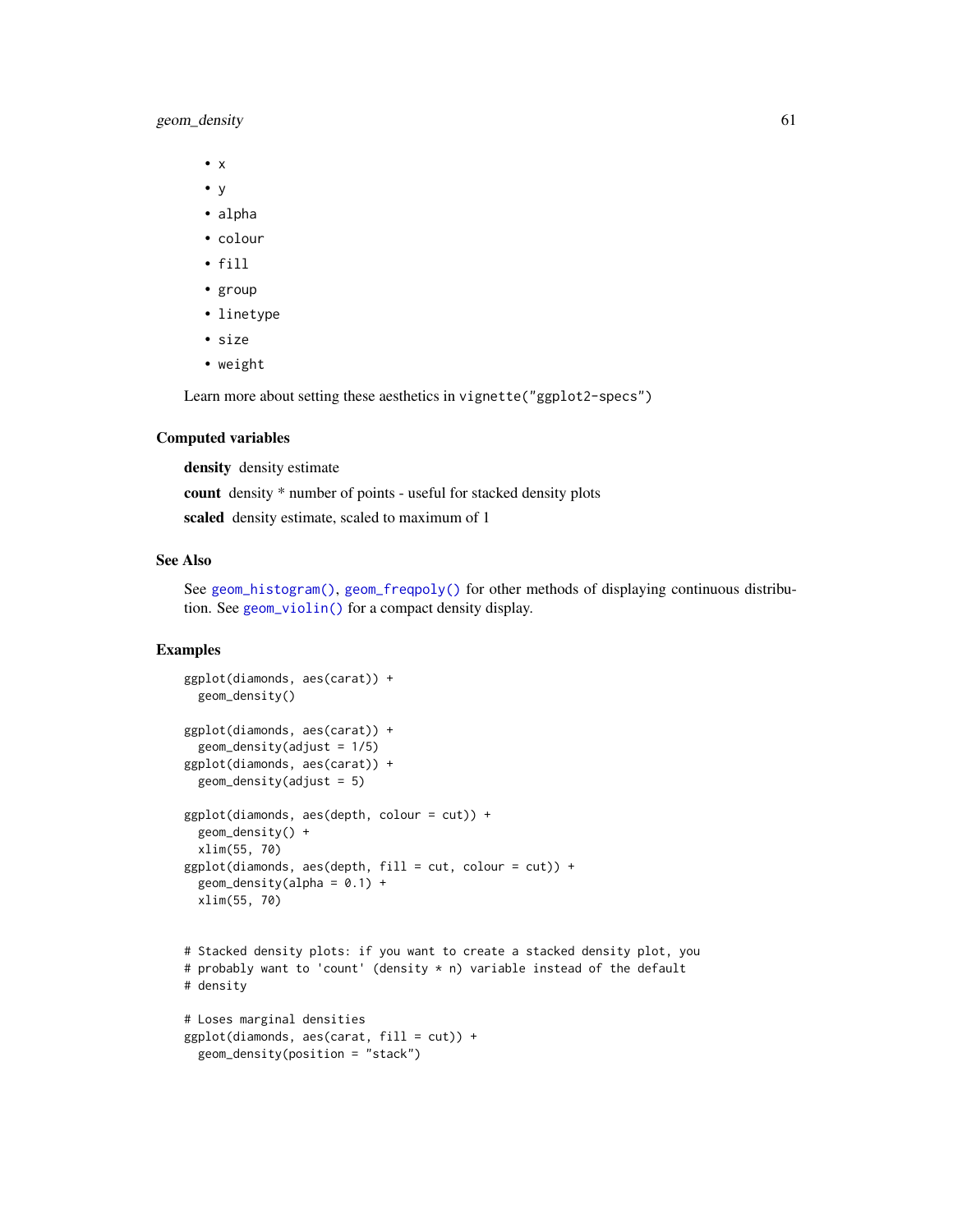- x
- y
- alpha
- colour
- fill
- group
- linetype
- size
- weight

Learn more about setting these aesthetics in vignette("ggplot2-specs")

### Computed variables

**density** density estimate

**count** density * number of points - useful for stacked density plots

**scaled** density estimate, scaled to maximum of 1

### See Also

See geom_histogram(), geom_freqpoly() for other methods of displaying continuous distribution. See geom_violin() for a compact density display.

### Examples

```
ggplot(diamonds, aes(carat)) +
  geom_density()

ggplot(diamonds, aes(carat)) +
  geom_density(adjust = 1/5)
ggplot(diamonds, aes(carat)) +
  geom_density(adjust = 5)

ggplot(diamonds, aes(depth, colour = cut)) +
  geom_density() +
  xlim(55, 70)
ggplot(diamonds, aes(depth, fill = cut, colour = cut)) +
  geom_density(alpha = 0.1) +
  xlim(55, 70)


# Stacked density plots: if you want to create a stacked density plot, you
# probably want to 'count' (density * n) variable instead of the default
# density

# Loses marginal densities
ggplot(diamonds, aes(carat, fill = cut)) +
  geom_density(position = "stack")
```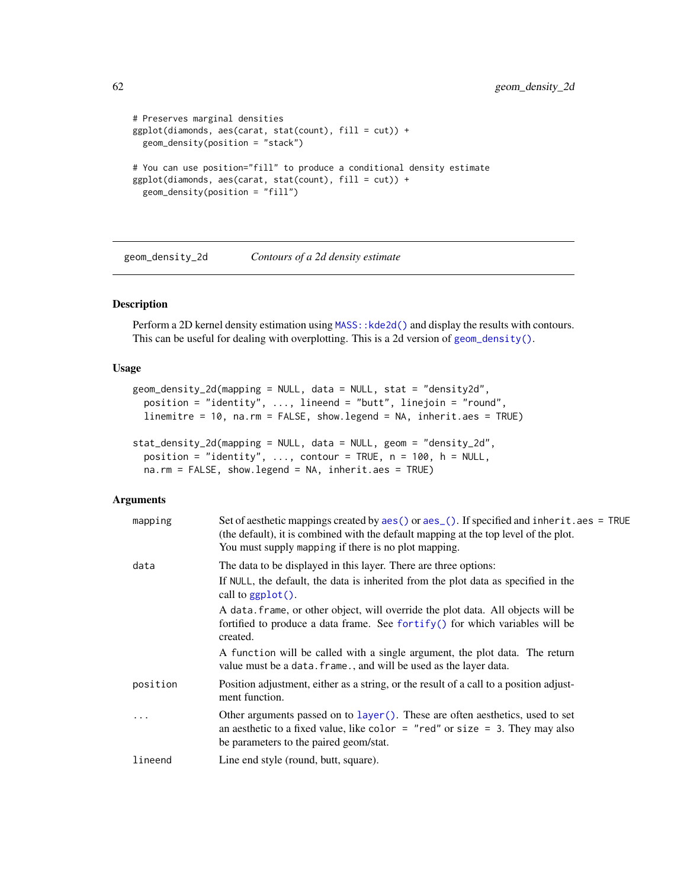```
# Preserves marginal densities
ggplot(diamonds, aes(carat, stat(count), fill = cut)) +
  geom_density(position = "stack")

# You can use position="fill" to produce a conditional density estimate
ggplot(diamonds, aes(carat, stat(count), fill = cut)) +
  geom_density(position = "fill")
```

## geom_density_2d *Contours of a 2d density estimate*

### Description

Perform a 2D kernel density estimation using MASS::kde2d() and display the results with contours. This can be useful for dealing with overplotting. This is a 2d version of geom_density().

### Usage

```
geom_density_2d(mapping = NULL, data = NULL, stat = "density2d",
  position = "identity", ..., lineend = "butt", linejoin = "round",
  linemitre = 10, na.rm = FALSE, show.legend = NA, inherit.aes = TRUE)

stat_density_2d(mapping = NULL, data = NULL, geom = "density_2d",
  position = "identity", ..., contour = TRUE, n = 100, h = NULL,
  na.rm = FALSE, show.legend = NA, inherit.aes = TRUE)
```

### Arguments

| | |
|---|---|
| mapping | Set of aesthetic mappings created by aes() or aes_(). If specified and inherit.aes = TRUE (the default), it is combined with the default mapping at the top level of the plot. You must supply mapping if there is no plot mapping. |
| data | The data to be displayed in this layer. There are three options:<br>If NULL, the default, the data is inherited from the plot data as specified in the call to ggplot().<br>A data.frame, or other object, will override the plot data. All objects will be fortified to produce a data frame. See fortify() for which variables will be created.<br>A function will be called with a single argument, the plot data. The return value must be a data.frame., and will be used as the layer data. |
| position | Position adjustment, either as a string, or the result of a call to a position adjustment function. |
| ... | Other arguments passed on to layer(). These are often aesthetics, used to set an aesthetic to a fixed value, like color = "red" or size = 3. They may also be parameters to the paired geom/stat. |
| lineend | Line end style (round, butt, square). |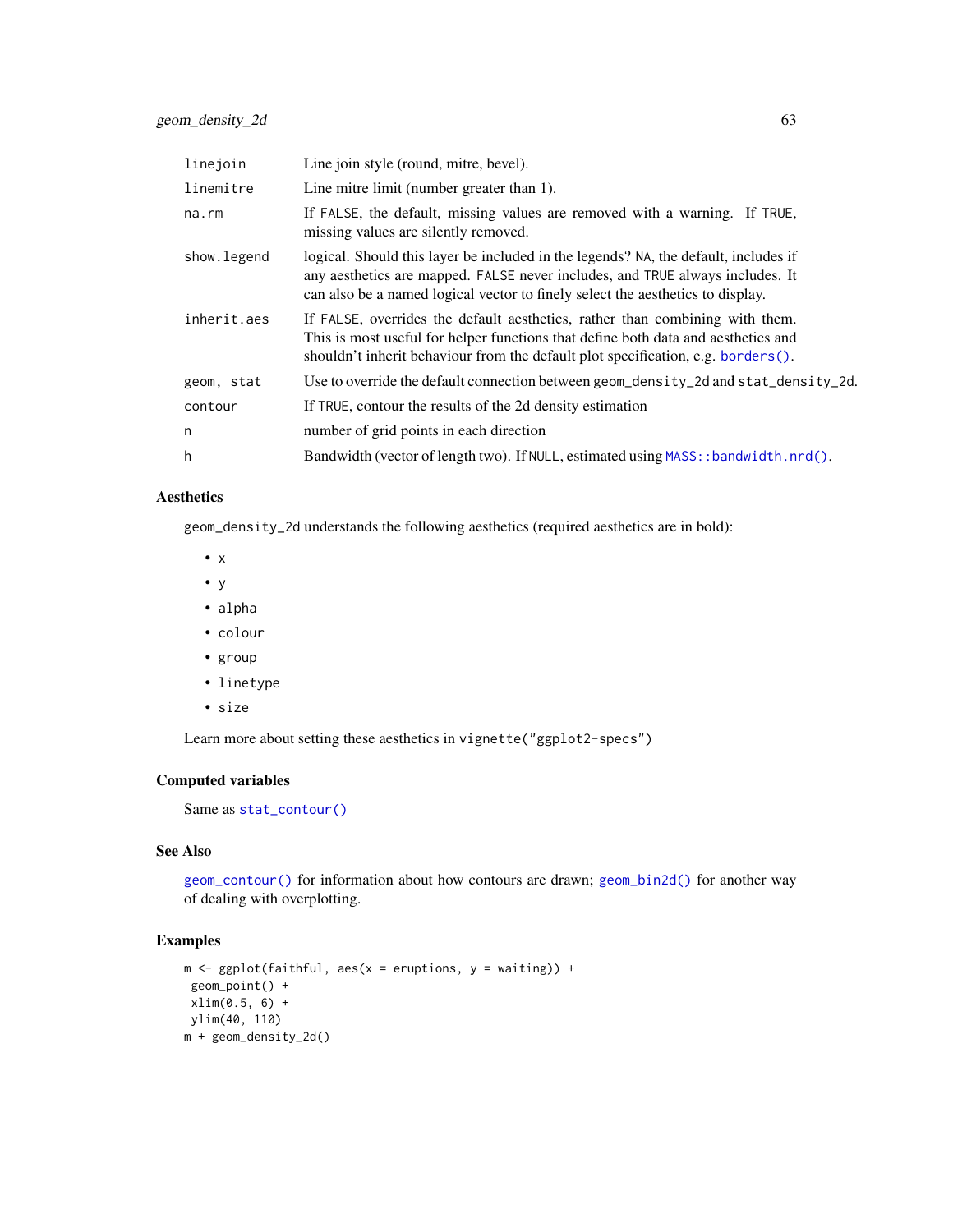| | |
|---|---|
| `linejoin` | Line join style (round, mitre, bevel). |
| `linemitre` | Line mitre limit (number greater than 1). |
| `na.rm` | If `FALSE`, the default, missing values are removed with a warning. If `TRUE`, missing values are silently removed. |
| `show.legend` | logical. Should this layer be included in the legends? `NA`, the default, includes if any aesthetics are mapped. `FALSE` never includes, and `TRUE` always includes. It can also be a named logical vector to finely select the aesthetics to display. |
| `inherit.aes` | If `FALSE`, overrides the default aesthetics, rather than combining with them. This is most useful for helper functions that define both data and aesthetics and shouldn't inherit behaviour from the default plot specification, e.g. `borders()`. |
| `geom, stat` | Use to override the default connection between `geom_density_2d` and `stat_density_2d`. |
| `contour` | If `TRUE`, contour the results of the 2d density estimation |
| `n` | number of grid points in each direction |
| `h` | Bandwidth (vector of length two). If `NULL`, estimated using `MASS::bandwidth.nrd()`. |

## Aesthetics

`geom_density_2d` understands the following aesthetics (required aesthetics are in bold):

- `x`
- `y`
- `alpha`
- `colour`
- `group`
- `linetype`
- `size`

Learn more about setting these aesthetics in `vignette("ggplot2-specs")`

## Computed variables

Same as `stat_contour()`

## See Also

`geom_contour()` for information about how contours are drawn; `geom_bin2d()` for another way of dealing with overplotting.

## Examples

```
m <- ggplot(faithful, aes(x = eruptions, y = waiting)) +
 geom_point() +
 xlim(0.5, 6) +
 ylim(40, 110)
m + geom_density_2d()
```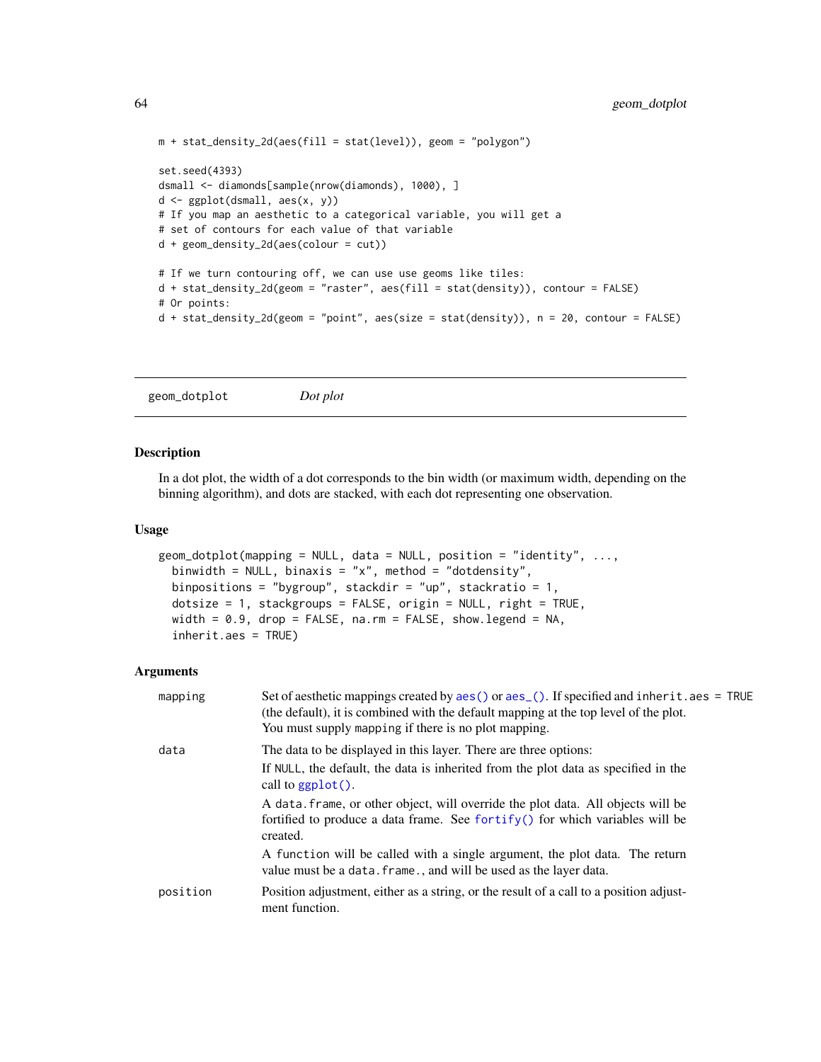```
m + stat_density_2d(aes(fill = stat(level)), geom = "polygon")

set.seed(4393)
dsmall <- diamonds[sample(nrow(diamonds), 1000), ]
d <- ggplot(dsmall, aes(x, y))
# If you map an aesthetic to a categorical variable, you will get a
# set of contours for each value of that variable
d + geom_density_2d(aes(colour = cut))

# If we turn contouring off, we can use use geoms like tiles:
d + stat_density_2d(geom = "raster", aes(fill = stat(density)), contour = FALSE)
# Or points:
d + stat_density_2d(geom = "point", aes(size = stat(density)), n = 20, contour = FALSE)
```

---

## geom_dotplot — *Dot plot*

### Description

In a dot plot, the width of a dot corresponds to the bin width (or maximum width, depending on the binning algorithm), and dots are stacked, with each dot representing one observation.

### Usage

```
geom_dotplot(mapping = NULL, data = NULL, position = "identity", ...,
  binwidth = NULL, binaxis = "x", method = "dotdensity",
  binpositions = "bygroup", stackdir = "up", stackratio = 1,
  dotsize = 1, stackgroups = FALSE, origin = NULL, right = TRUE,
  width = 0.9, drop = FALSE, na.rm = FALSE, show.legend = NA,
  inherit.aes = TRUE)
```

### Arguments

| | |
|---|---|
| `mapping` | Set of aesthetic mappings created by `aes()` or `aes_()`. If specified and `inherit.aes = TRUE` (the default), it is combined with the default mapping at the top level of the plot. You must supply `mapping` if there is no plot mapping. |
| `data` | The data to be displayed in this layer. There are three options:<br>If `NULL`, the default, the data is inherited from the plot data as specified in the call to `ggplot()`.<br>A `data.frame`, or other object, will override the plot data. All objects will be fortified to produce a data frame. See `fortify()` for which variables will be created.<br>A `function` will be called with a single argument, the plot data. The return value must be a `data.frame.`, and will be used as the layer data. |
| `position` | Position adjustment, either as a string, or the result of a call to a position adjustment function. |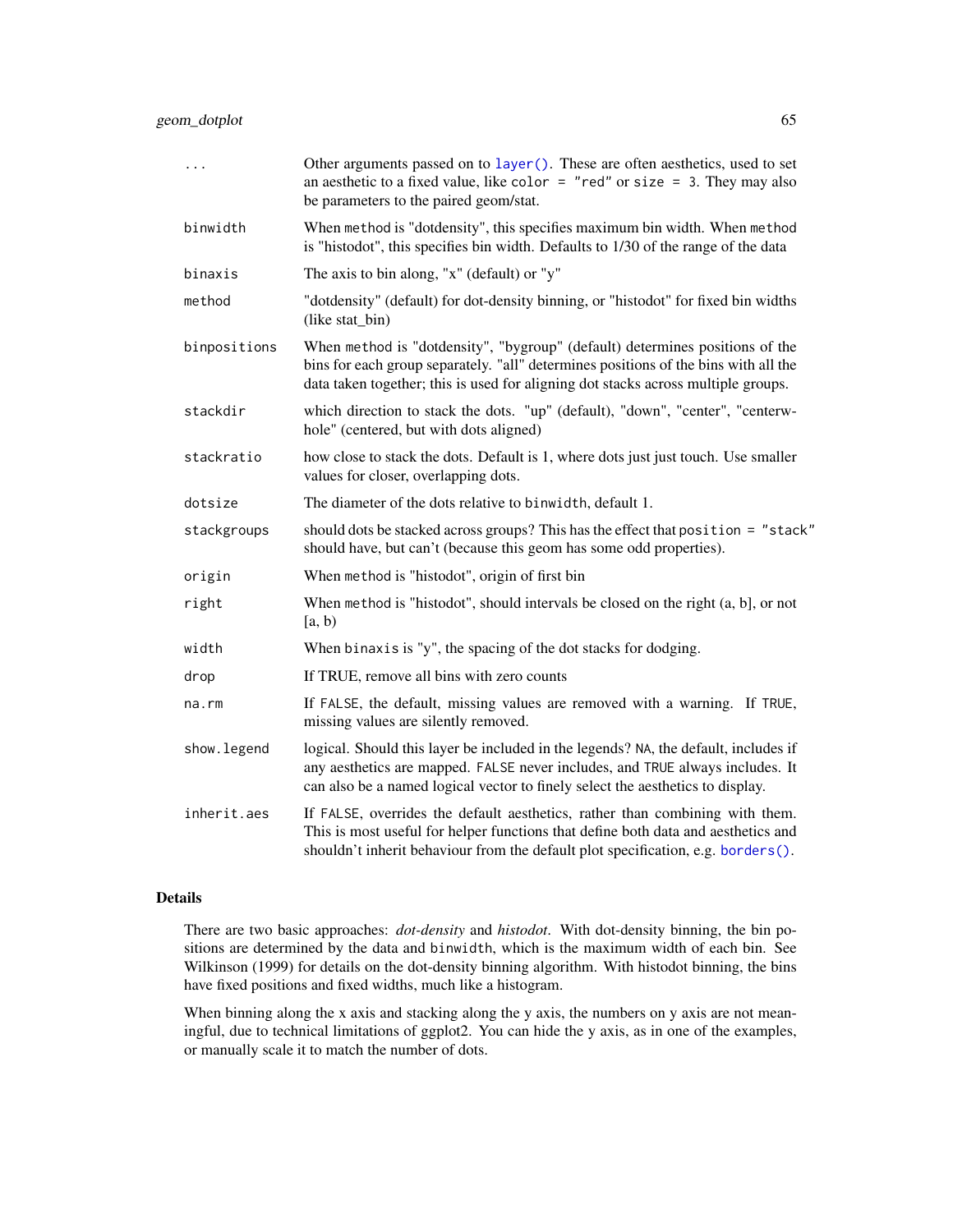| | |
|---|---|
| `...` | Other arguments passed on to `layer()`. These are often aesthetics, used to set an aesthetic to a fixed value, like `color = "red"` or `size = 3`. They may also be parameters to the paired geom/stat. |
| `binwidth` | When `method` is "dotdensity", this specifies maximum bin width. When `method` is "histodot", this specifies bin width. Defaults to 1/30 of the range of the data |
| `binaxis` | The axis to bin along, "x" (default) or "y" |
| `method` | "dotdensity" (default) for dot-density binning, or "histodot" for fixed bin widths (like stat_bin) |
| `binpositions` | When `method` is "dotdensity", "bygroup" (default) determines positions of the bins for each group separately. "all" determines positions of the bins with all the data taken together; this is used for aligning dot stacks across multiple groups. |
| `stackdir` | which direction to stack the dots. "up" (default), "down", "center", "centerwhole" (centered, but with dots aligned) |
| `stackratio` | how close to stack the dots. Default is 1, where dots just just touch. Use smaller values for closer, overlapping dots. |
| `dotsize` | The diameter of the dots relative to `binwidth`, default 1. |
| `stackgroups` | should dots be stacked across groups? This has the effect that `position = "stack"` should have, but can't (because this geom has some odd properties). |
| `origin` | When `method` is "histodot", origin of first bin |
| `right` | When `method` is "histodot", should intervals be closed on the right (a, b], or not [a, b) |
| `width` | When `binaxis` is "y", the spacing of the dot stacks for dodging. |
| `drop` | If TRUE, remove all bins with zero counts |
| `na.rm` | If `FALSE`, the default, missing values are removed with a warning. If `TRUE`, missing values are silently removed. |
| `show.legend` | logical. Should this layer be included in the legends? `NA`, the default, includes if any aesthetics are mapped. `FALSE` never includes, and `TRUE` always includes. It can also be a named logical vector to finely select the aesthetics to display. |
| `inherit.aes` | If `FALSE`, overrides the default aesthetics, rather than combining with them. This is most useful for helper functions that define both data and aesthetics and shouldn't inherit behaviour from the default plot specification, e.g. `borders()`. |

## Details

There are two basic approaches: *dot-density* and *histodot*. With dot-density binning, the bin positions are determined by the data and `binwidth`, which is the maximum width of each bin. See Wilkinson (1999) for details on the dot-density binning algorithm. With histodot binning, the bins have fixed positions and fixed widths, much like a histogram.

When binning along the x axis and stacking along the y axis, the numbers on y axis are not meaningful, due to technical limitations of ggplot2. You can hide the y axis, as in one of the examples, or manually scale it to match the number of dots.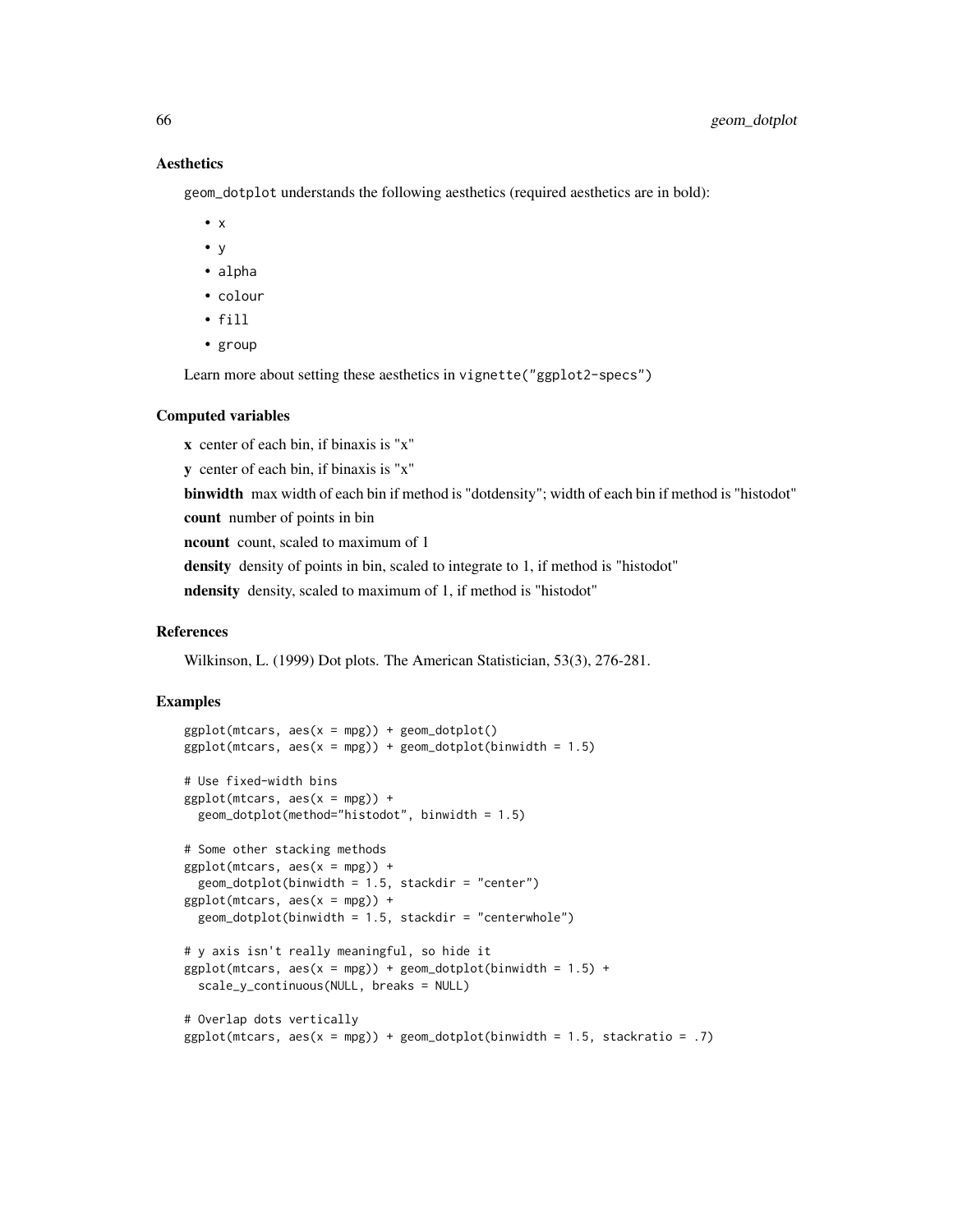### Aesthetics

`geom_dotplot` understands the following aesthetics (required aesthetics are in bold):

- `x`
- `y`
- `alpha`
- `colour`
- `fill`
- `group`

Learn more about setting these aesthetics in `vignette("ggplot2-specs")`

### Computed variables

**x** center of each bin, if binaxis is "x"

**y** center of each bin, if binaxis is "x"

**binwidth** max width of each bin if method is "dotdensity"; width of each bin if method is "histodot"

**count** number of points in bin

**ncount** count, scaled to maximum of 1

**density** density of points in bin, scaled to integrate to 1, if method is "histodot"

**ndensity** density, scaled to maximum of 1, if method is "histodot"

### References

Wilkinson, L. (1999) Dot plots. The American Statistician, 53(3), 276-281.

### Examples

```
ggplot(mtcars, aes(x = mpg)) + geom_dotplot()
ggplot(mtcars, aes(x = mpg)) + geom_dotplot(binwidth = 1.5)

# Use fixed-width bins
ggplot(mtcars, aes(x = mpg)) +
  geom_dotplot(method="histodot", binwidth = 1.5)

# Some other stacking methods
ggplot(mtcars, aes(x = mpg)) +
  geom_dotplot(binwidth = 1.5, stackdir = "center")
ggplot(mtcars, aes(x = mpg)) +
  geom_dotplot(binwidth = 1.5, stackdir = "centerwhole")

# y axis isn't really meaningful, so hide it
ggplot(mtcars, aes(x = mpg)) + geom_dotplot(binwidth = 1.5) +
  scale_y_continuous(NULL, breaks = NULL)

# Overlap dots vertically
ggplot(mtcars, aes(x = mpg)) + geom_dotplot(binwidth = 1.5, stackratio = .7)
```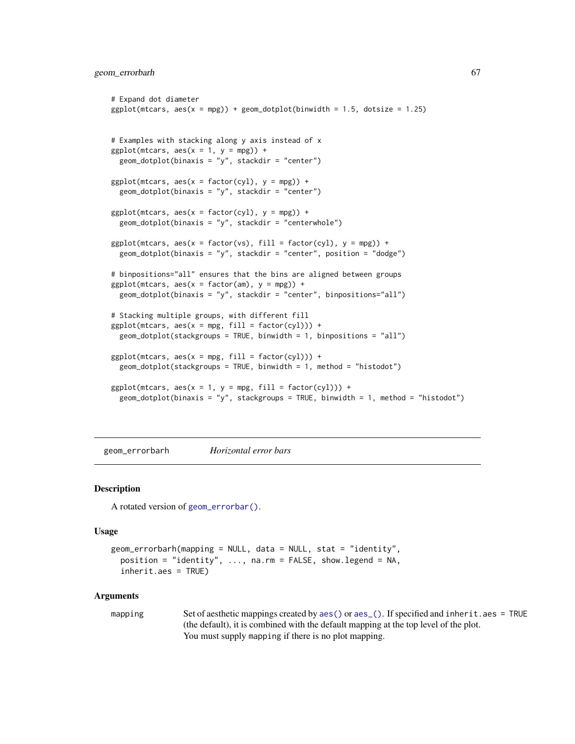```
# Expand dot diameter
ggplot(mtcars, aes(x = mpg)) + geom_dotplot(binwidth = 1.5, dotsize = 1.25)


# Examples with stacking along y axis instead of x
ggplot(mtcars, aes(x = 1, y = mpg)) +
  geom_dotplot(binaxis = "y", stackdir = "center")

ggplot(mtcars, aes(x = factor(cyl), y = mpg)) +
  geom_dotplot(binaxis = "y", stackdir = "center")

ggplot(mtcars, aes(x = factor(cyl), y = mpg)) +
  geom_dotplot(binaxis = "y", stackdir = "centerwhole")

ggplot(mtcars, aes(x = factor(vs), fill = factor(cyl), y = mpg)) +
  geom_dotplot(binaxis = "y", stackdir = "center", position = "dodge")

# binpositions="all" ensures that the bins are aligned between groups
ggplot(mtcars, aes(x = factor(am), y = mpg)) +
  geom_dotplot(binaxis = "y", stackdir = "center", binpositions="all")

# Stacking multiple groups, with different fill
ggplot(mtcars, aes(x = mpg, fill = factor(cyl))) +
  geom_dotplot(stackgroups = TRUE, binwidth = 1, binpositions = "all")

ggplot(mtcars, aes(x = mpg, fill = factor(cyl))) +
  geom_dotplot(stackgroups = TRUE, binwidth = 1, method = "histodot")

ggplot(mtcars, aes(x = 1, y = mpg, fill = factor(cyl))) +
  geom_dotplot(binaxis = "y", stackgroups = TRUE, binwidth = 1, method = "histodot")
```

## geom_errorbarh *Horizontal error bars*

### Description

A rotated version of geom_errorbar().

### Usage

```
geom_errorbarh(mapping = NULL, data = NULL, stat = "identity",
  position = "identity", ..., na.rm = FALSE, show.legend = NA,
  inherit.aes = TRUE)
```

### Arguments

| | |
|---|---|
| mapping | Set of aesthetic mappings created by aes() or aes_(). If specified and inherit.aes = TRUE (the default), it is combined with the default mapping at the top level of the plot. You must supply mapping if there is no plot mapping. |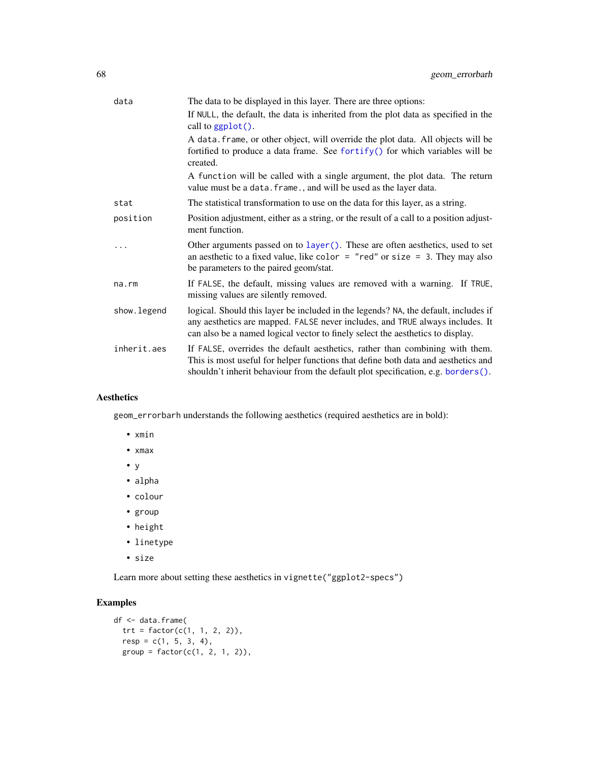| | |
|---|---|
| data | The data to be displayed in this layer. There are three options:<br>If NULL, the default, the data is inherited from the plot data as specified in the call to ggplot().<br>A data.frame, or other object, will override the plot data. All objects will be fortified to produce a data frame. See fortify() for which variables will be created.<br>A function will be called with a single argument, the plot data. The return value must be a data.frame., and will be used as the layer data. |
| stat | The statistical transformation to use on the data for this layer, as a string. |
| position | Position adjustment, either as a string, or the result of a call to a position adjustment function. |
| ... | Other arguments passed on to layer(). These are often aesthetics, used to set an aesthetic to a fixed value, like color = "red" or size = 3. They may also be parameters to the paired geom/stat. |
| na.rm | If FALSE, the default, missing values are removed with a warning. If TRUE, missing values are silently removed. |
| show.legend | logical. Should this layer be included in the legends? NA, the default, includes if any aesthetics are mapped. FALSE never includes, and TRUE always includes. It can also be a named logical vector to finely select the aesthetics to display. |
| inherit.aes | If FALSE, overrides the default aesthetics, rather than combining with them. This is most useful for helper functions that define both data and aesthetics and shouldn't inherit behaviour from the default plot specification, e.g. borders(). |

## Aesthetics

geom_errorbarh understands the following aesthetics (required aesthetics are in bold):

- xmin
- xmax
- y
- alpha
- colour
- group
- height
- linetype
- size

Learn more about setting these aesthetics in vignette("ggplot2-specs")

## Examples

```
df <- data.frame(
  trt = factor(c(1, 1, 2, 2)),
  resp = c(1, 5, 3, 4),
  group = factor(c(1, 2, 1, 2)),
```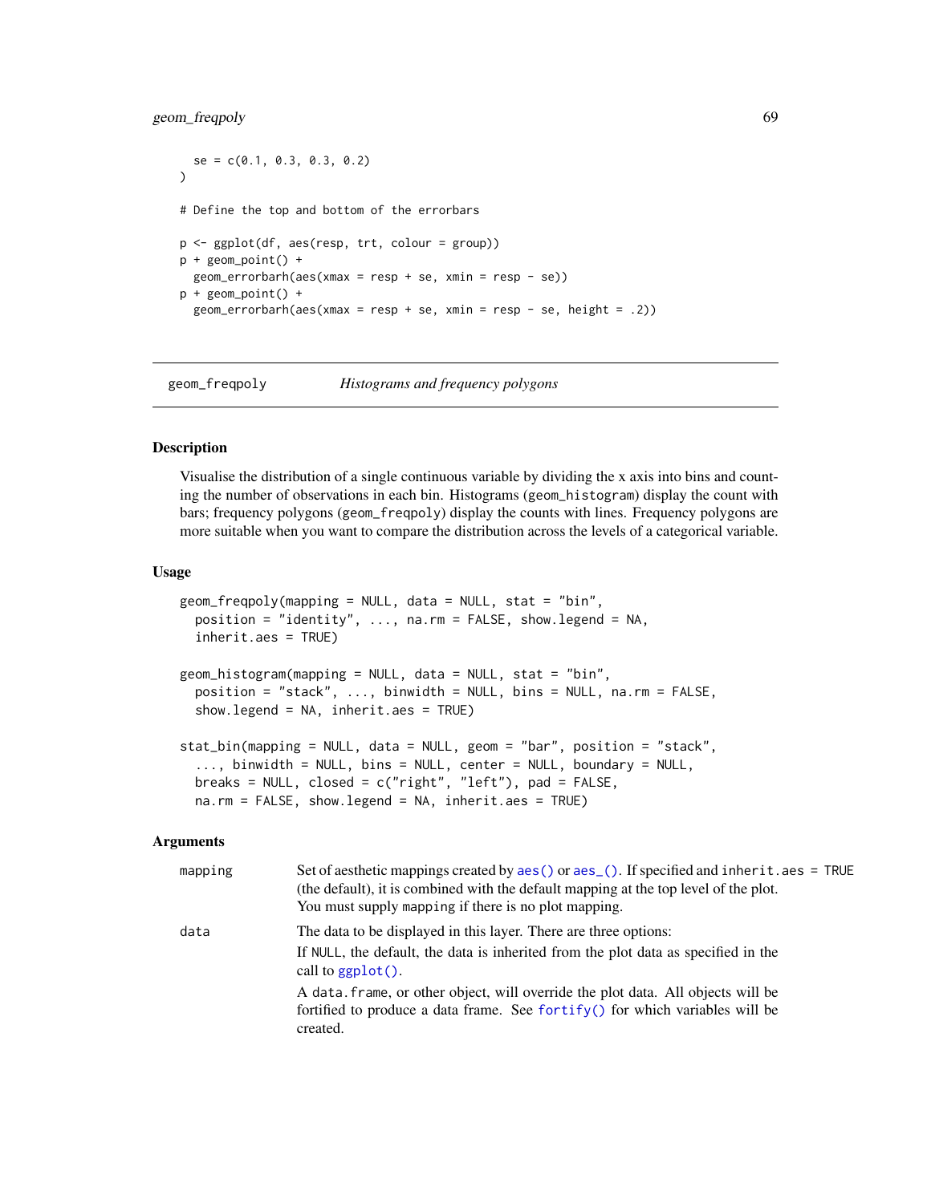```
  se = c(0.1, 0.3, 0.3, 0.2)
)

# Define the top and bottom of the errorbars

p <- ggplot(df, aes(resp, trt, colour = group))
p + geom_point() +
  geom_errorbarh(aes(xmax = resp + se, xmin = resp - se))
p + geom_point() +
  geom_errorbarh(aes(xmax = resp + se, xmin = resp - se, height = .2))
```

## geom_freqpoly — *Histograms and frequency polygons*

### Description

Visualise the distribution of a single continuous variable by dividing the x axis into bins and counting the number of observations in each bin. Histograms (`geom_histogram`) display the count with bars; frequency polygons (`geom_freqpoly`) display the counts with lines. Frequency polygons are more suitable when you want to compare the distribution across the levels of a categorical variable.

### Usage

```
geom_freqpoly(mapping = NULL, data = NULL, stat = "bin",
  position = "identity", ..., na.rm = FALSE, show.legend = NA,
  inherit.aes = TRUE)

geom_histogram(mapping = NULL, data = NULL, stat = "bin",
  position = "stack", ..., binwidth = NULL, bins = NULL, na.rm = FALSE,
  show.legend = NA, inherit.aes = TRUE)

stat_bin(mapping = NULL, data = NULL, geom = "bar", position = "stack",
  ..., binwidth = NULL, bins = NULL, center = NULL, boundary = NULL,
  breaks = NULL, closed = c("right", "left"), pad = FALSE,
  na.rm = FALSE, show.legend = NA, inherit.aes = TRUE)
```

### Arguments

`mapping` Set of aesthetic mappings created by `aes()` or `aes_()`. If specified and `inherit.aes = TRUE` (the default), it is combined with the default mapping at the top level of the plot. You must supply `mapping` if there is no plot mapping.

`data` The data to be displayed in this layer. There are three options:

If `NULL`, the default, the data is inherited from the plot data as specified in the call to `ggplot()`.

A `data.frame`, or other object, will override the plot data. All objects will be fortified to produce a data frame. See `fortify()` for which variables will be created.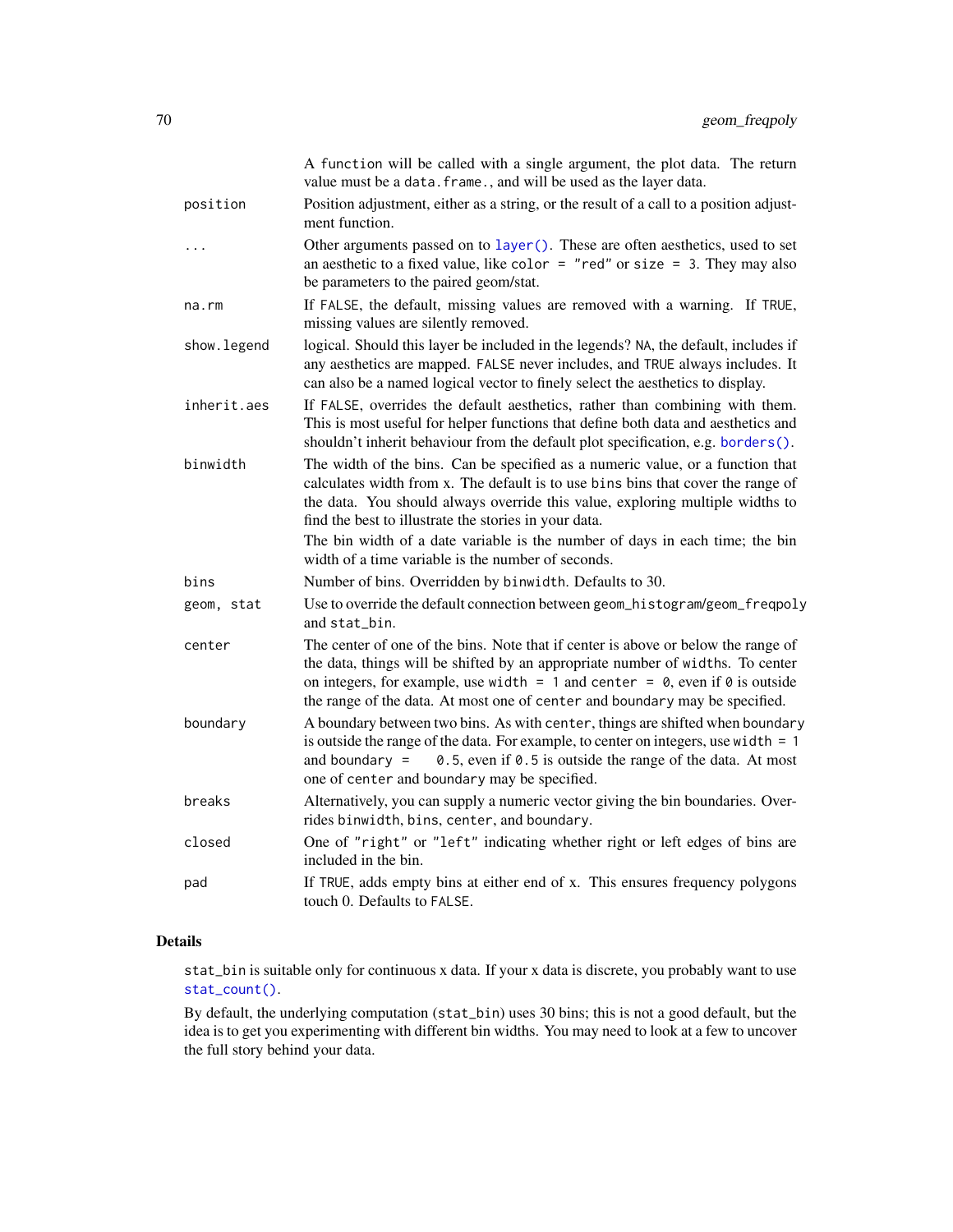| | |
|---|---|
| | A function will be called with a single argument, the plot data. The return value must be a `data.frame.`, and will be used as the layer data. |
| `position` | Position adjustment, either as a string, or the result of a call to a position adjustment function. |
| `...` | Other arguments passed on to `layer()`. These are often aesthetics, used to set an aesthetic to a fixed value, like `color = "red"` or `size = 3`. They may also be parameters to the paired geom/stat. |
| `na.rm` | If `FALSE`, the default, missing values are removed with a warning. If `TRUE`, missing values are silently removed. |
| `show.legend` | logical. Should this layer be included in the legends? `NA`, the default, includes if any aesthetics are mapped. `FALSE` never includes, and `TRUE` always includes. It can also be a named logical vector to finely select the aesthetics to display. |
| `inherit.aes` | If `FALSE`, overrides the default aesthetics, rather than combining with them. This is most useful for helper functions that define both data and aesthetics and shouldn't inherit behaviour from the default plot specification, e.g. `borders()`. |
| `binwidth` | The width of the bins. Can be specified as a numeric value, or a function that calculates width from x. The default is to use `bins` bins that cover the range of the data. You should always override this value, exploring multiple widths to find the best to illustrate the stories in your data.<br>The bin width of a date variable is the number of days in each time; the bin width of a time variable is the number of seconds. |
| `bins` | Number of bins. Overridden by `binwidth`. Defaults to 30. |
| `geom, stat` | Use to override the default connection between `geom_histogram`/`geom_freqpoly` and `stat_bin`. |
| `center` | The center of one of the bins. Note that if center is above or below the range of the data, things will be shifted by an appropriate number of `width`s. To center on integers, for example, use `width = 1` and `center = 0`, even if `0` is outside the range of the data. At most one of `center` and `boundary` may be specified. |
| `boundary` | A boundary between two bins. As with `center`, things are shifted when `boundary` is outside the range of the data. For example, to center on integers, use `width = 1` and `boundary = 0.5`, even if `0.5` is outside the range of the data. At most one of `center` and `boundary` may be specified. |
| `breaks` | Alternatively, you can supply a numeric vector giving the bin boundaries. Overrides `binwidth`, `bins`, `center`, and `boundary`. |
| `closed` | One of `"right"` or `"left"` indicating whether right or left edges of bins are included in the bin. |
| `pad` | If `TRUE`, adds empty bins at either end of x. This ensures frequency polygons touch 0. Defaults to `FALSE`. |

## Details

`stat_bin` is suitable only for continuous x data. If your x data is discrete, you probably want to use `stat_count()`.

By default, the underlying computation (`stat_bin`) uses 30 bins; this is not a good default, but the idea is to get you experimenting with different bin widths. You may need to look at a few to uncover the full story behind your data.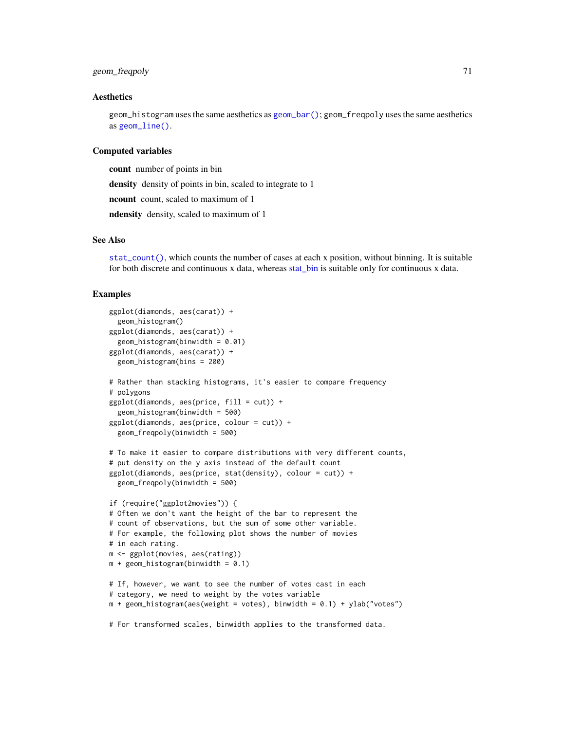### Aesthetics

geom_histogram uses the same aesthetics as geom_bar(); geom_freqpoly uses the same aesthetics as geom_line().

### Computed variables

**count** number of points in bin

**density** density of points in bin, scaled to integrate to 1

**ncount** count, scaled to maximum of 1

**ndensity** density, scaled to maximum of 1

### See Also

stat_count(), which counts the number of cases at each x position, without binning. It is suitable for both discrete and continuous x data, whereas stat_bin is suitable only for continuous x data.

### Examples

```
ggplot(diamonds, aes(carat)) +
  geom_histogram()
ggplot(diamonds, aes(carat)) +
  geom_histogram(binwidth = 0.01)
ggplot(diamonds, aes(carat)) +
  geom_histogram(bins = 200)

# Rather than stacking histograms, it's easier to compare frequency
# polygons
ggplot(diamonds, aes(price, fill = cut)) +
  geom_histogram(binwidth = 500)
ggplot(diamonds, aes(price, colour = cut)) +
  geom_freqpoly(binwidth = 500)

# To make it easier to compare distributions with very different counts,
# put density on the y axis instead of the default count
ggplot(diamonds, aes(price, stat(density), colour = cut)) +
  geom_freqpoly(binwidth = 500)

if (require("ggplot2movies")) {
# Often we don't want the height of the bar to represent the
# count of observations, but the sum of some other variable.
# For example, the following plot shows the number of movies
# in each rating.
m <- ggplot(movies, aes(rating))
m + geom_histogram(binwidth = 0.1)

# If, however, we want to see the number of votes cast in each
# category, we need to weight by the votes variable
m + geom_histogram(aes(weight = votes), binwidth = 0.1) + ylab("votes")

# For transformed scales, binwidth applies to the transformed data.
```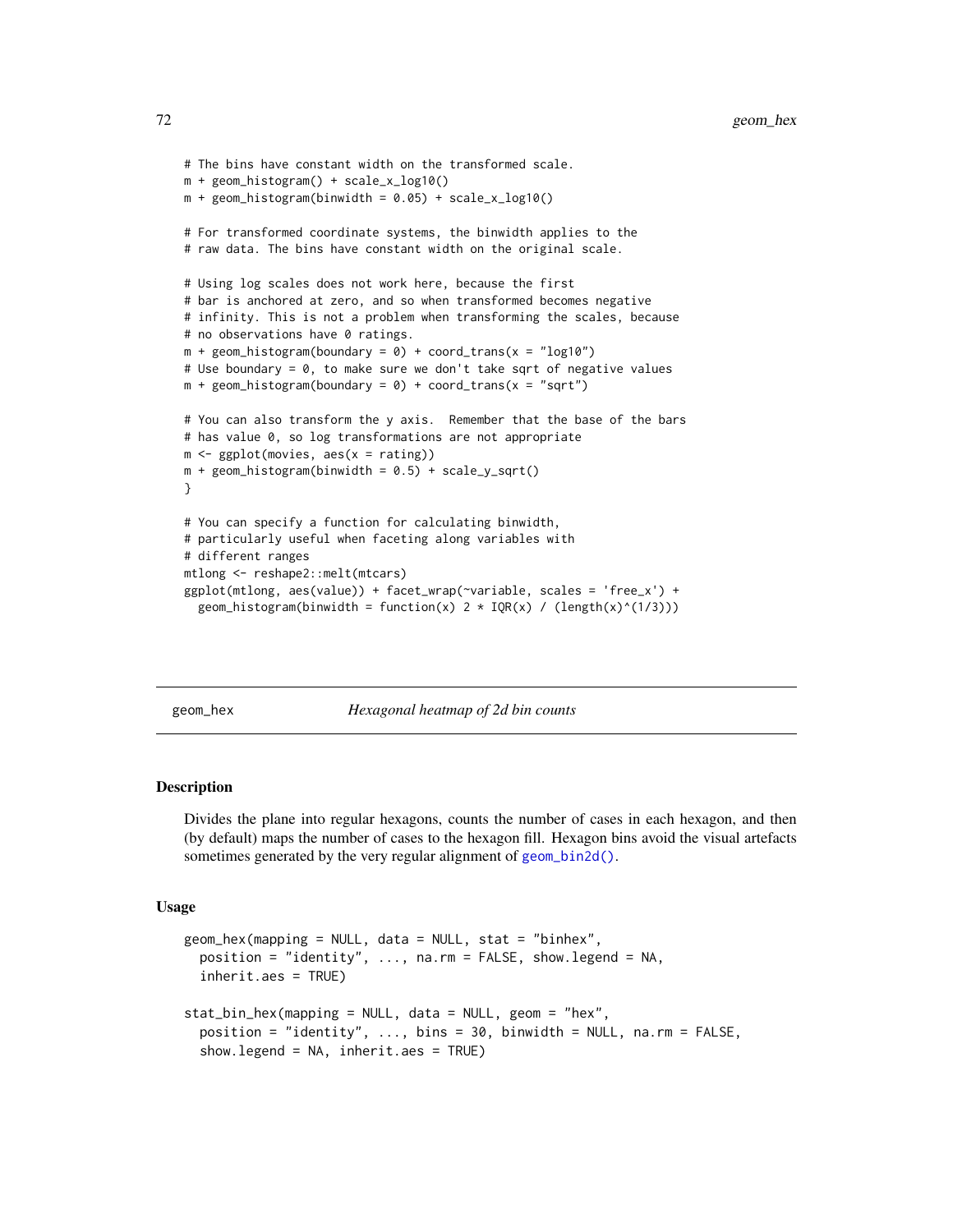```
# The bins have constant width on the transformed scale.
m + geom_histogram() + scale_x_log10()
m + geom_histogram(binwidth = 0.05) + scale_x_log10()

# For transformed coordinate systems, the binwidth applies to the
# raw data. The bins have constant width on the original scale.

# Using log scales does not work here, because the first
# bar is anchored at zero, and so when transformed becomes negative
# infinity. This is not a problem when transforming the scales, because
# no observations have 0 ratings.
m + geom_histogram(boundary = 0) + coord_trans(x = "log10")
# Use boundary = 0, to make sure we don't take sqrt of negative values
m + geom_histogram(boundary = 0) + coord_trans(x = "sqrt")

# You can also transform the y axis.  Remember that the base of the bars
# has value 0, so log transformations are not appropriate
m <- ggplot(movies, aes(x = rating))
m + geom_histogram(binwidth = 0.5) + scale_y_sqrt()
}

# You can specify a function for calculating binwidth,
# particularly useful when faceting along variables with
# different ranges
mtlong <- reshape2::melt(mtcars)
ggplot(mtlong, aes(value)) + facet_wrap(~variable, scales = 'free_x') +
  geom_histogram(binwidth = function(x) 2 * IQR(x) / (length(x)^(1/3)))
```

## geom_hex — *Hexagonal heatmap of 2d bin counts*

### Description

Divides the plane into regular hexagons, counts the number of cases in each hexagon, and then (by default) maps the number of cases to the hexagon fill. Hexagon bins avoid the visual artefacts sometimes generated by the very regular alignment of `geom_bin2d()`.

### Usage

```
geom_hex(mapping = NULL, data = NULL, stat = "binhex",
  position = "identity", ..., na.rm = FALSE, show.legend = NA,
  inherit.aes = TRUE)

stat_bin_hex(mapping = NULL, data = NULL, geom = "hex",
  position = "identity", ..., bins = 30, binwidth = NULL, na.rm = FALSE,
  show.legend = NA, inherit.aes = TRUE)
```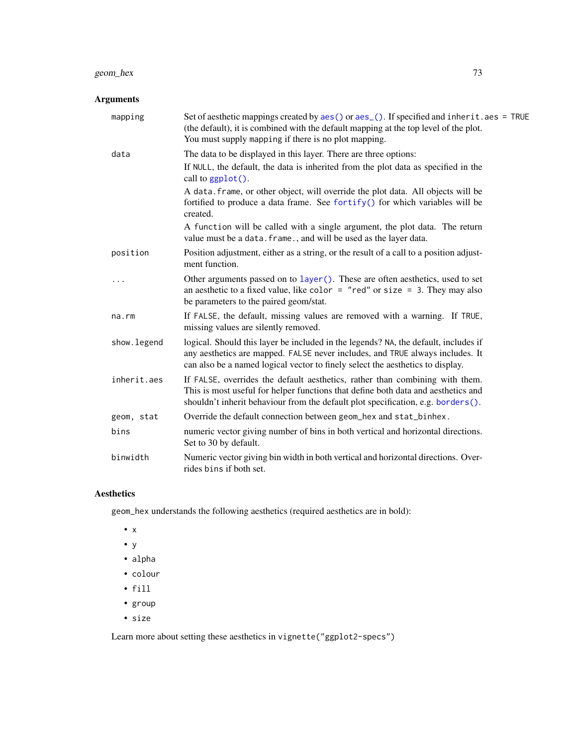## Arguments

| | |
|---|---|
| `mapping` | Set of aesthetic mappings created by `aes()` or `aes_()`. If specified and `inherit.aes = TRUE` (the default), it is combined with the default mapping at the top level of the plot. You must supply `mapping` if there is no plot mapping. |
| `data` | The data to be displayed in this layer. There are three options:<br>If `NULL`, the default, the data is inherited from the plot data as specified in the call to `ggplot()`.<br>A `data.frame`, or other object, will override the plot data. All objects will be fortified to produce a data frame. See `fortify()` for which variables will be created.<br>A `function` will be called with a single argument, the plot data. The return value must be a `data.frame.`, and will be used as the layer data. |
| `position` | Position adjustment, either as a string, or the result of a call to a position adjustment function. |
| `...` | Other arguments passed on to `layer()`. These are often aesthetics, used to set an aesthetic to a fixed value, like `color = "red"` or `size = 3`. They may also be parameters to the paired geom/stat. |
| `na.rm` | If `FALSE`, the default, missing values are removed with a warning. If `TRUE`, missing values are silently removed. |
| `show.legend` | logical. Should this layer be included in the legends? `NA`, the default, includes if any aesthetics are mapped. `FALSE` never includes, and `TRUE` always includes. It can also be a named logical vector to finely select the aesthetics to display. |
| `inherit.aes` | If `FALSE`, overrides the default aesthetics, rather than combining with them. This is most useful for helper functions that define both data and aesthetics and shouldn't inherit behaviour from the default plot specification, e.g. `borders()`. |
| `geom, stat` | Override the default connection between `geom_hex` and `stat_binhex`. |
| `bins` | numeric vector giving number of bins in both vertical and horizontal directions. Set to 30 by default. |
| `binwidth` | Numeric vector giving bin width in both vertical and horizontal directions. Overrides `bins` if both set. |

## Aesthetics

`geom_hex` understands the following aesthetics (required aesthetics are in bold):

- `x`
- `y`
- `alpha`
- `colour`
- `fill`
- `group`
- `size`

Learn more about setting these aesthetics in `vignette("ggplot2-specs")`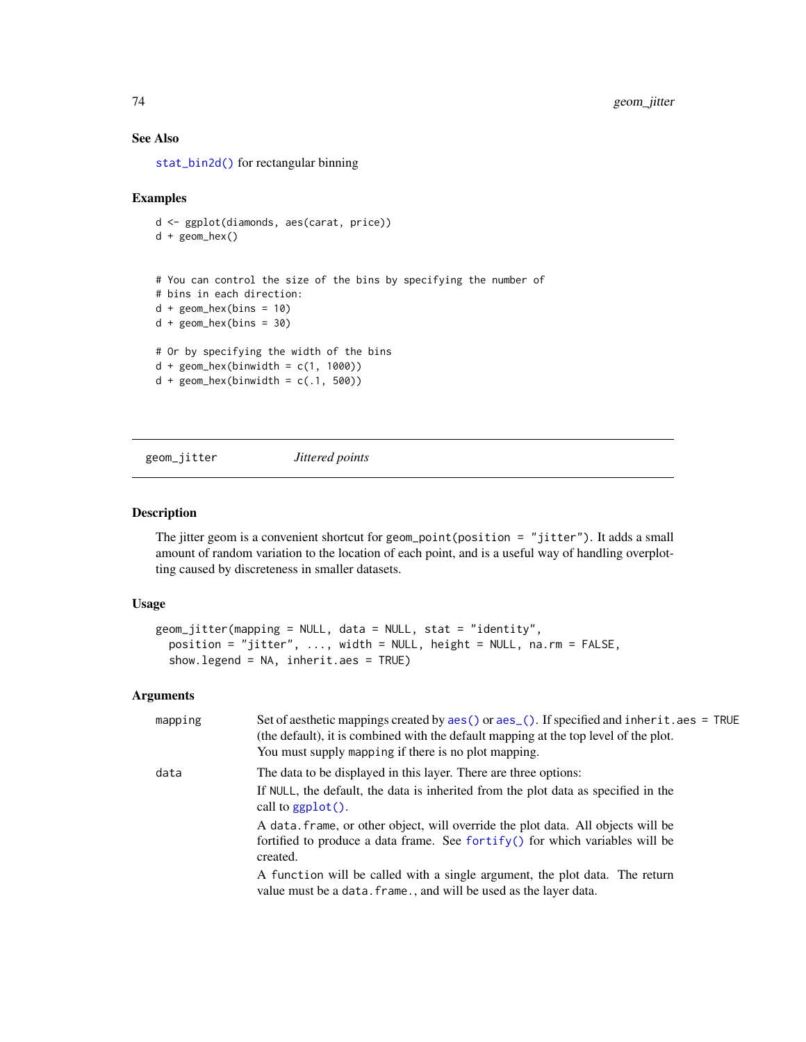## See Also

`stat_bin2d()` for rectangular binning

## Examples

```
d <- ggplot(diamonds, aes(carat, price))
d + geom_hex()


# You can control the size of the bins by specifying the number of
# bins in each direction:
d + geom_hex(bins = 10)
d + geom_hex(bins = 30)

# Or by specifying the width of the bins
d + geom_hex(binwidth = c(1, 1000))
d + geom_hex(binwidth = c(.1, 500))
```

---

# geom_jitter *Jittered points*

---

## Description

The jitter geom is a convenient shortcut for `geom_point(position = "jitter")`. It adds a small amount of random variation to the location of each point, and is a useful way of handling overplotting caused by discreteness in smaller datasets.

## Usage

```
geom_jitter(mapping = NULL, data = NULL, stat = "identity",
  position = "jitter", ..., width = NULL, height = NULL, na.rm = FALSE,
  show.legend = NA, inherit.aes = TRUE)
```

## Arguments

| | |
|---|---|
| `mapping` | Set of aesthetic mappings created by `aes()` or `aes_()`. If specified and `inherit.aes = TRUE` (the default), it is combined with the default mapping at the top level of the plot. You must supply `mapping` if there is no plot mapping. |
| `data` | The data to be displayed in this layer. There are three options: If `NULL`, the default, the data is inherited from the plot data as specified in the call to `ggplot()`. A `data.frame`, or other object, will override the plot data. All objects will be fortified to produce a data frame. See `fortify()` for which variables will be created. A `function` will be called with a single argument, the plot data. The return value must be a `data.frame.`, and will be used as the layer data. |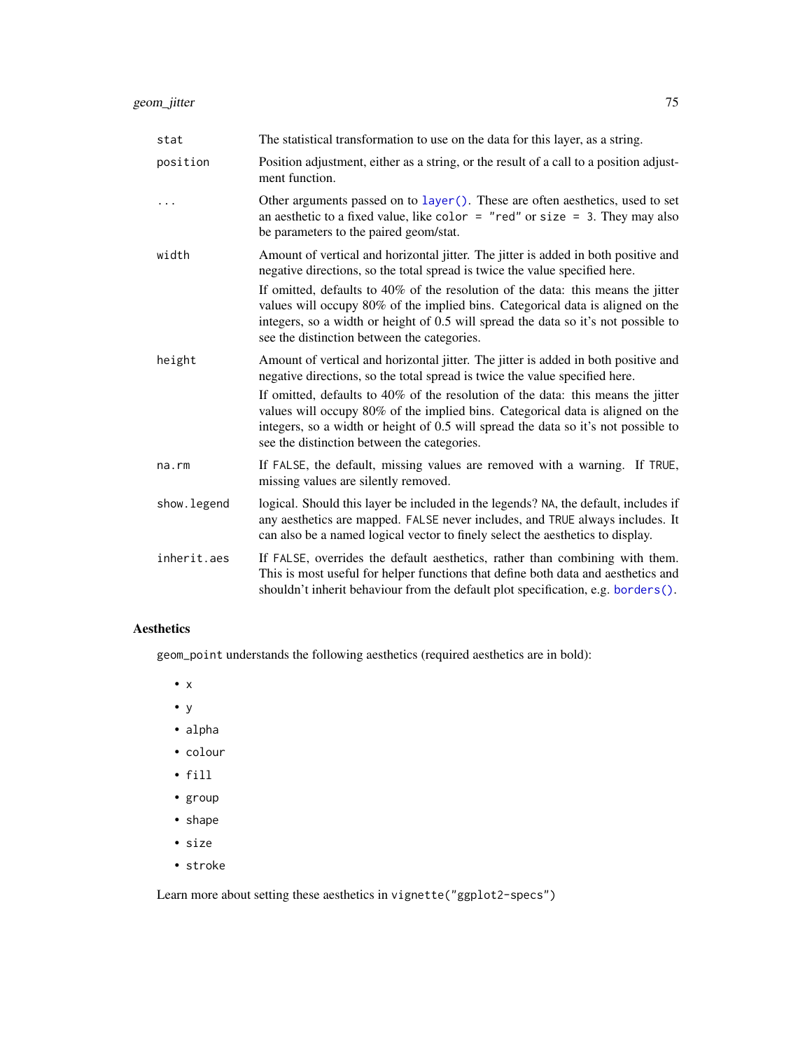| | |
|---|---|
| stat | The statistical transformation to use on the data for this layer, as a string. |
| position | Position adjustment, either as a string, or the result of a call to a position adjustment function. |
| ... | Other arguments passed on to `layer()`. These are often aesthetics, used to set an aesthetic to a fixed value, like `color = "red"` or `size = 3`. They may also be parameters to the paired geom/stat. |
| width | Amount of vertical and horizontal jitter. The jitter is added in both positive and negative directions, so the total spread is twice the value specified here.<br><br>If omitted, defaults to 40% of the resolution of the data: this means the jitter values will occupy 80% of the implied bins. Categorical data is aligned on the integers, so a width or height of 0.5 will spread the data so it's not possible to see the distinction between the categories. |
| height | Amount of vertical and horizontal jitter. The jitter is added in both positive and negative directions, so the total spread is twice the value specified here.<br><br>If omitted, defaults to 40% of the resolution of the data: this means the jitter values will occupy 80% of the implied bins. Categorical data is aligned on the integers, so a width or height of 0.5 will spread the data so it's not possible to see the distinction between the categories. |
| na.rm | If `FALSE`, the default, missing values are removed with a warning. If `TRUE`, missing values are silently removed. |
| show.legend | logical. Should this layer be included in the legends? `NA`, the default, includes if any aesthetics are mapped. `FALSE` never includes, and `TRUE` always includes. It can also be a named logical vector to finely select the aesthetics to display. |
| inherit.aes | If `FALSE`, overrides the default aesthetics, rather than combining with them. This is most useful for helper functions that define both data and aesthetics and shouldn't inherit behaviour from the default plot specification, e.g. `borders()`. |

## Aesthetics

`geom_point` understands the following aesthetics (required aesthetics are in bold):

- `x`
- `y`
- `alpha`
- `colour`
- `fill`
- `group`
- `shape`
- `size`
- `stroke`

Learn more about setting these aesthetics in `vignette("ggplot2-specs")`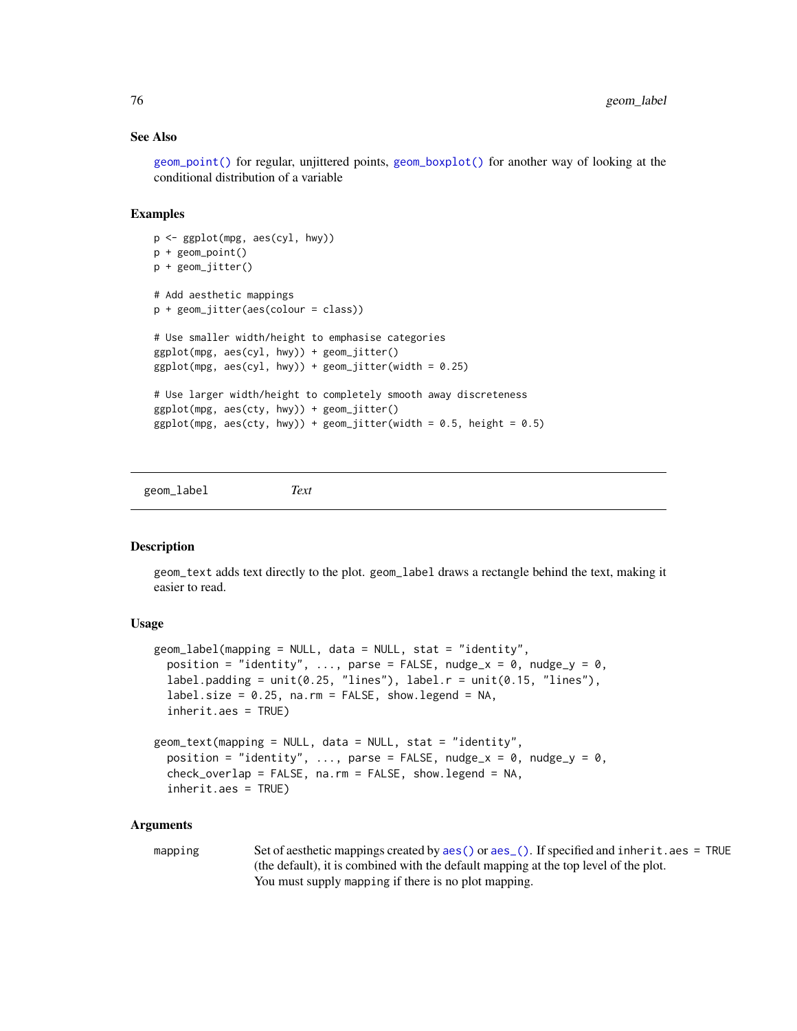### See Also

`geom_point()` for regular, unjittered points, `geom_boxplot()` for another way of looking at the conditional distribution of a variable

### Examples

```
p <- ggplot(mpg, aes(cyl, hwy))
p + geom_point()
p + geom_jitter()

# Add aesthetic mappings
p + geom_jitter(aes(colour = class))

# Use smaller width/height to emphasise categories
ggplot(mpg, aes(cyl, hwy)) + geom_jitter()
ggplot(mpg, aes(cyl, hwy)) + geom_jitter(width = 0.25)

# Use larger width/height to completely smooth away discreteness
ggplot(mpg, aes(cty, hwy)) + geom_jitter()
ggplot(mpg, aes(cty, hwy)) + geom_jitter(width = 0.5, height = 0.5)
```

---

## geom_label    *Text*

---

### Description

`geom_text` adds text directly to the plot. `geom_label` draws a rectangle behind the text, making it easier to read.

### Usage

```
geom_label(mapping = NULL, data = NULL, stat = "identity",
  position = "identity", ..., parse = FALSE, nudge_x = 0, nudge_y = 0,
  label.padding = unit(0.25, "lines"), label.r = unit(0.15, "lines"),
  label.size = 0.25, na.rm = FALSE, show.legend = NA,
  inherit.aes = TRUE)

geom_text(mapping = NULL, data = NULL, stat = "identity",
  position = "identity", ..., parse = FALSE, nudge_x = 0, nudge_y = 0,
  check_overlap = FALSE, na.rm = FALSE, show.legend = NA,
  inherit.aes = TRUE)
```

### Arguments

`mapping` Set of aesthetic mappings created by `aes()` or `aes_()`. If specified and `inherit.aes = TRUE` (the default), it is combined with the default mapping at the top level of the plot. You must supply `mapping` if there is no plot mapping.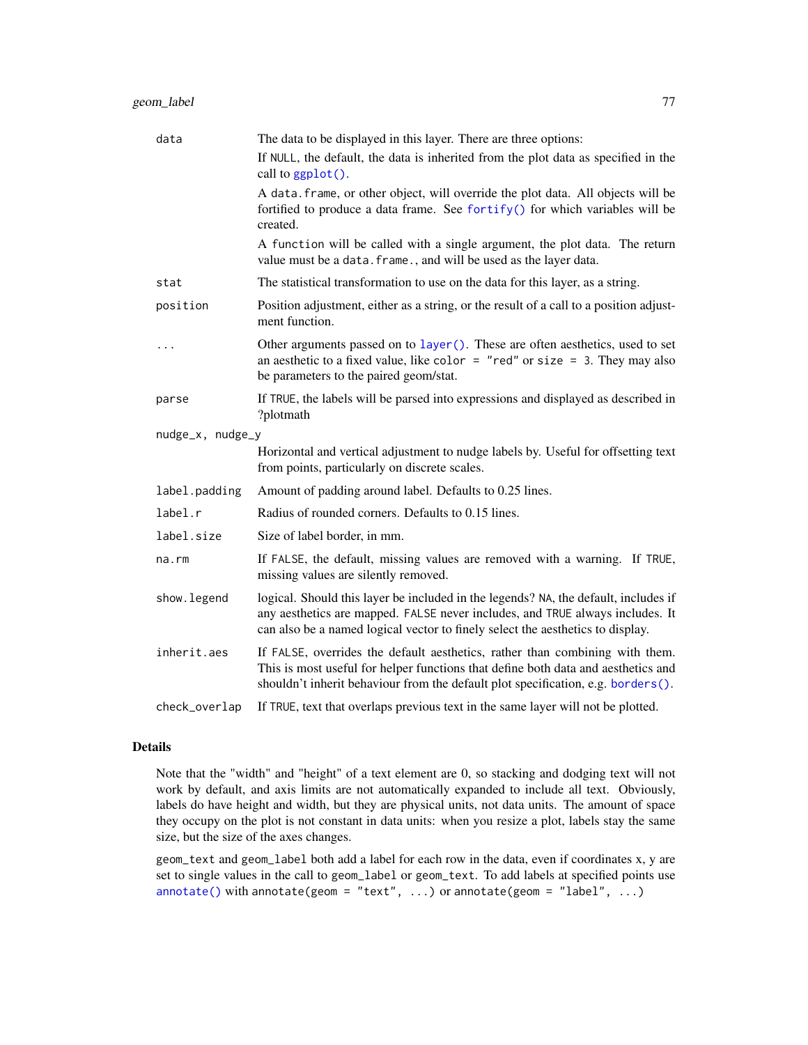| | |
|---|---|
| `data` | The data to be displayed in this layer. There are three options:<br>If `NULL`, the default, the data is inherited from the plot data as specified in the call to `ggplot()`.<br>A `data.frame`, or other object, will override the plot data. All objects will be fortified to produce a data frame. See `fortify()` for which variables will be created.<br>A `function` will be called with a single argument, the plot data. The return value must be a `data.frame.`, and will be used as the layer data. |
| `stat` | The statistical transformation to use on the data for this layer, as a string. |
| `position` | Position adjustment, either as a string, or the result of a call to a position adjustment function. |
| `...` | Other arguments passed on to `layer()`. These are often aesthetics, used to set an aesthetic to a fixed value, like `color = "red"` or `size = 3`. They may also be parameters to the paired geom/stat. |
| `parse` | If `TRUE`, the labels will be parsed into expressions and displayed as described in ?plotmath |
| `nudge_x, nudge_y` | Horizontal and vertical adjustment to nudge labels by. Useful for offsetting text from points, particularly on discrete scales. |
| `label.padding` | Amount of padding around label. Defaults to 0.25 lines. |
| `label.r` | Radius of rounded corners. Defaults to 0.15 lines. |
| `label.size` | Size of label border, in mm. |
| `na.rm` | If `FALSE`, the default, missing values are removed with a warning. If `TRUE`, missing values are silently removed. |
| `show.legend` | logical. Should this layer be included in the legends? `NA`, the default, includes if any aesthetics are mapped. `FALSE` never includes, and `TRUE` always includes. It can also be a named logical vector to finely select the aesthetics to display. |
| `inherit.aes` | If `FALSE`, overrides the default aesthetics, rather than combining with them. This is most useful for helper functions that define both data and aesthetics and shouldn't inherit behaviour from the default plot specification, e.g. `borders()`. |
| `check_overlap` | If `TRUE`, text that overlaps previous text in the same layer will not be plotted. |

## Details

Note that the "width" and "height" of a text element are 0, so stacking and dodging text will not work by default, and axis limits are not automatically expanded to include all text. Obviously, labels do have height and width, but they are physical units, not data units. The amount of space they occupy on the plot is not constant in data units: when you resize a plot, labels stay the same size, but the size of the axes changes.

`geom_text` and `geom_label` both add a label for each row in the data, even if coordinates x, y are set to single values in the call to `geom_label` or `geom_text`. To add labels at specified points use `annotate()` with `annotate(geom = "text", ...)` or `annotate(geom = "label", ...)`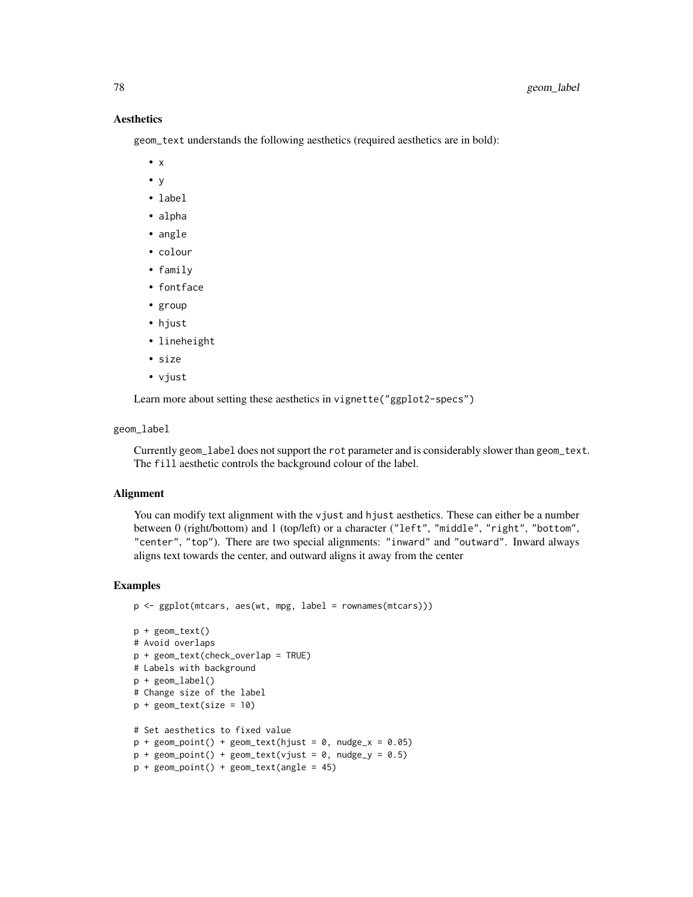### Aesthetics

geom_text understands the following aesthetics (required aesthetics are in bold):

- x
- y
- label
- alpha
- angle
- colour
- family
- fontface
- group
- hjust
- lineheight
- size
- vjust

Learn more about setting these aesthetics in vignette("ggplot2-specs")

geom_label

Currently geom_label does not support the rot parameter and is considerably slower than geom_text. The fill aesthetic controls the background colour of the label.

### Alignment

You can modify text alignment with the vjust and hjust aesthetics. These can either be a number between 0 (right/bottom) and 1 (top/left) or a character ("left", "middle", "right", "bottom", "center", "top"). There are two special alignments: "inward" and "outward". Inward always aligns text towards the center, and outward aligns it away from the center

### Examples

```
p <- ggplot(mtcars, aes(wt, mpg, label = rownames(mtcars)))

p + geom_text()
# Avoid overlaps
p + geom_text(check_overlap = TRUE)
# Labels with background
p + geom_label()
# Change size of the label
p + geom_text(size = 10)

# Set aesthetics to fixed value
p + geom_point() + geom_text(hjust = 0, nudge_x = 0.05)
p + geom_point() + geom_text(vjust = 0, nudge_y = 0.5)
p + geom_point() + geom_text(angle = 45)
```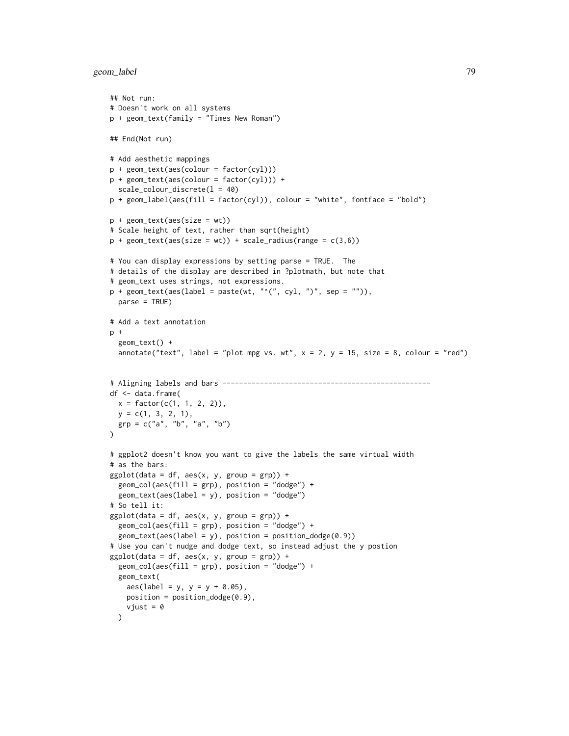```
## Not run:
# Doesn't work on all systems
p + geom_text(family = "Times New Roman")

## End(Not run)

# Add aesthetic mappings
p + geom_text(aes(colour = factor(cyl)))
p + geom_text(aes(colour = factor(cyl))) +
  scale_colour_discrete(l = 40)
p + geom_label(aes(fill = factor(cyl)), colour = "white", fontface = "bold")

p + geom_text(aes(size = wt))
# Scale height of text, rather than sqrt(height)
p + geom_text(aes(size = wt)) + scale_radius(range = c(3,6))

# You can display expressions by setting parse = TRUE.  The
# details of the display are described in ?plotmath, but note that
# geom_text uses strings, not expressions.
p + geom_text(aes(label = paste(wt, "^(", cyl, ")", sep = "")),
  parse = TRUE)

# Add a text annotation
p +
  geom_text() +
  annotate("text", label = "plot mpg vs. wt", x = 2, y = 15, size = 8, colour = "red")


# Aligning labels and bars --------------------------------------------------
df <- data.frame(
  x = factor(c(1, 1, 2, 2)),
  y = c(1, 3, 2, 1),
  grp = c("a", "b", "a", "b")
)

# ggplot2 doesn't know you want to give the labels the same virtual width
# as the bars:
ggplot(data = df, aes(x, y, group = grp)) +
  geom_col(aes(fill = grp), position = "dodge") +
  geom_text(aes(label = y), position = "dodge")
# So tell it:
ggplot(data = df, aes(x, y, group = grp)) +
  geom_col(aes(fill = grp), position = "dodge") +
  geom_text(aes(label = y), position = position_dodge(0.9))
# Use you can't nudge and dodge text, so instead adjust the y postion
ggplot(data = df, aes(x, y, group = grp)) +
  geom_col(aes(fill = grp), position = "dodge") +
  geom_text(
    aes(label = y, y = y + 0.05),
    position = position_dodge(0.9),
    vjust = 0
  )
```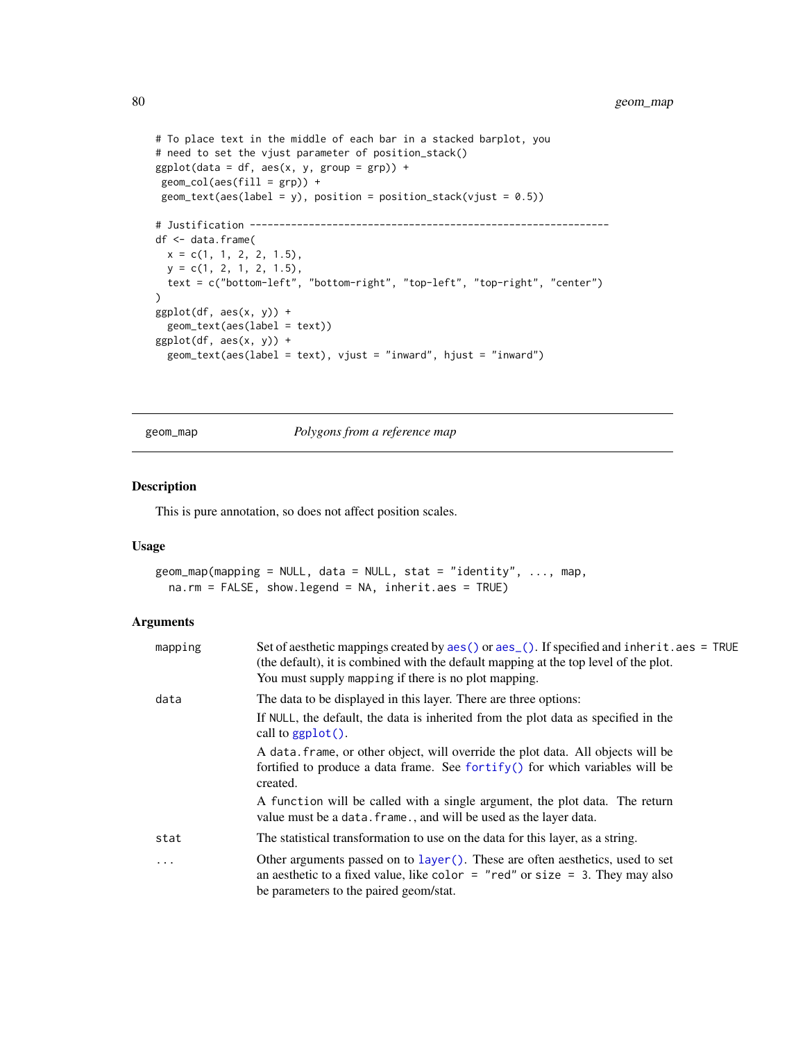```
# To place text in the middle of each bar in a stacked barplot, you
# need to set the vjust parameter of position_stack()
ggplot(data = df, aes(x, y, group = grp)) +
 geom_col(aes(fill = grp)) +
 geom_text(aes(label = y), position = position_stack(vjust = 0.5))

# Justification -------------------------------------------------------------
df <- data.frame(
  x = c(1, 1, 2, 2, 1.5),
  y = c(1, 2, 1, 2, 1.5),
  text = c("bottom-left", "bottom-right", "top-left", "top-right", "center")
)
ggplot(df, aes(x, y)) +
  geom_text(aes(label = text))
ggplot(df, aes(x, y)) +
  geom_text(aes(label = text), vjust = "inward", hjust = "inward")
```

---

## geom_map *Polygons from a reference map*

---

### Description

This is pure annotation, so does not affect position scales.

### Usage

```
geom_map(mapping = NULL, data = NULL, stat = "identity", ..., map,
  na.rm = FALSE, show.legend = NA, inherit.aes = TRUE)
```

### Arguments

| | |
|---|---|
| `mapping` | Set of aesthetic mappings created by `aes()` or `aes_()`. If specified and `inherit.aes = TRUE` (the default), it is combined with the default mapping at the top level of the plot. You must supply `mapping` if there is no plot mapping. |
| `data` | The data to be displayed in this layer. There are three options:<br>If `NULL`, the default, the data is inherited from the plot data as specified in the call to `ggplot()`.<br>A `data.frame`, or other object, will override the plot data. All objects will be fortified to produce a data frame. See `fortify()` for which variables will be created.<br>A `function` will be called with a single argument, the plot data. The return value must be a `data.frame.`, and will be used as the layer data. |
| `stat` | The statistical transformation to use on the data for this layer, as a string. |
| `...` | Other arguments passed on to `layer()`. These are often aesthetics, used to set an aesthetic to a fixed value, like `color = "red"` or `size = 3`. They may also be parameters to the paired geom/stat. |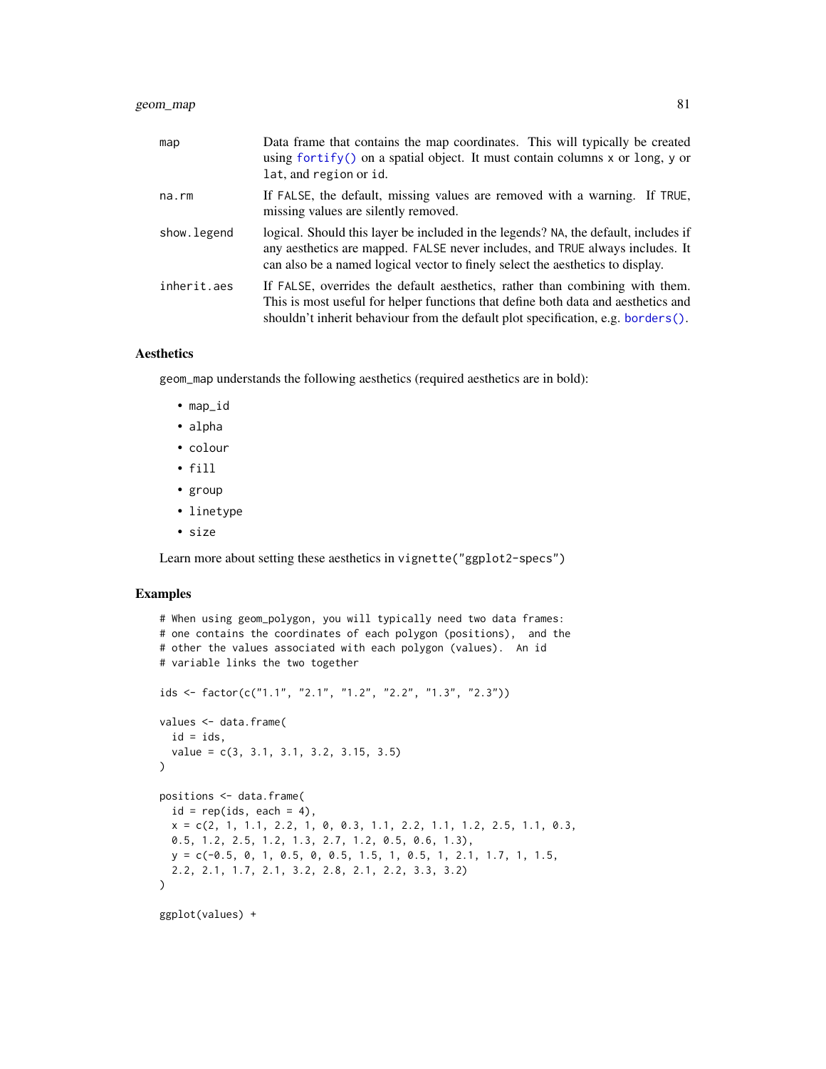| | |
|---|---|
| map | Data frame that contains the map coordinates. This will typically be created using fortify() on a spatial object. It must contain columns x or long, y or lat, and region or id. |
| na.rm | If FALSE, the default, missing values are removed with a warning. If TRUE, missing values are silently removed. |
| show.legend | logical. Should this layer be included in the legends? NA, the default, includes if any aesthetics are mapped. FALSE never includes, and TRUE always includes. It can also be a named logical vector to finely select the aesthetics to display. |
| inherit.aes | If FALSE, overrides the default aesthetics, rather than combining with them. This is most useful for helper functions that define both data and aesthetics and shouldn't inherit behaviour from the default plot specification, e.g. borders(). |

## Aesthetics

geom_map understands the following aesthetics (required aesthetics are in bold):

- map_id
- alpha
- colour
- fill
- group
- linetype
- size

Learn more about setting these aesthetics in vignette("ggplot2-specs")

## Examples

```
# When using geom_polygon, you will typically need two data frames:
# one contains the coordinates of each polygon (positions),  and the
# other the values associated with each polygon (values).  An id
# variable links the two together

ids <- factor(c("1.1", "2.1", "1.2", "2.2", "1.3", "2.3"))

values <- data.frame(
  id = ids,
  value = c(3, 3.1, 3.1, 3.2, 3.15, 3.5)
)

positions <- data.frame(
  id = rep(ids, each = 4),
  x = c(2, 1, 1.1, 2.2, 1, 0, 0.3, 1.1, 2.2, 1.1, 1.2, 2.5, 1.1, 0.3,
  0.5, 1.2, 2.5, 1.2, 1.3, 2.7, 1.2, 0.5, 0.6, 1.3),
  y = c(-0.5, 0, 1, 0.5, 0, 0.5, 1.5, 1, 0.5, 1, 2.1, 1.7, 1, 1.5,
  2.2, 2.1, 1.7, 2.1, 3.2, 2.8, 2.1, 2.2, 3.3, 3.2)
)

ggplot(values) +
```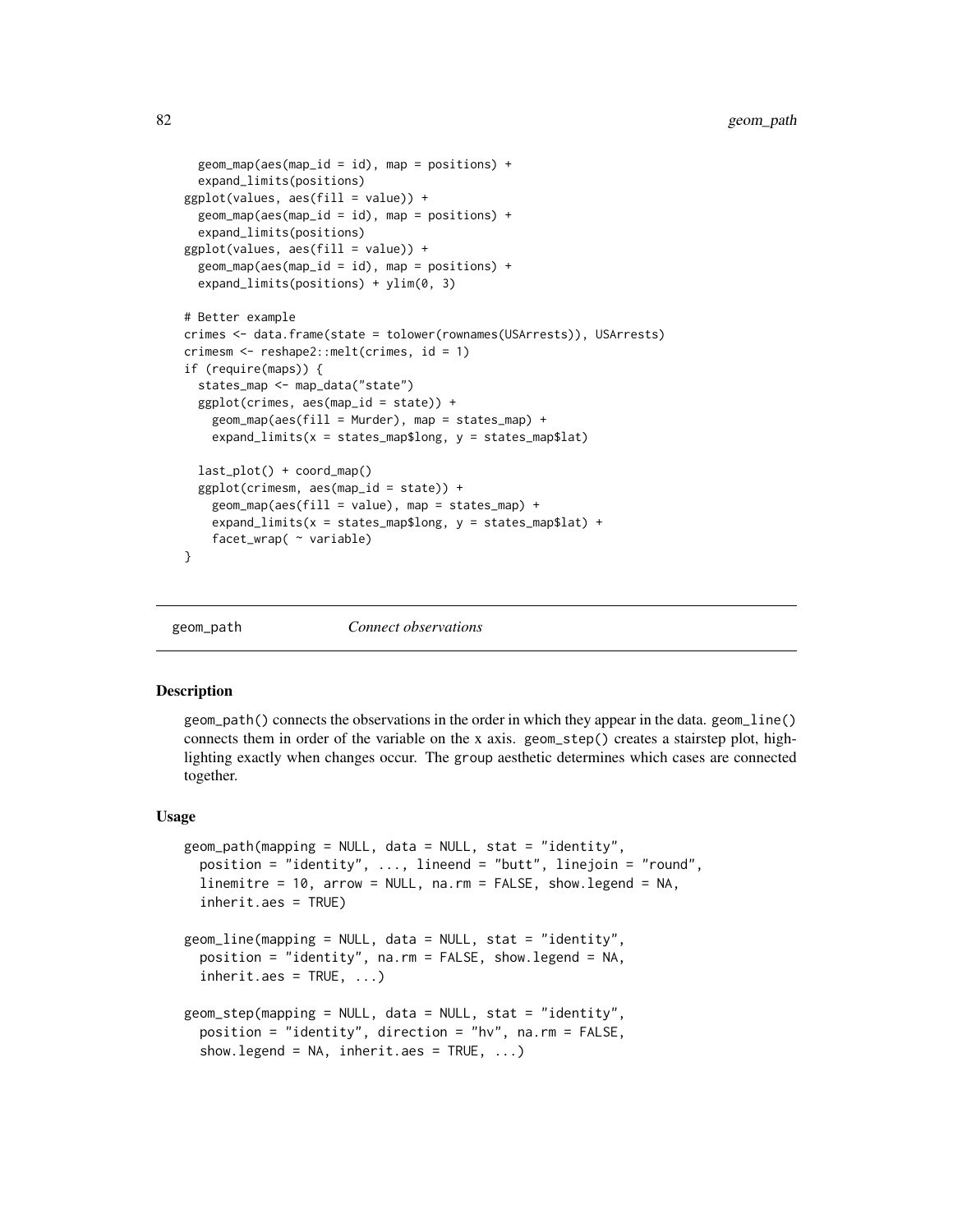```
  geom_map(aes(map_id = id), map = positions) +
  expand_limits(positions)
ggplot(values, aes(fill = value)) +
  geom_map(aes(map_id = id), map = positions) +
  expand_limits(positions)
ggplot(values, aes(fill = value)) +
  geom_map(aes(map_id = id), map = positions) +
  expand_limits(positions) + ylim(0, 3)

# Better example
crimes <- data.frame(state = tolower(rownames(USArrests)), USArrests)
crimesm <- reshape2::melt(crimes, id = 1)
if (require(maps)) {
  states_map <- map_data("state")
  ggplot(crimes, aes(map_id = state)) +
    geom_map(aes(fill = Murder), map = states_map) +
    expand_limits(x = states_map$long, y = states_map$lat)

  last_plot() + coord_map()
  ggplot(crimesm, aes(map_id = state)) +
    geom_map(aes(fill = value), map = states_map) +
    expand_limits(x = states_map$long, y = states_map$lat) +
    facet_wrap( ~ variable)
}
```

## geom_path — *Connect observations*

### Description

geom_path() connects the observations in the order in which they appear in the data. geom_line() connects them in order of the variable on the x axis. geom_step() creates a stairstep plot, highlighting exactly when changes occur. The group aesthetic determines which cases are connected together.

### Usage

```
geom_path(mapping = NULL, data = NULL, stat = "identity",
  position = "identity", ..., lineend = "butt", linejoin = "round",
  linemitre = 10, arrow = NULL, na.rm = FALSE, show.legend = NA,
  inherit.aes = TRUE)

geom_line(mapping = NULL, data = NULL, stat = "identity",
  position = "identity", na.rm = FALSE, show.legend = NA,
  inherit.aes = TRUE, ...)

geom_step(mapping = NULL, data = NULL, stat = "identity",
  position = "identity", direction = "hv", na.rm = FALSE,
  show.legend = NA, inherit.aes = TRUE, ...)
```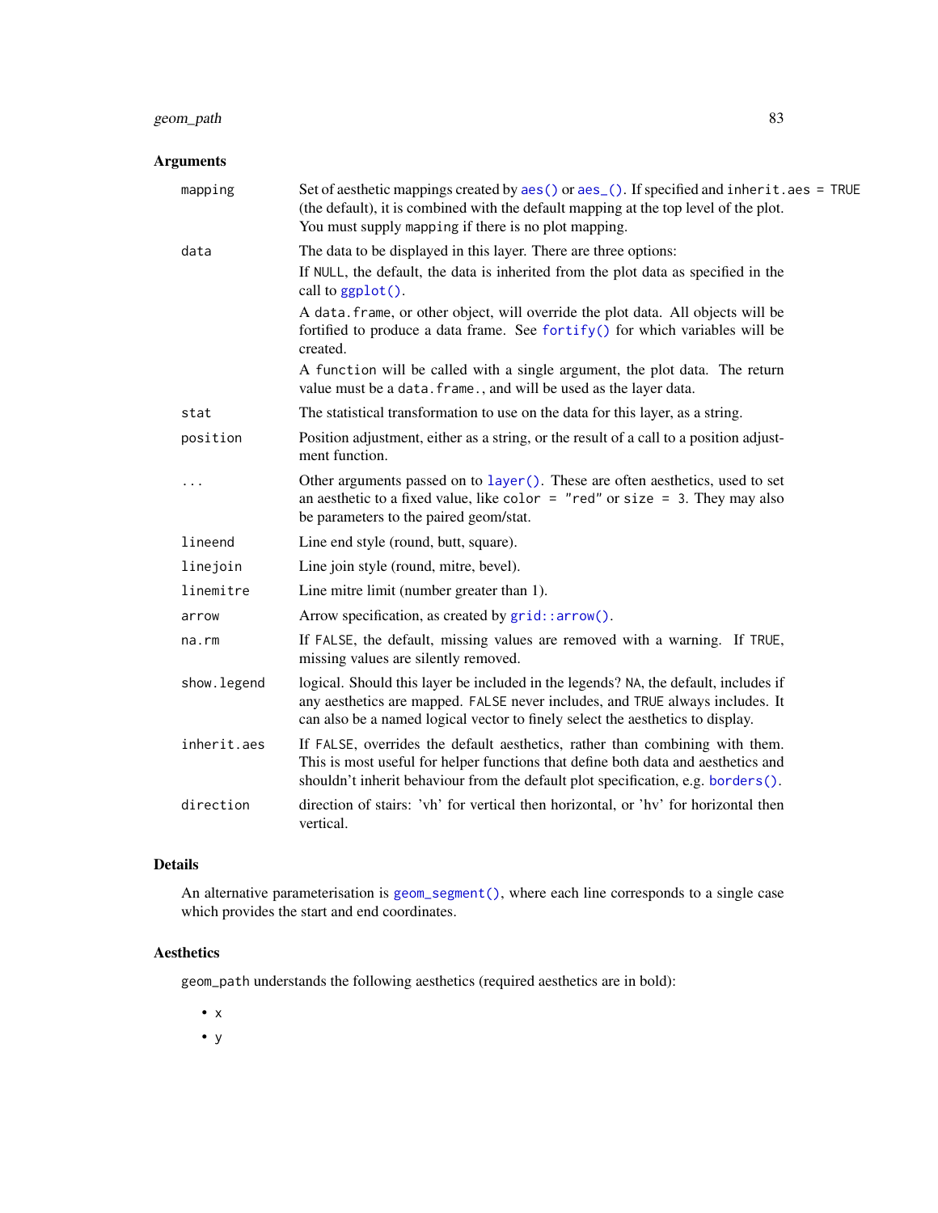## Arguments

| | |
|---|---|
| `mapping` | Set of aesthetic mappings created by `aes()` or `aes_()`. If specified and `inherit.aes = TRUE` (the default), it is combined with the default mapping at the top level of the plot. You must supply `mapping` if there is no plot mapping. |
| `data` | The data to be displayed in this layer. There are three options: If `NULL`, the default, the data is inherited from the plot data as specified in the call to `ggplot()`. A `data.frame`, or other object, will override the plot data. All objects will be fortified to produce a data frame. See `fortify()` for which variables will be created. A `function` will be called with a single argument, the plot data. The return value must be a `data.frame.`, and will be used as the layer data. |
| `stat` | The statistical transformation to use on the data for this layer, as a string. |
| `position` | Position adjustment, either as a string, or the result of a call to a position adjustment function. |
| `...` | Other arguments passed on to `layer()`. These are often aesthetics, used to set an aesthetic to a fixed value, like `color = "red"` or `size = 3`. They may also be parameters to the paired geom/stat. |
| `lineend` | Line end style (round, butt, square). |
| `linejoin` | Line join style (round, mitre, bevel). |
| `linemitre` | Line mitre limit (number greater than 1). |
| `arrow` | Arrow specification, as created by `grid::arrow()`. |
| `na.rm` | If `FALSE`, the default, missing values are removed with a warning. If `TRUE`, missing values are silently removed. |
| `show.legend` | logical. Should this layer be included in the legends? `NA`, the default, includes if any aesthetics are mapped. `FALSE` never includes, and `TRUE` always includes. It can also be a named logical vector to finely select the aesthetics to display. |
| `inherit.aes` | If `FALSE`, overrides the default aesthetics, rather than combining with them. This is most useful for helper functions that define both data and aesthetics and shouldn't inherit behaviour from the default plot specification, e.g. `borders()`. |
| `direction` | direction of stairs: 'vh' for vertical then horizontal, or 'hv' for horizontal then vertical. |

## Details

An alternative parameterisation is `geom_segment()`, where each line corresponds to a single case which provides the start and end coordinates.

## Aesthetics

`geom_path` understands the following aesthetics (required aesthetics are in bold):

- `x`
- `y`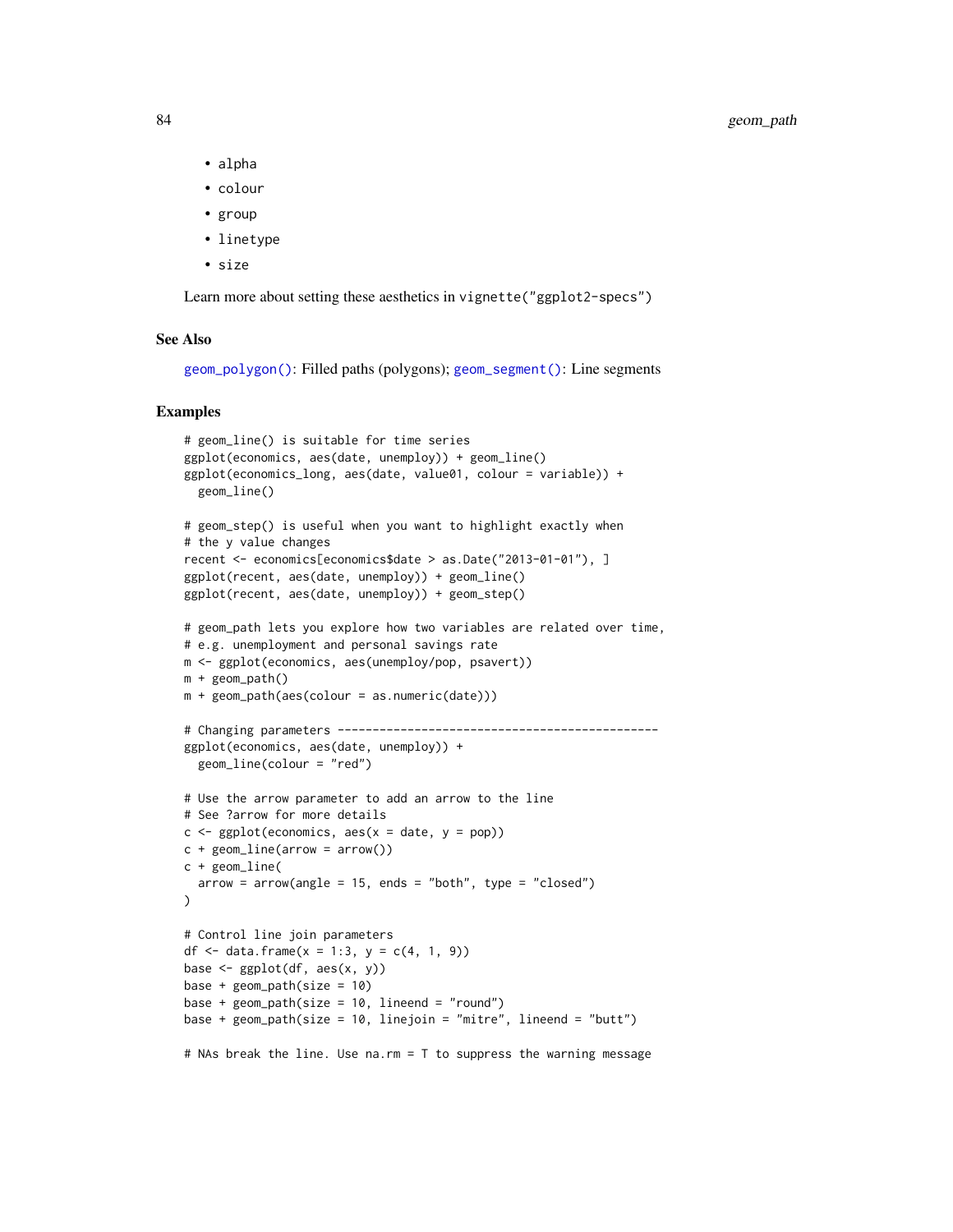- alpha
- colour
- group
- linetype
- size

Learn more about setting these aesthetics in `vignette("ggplot2-specs")`

## See Also

`geom_polygon()`: Filled paths (polygons); `geom_segment()`: Line segments

## Examples

```
# geom_line() is suitable for time series
ggplot(economics, aes(date, unemploy)) + geom_line()
ggplot(economics_long, aes(date, value01, colour = variable)) +
  geom_line()

# geom_step() is useful when you want to highlight exactly when
# the y value changes
recent <- economics[economics$date > as.Date("2013-01-01"), ]
ggplot(recent, aes(date, unemploy)) + geom_line()
ggplot(recent, aes(date, unemploy)) + geom_step()

# geom_path lets you explore how two variables are related over time,
# e.g. unemployment and personal savings rate
m <- ggplot(economics, aes(unemploy/pop, psavert))
m + geom_path()
m + geom_path(aes(colour = as.numeric(date)))

# Changing parameters ----------------------------------------------
ggplot(economics, aes(date, unemploy)) +
  geom_line(colour = "red")

# Use the arrow parameter to add an arrow to the line
# See ?arrow for more details
c <- ggplot(economics, aes(x = date, y = pop))
c + geom_line(arrow = arrow())
c + geom_line(
  arrow = arrow(angle = 15, ends = "both", type = "closed")
)

# Control line join parameters
df <- data.frame(x = 1:3, y = c(4, 1, 9))
base <- ggplot(df, aes(x, y))
base + geom_path(size = 10)
base + geom_path(size = 10, lineend = "round")
base + geom_path(size = 10, linejoin = "mitre", lineend = "butt")

# NAs break the line. Use na.rm = T to suppress the warning message
```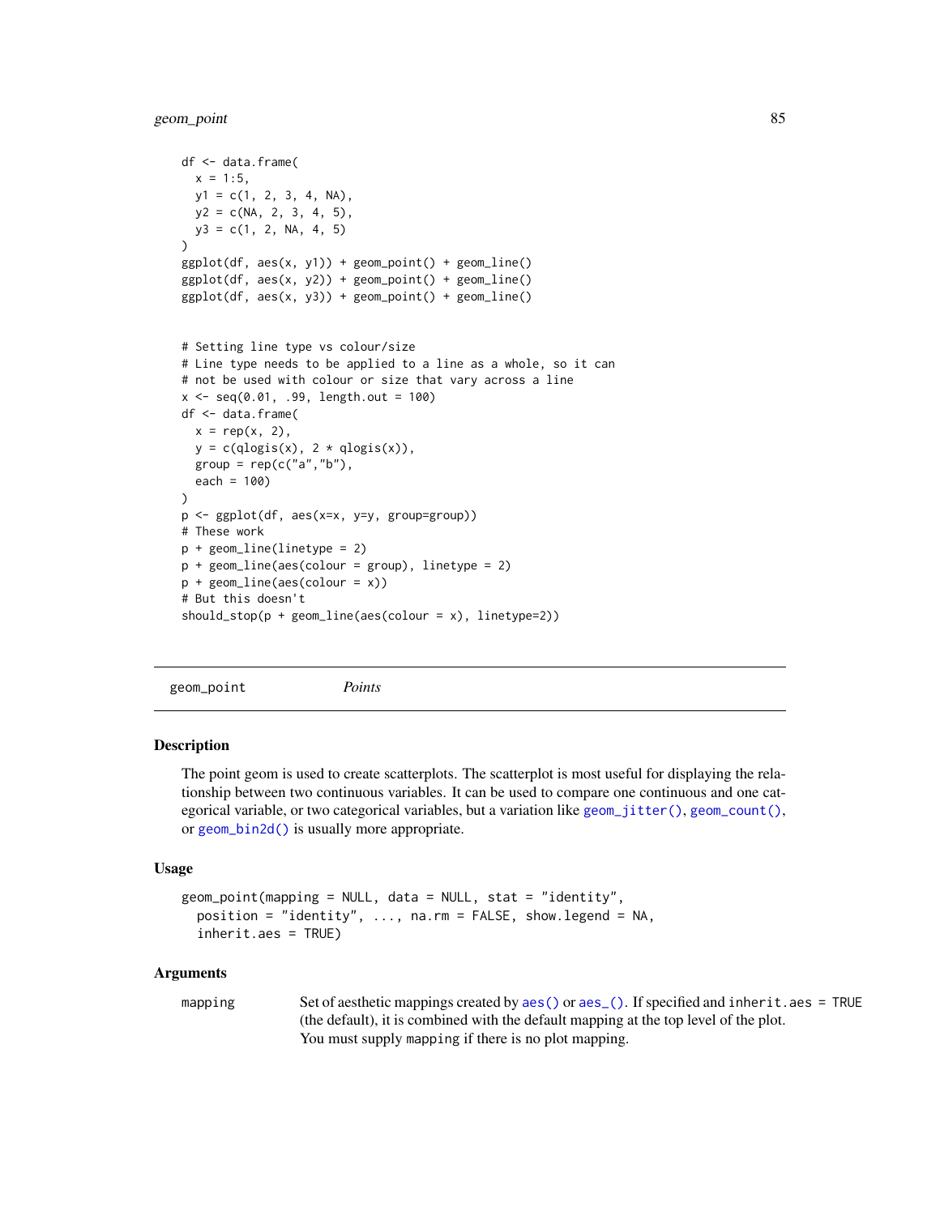```
df <- data.frame(
  x = 1:5,
  y1 = c(1, 2, 3, 4, NA),
  y2 = c(NA, 2, 3, 4, 5),
  y3 = c(1, 2, NA, 4, 5)
)
ggplot(df, aes(x, y1)) + geom_point() + geom_line()
ggplot(df, aes(x, y2)) + geom_point() + geom_line()
ggplot(df, aes(x, y3)) + geom_point() + geom_line()


# Setting line type vs colour/size
# Line type needs to be applied to a line as a whole, so it can
# not be used with colour or size that vary across a line
x <- seq(0.01, .99, length.out = 100)
df <- data.frame(
  x = rep(x, 2),
  y = c(qlogis(x), 2 * qlogis(x)),
  group = rep(c("a","b"),
  each = 100)
)
p <- ggplot(df, aes(x=x, y=y, group=group))
# These work
p + geom_line(linetype = 2)
p + geom_line(aes(colour = group), linetype = 2)
p + geom_line(aes(colour = x))
# But this doesn't
should_stop(p + geom_line(aes(colour = x), linetype=2))
```

---

## geom_point *Points*

---

### Description

The point geom is used to create scatterplots. The scatterplot is most useful for displaying the relationship between two continuous variables. It can be used to compare one continuous and one categorical variable, or two categorical variables, but a variation like `geom_jitter()`, `geom_count()`, or `geom_bin2d()` is usually more appropriate.

### Usage

```
geom_point(mapping = NULL, data = NULL, stat = "identity",
  position = "identity", ..., na.rm = FALSE, show.legend = NA,
  inherit.aes = TRUE)
```

### Arguments

`mapping` Set of aesthetic mappings created by `aes()` or `aes_()`. If specified and `inherit.aes = TRUE` (the default), it is combined with the default mapping at the top level of the plot. You must supply `mapping` if there is no plot mapping.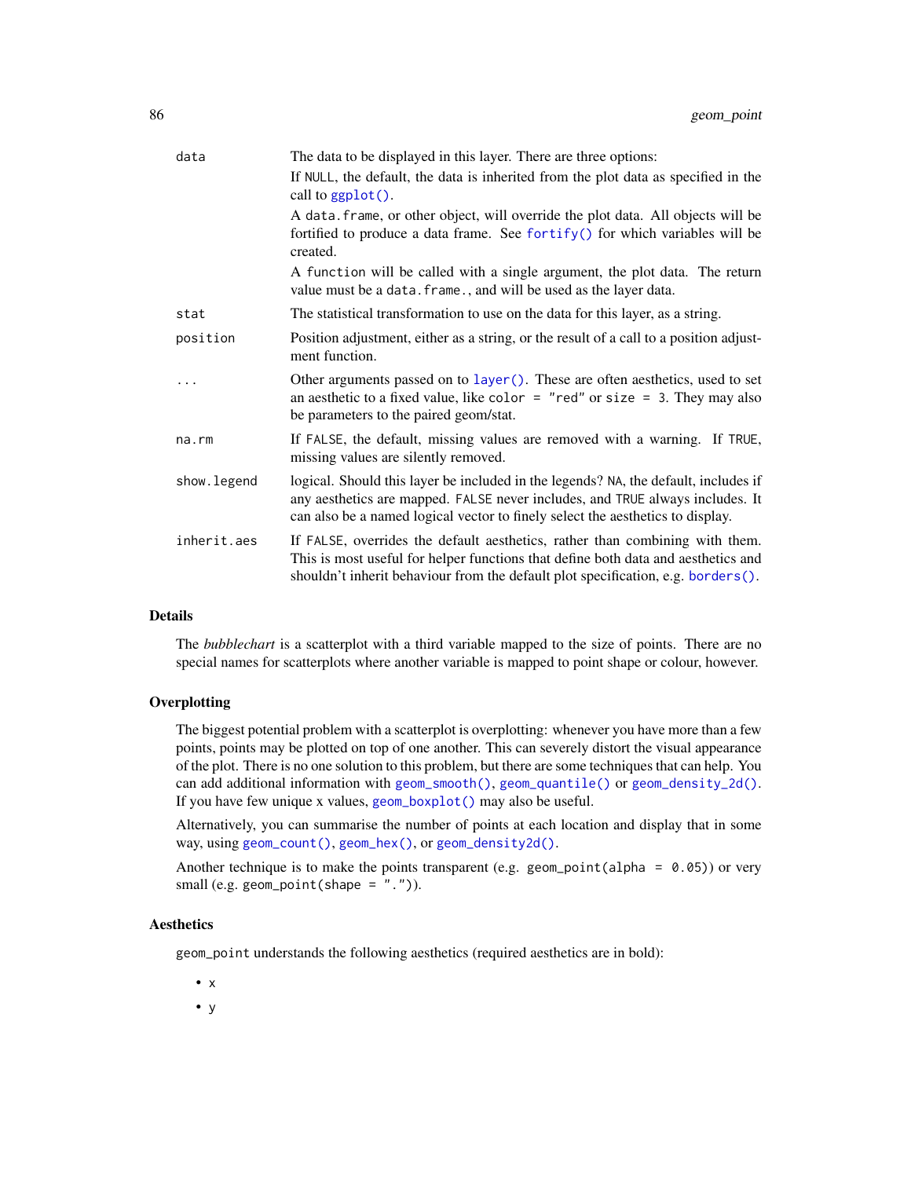| | |
|---|---|
| `data` | The data to be displayed in this layer. There are three options:<br>If `NULL`, the default, the data is inherited from the plot data as specified in the call to `ggplot()`.<br>A `data.frame`, or other object, will override the plot data. All objects will be fortified to produce a data frame. See `fortify()` for which variables will be created.<br>A `function` will be called with a single argument, the plot data. The return value must be a `data.frame.`, and will be used as the layer data. |
| `stat` | The statistical transformation to use on the data for this layer, as a string. |
| `position` | Position adjustment, either as a string, or the result of a call to a position adjustment function. |
| `...` | Other arguments passed on to `layer()`. These are often aesthetics, used to set an aesthetic to a fixed value, like `color = "red"` or `size = 3`. They may also be parameters to the paired geom/stat. |
| `na.rm` | If `FALSE`, the default, missing values are removed with a warning. If `TRUE`, missing values are silently removed. |
| `show.legend` | logical. Should this layer be included in the legends? `NA`, the default, includes if any aesthetics are mapped. `FALSE` never includes, and `TRUE` always includes. It can also be a named logical vector to finely select the aesthetics to display. |
| `inherit.aes` | If `FALSE`, overrides the default aesthetics, rather than combining with them. This is most useful for helper functions that define both data and aesthetics and shouldn't inherit behaviour from the default plot specification, e.g. `borders()`. |

## Details

The *bubblechart* is a scatterplot with a third variable mapped to the size of points. There are no special names for scatterplots where another variable is mapped to point shape or colour, however.

## Overplotting

The biggest potential problem with a scatterplot is overplotting: whenever you have more than a few points, points may be plotted on top of one another. This can severely distort the visual appearance of the plot. There is no one solution to this problem, but there are some techniques that can help. You can add additional information with `geom_smooth()`, `geom_quantile()` or `geom_density_2d()`. If you have few unique x values, `geom_boxplot()` may also be useful.

Alternatively, you can summarise the number of points at each location and display that in some way, using `geom_count()`, `geom_hex()`, or `geom_density2d()`.

Another technique is to make the points transparent (e.g. `geom_point(alpha = 0.05)`) or very small (e.g. `geom_point(shape = ".")`).

## Aesthetics

`geom_point` understands the following aesthetics (required aesthetics are in bold):

- x
- y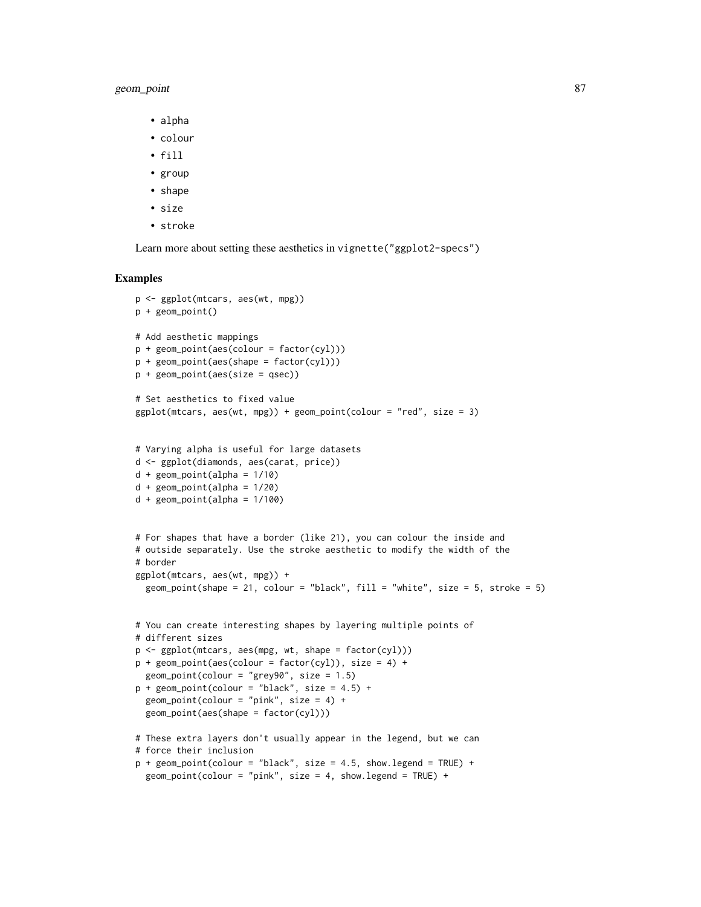- alpha
- colour
- fill
- group
- shape
- size
- stroke

Learn more about setting these aesthetics in vignette("ggplot2-specs")

## Examples

```
p <- ggplot(mtcars, aes(wt, mpg))
p + geom_point()

# Add aesthetic mappings
p + geom_point(aes(colour = factor(cyl)))
p + geom_point(aes(shape = factor(cyl)))
p + geom_point(aes(size = qsec))

# Set aesthetics to fixed value
ggplot(mtcars, aes(wt, mpg)) + geom_point(colour = "red", size = 3)


# Varying alpha is useful for large datasets
d <- ggplot(diamonds, aes(carat, price))
d + geom_point(alpha = 1/10)
d + geom_point(alpha = 1/20)
d + geom_point(alpha = 1/100)


# For shapes that have a border (like 21), you can colour the inside and
# outside separately. Use the stroke aesthetic to modify the width of the
# border
ggplot(mtcars, aes(wt, mpg)) +
  geom_point(shape = 21, colour = "black", fill = "white", size = 5, stroke = 5)


# You can create interesting shapes by layering multiple points of
# different sizes
p <- ggplot(mtcars, aes(mpg, wt, shape = factor(cyl)))
p + geom_point(aes(colour = factor(cyl)), size = 4) +
  geom_point(colour = "grey90", size = 1.5)
p + geom_point(colour = "black", size = 4.5) +
  geom_point(colour = "pink", size = 4) +
  geom_point(aes(shape = factor(cyl)))

# These extra layers don't usually appear in the legend, but we can
# force their inclusion
p + geom_point(colour = "black", size = 4.5, show.legend = TRUE) +
  geom_point(colour = "pink", size = 4, show.legend = TRUE) +
```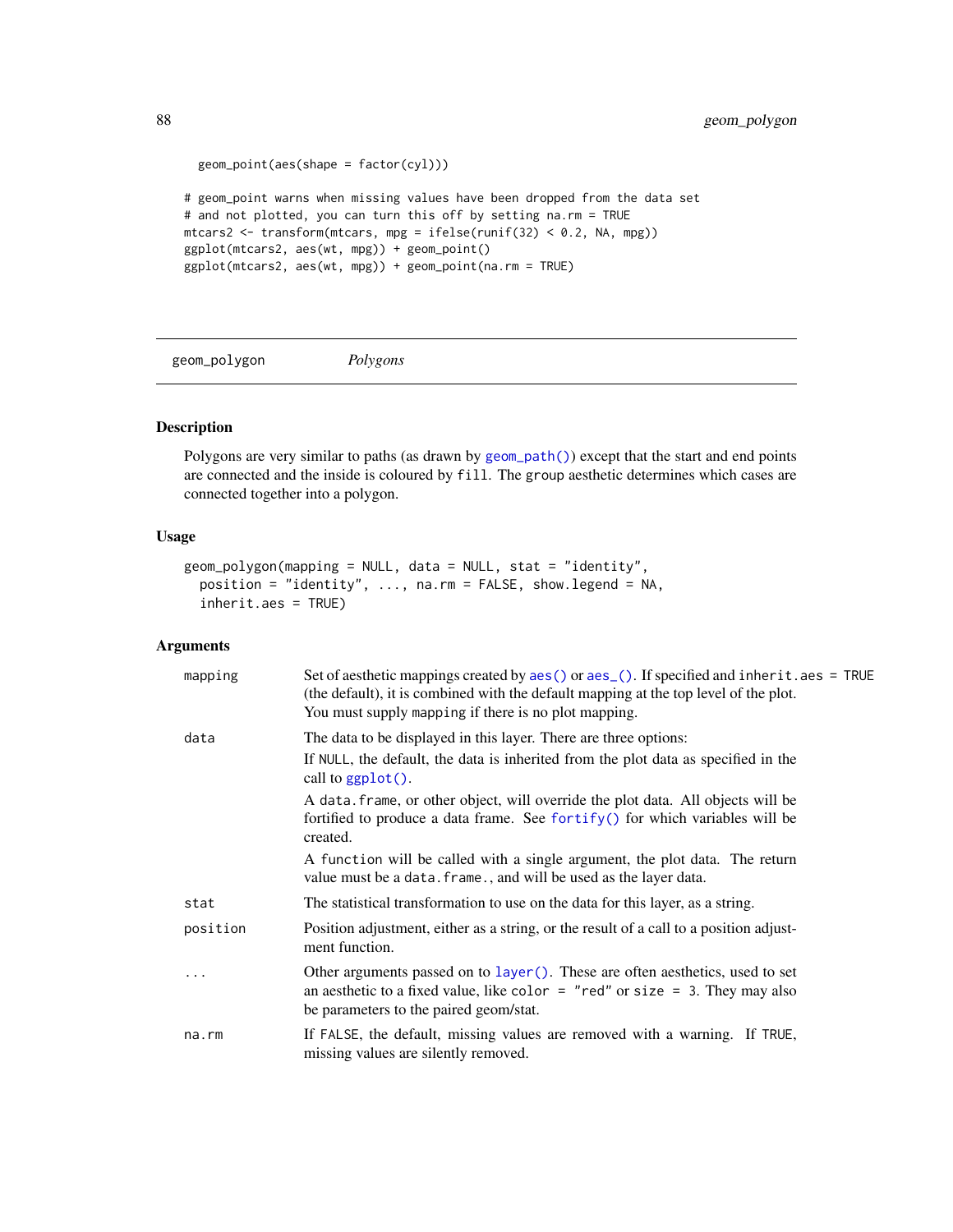```
  geom_point(aes(shape = factor(cyl)))

# geom_point warns when missing values have been dropped from the data set
# and not plotted, you can turn this off by setting na.rm = TRUE
mtcars2 <- transform(mtcars, mpg = ifelse(runif(32) < 0.2, NA, mpg))
ggplot(mtcars2, aes(wt, mpg)) + geom_point()
ggplot(mtcars2, aes(wt, mpg)) + geom_point(na.rm = TRUE)
```

---

## geom_polygon *Polygons*

---

### Description

Polygons are very similar to paths (as drawn by `geom_path()`) except that the start and end points are connected and the inside is coloured by `fill`. The `group` aesthetic determines which cases are connected together into a polygon.

### Usage

```
geom_polygon(mapping = NULL, data = NULL, stat = "identity",
  position = "identity", ..., na.rm = FALSE, show.legend = NA,
  inherit.aes = TRUE)
```

### Arguments

| | |
|---|---|
| `mapping` | Set of aesthetic mappings created by `aes()` or `aes_()`. If specified and `inherit.aes = TRUE` (the default), it is combined with the default mapping at the top level of the plot. You must supply `mapping` if there is no plot mapping. |
| `data` | The data to be displayed in this layer. There are three options:<br>If `NULL`, the default, the data is inherited from the plot data as specified in the call to `ggplot()`.<br>A `data.frame`, or other object, will override the plot data. All objects will be fortified to produce a data frame. See `fortify()` for which variables will be created.<br>A `function` will be called with a single argument, the plot data. The return value must be a `data.frame.`, and will be used as the layer data. |
| `stat` | The statistical transformation to use on the data for this layer, as a string. |
| `position` | Position adjustment, either as a string, or the result of a call to a position adjustment function. |
| `...` | Other arguments passed on to `layer()`. These are often aesthetics, used to set an aesthetic to a fixed value, like `color = "red"` or `size = 3`. They may also be parameters to the paired geom/stat. |
| `na.rm` | If `FALSE`, the default, missing values are removed with a warning. If `TRUE`, missing values are silently removed. |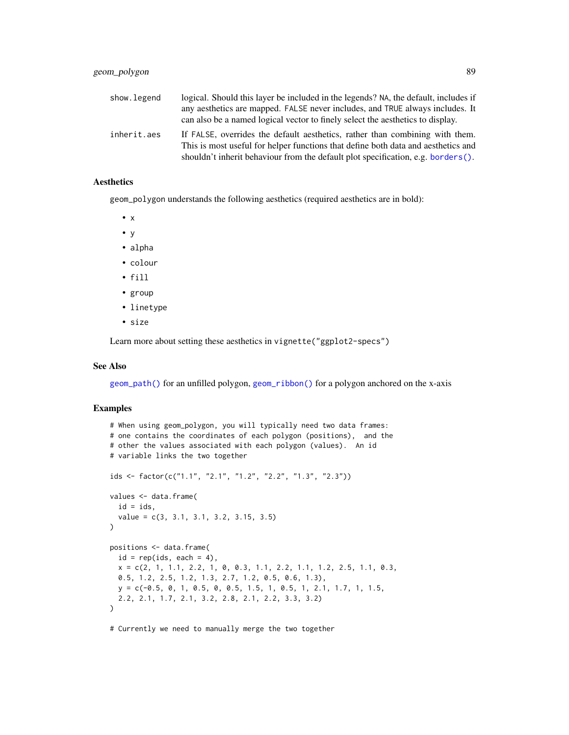| | |
|---|---|
| show.legend | logical. Should this layer be included in the legends? NA, the default, includes if any aesthetics are mapped. FALSE never includes, and TRUE always includes. It can also be a named logical vector to finely select the aesthetics to display. |
| inherit.aes | If FALSE, overrides the default aesthetics, rather than combining with them. This is most useful for helper functions that define both data and aesthetics and shouldn't inherit behaviour from the default plot specification, e.g. borders(). |

## Aesthetics

geom_polygon understands the following aesthetics (required aesthetics are in bold):

- x
- y
- alpha
- colour
- fill
- group
- linetype
- size

Learn more about setting these aesthetics in vignette("ggplot2-specs")

## See Also

geom_path() for an unfilled polygon, geom_ribbon() for a polygon anchored on the x-axis

## Examples

```
# When using geom_polygon, you will typically need two data frames:
# one contains the coordinates of each polygon (positions),  and the
# other the values associated with each polygon (values).  An id
# variable links the two together

ids <- factor(c("1.1", "2.1", "1.2", "2.2", "1.3", "2.3"))

values <- data.frame(
  id = ids,
  value = c(3, 3.1, 3.1, 3.2, 3.15, 3.5)
)

positions <- data.frame(
  id = rep(ids, each = 4),
  x = c(2, 1, 1.1, 2.2, 1, 0, 0.3, 1.1, 2.2, 1.1, 1.2, 2.5, 1.1, 0.3,
  0.5, 1.2, 2.5, 1.2, 1.3, 2.7, 1.2, 0.5, 0.6, 1.3),
  y = c(-0.5, 0, 1, 0.5, 0, 0.5, 1.5, 1, 0.5, 1, 2.1, 1.7, 1, 1.5,
  2.2, 2.1, 1.7, 2.1, 3.2, 2.8, 2.1, 2.2, 3.3, 3.2)
)

# Currently we need to manually merge the two together
```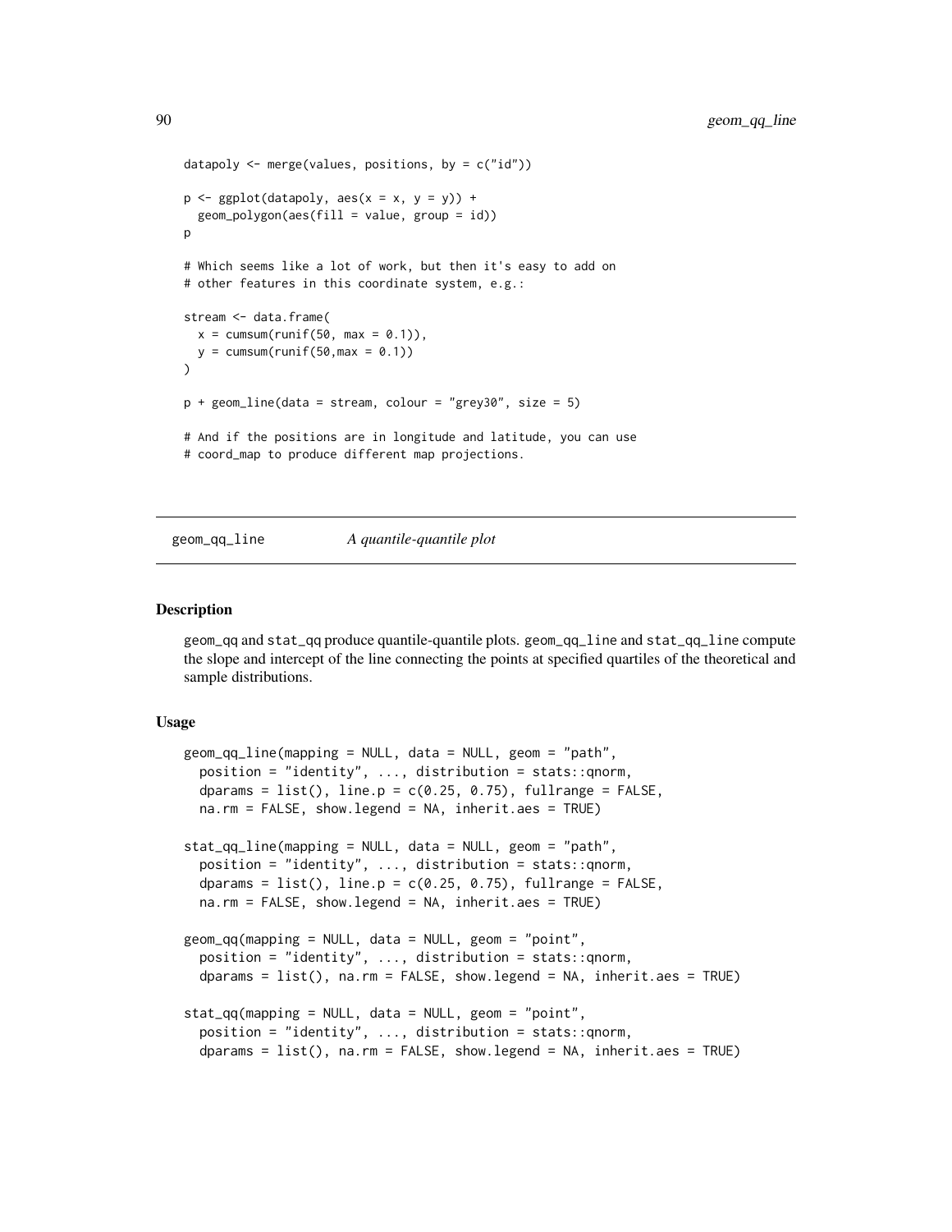```
datapoly <- merge(values, positions, by = c("id"))

p <- ggplot(datapoly, aes(x = x, y = y)) +
  geom_polygon(aes(fill = value, group = id))
p

# Which seems like a lot of work, but then it's easy to add on
# other features in this coordinate system, e.g.:

stream <- data.frame(
  x = cumsum(runif(50, max = 0.1)),
  y = cumsum(runif(50,max = 0.1))
)

p + geom_line(data = stream, colour = "grey30", size = 5)

# And if the positions are in longitude and latitude, you can use
# coord_map to produce different map projections.
```

---

## geom_qq_line *A quantile-quantile plot*

---

### Description

geom_qq and stat_qq produce quantile-quantile plots. geom_qq_line and stat_qq_line compute the slope and intercept of the line connecting the points at specified quartiles of the theoretical and sample distributions.

### Usage

```
geom_qq_line(mapping = NULL, data = NULL, geom = "path",
  position = "identity", ..., distribution = stats::qnorm,
  dparams = list(), line.p = c(0.25, 0.75), fullrange = FALSE,
  na.rm = FALSE, show.legend = NA, inherit.aes = TRUE)

stat_qq_line(mapping = NULL, data = NULL, geom = "path",
  position = "identity", ..., distribution = stats::qnorm,
  dparams = list(), line.p = c(0.25, 0.75), fullrange = FALSE,
  na.rm = FALSE, show.legend = NA, inherit.aes = TRUE)

geom_qq(mapping = NULL, data = NULL, geom = "point",
  position = "identity", ..., distribution = stats::qnorm,
  dparams = list(), na.rm = FALSE, show.legend = NA, inherit.aes = TRUE)

stat_qq(mapping = NULL, data = NULL, geom = "point",
  position = "identity", ..., distribution = stats::qnorm,
  dparams = list(), na.rm = FALSE, show.legend = NA, inherit.aes = TRUE)
```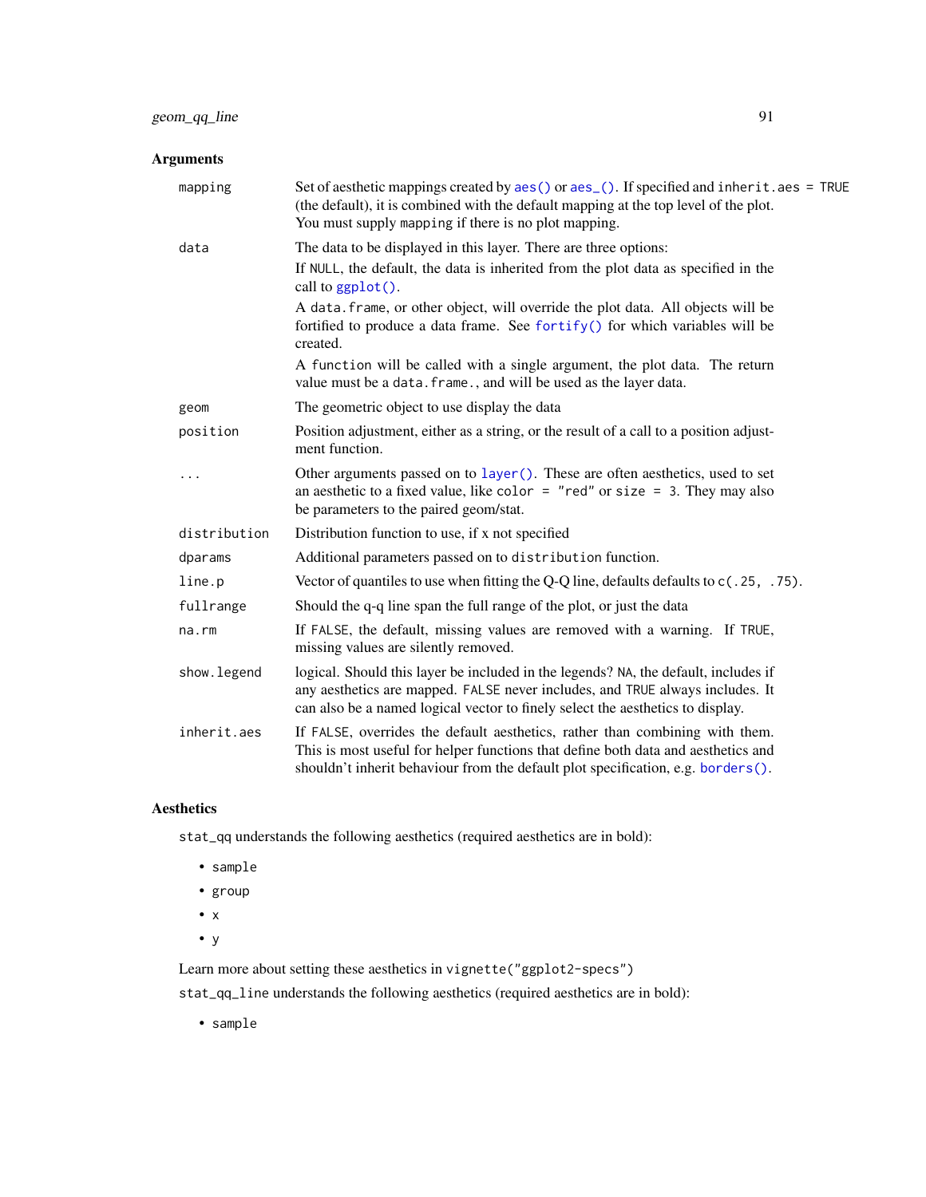### Arguments

| | |
|---|---|
| `mapping` | Set of aesthetic mappings created by `aes()` or `aes_()`. If specified and `inherit.aes = TRUE` (the default), it is combined with the default mapping at the top level of the plot. You must supply `mapping` if there is no plot mapping. |
| `data` | The data to be displayed in this layer. There are three options: If `NULL`, the default, the data is inherited from the plot data as specified in the call to `ggplot()`. A `data.frame`, or other object, will override the plot data. All objects will be fortified to produce a data frame. See `fortify()` for which variables will be created. A `function` will be called with a single argument, the plot data. The return value must be a `data.frame.`, and will be used as the layer data. |
| `geom` | The geometric object to use display the data |
| `position` | Position adjustment, either as a string, or the result of a call to a position adjustment function. |
| `...` | Other arguments passed on to `layer()`. These are often aesthetics, used to set an aesthetic to a fixed value, like `color = "red"` or `size = 3`. They may also be parameters to the paired geom/stat. |
| `distribution` | Distribution function to use, if x not specified |
| `dparams` | Additional parameters passed on to `distribution` function. |
| `line.p` | Vector of quantiles to use when fitting the Q-Q line, defaults defaults to `c(.25, .75)`. |
| `fullrange` | Should the q-q line span the full range of the plot, or just the data |
| `na.rm` | If `FALSE`, the default, missing values are removed with a warning. If `TRUE`, missing values are silently removed. |
| `show.legend` | logical. Should this layer be included in the legends? `NA`, the default, includes if any aesthetics are mapped. `FALSE` never includes, and `TRUE` always includes. It can also be a named logical vector to finely select the aesthetics to display. |
| `inherit.aes` | If `FALSE`, overrides the default aesthetics, rather than combining with them. This is most useful for helper functions that define both data and aesthetics and shouldn't inherit behaviour from the default plot specification, e.g. `borders()`. |

### Aesthetics

`stat_qq` understands the following aesthetics (required aesthetics are in bold):

- `sample`
- `group`
- `x`
- `y`

Learn more about setting these aesthetics in `vignette("ggplot2-specs")`

`stat_qq_line` understands the following aesthetics (required aesthetics are in bold):

- `sample`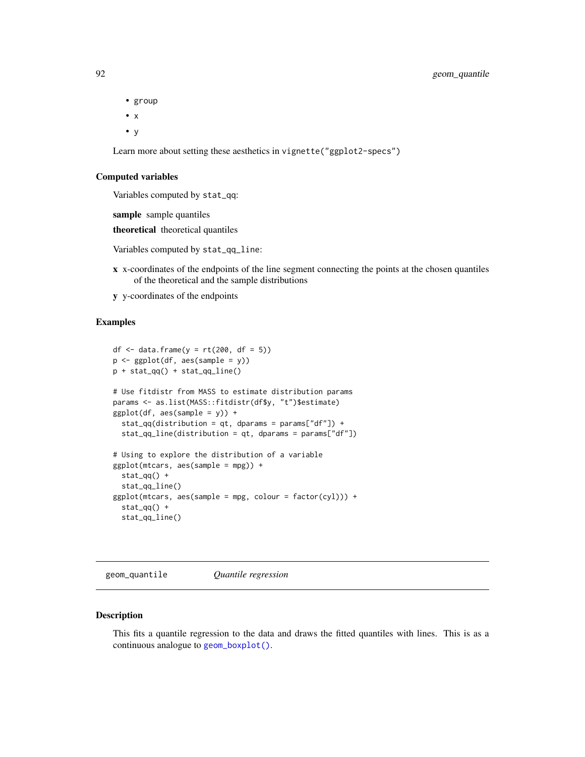- group
- x
- y

Learn more about setting these aesthetics in `vignette("ggplot2-specs")`

### Computed variables

Variables computed by `stat_qq`:

**sample** sample quantiles

**theoretical** theoretical quantiles

Variables computed by `stat_qq_line`:

**x** x-coordinates of the endpoints of the line segment connecting the points at the chosen quantiles of the theoretical and the sample distributions

**y** y-coordinates of the endpoints

### Examples

```
df <- data.frame(y = rt(200, df = 5))
p <- ggplot(df, aes(sample = y))
p + stat_qq() + stat_qq_line()

# Use fitdistr from MASS to estimate distribution params
params <- as.list(MASS::fitdistr(df$y, "t")$estimate)
ggplot(df, aes(sample = y)) +
  stat_qq(distribution = qt, dparams = params["df"]) +
  stat_qq_line(distribution = qt, dparams = params["df"])

# Using to explore the distribution of a variable
ggplot(mtcars, aes(sample = mpg)) +
  stat_qq() +
  stat_qq_line()
ggplot(mtcars, aes(sample = mpg, colour = factor(cyl))) +
  stat_qq() +
  stat_qq_line()
```

---

## geom_quantile *Quantile regression*

### Description

This fits a quantile regression to the data and draws the fitted quantiles with lines. This is as a continuous analogue to `geom_boxplot()`.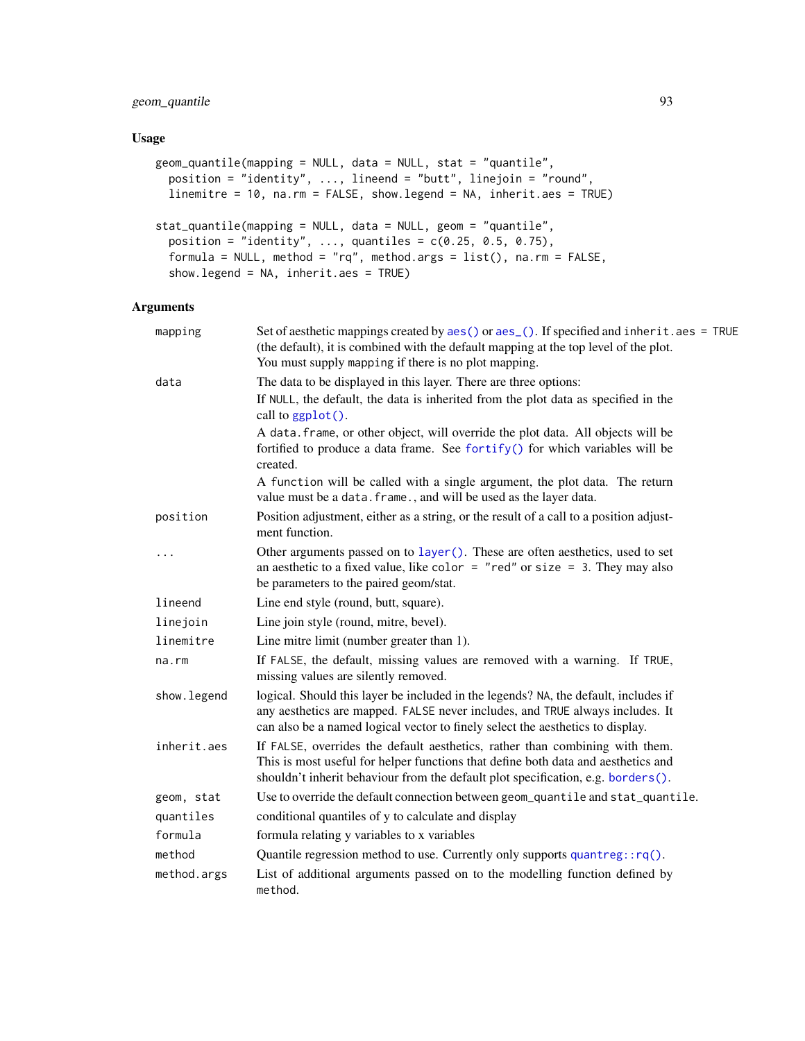### Usage

```
geom_quantile(mapping = NULL, data = NULL, stat = "quantile",
  position = "identity", ..., lineend = "butt", linejoin = "round",
  linemitre = 10, na.rm = FALSE, show.legend = NA, inherit.aes = TRUE)

stat_quantile(mapping = NULL, data = NULL, geom = "quantile",
  position = "identity", ..., quantiles = c(0.25, 0.5, 0.75),
  formula = NULL, method = "rq", method.args = list(), na.rm = FALSE,
  show.legend = NA, inherit.aes = TRUE)
```

### Arguments

| | |
|---|---|
| `mapping` | Set of aesthetic mappings created by `aes()` or `aes_()`. If specified and `inherit.aes = TRUE` (the default), it is combined with the default mapping at the top level of the plot. You must supply `mapping` if there is no plot mapping. |
| `data` | The data to be displayed in this layer. There are three options:<br>If `NULL`, the default, the data is inherited from the plot data as specified in the call to `ggplot()`.<br>A `data.frame`, or other object, will override the plot data. All objects will be fortified to produce a data frame. See `fortify()` for which variables will be created.<br>A `function` will be called with a single argument, the plot data. The return value must be a `data.frame.`, and will be used as the layer data. |
| `position` | Position adjustment, either as a string, or the result of a call to a position adjustment function. |
| `...` | Other arguments passed on to `layer()`. These are often aesthetics, used to set an aesthetic to a fixed value, like `color = "red"` or `size = 3`. They may also be parameters to the paired geom/stat. |
| `lineend` | Line end style (round, butt, square). |
| `linejoin` | Line join style (round, mitre, bevel). |
| `linemitre` | Line mitre limit (number greater than 1). |
| `na.rm` | If `FALSE`, the default, missing values are removed with a warning. If `TRUE`, missing values are silently removed. |
| `show.legend` | logical. Should this layer be included in the legends? `NA`, the default, includes if any aesthetics are mapped. `FALSE` never includes, and `TRUE` always includes. It can also be a named logical vector to finely select the aesthetics to display. |
| `inherit.aes` | If `FALSE`, overrides the default aesthetics, rather than combining with them. This is most useful for helper functions that define both data and aesthetics and shouldn't inherit behaviour from the default plot specification, e.g. `borders()`. |
| `geom, stat` | Use to override the default connection between `geom_quantile` and `stat_quantile`. |
| `quantiles` | conditional quantiles of y to calculate and display |
| `formula` | formula relating y variables to x variables |
| `method` | Quantile regression method to use. Currently only supports `quantreg::rq()`. |
| `method.args` | List of additional arguments passed on to the modelling function defined by `method`. |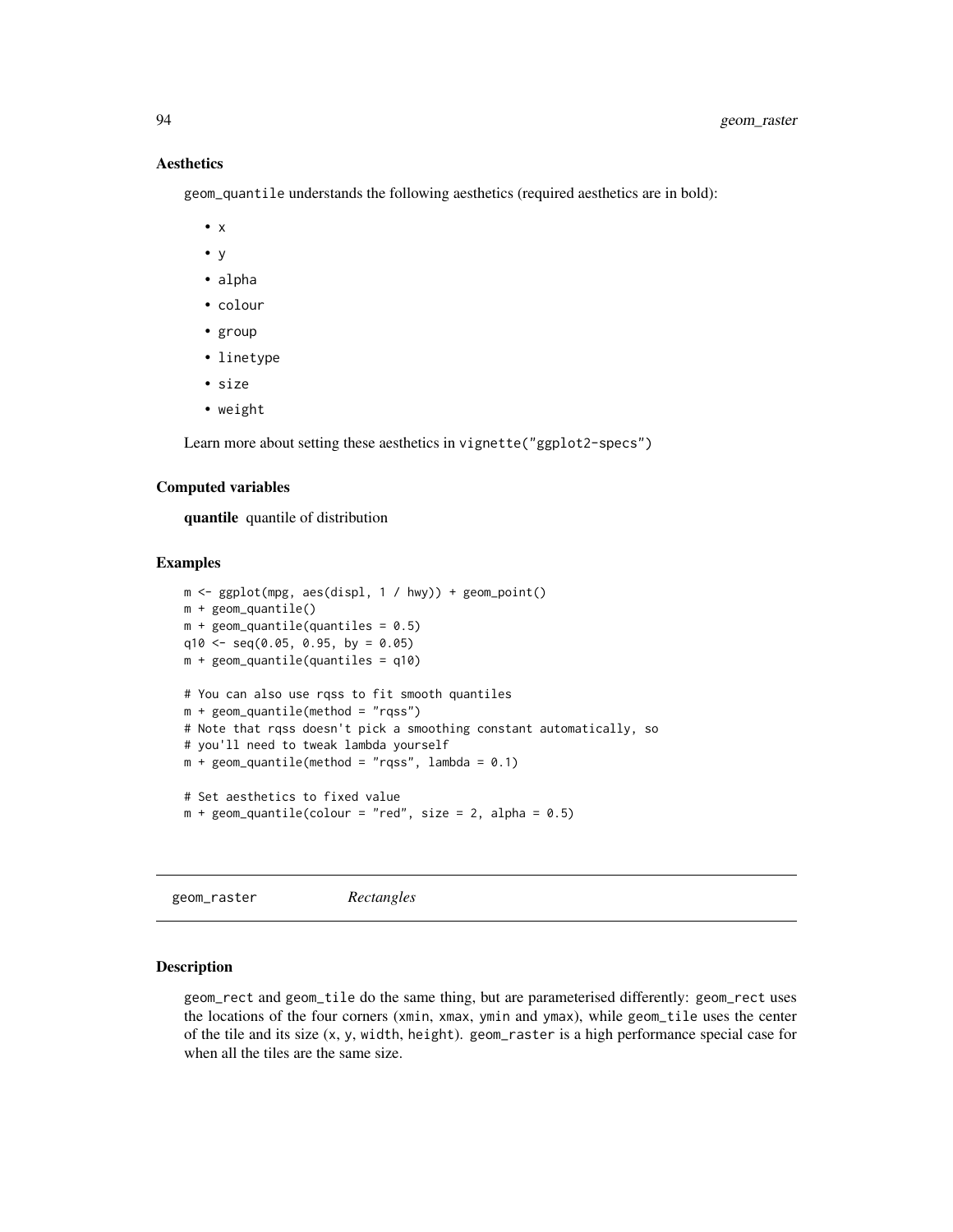### Aesthetics

`geom_quantile` understands the following aesthetics (required aesthetics are in bold):

- `x`
- `y`
- `alpha`
- `colour`
- `group`
- `linetype`
- `size`
- `weight`

Learn more about setting these aesthetics in `vignette("ggplot2-specs")`

### Computed variables

**quantile** quantile of distribution

### Examples

```
m <- ggplot(mpg, aes(displ, 1 / hwy)) + geom_point()
m + geom_quantile()
m + geom_quantile(quantiles = 0.5)
q10 <- seq(0.05, 0.95, by = 0.05)
m + geom_quantile(quantiles = q10)

# You can also use rqss to fit smooth quantiles
m + geom_quantile(method = "rqss")
# Note that rqss doesn't pick a smoothing constant automatically, so
# you'll need to tweak lambda yourself
m + geom_quantile(method = "rqss", lambda = 0.1)

# Set aesthetics to fixed value
m + geom_quantile(colour = "red", size = 2, alpha = 0.5)
```

## geom_raster *Rectangles*

### Description

`geom_rect` and `geom_tile` do the same thing, but are parameterised differently: `geom_rect` uses the locations of the four corners (`xmin`, `xmax`, `ymin` and `ymax`), while `geom_tile` uses the center of the tile and its size (`x`, `y`, `width`, `height`). `geom_raster` is a high performance special case for when all the tiles are the same size.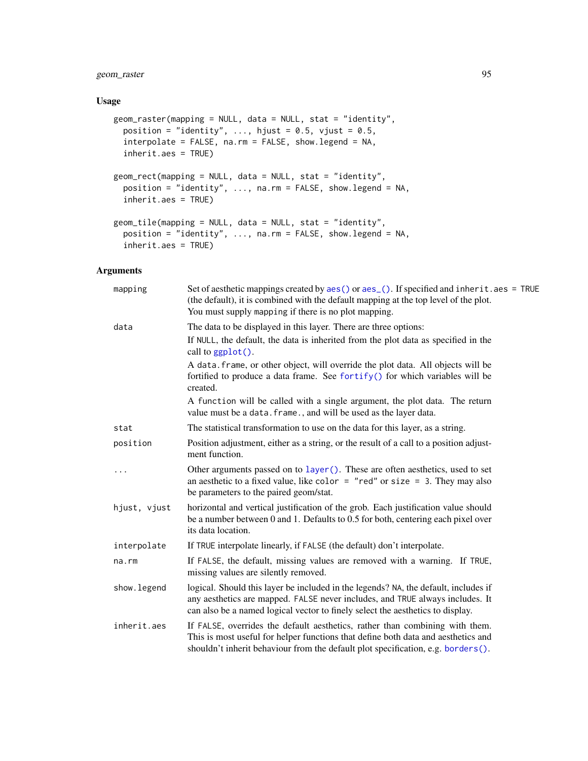## Usage

```
geom_raster(mapping = NULL, data = NULL, stat = "identity",
  position = "identity", ..., hjust = 0.5, vjust = 0.5,
  interpolate = FALSE, na.rm = FALSE, show.legend = NA,
  inherit.aes = TRUE)

geom_rect(mapping = NULL, data = NULL, stat = "identity",
  position = "identity", ..., na.rm = FALSE, show.legend = NA,
  inherit.aes = TRUE)

geom_tile(mapping = NULL, data = NULL, stat = "identity",
  position = "identity", ..., na.rm = FALSE, show.legend = NA,
  inherit.aes = TRUE)
```

## Arguments

| Argument | Description |
|---|---|
| `mapping` | Set of aesthetic mappings created by `aes()` or `aes_()`. If specified and `inherit.aes = TRUE` (the default), it is combined with the default mapping at the top level of the plot. You must supply `mapping` if there is no plot mapping. |
| `data` | The data to be displayed in this layer. There are three options: If `NULL`, the default, the data is inherited from the plot data as specified in the call to `ggplot()`. A `data.frame`, or other object, will override the plot data. All objects will be fortified to produce a data frame. See `fortify()` for which variables will be created. A `function` will be called with a single argument, the plot data. The return value must be a `data.frame.`, and will be used as the layer data. |
| `stat` | The statistical transformation to use on the data for this layer, as a string. |
| `position` | Position adjustment, either as a string, or the result of a call to a position adjustment function. |
| `...` | Other arguments passed on to `layer()`. These are often aesthetics, used to set an aesthetic to a fixed value, like `color = "red"` or `size = 3`. They may also be parameters to the paired geom/stat. |
| `hjust, vjust` | horizontal and vertical justification of the grob. Each justification value should be a number between 0 and 1. Defaults to 0.5 for both, centering each pixel over its data location. |
| `interpolate` | If `TRUE` interpolate linearly, if `FALSE` (the default) don't interpolate. |
| `na.rm` | If `FALSE`, the default, missing values are removed with a warning. If `TRUE`, missing values are silently removed. |
| `show.legend` | logical. Should this layer be included in the legends? `NA`, the default, includes if any aesthetics are mapped. `FALSE` never includes, and `TRUE` always includes. It can also be a named logical vector to finely select the aesthetics to display. |
| `inherit.aes` | If `FALSE`, overrides the default aesthetics, rather than combining with them. This is most useful for helper functions that define both data and aesthetics and shouldn't inherit behaviour from the default plot specification, e.g. `borders()`. |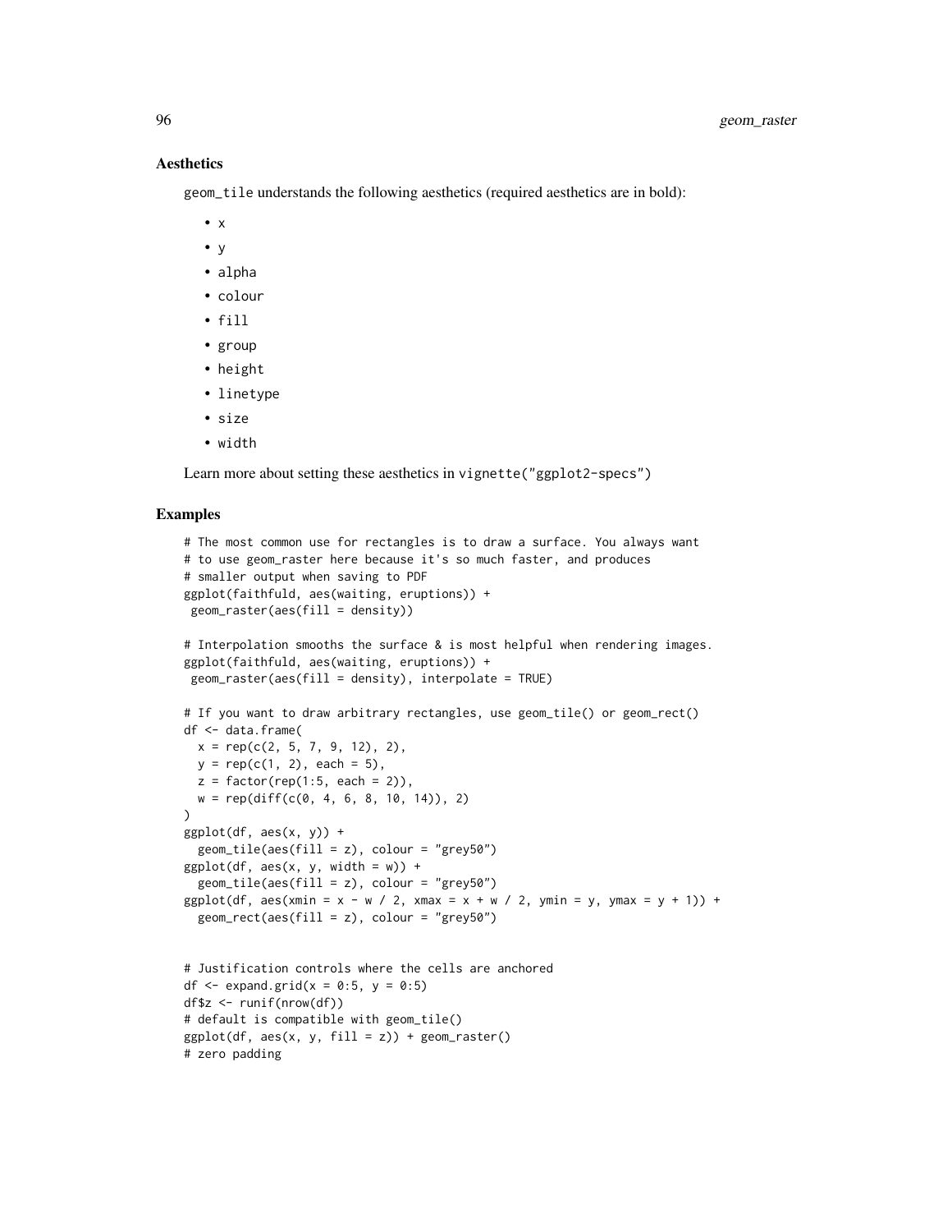### Aesthetics

geom_tile understands the following aesthetics (required aesthetics are in bold):

- x
- y
- alpha
- colour
- fill
- group
- height
- linetype
- size
- width

Learn more about setting these aesthetics in vignette("ggplot2-specs")

### Examples

```
# The most common use for rectangles is to draw a surface. You always want
# to use geom_raster here because it's so much faster, and produces
# smaller output when saving to PDF
ggplot(faithfuld, aes(waiting, eruptions)) +
 geom_raster(aes(fill = density))

# Interpolation smooths the surface & is most helpful when rendering images.
ggplot(faithfuld, aes(waiting, eruptions)) +
 geom_raster(aes(fill = density), interpolate = TRUE)

# If you want to draw arbitrary rectangles, use geom_tile() or geom_rect()
df <- data.frame(
  x = rep(c(2, 5, 7, 9, 12), 2),
  y = rep(c(1, 2), each = 5),
  z = factor(rep(1:5, each = 2)),
  w = rep(diff(c(0, 4, 6, 8, 10, 14)), 2)
)
ggplot(df, aes(x, y)) +
  geom_tile(aes(fill = z), colour = "grey50")
ggplot(df, aes(x, y, width = w)) +
  geom_tile(aes(fill = z), colour = "grey50")
ggplot(df, aes(xmin = x - w / 2, xmax = x + w / 2, ymin = y, ymax = y + 1)) +
  geom_rect(aes(fill = z), colour = "grey50")


# Justification controls where the cells are anchored
df <- expand.grid(x = 0:5, y = 0:5)
df$z <- runif(nrow(df))
# default is compatible with geom_tile()
ggplot(df, aes(x, y, fill = z)) + geom_raster()
# zero padding
```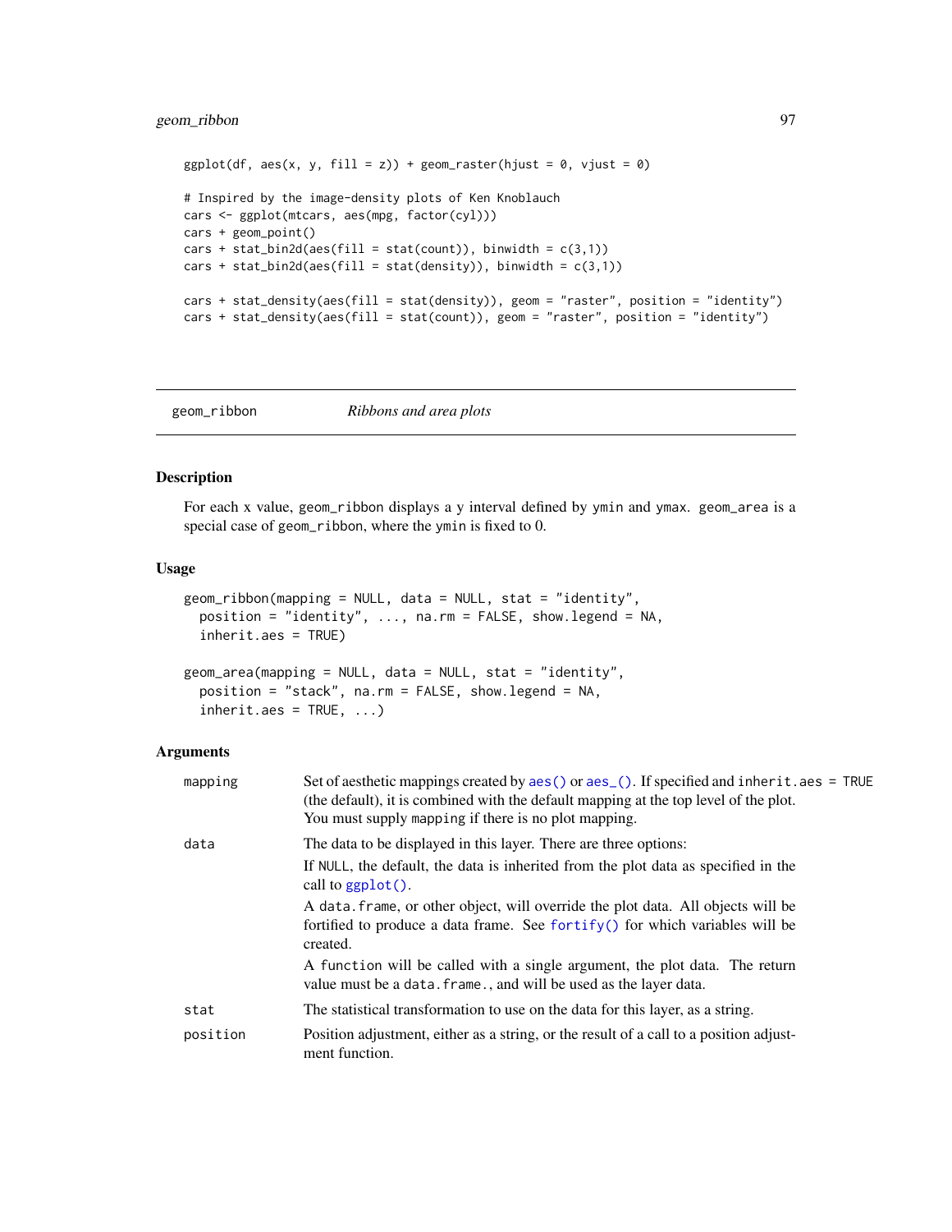```
ggplot(df, aes(x, y, fill = z)) + geom_raster(hjust = 0, vjust = 0)

# Inspired by the image-density plots of Ken Knoblauch
cars <- ggplot(mtcars, aes(mpg, factor(cyl)))
cars + geom_point()
cars + stat_bin2d(aes(fill = stat(count)), binwidth = c(3,1))
cars + stat_bin2d(aes(fill = stat(density)), binwidth = c(3,1))

cars + stat_density(aes(fill = stat(density)), geom = "raster", position = "identity")
cars + stat_density(aes(fill = stat(count)), geom = "raster", position = "identity")
```

## geom_ribbon — *Ribbons and area plots*

### Description

For each x value, `geom_ribbon` displays a y interval defined by `ymin` and `ymax`. `geom_area` is a special case of `geom_ribbon`, where the `ymin` is fixed to 0.

### Usage

```
geom_ribbon(mapping = NULL, data = NULL, stat = "identity",
  position = "identity", ..., na.rm = FALSE, show.legend = NA,
  inherit.aes = TRUE)

geom_area(mapping = NULL, data = NULL, stat = "identity",
  position = "stack", na.rm = FALSE, show.legend = NA,
  inherit.aes = TRUE, ...)
```

### Arguments

| Argument | Description |
|---|---|
| `mapping` | Set of aesthetic mappings created by `aes()` or `aes_()`. If specified and `inherit.aes = TRUE` (the default), it is combined with the default mapping at the top level of the plot. You must supply `mapping` if there is no plot mapping. |
| `data` | The data to be displayed in this layer. There are three options:<br>If `NULL`, the default, the data is inherited from the plot data as specified in the call to `ggplot()`.<br>A `data.frame`, or other object, will override the plot data. All objects will be fortified to produce a data frame. See `fortify()` for which variables will be created.<br>A `function` will be called with a single argument, the plot data. The return value must be a `data.frame.`, and will be used as the layer data. |
| `stat` | The statistical transformation to use on the data for this layer, as a string. |
| `position` | Position adjustment, either as a string, or the result of a call to a position adjustment function. |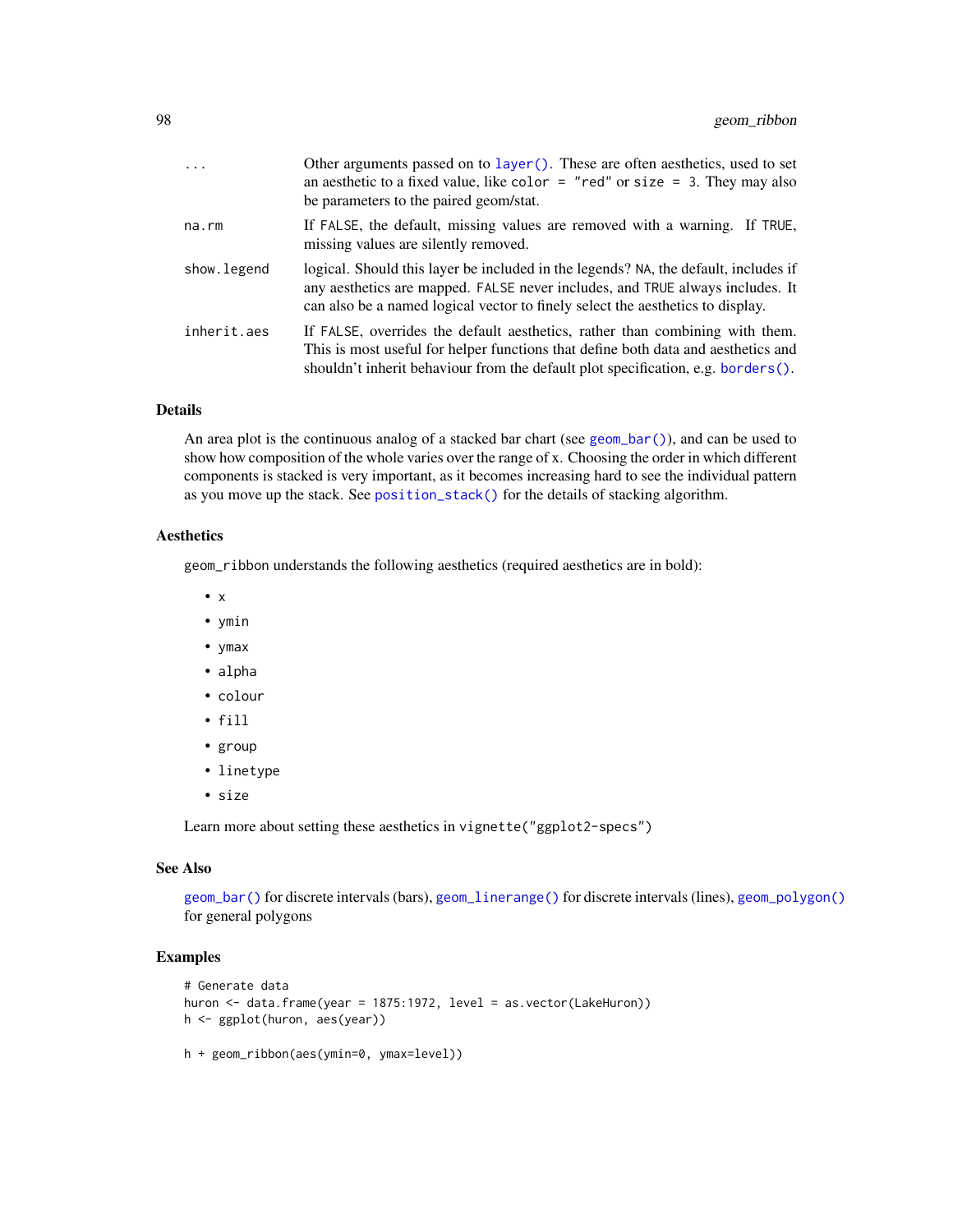| | |
|---|---|
| ... | Other arguments passed on to `layer()`. These are often aesthetics, used to set an aesthetic to a fixed value, like `color = "red"` or `size = 3`. They may also be parameters to the paired geom/stat. |
| na.rm | If `FALSE`, the default, missing values are removed with a warning. If `TRUE`, missing values are silently removed. |
| show.legend | logical. Should this layer be included in the legends? `NA`, the default, includes if any aesthetics are mapped. `FALSE` never includes, and `TRUE` always includes. It can also be a named logical vector to finely select the aesthetics to display. |
| inherit.aes | If `FALSE`, overrides the default aesthetics, rather than combining with them. This is most useful for helper functions that define both data and aesthetics and shouldn't inherit behaviour from the default plot specification, e.g. `borders()`. |

## Details

An area plot is the continuous analog of a stacked bar chart (see `geom_bar()`), and can be used to show how composition of the whole varies over the range of x. Choosing the order in which different components is stacked is very important, as it becomes increasing hard to see the individual pattern as you move up the stack. See `position_stack()` for the details of stacking algorithm.

## Aesthetics

`geom_ribbon` understands the following aesthetics (required aesthetics are in bold):

- `x`
- `ymin`
- `ymax`
- `alpha`
- `colour`
- `fill`
- `group`
- `linetype`
- `size`

Learn more about setting these aesthetics in `vignette("ggplot2-specs")`

## See Also

`geom_bar()` for discrete intervals (bars), `geom_linerange()` for discrete intervals (lines), `geom_polygon()` for general polygons

## Examples

```
# Generate data
huron <- data.frame(year = 1875:1972, level = as.vector(LakeHuron))
h <- ggplot(huron, aes(year))

h + geom_ribbon(aes(ymin=0, ymax=level))
```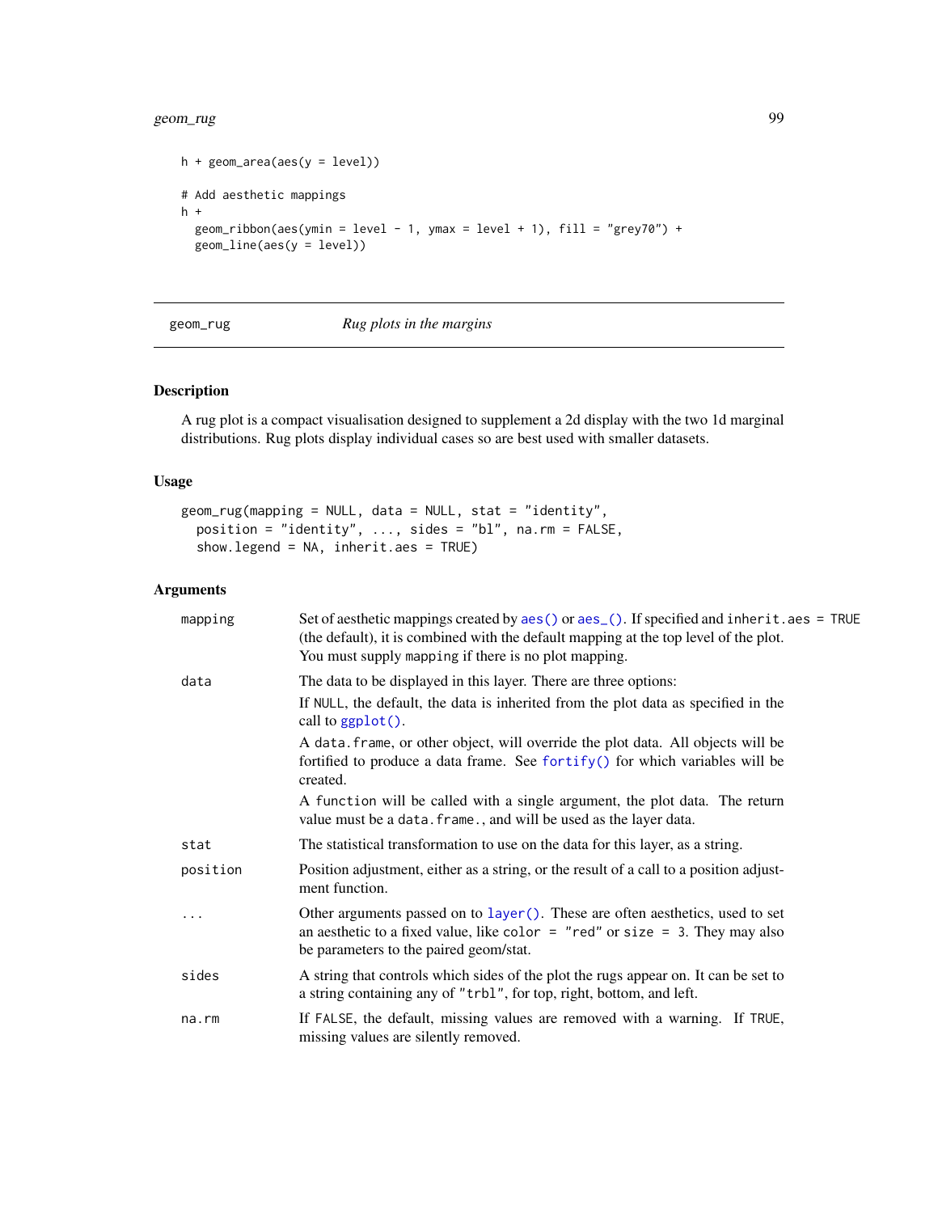```
h + geom_area(aes(y = level))

# Add aesthetic mappings
h +
  geom_ribbon(aes(ymin = level - 1, ymax = level + 1), fill = "grey70") +
  geom_line(aes(y = level))
```

---

## geom_rug — *Rug plots in the margins*

---

### Description

A rug plot is a compact visualisation designed to supplement a 2d display with the two 1d marginal distributions. Rug plots display individual cases so are best used with smaller datasets.

### Usage

```
geom_rug(mapping = NULL, data = NULL, stat = "identity",
  position = "identity", ..., sides = "bl", na.rm = FALSE,
  show.legend = NA, inherit.aes = TRUE)
```

### Arguments

| | |
|---|---|
| `mapping` | Set of aesthetic mappings created by `aes()` or `aes_()`. If specified and `inherit.aes = TRUE` (the default), it is combined with the default mapping at the top level of the plot. You must supply `mapping` if there is no plot mapping. |
| `data` | The data to be displayed in this layer. There are three options:<br>If `NULL`, the default, the data is inherited from the plot data as specified in the call to `ggplot()`.<br>A `data.frame`, or other object, will override the plot data. All objects will be fortified to produce a data frame. See `fortify()` for which variables will be created.<br>A `function` will be called with a single argument, the plot data. The return value must be a `data.frame.`, and will be used as the layer data. |
| `stat` | The statistical transformation to use on the data for this layer, as a string. |
| `position` | Position adjustment, either as a string, or the result of a call to a position adjustment function. |
| `...` | Other arguments passed on to `layer()`. These are often aesthetics, used to set an aesthetic to a fixed value, like `color = "red"` or `size = 3`. They may also be parameters to the paired geom/stat. |
| `sides` | A string that controls which sides of the plot the rugs appear on. It can be set to a string containing any of `"trbl"`, for top, right, bottom, and left. |
| `na.rm` | If `FALSE`, the default, missing values are removed with a warning. If `TRUE`, missing values are silently removed. |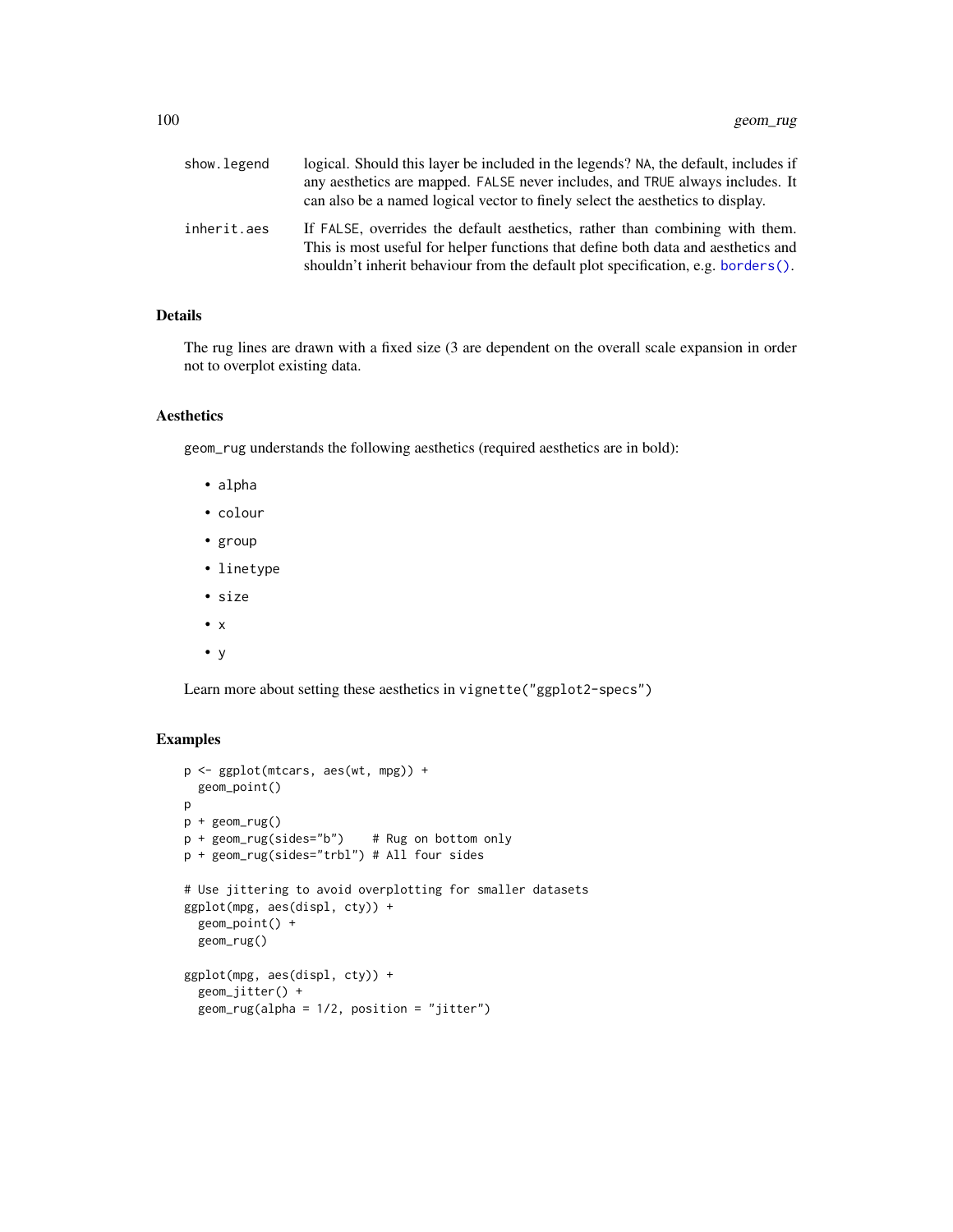| | |
|---|---|
| show.legend | logical. Should this layer be included in the legends? NA, the default, includes if any aesthetics are mapped. FALSE never includes, and TRUE always includes. It can also be a named logical vector to finely select the aesthetics to display. |
| inherit.aes | If FALSE, overrides the default aesthetics, rather than combining with them. This is most useful for helper functions that define both data and aesthetics and shouldn't inherit behaviour from the default plot specification, e.g. borders(). |

### Details

The rug lines are drawn with a fixed size (3 are dependent on the overall scale expansion in order not to overplot existing data.

### Aesthetics

geom_rug understands the following aesthetics (required aesthetics are in bold):

- alpha
- colour
- group
- linetype
- size
- x
- y

Learn more about setting these aesthetics in vignette("ggplot2-specs")

### Examples

```
p <- ggplot(mtcars, aes(wt, mpg)) +
  geom_point()
p
p + geom_rug()
p + geom_rug(sides="b")    # Rug on bottom only
p + geom_rug(sides="trbl") # All four sides

# Use jittering to avoid overplotting for smaller datasets
ggplot(mpg, aes(displ, cty)) +
  geom_point() +
  geom_rug()

ggplot(mpg, aes(displ, cty)) +
  geom_jitter() +
  geom_rug(alpha = 1/2, position = "jitter")
```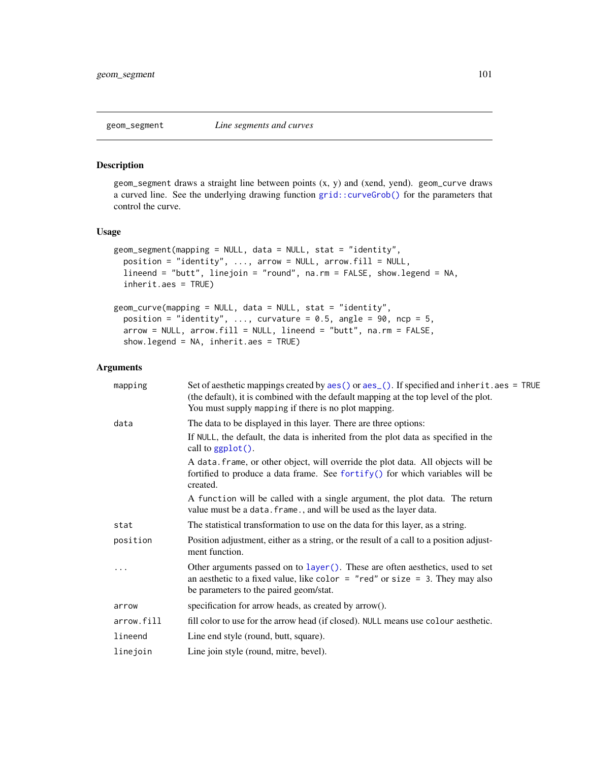geom_segment *Line segments and curves*

## Description

geom_segment draws a straight line between points (x, y) and (xend, yend). geom_curve draws a curved line. See the underlying drawing function grid::curveGrob() for the parameters that control the curve.

## Usage

```
geom_segment(mapping = NULL, data = NULL, stat = "identity",
  position = "identity", ..., arrow = NULL, arrow.fill = NULL,
  lineend = "butt", linejoin = "round", na.rm = FALSE, show.legend = NA,
  inherit.aes = TRUE)

geom_curve(mapping = NULL, data = NULL, stat = "identity",
  position = "identity", ..., curvature = 0.5, angle = 90, ncp = 5,
  arrow = NULL, arrow.fill = NULL, lineend = "butt", na.rm = FALSE,
  show.legend = NA, inherit.aes = TRUE)
```

## Arguments

| | |
|---|---|
| mapping | Set of aesthetic mappings created by aes() or aes_(). If specified and inherit.aes = TRUE (the default), it is combined with the default mapping at the top level of the plot. You must supply mapping if there is no plot mapping. |
| data | The data to be displayed in this layer. There are three options:<br>If NULL, the default, the data is inherited from the plot data as specified in the call to ggplot().<br>A data.frame, or other object, will override the plot data. All objects will be fortified to produce a data frame. See fortify() for which variables will be created.<br>A function will be called with a single argument, the plot data. The return value must be a data.frame., and will be used as the layer data. |
| stat | The statistical transformation to use on the data for this layer, as a string. |
| position | Position adjustment, either as a string, or the result of a call to a position adjustment function. |
| ... | Other arguments passed on to layer(). These are often aesthetics, used to set an aesthetic to a fixed value, like color = "red" or size = 3. They may also be parameters to the paired geom/stat. |
| arrow | specification for arrow heads, as created by arrow(). |
| arrow.fill | fill color to use for the arrow head (if closed). NULL means use colour aesthetic. |
| lineend | Line end style (round, butt, square). |
| linejoin | Line join style (round, mitre, bevel). |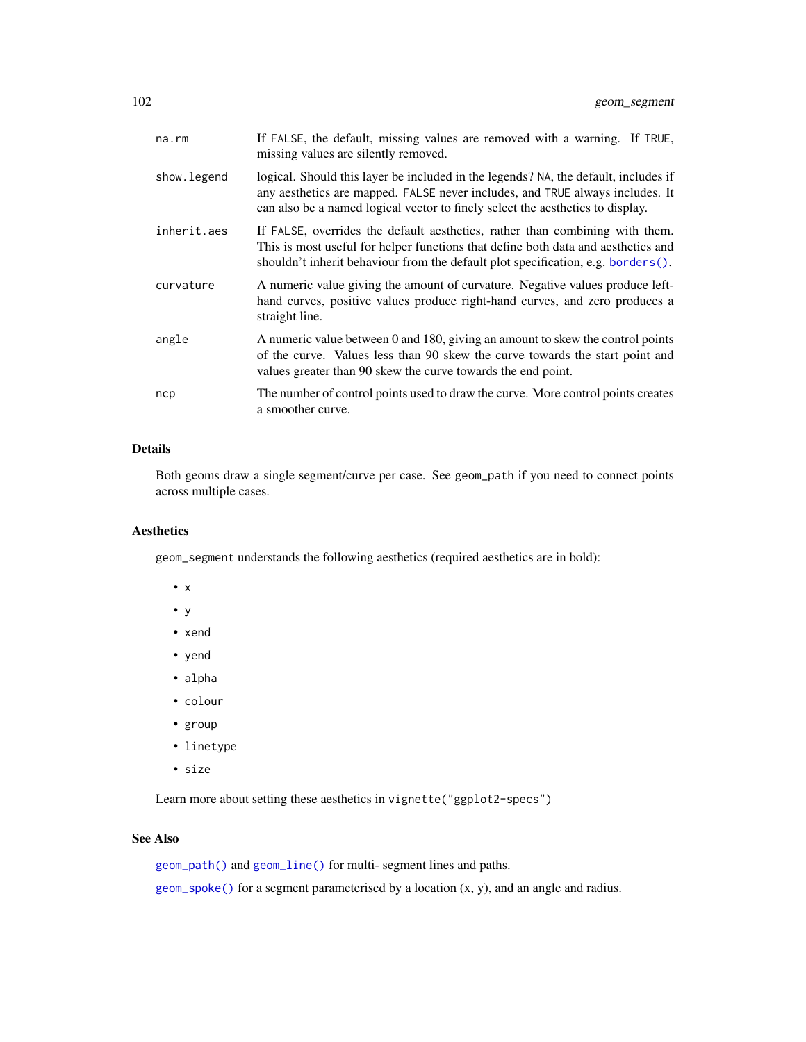| | |
|---|---|
| `na.rm` | If `FALSE`, the default, missing values are removed with a warning. If `TRUE`, missing values are silently removed. |
| `show.legend` | logical. Should this layer be included in the legends? `NA`, the default, includes if any aesthetics are mapped. `FALSE` never includes, and `TRUE` always includes. It can also be a named logical vector to finely select the aesthetics to display. |
| `inherit.aes` | If `FALSE`, overrides the default aesthetics, rather than combining with them. This is most useful for helper functions that define both data and aesthetics and shouldn't inherit behaviour from the default plot specification, e.g. `borders()`. |
| `curvature` | A numeric value giving the amount of curvature. Negative values produce left-hand curves, positive values produce right-hand curves, and zero produces a straight line. |
| `angle` | A numeric value between 0 and 180, giving an amount to skew the control points of the curve. Values less than 90 skew the curve towards the start point and values greater than 90 skew the curve towards the end point. |
| `ncp` | The number of control points used to draw the curve. More control points creates a smoother curve. |

## Details

Both geoms draw a single segment/curve per case. See `geom_path` if you need to connect points across multiple cases.

## Aesthetics

`geom_segment` understands the following aesthetics (required aesthetics are in bold):

- `x`
- `y`
- `xend`
- `yend`
- `alpha`
- `colour`
- `group`
- `linetype`
- `size`

Learn more about setting these aesthetics in `vignette("ggplot2-specs")`

## See Also

`geom_path()` and `geom_line()` for multi- segment lines and paths.

`geom_spoke()` for a segment parameterised by a location (x, y), and an angle and radius.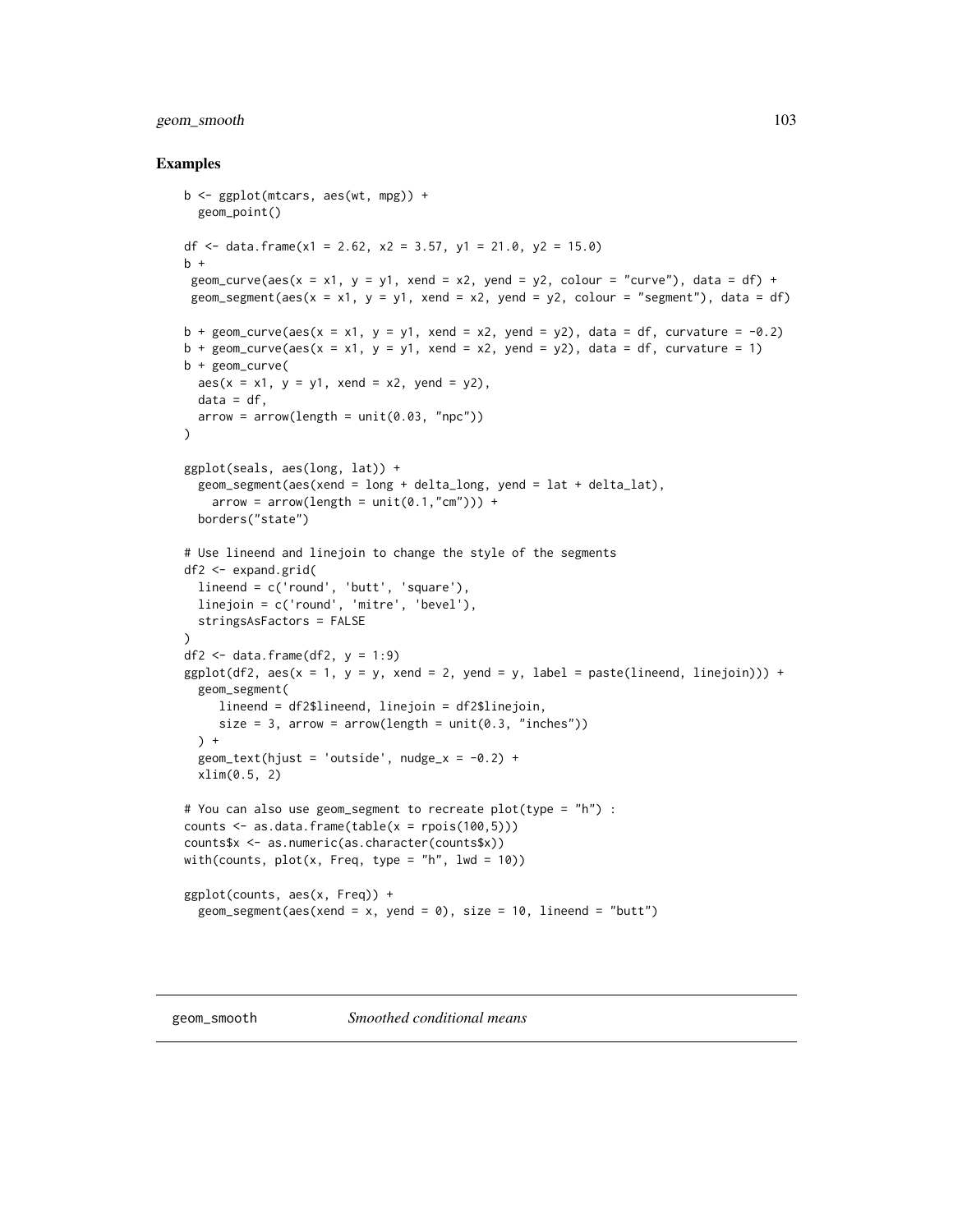## Examples

```
b <- ggplot(mtcars, aes(wt, mpg)) +
  geom_point()

df <- data.frame(x1 = 2.62, x2 = 3.57, y1 = 21.0, y2 = 15.0)
b +
 geom_curve(aes(x = x1, y = y1, xend = x2, yend = y2, colour = "curve"), data = df) +
 geom_segment(aes(x = x1, y = y1, xend = x2, yend = y2, colour = "segment"), data = df)

b + geom_curve(aes(x = x1, y = y1, xend = x2, yend = y2), data = df, curvature = -0.2)
b + geom_curve(aes(x = x1, y = y1, xend = x2, yend = y2), data = df, curvature = 1)
b + geom_curve(
  aes(x = x1, y = y1, xend = x2, yend = y2),
  data = df,
  arrow = arrow(length = unit(0.03, "npc"))
)

ggplot(seals, aes(long, lat)) +
  geom_segment(aes(xend = long + delta_long, yend = lat + delta_lat),
    arrow = arrow(length = unit(0.1,"cm"))) +
  borders("state")

# Use lineend and linejoin to change the style of the segments
df2 <- expand.grid(
  lineend = c('round', 'butt', 'square'),
  linejoin = c('round', 'mitre', 'bevel'),
  stringsAsFactors = FALSE
)
df2 <- data.frame(df2, y = 1:9)
ggplot(df2, aes(x = 1, y = y, xend = 2, yend = y, label = paste(lineend, linejoin))) +
  geom_segment(
     lineend = df2$lineend, linejoin = df2$linejoin,
     size = 3, arrow = arrow(length = unit(0.3, "inches"))
  ) +
  geom_text(hjust = 'outside', nudge_x = -0.2) +
  xlim(0.5, 2)

# You can also use geom_segment to recreate plot(type = "h") :
counts <- as.data.frame(table(x = rpois(100,5)))
counts$x <- as.numeric(as.character(counts$x))
with(counts, plot(x, Freq, type = "h", lwd = 10))

ggplot(counts, aes(x, Freq)) +
  geom_segment(aes(xend = x, yend = 0), size = 10, lineend = "butt")
```

# geom_smooth *Smoothed conditional means*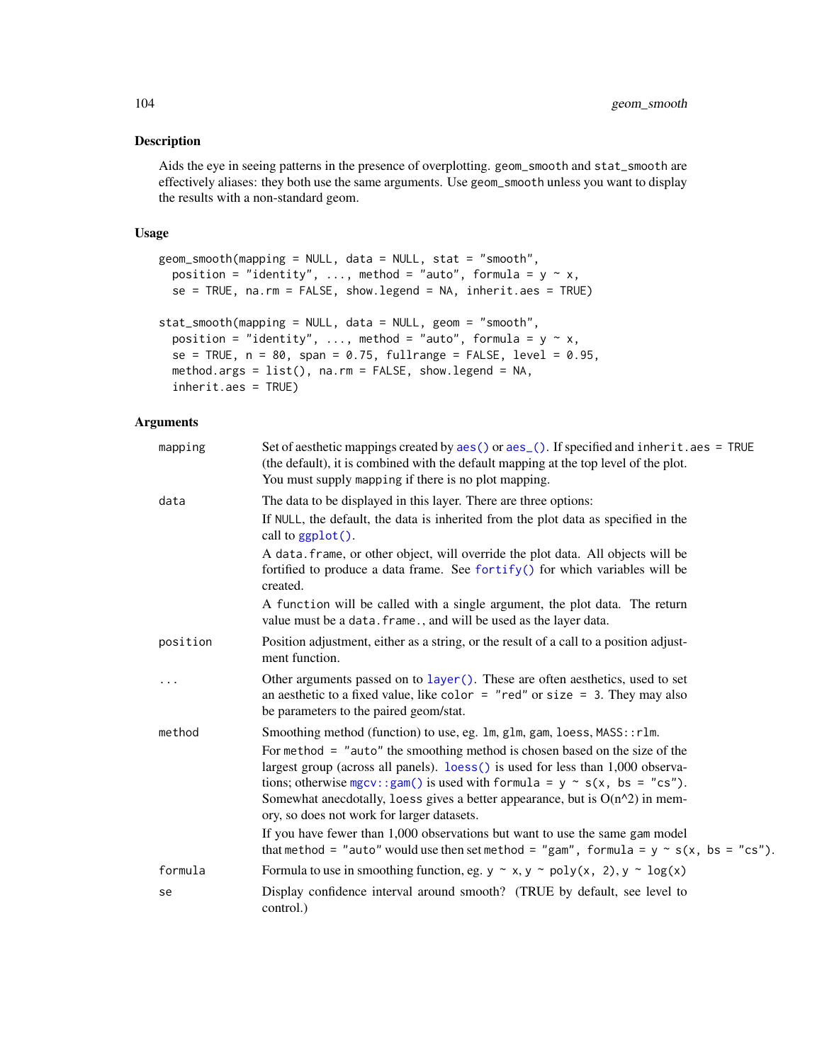## Description

Aids the eye in seeing patterns in the presence of overplotting. geom_smooth and stat_smooth are effectively aliases: they both use the same arguments. Use geom_smooth unless you want to display the results with a non-standard geom.

## Usage

```
geom_smooth(mapping = NULL, data = NULL, stat = "smooth",
  position = "identity", ..., method = "auto", formula = y ~ x,
  se = TRUE, na.rm = FALSE, show.legend = NA, inherit.aes = TRUE)

stat_smooth(mapping = NULL, data = NULL, geom = "smooth",
  position = "identity", ..., method = "auto", formula = y ~ x,
  se = TRUE, n = 80, span = 0.75, fullrange = FALSE, level = 0.95,
  method.args = list(), na.rm = FALSE, show.legend = NA,
  inherit.aes = TRUE)
```

## Arguments

| | |
|---|---|
| mapping | Set of aesthetic mappings created by aes() or aes_(). If specified and inherit.aes = TRUE (the default), it is combined with the default mapping at the top level of the plot. You must supply mapping if there is no plot mapping. |
| data | The data to be displayed in this layer. There are three options:<br>If NULL, the default, the data is inherited from the plot data as specified in the call to ggplot().<br>A data.frame, or other object, will override the plot data. All objects will be fortified to produce a data frame. See fortify() for which variables will be created.<br>A function will be called with a single argument, the plot data. The return value must be a data.frame., and will be used as the layer data. |
| position | Position adjustment, either as a string, or the result of a call to a position adjustment function. |
| ... | Other arguments passed on to layer(). These are often aesthetics, used to set an aesthetic to a fixed value, like color = "red" or size = 3. They may also be parameters to the paired geom/stat. |
| method | Smoothing method (function) to use, eg. lm, glm, gam, loess, MASS::rlm.<br>For method = "auto" the smoothing method is chosen based on the size of the largest group (across all panels). loess() is used for less than 1,000 observations; otherwise mgcv::gam() is used with formula = y ~ s(x, bs = "cs"). Somewhat anecdotally, loess gives a better appearance, but is O(n^2) in memory, so does not work for larger datasets.<br>If you have fewer than 1,000 observations but want to use the same gam model that method = "auto" would use then set method = "gam", formula = y ~ s(x, bs = "cs"). |
| formula | Formula to use in smoothing function, eg. y ~ x, y ~ poly(x, 2), y ~ log(x) |
| se | Display confidence interval around smooth? (TRUE by default, see level to control.) |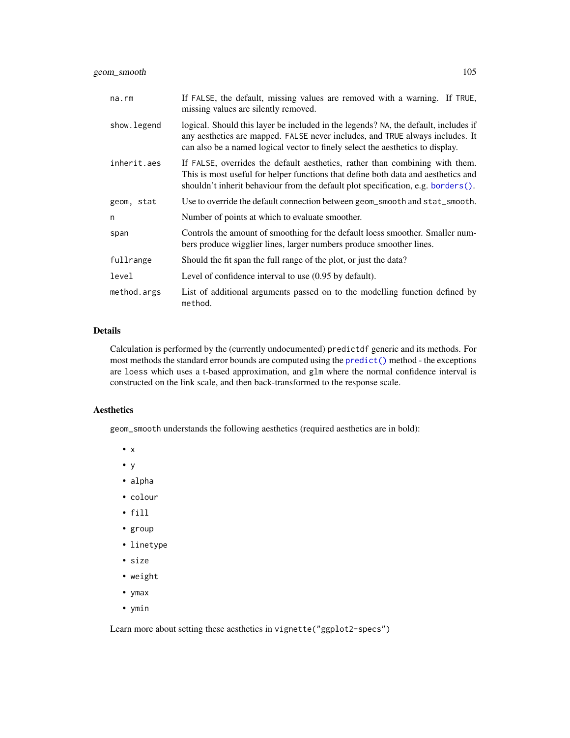| | |
|---|---|
| na.rm | If FALSE, the default, missing values are removed with a warning. If TRUE, missing values are silently removed. |
| show.legend | logical. Should this layer be included in the legends? NA, the default, includes if any aesthetics are mapped. FALSE never includes, and TRUE always includes. It can also be a named logical vector to finely select the aesthetics to display. |
| inherit.aes | If FALSE, overrides the default aesthetics, rather than combining with them. This is most useful for helper functions that define both data and aesthetics and shouldn't inherit behaviour from the default plot specification, e.g. borders(). |
| geom, stat | Use to override the default connection between geom_smooth and stat_smooth. |
| n | Number of points at which to evaluate smoother. |
| span | Controls the amount of smoothing for the default loess smoother. Smaller numbers produce wigglier lines, larger numbers produce smoother lines. |
| fullrange | Should the fit span the full range of the plot, or just the data? |
| level | Level of confidence interval to use (0.95 by default). |
| method.args | List of additional arguments passed on to the modelling function defined by method. |

### Details

Calculation is performed by the (currently undocumented) predictdf generic and its methods. For most methods the standard error bounds are computed using the predict() method - the exceptions are loess which uses a t-based approximation, and glm where the normal confidence interval is constructed on the link scale, and then back-transformed to the response scale.

### Aesthetics

geom_smooth understands the following aesthetics (required aesthetics are in bold):

- x
- y
- alpha
- colour
- fill
- group
- linetype
- size
- weight
- ymax
- ymin

Learn more about setting these aesthetics in vignette("ggplot2-specs")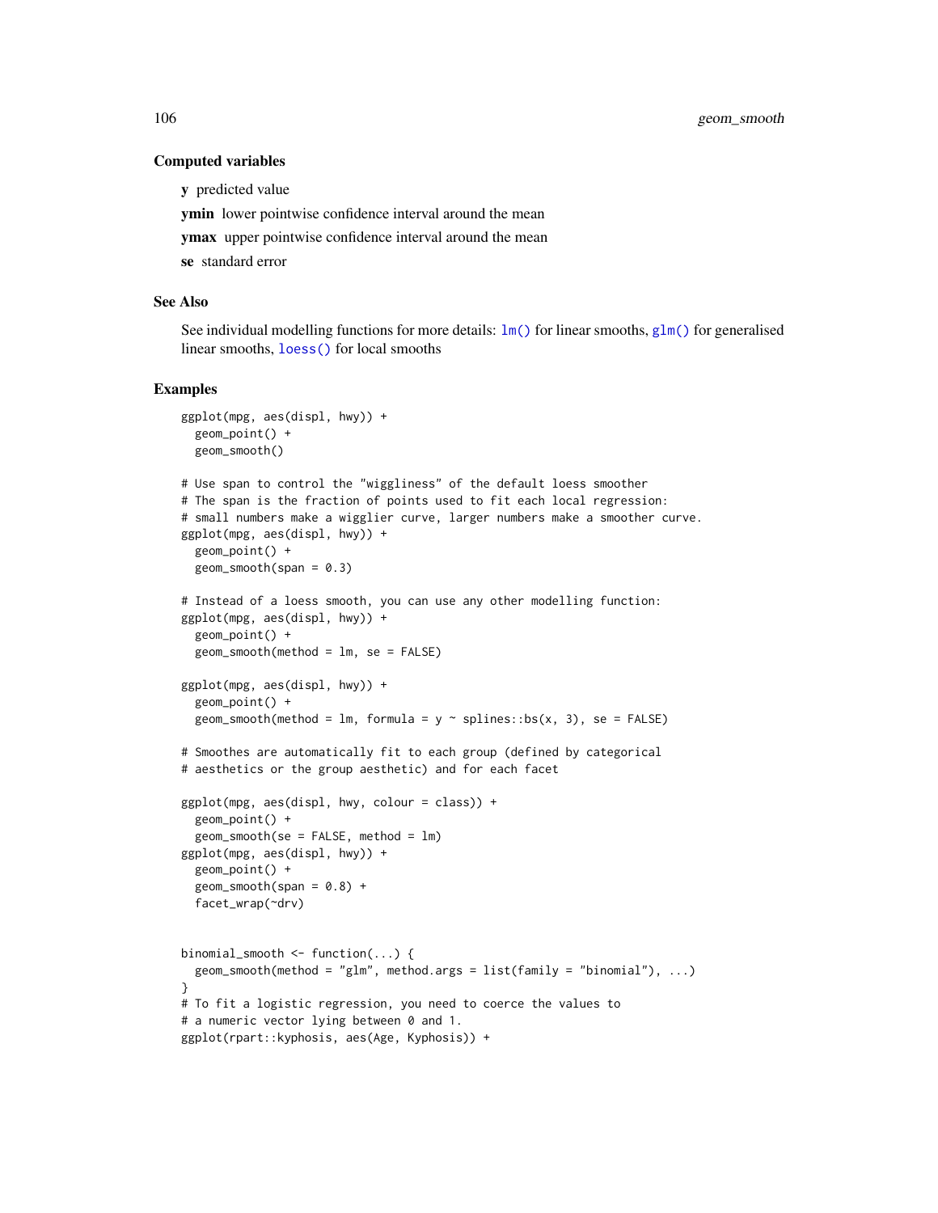### Computed variables

**y** predicted value

**ymin** lower pointwise confidence interval around the mean

**ymax** upper pointwise confidence interval around the mean

**se** standard error

### See Also

See individual modelling functions for more details: `lm()` for linear smooths, `glm()` for generalised linear smooths, `loess()` for local smooths

### Examples

```
ggplot(mpg, aes(displ, hwy)) +
  geom_point() +
  geom_smooth()

# Use span to control the "wiggliness" of the default loess smoother
# The span is the fraction of points used to fit each local regression:
# small numbers make a wigglier curve, larger numbers make a smoother curve.
ggplot(mpg, aes(displ, hwy)) +
  geom_point() +
  geom_smooth(span = 0.3)

# Instead of a loess smooth, you can use any other modelling function:
ggplot(mpg, aes(displ, hwy)) +
  geom_point() +
  geom_smooth(method = lm, se = FALSE)

ggplot(mpg, aes(displ, hwy)) +
  geom_point() +
  geom_smooth(method = lm, formula = y ~ splines::bs(x, 3), se = FALSE)

# Smoothes are automatically fit to each group (defined by categorical
# aesthetics or the group aesthetic) and for each facet

ggplot(mpg, aes(displ, hwy, colour = class)) +
  geom_point() +
  geom_smooth(se = FALSE, method = lm)
ggplot(mpg, aes(displ, hwy)) +
  geom_point() +
  geom_smooth(span = 0.8) +
  facet_wrap(~drv)


binomial_smooth <- function(...) {
  geom_smooth(method = "glm", method.args = list(family = "binomial"), ...)
}
# To fit a logistic regression, you need to coerce the values to
# a numeric vector lying between 0 and 1.
ggplot(rpart::kyphosis, aes(Age, Kyphosis)) +
```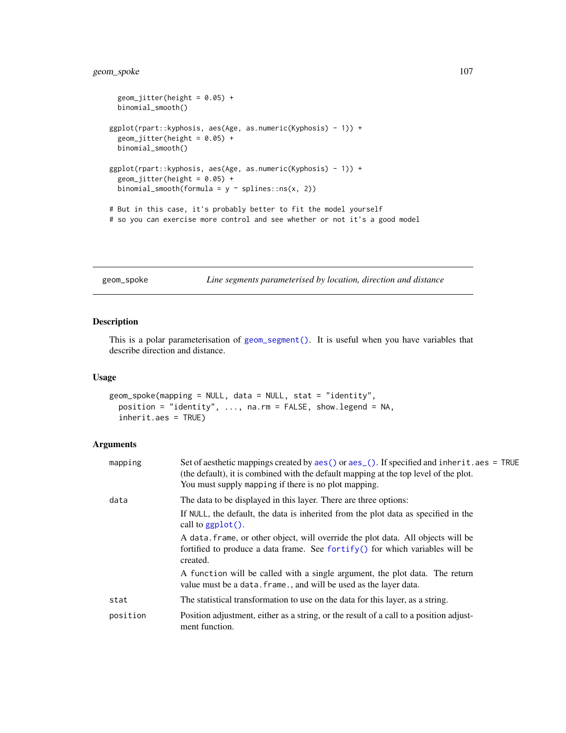```
  geom_jitter(height = 0.05) +
  binomial_smooth()

ggplot(rpart::kyphosis, aes(Age, as.numeric(Kyphosis) - 1)) +
  geom_jitter(height = 0.05) +
  binomial_smooth()

ggplot(rpart::kyphosis, aes(Age, as.numeric(Kyphosis) - 1)) +
  geom_jitter(height = 0.05) +
  binomial_smooth(formula = y ~ splines::ns(x, 2))

# But in this case, it's probably better to fit the model yourself
# so you can exercise more control and see whether or not it's a good model
```

---

## geom_spoke — *Line segments parameterised by location, direction and distance*

### Description

This is a polar parameterisation of geom_segment(). It is useful when you have variables that describe direction and distance.

### Usage

```
geom_spoke(mapping = NULL, data = NULL, stat = "identity",
  position = "identity", ..., na.rm = FALSE, show.legend = NA,
  inherit.aes = TRUE)
```

### Arguments

| Argument | Description |
|---|---|
| `mapping` | Set of aesthetic mappings created by aes() or aes_(). If specified and `inherit.aes = TRUE` (the default), it is combined with the default mapping at the top level of the plot. You must supply `mapping` if there is no plot mapping. |
| `data` | The data to be displayed in this layer. There are three options:<br>If `NULL`, the default, the data is inherited from the plot data as specified in the call to ggplot().<br>A `data.frame`, or other object, will override the plot data. All objects will be fortified to produce a data frame. See fortify() for which variables will be created.<br>A `function` will be called with a single argument, the plot data. The return value must be a `data.frame.`, and will be used as the layer data. |
| `stat` | The statistical transformation to use on the data for this layer, as a string. |
| `position` | Position adjustment, either as a string, or the result of a call to a position adjustment function. |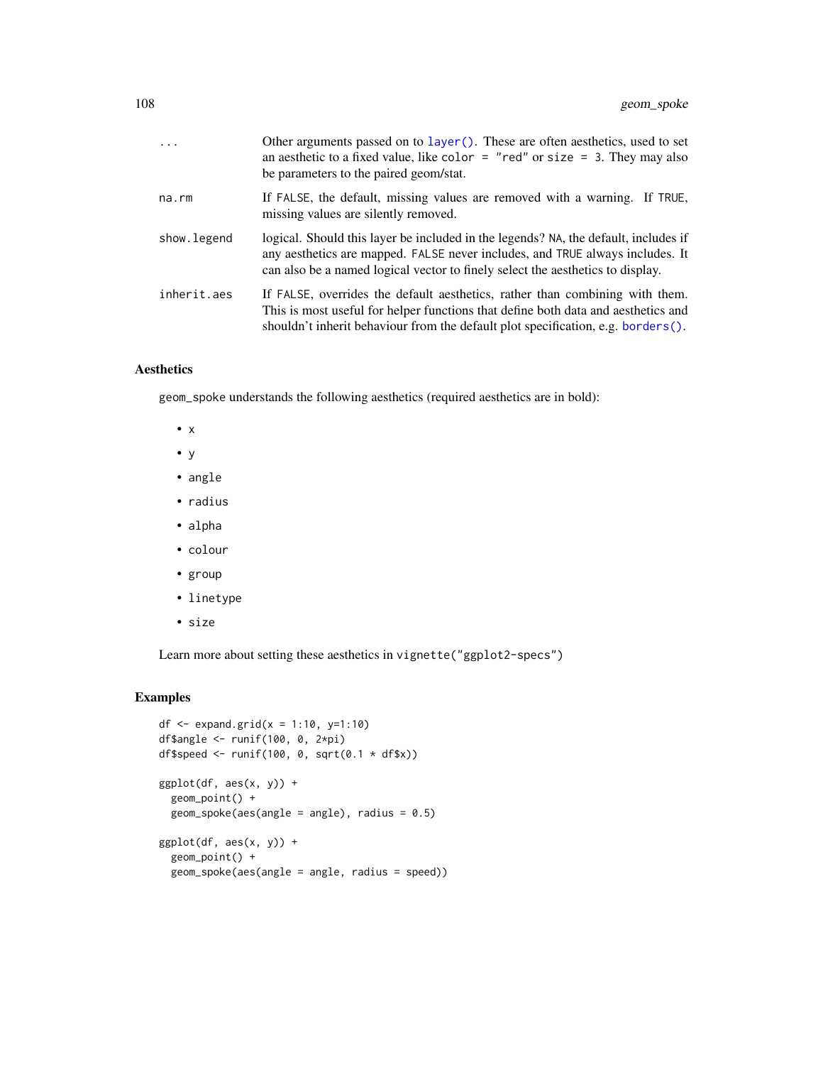| | |
|---|---|
| ... | Other arguments passed on to `layer()`. These are often aesthetics, used to set an aesthetic to a fixed value, like `color = "red"` or `size = 3`. They may also be parameters to the paired geom/stat. |
| na.rm | If `FALSE`, the default, missing values are removed with a warning. If `TRUE`, missing values are silently removed. |
| show.legend | logical. Should this layer be included in the legends? `NA`, the default, includes if any aesthetics are mapped. `FALSE` never includes, and `TRUE` always includes. It can also be a named logical vector to finely select the aesthetics to display. |
| inherit.aes | If `FALSE`, overrides the default aesthetics, rather than combining with them. This is most useful for helper functions that define both data and aesthetics and shouldn't inherit behaviour from the default plot specification, e.g. `borders()`. |

## Aesthetics

`geom_spoke` understands the following aesthetics (required aesthetics are in bold):

- `x`
- `y`
- `angle`
- `radius`
- `alpha`
- `colour`
- `group`
- `linetype`
- `size`

Learn more about setting these aesthetics in `vignette("ggplot2-specs")`

## Examples

```
df <- expand.grid(x = 1:10, y=1:10)
df$angle <- runif(100, 0, 2*pi)
df$speed <- runif(100, 0, sqrt(0.1 * df$x))

ggplot(df, aes(x, y)) +
  geom_point() +
  geom_spoke(aes(angle = angle), radius = 0.5)

ggplot(df, aes(x, y)) +
  geom_point() +
  geom_spoke(aes(angle = angle, radius = speed))
```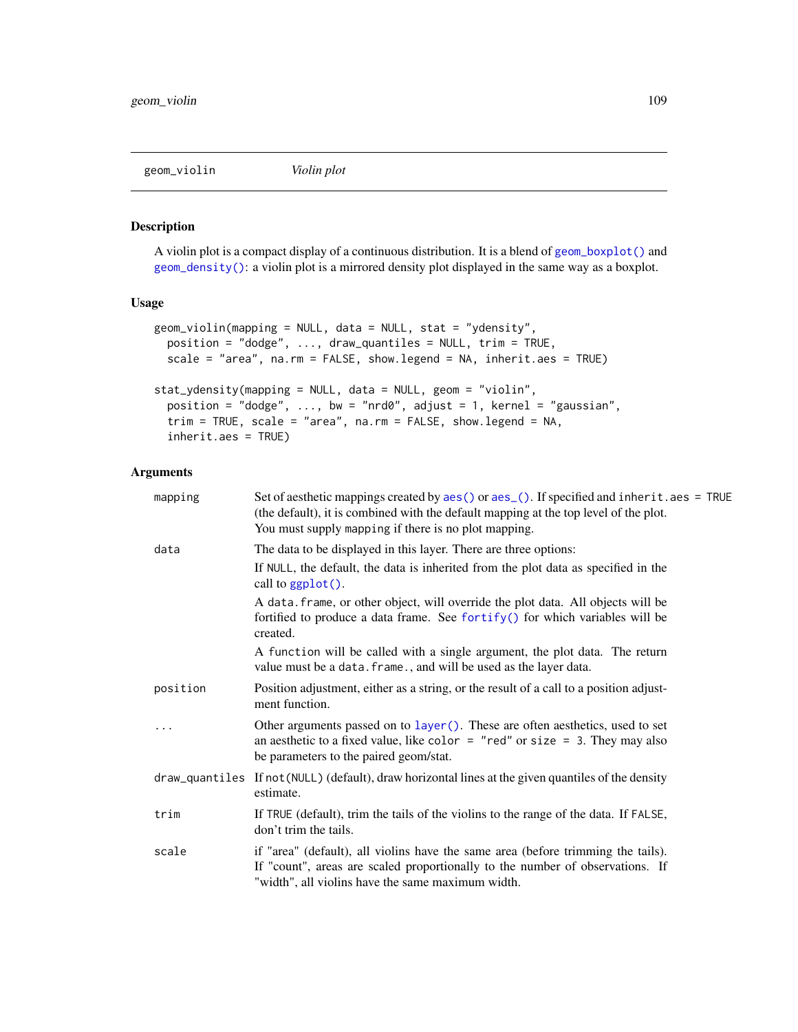## geom_violin — *Violin plot*

### Description

A violin plot is a compact display of a continuous distribution. It is a blend of `geom_boxplot()` and `geom_density()`: a violin plot is a mirrored density plot displayed in the same way as a boxplot.

### Usage

```
geom_violin(mapping = NULL, data = NULL, stat = "ydensity",
  position = "dodge", ..., draw_quantiles = NULL, trim = TRUE,
  scale = "area", na.rm = FALSE, show.legend = NA, inherit.aes = TRUE)

stat_ydensity(mapping = NULL, data = NULL, geom = "violin",
  position = "dodge", ..., bw = "nrd0", adjust = 1, kernel = "gaussian",
  trim = TRUE, scale = "area", na.rm = FALSE, show.legend = NA,
  inherit.aes = TRUE)
```

### Arguments

| Argument | Description |
|---|---|
| `mapping` | Set of aesthetic mappings created by `aes()` or `aes_()`. If specified and `inherit.aes = TRUE` (the default), it is combined with the default mapping at the top level of the plot. You must supply `mapping` if there is no plot mapping. |
| `data` | The data to be displayed in this layer. There are three options:<br>If `NULL`, the default, the data is inherited from the plot data as specified in the call to `ggplot()`.<br>A `data.frame`, or other object, will override the plot data. All objects will be fortified to produce a data frame. See `fortify()` for which variables will be created.<br>A `function` will be called with a single argument, the plot data. The return value must be a `data.frame.`, and will be used as the layer data. |
| `position` | Position adjustment, either as a string, or the result of a call to a position adjustment function. |
| `...` | Other arguments passed on to `layer()`. These are often aesthetics, used to set an aesthetic to a fixed value, like `color = "red"` or `size = 3`. They may also be parameters to the paired geom/stat. |
| `draw_quantiles` | If `not(NULL)` (default), draw horizontal lines at the given quantiles of the density estimate. |
| `trim` | If `TRUE` (default), trim the tails of the violins to the range of the data. If `FALSE`, don't trim the tails. |
| `scale` | if "area" (default), all violins have the same area (before trimming the tails). If "count", areas are scaled proportionally to the number of observations. If "width", all violins have the same maximum width. |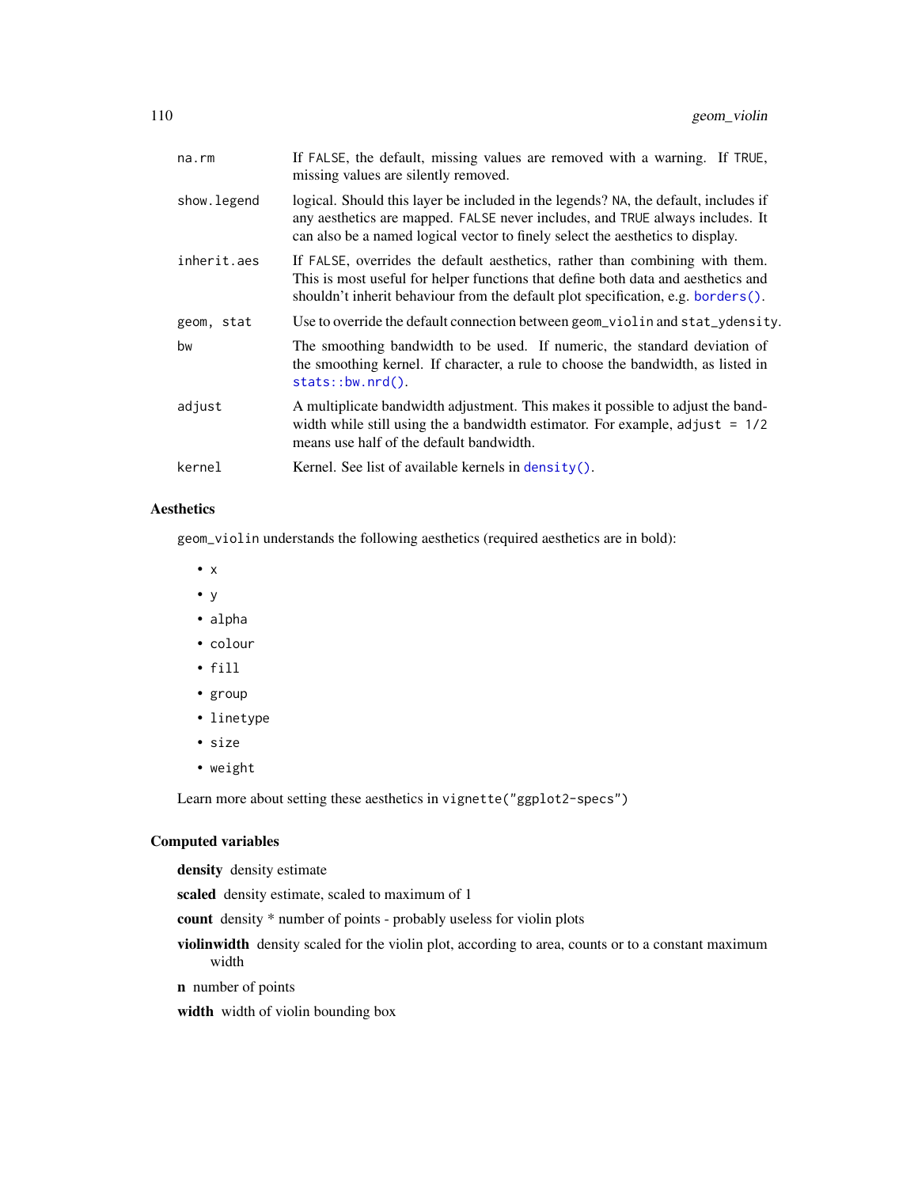| | |
|---|---|
| `na.rm` | If `FALSE`, the default, missing values are removed with a warning. If `TRUE`, missing values are silently removed. |
| `show.legend` | logical. Should this layer be included in the legends? `NA`, the default, includes if any aesthetics are mapped. `FALSE` never includes, and `TRUE` always includes. It can also be a named logical vector to finely select the aesthetics to display. |
| `inherit.aes` | If `FALSE`, overrides the default aesthetics, rather than combining with them. This is most useful for helper functions that define both data and aesthetics and shouldn't inherit behaviour from the default plot specification, e.g. `borders()`. |
| `geom, stat` | Use to override the default connection between `geom_violin` and `stat_ydensity`. |
| `bw` | The smoothing bandwidth to be used. If numeric, the standard deviation of the smoothing kernel. If character, a rule to choose the bandwidth, as listed in `stats::bw.nrd()`. |
| `adjust` | A multiplicate bandwidth adjustment. This makes it possible to adjust the bandwidth while still using the a bandwidth estimator. For example, `adjust = 1/2` means use half of the default bandwidth. |
| `kernel` | Kernel. See list of available kernels in `density()`. |

### Aesthetics

`geom_violin` understands the following aesthetics (required aesthetics are in bold):

- `x`
- `y`
- `alpha`
- `colour`
- `fill`
- `group`
- `linetype`
- `size`
- `weight`

Learn more about setting these aesthetics in `vignette("ggplot2-specs")`

### Computed variables

**density** density estimate

**scaled** density estimate, scaled to maximum of 1

**count** density * number of points - probably useless for violin plots

**violinwidth** density scaled for the violin plot, according to area, counts or to a constant maximum width

**n** number of points

**width** width of violin bounding box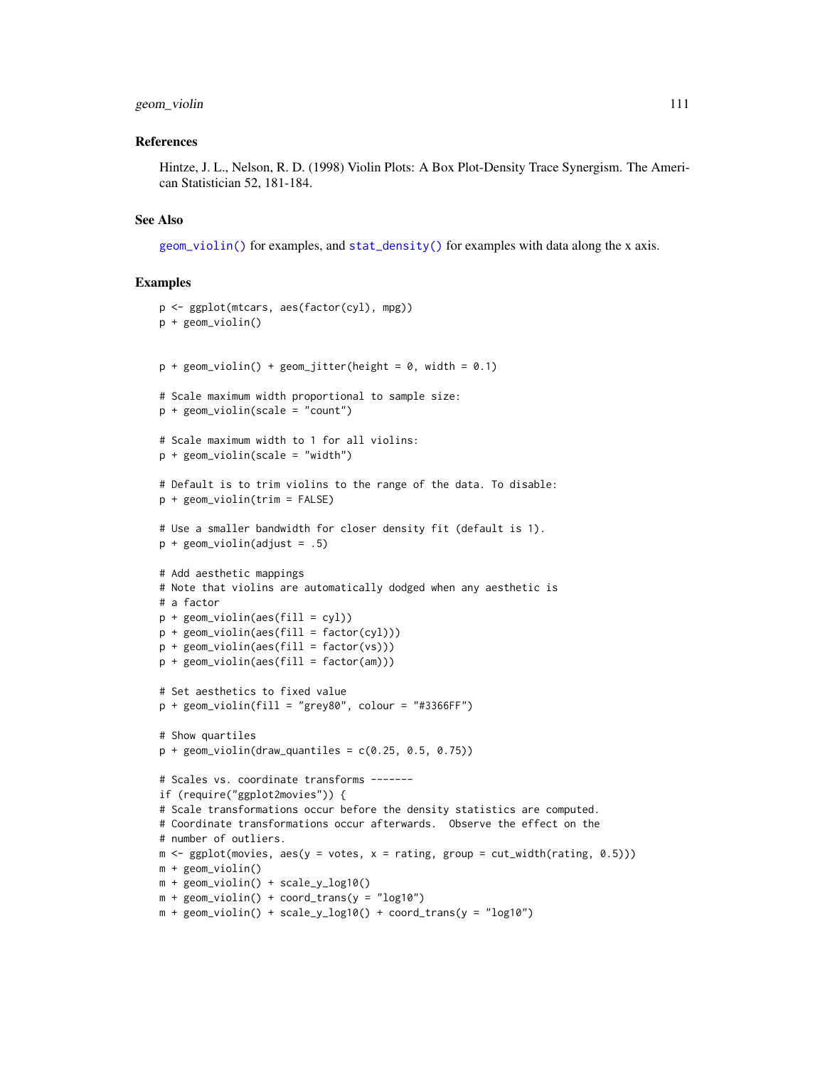### References

Hintze, J. L., Nelson, R. D. (1998) Violin Plots: A Box Plot-Density Trace Synergism. The American Statistician 52, 181-184.

### See Also

`geom_violin()` for examples, and `stat_density()` for examples with data along the x axis.

### Examples

```
p <- ggplot(mtcars, aes(factor(cyl), mpg))
p + geom_violin()


p + geom_violin() + geom_jitter(height = 0, width = 0.1)

# Scale maximum width proportional to sample size:
p + geom_violin(scale = "count")

# Scale maximum width to 1 for all violins:
p + geom_violin(scale = "width")

# Default is to trim violins to the range of the data. To disable:
p + geom_violin(trim = FALSE)

# Use a smaller bandwidth for closer density fit (default is 1).
p + geom_violin(adjust = .5)

# Add aesthetic mappings
# Note that violins are automatically dodged when any aesthetic is
# a factor
p + geom_violin(aes(fill = cyl))
p + geom_violin(aes(fill = factor(cyl)))
p + geom_violin(aes(fill = factor(vs)))
p + geom_violin(aes(fill = factor(am)))

# Set aesthetics to fixed value
p + geom_violin(fill = "grey80", colour = "#3366FF")

# Show quartiles
p + geom_violin(draw_quantiles = c(0.25, 0.5, 0.75))

# Scales vs. coordinate transforms -------
if (require("ggplot2movies")) {
# Scale transformations occur before the density statistics are computed.
# Coordinate transformations occur afterwards.  Observe the effect on the
# number of outliers.
m <- ggplot(movies, aes(y = votes, x = rating, group = cut_width(rating, 0.5)))
m + geom_violin()
m + geom_violin() + scale_y_log10()
m + geom_violin() + coord_trans(y = "log10")
m + geom_violin() + scale_y_log10() + coord_trans(y = "log10")
```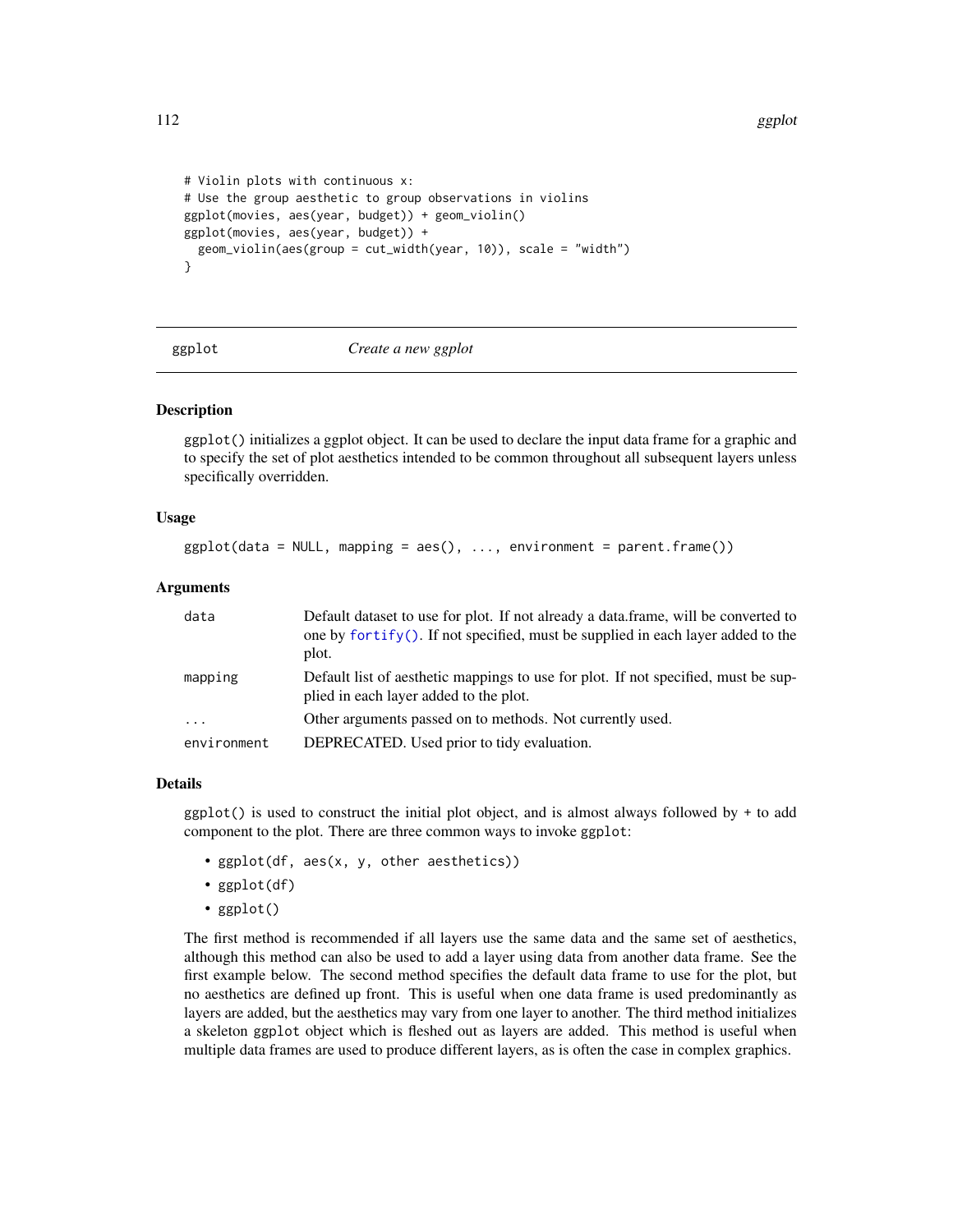```
# Violin plots with continuous x:
# Use the group aesthetic to group observations in violins
ggplot(movies, aes(year, budget)) + geom_violin()
ggplot(movies, aes(year, budget)) +
  geom_violin(aes(group = cut_width(year, 10)), scale = "width")
}
```

## ggplot — *Create a new ggplot*

### Description

ggplot() initializes a ggplot object. It can be used to declare the input data frame for a graphic and to specify the set of plot aesthetics intended to be common throughout all subsequent layers unless specifically overridden.

### Usage

```
ggplot(data = NULL, mapping = aes(), ..., environment = parent.frame())
```

### Arguments

| | |
|---|---|
| data | Default dataset to use for plot. If not already a data.frame, will be converted to one by fortify(). If not specified, must be supplied in each layer added to the plot. |
| mapping | Default list of aesthetic mappings to use for plot. If not specified, must be supplied in each layer added to the plot. |
| ... | Other arguments passed on to methods. Not currently used. |
| environment | DEPRECATED. Used prior to tidy evaluation. |

### Details

ggplot() is used to construct the initial plot object, and is almost always followed by + to add component to the plot. There are three common ways to invoke ggplot:

- ggplot(df, aes(x, y, other aesthetics))
- ggplot(df)
- ggplot()

The first method is recommended if all layers use the same data and the same set of aesthetics, although this method can also be used to add a layer using data from another data frame. See the first example below. The second method specifies the default data frame to use for the plot, but no aesthetics are defined up front. This is useful when one data frame is used predominantly as layers are added, but the aesthetics may vary from one layer to another. The third method initializes a skeleton ggplot object which is fleshed out as layers are added. This method is useful when multiple data frames are used to produce different layers, as is often the case in complex graphics.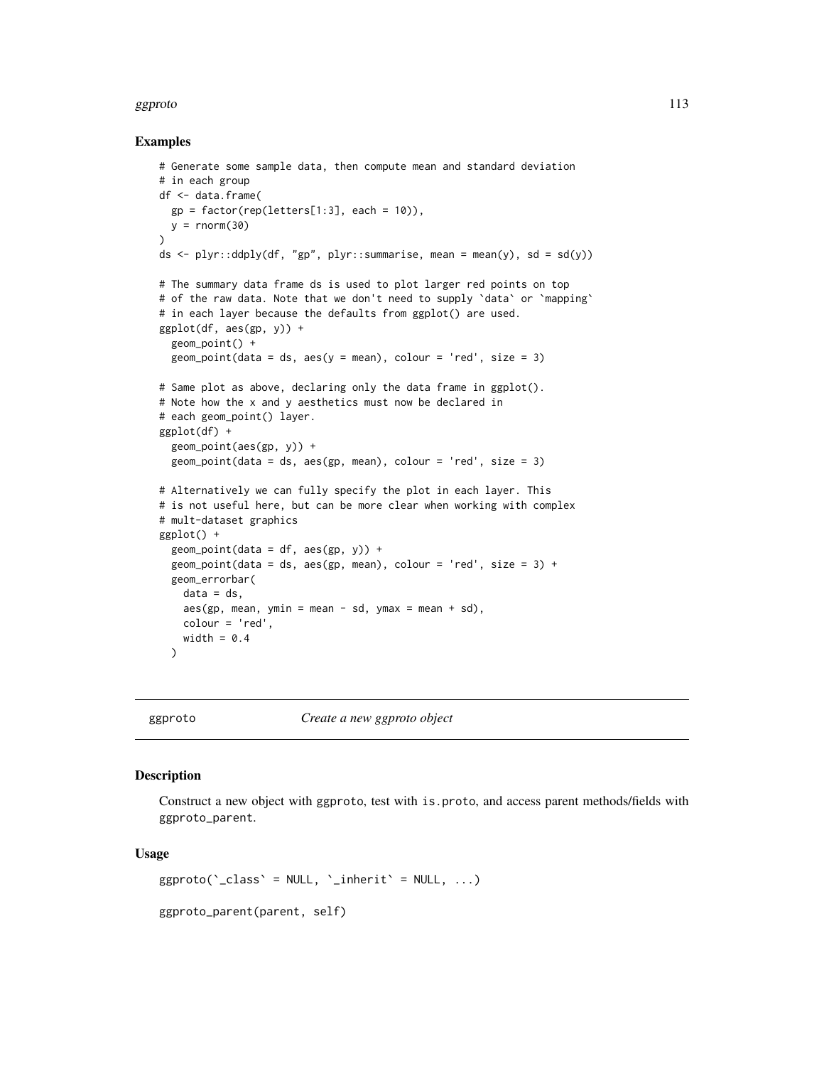### Examples

```
# Generate some sample data, then compute mean and standard deviation
# in each group
df <- data.frame(
  gp = factor(rep(letters[1:3], each = 10)),
  y = rnorm(30)
)
ds <- plyr::ddply(df, "gp", plyr::summarise, mean = mean(y), sd = sd(y))

# The summary data frame ds is used to plot larger red points on top
# of the raw data. Note that we don't need to supply `data` or `mapping`
# in each layer because the defaults from ggplot() are used.
ggplot(df, aes(gp, y)) +
  geom_point() +
  geom_point(data = ds, aes(y = mean), colour = 'red', size = 3)

# Same plot as above, declaring only the data frame in ggplot().
# Note how the x and y aesthetics must now be declared in
# each geom_point() layer.
ggplot(df) +
  geom_point(aes(gp, y)) +
  geom_point(data = ds, aes(gp, mean), colour = 'red', size = 3)

# Alternatively we can fully specify the plot in each layer. This
# is not useful here, but can be more clear when working with complex
# mult-dataset graphics
ggplot() +
  geom_point(data = df, aes(gp, y)) +
  geom_point(data = ds, aes(gp, mean), colour = 'red', size = 3) +
  geom_errorbar(
    data = ds,
    aes(gp, mean, ymin = mean - sd, ymax = mean + sd),
    colour = 'red',
    width = 0.4
  )
```

---

## ggproto *Create a new ggproto object*

---

### Description

Construct a new object with ggproto, test with is.proto, and access parent methods/fields with ggproto_parent.

### Usage

```
ggproto(`_class` = NULL, `_inherit` = NULL, ...)

ggproto_parent(parent, self)
```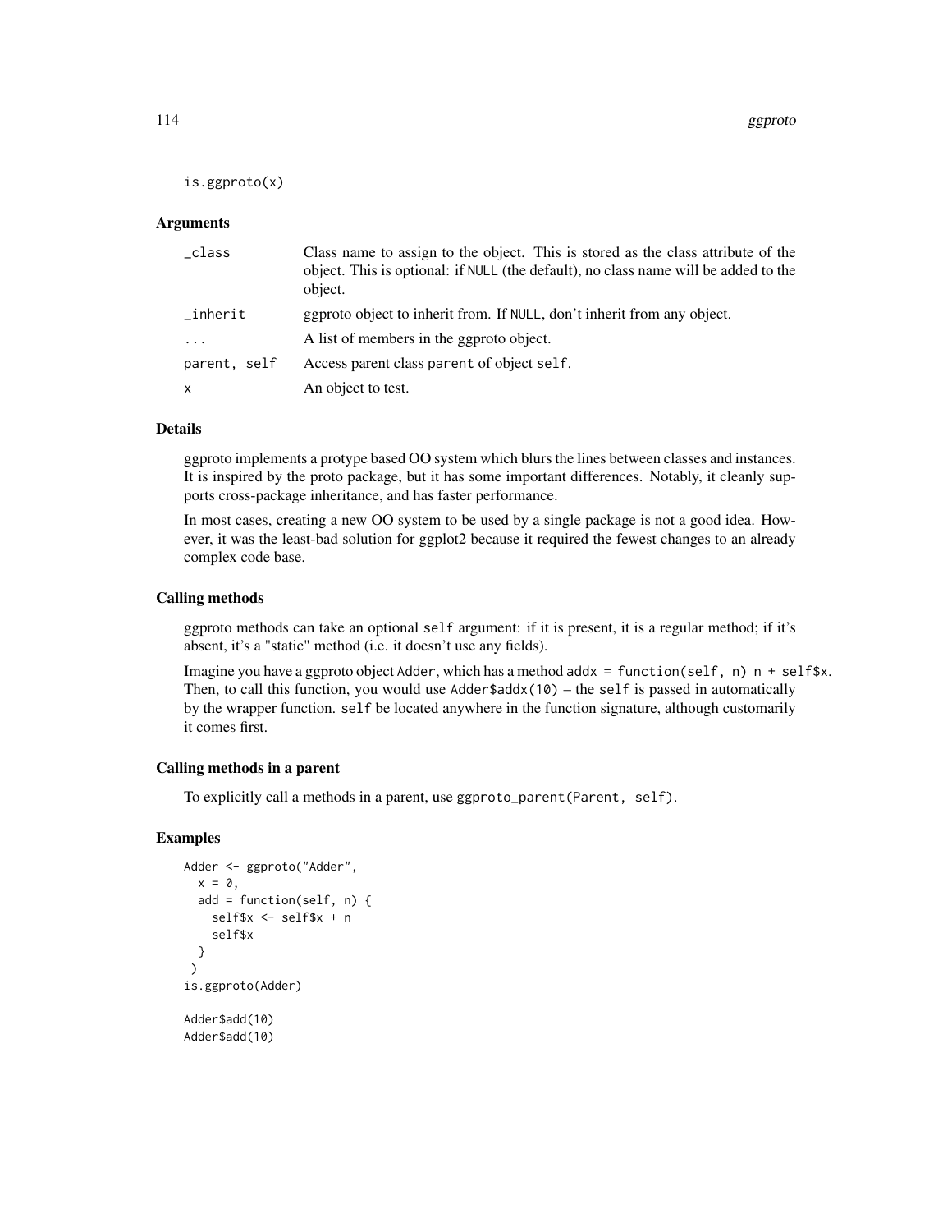```
is.ggproto(x)
```

### Arguments

| | |
|---|---|
| _class | Class name to assign to the object. This is stored as the class attribute of the object. This is optional: if NULL (the default), no class name will be added to the object. |
| _inherit | ggproto object to inherit from. If NULL, don't inherit from any object. |
| ... | A list of members in the ggproto object. |
| parent, self | Access parent class parent of object self. |
| x | An object to test. |

### Details

ggproto implements a protype based OO system which blurs the lines between classes and instances. It is inspired by the proto package, but it has some important differences. Notably, it cleanly supports cross-package inheritance, and has faster performance.

In most cases, creating a new OO system to be used by a single package is not a good idea. However, it was the least-bad solution for ggplot2 because it required the fewest changes to an already complex code base.

### Calling methods

ggproto methods can take an optional self argument: if it is present, it is a regular method; if it's absent, it's a "static" method (i.e. it doesn't use any fields).

Imagine you have a ggproto object Adder, which has a method addx = function(self, n) n + self$x. Then, to call this function, you would use Adder$addx(10) – the self is passed in automatically by the wrapper function. self be located anywhere in the function signature, although customarily it comes first.

### Calling methods in a parent

To explicitly call a methods in a parent, use ggproto_parent(Parent, self).

### Examples

```
Adder <- ggproto("Adder",
  x = 0,
  add = function(self, n) {
    self$x <- self$x + n
    self$x
  }
 )
is.ggproto(Adder)

Adder$add(10)
Adder$add(10)
```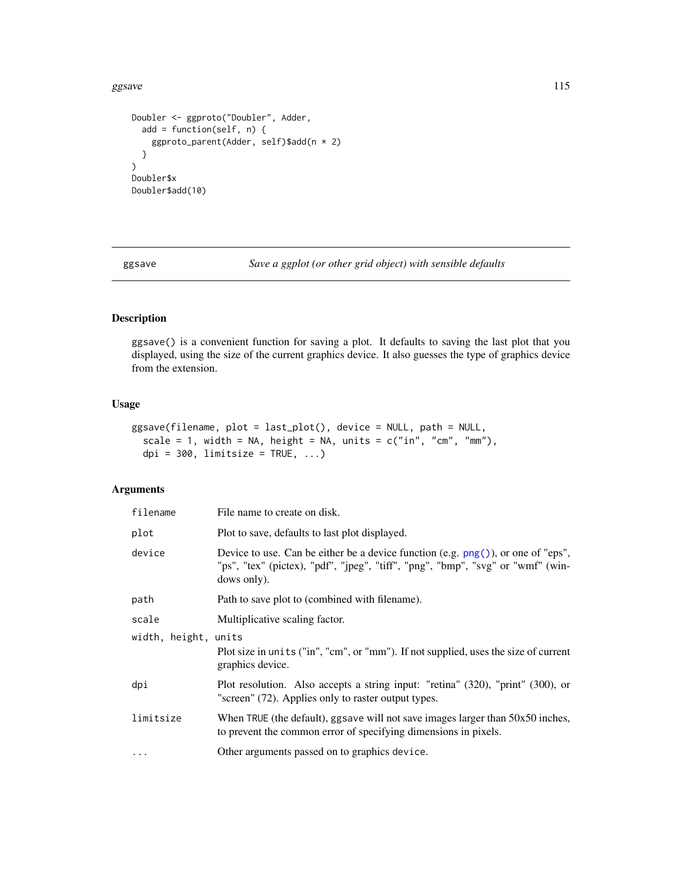```
Doubler <- ggproto("Doubler", Adder,
  add = function(self, n) {
    ggproto_parent(Adder, self)$add(n * 2)
  }
)
Doubler$x
Doubler$add(10)
```

## ggsave — *Save a ggplot (or other grid object) with sensible defaults*

### Description

ggsave() is a convenient function for saving a plot. It defaults to saving the last plot that you displayed, using the size of the current graphics device. It also guesses the type of graphics device from the extension.

### Usage

```
ggsave(filename, plot = last_plot(), device = NULL, path = NULL,
  scale = 1, width = NA, height = NA, units = c("in", "cm", "mm"),
  dpi = 300, limitsize = TRUE, ...)
```

### Arguments

| | |
|---|---|
| filename | File name to create on disk. |
| plot | Plot to save, defaults to last plot displayed. |
| device | Device to use. Can be either be a device function (e.g. png()), or one of "eps", "ps", "tex" (pictex), "pdf", "jpeg", "tiff", "png", "bmp", "svg" or "wmf" (windows only). |
| path | Path to save plot to (combined with filename). |
| scale | Multiplicative scaling factor. |
| width, height, units | Plot size in units ("in", "cm", or "mm"). If not supplied, uses the size of current graphics device. |
| dpi | Plot resolution. Also accepts a string input: "retina" (320), "print" (300), or "screen" (72). Applies only to raster output types. |
| limitsize | When TRUE (the default), ggsave will not save images larger than 50x50 inches, to prevent the common error of specifying dimensions in pixels. |
| ... | Other arguments passed on to graphics device. |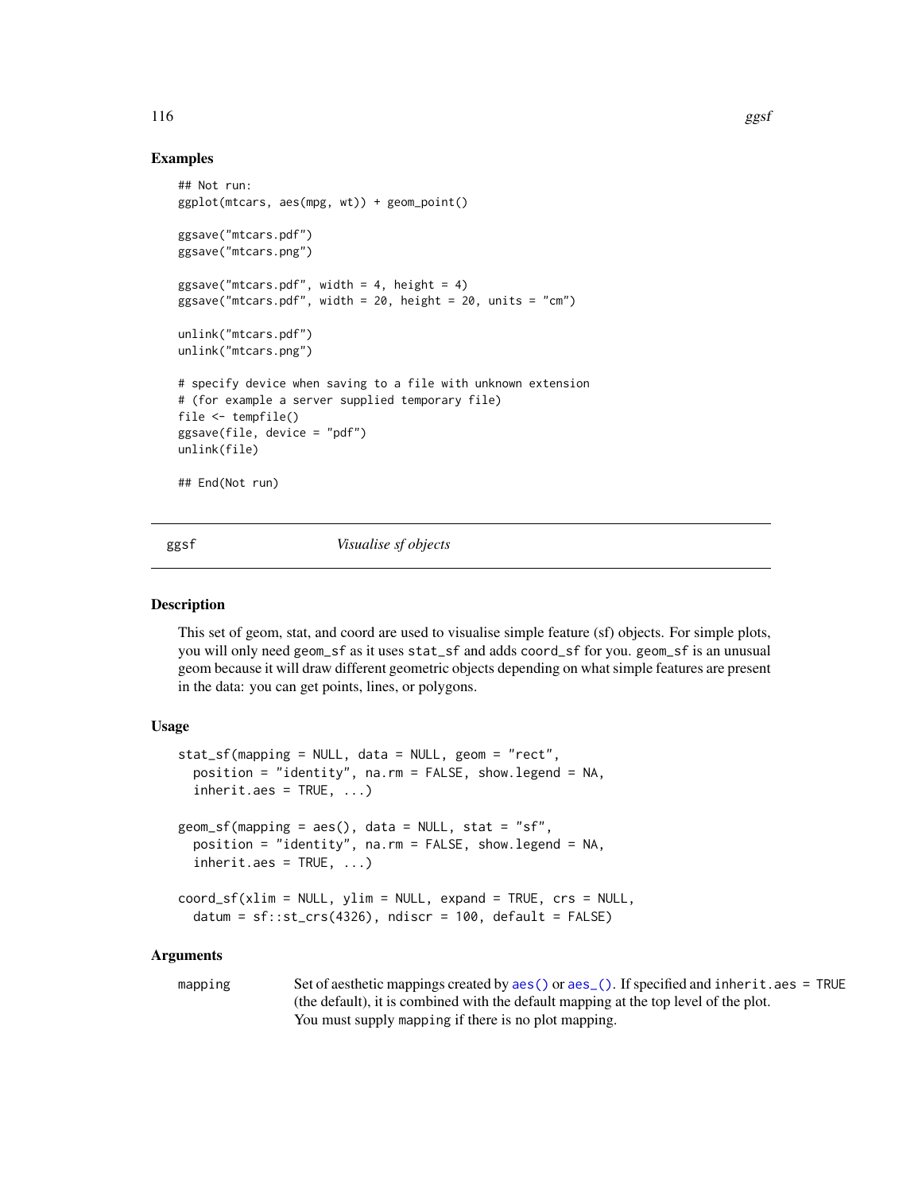## Examples

```
## Not run:
ggplot(mtcars, aes(mpg, wt)) + geom_point()

ggsave("mtcars.pdf")
ggsave("mtcars.png")

ggsave("mtcars.pdf", width = 4, height = 4)
ggsave("mtcars.pdf", width = 20, height = 20, units = "cm")

unlink("mtcars.pdf")
unlink("mtcars.png")

# specify device when saving to a file with unknown extension
# (for example a server supplied temporary file)
file <- tempfile()
ggsave(file, device = "pdf")
unlink(file)

## End(Not run)
```

---

# ggsf *Visualise sf objects*

---

## Description

This set of geom, stat, and coord are used to visualise simple feature (sf) objects. For simple plots, you will only need `geom_sf` as it uses `stat_sf` and adds `coord_sf` for you. `geom_sf` is an unusual geom because it will draw different geometric objects depending on what simple features are present in the data: you can get points, lines, or polygons.

## Usage

```
stat_sf(mapping = NULL, data = NULL, geom = "rect",
  position = "identity", na.rm = FALSE, show.legend = NA,
  inherit.aes = TRUE, ...)

geom_sf(mapping = aes(), data = NULL, stat = "sf",
  position = "identity", na.rm = FALSE, show.legend = NA,
  inherit.aes = TRUE, ...)

coord_sf(xlim = NULL, ylim = NULL, expand = TRUE, crs = NULL,
  datum = sf::st_crs(4326), ndiscr = 100, default = FALSE)
```

## Arguments

| | |
|---|---|
| `mapping` | Set of aesthetic mappings created by `aes()` or `aes_()`. If specified and `inherit.aes = TRUE` (the default), it is combined with the default mapping at the top level of the plot. You must supply `mapping` if there is no plot mapping. |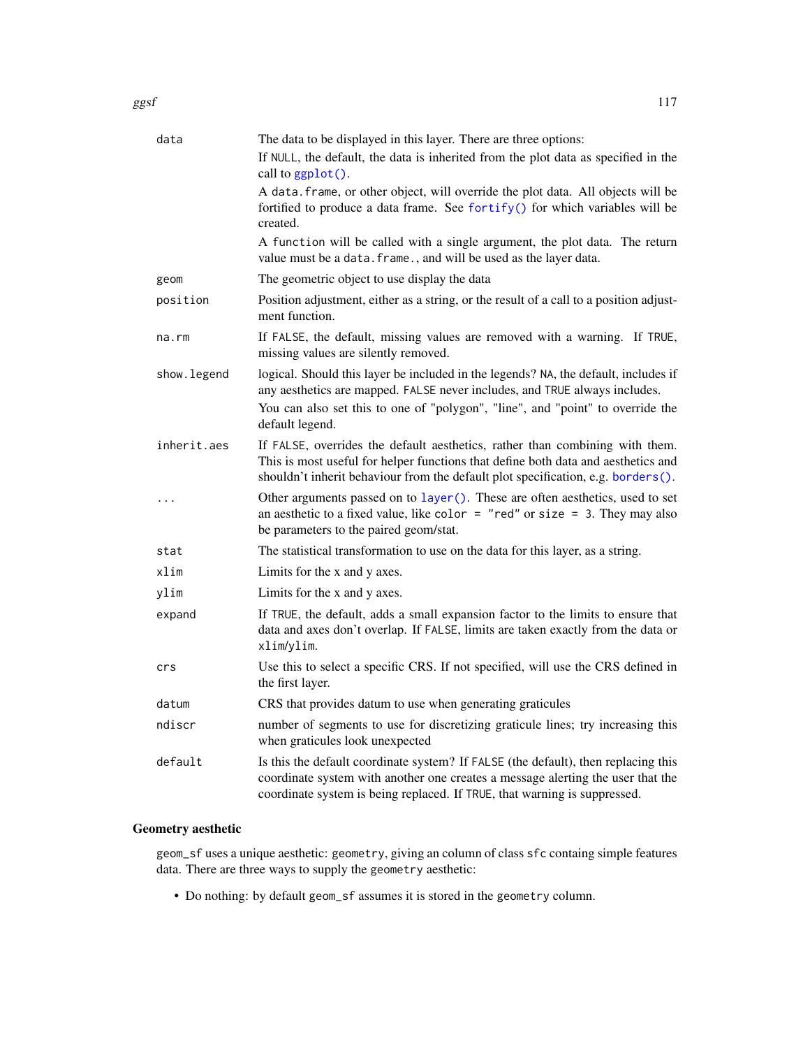| | |
|---|---|
| `data` | The data to be displayed in this layer. There are three options:<br>If `NULL`, the default, the data is inherited from the plot data as specified in the call to `ggplot()`.<br>A `data.frame`, or other object, will override the plot data. All objects will be fortified to produce a data frame. See `fortify()` for which variables will be created.<br>A `function` will be called with a single argument, the plot data. The return value must be a `data.frame.`, and will be used as the layer data. |
| `geom` | The geometric object to use display the data |
| `position` | Position adjustment, either as a string, or the result of a call to a position adjustment function. |
| `na.rm` | If `FALSE`, the default, missing values are removed with a warning. If `TRUE`, missing values are silently removed. |
| `show.legend` | logical. Should this layer be included in the legends? `NA`, the default, includes if any aesthetics are mapped. `FALSE` never includes, and `TRUE` always includes.<br>You can also set this to one of "polygon", "line", and "point" to override the default legend. |
| `inherit.aes` | If `FALSE`, overrides the default aesthetics, rather than combining with them. This is most useful for helper functions that define both data and aesthetics and shouldn't inherit behaviour from the default plot specification, e.g. `borders()`. |
| `...` | Other arguments passed on to `layer()`. These are often aesthetics, used to set an aesthetic to a fixed value, like `color = "red"` or `size = 3`. They may also be parameters to the paired geom/stat. |
| `stat` | The statistical transformation to use on the data for this layer, as a string. |
| `xlim` | Limits for the x and y axes. |
| `ylim` | Limits for the x and y axes. |
| `expand` | If `TRUE`, the default, adds a small expansion factor to the limits to ensure that data and axes don't overlap. If `FALSE`, limits are taken exactly from the data or `xlim/ylim`. |
| `crs` | Use this to select a specific CRS. If not specified, will use the CRS defined in the first layer. |
| `datum` | CRS that provides datum to use when generating graticules |
| `ndiscr` | number of segments to use for discretizing graticule lines; try increasing this when graticules look unexpected |
| `default` | Is this the default coordinate system? If `FALSE` (the default), then replacing this coordinate system with another one creates a message alerting the user that the coordinate system is being replaced. If `TRUE`, that warning is suppressed. |

## Geometry aesthetic

`geom_sf` uses a unique aesthetic: `geometry`, giving an column of class `sfc` containg simple features data. There are three ways to supply the `geometry` aesthetic:

- Do nothing: by default `geom_sf` assumes it is stored in the `geometry` column.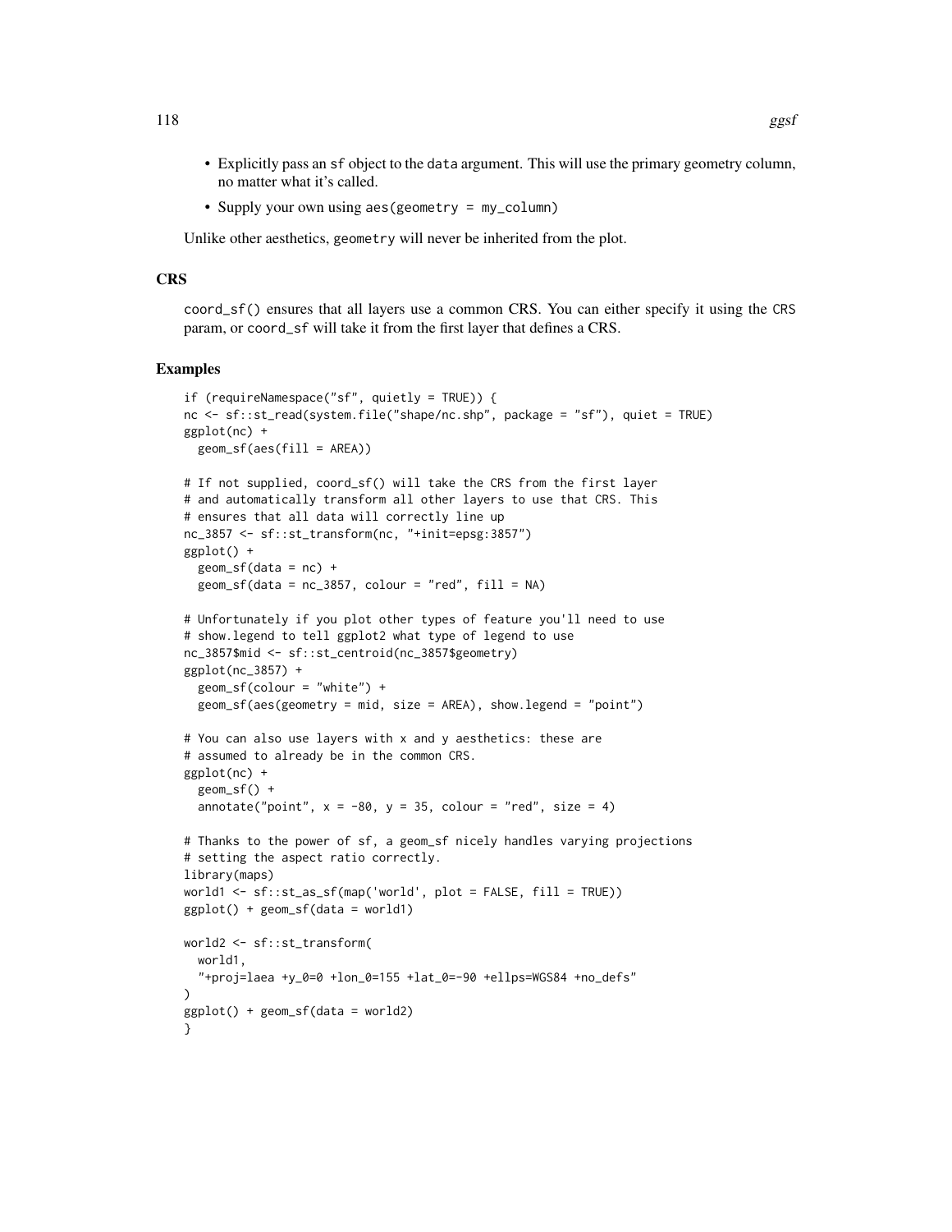- Explicitly pass an `sf` object to the `data` argument. This will use the primary geometry column, no matter what it's called.
- Supply your own using `aes(geometry = my_column)`

Unlike other aesthetics, `geometry` will never be inherited from the plot.

## CRS

`coord_sf()` ensures that all layers use a common CRS. You can either specify it using the `CRS` param, or `coord_sf` will take it from the first layer that defines a CRS.

## Examples

```
if (requireNamespace("sf", quietly = TRUE)) {
nc <- sf::st_read(system.file("shape/nc.shp", package = "sf"), quiet = TRUE)
ggplot(nc) +
  geom_sf(aes(fill = AREA))

# If not supplied, coord_sf() will take the CRS from the first layer
# and automatically transform all other layers to use that CRS. This
# ensures that all data will correctly line up
nc_3857 <- sf::st_transform(nc, "+init=epsg:3857")
ggplot() +
  geom_sf(data = nc) +
  geom_sf(data = nc_3857, colour = "red", fill = NA)

# Unfortunately if you plot other types of feature you'll need to use
# show.legend to tell ggplot2 what type of legend to use
nc_3857$mid <- sf::st_centroid(nc_3857$geometry)
ggplot(nc_3857) +
  geom_sf(colour = "white") +
  geom_sf(aes(geometry = mid, size = AREA), show.legend = "point")

# You can also use layers with x and y aesthetics: these are
# assumed to already be in the common CRS.
ggplot(nc) +
  geom_sf() +
  annotate("point", x = -80, y = 35, colour = "red", size = 4)

# Thanks to the power of sf, a geom_sf nicely handles varying projections
# setting the aspect ratio correctly.
library(maps)
world1 <- sf::st_as_sf(map('world', plot = FALSE, fill = TRUE))
ggplot() + geom_sf(data = world1)

world2 <- sf::st_transform(
  world1,
  "+proj=laea +y_0=0 +lon_0=155 +lat_0=-90 +ellps=WGS84 +no_defs"
)
ggplot() + geom_sf(data = world2)
}
```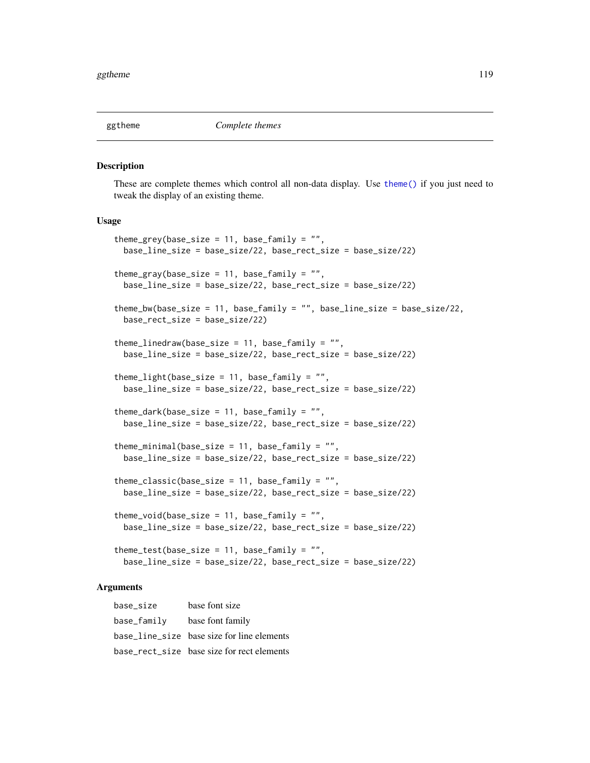ggtheme *Complete themes*

## Description

These are complete themes which control all non-data display. Use theme() if you just need to tweak the display of an existing theme.

## Usage

```
theme_grey(base_size = 11, base_family = "",
  base_line_size = base_size/22, base_rect_size = base_size/22)

theme_gray(base_size = 11, base_family = "",
  base_line_size = base_size/22, base_rect_size = base_size/22)

theme_bw(base_size = 11, base_family = "", base_line_size = base_size/22,
  base_rect_size = base_size/22)

theme_linedraw(base_size = 11, base_family = "",
  base_line_size = base_size/22, base_rect_size = base_size/22)

theme_light(base_size = 11, base_family = "",
  base_line_size = base_size/22, base_rect_size = base_size/22)

theme_dark(base_size = 11, base_family = "",
  base_line_size = base_size/22, base_rect_size = base_size/22)

theme_minimal(base_size = 11, base_family = "",
  base_line_size = base_size/22, base_rect_size = base_size/22)

theme_classic(base_size = 11, base_family = "",
  base_line_size = base_size/22, base_rect_size = base_size/22)

theme_void(base_size = 11, base_family = "",
  base_line_size = base_size/22, base_rect_size = base_size/22)

theme_test(base_size = 11, base_family = "",
  base_line_size = base_size/22, base_rect_size = base_size/22)
```

## Arguments

| | |
|---|---|
| base_size | base font size |
| base_family | base font family |
| base_line_size | base size for line elements |
| base_rect_size | base size for rect elements |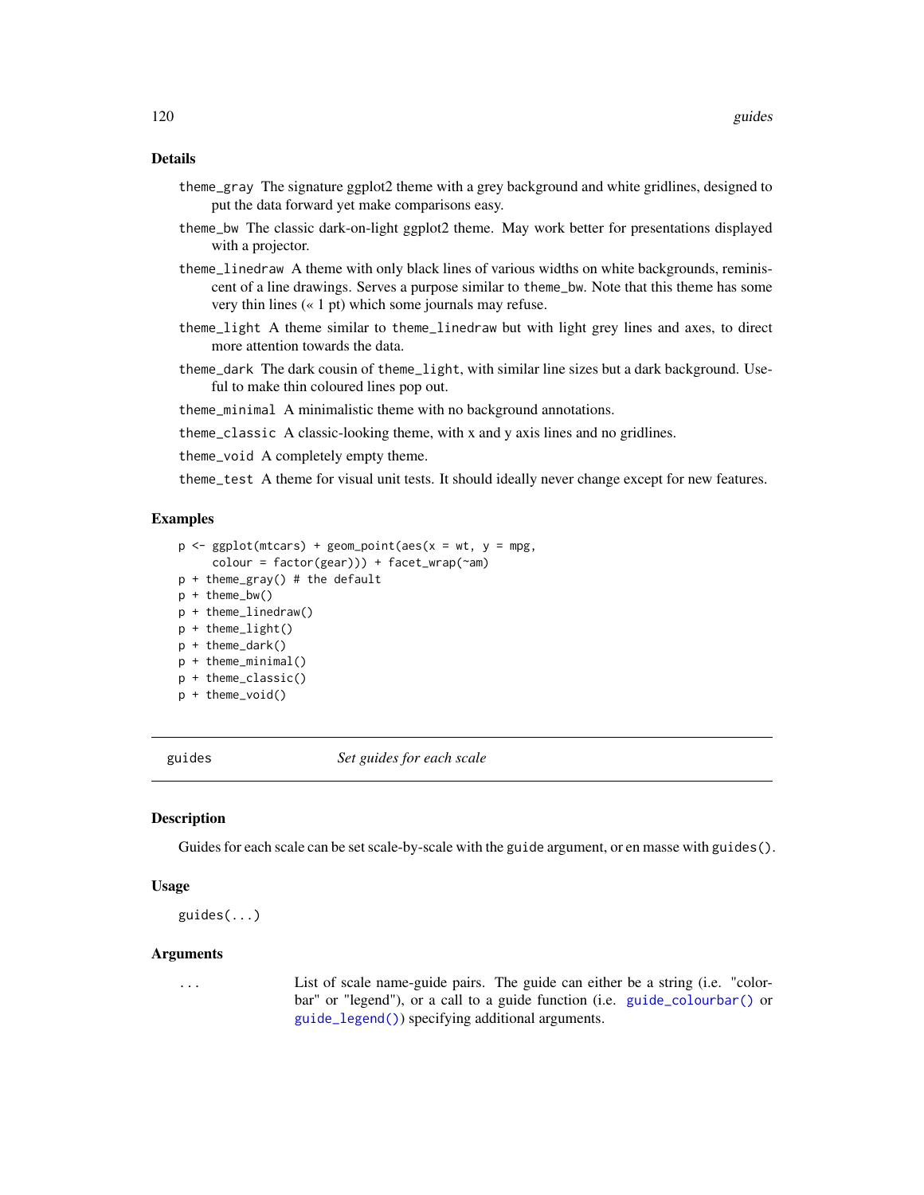### Details

- `theme_gray` The signature ggplot2 theme with a grey background and white gridlines, designed to put the data forward yet make comparisons easy.
- `theme_bw` The classic dark-on-light ggplot2 theme. May work better for presentations displayed with a projector.
- `theme_linedraw` A theme with only black lines of various widths on white backgrounds, reminiscent of a line drawings. Serves a purpose similar to `theme_bw`. Note that this theme has some very thin lines (« 1 pt) which some journals may refuse.
- `theme_light` A theme similar to `theme_linedraw` but with light grey lines and axes, to direct more attention towards the data.
- `theme_dark` The dark cousin of `theme_light`, with similar line sizes but a dark background. Useful to make thin coloured lines pop out.
- `theme_minimal` A minimalistic theme with no background annotations.
- `theme_classic` A classic-looking theme, with x and y axis lines and no gridlines.
- `theme_void` A completely empty theme.
- `theme_test` A theme for visual unit tests. It should ideally never change except for new features.

### Examples

```
p <- ggplot(mtcars) + geom_point(aes(x = wt, y = mpg,
     colour = factor(gear))) + facet_wrap(~am)
p + theme_gray() # the default
p + theme_bw()
p + theme_linedraw()
p + theme_light()
p + theme_dark()
p + theme_minimal()
p + theme_classic()
p + theme_void()
```

---

## guides — *Set guides for each scale*

### Description

Guides for each scale can be set scale-by-scale with the `guide` argument, or en masse with `guides()`.

### Usage

```
guides(...)
```

### Arguments

| | |
|---|---|
| `...` | List of scale name-guide pairs. The guide can either be a string (i.e. "colorbar" or "legend"), or a call to a guide function (i.e. `guide_colourbar()` or `guide_legend()`) specifying additional arguments. |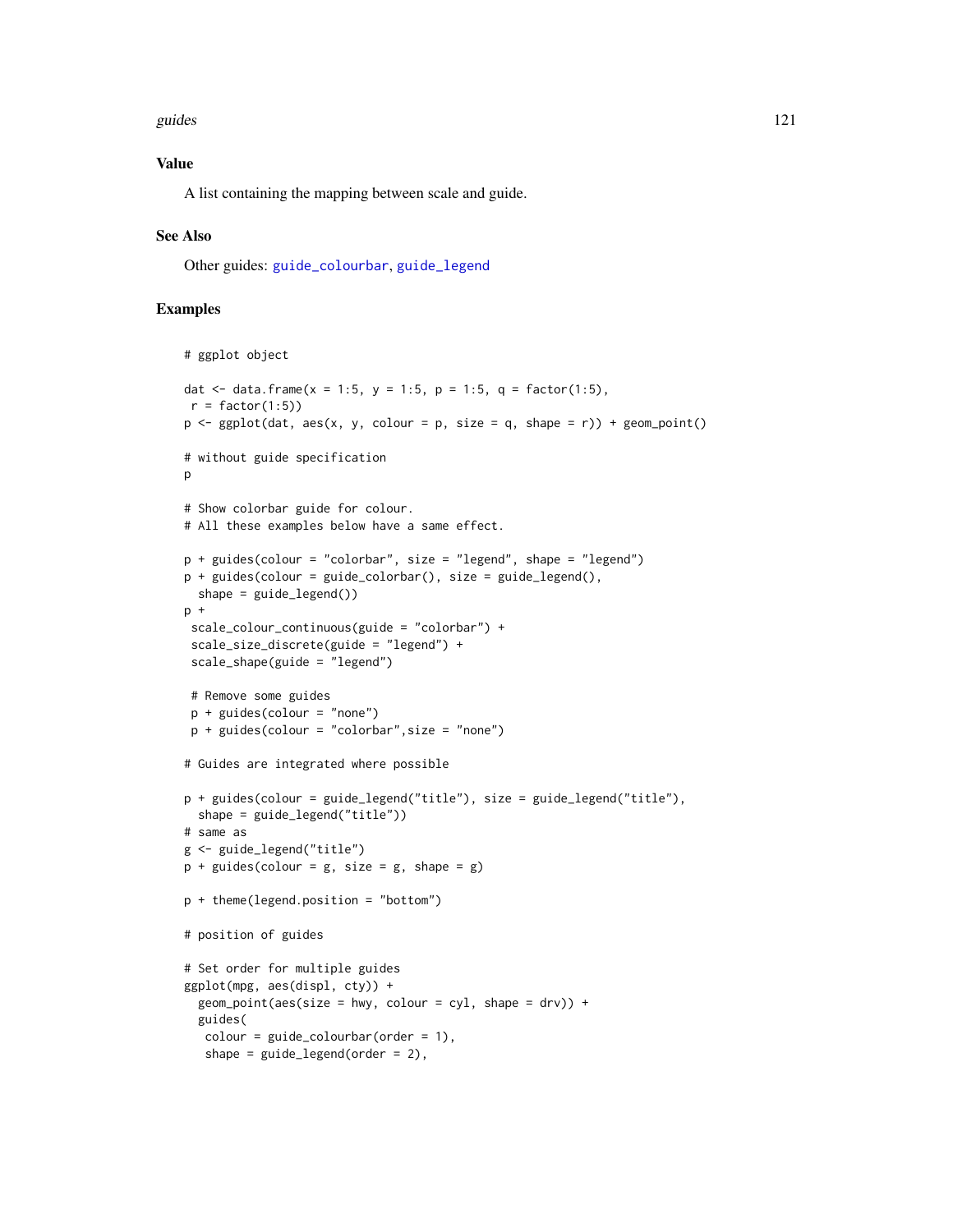### Value

A list containing the mapping between scale and guide.

### See Also

Other guides: guide_colourbar, guide_legend

### Examples

```
# ggplot object

dat <- data.frame(x = 1:5, y = 1:5, p = 1:5, q = factor(1:5),
 r = factor(1:5))
p <- ggplot(dat, aes(x, y, colour = p, size = q, shape = r)) + geom_point()

# without guide specification
p

# Show colorbar guide for colour.
# All these examples below have a same effect.

p + guides(colour = "colorbar", size = "legend", shape = "legend")
p + guides(colour = guide_colorbar(), size = guide_legend(),
  shape = guide_legend())
p +
 scale_colour_continuous(guide = "colorbar") +
 scale_size_discrete(guide = "legend") +
 scale_shape(guide = "legend")

 # Remove some guides
 p + guides(colour = "none")
 p + guides(colour = "colorbar",size = "none")

# Guides are integrated where possible

p + guides(colour = guide_legend("title"), size = guide_legend("title"),
  shape = guide_legend("title"))
# same as
g <- guide_legend("title")
p + guides(colour = g, size = g, shape = g)

p + theme(legend.position = "bottom")

# position of guides

# Set order for multiple guides
ggplot(mpg, aes(displ, cty)) +
  geom_point(aes(size = hwy, colour = cyl, shape = drv)) +
  guides(
   colour = guide_colourbar(order = 1),
   shape = guide_legend(order = 2),
```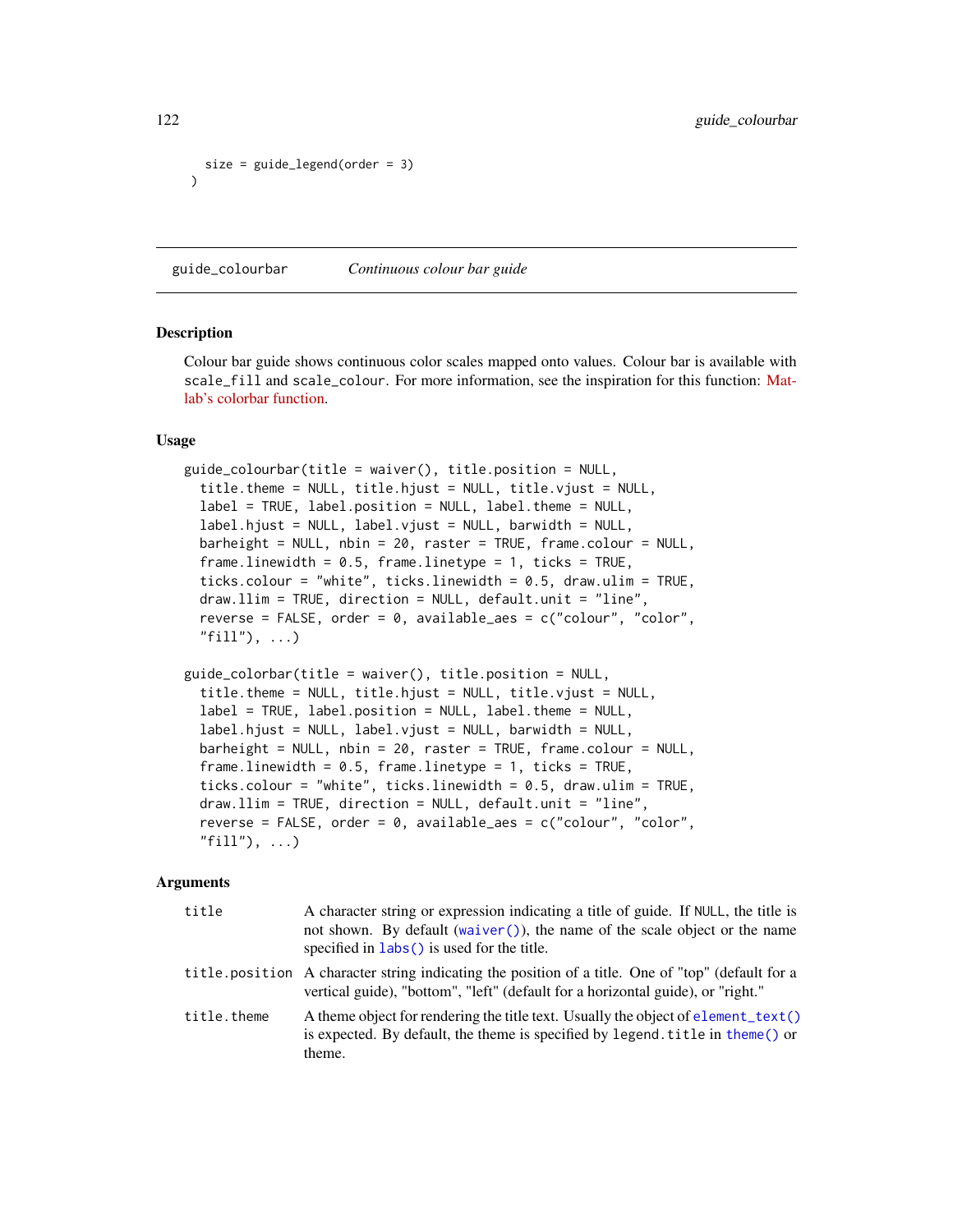```
  size = guide_legend(order = 3)
)
```

## guide_colourbar — *Continuous colour bar guide*

### Description

Colour bar guide shows continuous color scales mapped onto values. Colour bar is available with `scale_fill` and `scale_colour`. For more information, see the inspiration for this function: Matlab's colorbar function.

### Usage

```
guide_colourbar(title = waiver(), title.position = NULL,
  title.theme = NULL, title.hjust = NULL, title.vjust = NULL,
  label = TRUE, label.position = NULL, label.theme = NULL,
  label.hjust = NULL, label.vjust = NULL, barwidth = NULL,
  barheight = NULL, nbin = 20, raster = TRUE, frame.colour = NULL,
  frame.linewidth = 0.5, frame.linetype = 1, ticks = TRUE,
  ticks.colour = "white", ticks.linewidth = 0.5, draw.ulim = TRUE,
  draw.llim = TRUE, direction = NULL, default.unit = "line",
  reverse = FALSE, order = 0, available_aes = c("colour", "color",
  "fill"), ...)

guide_colorbar(title = waiver(), title.position = NULL,
  title.theme = NULL, title.hjust = NULL, title.vjust = NULL,
  label = TRUE, label.position = NULL, label.theme = NULL,
  label.hjust = NULL, label.vjust = NULL, barwidth = NULL,
  barheight = NULL, nbin = 20, raster = TRUE, frame.colour = NULL,
  frame.linewidth = 0.5, frame.linetype = 1, ticks = TRUE,
  ticks.colour = "white", ticks.linewidth = 0.5, draw.ulim = TRUE,
  draw.llim = TRUE, direction = NULL, default.unit = "line",
  reverse = FALSE, order = 0, available_aes = c("colour", "color",
  "fill"), ...)
```

### Arguments

| | |
|---|---|
| `title` | A character string or expression indicating a title of guide. If NULL, the title is not shown. By default (`waiver()`), the name of the scale object or the name specified in `labs()` is used for the title. |
| `title.position` | A character string indicating the position of a title. One of "top" (default for a vertical guide), "bottom", "left" (default for a horizontal guide), or "right." |
| `title.theme` | A theme object for rendering the title text. Usually the object of `element_text()` is expected. By default, the theme is specified by `legend.title` in `theme()` or theme. |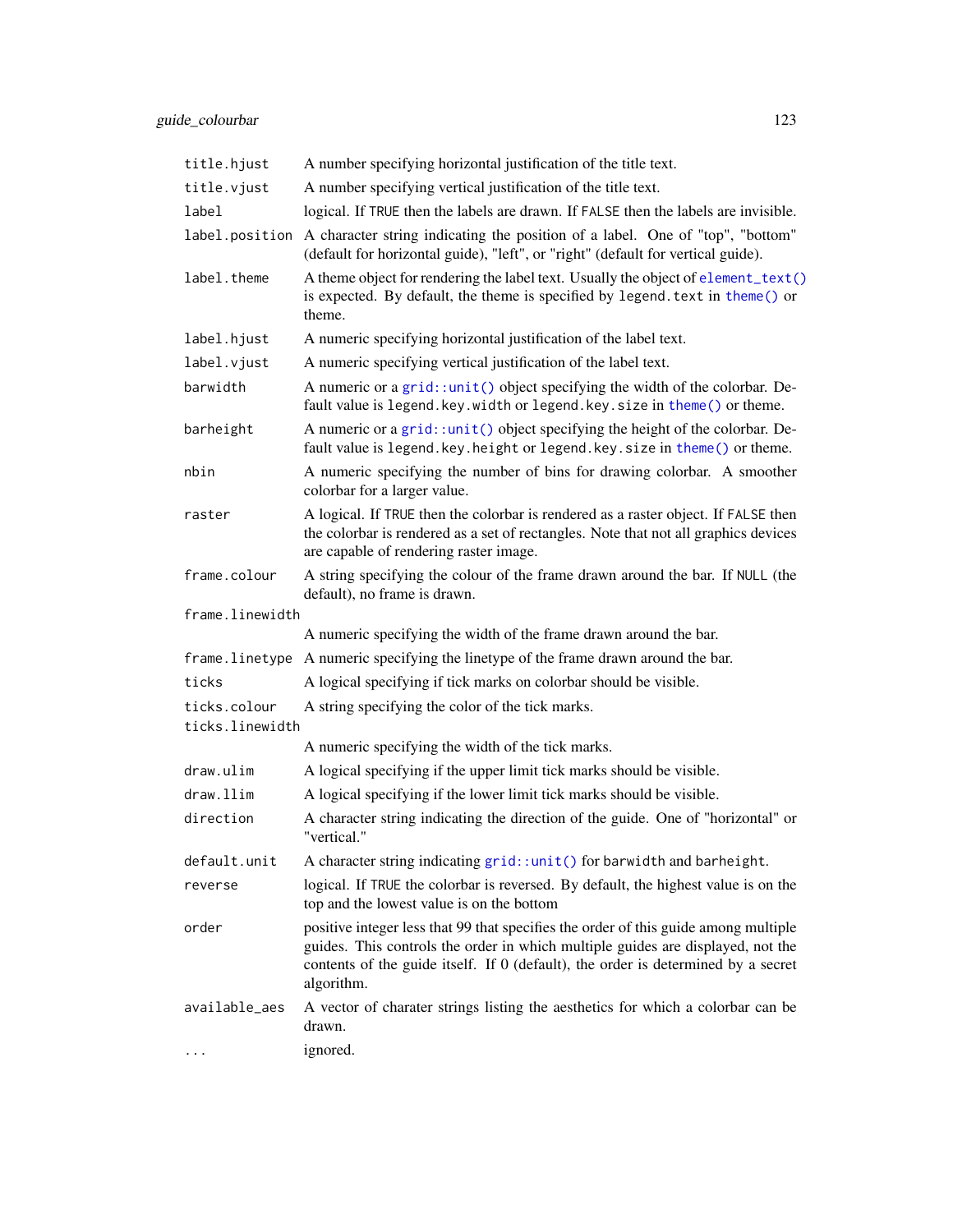| | |
|---|---|
| `title.hjust` | A number specifying horizontal justification of the title text. |
| `title.vjust` | A number specifying vertical justification of the title text. |
| `label` | logical. If `TRUE` then the labels are drawn. If `FALSE` then the labels are invisible. |
| `label.position` | A character string indicating the position of a label. One of "top", "bottom" (default for horizontal guide), "left", or "right" (default for vertical guide). |
| `label.theme` | A theme object for rendering the label text. Usually the object of `element_text()` is expected. By default, the theme is specified by `legend.text` in `theme()` or theme. |
| `label.hjust` | A numeric specifying horizontal justification of the label text. |
| `label.vjust` | A numeric specifying vertical justification of the label text. |
| `barwidth` | A numeric or a `grid::unit()` object specifying the width of the colorbar. Default value is `legend.key.width` or `legend.key.size` in `theme()` or theme. |
| `barheight` | A numeric or a `grid::unit()` object specifying the height of the colorbar. Default value is `legend.key.height` or `legend.key.size` in `theme()` or theme. |
| `nbin` | A numeric specifying the number of bins for drawing colorbar. A smoother colorbar for a larger value. |
| `raster` | A logical. If `TRUE` then the colorbar is rendered as a raster object. If `FALSE` then the colorbar is rendered as a set of rectangles. Note that not all graphics devices are capable of rendering raster image. |
| `frame.colour` | A string specifying the colour of the frame drawn around the bar. If `NULL` (the default), no frame is drawn. |
| `frame.linewidth` | A numeric specifying the width of the frame drawn around the bar. |
| `frame.linetype` | A numeric specifying the linetype of the frame drawn around the bar. |
| `ticks` | A logical specifying if tick marks on colorbar should be visible. |
| `ticks.colour` | A string specifying the color of the tick marks. |
| `ticks.linewidth` | A numeric specifying the width of the tick marks. |
| `draw.ulim` | A logical specifying if the upper limit tick marks should be visible. |
| `draw.llim` | A logical specifying if the lower limit tick marks should be visible. |
| `direction` | A character string indicating the direction of the guide. One of "horizontal" or "vertical." |
| `default.unit` | A character string indicating `grid::unit()` for `barwidth` and `barheight`. |
| `reverse` | logical. If `TRUE` the colorbar is reversed. By default, the highest value is on the top and the lowest value is on the bottom |
| `order` | positive integer less that 99 that specifies the order of this guide among multiple guides. This controls the order in which multiple guides are displayed, not the contents of the guide itself. If 0 (default), the order is determined by a secret algorithm. |
| `available_aes` | A vector of charater strings listing the aesthetics for which a colorbar can be drawn. |
| `...` | ignored. |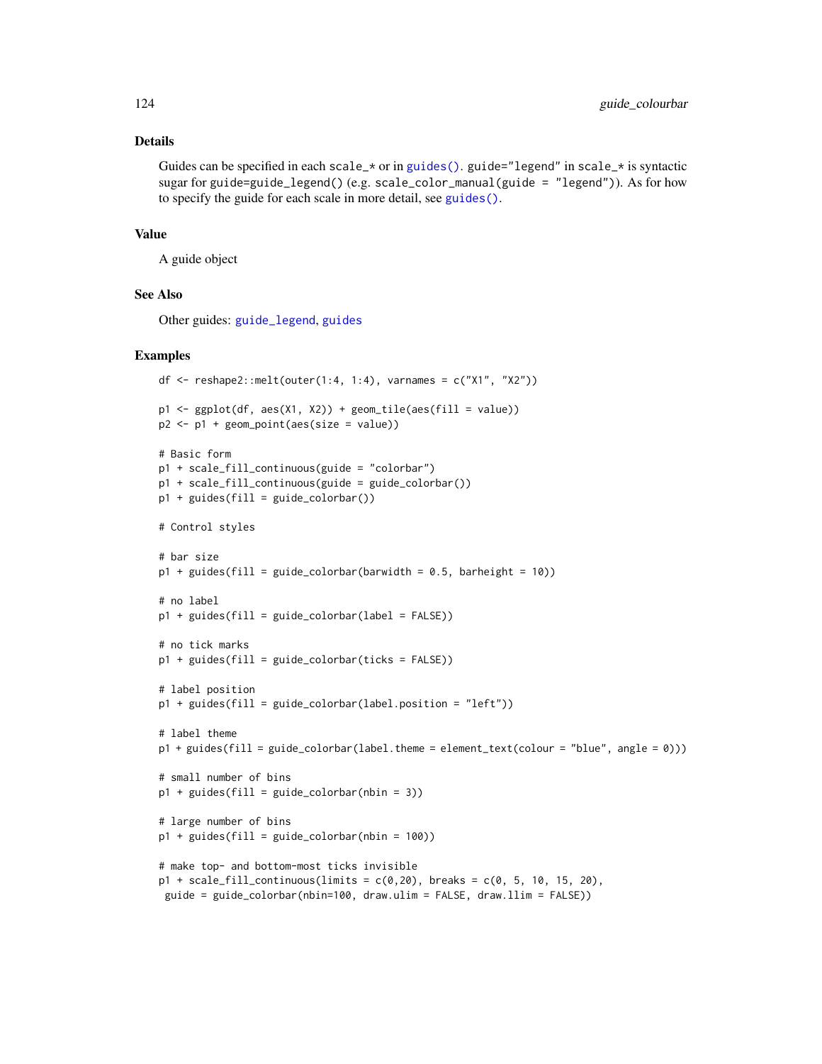## Details

Guides can be specified in each `scale_*` or in `guides()`. `guide="legend"` in `scale_*` is syntactic sugar for `guide=guide_legend()` (e.g. `scale_color_manual(guide = "legend")`). As for how to specify the guide for each scale in more detail, see `guides()`.

## Value

A guide object

## See Also

Other guides: `guide_legend`, `guides`

## Examples

```
df <- reshape2::melt(outer(1:4, 1:4), varnames = c("X1", "X2"))

p1 <- ggplot(df, aes(X1, X2)) + geom_tile(aes(fill = value))
p2 <- p1 + geom_point(aes(size = value))

# Basic form
p1 + scale_fill_continuous(guide = "colorbar")
p1 + scale_fill_continuous(guide = guide_colorbar())
p1 + guides(fill = guide_colorbar())

# Control styles

# bar size
p1 + guides(fill = guide_colorbar(barwidth = 0.5, barheight = 10))

# no label
p1 + guides(fill = guide_colorbar(label = FALSE))

# no tick marks
p1 + guides(fill = guide_colorbar(ticks = FALSE))

# label position
p1 + guides(fill = guide_colorbar(label.position = "left"))

# label theme
p1 + guides(fill = guide_colorbar(label.theme = element_text(colour = "blue", angle = 0)))

# small number of bins
p1 + guides(fill = guide_colorbar(nbin = 3))

# large number of bins
p1 + guides(fill = guide_colorbar(nbin = 100))

# make top- and bottom-most ticks invisible
p1 + scale_fill_continuous(limits = c(0,20), breaks = c(0, 5, 10, 15, 20),
 guide = guide_colorbar(nbin=100, draw.ulim = FALSE, draw.llim = FALSE))
```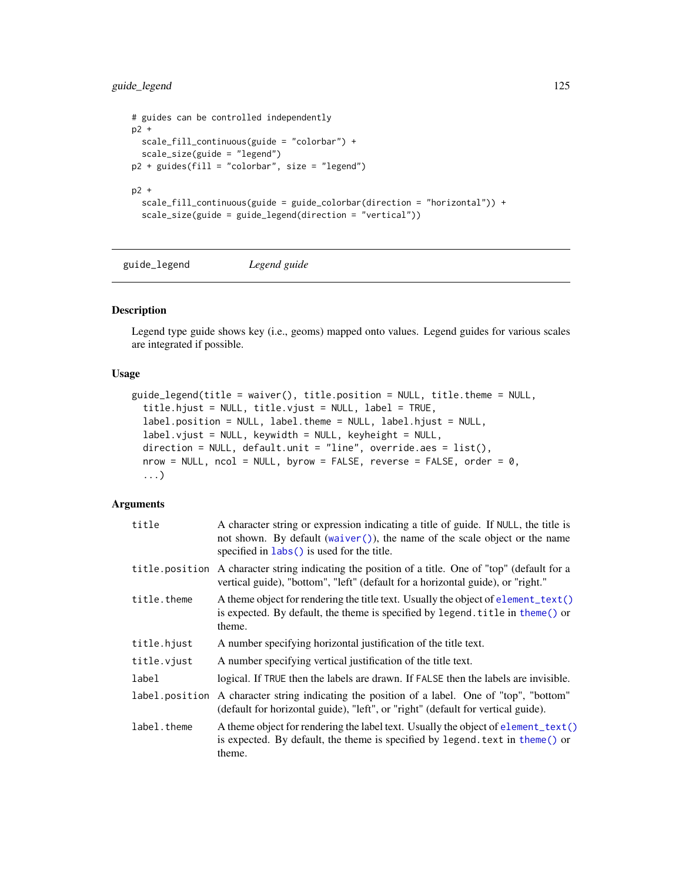```
# guides can be controlled independently
p2 +
  scale_fill_continuous(guide = "colorbar") +
  scale_size(guide = "legend")
p2 + guides(fill = "colorbar", size = "legend")

p2 +
  scale_fill_continuous(guide = guide_colorbar(direction = "horizontal")) +
  scale_size(guide = guide_legend(direction = "vertical"))
```

---

## guide_legend — *Legend guide*

---

### Description

Legend type guide shows key (i.e., geoms) mapped onto values. Legend guides for various scales are integrated if possible.

### Usage

```
guide_legend(title = waiver(), title.position = NULL, title.theme = NULL,
  title.hjust = NULL, title.vjust = NULL, label = TRUE,
  label.position = NULL, label.theme = NULL, label.hjust = NULL,
  label.vjust = NULL, keywidth = NULL, keyheight = NULL,
  direction = NULL, default.unit = "line", override.aes = list(),
  nrow = NULL, ncol = NULL, byrow = FALSE, reverse = FALSE, order = 0,
  ...)
```

### Arguments

| | |
|---|---|
| `title` | A character string or expression indicating a title of guide. If `NULL`, the title is not shown. By default (`waiver()`), the name of the scale object or the name specified in `labs()` is used for the title. |
| `title.position` | A character string indicating the position of a title. One of "top" (default for a vertical guide), "bottom", "left" (default for a horizontal guide), or "right." |
| `title.theme` | A theme object for rendering the title text. Usually the object of `element_text()` is expected. By default, the theme is specified by `legend.title` in `theme()` or theme. |
| `title.hjust` | A number specifying horizontal justification of the title text. |
| `title.vjust` | A number specifying vertical justification of the title text. |
| `label` | logical. If `TRUE` then the labels are drawn. If `FALSE` then the labels are invisible. |
| `label.position` | A character string indicating the position of a label. One of "top", "bottom" (default for horizontal guide), "left", or "right" (default for vertical guide). |
| `label.theme` | A theme object for rendering the label text. Usually the object of `element_text()` is expected. By default, the theme is specified by `legend.text` in `theme()` or theme. |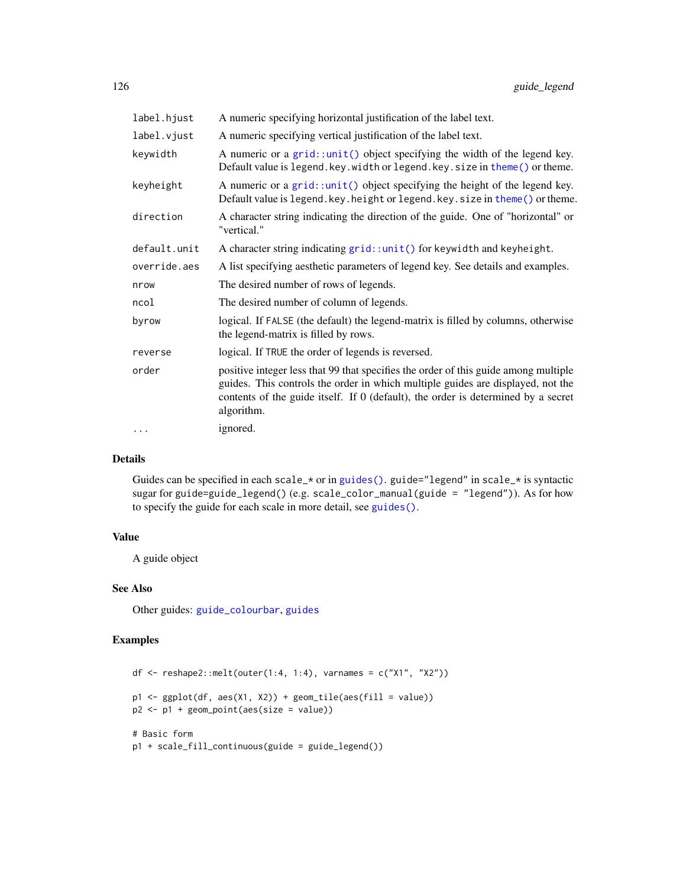| | |
|---|---|
| label.hjust | A numeric specifying horizontal justification of the label text. |
| label.vjust | A numeric specifying vertical justification of the label text. |
| keywidth | A numeric or a grid::unit() object specifying the width of the legend key. Default value is legend.key.width or legend.key.size in theme() or theme. |
| keyheight | A numeric or a grid::unit() object specifying the height of the legend key. Default value is legend.key.height or legend.key.size in theme() or theme. |
| direction | A character string indicating the direction of the guide. One of "horizontal" or "vertical." |
| default.unit | A character string indicating grid::unit() for keywidth and keyheight. |
| override.aes | A list specifying aesthetic parameters of legend key. See details and examples. |
| nrow | The desired number of rows of legends. |
| ncol | The desired number of column of legends. |
| byrow | logical. If FALSE (the default) the legend-matrix is filled by columns, otherwise the legend-matrix is filled by rows. |
| reverse | logical. If TRUE the order of legends is reversed. |
| order | positive integer less that 99 that specifies the order of this guide among multiple guides. This controls the order in which multiple guides are displayed, not the contents of the guide itself. If 0 (default), the order is determined by a secret algorithm. |
| ... | ignored. |

### Details

Guides can be specified in each scale_* or in guides(). guide="legend" in scale_* is syntactic sugar for guide=guide_legend() (e.g. scale_color_manual(guide = "legend")). As for how to specify the guide for each scale in more detail, see guides().

### Value

A guide object

### See Also

Other guides: guide_colourbar, guides

### Examples

```
df <- reshape2::melt(outer(1:4, 1:4), varnames = c("X1", "X2"))

p1 <- ggplot(df, aes(X1, X2)) + geom_tile(aes(fill = value))
p2 <- p1 + geom_point(aes(size = value))

# Basic form
p1 + scale_fill_continuous(guide = guide_legend())
```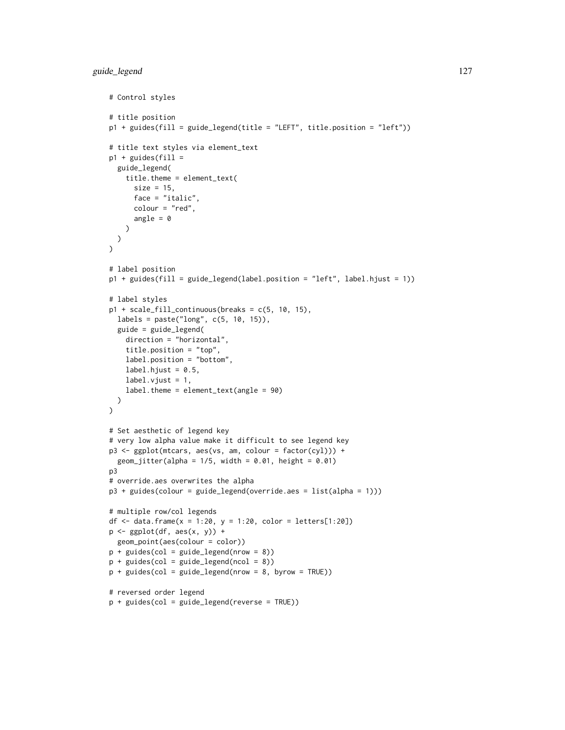```
# Control styles

# title position
p1 + guides(fill = guide_legend(title = "LEFT", title.position = "left"))

# title text styles via element_text
p1 + guides(fill =
  guide_legend(
    title.theme = element_text(
      size = 15,
      face = "italic",
      colour = "red",
      angle = 0
    )
  )
)

# label position
p1 + guides(fill = guide_legend(label.position = "left", label.hjust = 1))

# label styles
p1 + scale_fill_continuous(breaks = c(5, 10, 15),
  labels = paste("long", c(5, 10, 15)),
  guide = guide_legend(
    direction = "horizontal",
    title.position = "top",
    label.position = "bottom",
    label.hjust = 0.5,
    label.vjust = 1,
    label.theme = element_text(angle = 90)
  )
)

# Set aesthetic of legend key
# very low alpha value make it difficult to see legend key
p3 <- ggplot(mtcars, aes(vs, am, colour = factor(cyl))) +
  geom_jitter(alpha = 1/5, width = 0.01, height = 0.01)
p3
# override.aes overwrites the alpha
p3 + guides(colour = guide_legend(override.aes = list(alpha = 1)))

# multiple row/col legends
df <- data.frame(x = 1:20, y = 1:20, color = letters[1:20])
p <- ggplot(df, aes(x, y)) +
  geom_point(aes(colour = color))
p + guides(col = guide_legend(nrow = 8))
p + guides(col = guide_legend(ncol = 8))
p + guides(col = guide_legend(nrow = 8, byrow = TRUE))

# reversed order legend
p + guides(col = guide_legend(reverse = TRUE))
```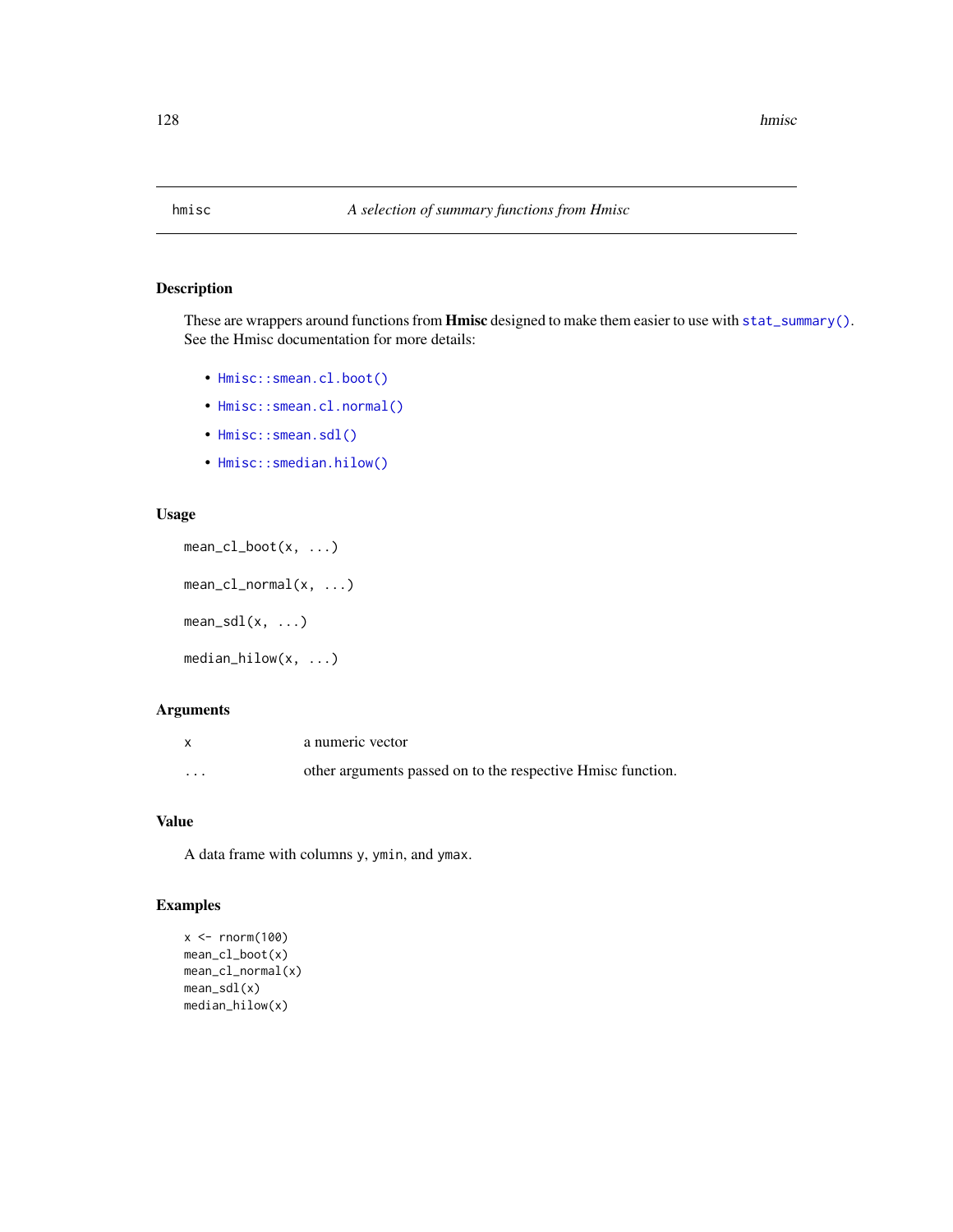# hmisc — *A selection of summary functions from Hmisc*

## Description

These are wrappers around functions from **Hmisc** designed to make them easier to use with `stat_summary()`. See the Hmisc documentation for more details:

- `Hmisc::smean.cl.boot()`
- `Hmisc::smean.cl.normal()`
- `Hmisc::smean.sdl()`
- `Hmisc::smedian.hilow()`

## Usage

```
mean_cl_boot(x, ...)

mean_cl_normal(x, ...)

mean_sdl(x, ...)

median_hilow(x, ...)
```

## Arguments

| | |
|---|---|
| `x` | a numeric vector |
| `...` | other arguments passed on to the respective Hmisc function. |

## Value

A data frame with columns `y`, `ymin`, and `ymax`.

## Examples

```
x <- rnorm(100)
mean_cl_boot(x)
mean_cl_normal(x)
mean_sdl(x)
median_hilow(x)
```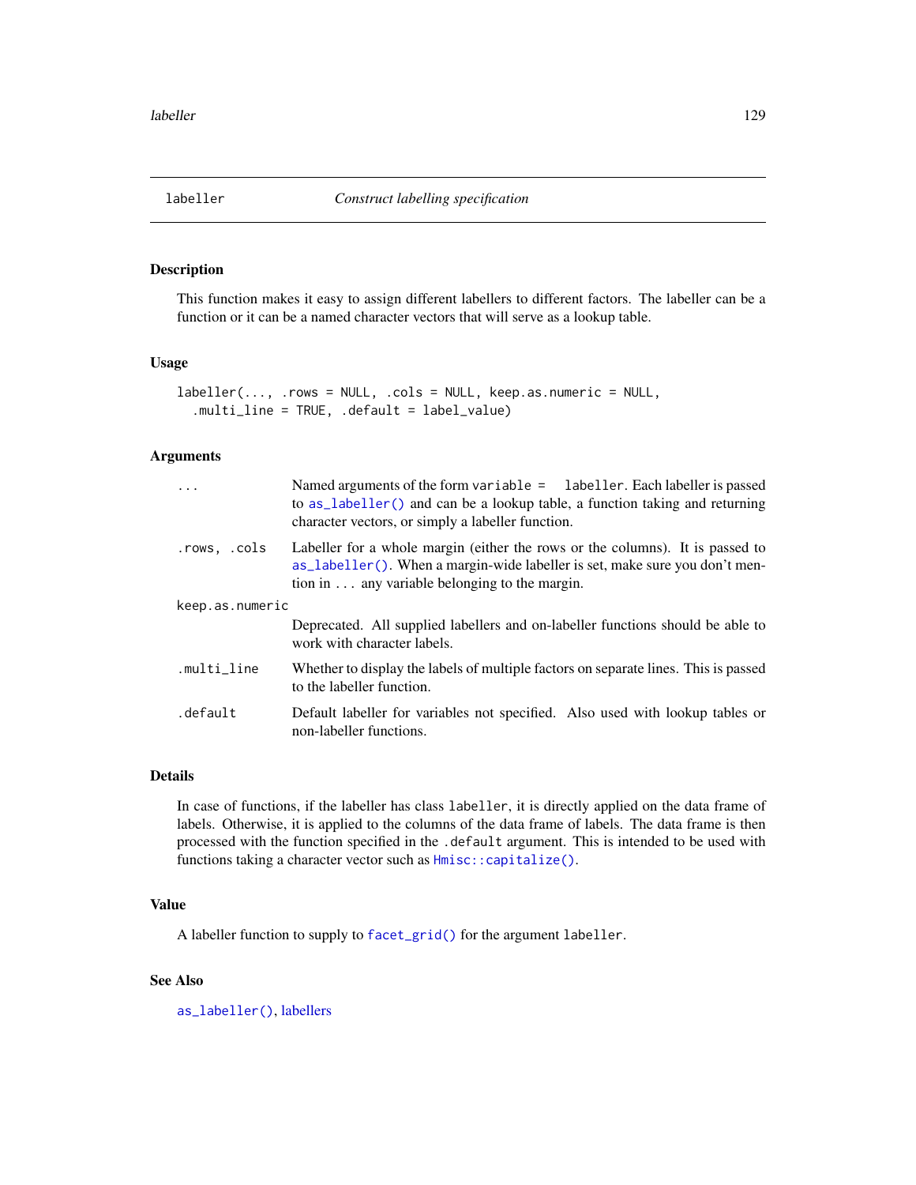## labeller — *Construct labelling specification*

### Description

This function makes it easy to assign different labellers to different factors. The labeller can be a function or it can be a named character vectors that will serve as a lookup table.

### Usage

```
labeller(..., .rows = NULL, .cols = NULL, keep.as.numeric = NULL,
  .multi_line = TRUE, .default = label_value)
```

### Arguments

| | |
|---|---|
| `...` | Named arguments of the form `variable = labeller`. Each labeller is passed to `as_labeller()` and can be a lookup table, a function taking and returning character vectors, or simply a labeller function. |
| `.rows, .cols` | Labeller for a whole margin (either the rows or the columns). It is passed to `as_labeller()`. When a margin-wide labeller is set, make sure you don't mention in `...` any variable belonging to the margin. |
| `keep.as.numeric` | Deprecated. All supplied labellers and on-labeller functions should be able to work with character labels. |
| `.multi_line` | Whether to display the labels of multiple factors on separate lines. This is passed to the labeller function. |
| `.default` | Default labeller for variables not specified. Also used with lookup tables or non-labeller functions. |

### Details

In case of functions, if the labeller has class `labeller`, it is directly applied on the data frame of labels. Otherwise, it is applied to the columns of the data frame of labels. The data frame is then processed with the function specified in the `.default` argument. This is intended to be used with functions taking a character vector such as `Hmisc::capitalize()`.

### Value

A labeller function to supply to `facet_grid()` for the argument `labeller`.

### See Also

`as_labeller()`, labellers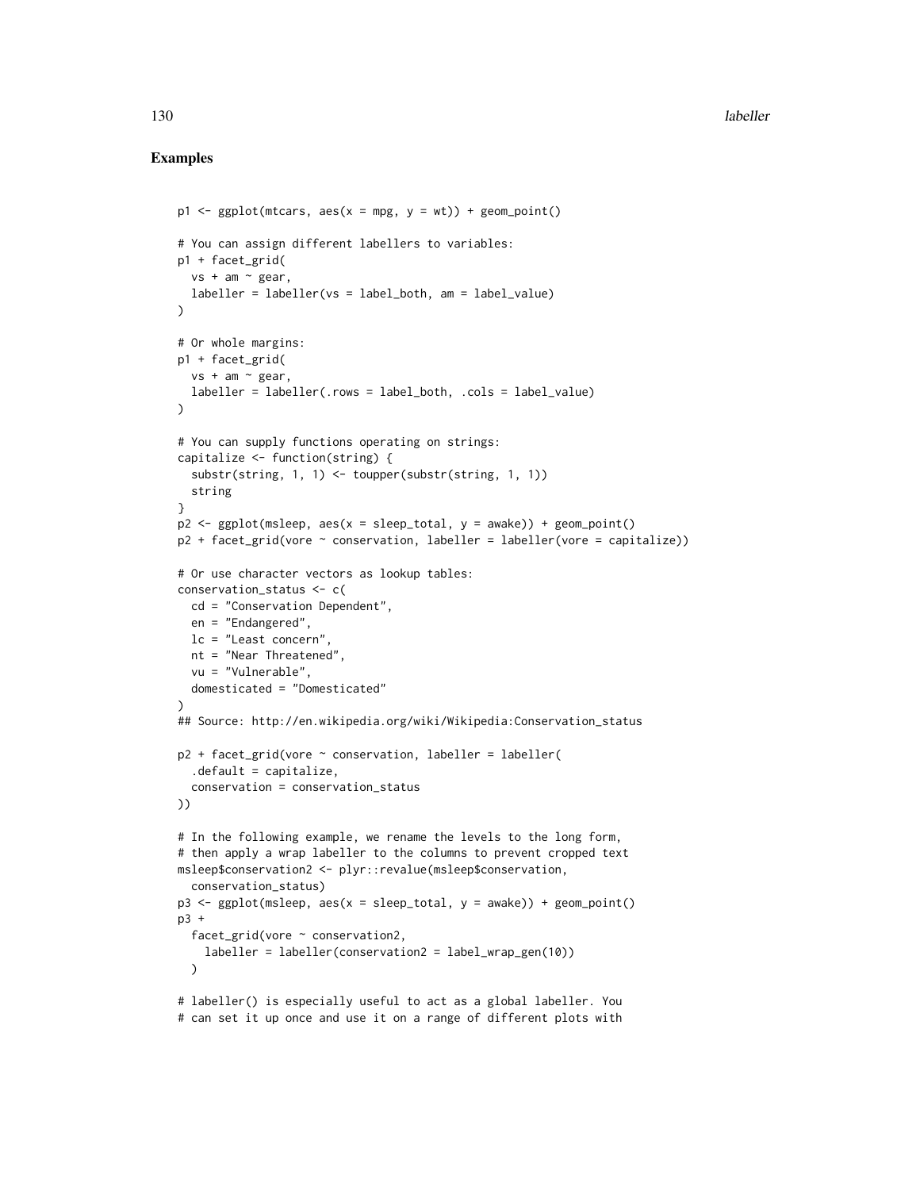## Examples

```
p1 <- ggplot(mtcars, aes(x = mpg, y = wt)) + geom_point()

# You can assign different labellers to variables:
p1 + facet_grid(
  vs + am ~ gear,
  labeller = labeller(vs = label_both, am = label_value)
)

# Or whole margins:
p1 + facet_grid(
  vs + am ~ gear,
  labeller = labeller(.rows = label_both, .cols = label_value)
)

# You can supply functions operating on strings:
capitalize <- function(string) {
  substr(string, 1, 1) <- toupper(substr(string, 1, 1))
  string
}
p2 <- ggplot(msleep, aes(x = sleep_total, y = awake)) + geom_point()
p2 + facet_grid(vore ~ conservation, labeller = labeller(vore = capitalize))

# Or use character vectors as lookup tables:
conservation_status <- c(
  cd = "Conservation Dependent",
  en = "Endangered",
  lc = "Least concern",
  nt = "Near Threatened",
  vu = "Vulnerable",
  domesticated = "Domesticated"
)
## Source: http://en.wikipedia.org/wiki/Wikipedia:Conservation_status

p2 + facet_grid(vore ~ conservation, labeller = labeller(
  .default = capitalize,
  conservation = conservation_status
))

# In the following example, we rename the levels to the long form,
# then apply a wrap labeller to the columns to prevent cropped text
msleep$conservation2 <- plyr::revalue(msleep$conservation,
  conservation_status)
p3 <- ggplot(msleep, aes(x = sleep_total, y = awake)) + geom_point()
p3 +
  facet_grid(vore ~ conservation2,
    labeller = labeller(conservation2 = label_wrap_gen(10))
  )

# labeller() is especially useful to act as a global labeller. You
# can set it up once and use it on a range of different plots with
```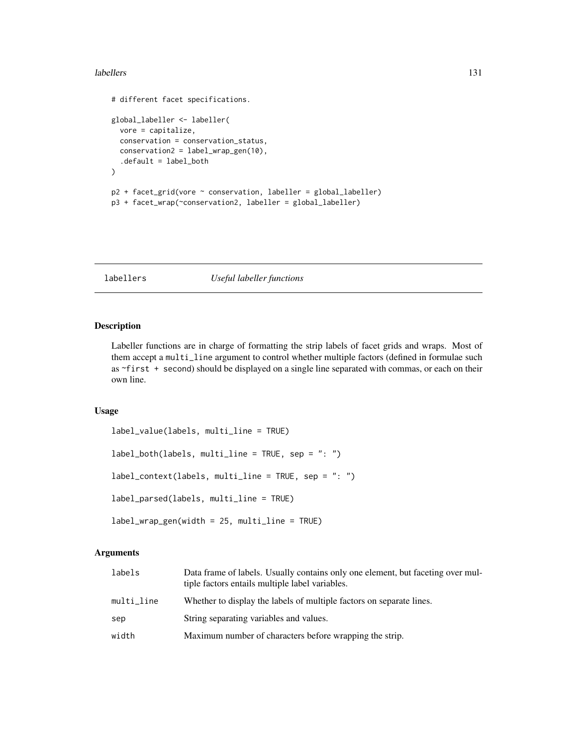```
# different facet specifications.

global_labeller <- labeller(
  vore = capitalize,
  conservation = conservation_status,
  conservation2 = label_wrap_gen(10),
  .default = label_both
)

p2 + facet_grid(vore ~ conservation, labeller = global_labeller)
p3 + facet_wrap(~conservation2, labeller = global_labeller)
```

---

## labellers — *Useful labeller functions*

---

### Description

Labeller functions are in charge of formatting the strip labels of facet grids and wraps. Most of them accept a `multi_line` argument to control whether multiple factors (defined in formulae such as `~first + second`) should be displayed on a single line separated with commas, or each on their own line.

### Usage

```
label_value(labels, multi_line = TRUE)

label_both(labels, multi_line = TRUE, sep = ": ")

label_context(labels, multi_line = TRUE, sep = ": ")

label_parsed(labels, multi_line = TRUE)

label_wrap_gen(width = 25, multi_line = TRUE)
```

### Arguments

| | |
|---|---|
| labels | Data frame of labels. Usually contains only one element, but faceting over multiple factors entails multiple label variables. |
| multi_line | Whether to display the labels of multiple factors on separate lines. |
| sep | String separating variables and values. |
| width | Maximum number of characters before wrapping the strip. |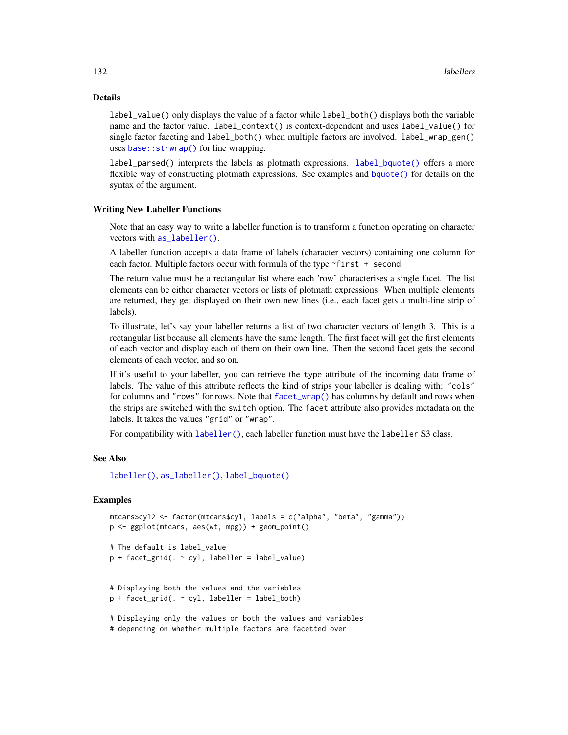## Details

`label_value()` only displays the value of a factor while `label_both()` displays both the variable name and the factor value. `label_context()` is context-dependent and uses `label_value()` for single factor faceting and `label_both()` when multiple factors are involved. `label_wrap_gen()` uses `base::strwrap()` for line wrapping.

`label_parsed()` interprets the labels as plotmath expressions. `label_bquote()` offers a more flexible way of constructing plotmath expressions. See examples and `bquote()` for details on the syntax of the argument.

### Writing New Labeller Functions

Note that an easy way to write a labeller function is to transform a function operating on character vectors with `as_labeller()`.

A labeller function accepts a data frame of labels (character vectors) containing one column for each factor. Multiple factors occur with formula of the type `~first + second`.

The return value must be a rectangular list where each 'row' characterises a single facet. The list elements can be either character vectors or lists of plotmath expressions. When multiple elements are returned, they get displayed on their own new lines (i.e., each facet gets a multi-line strip of labels).

To illustrate, let's say your labeller returns a list of two character vectors of length 3. This is a rectangular list because all elements have the same length. The first facet will get the first elements of each vector and display each of them on their own line. Then the second facet gets the second elements of each vector, and so on.

If it's useful to your labeller, you can retrieve the `type` attribute of the incoming data frame of labels. The value of this attribute reflects the kind of strips your labeller is dealing with: `"cols"` for columns and `"rows"` for rows. Note that `facet_wrap()` has columns by default and rows when the strips are switched with the `switch` option. The `facet` attribute also provides metadata on the labels. It takes the values `"grid"` or `"wrap"`.

For compatibility with `labeller()`, each labeller function must have the `labeller` S3 class.

## See Also

`labeller()`, `as_labeller()`, `label_bquote()`

## Examples

```
mtcars$cyl2 <- factor(mtcars$cyl, labels = c("alpha", "beta", "gamma"))
p <- ggplot(mtcars, aes(wt, mpg)) + geom_point()

# The default is label_value
p + facet_grid(. ~ cyl, labeller = label_value)


# Displaying both the values and the variables
p + facet_grid(. ~ cyl, labeller = label_both)

# Displaying only the values or both the values and variables
# depending on whether multiple factors are facetted over
```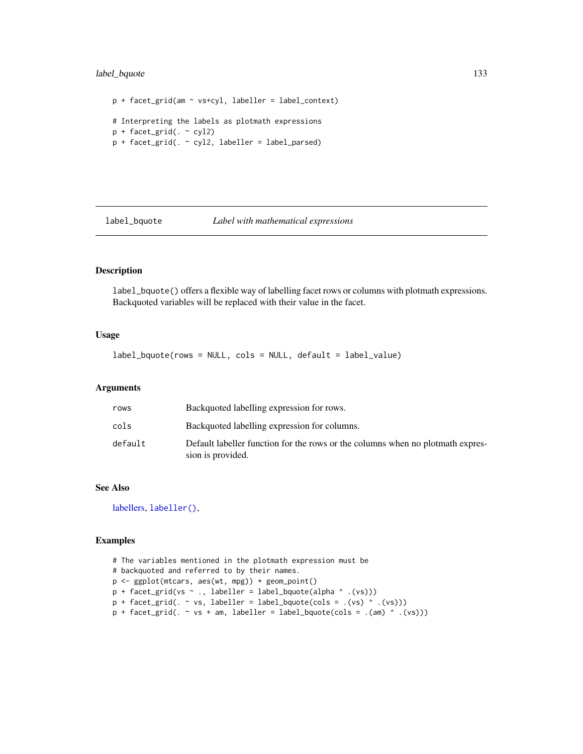```
p + facet_grid(am ~ vs+cyl, labeller = label_context)

# Interpreting the labels as plotmath expressions
p + facet_grid(. ~ cyl2)
p + facet_grid(. ~ cyl2, labeller = label_parsed)
```

## label_bquote — *Label with mathematical expressions*

### Description

`label_bquote()` offers a flexible way of labelling facet rows or columns with plotmath expressions. Backquoted variables will be replaced with their value in the facet.

### Usage

```
label_bquote(rows = NULL, cols = NULL, default = label_value)
```

### Arguments

| | |
|---|---|
| `rows` | Backquoted labelling expression for rows. |
| `cols` | Backquoted labelling expression for columns. |
| `default` | Default labeller function for the rows or the columns when no plotmath expression is provided. |

### See Also

labellers, `labeller()`,

### Examples

```
# The variables mentioned in the plotmath expression must be
# backquoted and referred to by their names.
p <- ggplot(mtcars, aes(wt, mpg)) + geom_point()
p + facet_grid(vs ~ ., labeller = label_bquote(alpha ^ .(vs)))
p + facet_grid(. ~ vs, labeller = label_bquote(cols = .(vs) ^ .(vs)))
p + facet_grid(. ~ vs + am, labeller = label_bquote(cols = .(am) ^ .(vs)))
```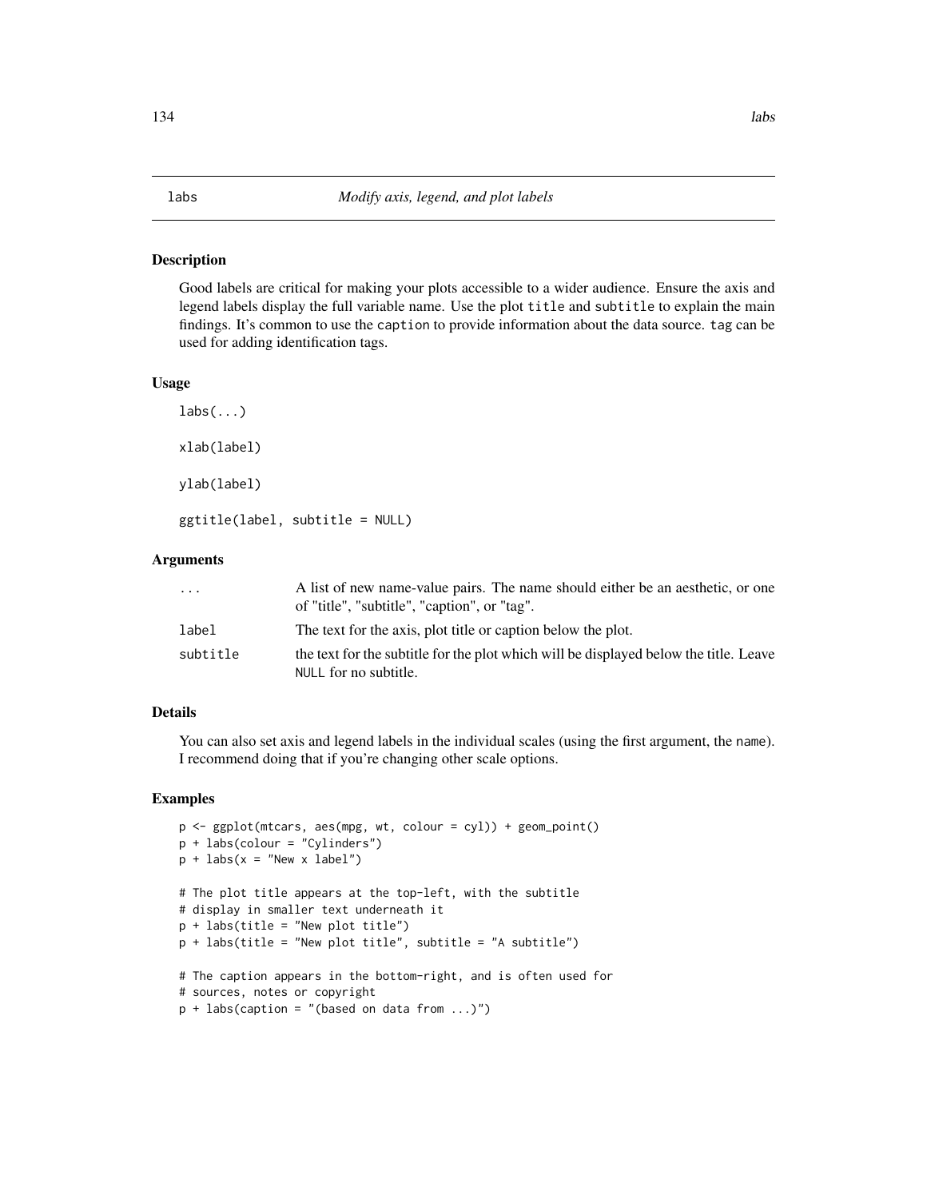## labs — *Modify axis, legend, and plot labels*

### Description

Good labels are critical for making your plots accessible to a wider audience. Ensure the axis and legend labels display the full variable name. Use the plot `title` and `subtitle` to explain the main findings. It's common to use the `caption` to provide information about the data source. `tag` can be used for adding identification tags.

### Usage

```
labs(...)

xlab(label)

ylab(label)

ggtitle(label, subtitle = NULL)
```

### Arguments

| | |
|---|---|
| `...` | A list of new name-value pairs. The name should either be an aesthetic, or one of "title", "subtitle", "caption", or "tag". |
| `label` | The text for the axis, plot title or caption below the plot. |
| `subtitle` | the text for the subtitle for the plot which will be displayed below the title. Leave `NULL` for no subtitle. |

### Details

You can also set axis and legend labels in the individual scales (using the first argument, the `name`). I recommend doing that if you're changing other scale options.

### Examples

```
p <- ggplot(mtcars, aes(mpg, wt, colour = cyl)) + geom_point()
p + labs(colour = "Cylinders")
p + labs(x = "New x label")

# The plot title appears at the top-left, with the subtitle
# display in smaller text underneath it
p + labs(title = "New plot title")
p + labs(title = "New plot title", subtitle = "A subtitle")

# The caption appears in the bottom-right, and is often used for
# sources, notes or copyright
p + labs(caption = "(based on data from ...)")
```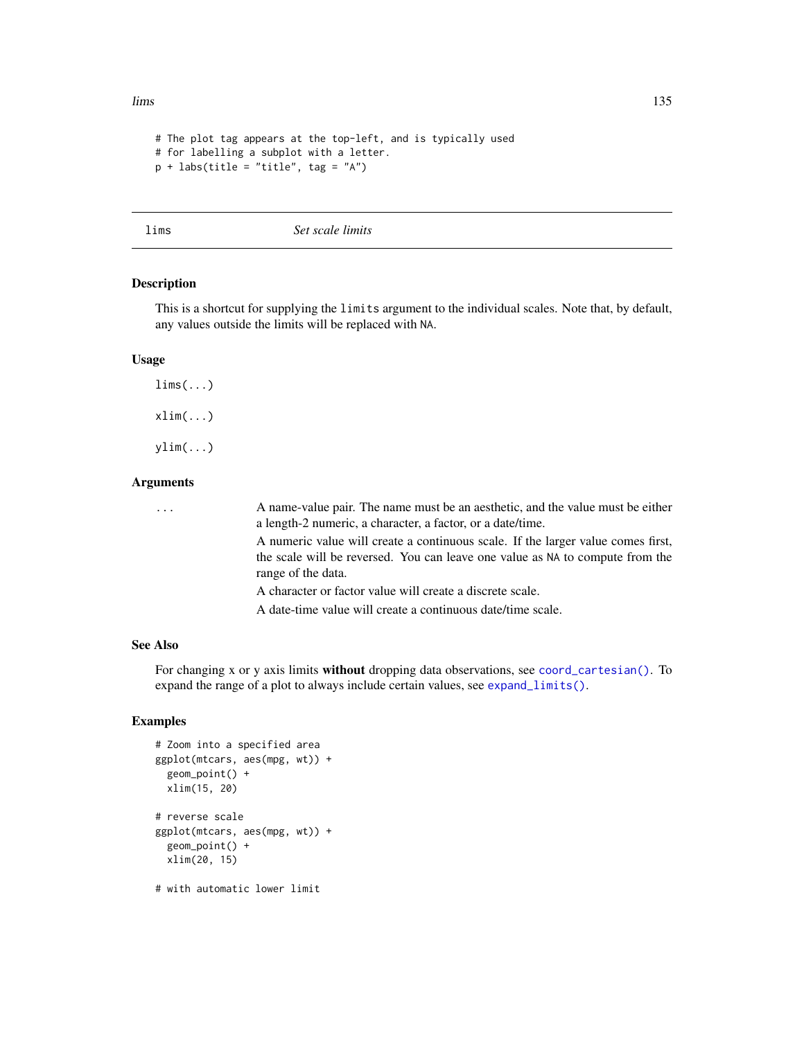```
# The plot tag appears at the top-left, and is typically used
# for labelling a subplot with a letter.
p + labs(title = "title", tag = "A")
```

## lims — *Set scale limits*

### Description

This is a shortcut for supplying the `limits` argument to the individual scales. Note that, by default, any values outside the limits will be replaced with `NA`.

### Usage

```
lims(...)

xlim(...)

ylim(...)
```

### Arguments

`...` A name-value pair. The name must be an aesthetic, and the value must be either a length-2 numeric, a character, a factor, or a date/time.

A numeric value will create a continuous scale. If the larger value comes first, the scale will be reversed. You can leave one value as `NA` to compute from the range of the data.

A character or factor value will create a discrete scale.

A date-time value will create a continuous date/time scale.

### See Also

For changing x or y axis limits **without** dropping data observations, see `coord_cartesian()`. To expand the range of a plot to always include certain values, see `expand_limits()`.

### Examples

```
# Zoom into a specified area
ggplot(mtcars, aes(mpg, wt)) +
  geom_point() +
  xlim(15, 20)

# reverse scale
ggplot(mtcars, aes(mpg, wt)) +
  geom_point() +
  xlim(20, 15)

# with automatic lower limit
```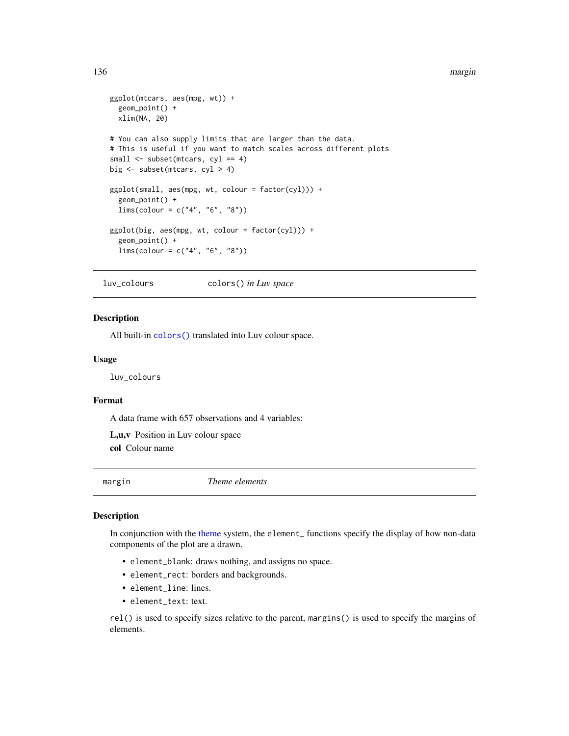```
ggplot(mtcars, aes(mpg, wt)) +
  geom_point() +
  xlim(NA, 20)

# You can also supply limits that are larger than the data.
# This is useful if you want to match scales across different plots
small <- subset(mtcars, cyl == 4)
big <- subset(mtcars, cyl > 4)

ggplot(small, aes(mpg, wt, colour = factor(cyl))) +
  geom_point() +
  lims(colour = c("4", "6", "8"))

ggplot(big, aes(mpg, wt, colour = factor(cyl))) +
  geom_point() +
  lims(colour = c("4", "6", "8"))
```

## luv_colours — `colors()` *in Luv space*

### Description

All built-in `colors()` translated into Luv colour space.

### Usage

```
luv_colours
```

### Format

A data frame with 657 observations and 4 variables:

**L,u,v** Position in Luv colour space

**col** Colour name

## margin — *Theme elements*

### Description

In conjunction with the theme system, the `element_` functions specify the display of how non-data components of the plot are a drawn.

- `element_blank`: draws nothing, and assigns no space.
- `element_rect`: borders and backgrounds.
- `element_line`: lines.
- `element_text`: text.

`rel()` is used to specify sizes relative to the parent, `margins()` is used to specify the margins of elements.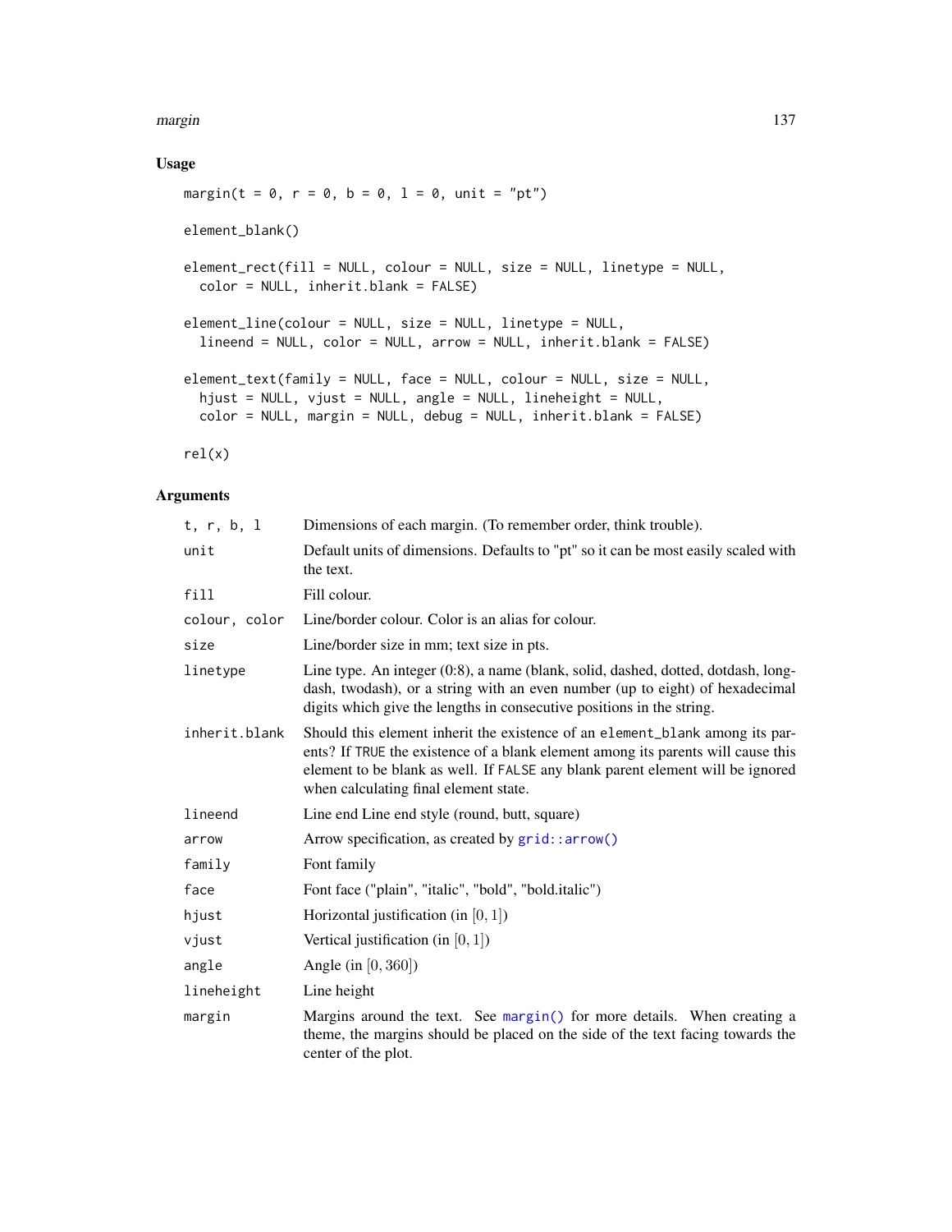## Usage

```
margin(t = 0, r = 0, b = 0, l = 0, unit = "pt")

element_blank()

element_rect(fill = NULL, colour = NULL, size = NULL, linetype = NULL,
  color = NULL, inherit.blank = FALSE)

element_line(colour = NULL, size = NULL, linetype = NULL,
  lineend = NULL, color = NULL, arrow = NULL, inherit.blank = FALSE)

element_text(family = NULL, face = NULL, colour = NULL, size = NULL,
  hjust = NULL, vjust = NULL, angle = NULL, lineheight = NULL,
  color = NULL, margin = NULL, debug = NULL, inherit.blank = FALSE)

rel(x)
```

## Arguments

| Argument | Description |
|---|---|
| `t, r, b, l` | Dimensions of each margin. (To remember order, think trouble). |
| `unit` | Default units of dimensions. Defaults to "pt" so it can be most easily scaled with the text. |
| `fill` | Fill colour. |
| `colour, color` | Line/border colour. Color is an alias for colour. |
| `size` | Line/border size in mm; text size in pts. |
| `linetype` | Line type. An integer (0:8), a name (blank, solid, dashed, dotted, dotdash, longdash, twodash), or a string with an even number (up to eight) of hexadecimal digits which give the lengths in consecutive positions in the string. |
| `inherit.blank` | Should this element inherit the existence of an `element_blank` among its parents? If `TRUE` the existence of a blank element among its parents will cause this element to be blank as well. If `FALSE` any blank parent element will be ignored when calculating final element state. |
| `lineend` | Line end Line end style (round, butt, square) |
| `arrow` | Arrow specification, as created by `grid::arrow()` |
| `family` | Font family |
| `face` | Font face ("plain", "italic", "bold", "bold.italic") |
| `hjust` | Horizontal justification (in $[0, 1]$) |
| `vjust` | Vertical justification (in $[0, 1]$) |
| `angle` | Angle (in $[0, 360]$) |
| `lineheight` | Line height |
| `margin` | Margins around the text. See `margin()` for more details. When creating a theme, the margins should be placed on the side of the text facing towards the center of the plot. |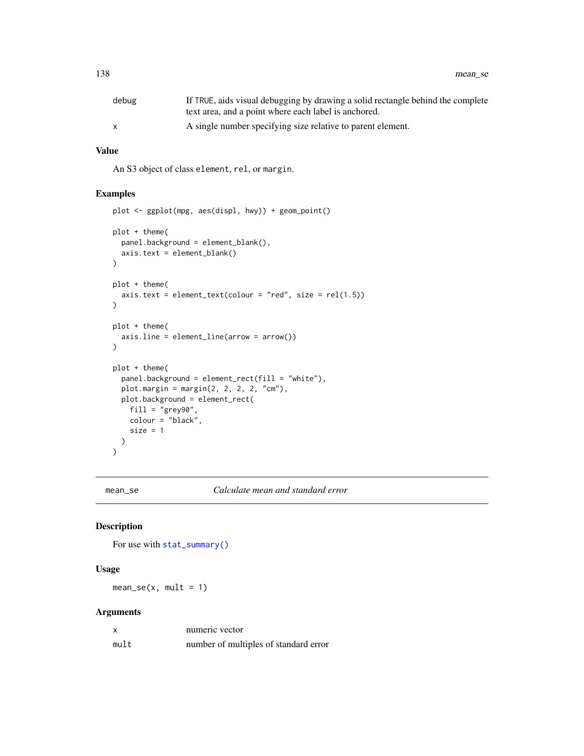| | |
|---|---|
| debug | If TRUE, aids visual debugging by drawing a solid rectangle behind the complete text area, and a point where each label is anchored. |
| x | A single number specifying size relative to parent element. |

### Value

An S3 object of class element, rel, or margin.

### Examples

```
plot <- ggplot(mpg, aes(displ, hwy)) + geom_point()

plot + theme(
  panel.background = element_blank(),
  axis.text = element_blank()
)

plot + theme(
  axis.text = element_text(colour = "red", size = rel(1.5))
)

plot + theme(
  axis.line = element_line(arrow = arrow())
)

plot + theme(
  panel.background = element_rect(fill = "white"),
  plot.margin = margin(2, 2, 2, 2, "cm"),
  plot.background = element_rect(
    fill = "grey90",
    colour = "black",
    size = 1
  )
)
```

---

## mean_se    *Calculate mean and standard error*

---

### Description

For use with stat_summary()

### Usage

```
mean_se(x, mult = 1)
```

### Arguments

| | |
|---|---|
| x | numeric vector |
| mult | number of multiples of standard error |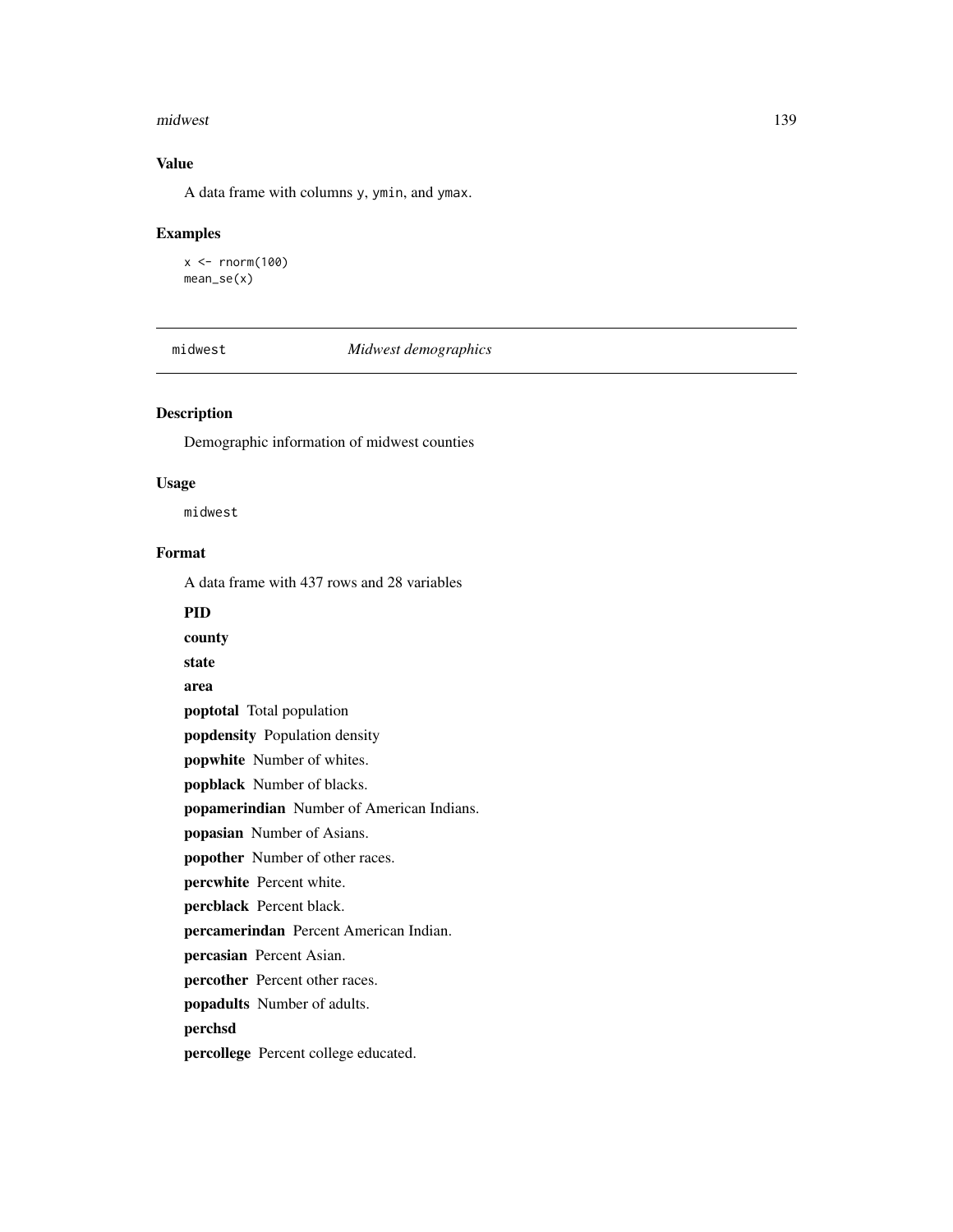### Value

A data frame with columns y, ymin, and ymax.

### Examples

```
x <- rnorm(100)
mean_se(x)
```

---

## midwest *Midwest demographics*

### Description

Demographic information of midwest counties

### Usage

```
midwest
```

### Format

A data frame with 437 rows and 28 variables

**PID**

**county**

**state**

**area**

**poptotal** Total population

**popdensity** Population density

**popwhite** Number of whites.

**popblack** Number of blacks.

**popamerindian** Number of American Indians.

**popasian** Number of Asians.

**popother** Number of other races.

**percwhite** Percent white.

**percblack** Percent black.

**percamerindan** Percent American Indian.

**percasian** Percent Asian.

**percother** Percent other races.

**popadults** Number of adults.

**perchsd**

**percollege** Percent college educated.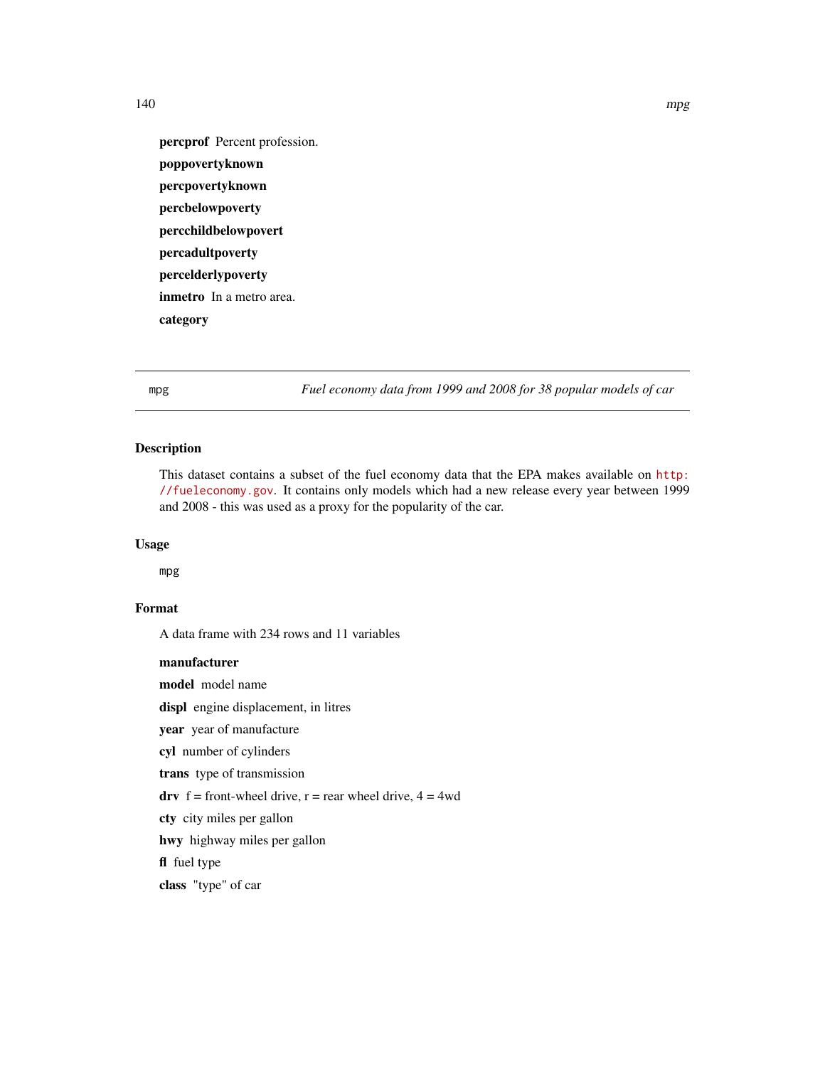**percprof** Percent profession.

**poppovertyknown**

**percpovertyknown**

**percbelowpoverty**

**percchildbelowpovert**

**percadultpoverty**

**percelderlypoverty**

**inmetro** In a metro area.

**category**

---

mpg *Fuel economy data from 1999 and 2008 for 38 popular models of car*

---

## Description

This dataset contains a subset of the fuel economy data that the EPA makes available on http://fueleconomy.gov. It contains only models which had a new release every year between 1999 and 2008 - this was used as a proxy for the popularity of the car.

## Usage

```
mpg
```

## Format

A data frame with 234 rows and 11 variables

**manufacturer**

**model** model name

**displ** engine displacement, in litres

**year** year of manufacture

**cyl** number of cylinders

**trans** type of transmission

**drv** f = front-wheel drive, r = rear wheel drive, 4 = 4wd

**cty** city miles per gallon

**hwy** highway miles per gallon

**fl** fuel type

**class** "type" of car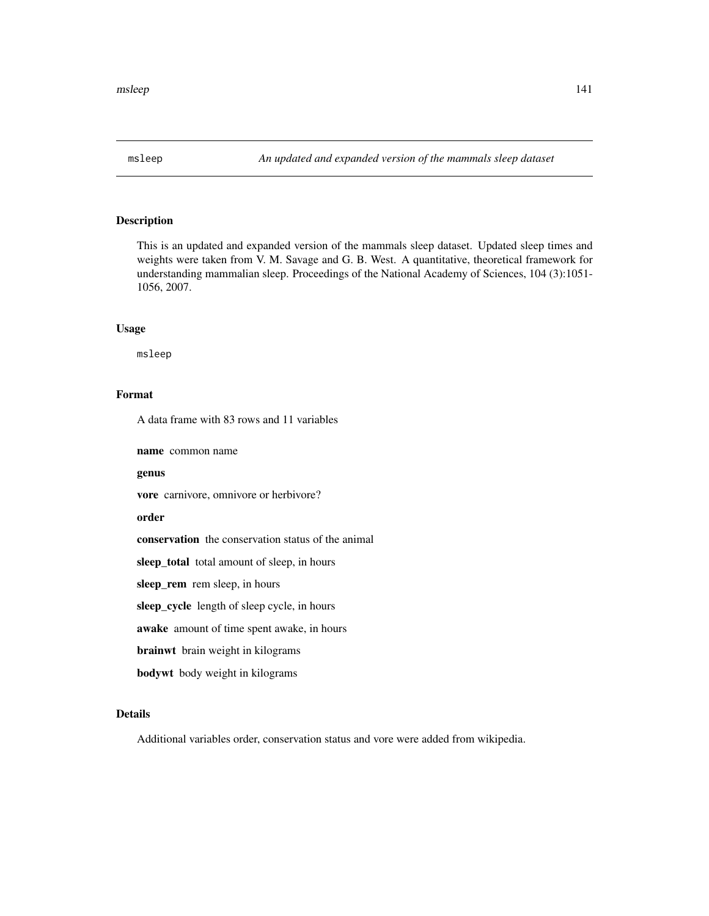## msleep — *An updated and expanded version of the mammals sleep dataset*

### Description

This is an updated and expanded version of the mammals sleep dataset. Updated sleep times and weights were taken from V. M. Savage and G. B. West. A quantitative, theoretical framework for understanding mammalian sleep. Proceedings of the National Academy of Sciences, 104 (3):1051-1056, 2007.

### Usage

```
msleep
```

### Format

A data frame with 83 rows and 11 variables

**name** common name

**genus**

**vore** carnivore, omnivore or herbivore?

**order**

**conservation** the conservation status of the animal

**sleep_total** total amount of sleep, in hours

**sleep_rem** rem sleep, in hours

**sleep_cycle** length of sleep cycle, in hours

**awake** amount of time spent awake, in hours

**brainwt** brain weight in kilograms

**bodywt** body weight in kilograms

### Details

Additional variables order, conservation status and vore were added from wikipedia.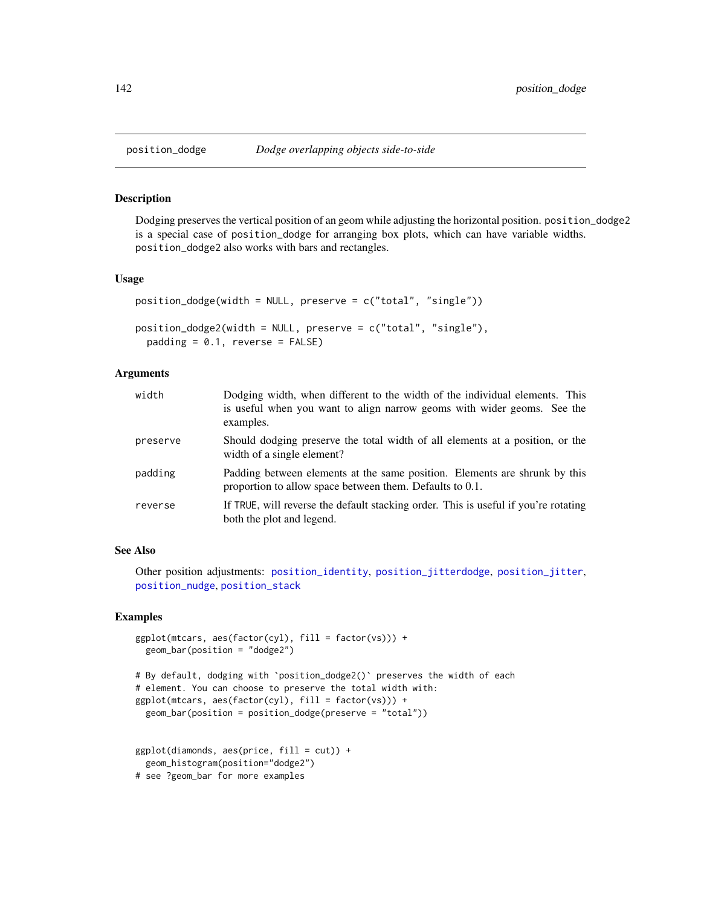## position_dodge — *Dodge overlapping objects side-to-side*

### Description

Dodging preserves the vertical position of an geom while adjusting the horizontal position. `position_dodge2` is a special case of `position_dodge` for arranging box plots, which can have variable widths. `position_dodge2` also works with bars and rectangles.

### Usage

```
position_dodge(width = NULL, preserve = c("total", "single"))

position_dodge2(width = NULL, preserve = c("total", "single"),
  padding = 0.1, reverse = FALSE)
```

### Arguments

| | |
|---|---|
| `width` | Dodging width, when different to the width of the individual elements. This is useful when you want to align narrow geoms with wider geoms. See the examples. |
| `preserve` | Should dodging preserve the total width of all elements at a position, or the width of a single element? |
| `padding` | Padding between elements at the same position. Elements are shrunk by this proportion to allow space between them. Defaults to 0.1. |
| `reverse` | If `TRUE`, will reverse the default stacking order. This is useful if you're rotating both the plot and legend. |

### See Also

Other position adjustments: `position_identity`, `position_jitterdodge`, `position_jitter`, `position_nudge`, `position_stack`

### Examples

```
ggplot(mtcars, aes(factor(cyl), fill = factor(vs))) +
  geom_bar(position = "dodge2")

# By default, dodging with `position_dodge2()` preserves the width of each
# element. You can choose to preserve the total width with:
ggplot(mtcars, aes(factor(cyl), fill = factor(vs))) +
  geom_bar(position = position_dodge(preserve = "total"))


ggplot(diamonds, aes(price, fill = cut)) +
  geom_histogram(position="dodge2")
# see ?geom_bar for more examples
```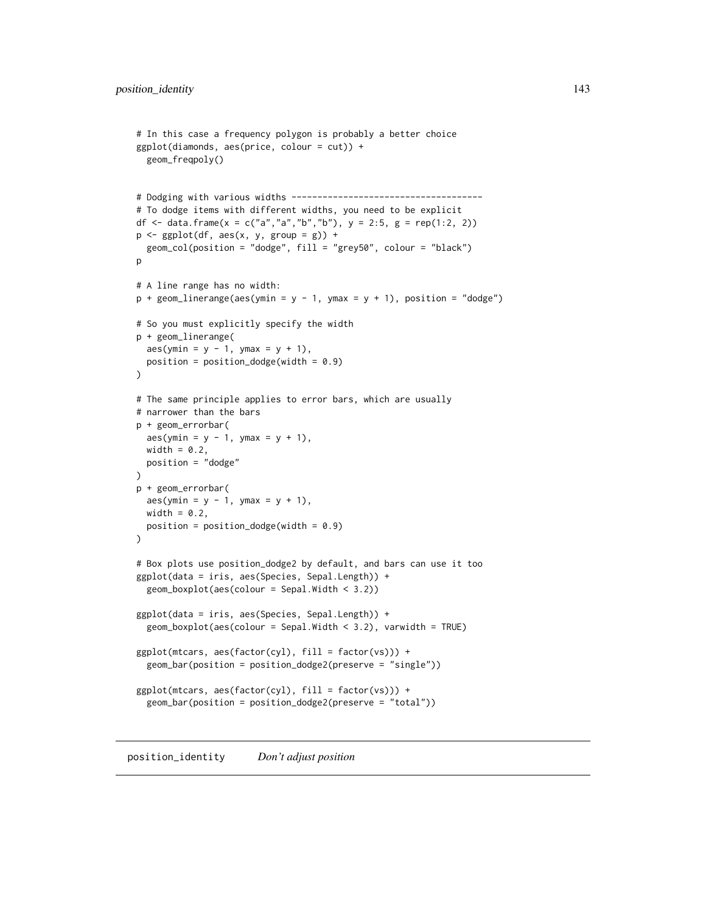```
# In this case a frequency polygon is probably a better choice
ggplot(diamonds, aes(price, colour = cut)) +
  geom_freqpoly()


# Dodging with various widths -------------------------------------
# To dodge items with different widths, you need to be explicit
df <- data.frame(x = c("a","a","b","b"), y = 2:5, g = rep(1:2, 2))
p <- ggplot(df, aes(x, y, group = g)) +
  geom_col(position = "dodge", fill = "grey50", colour = "black")
p

# A line range has no width:
p + geom_linerange(aes(ymin = y - 1, ymax = y + 1), position = "dodge")

# So you must explicitly specify the width
p + geom_linerange(
  aes(ymin = y - 1, ymax = y + 1),
  position = position_dodge(width = 0.9)
)

# The same principle applies to error bars, which are usually
# narrower than the bars
p + geom_errorbar(
  aes(ymin = y - 1, ymax = y + 1),
  width = 0.2,
  position = "dodge"
)
p + geom_errorbar(
  aes(ymin = y - 1, ymax = y + 1),
  width = 0.2,
  position = position_dodge(width = 0.9)
)

# Box plots use position_dodge2 by default, and bars can use it too
ggplot(data = iris, aes(Species, Sepal.Length)) +
  geom_boxplot(aes(colour = Sepal.Width < 3.2))

ggplot(data = iris, aes(Species, Sepal.Length)) +
  geom_boxplot(aes(colour = Sepal.Width < 3.2), varwidth = TRUE)

ggplot(mtcars, aes(factor(cyl), fill = factor(vs))) +
  geom_bar(position = position_dodge2(preserve = "single"))

ggplot(mtcars, aes(factor(cyl), fill = factor(vs))) +
  geom_bar(position = position_dodge2(preserve = "total"))
```

## position_identity    *Don't adjust position*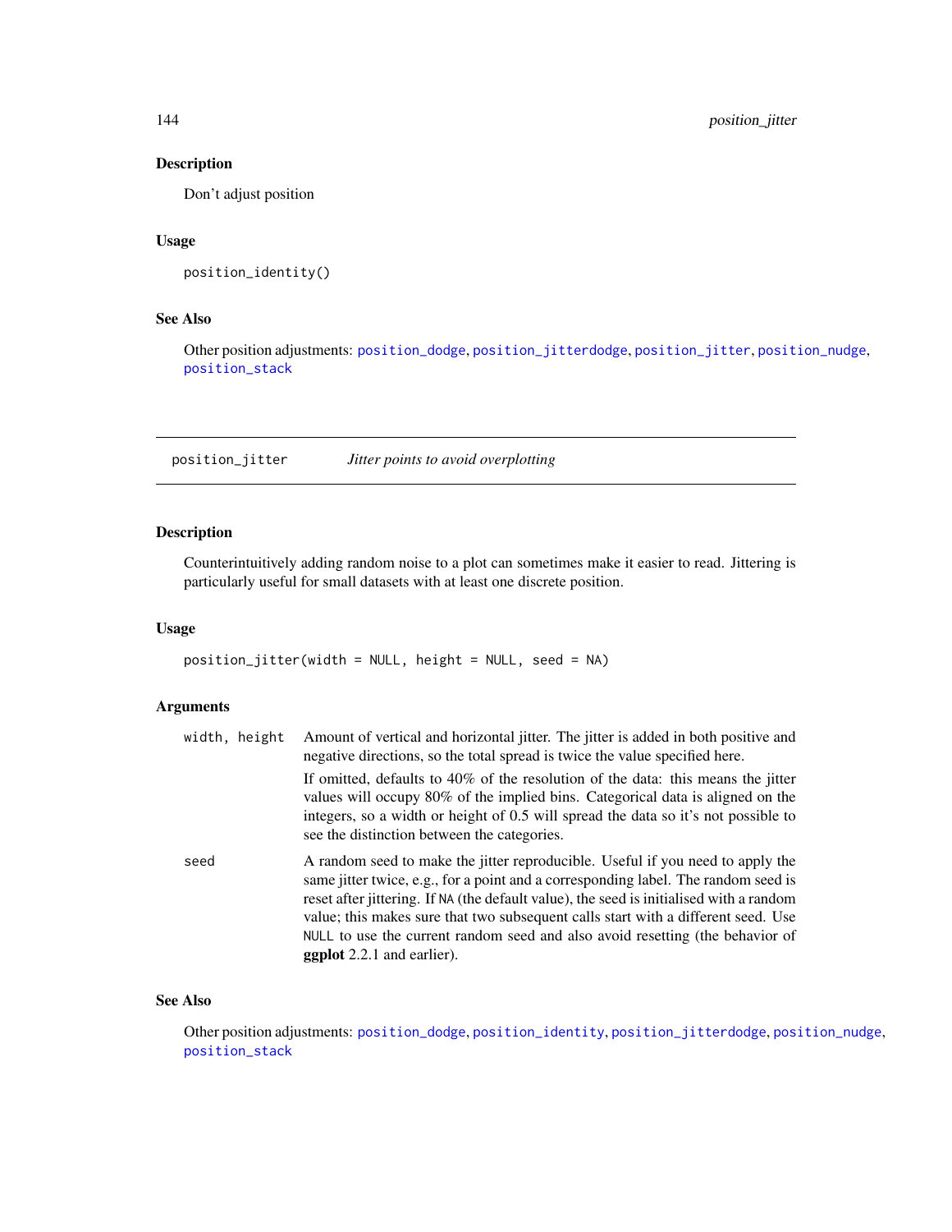### Description

Don't adjust position

### Usage

```
position_identity()
```

### See Also

Other position adjustments: `position_dodge`, `position_jitterdodge`, `position_jitter`, `position_nudge`, `position_stack`

---

## position_jitter *Jitter points to avoid overplotting*

---

### Description

Counterintuitively adding random noise to a plot can sometimes make it easier to read. Jittering is particularly useful for small datasets with at least one discrete position.

### Usage

```
position_jitter(width = NULL, height = NULL, seed = NA)
```

### Arguments

| | |
|---|---|
| `width, height` | Amount of vertical and horizontal jitter. The jitter is added in both positive and negative directions, so the total spread is twice the value specified here. <br> If omitted, defaults to 40% of the resolution of the data: this means the jitter values will occupy 80% of the implied bins. Categorical data is aligned on the integers, so a width or height of 0.5 will spread the data so it's not possible to see the distinction between the categories. |
| `seed` | A random seed to make the jitter reproducible. Useful if you need to apply the same jitter twice, e.g., for a point and a corresponding label. The random seed is reset after jittering. If `NA` (the default value), the seed is initialised with a random value; this makes sure that two subsequent calls start with a different seed. Use `NULL` to use the current random seed and also avoid resetting (the behavior of **ggplot** 2.2.1 and earlier). |

### See Also

Other position adjustments: `position_dodge`, `position_identity`, `position_jitterdodge`, `position_nudge`, `position_stack`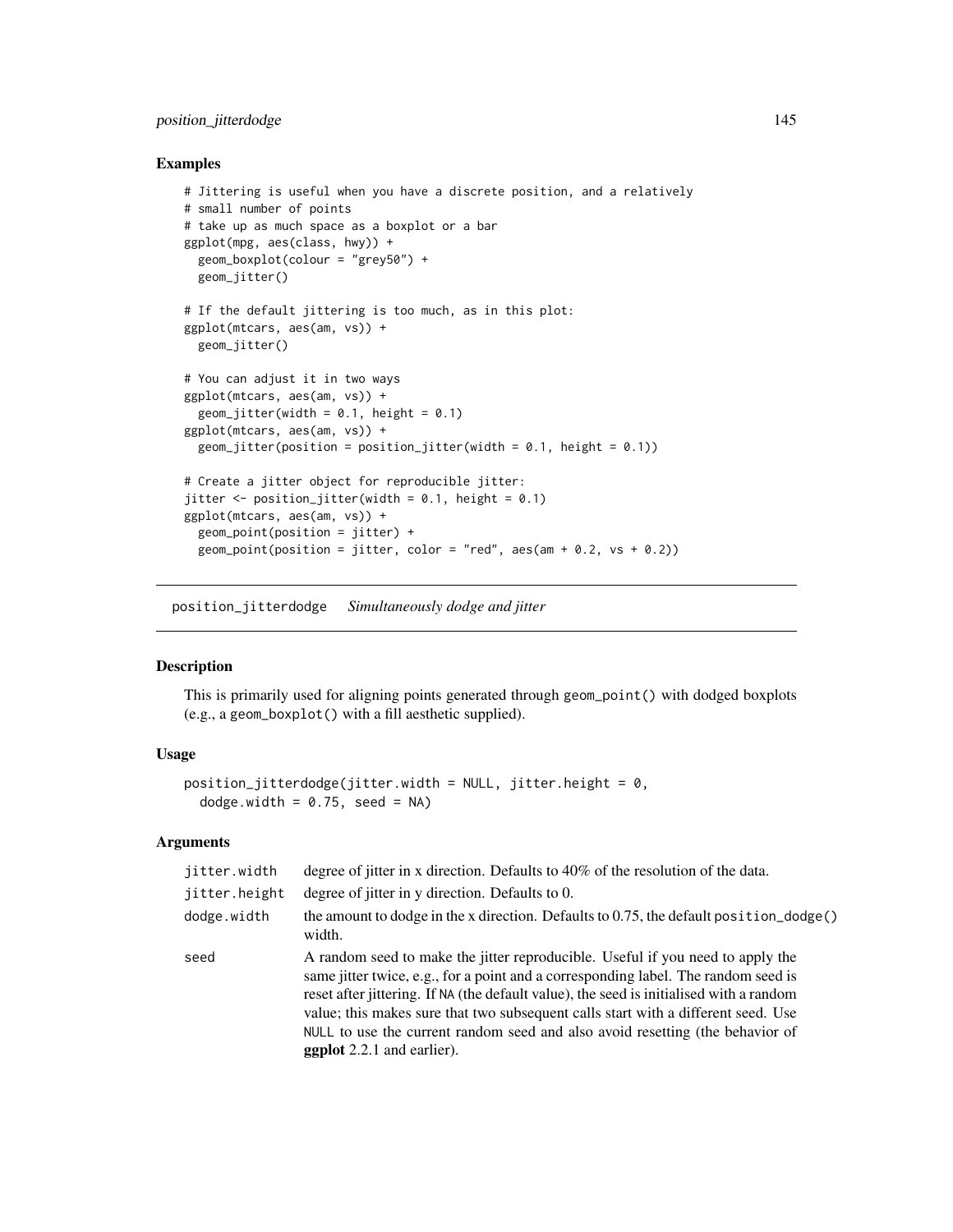### Examples

```
# Jittering is useful when you have a discrete position, and a relatively
# small number of points
# take up as much space as a boxplot or a bar
ggplot(mpg, aes(class, hwy)) +
  geom_boxplot(colour = "grey50") +
  geom_jitter()

# If the default jittering is too much, as in this plot:
ggplot(mtcars, aes(am, vs)) +
  geom_jitter()

# You can adjust it in two ways
ggplot(mtcars, aes(am, vs)) +
  geom_jitter(width = 0.1, height = 0.1)
ggplot(mtcars, aes(am, vs)) +
  geom_jitter(position = position_jitter(width = 0.1, height = 0.1))

# Create a jitter object for reproducible jitter:
jitter <- position_jitter(width = 0.1, height = 0.1)
ggplot(mtcars, aes(am, vs)) +
  geom_point(position = jitter) +
  geom_point(position = jitter, color = "red", aes(am + 0.2, vs + 0.2))
```

## position_jitterdodge *Simultaneously dodge and jitter*

### Description

This is primarily used for aligning points generated through geom_point() with dodged boxplots (e.g., a geom_boxplot() with a fill aesthetic supplied).

### Usage

```
position_jitterdodge(jitter.width = NULL, jitter.height = 0,
  dodge.width = 0.75, seed = NA)
```

### Arguments

| | |
|---|---|
| jitter.width | degree of jitter in x direction. Defaults to 40% of the resolution of the data. |
| jitter.height | degree of jitter in y direction. Defaults to 0. |
| dodge.width | the amount to dodge in the x direction. Defaults to 0.75, the default position_dodge() width. |
| seed | A random seed to make the jitter reproducible. Useful if you need to apply the same jitter twice, e.g., for a point and a corresponding label. The random seed is reset after jittering. If NA (the default value), the seed is initialised with a random value; this makes sure that two subsequent calls start with a different seed. Use NULL to use the current random seed and also avoid resetting (the behavior of **ggplot** 2.2.1 and earlier). |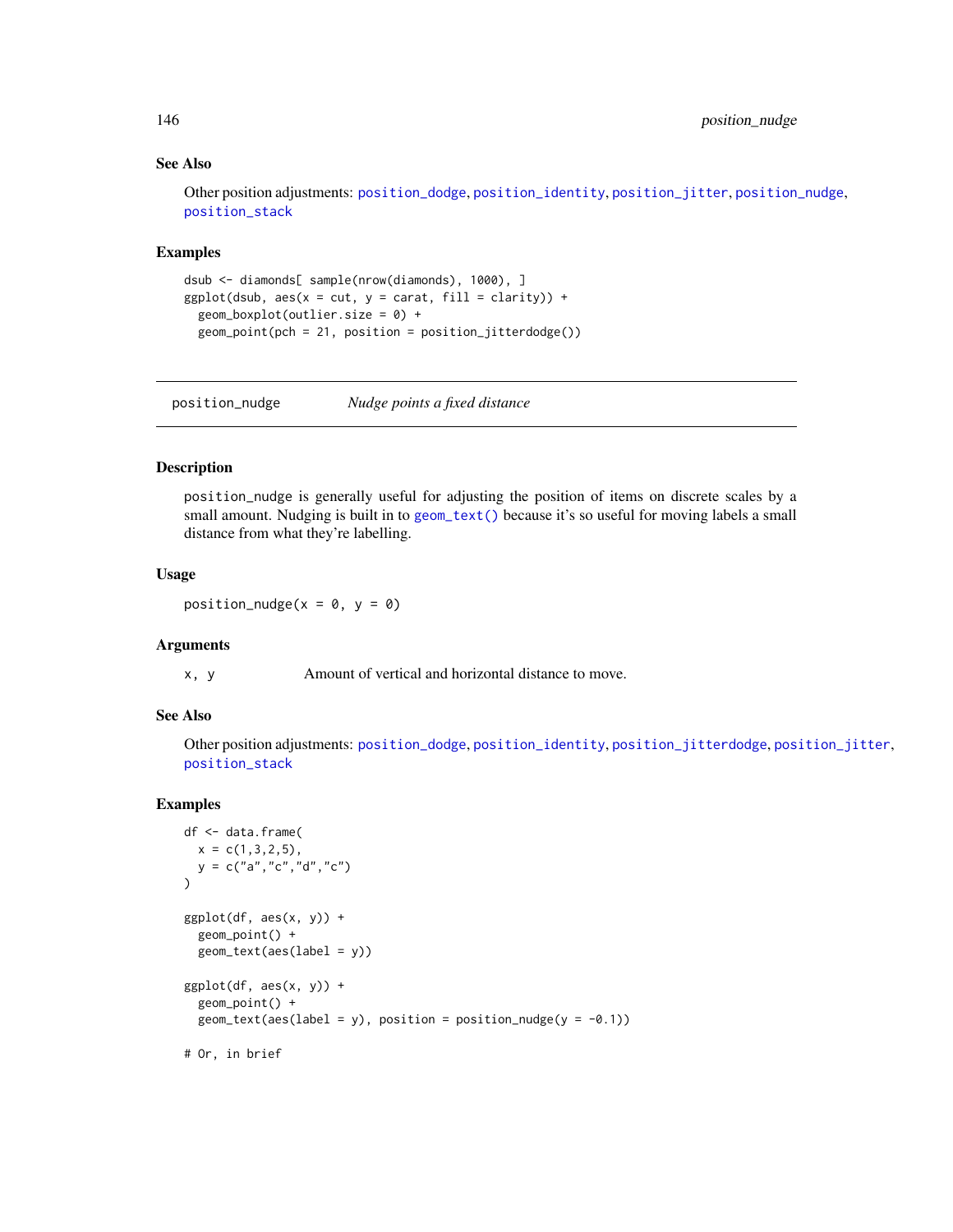### See Also

Other position adjustments: `position_dodge`, `position_identity`, `position_jitter`, `position_nudge`, `position_stack`

### Examples

```
dsub <- diamonds[ sample(nrow(diamonds), 1000), ]
ggplot(dsub, aes(x = cut, y = carat, fill = clarity)) +
  geom_boxplot(outlier.size = 0) +
  geom_point(pch = 21, position = position_jitterdodge())
```

---

## position_nudge    *Nudge points a fixed distance*

---

### Description

`position_nudge` is generally useful for adjusting the position of items on discrete scales by a small amount. Nudging is built in to `geom_text()` because it's so useful for moving labels a small distance from what they're labelling.

### Usage

```
position_nudge(x = 0, y = 0)
```

### Arguments

| | |
|---|---|
| `x, y` | Amount of vertical and horizontal distance to move. |

### See Also

Other position adjustments: `position_dodge`, `position_identity`, `position_jitterdodge`, `position_jitter`, `position_stack`

### Examples

```
df <- data.frame(
  x = c(1,3,2,5),
  y = c("a","c","d","c")
)

ggplot(df, aes(x, y)) +
  geom_point() +
  geom_text(aes(label = y))

ggplot(df, aes(x, y)) +
  geom_point() +
  geom_text(aes(label = y), position = position_nudge(y = -0.1))

# Or, in brief
```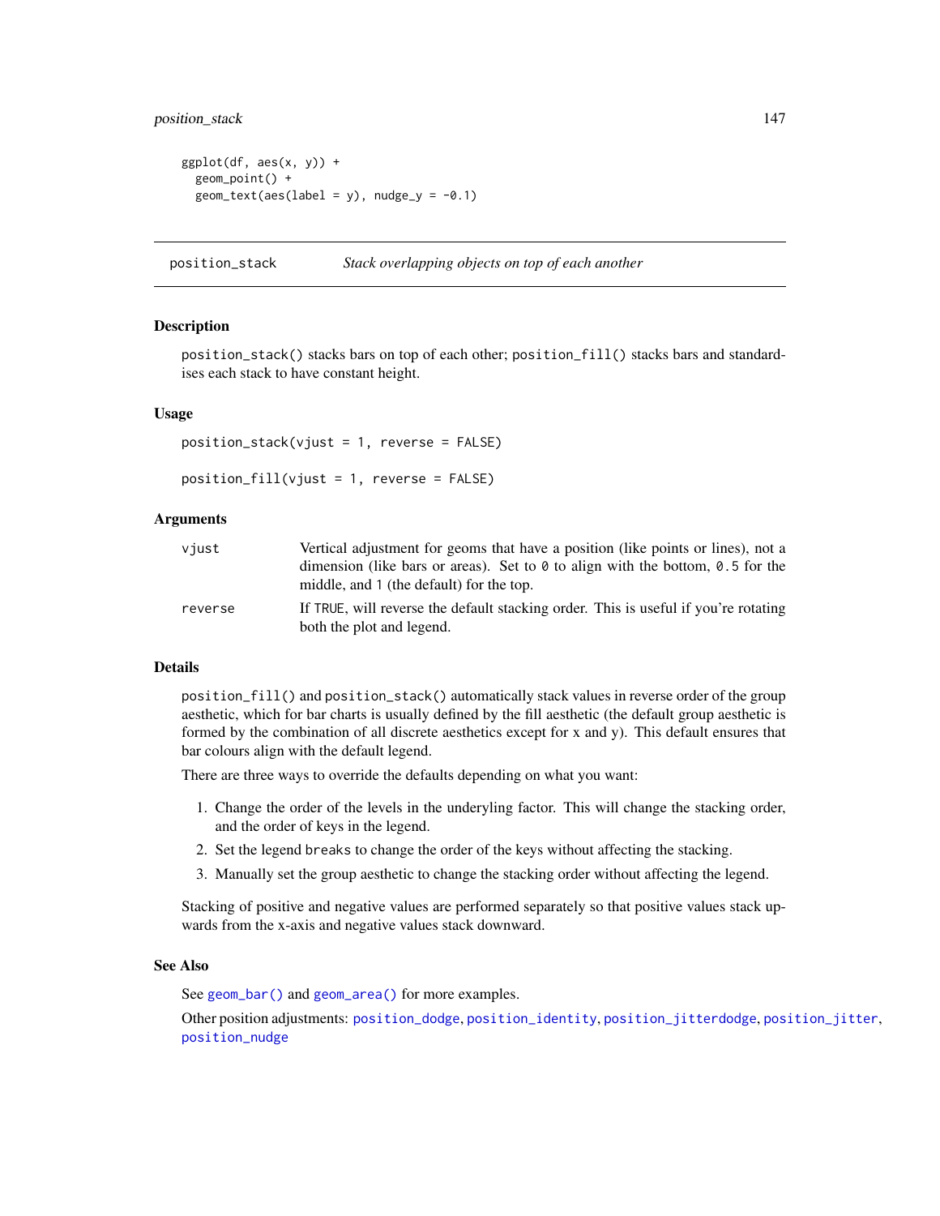```
ggplot(df, aes(x, y)) +
  geom_point() +
  geom_text(aes(label = y), nudge_y = -0.1)
```

## position_stack — *Stack overlapping objects on top of each another*

### Description

position_stack() stacks bars on top of each other; position_fill() stacks bars and standardises each stack to have constant height.

### Usage

```
position_stack(vjust = 1, reverse = FALSE)

position_fill(vjust = 1, reverse = FALSE)
```

### Arguments

| | |
|---|---|
| vjust | Vertical adjustment for geoms that have a position (like points or lines), not a dimension (like bars or areas). Set to 0 to align with the bottom, 0.5 for the middle, and 1 (the default) for the top. |
| reverse | If TRUE, will reverse the default stacking order. This is useful if you're rotating both the plot and legend. |

### Details

position_fill() and position_stack() automatically stack values in reverse order of the group aesthetic, which for bar charts is usually defined by the fill aesthetic (the default group aesthetic is formed by the combination of all discrete aesthetics except for x and y). This default ensures that bar colours align with the default legend.

There are three ways to override the defaults depending on what you want:

1. Change the order of the levels in the underyling factor. This will change the stacking order, and the order of keys in the legend.
2. Set the legend breaks to change the order of the keys without affecting the stacking.
3. Manually set the group aesthetic to change the stacking order without affecting the legend.

Stacking of positive and negative values are performed separately so that positive values stack upwards from the x-axis and negative values stack downward.

### See Also

See geom_bar() and geom_area() for more examples.

Other position adjustments: position_dodge, position_identity, position_jitterdodge, position_jitter, position_nudge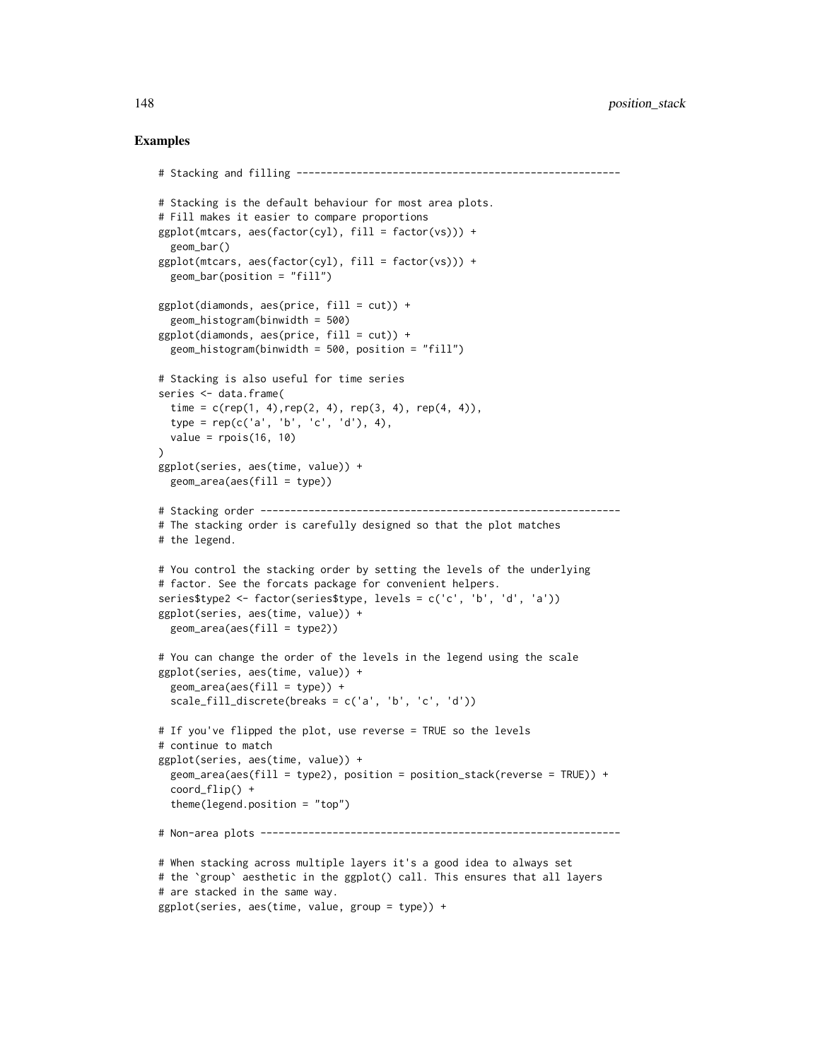## Examples

```
# Stacking and filling ------------------------------------------------------

# Stacking is the default behaviour for most area plots.
# Fill makes it easier to compare proportions
ggplot(mtcars, aes(factor(cyl), fill = factor(vs))) +
  geom_bar()
ggplot(mtcars, aes(factor(cyl), fill = factor(vs))) +
  geom_bar(position = "fill")

ggplot(diamonds, aes(price, fill = cut)) +
  geom_histogram(binwidth = 500)
ggplot(diamonds, aes(price, fill = cut)) +
  geom_histogram(binwidth = 500, position = "fill")

# Stacking is also useful for time series
series <- data.frame(
  time = c(rep(1, 4),rep(2, 4), rep(3, 4), rep(4, 4)),
  type = rep(c('a', 'b', 'c', 'd'), 4),
  value = rpois(16, 10)
)
ggplot(series, aes(time, value)) +
  geom_area(aes(fill = type))

# Stacking order ------------------------------------------------------------
# The stacking order is carefully designed so that the plot matches
# the legend.

# You control the stacking order by setting the levels of the underlying
# factor. See the forcats package for convenient helpers.
series$type2 <- factor(series$type, levels = c('c', 'b', 'd', 'a'))
ggplot(series, aes(time, value)) +
  geom_area(aes(fill = type2))

# You can change the order of the levels in the legend using the scale
ggplot(series, aes(time, value)) +
  geom_area(aes(fill = type)) +
  scale_fill_discrete(breaks = c('a', 'b', 'c', 'd'))

# If you've flipped the plot, use reverse = TRUE so the levels
# continue to match
ggplot(series, aes(time, value)) +
  geom_area(aes(fill = type2), position = position_stack(reverse = TRUE)) +
  coord_flip() +
  theme(legend.position = "top")

# Non-area plots ------------------------------------------------------------

# When stacking across multiple layers it's a good idea to always set
# the `group` aesthetic in the ggplot() call. This ensures that all layers
# are stacked in the same way.
ggplot(series, aes(time, value, group = type)) +
```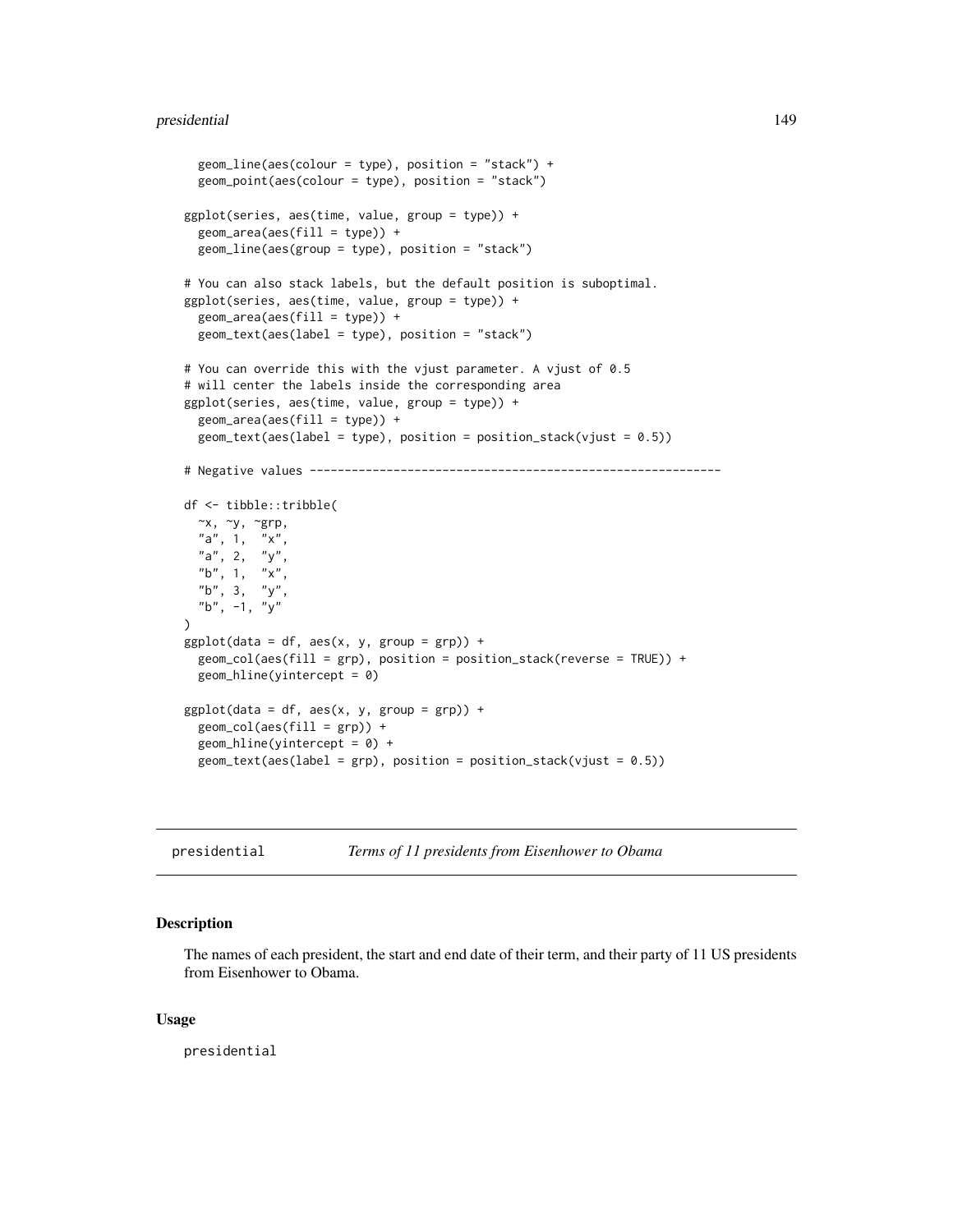```
  geom_line(aes(colour = type), position = "stack") +
  geom_point(aes(colour = type), position = "stack")

ggplot(series, aes(time, value, group = type)) +
  geom_area(aes(fill = type)) +
  geom_line(aes(group = type), position = "stack")

# You can also stack labels, but the default position is suboptimal.
ggplot(series, aes(time, value, group = type)) +
  geom_area(aes(fill = type)) +
  geom_text(aes(label = type), position = "stack")

# You can override this with the vjust parameter. A vjust of 0.5
# will center the labels inside the corresponding area
ggplot(series, aes(time, value, group = type)) +
  geom_area(aes(fill = type)) +
  geom_text(aes(label = type), position = position_stack(vjust = 0.5))

# Negative values -----------------------------------------------------------

df <- tibble::tribble(
  ~x, ~y, ~grp,
  "a", 1,  "x",
  "a", 2,  "y",
  "b", 1,  "x",
  "b", 3,  "y",
  "b", -1, "y"
)
ggplot(data = df, aes(x, y, group = grp)) +
  geom_col(aes(fill = grp), position = position_stack(reverse = TRUE)) +
  geom_hline(yintercept = 0)

ggplot(data = df, aes(x, y, group = grp)) +
  geom_col(aes(fill = grp)) +
  geom_hline(yintercept = 0) +
  geom_text(aes(label = grp), position = position_stack(vjust = 0.5))
```

---

presidential    *Terms of 11 presidents from Eisenhower to Obama*

---

### Description

The names of each president, the start and end date of their term, and their party of 11 US presidents from Eisenhower to Obama.

### Usage

```
presidential
```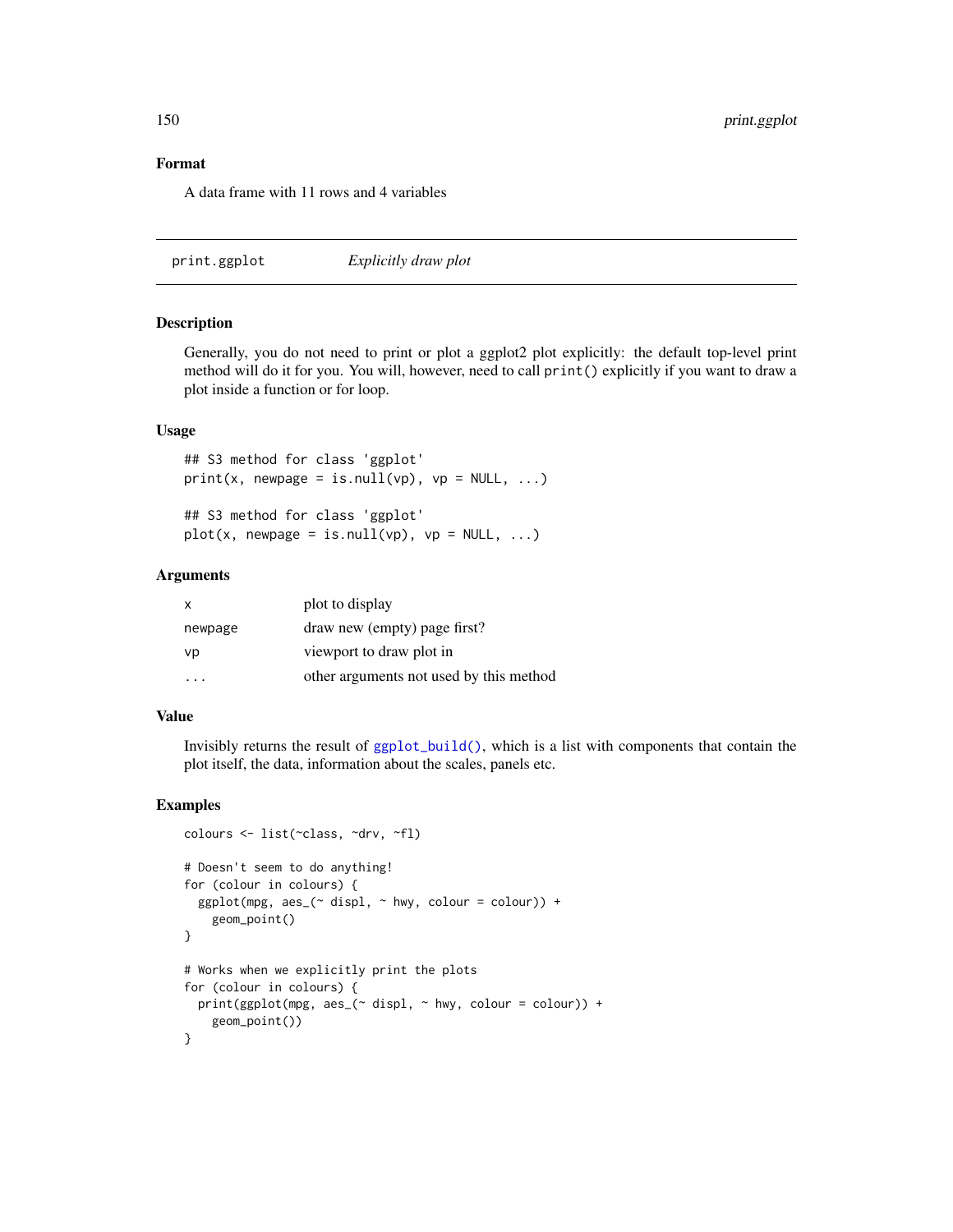### Format

A data frame with 11 rows and 4 variables

---

## print.ggplot — *Explicitly draw plot*

### Description

Generally, you do not need to print or plot a ggplot2 plot explicitly: the default top-level print method will do it for you. You will, however, need to call `print()` explicitly if you want to draw a plot inside a function or for loop.

### Usage

```
## S3 method for class 'ggplot'
print(x, newpage = is.null(vp), vp = NULL, ...)

## S3 method for class 'ggplot'
plot(x, newpage = is.null(vp), vp = NULL, ...)
```

### Arguments

| | |
|---|---|
| `x` | plot to display |
| `newpage` | draw new (empty) page first? |
| `vp` | viewport to draw plot in |
| `...` | other arguments not used by this method |

### Value

Invisibly returns the result of `ggplot_build()`, which is a list with components that contain the plot itself, the data, information about the scales, panels etc.

### Examples

```
colours <- list(~class, ~drv, ~fl)

# Doesn't seem to do anything!
for (colour in colours) {
  ggplot(mpg, aes_(~ displ, ~ hwy, colour = colour)) +
    geom_point()
}

# Works when we explicitly print the plots
for (colour in colours) {
  print(ggplot(mpg, aes_(~ displ, ~ hwy, colour = colour)) +
    geom_point())
}
```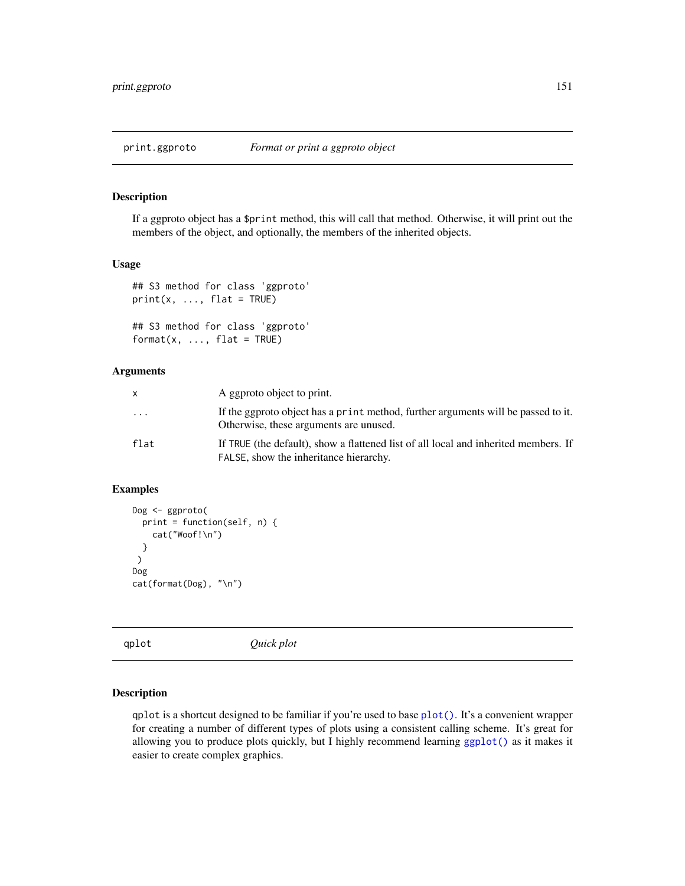## print.ggproto — *Format or print a ggproto object*

### Description

If a ggproto object has a `$print` method, this will call that method. Otherwise, it will print out the members of the object, and optionally, the members of the inherited objects.

### Usage

```
## S3 method for class 'ggproto'
print(x, ..., flat = TRUE)

## S3 method for class 'ggproto'
format(x, ..., flat = TRUE)
```

### Arguments

| | |
|---|---|
| `x` | A ggproto object to print. |
| `...` | If the ggproto object has a `print` method, further arguments will be passed to it. Otherwise, these arguments are unused. |
| `flat` | If `TRUE` (the default), show a flattened list of all local and inherited members. If `FALSE`, show the inheritance hierarchy. |

### Examples

```
Dog <- ggproto(
  print = function(self, n) {
    cat("Woof!\n")
  }
 )
Dog
cat(format(Dog), "\n")
```

## qplot — *Quick plot*

### Description

`qplot` is a shortcut designed to be familiar if you're used to base `plot()`. It's a convenient wrapper for creating a number of different types of plots using a consistent calling scheme. It's great for allowing you to produce plots quickly, but I highly recommend learning `ggplot()` as it makes it easier to create complex graphics.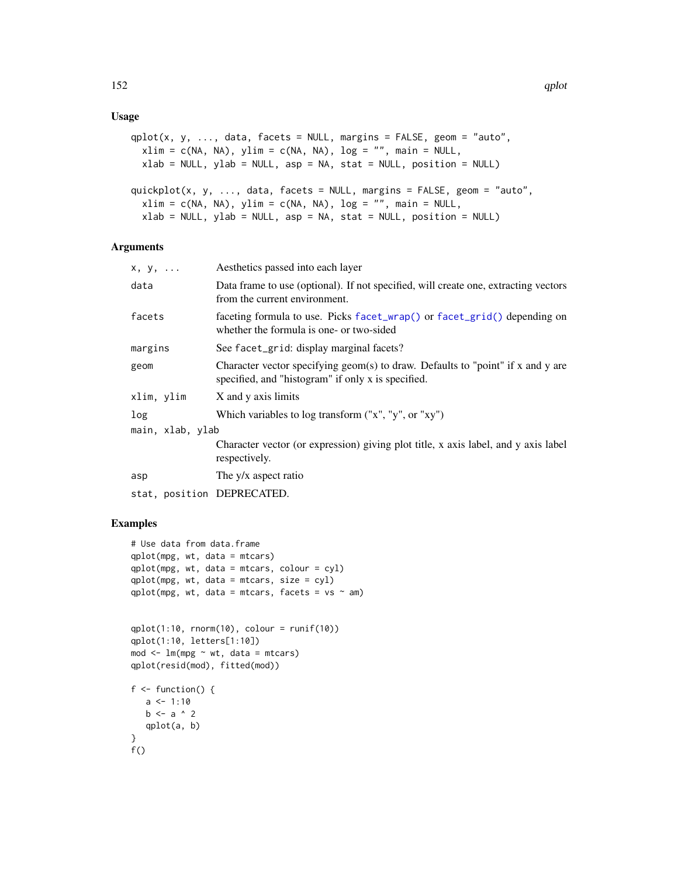## Usage

```
qplot(x, y, ..., data, facets = NULL, margins = FALSE, geom = "auto",
  xlim = c(NA, NA), ylim = c(NA, NA), log = "", main = NULL,
  xlab = NULL, ylab = NULL, asp = NA, stat = NULL, position = NULL)

quickplot(x, y, ..., data, facets = NULL, margins = FALSE, geom = "auto",
  xlim = c(NA, NA), ylim = c(NA, NA), log = "", main = NULL,
  xlab = NULL, ylab = NULL, asp = NA, stat = NULL, position = NULL)
```

## Arguments

| | |
|---|---|
| `x, y, ...` | Aesthetics passed into each layer |
| `data` | Data frame to use (optional). If not specified, will create one, extracting vectors from the current environment. |
| `facets` | faceting formula to use. Picks `facet_wrap()` or `facet_grid()` depending on whether the formula is one- or two-sided |
| `margins` | See `facet_grid`: display marginal facets? |
| `geom` | Character vector specifying geom(s) to draw. Defaults to "point" if x and y are specified, and "histogram" if only x is specified. |
| `xlim, ylim` | X and y axis limits |
| `log` | Which variables to log transform ("x", "y", or "xy") |
| `main, xlab, ylab` | Character vector (or expression) giving plot title, x axis label, and y axis label respectively. |
| `asp` | The y/x aspect ratio |
| `stat, position` | DEPRECATED. |

## Examples

```
# Use data from data.frame
qplot(mpg, wt, data = mtcars)
qplot(mpg, wt, data = mtcars, colour = cyl)
qplot(mpg, wt, data = mtcars, size = cyl)
qplot(mpg, wt, data = mtcars, facets = vs ~ am)


qplot(1:10, rnorm(10), colour = runif(10))
qplot(1:10, letters[1:10])
mod <- lm(mpg ~ wt, data = mtcars)
qplot(resid(mod), fitted(mod))

f <- function() {
   a <- 1:10
   b <- a ^ 2
   qplot(a, b)
}
f()
```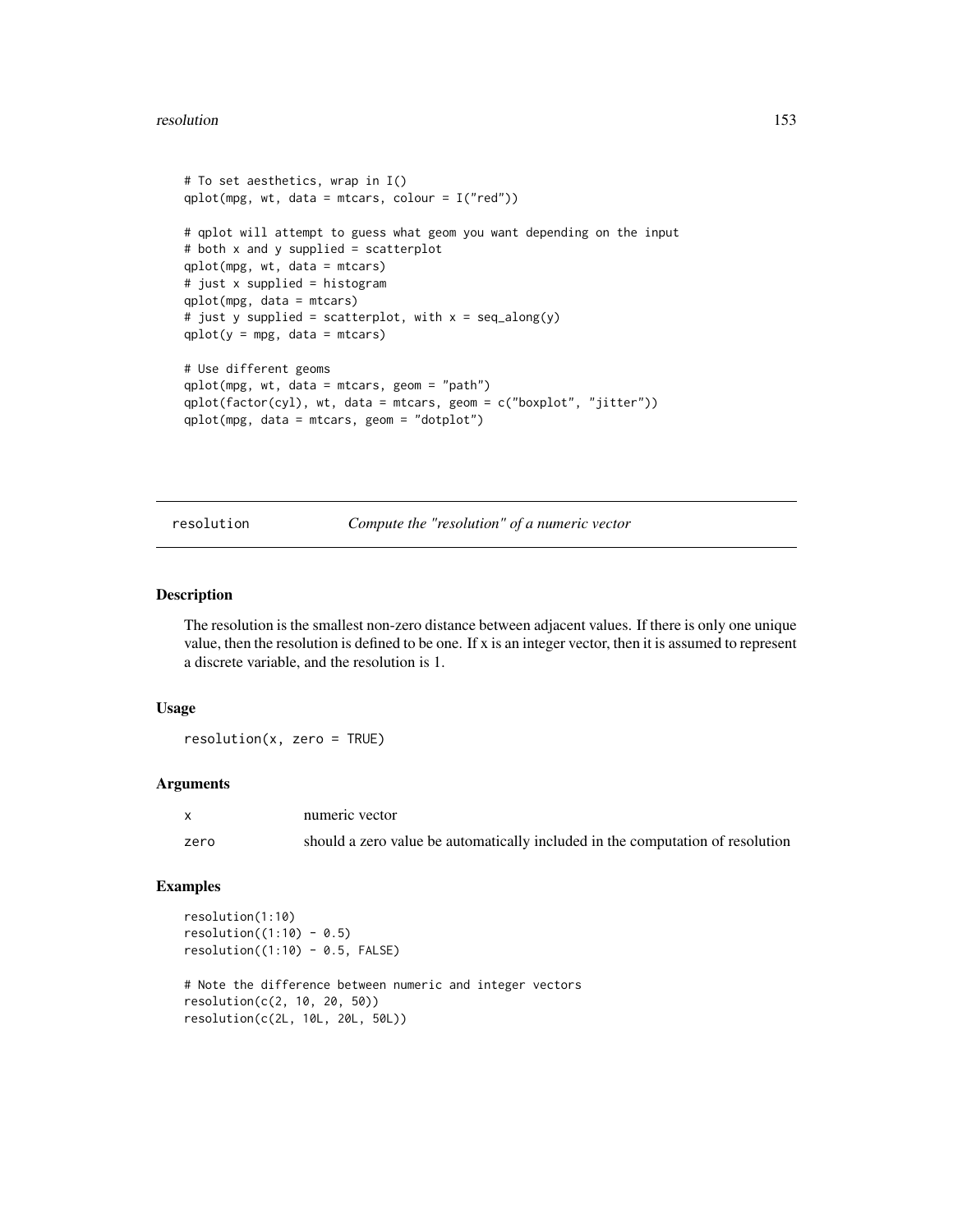```
# To set aesthetics, wrap in I()
qplot(mpg, wt, data = mtcars, colour = I("red"))

# qplot will attempt to guess what geom you want depending on the input
# both x and y supplied = scatterplot
qplot(mpg, wt, data = mtcars)
# just x supplied = histogram
qplot(mpg, data = mtcars)
# just y supplied = scatterplot, with x = seq_along(y)
qplot(y = mpg, data = mtcars)

# Use different geoms
qplot(mpg, wt, data = mtcars, geom = "path")
qplot(factor(cyl), wt, data = mtcars, geom = c("boxplot", "jitter"))
qplot(mpg, data = mtcars, geom = "dotplot")
```

---

## resolution — *Compute the "resolution" of a numeric vector*

### Description

The resolution is the smallest non-zero distance between adjacent values. If there is only one unique value, then the resolution is defined to be one. If x is an integer vector, then it is assumed to represent a discrete variable, and the resolution is 1.

### Usage

```
resolution(x, zero = TRUE)
```

### Arguments

| | |
|---|---|
| x | numeric vector |
| zero | should a zero value be automatically included in the computation of resolution |

### Examples

```
resolution(1:10)
resolution((1:10) - 0.5)
resolution((1:10) - 0.5, FALSE)

# Note the difference between numeric and integer vectors
resolution(c(2, 10, 20, 50))
resolution(c(2L, 10L, 20L, 50L))
```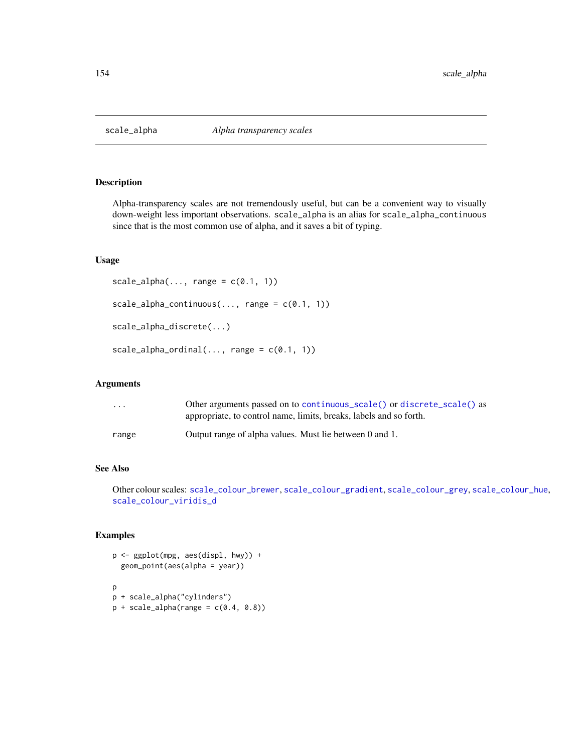## scale_alpha — *Alpha transparency scales*

### Description

Alpha-transparency scales are not tremendously useful, but can be a convenient way to visually down-weight less important observations. `scale_alpha` is an alias for `scale_alpha_continuous` since that is the most common use of alpha, and it saves a bit of typing.

### Usage

```
scale_alpha(..., range = c(0.1, 1))

scale_alpha_continuous(..., range = c(0.1, 1))

scale_alpha_discrete(...)

scale_alpha_ordinal(..., range = c(0.1, 1))
```

### Arguments

| | |
|---|---|
| `...` | Other arguments passed on to `continuous_scale()` or `discrete_scale()` as appropriate, to control name, limits, breaks, labels and so forth. |
| `range` | Output range of alpha values. Must lie between 0 and 1. |

### See Also

Other colour scales: `scale_colour_brewer`, `scale_colour_gradient`, `scale_colour_grey`, `scale_colour_hue`, `scale_colour_viridis_d`

### Examples

```
p <- ggplot(mpg, aes(displ, hwy)) +
  geom_point(aes(alpha = year))

p
p + scale_alpha("cylinders")
p + scale_alpha(range = c(0.4, 0.8))
```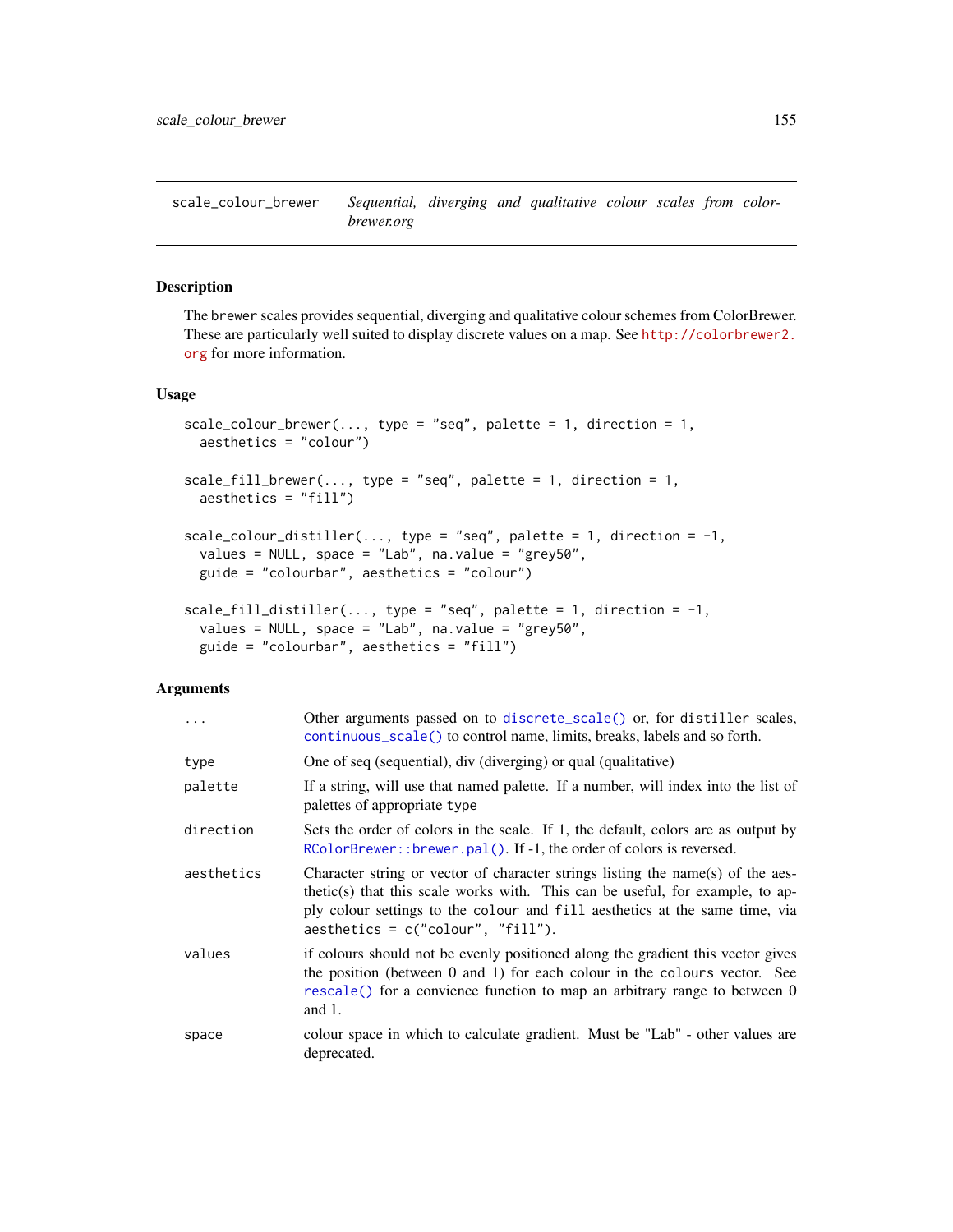scale_colour_brewer *Sequential, diverging and qualitative colour scales from colorbrewer.org*

## Description

The brewer scales provides sequential, diverging and qualitative colour schemes from ColorBrewer. These are particularly well suited to display discrete values on a map. See http://colorbrewer2.org for more information.

## Usage

```
scale_colour_brewer(..., type = "seq", palette = 1, direction = 1,
  aesthetics = "colour")

scale_fill_brewer(..., type = "seq", palette = 1, direction = 1,
  aesthetics = "fill")

scale_colour_distiller(..., type = "seq", palette = 1, direction = -1,
  values = NULL, space = "Lab", na.value = "grey50",
  guide = "colourbar", aesthetics = "colour")

scale_fill_distiller(..., type = "seq", palette = 1, direction = -1,
  values = NULL, space = "Lab", na.value = "grey50",
  guide = "colourbar", aesthetics = "fill")
```

## Arguments

| | |
|---|---|
| ... | Other arguments passed on to `discrete_scale()` or, for `distiller` scales, `continuous_scale()` to control name, limits, breaks, labels and so forth. |
| type | One of seq (sequential), div (diverging) or qual (qualitative) |
| palette | If a string, will use that named palette. If a number, will index into the list of palettes of appropriate `type` |
| direction | Sets the order of colors in the scale. If 1, the default, colors are as output by `RColorBrewer::brewer.pal()`. If -1, the order of colors is reversed. |
| aesthetics | Character string or vector of character strings listing the name(s) of the aesthetic(s) that this scale works with. This can be useful, for example, to apply colour settings to the `colour` and `fill` aesthetics at the same time, via `aesthetics = c("colour", "fill")`. |
| values | if colours should not be evenly positioned along the gradient this vector gives the position (between 0 and 1) for each colour in the `colours` vector. See `rescale()` for a convience function to map an arbitrary range to between 0 and 1. |
| space | colour space in which to calculate gradient. Must be "Lab" - other values are deprecated. |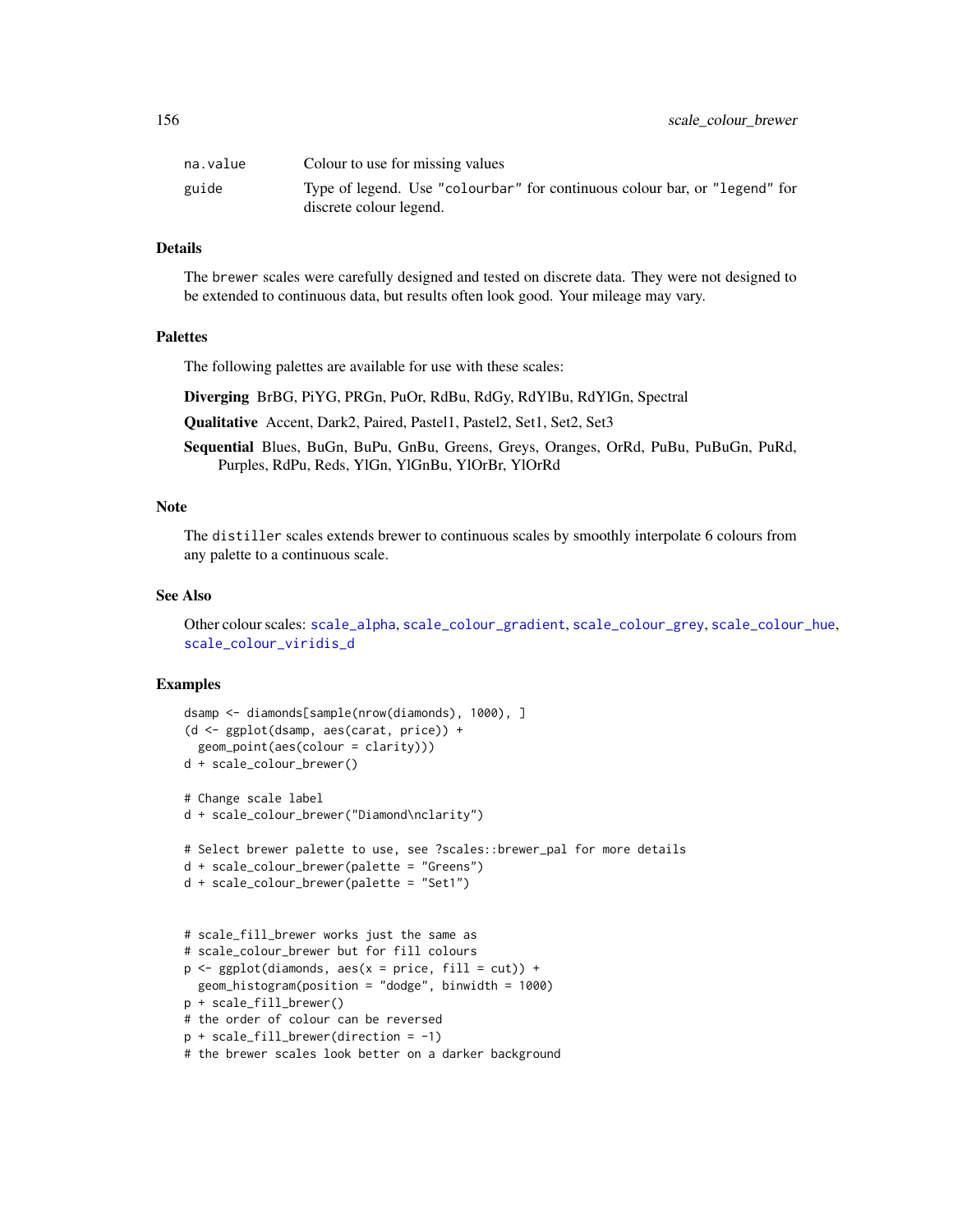| | |
|---|---|
| na.value | Colour to use for missing values |
| guide | Type of legend. Use "colourbar" for continuous colour bar, or "legend" for discrete colour legend. |

### Details

The brewer scales were carefully designed and tested on discrete data. They were not designed to be extended to continuous data, but results often look good. Your mileage may vary.

### Palettes

The following palettes are available for use with these scales:

**Diverging** BrBG, PiYG, PRGn, PuOr, RdBu, RdGy, RdYlBu, RdYlGn, Spectral

**Qualitative** Accent, Dark2, Paired, Pastel1, Pastel2, Set1, Set2, Set3

**Sequential** Blues, BuGn, BuPu, GnBu, Greens, Greys, Oranges, OrRd, PuBu, PuBuGn, PuRd, Purples, RdPu, Reds, YlGn, YlGnBu, YlOrBr, YlOrRd

### Note

The distiller scales extends brewer to continuous scales by smoothly interpolate 6 colours from any palette to a continuous scale.

### See Also

Other colour scales: scale_alpha, scale_colour_gradient, scale_colour_grey, scale_colour_hue, scale_colour_viridis_d

### Examples

```
dsamp <- diamonds[sample(nrow(diamonds), 1000), ]
(d <- ggplot(dsamp, aes(carat, price)) +
  geom_point(aes(colour = clarity)))
d + scale_colour_brewer()

# Change scale label
d + scale_colour_brewer("Diamond\nclarity")

# Select brewer palette to use, see ?scales::brewer_pal for more details
d + scale_colour_brewer(palette = "Greens")
d + scale_colour_brewer(palette = "Set1")


# scale_fill_brewer works just the same as
# scale_colour_brewer but for fill colours
p <- ggplot(diamonds, aes(x = price, fill = cut)) +
  geom_histogram(position = "dodge", binwidth = 1000)
p + scale_fill_brewer()
# the order of colour can be reversed
p + scale_fill_brewer(direction = -1)
# the brewer scales look better on a darker background
```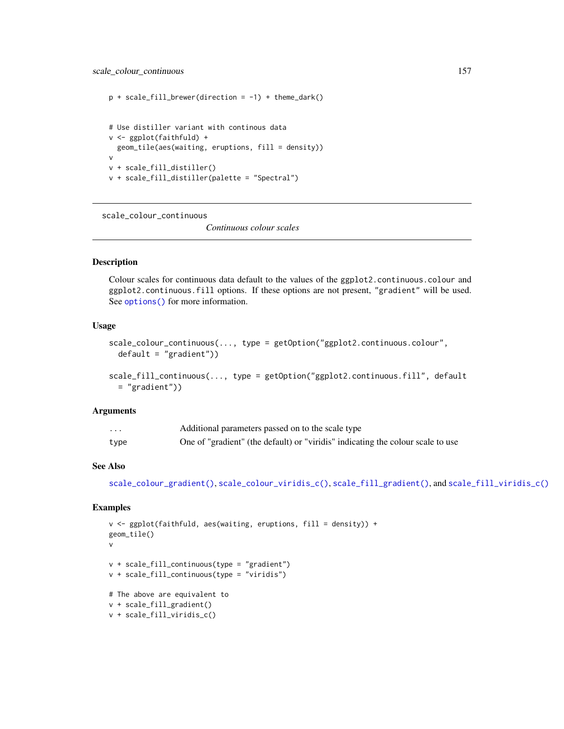```
p + scale_fill_brewer(direction = -1) + theme_dark()


# Use distiller variant with continous data
v <- ggplot(faithfuld) +
  geom_tile(aes(waiting, eruptions, fill = density))
v
v + scale_fill_distiller()
v + scale_fill_distiller(palette = "Spectral")
```

---

## scale_colour_continuous

*Continuous colour scales*

---

### Description

Colour scales for continuous data default to the values of the `ggplot2.continuous.colour` and `ggplot2.continuous.fill` options. If these options are not present, `"gradient"` will be used. See `options()` for more information.

### Usage

```
scale_colour_continuous(..., type = getOption("ggplot2.continuous.colour",
  default = "gradient"))

scale_fill_continuous(..., type = getOption("ggplot2.continuous.fill", default
  = "gradient"))
```

### Arguments

| | |
|---|---|
| `...` | Additional parameters passed on to the scale type |
| `type` | One of "gradient" (the default) or "viridis" indicating the colour scale to use |

### See Also

`scale_colour_gradient()`, `scale_colour_viridis_c()`, `scale_fill_gradient()`, and `scale_fill_viridis_c()`

### Examples

```
v <- ggplot(faithfuld, aes(waiting, eruptions, fill = density)) +
geom_tile()
v

v + scale_fill_continuous(type = "gradient")
v + scale_fill_continuous(type = "viridis")

# The above are equivalent to
v + scale_fill_gradient()
v + scale_fill_viridis_c()
```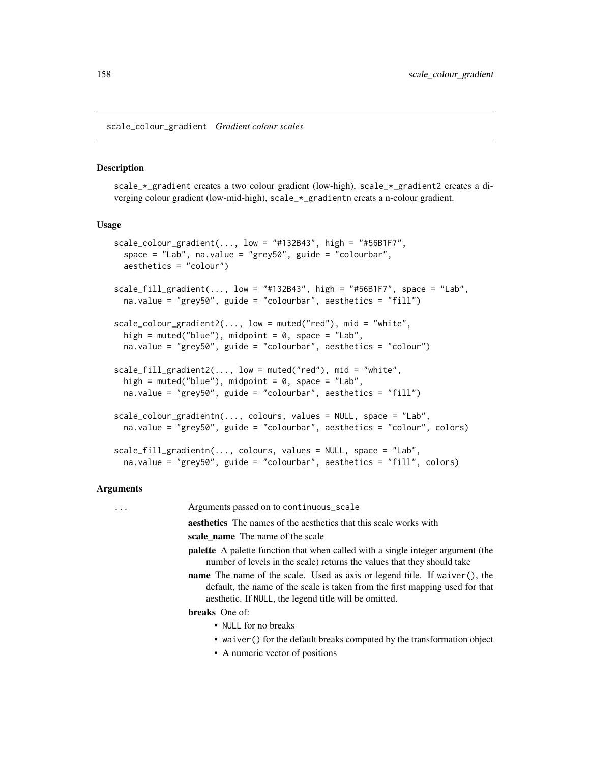## scale_colour_gradient *Gradient colour scales*

### Description

scale_*_gradient creates a two colour gradient (low-high), scale_*_gradient2 creates a diverging colour gradient (low-mid-high), scale_*_gradientn creats a n-colour gradient.

### Usage

```
scale_colour_gradient(..., low = "#132B43", high = "#56B1F7",
  space = "Lab", na.value = "grey50", guide = "colourbar",
  aesthetics = "colour")

scale_fill_gradient(..., low = "#132B43", high = "#56B1F7", space = "Lab",
  na.value = "grey50", guide = "colourbar", aesthetics = "fill")

scale_colour_gradient2(..., low = muted("red"), mid = "white",
  high = muted("blue"), midpoint = 0, space = "Lab",
  na.value = "grey50", guide = "colourbar", aesthetics = "colour")

scale_fill_gradient2(..., low = muted("red"), mid = "white",
  high = muted("blue"), midpoint = 0, space = "Lab",
  na.value = "grey50", guide = "colourbar", aesthetics = "fill")

scale_colour_gradientn(..., colours, values = NULL, space = "Lab",
  na.value = "grey50", guide = "colourbar", aesthetics = "colour", colors)

scale_fill_gradientn(..., colours, values = NULL, space = "Lab",
  na.value = "grey50", guide = "colourbar", aesthetics = "fill", colors)
```

### Arguments

... Arguments passed on to continuous_scale

**aesthetics** The names of the aesthetics that this scale works with

**scale_name** The name of the scale

**palette** A palette function that when called with a single integer argument (the number of levels in the scale) returns the values that they should take

**name** The name of the scale. Used as axis or legend title. If waiver(), the default, the name of the scale is taken from the first mapping used for that aesthetic. If NULL, the legend title will be omitted.

**breaks** One of:

- NULL for no breaks
- waiver() for the default breaks computed by the transformation object
- A numeric vector of positions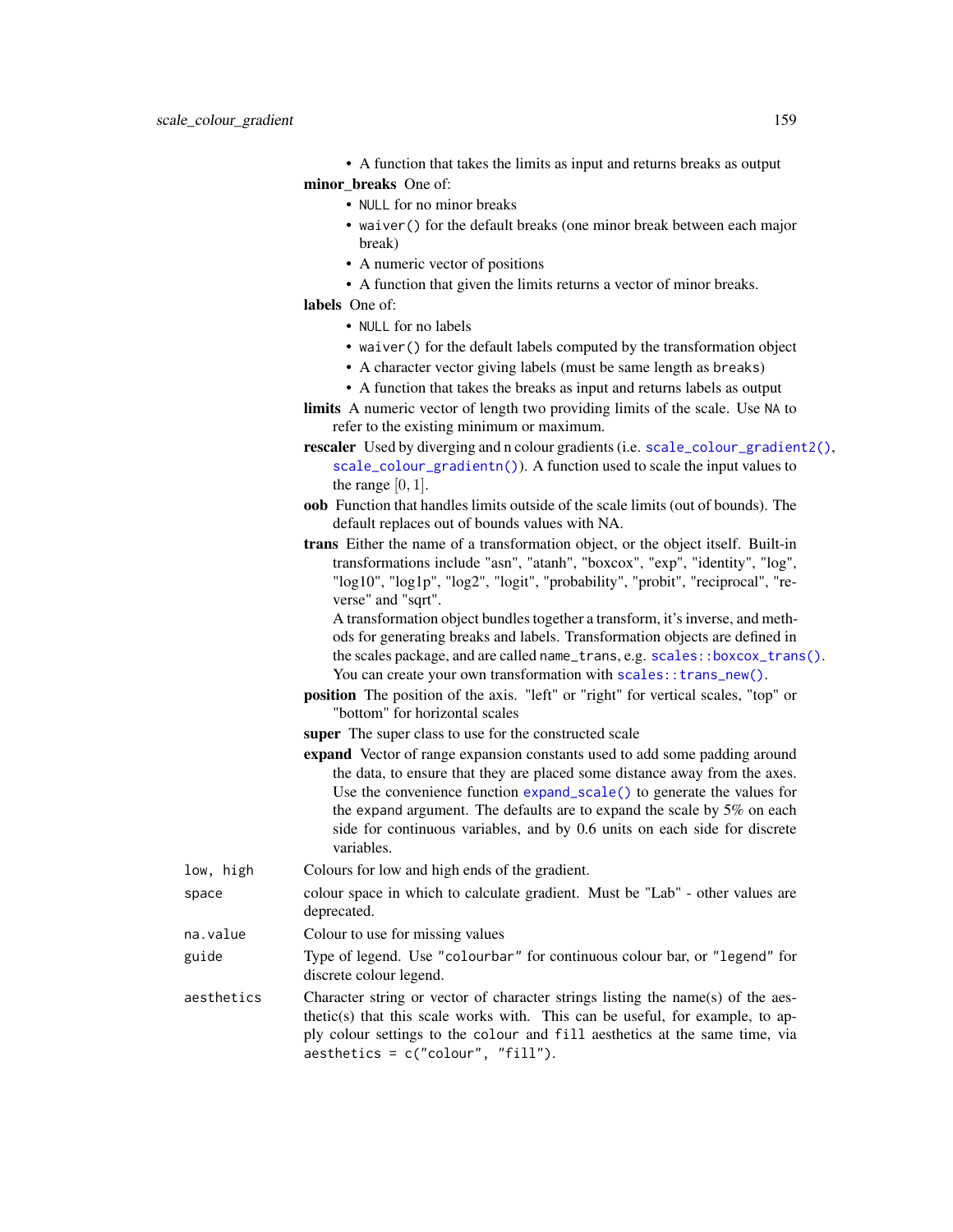- A function that takes the limits as input and returns breaks as output

**minor_breaks** One of:

- `NULL` for no minor breaks
- `waiver()` for the default breaks (one minor break between each major break)
- A numeric vector of positions
- A function that given the limits returns a vector of minor breaks.

**labels** One of:

- `NULL` for no labels
- `waiver()` for the default labels computed by the transformation object
- A character vector giving labels (must be same length as `breaks`)
- A function that takes the breaks as input and returns labels as output

**limits** A numeric vector of length two providing limits of the scale. Use `NA` to refer to the existing minimum or maximum.

**rescaler** Used by diverging and n colour gradients (i.e. `scale_colour_gradient2()`, `scale_colour_gradientn()`). A function used to scale the input values to the range $[0, 1]$.

**oob** Function that handles limits outside of the scale limits (out of bounds). The default replaces out of bounds values with NA.

**trans** Either the name of a transformation object, or the object itself. Built-in transformations include "asn", "atanh", "boxcox", "exp", "identity", "log", "log10", "log1p", "log2", "logit", "probability", "probit", "reciprocal", "reverse" and "sqrt".

A transformation object bundles together a transform, it's inverse, and methods for generating breaks and labels. Transformation objects are defined in the scales package, and are called `name_trans`, e.g. `scales::boxcox_trans()`. You can create your own transformation with `scales::trans_new()`.

**position** The position of the axis. "left" or "right" for vertical scales, "top" or "bottom" for horizontal scales

**super** The super class to use for the constructed scale

**expand** Vector of range expansion constants used to add some padding around the data, to ensure that they are placed some distance away from the axes. Use the convenience function `expand_scale()` to generate the values for the `expand` argument. The defaults are to expand the scale by 5% on each side for continuous variables, and by 0.6 units on each side for discrete variables.

| | |
|---|---|
| `low, high` | Colours for low and high ends of the gradient. |
| `space` | colour space in which to calculate gradient. Must be "Lab" - other values are deprecated. |
| `na.value` | Colour to use for missing values |
| `guide` | Type of legend. Use `"colourbar"` for continuous colour bar, or `"legend"` for discrete colour legend. |
| `aesthetics` | Character string or vector of character strings listing the name(s) of the aesthetic(s) that this scale works with. This can be useful, for example, to apply colour settings to the `colour` and `fill` aesthetics at the same time, via `aesthetics = c("colour", "fill")`. |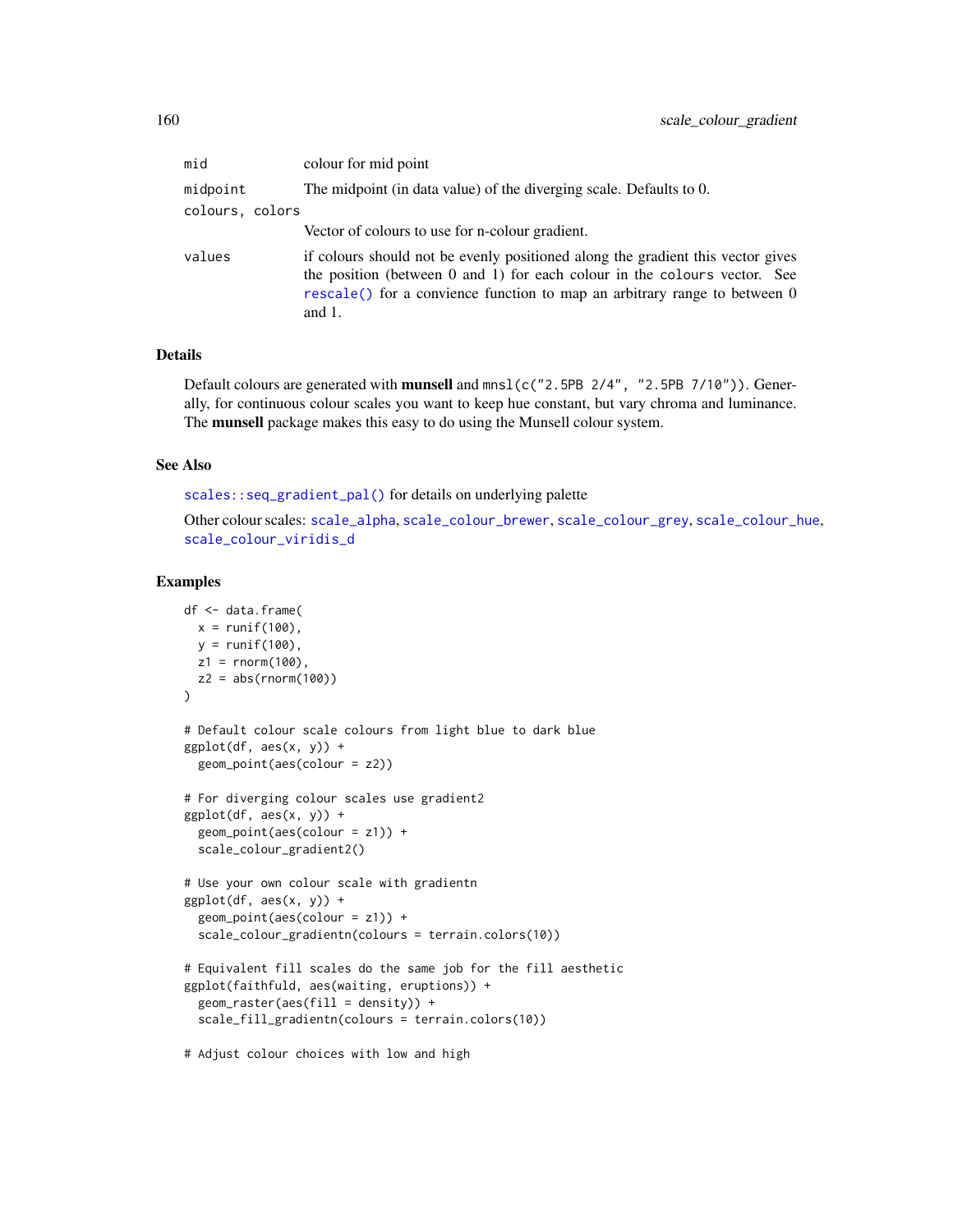| | |
|---|---|
| mid | colour for mid point |
| midpoint | The midpoint (in data value) of the diverging scale. Defaults to 0. |
| colours, colors | Vector of colours to use for n-colour gradient. |
| values | if colours should not be evenly positioned along the gradient this vector gives the position (between 0 and 1) for each colour in the colours vector. See rescale() for a convience function to map an arbitrary range to between 0 and 1. |

## Details

Default colours are generated with **munsell** and `mnsl(c("2.5PB 2/4", "2.5PB 7/10"))`. Generally, for continuous colour scales you want to keep hue constant, but vary chroma and luminance. The **munsell** package makes this easy to do using the Munsell colour system.

## See Also

`scales::seq_gradient_pal()` for details on underlying palette

Other colour scales: `scale_alpha`, `scale_colour_brewer`, `scale_colour_grey`, `scale_colour_hue`, `scale_colour_viridis_d`

## Examples

```
df <- data.frame(
  x = runif(100),
  y = runif(100),
  z1 = rnorm(100),
  z2 = abs(rnorm(100))
)

# Default colour scale colours from light blue to dark blue
ggplot(df, aes(x, y)) +
  geom_point(aes(colour = z2))

# For diverging colour scales use gradient2
ggplot(df, aes(x, y)) +
  geom_point(aes(colour = z1)) +
  scale_colour_gradient2()

# Use your own colour scale with gradientn
ggplot(df, aes(x, y)) +
  geom_point(aes(colour = z1)) +
  scale_colour_gradientn(colours = terrain.colors(10))

# Equivalent fill scales do the same job for the fill aesthetic
ggplot(faithfuld, aes(waiting, eruptions)) +
  geom_raster(aes(fill = density)) +
  scale_fill_gradientn(colours = terrain.colors(10))

# Adjust colour choices with low and high
```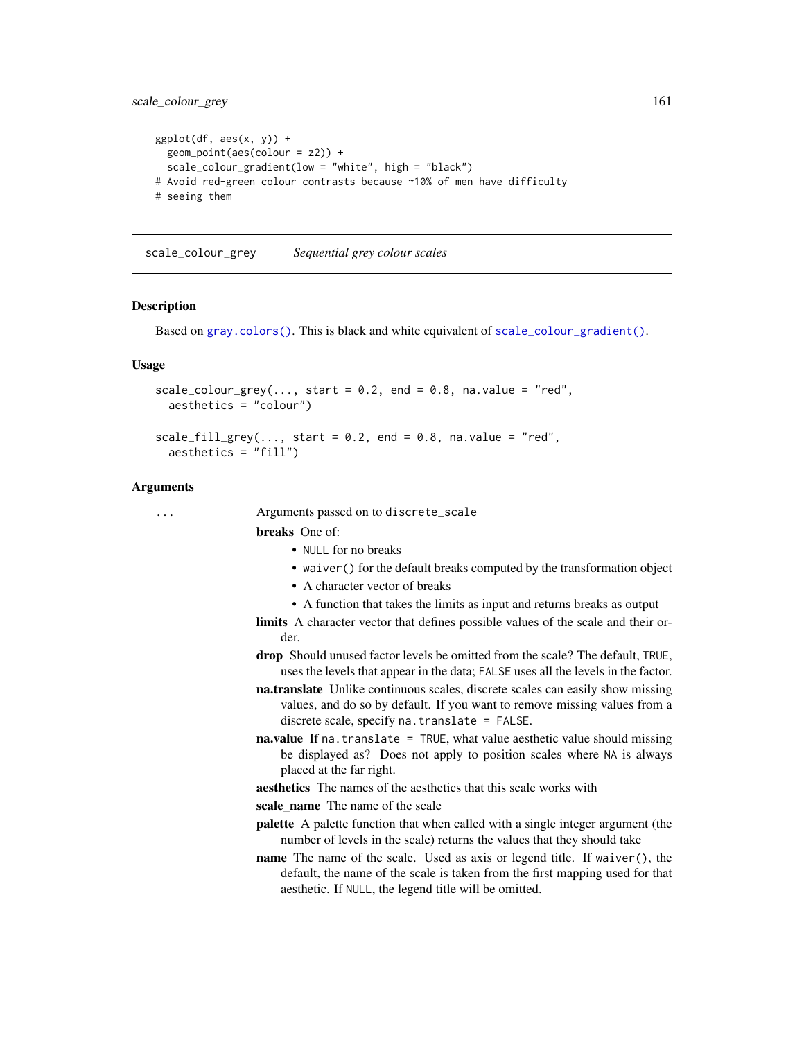```
ggplot(df, aes(x, y)) +
  geom_point(aes(colour = z2)) +
  scale_colour_gradient(low = "white", high = "black")
# Avoid red-green colour contrasts because ~10% of men have difficulty
# seeing them
```

## scale_colour_grey    *Sequential grey colour scales*

### Description

Based on `gray.colors()`. This is black and white equivalent of `scale_colour_gradient()`.

### Usage

```
scale_colour_grey(..., start = 0.2, end = 0.8, na.value = "red",
  aesthetics = "colour")

scale_fill_grey(..., start = 0.2, end = 0.8, na.value = "red",
  aesthetics = "fill")
```

### Arguments

`...` Arguments passed on to `discrete_scale`

**breaks** One of:

- `NULL` for no breaks
- `waiver()` for the default breaks computed by the transformation object
- A character vector of breaks
- A function that takes the limits as input and returns breaks as output

**limits** A character vector that defines possible values of the scale and their order.

**drop** Should unused factor levels be omitted from the scale? The default, `TRUE`, uses the levels that appear in the data; `FALSE` uses all the levels in the factor.

**na.translate** Unlike continuous scales, discrete scales can easily show missing values, and do so by default. If you want to remove missing values from a discrete scale, specify `na.translate = FALSE`.

**na.value** If `na.translate = TRUE`, what value aesthetic value should missing be displayed as? Does not apply to position scales where `NA` is always placed at the far right.

**aesthetics** The names of the aesthetics that this scale works with

**scale_name** The name of the scale

**palette** A palette function that when called with a single integer argument (the number of levels in the scale) returns the values that they should take

**name** The name of the scale. Used as axis or legend title. If `waiver()`, the default, the name of the scale is taken from the first mapping used for that aesthetic. If `NULL`, the legend title will be omitted.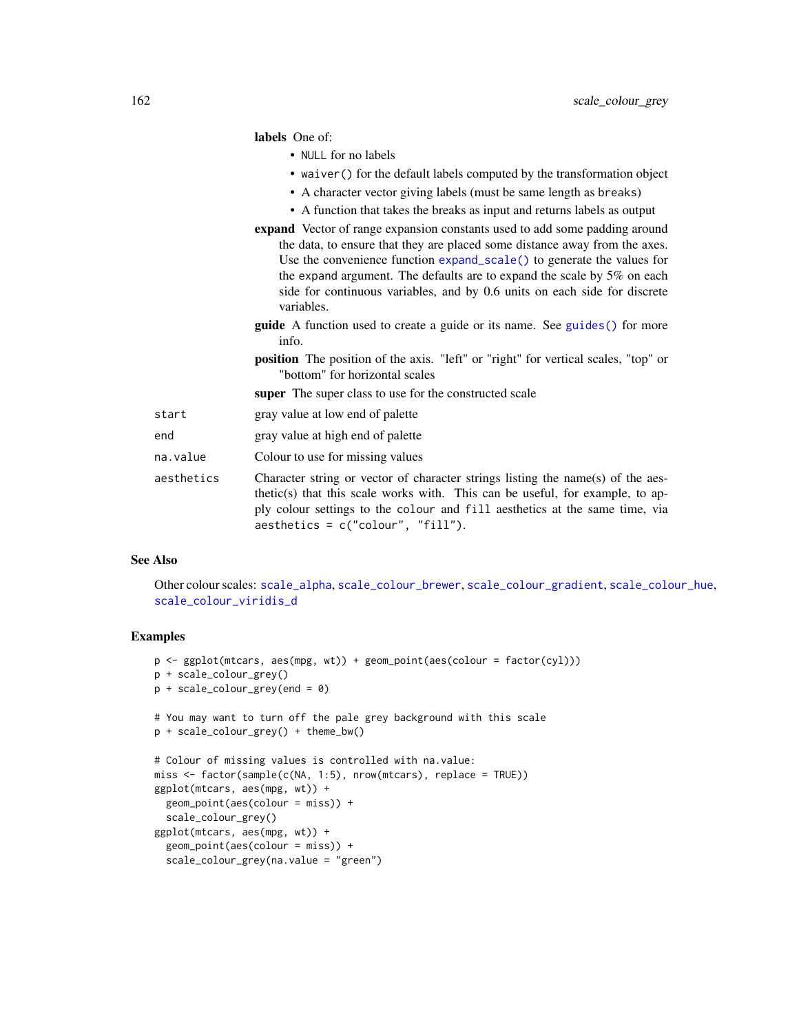**labels** One of:

- NULL for no labels
- waiver() for the default labels computed by the transformation object
- A character vector giving labels (must be same length as breaks)
- A function that takes the breaks as input and returns labels as output

**expand** Vector of range expansion constants used to add some padding around the data, to ensure that they are placed some distance away from the axes. Use the convenience function expand_scale() to generate the values for the expand argument. The defaults are to expand the scale by 5% on each side for continuous variables, and by 0.6 units on each side for discrete variables.

**guide** A function used to create a guide or its name. See guides() for more info.

**position** The position of the axis. "left" or "right" for vertical scales, "top" or "bottom" for horizontal scales

**super** The super class to use for the constructed scale

| | |
|---|---|
| start | gray value at low end of palette |
| end | gray value at high end of palette |
| na.value | Colour to use for missing values |
| aesthetics | Character string or vector of character strings listing the name(s) of the aesthetic(s) that this scale works with. This can be useful, for example, to apply colour settings to the colour and fill aesthetics at the same time, via aesthetics = c("colour", "fill"). |

### See Also

Other colour scales: scale_alpha, scale_colour_brewer, scale_colour_gradient, scale_colour_hue, scale_colour_viridis_d

### Examples

```
p <- ggplot(mtcars, aes(mpg, wt)) + geom_point(aes(colour = factor(cyl)))
p + scale_colour_grey()
p + scale_colour_grey(end = 0)

# You may want to turn off the pale grey background with this scale
p + scale_colour_grey() + theme_bw()

# Colour of missing values is controlled with na.value:
miss <- factor(sample(c(NA, 1:5), nrow(mtcars), replace = TRUE))
ggplot(mtcars, aes(mpg, wt)) +
  geom_point(aes(colour = miss)) +
  scale_colour_grey()
ggplot(mtcars, aes(mpg, wt)) +
  geom_point(aes(colour = miss)) +
  scale_colour_grey(na.value = "green")
```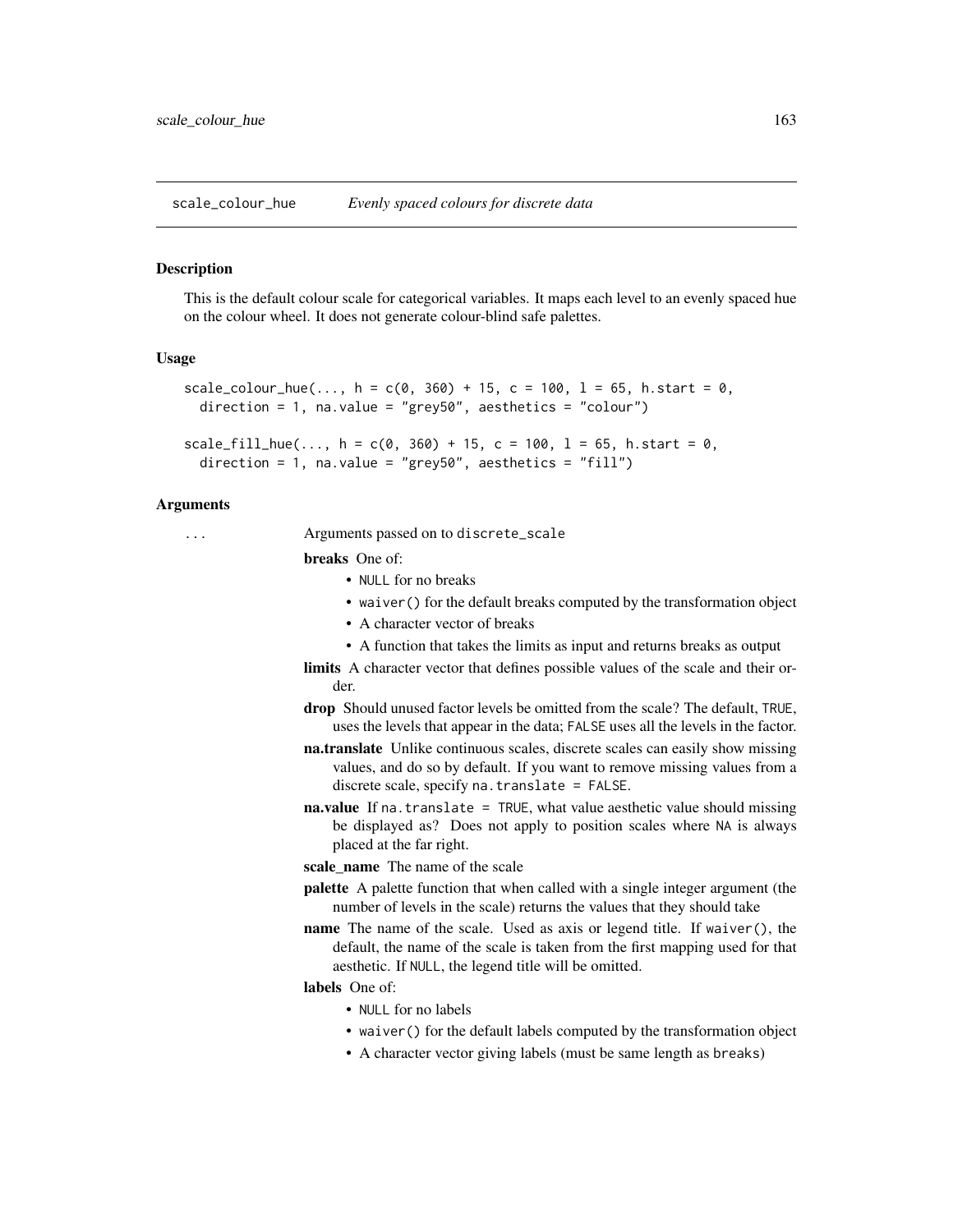## scale_colour_hue — *Evenly spaced colours for discrete data*

### Description

This is the default colour scale for categorical variables. It maps each level to an evenly spaced hue on the colour wheel. It does not generate colour-blind safe palettes.

### Usage

```
scale_colour_hue(..., h = c(0, 360) + 15, c = 100, l = 65, h.start = 0,
  direction = 1, na.value = "grey50", aesthetics = "colour")

scale_fill_hue(..., h = c(0, 360) + 15, c = 100, l = 65, h.start = 0,
  direction = 1, na.value = "grey50", aesthetics = "fill")
```

### Arguments

`...` Arguments passed on to `discrete_scale`

**breaks** One of:

- `NULL` for no breaks
- `waiver()` for the default breaks computed by the transformation object
- A character vector of breaks
- A function that takes the limits as input and returns breaks as output

**limits** A character vector that defines possible values of the scale and their order.

**drop** Should unused factor levels be omitted from the scale? The default, `TRUE`, uses the levels that appear in the data; `FALSE` uses all the levels in the factor.

**na.translate** Unlike continuous scales, discrete scales can easily show missing values, and do so by default. If you want to remove missing values from a discrete scale, specify `na.translate = FALSE`.

**na.value** If `na.translate = TRUE`, what value aesthetic value should missing be displayed as? Does not apply to position scales where `NA` is always placed at the far right.

**scale_name** The name of the scale

**palette** A palette function that when called with a single integer argument (the number of levels in the scale) returns the values that they should take

**name** The name of the scale. Used as axis or legend title. If `waiver()`, the default, the name of the scale is taken from the first mapping used for that aesthetic. If `NULL`, the legend title will be omitted.

**labels** One of:

- `NULL` for no labels
- `waiver()` for the default labels computed by the transformation object
- A character vector giving labels (must be same length as `breaks`)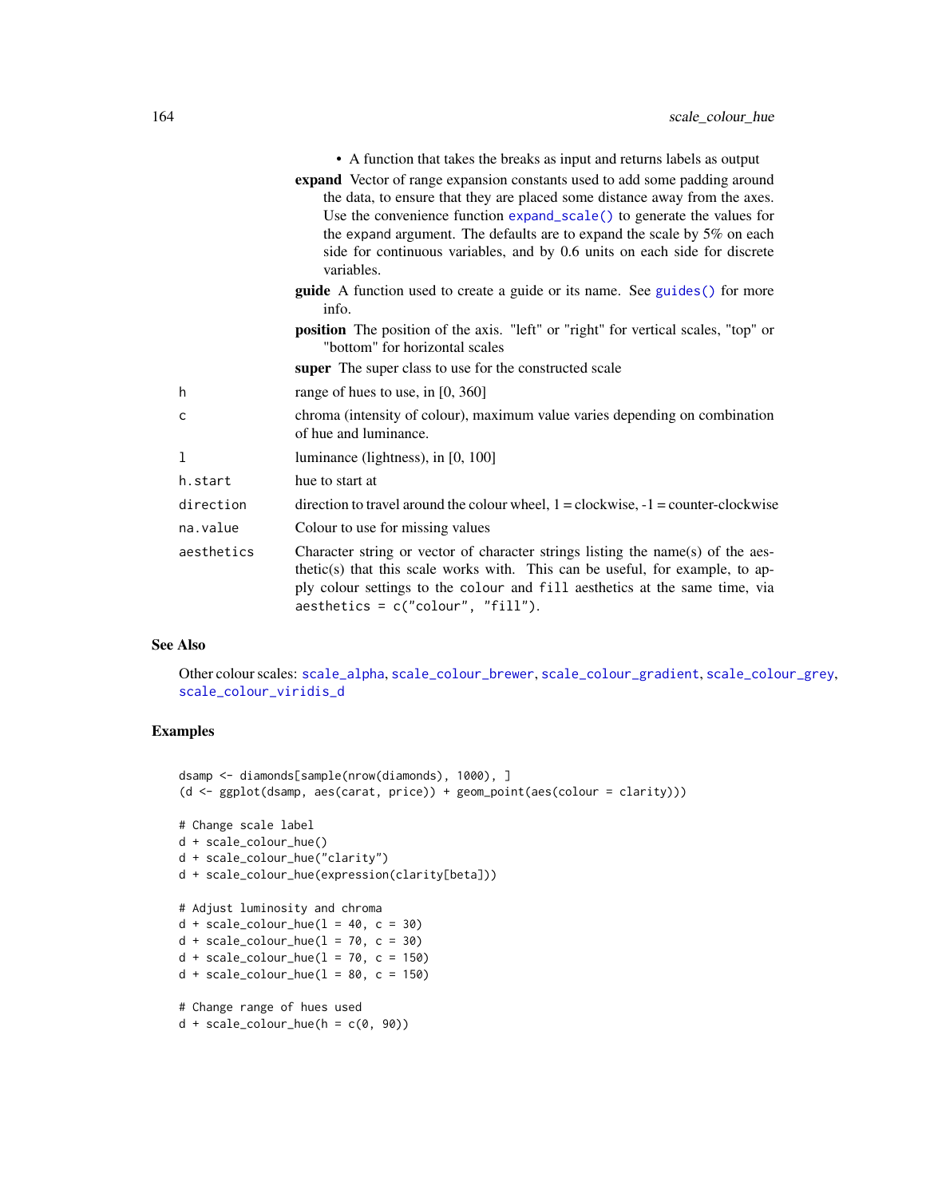- A function that takes the breaks as input and returns labels as output

**expand** Vector of range expansion constants used to add some padding around the data, to ensure that they are placed some distance away from the axes. Use the convenience function `expand_scale()` to generate the values for the expand argument. The defaults are to expand the scale by 5% on each side for continuous variables, and by 0.6 units on each side for discrete variables.

**guide** A function used to create a guide or its name. See `guides()` for more info.

**position** The position of the axis. "left" or "right" for vertical scales, "top" or "bottom" for horizontal scales

**super** The super class to use for the constructed scale

| | |
|---|---|
| `h` | range of hues to use, in [0, 360] |
| `c` | chroma (intensity of colour), maximum value varies depending on combination of hue and luminance. |
| `l` | luminance (lightness), in [0, 100] |
| `h.start` | hue to start at |
| `direction` | direction to travel around the colour wheel, 1 = clockwise, -1 = counter-clockwise |
| `na.value` | Colour to use for missing values |
| `aesthetics` | Character string or vector of character strings listing the name(s) of the aesthetic(s) that this scale works with. This can be useful, for example, to apply colour settings to the colour and fill aesthetics at the same time, via `aesthetics = c("colour", "fill")`. |

## See Also

Other colour scales: `scale_alpha`, `scale_colour_brewer`, `scale_colour_gradient`, `scale_colour_grey`, `scale_colour_viridis_d`

## Examples

```
dsamp <- diamonds[sample(nrow(diamonds), 1000), ]
(d <- ggplot(dsamp, aes(carat, price)) + geom_point(aes(colour = clarity)))

# Change scale label
d + scale_colour_hue()
d + scale_colour_hue("clarity")
d + scale_colour_hue(expression(clarity[beta]))

# Adjust luminosity and chroma
d + scale_colour_hue(l = 40, c = 30)
d + scale_colour_hue(l = 70, c = 30)
d + scale_colour_hue(l = 70, c = 150)
d + scale_colour_hue(l = 80, c = 150)

# Change range of hues used
d + scale_colour_hue(h = c(0, 90))
```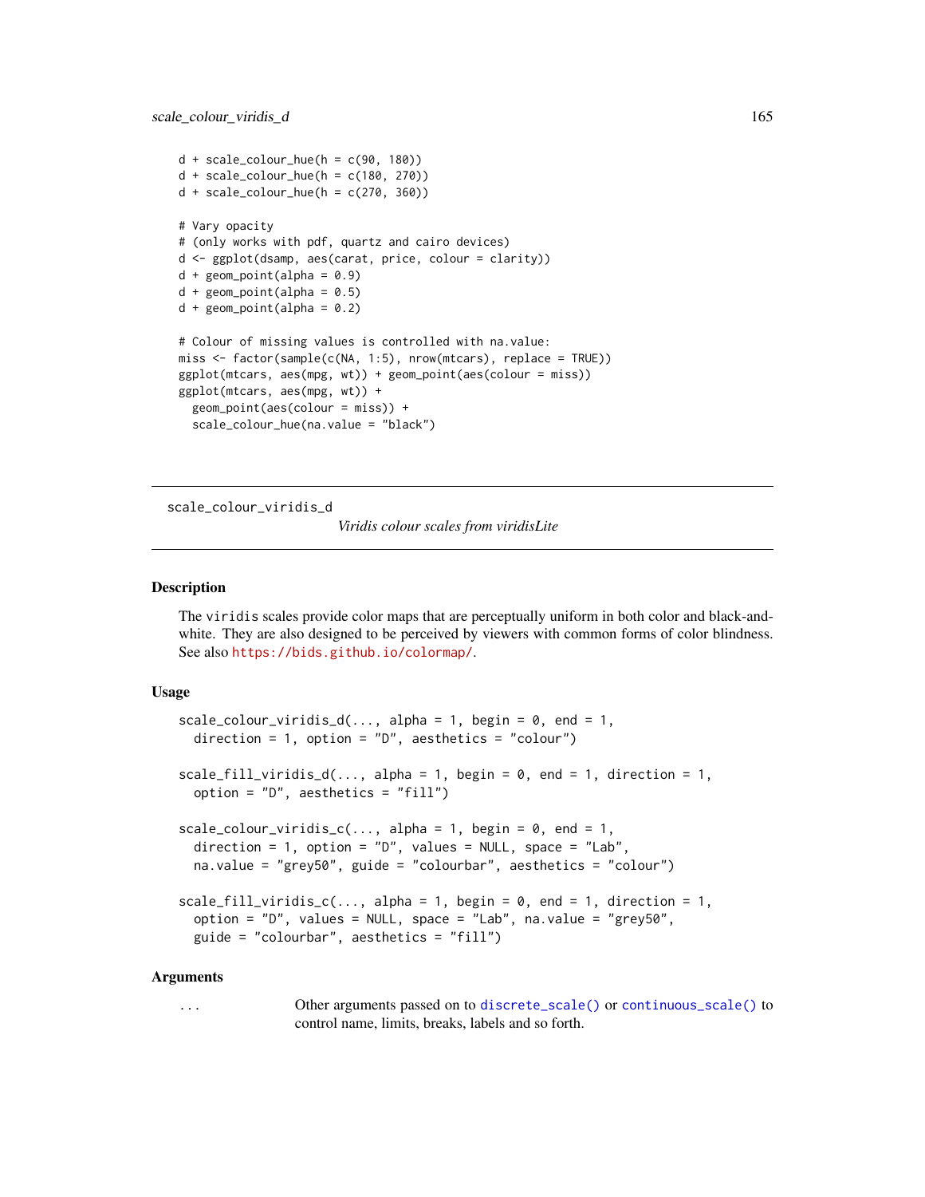```
d + scale_colour_hue(h = c(90, 180))
d + scale_colour_hue(h = c(180, 270))
d + scale_colour_hue(h = c(270, 360))

# Vary opacity
# (only works with pdf, quartz and cairo devices)
d <- ggplot(dsamp, aes(carat, price, colour = clarity))
d + geom_point(alpha = 0.9)
d + geom_point(alpha = 0.5)
d + geom_point(alpha = 0.2)

# Colour of missing values is controlled with na.value:
miss <- factor(sample(c(NA, 1:5), nrow(mtcars), replace = TRUE))
ggplot(mtcars, aes(mpg, wt)) + geom_point(aes(colour = miss))
ggplot(mtcars, aes(mpg, wt)) +
  geom_point(aes(colour = miss)) +
  scale_colour_hue(na.value = "black")
```

---

## scale_colour_viridis_d

*Viridis colour scales from viridisLite*

### Description

The viridis scales provide color maps that are perceptually uniform in both color and black-and-white. They are also designed to be perceived by viewers with common forms of color blindness. See also https://bids.github.io/colormap/.

### Usage

```
scale_colour_viridis_d(..., alpha = 1, begin = 0, end = 1,
  direction = 1, option = "D", aesthetics = "colour")

scale_fill_viridis_d(..., alpha = 1, begin = 0, end = 1, direction = 1,
  option = "D", aesthetics = "fill")

scale_colour_viridis_c(..., alpha = 1, begin = 0, end = 1,
  direction = 1, option = "D", values = NULL, space = "Lab",
  na.value = "grey50", guide = "colourbar", aesthetics = "colour")

scale_fill_viridis_c(..., alpha = 1, begin = 0, end = 1, direction = 1,
  option = "D", values = NULL, space = "Lab", na.value = "grey50",
  guide = "colourbar", aesthetics = "fill")
```

### Arguments

| | |
|---|---|
| ... | Other arguments passed on to discrete_scale() or continuous_scale() to control name, limits, breaks, labels and so forth. |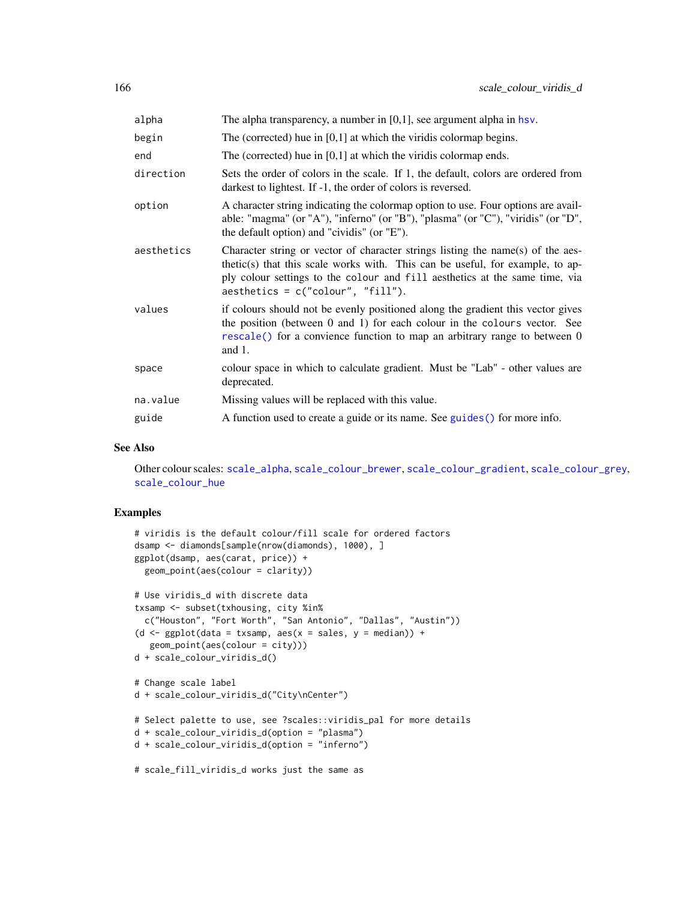| | |
|---|---|
| alpha | The alpha transparency, a number in [0,1], see argument alpha in hsv. |
| begin | The (corrected) hue in [0,1] at which the viridis colormap begins. |
| end | The (corrected) hue in [0,1] at which the viridis colormap ends. |
| direction | Sets the order of colors in the scale. If 1, the default, colors are ordered from darkest to lightest. If -1, the order of colors is reversed. |
| option | A character string indicating the colormap option to use. Four options are available: "magma" (or "A"), "inferno" (or "B"), "plasma" (or "C"), "viridis" (or "D", the default option) and "cividis" (or "E"). |
| aesthetics | Character string or vector of character strings listing the name(s) of the aesthetic(s) that this scale works with. This can be useful, for example, to apply colour settings to the colour and fill aesthetics at the same time, via `aesthetics = c("colour", "fill")`. |
| values | if colours should not be evenly positioned along the gradient this vector gives the position (between 0 and 1) for each colour in the colours vector. See `rescale()` for a convience function to map an arbitrary range to between 0 and 1. |
| space | colour space in which to calculate gradient. Must be "Lab" - other values are deprecated. |
| na.value | Missing values will be replaced with this value. |
| guide | A function used to create a guide or its name. See `guides()` for more info. |

## See Also

Other colour scales: scale_alpha, scale_colour_brewer, scale_colour_gradient, scale_colour_grey, scale_colour_hue

## Examples

```
# viridis is the default colour/fill scale for ordered factors
dsamp <- diamonds[sample(nrow(diamonds), 1000), ]
ggplot(dsamp, aes(carat, price)) +
  geom_point(aes(colour = clarity))

# Use viridis_d with discrete data
txsamp <- subset(txhousing, city %in%
  c("Houston", "Fort Worth", "San Antonio", "Dallas", "Austin"))
(d <- ggplot(data = txsamp, aes(x = sales, y = median)) +
   geom_point(aes(colour = city)))
d + scale_colour_viridis_d()

# Change scale label
d + scale_colour_viridis_d("City\nCenter")

# Select palette to use, see ?scales::viridis_pal for more details
d + scale_colour_viridis_d(option = "plasma")
d + scale_colour_viridis_d(option = "inferno")

# scale_fill_viridis_d works just the same as
```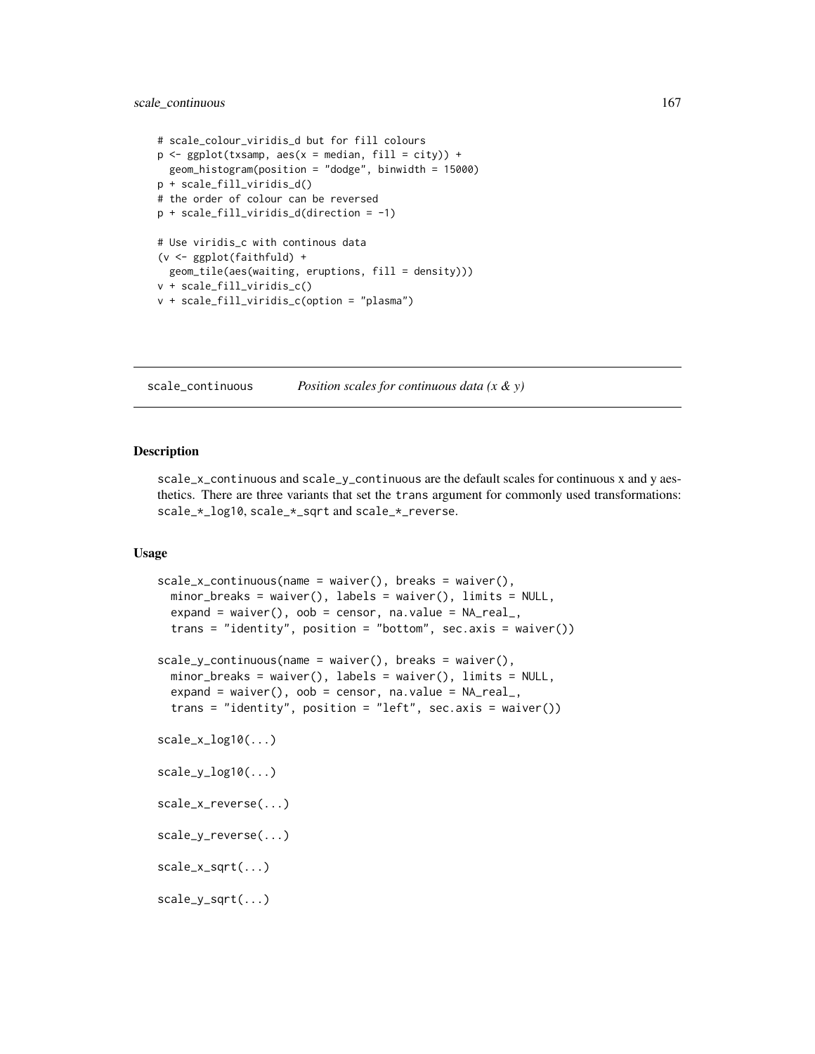```
# scale_colour_viridis_d but for fill colours
p <- ggplot(txsamp, aes(x = median, fill = city)) +
  geom_histogram(position = "dodge", binwidth = 15000)
p + scale_fill_viridis_d()
# the order of colour can be reversed
p + scale_fill_viridis_d(direction = -1)

# Use viridis_c with continous data
(v <- ggplot(faithfuld) +
  geom_tile(aes(waiting, eruptions, fill = density)))
v + scale_fill_viridis_c()
v + scale_fill_viridis_c(option = "plasma")
```

## scale_continuous — *Position scales for continuous data (x & y)*

### Description

scale_x_continuous and scale_y_continuous are the default scales for continuous x and y aesthetics. There are three variants that set the trans argument for commonly used transformations: scale_*_log10, scale_*_sqrt and scale_*_reverse.

### Usage

```
scale_x_continuous(name = waiver(), breaks = waiver(),
  minor_breaks = waiver(), labels = waiver(), limits = NULL,
  expand = waiver(), oob = censor, na.value = NA_real_,
  trans = "identity", position = "bottom", sec.axis = waiver())

scale_y_continuous(name = waiver(), breaks = waiver(),
  minor_breaks = waiver(), labels = waiver(), limits = NULL,
  expand = waiver(), oob = censor, na.value = NA_real_,
  trans = "identity", position = "left", sec.axis = waiver())

scale_x_log10(...)

scale_y_log10(...)

scale_x_reverse(...)

scale_y_reverse(...)

scale_x_sqrt(...)

scale_y_sqrt(...)
```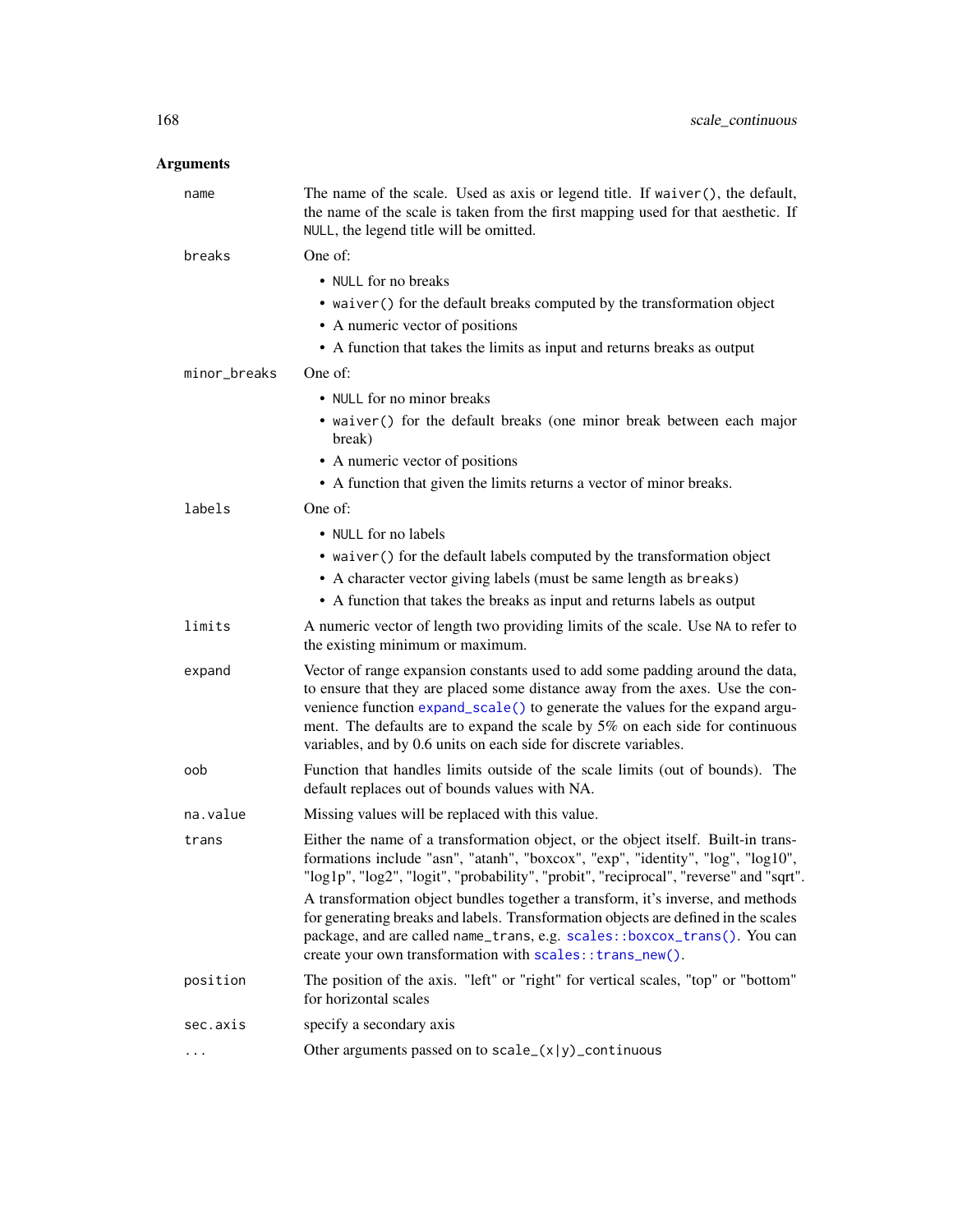## Arguments

| | |
|---|---|
| `name` | The name of the scale. Used as axis or legend title. If `waiver()`, the default, the name of the scale is taken from the first mapping used for that aesthetic. If `NULL`, the legend title will be omitted. |
| `breaks` | One of: <br>• `NULL` for no breaks <br>• `waiver()` for the default breaks computed by the transformation object <br>• A numeric vector of positions <br>• A function that takes the limits as input and returns breaks as output |
| `minor_breaks` | One of: <br>• `NULL` for no minor breaks <br>• `waiver()` for the default breaks (one minor break between each major break) <br>• A numeric vector of positions <br>• A function that given the limits returns a vector of minor breaks. |
| `labels` | One of: <br>• `NULL` for no labels <br>• `waiver()` for the default labels computed by the transformation object <br>• A character vector giving labels (must be same length as `breaks`) <br>• A function that takes the breaks as input and returns labels as output |
| `limits` | A numeric vector of length two providing limits of the scale. Use `NA` to refer to the existing minimum or maximum. |
| `expand` | Vector of range expansion constants used to add some padding around the data, to ensure that they are placed some distance away from the axes. Use the convenience function `expand_scale()` to generate the values for the `expand` argument. The defaults are to expand the scale by 5% on each side for continuous variables, and by 0.6 units on each side for discrete variables. |
| `oob` | Function that handles limits outside of the scale limits (out of bounds). The default replaces out of bounds values with NA. |
| `na.value` | Missing values will be replaced with this value. |
| `trans` | Either the name of a transformation object, or the object itself. Built-in transformations include "asn", "atanh", "boxcox", "exp", "identity", "log", "log10", "log1p", "log2", "logit", "probability", "probit", "reciprocal", "reverse" and "sqrt". <br><br>A transformation object bundles together a transform, it's inverse, and methods for generating breaks and labels. Transformation objects are defined in the scales package, and are called `name_trans`, e.g. `scales::boxcox_trans()`. You can create your own transformation with `scales::trans_new()`. |
| `position` | The position of the axis. "left" or "right" for vertical scales, "top" or "bottom" for horizontal scales |
| `sec.axis` | specify a secondary axis |
| `...` | Other arguments passed on to `scale_(x|y)_continuous` |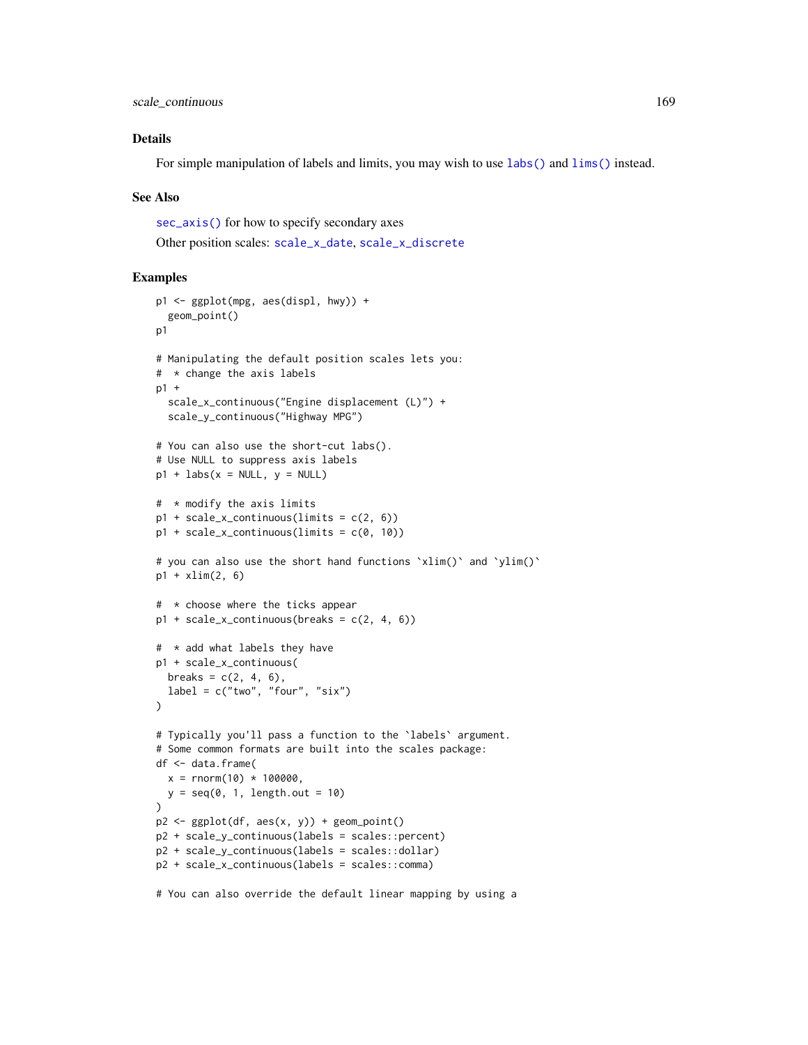## Details

For simple manipulation of labels and limits, you may wish to use `labs()` and `lims()` instead.

## See Also

`sec_axis()` for how to specify secondary axes

Other position scales: `scale_x_date`, `scale_x_discrete`

## Examples

```
p1 <- ggplot(mpg, aes(displ, hwy)) +
  geom_point()
p1

# Manipulating the default position scales lets you:
#  * change the axis labels
p1 +
  scale_x_continuous("Engine displacement (L)") +
  scale_y_continuous("Highway MPG")

# You can also use the short-cut labs().
# Use NULL to suppress axis labels
p1 + labs(x = NULL, y = NULL)

#  * modify the axis limits
p1 + scale_x_continuous(limits = c(2, 6))
p1 + scale_x_continuous(limits = c(0, 10))

# you can also use the short hand functions `xlim()` and `ylim()`
p1 + xlim(2, 6)

#  * choose where the ticks appear
p1 + scale_x_continuous(breaks = c(2, 4, 6))

#  * add what labels they have
p1 + scale_x_continuous(
  breaks = c(2, 4, 6),
  label = c("two", "four", "six")
)

# Typically you'll pass a function to the `labels` argument.
# Some common formats are built into the scales package:
df <- data.frame(
  x = rnorm(10) * 100000,
  y = seq(0, 1, length.out = 10)
)
p2 <- ggplot(df, aes(x, y)) + geom_point()
p2 + scale_y_continuous(labels = scales::percent)
p2 + scale_y_continuous(labels = scales::dollar)
p2 + scale_x_continuous(labels = scales::comma)

# You can also override the default linear mapping by using a
```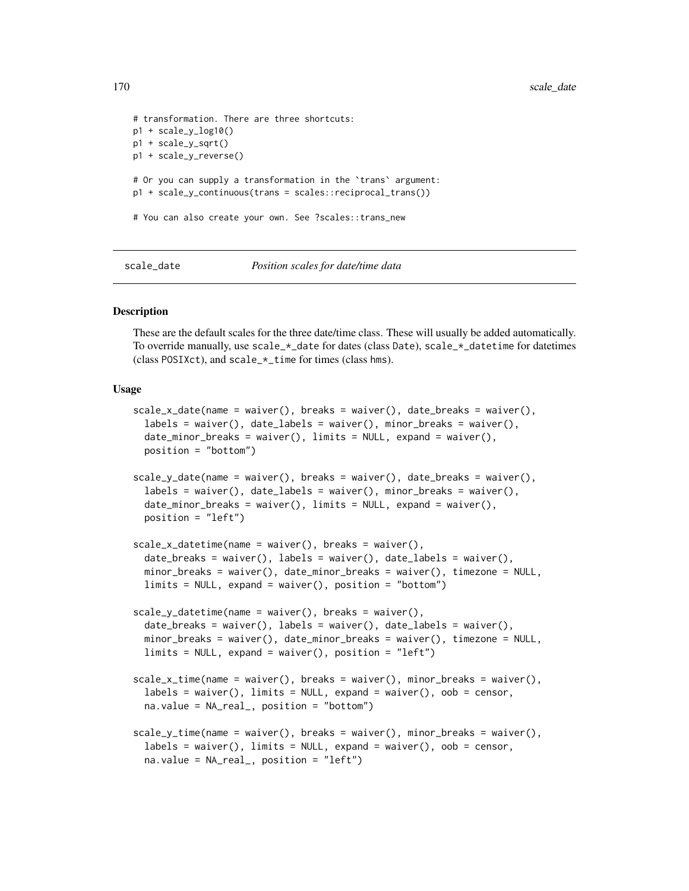```
# transformation. There are three shortcuts:
p1 + scale_y_log10()
p1 + scale_y_sqrt()
p1 + scale_y_reverse()

# Or you can supply a transformation in the `trans` argument:
p1 + scale_y_continuous(trans = scales::reciprocal_trans())

# You can also create your own. See ?scales::trans_new
```

## scale_date — *Position scales for date/time data*

### Description

These are the default scales for the three date/time class. These will usually be added automatically. To override manually, use `scale_*_date` for dates (class `Date`), `scale_*_datetime` for datetimes (class `POSIXct`), and `scale_*_time` for times (class `hms`).

### Usage

```
scale_x_date(name = waiver(), breaks = waiver(), date_breaks = waiver(),
  labels = waiver(), date_labels = waiver(), minor_breaks = waiver(),
  date_minor_breaks = waiver(), limits = NULL, expand = waiver(),
  position = "bottom")

scale_y_date(name = waiver(), breaks = waiver(), date_breaks = waiver(),
  labels = waiver(), date_labels = waiver(), minor_breaks = waiver(),
  date_minor_breaks = waiver(), limits = NULL, expand = waiver(),
  position = "left")

scale_x_datetime(name = waiver(), breaks = waiver(),
  date_breaks = waiver(), labels = waiver(), date_labels = waiver(),
  minor_breaks = waiver(), date_minor_breaks = waiver(), timezone = NULL,
  limits = NULL, expand = waiver(), position = "bottom")

scale_y_datetime(name = waiver(), breaks = waiver(),
  date_breaks = waiver(), labels = waiver(), date_labels = waiver(),
  minor_breaks = waiver(), date_minor_breaks = waiver(), timezone = NULL,
  limits = NULL, expand = waiver(), position = "left")

scale_x_time(name = waiver(), breaks = waiver(), minor_breaks = waiver(),
  labels = waiver(), limits = NULL, expand = waiver(), oob = censor,
  na.value = NA_real_, position = "bottom")

scale_y_time(name = waiver(), breaks = waiver(), minor_breaks = waiver(),
  labels = waiver(), limits = NULL, expand = waiver(), oob = censor,
  na.value = NA_real_, position = "left")
```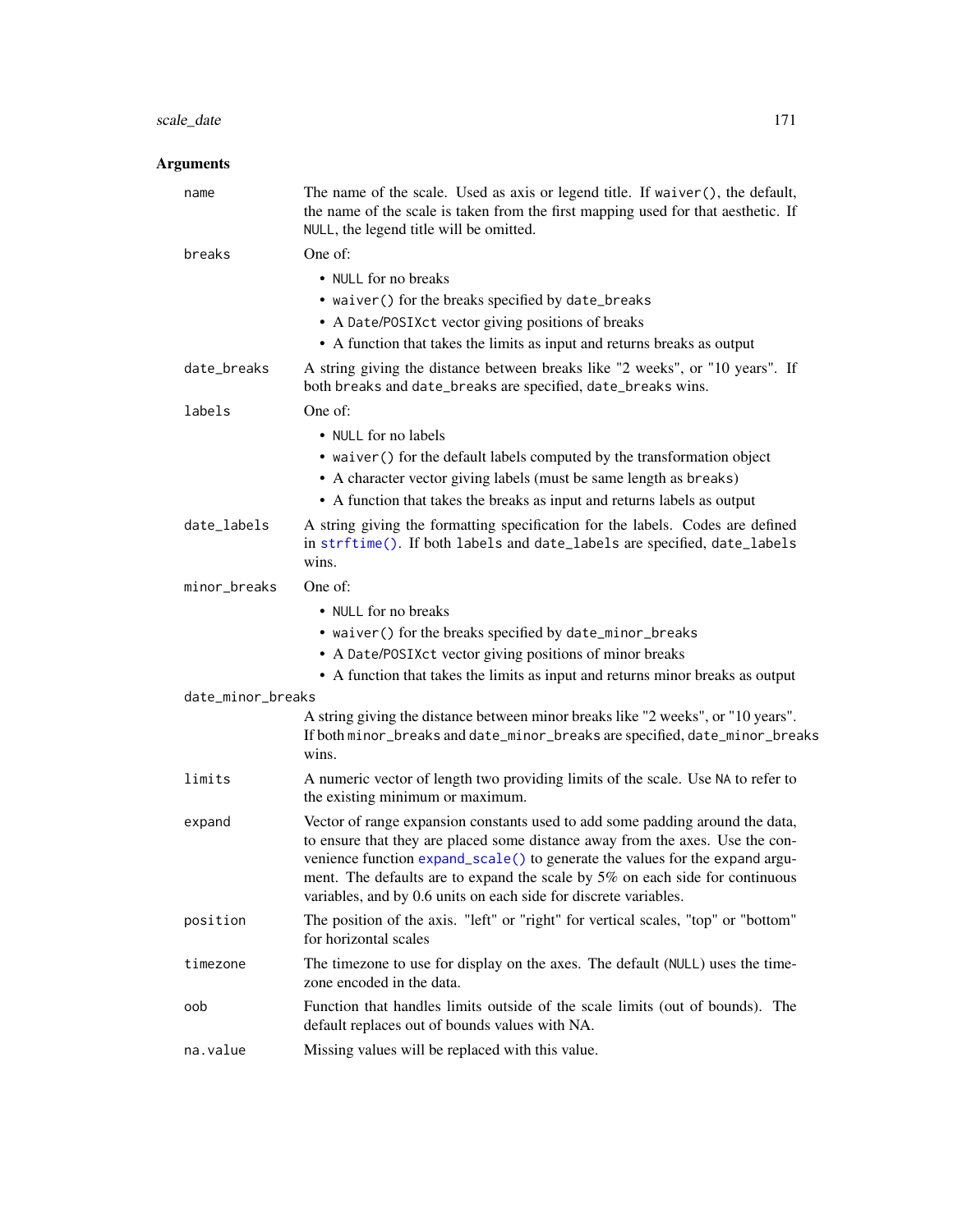## Arguments

**name**
The name of the scale. Used as axis or legend title. If `waiver()`, the default, the name of the scale is taken from the first mapping used for that aesthetic. If `NULL`, the legend title will be omitted.

**breaks**
One of:

- `NULL` for no breaks
- `waiver()` for the breaks specified by `date_breaks`
- A `Date`/`POSIXct` vector giving positions of breaks
- A function that takes the limits as input and returns breaks as output

**date_breaks**
A string giving the distance between breaks like "2 weeks", or "10 years". If both `breaks` and `date_breaks` are specified, `date_breaks` wins.

**labels**
One of:

- `NULL` for no labels
- `waiver()` for the default labels computed by the transformation object
- A character vector giving labels (must be same length as `breaks`)
- A function that takes the breaks as input and returns labels as output

**date_labels**
A string giving the formatting specification for the labels. Codes are defined in `strftime()`. If both `labels` and `date_labels` are specified, `date_labels` wins.

**minor_breaks**
One of:

- `NULL` for no breaks
- `waiver()` for the breaks specified by `date_minor_breaks`
- A `Date`/`POSIXct` vector giving positions of minor breaks
- A function that takes the limits as input and returns minor breaks as output

**date_minor_breaks**
A string giving the distance between minor breaks like "2 weeks", or "10 years". If both `minor_breaks` and `date_minor_breaks` are specified, `date_minor_breaks` wins.

**limits**
A numeric vector of length two providing limits of the scale. Use `NA` to refer to the existing minimum or maximum.

**expand**
Vector of range expansion constants used to add some padding around the data, to ensure that they are placed some distance away from the axes. Use the convenience function `expand_scale()` to generate the values for the expand argument. The defaults are to expand the scale by 5% on each side for continuous variables, and by 0.6 units on each side for discrete variables.

**position**
The position of the axis. "left" or "right" for vertical scales, "top" or "bottom" for horizontal scales

**timezone**
The timezone to use for display on the axes. The default (`NULL`) uses the timezone encoded in the data.

**oob**
Function that handles limits outside of the scale limits (out of bounds). The default replaces out of bounds values with NA.

**na.value**
Missing values will be replaced with this value.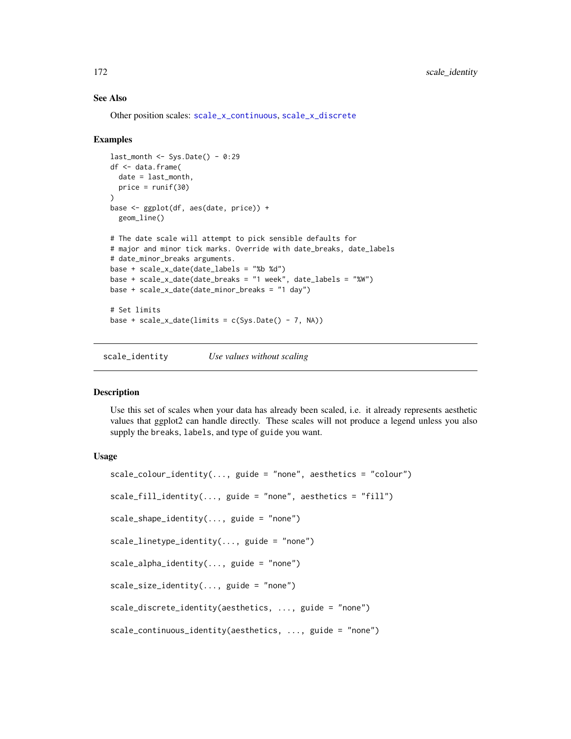## See Also

Other position scales: scale_x_continuous, scale_x_discrete

## Examples

```
last_month <- Sys.Date() - 0:29
df <- data.frame(
  date = last_month,
  price = runif(30)
)
base <- ggplot(df, aes(date, price)) +
  geom_line()

# The date scale will attempt to pick sensible defaults for
# major and minor tick marks. Override with date_breaks, date_labels
# date_minor_breaks arguments.
base + scale_x_date(date_labels = "%b %d")
base + scale_x_date(date_breaks = "1 week", date_labels = "%W")
base + scale_x_date(date_minor_breaks = "1 day")

# Set limits
base + scale_x_date(limits = c(Sys.Date() - 7, NA))
```

---

# scale_identity — *Use values without scaling*

## Description

Use this set of scales when your data has already been scaled, i.e. it already represents aesthetic values that ggplot2 can handle directly. These scales will not produce a legend unless you also supply the breaks, labels, and type of guide you want.

## Usage

```
scale_colour_identity(..., guide = "none", aesthetics = "colour")

scale_fill_identity(..., guide = "none", aesthetics = "fill")

scale_shape_identity(..., guide = "none")

scale_linetype_identity(..., guide = "none")

scale_alpha_identity(..., guide = "none")

scale_size_identity(..., guide = "none")

scale_discrete_identity(aesthetics, ..., guide = "none")

scale_continuous_identity(aesthetics, ..., guide = "none")
```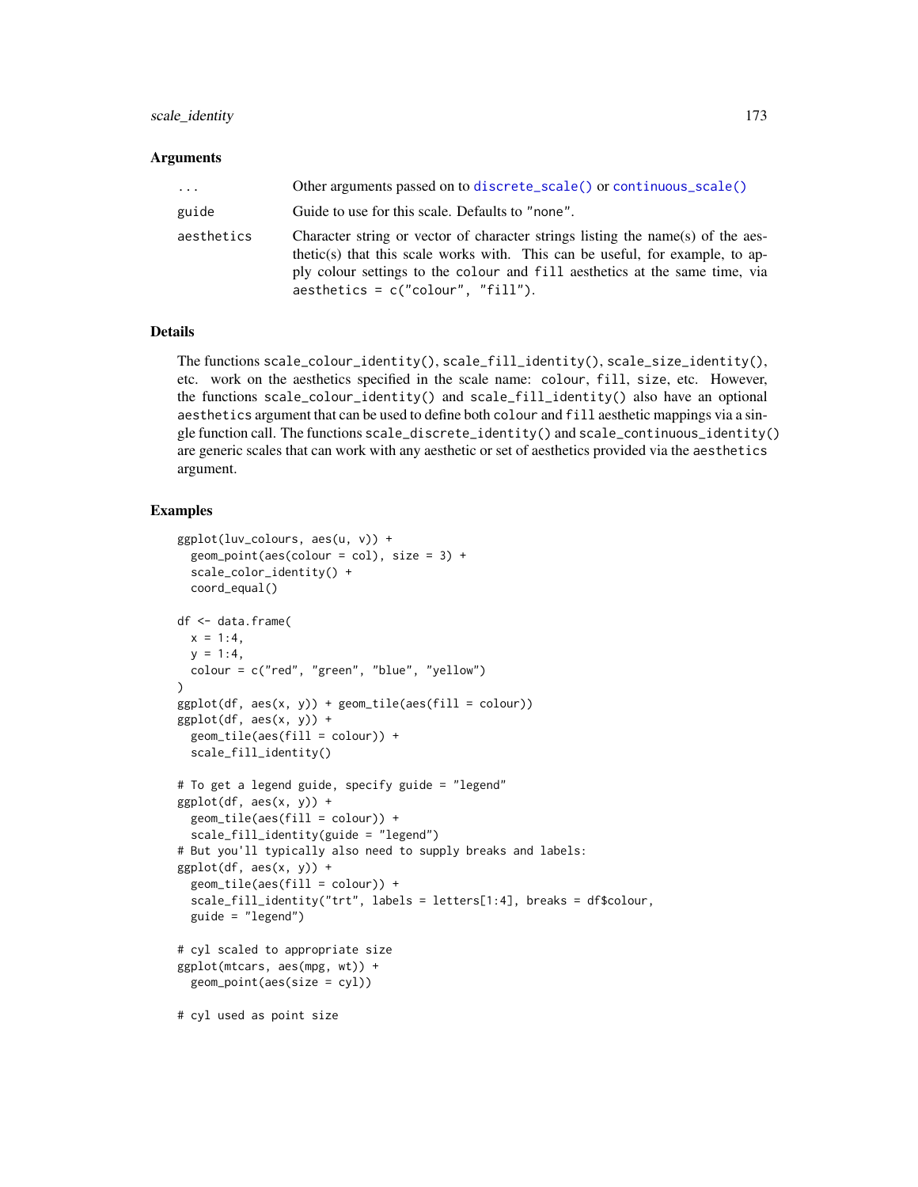### Arguments

| | |
|---|---|
| `...` | Other arguments passed on to `discrete_scale()` or `continuous_scale()` |
| `guide` | Guide to use for this scale. Defaults to `"none"`. |
| `aesthetics` | Character string or vector of character strings listing the name(s) of the aesthetic(s) that this scale works with. This can be useful, for example, to apply colour settings to the `colour` and `fill` aesthetics at the same time, via `aesthetics = c("colour", "fill")`. |

### Details

The functions `scale_colour_identity()`, `scale_fill_identity()`, `scale_size_identity()`, etc. work on the aesthetics specified in the scale name: `colour`, `fill`, `size`, etc. However, the functions `scale_colour_identity()` and `scale_fill_identity()` also have an optional `aesthetics` argument that can be used to define both `colour` and `fill` aesthetic mappings via a single function call. The functions `scale_discrete_identity()` and `scale_continuous_identity()` are generic scales that can work with any aesthetic or set of aesthetics provided via the `aesthetics` argument.

### Examples

```
ggplot(luv_colours, aes(u, v)) +
  geom_point(aes(colour = col), size = 3) +
  scale_color_identity() +
  coord_equal()

df <- data.frame(
  x = 1:4,
  y = 1:4,
  colour = c("red", "green", "blue", "yellow")
)
ggplot(df, aes(x, y)) + geom_tile(aes(fill = colour))
ggplot(df, aes(x, y)) +
  geom_tile(aes(fill = colour)) +
  scale_fill_identity()

# To get a legend guide, specify guide = "legend"
ggplot(df, aes(x, y)) +
  geom_tile(aes(fill = colour)) +
  scale_fill_identity(guide = "legend")
# But you'll typically also need to supply breaks and labels:
ggplot(df, aes(x, y)) +
  geom_tile(aes(fill = colour)) +
  scale_fill_identity("trt", labels = letters[1:4], breaks = df$colour,
  guide = "legend")

# cyl scaled to appropriate size
ggplot(mtcars, aes(mpg, wt)) +
  geom_point(aes(size = cyl))

# cyl used as point size
```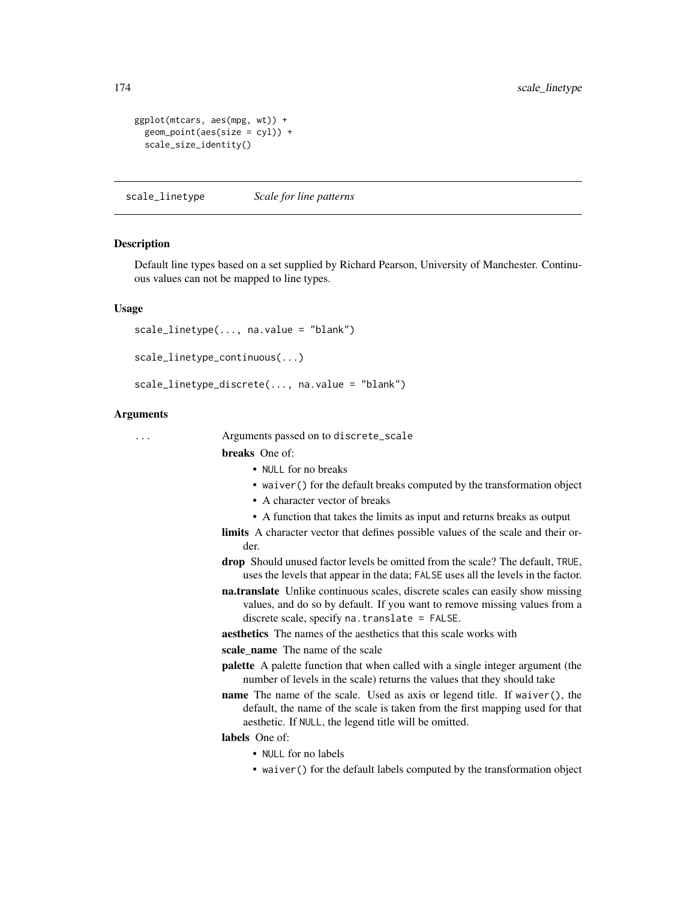```
ggplot(mtcars, aes(mpg, wt)) +
  geom_point(aes(size = cyl)) +
  scale_size_identity()
```

## scale_linetype *Scale for line patterns*

### Description

Default line types based on a set supplied by Richard Pearson, University of Manchester. Continuous values can not be mapped to line types.

### Usage

```
scale_linetype(..., na.value = "blank")

scale_linetype_continuous(...)

scale_linetype_discrete(..., na.value = "blank")
```

### Arguments

... Arguments passed on to discrete_scale

**breaks** One of:

- NULL for no breaks
- waiver() for the default breaks computed by the transformation object
- A character vector of breaks
- A function that takes the limits as input and returns breaks as output

**limits** A character vector that defines possible values of the scale and their order.

**drop** Should unused factor levels be omitted from the scale? The default, TRUE, uses the levels that appear in the data; FALSE uses all the levels in the factor.

**na.translate** Unlike continuous scales, discrete scales can easily show missing values, and do so by default. If you want to remove missing values from a discrete scale, specify na.translate = FALSE.

**aesthetics** The names of the aesthetics that this scale works with

**scale_name** The name of the scale

**palette** A palette function that when called with a single integer argument (the number of levels in the scale) returns the values that they should take

**name** The name of the scale. Used as axis or legend title. If waiver(), the default, the name of the scale is taken from the first mapping used for that aesthetic. If NULL, the legend title will be omitted.

**labels** One of:

- NULL for no labels
- waiver() for the default labels computed by the transformation object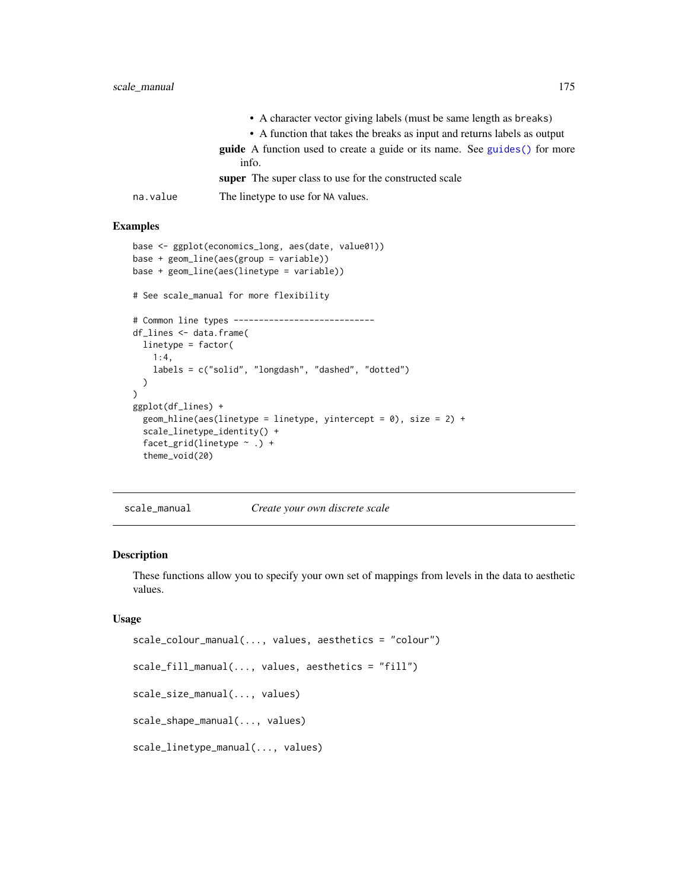- A character vector giving labels (must be same length as breaks)
- A function that takes the breaks as input and returns labels as output

**guide** A function used to create a guide or its name. See guides() for more info.

**super** The super class to use for the constructed scale

na.value The linetype to use for NA values.

### Examples

```
base <- ggplot(economics_long, aes(date, value01))
base + geom_line(aes(group = variable))
base + geom_line(aes(linetype = variable))

# See scale_manual for more flexibility

# Common line types ---------------------------
df_lines <- data.frame(
  linetype = factor(
    1:4,
    labels = c("solid", "longdash", "dashed", "dotted")
  )
)
ggplot(df_lines) +
  geom_hline(aes(linetype = linetype, yintercept = 0), size = 2) +
  scale_linetype_identity() +
  facet_grid(linetype ~ .) +
  theme_void(20)
```

---

## scale_manual *Create your own discrete scale*

---

### Description

These functions allow you to specify your own set of mappings from levels in the data to aesthetic values.

### Usage

```
scale_colour_manual(..., values, aesthetics = "colour")

scale_fill_manual(..., values, aesthetics = "fill")

scale_size_manual(..., values)

scale_shape_manual(..., values)

scale_linetype_manual(..., values)
```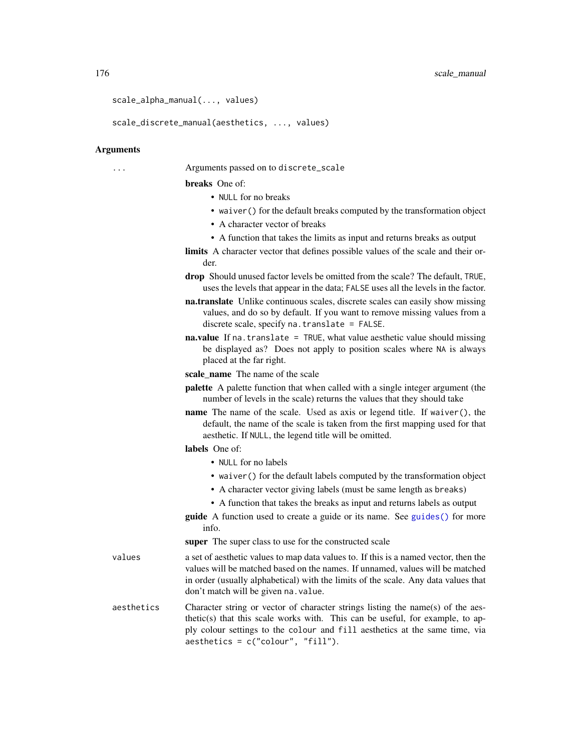```
scale_alpha_manual(..., values)

scale_discrete_manual(aesthetics, ..., values)
```

### Arguments

`...` Arguments passed on to `discrete_scale`

**breaks** One of:

- `NULL` for no breaks
- `waiver()` for the default breaks computed by the transformation object
- A character vector of breaks
- A function that takes the limits as input and returns breaks as output

**limits** A character vector that defines possible values of the scale and their order.

**drop** Should unused factor levels be omitted from the scale? The default, `TRUE`, uses the levels that appear in the data; `FALSE` uses all the levels in the factor.

**na.translate** Unlike continuous scales, discrete scales can easily show missing values, and do so by default. If you want to remove missing values from a discrete scale, specify `na.translate = FALSE`.

**na.value** If `na.translate = TRUE`, what value aesthetic value should missing be displayed as? Does not apply to position scales where `NA` is always placed at the far right.

**scale_name** The name of the scale

**palette** A palette function that when called with a single integer argument (the number of levels in the scale) returns the values that they should take

**name** The name of the scale. Used as axis or legend title. If `waiver()`, the default, the name of the scale is taken from the first mapping used for that aesthetic. If `NULL`, the legend title will be omitted.

**labels** One of:

- `NULL` for no labels
- `waiver()` for the default labels computed by the transformation object
- A character vector giving labels (must be same length as `breaks`)
- A function that takes the breaks as input and returns labels as output

**guide** A function used to create a guide or its name. See `guides()` for more info.

**super** The super class to use for the constructed scale

`values` a set of aesthetic values to map data values to. If this is a named vector, then the values will be matched based on the names. If unnamed, values will be matched in order (usually alphabetical) with the limits of the scale. Any data values that don't match will be given `na.value`.

`aesthetics` Character string or vector of character strings listing the name(s) of the aesthetic(s) that this scale works with. This can be useful, for example, to apply colour settings to the `colour` and `fill` aesthetics at the same time, via `aesthetics = c("colour", "fill")`.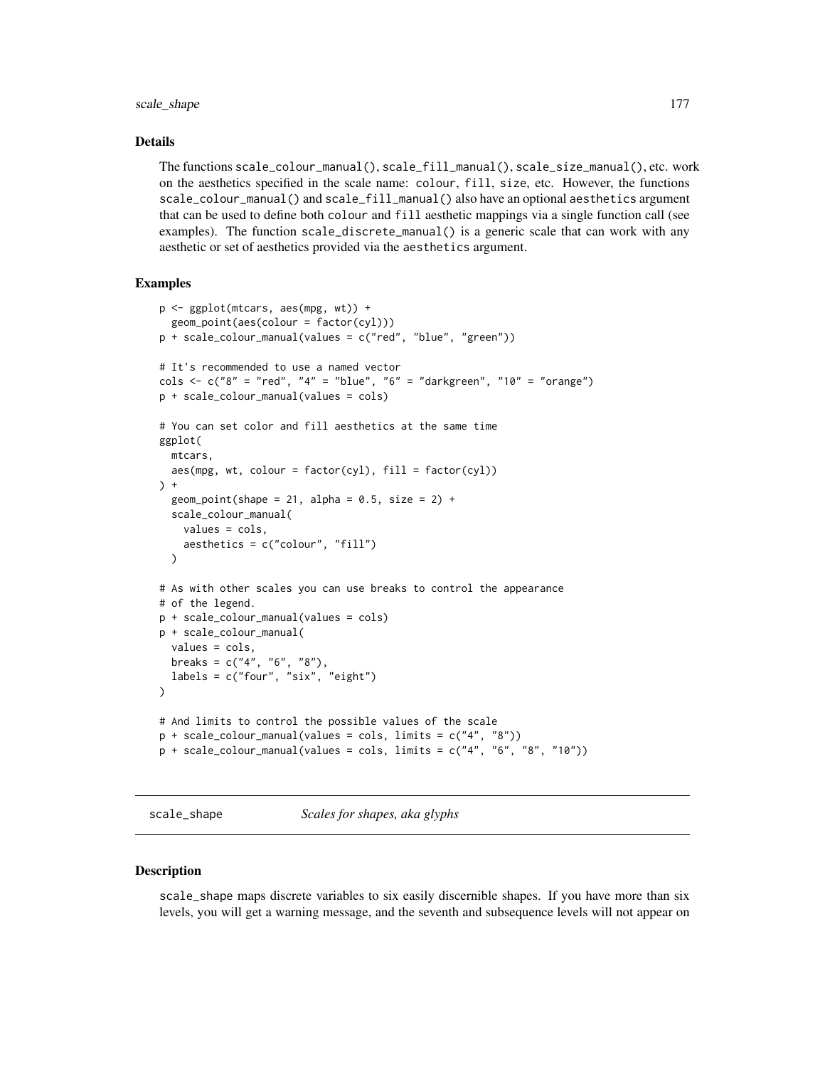### Details

The functions `scale_colour_manual()`, `scale_fill_manual()`, `scale_size_manual()`, etc. work on the aesthetics specified in the scale name: `colour`, `fill`, `size`, etc. However, the functions `scale_colour_manual()` and `scale_fill_manual()` also have an optional `aesthetics` argument that can be used to define both `colour` and `fill` aesthetic mappings via a single function call (see examples). The function `scale_discrete_manual()` is a generic scale that can work with any aesthetic or set of aesthetics provided via the `aesthetics` argument.

### Examples

```
p <- ggplot(mtcars, aes(mpg, wt)) +
  geom_point(aes(colour = factor(cyl)))
p + scale_colour_manual(values = c("red", "blue", "green"))

# It's recommended to use a named vector
cols <- c("8" = "red", "4" = "blue", "6" = "darkgreen", "10" = "orange")
p + scale_colour_manual(values = cols)

# You can set color and fill aesthetics at the same time
ggplot(
  mtcars,
  aes(mpg, wt, colour = factor(cyl), fill = factor(cyl))
) +
  geom_point(shape = 21, alpha = 0.5, size = 2) +
  scale_colour_manual(
    values = cols,
    aesthetics = c("colour", "fill")
  )

# As with other scales you can use breaks to control the appearance
# of the legend.
p + scale_colour_manual(values = cols)
p + scale_colour_manual(
  values = cols,
  breaks = c("4", "6", "8"),
  labels = c("four", "six", "eight")
)

# And limits to control the possible values of the scale
p + scale_colour_manual(values = cols, limits = c("4", "8"))
p + scale_colour_manual(values = cols, limits = c("4", "6", "8", "10"))
```

---

## scale_shape — *Scales for shapes, aka glyphs*

---

### Description

`scale_shape` maps discrete variables to six easily discernible shapes. If you have more than six levels, you will get a warning message, and the seventh and subsequence levels will not appear on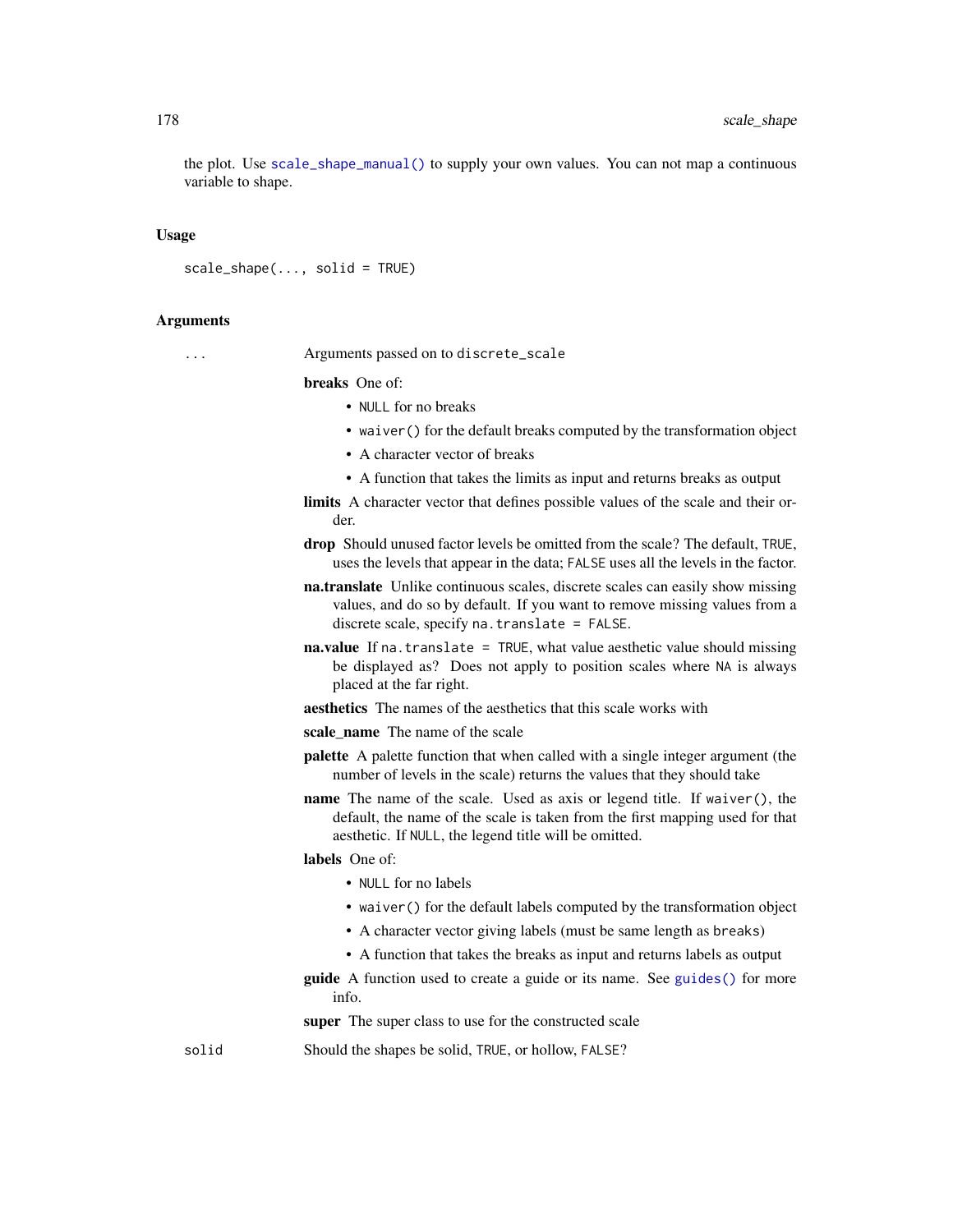the plot. Use `scale_shape_manual()` to supply your own values. You can not map a continuous variable to shape.

### Usage

```
scale_shape(..., solid = TRUE)
```

### Arguments

`...` Arguments passed on to `discrete_scale`

**breaks** One of:

- `NULL` for no breaks
- `waiver()` for the default breaks computed by the transformation object
- A character vector of breaks
- A function that takes the limits as input and returns breaks as output

**limits** A character vector that defines possible values of the scale and their order.

**drop** Should unused factor levels be omitted from the scale? The default, `TRUE`, uses the levels that appear in the data; `FALSE` uses all the levels in the factor.

**na.translate** Unlike continuous scales, discrete scales can easily show missing values, and do so by default. If you want to remove missing values from a discrete scale, specify `na.translate = FALSE`.

**na.value** If `na.translate = TRUE`, what value aesthetic value should missing be displayed as? Does not apply to position scales where `NA` is always placed at the far right.

**aesthetics** The names of the aesthetics that this scale works with

**scale_name** The name of the scale

**palette** A palette function that when called with a single integer argument (the number of levels in the scale) returns the values that they should take

**name** The name of the scale. Used as axis or legend title. If `waiver()`, the default, the name of the scale is taken from the first mapping used for that aesthetic. If `NULL`, the legend title will be omitted.

**labels** One of:

- `NULL` for no labels
- `waiver()` for the default labels computed by the transformation object
- A character vector giving labels (must be same length as `breaks`)
- A function that takes the breaks as input and returns labels as output

**guide** A function used to create a guide or its name. See `guides()` for more info.

**super** The super class to use for the constructed scale

`solid` Should the shapes be solid, `TRUE`, or hollow, `FALSE`?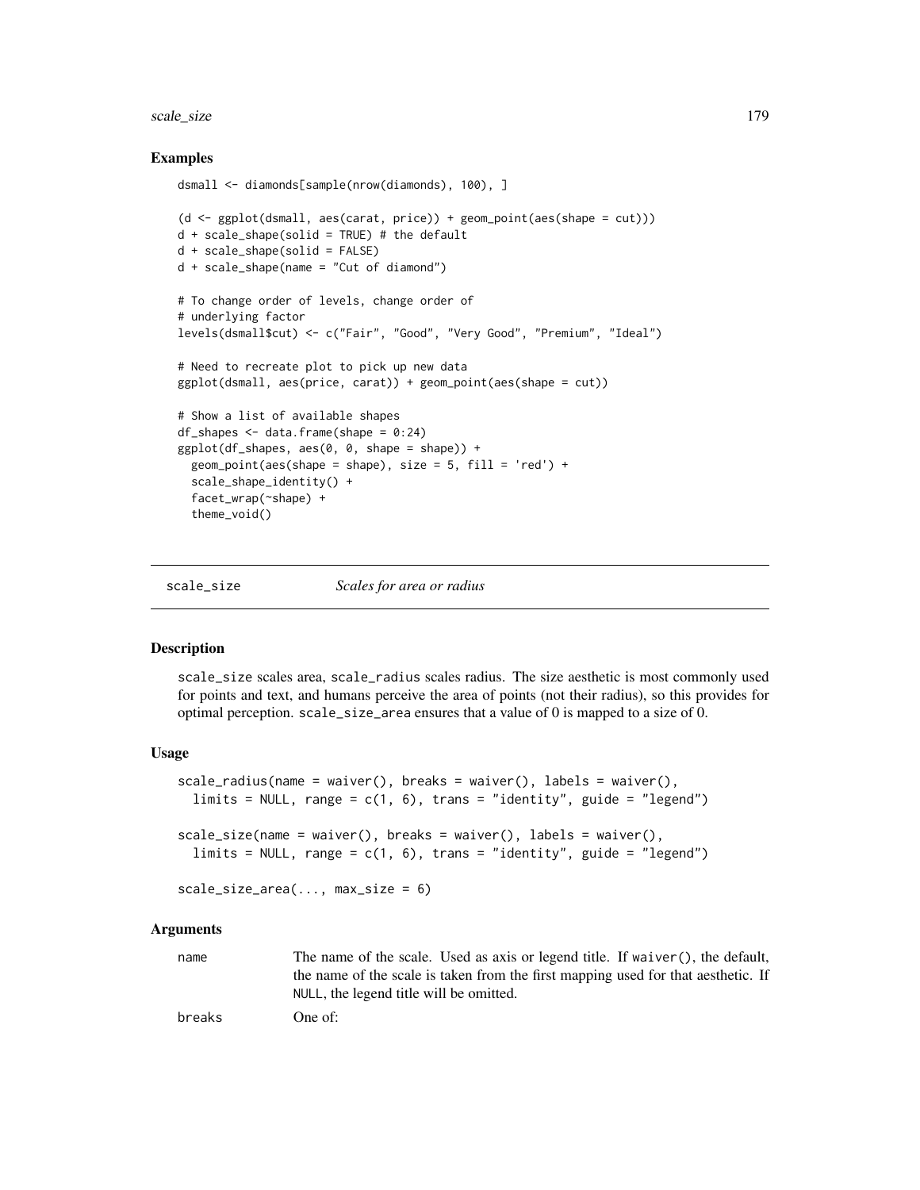### Examples

```
dsmall <- diamonds[sample(nrow(diamonds), 100), ]

(d <- ggplot(dsmall, aes(carat, price)) + geom_point(aes(shape = cut)))
d + scale_shape(solid = TRUE) # the default
d + scale_shape(solid = FALSE)
d + scale_shape(name = "Cut of diamond")

# To change order of levels, change order of
# underlying factor
levels(dsmall$cut) <- c("Fair", "Good", "Very Good", "Premium", "Ideal")

# Need to recreate plot to pick up new data
ggplot(dsmall, aes(price, carat)) + geom_point(aes(shape = cut))

# Show a list of available shapes
df_shapes <- data.frame(shape = 0:24)
ggplot(df_shapes, aes(0, 0, shape = shape)) +
  geom_point(aes(shape = shape), size = 5, fill = 'red') +
  scale_shape_identity() +
  facet_wrap(~shape) +
  theme_void()
```

---

## scale_size *Scales for area or radius*

---

### Description

scale_size scales area, scale_radius scales radius. The size aesthetic is most commonly used for points and text, and humans perceive the area of points (not their radius), so this provides for optimal perception. scale_size_area ensures that a value of 0 is mapped to a size of 0.

### Usage

```
scale_radius(name = waiver(), breaks = waiver(), labels = waiver(),
  limits = NULL, range = c(1, 6), trans = "identity", guide = "legend")

scale_size(name = waiver(), breaks = waiver(), labels = waiver(),
  limits = NULL, range = c(1, 6), trans = "identity", guide = "legend")

scale_size_area(..., max_size = 6)
```

### Arguments

name — The name of the scale. Used as axis or legend title. If waiver(), the default, the name of the scale is taken from the first mapping used for that aesthetic. If NULL, the legend title will be omitted.

breaks — One of: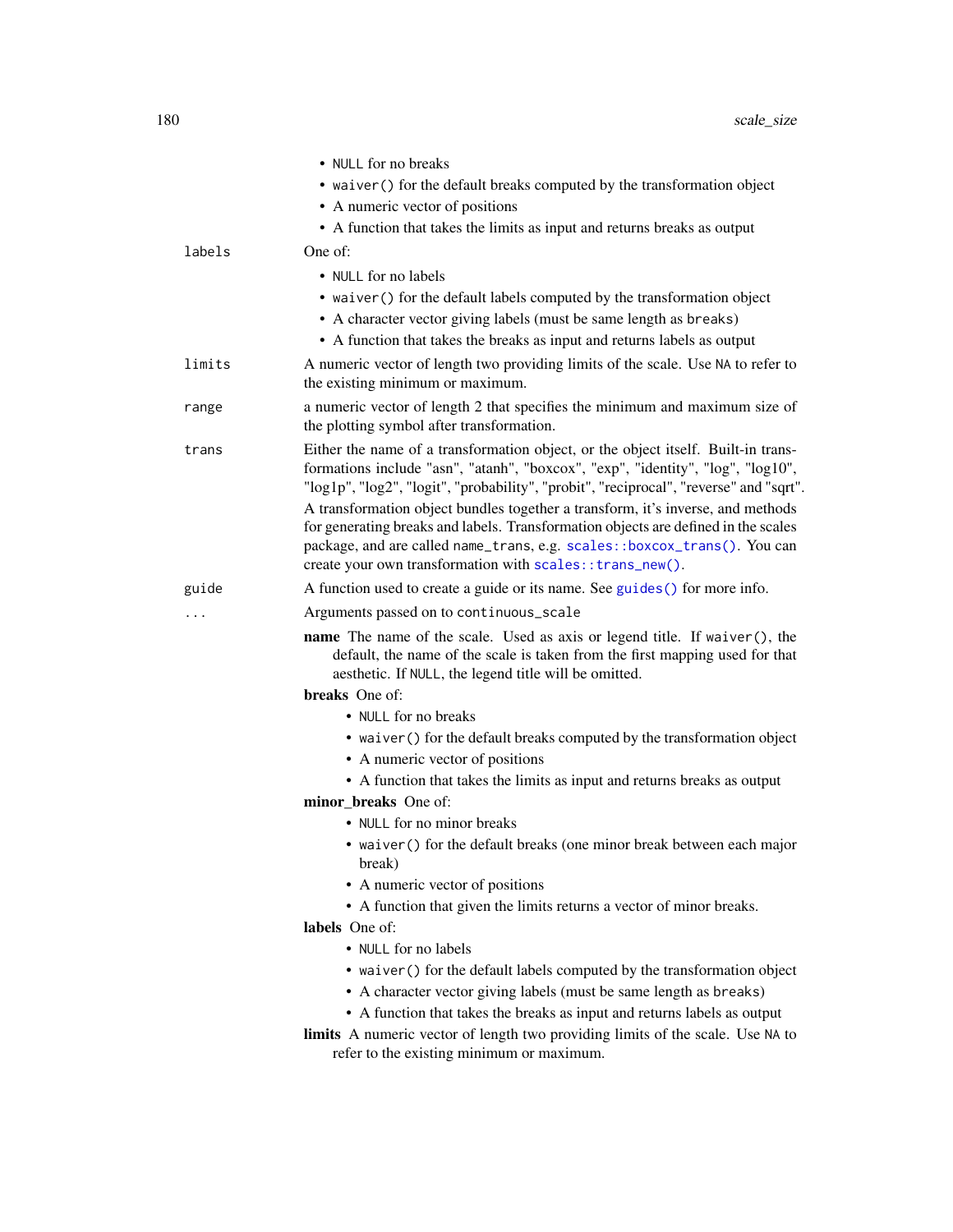- NULL for no breaks
- waiver() for the default breaks computed by the transformation object
- A numeric vector of positions
- A function that takes the limits as input and returns breaks as output

labels
: One of:

- NULL for no labels
- waiver() for the default labels computed by the transformation object
- A character vector giving labels (must be same length as breaks)
- A function that takes the breaks as input and returns labels as output

limits
: A numeric vector of length two providing limits of the scale. Use NA to refer to the existing minimum or maximum.

range
: a numeric vector of length 2 that specifies the minimum and maximum size of the plotting symbol after transformation.

trans
: Either the name of a transformation object, or the object itself. Built-in transformations include "asn", "atanh", "boxcox", "exp", "identity", "log", "log10", "log1p", "log2", "logit", "probability", "probit", "reciprocal", "reverse" and "sqrt".

  A transformation object bundles together a transform, it's inverse, and methods for generating breaks and labels. Transformation objects are defined in the scales package, and are called name_trans, e.g. scales::boxcox_trans(). You can create your own transformation with scales::trans_new().

guide
: A function used to create a guide or its name. See guides() for more info.

...
: Arguments passed on to continuous_scale

**name** The name of the scale. Used as axis or legend title. If waiver(), the default, the name of the scale is taken from the first mapping used for that aesthetic. If NULL, the legend title will be omitted.

**breaks** One of:

- NULL for no breaks
- waiver() for the default breaks computed by the transformation object
- A numeric vector of positions
- A function that takes the limits as input and returns breaks as output

**minor_breaks** One of:

- NULL for no minor breaks
- waiver() for the default breaks (one minor break between each major break)
- A numeric vector of positions
- A function that given the limits returns a vector of minor breaks.

**labels** One of:

- NULL for no labels
- waiver() for the default labels computed by the transformation object
- A character vector giving labels (must be same length as breaks)
- A function that takes the breaks as input and returns labels as output

**limits** A numeric vector of length two providing limits of the scale. Use NA to refer to the existing minimum or maximum.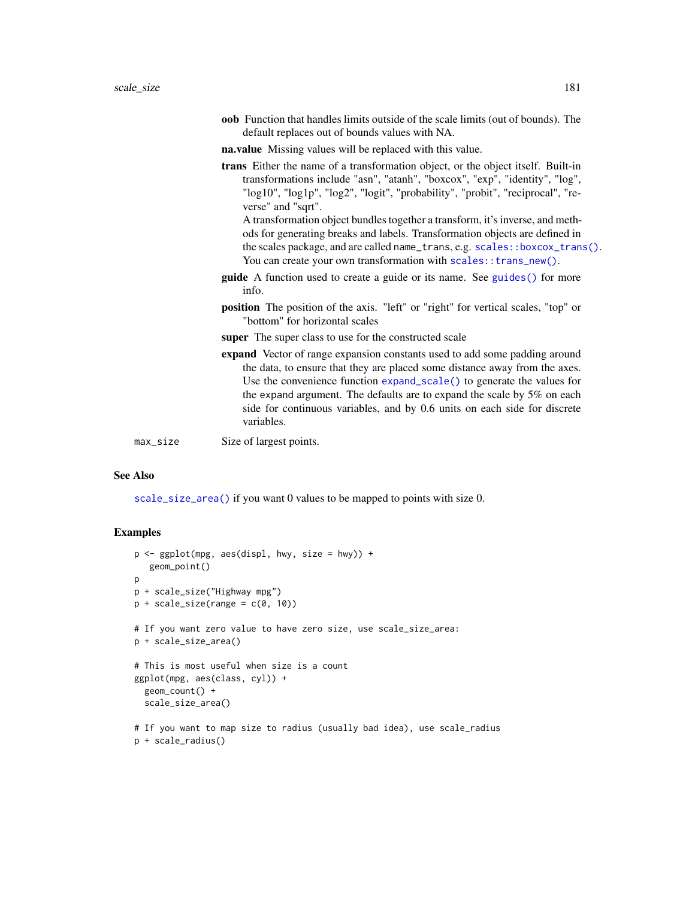**oob** Function that handles limits outside of the scale limits (out of bounds). The default replaces out of bounds values with NA.

**na.value** Missing values will be replaced with this value.

**trans** Either the name of a transformation object, or the object itself. Built-in transformations include "asn", "atanh", "boxcox", "exp", "identity", "log", "log10", "log1p", "log2", "logit", "probability", "probit", "reciprocal", "reverse" and "sqrt".
A transformation object bundles together a transform, it's inverse, and methods for generating breaks and labels. Transformation objects are defined in the scales package, and are called `name_trans`, e.g. `scales::boxcox_trans()`. You can create your own transformation with `scales::trans_new()`.

**guide** A function used to create a guide or its name. See `guides()` for more info.

**position** The position of the axis. "left" or "right" for vertical scales, "top" or "bottom" for horizontal scales

**super** The super class to use for the constructed scale

**expand** Vector of range expansion constants used to add some padding around the data, to ensure that they are placed some distance away from the axes. Use the convenience function `expand_scale()` to generate the values for the `expand` argument. The defaults are to expand the scale by 5% on each side for continuous variables, and by 0.6 units on each side for discrete variables.

`max_size` Size of largest points.

## See Also

`scale_size_area()` if you want 0 values to be mapped to points with size 0.

## Examples

```
p <- ggplot(mpg, aes(displ, hwy, size = hwy)) +
   geom_point()
p
p + scale_size("Highway mpg")
p + scale_size(range = c(0, 10))

# If you want zero value to have zero size, use scale_size_area:
p + scale_size_area()

# This is most useful when size is a count
ggplot(mpg, aes(class, cyl)) +
  geom_count() +
  scale_size_area()

# If you want to map size to radius (usually bad idea), use scale_radius
p + scale_radius()
```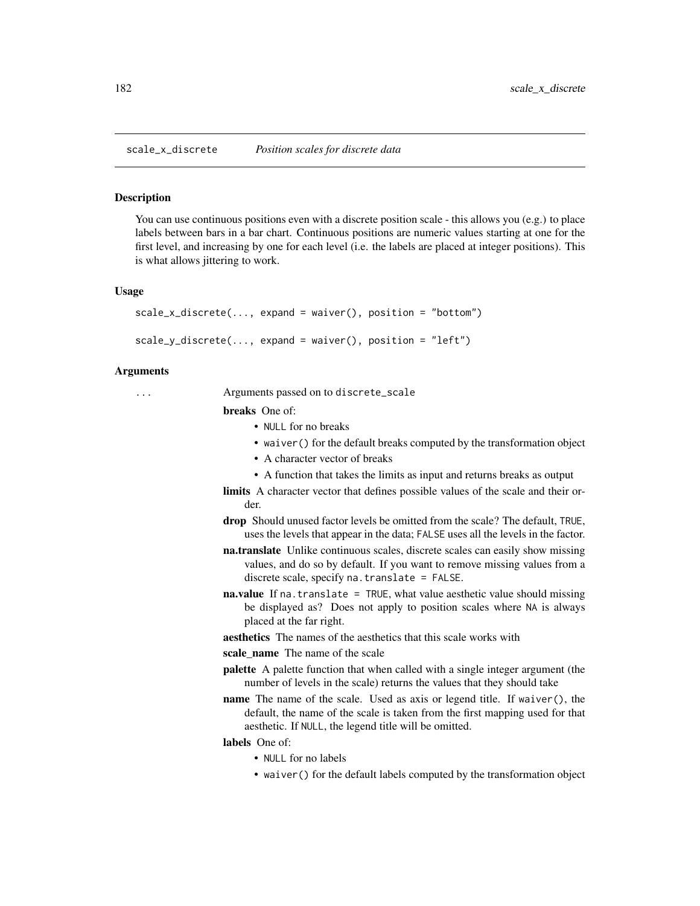# scale_x_discrete    *Position scales for discrete data*

## Description

You can use continuous positions even with a discrete position scale - this allows you (e.g.) to place labels between bars in a bar chart. Continuous positions are numeric values starting at one for the first level, and increasing by one for each level (i.e. the labels are placed at integer positions). This is what allows jittering to work.

## Usage

```
scale_x_discrete(..., expand = waiver(), position = "bottom")

scale_y_discrete(..., expand = waiver(), position = "left")
```

## Arguments

`...` Arguments passed on to `discrete_scale`

**breaks** One of:

- `NULL` for no breaks
- `waiver()` for the default breaks computed by the transformation object
- A character vector of breaks
- A function that takes the limits as input and returns breaks as output

**limits** A character vector that defines possible values of the scale and their order.

**drop** Should unused factor levels be omitted from the scale? The default, `TRUE`, uses the levels that appear in the data; `FALSE` uses all the levels in the factor.

**na.translate** Unlike continuous scales, discrete scales can easily show missing values, and do so by default. If you want to remove missing values from a discrete scale, specify `na.translate = FALSE`.

**na.value** If `na.translate = TRUE`, what value aesthetic value should missing be displayed as? Does not apply to position scales where `NA` is always placed at the far right.

**aesthetics** The names of the aesthetics that this scale works with

**scale_name** The name of the scale

**palette** A palette function that when called with a single integer argument (the number of levels in the scale) returns the values that they should take

**name** The name of the scale. Used as axis or legend title. If `waiver()`, the default, the name of the scale is taken from the first mapping used for that aesthetic. If `NULL`, the legend title will be omitted.

**labels** One of:

- `NULL` for no labels
- `waiver()` for the default labels computed by the transformation object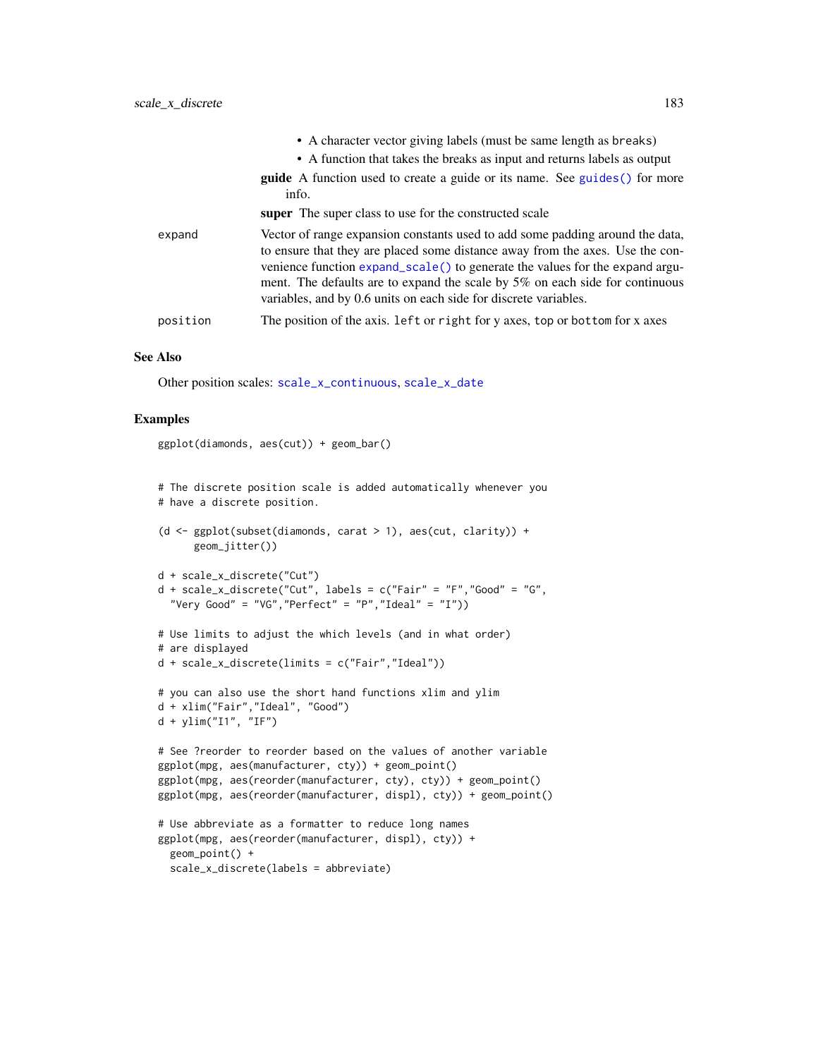- A character vector giving labels (must be same length as `breaks`)
- A function that takes the breaks as input and returns labels as output

**guide** A function used to create a guide or its name. See `guides()` for more info.

**super** The super class to use for the constructed scale

| | |
|---|---|
| `expand` | Vector of range expansion constants used to add some padding around the data, to ensure that they are placed some distance away from the axes. Use the convenience function `expand_scale()` to generate the values for the `expand` argument. The defaults are to expand the scale by 5% on each side for continuous variables, and by 0.6 units on each side for discrete variables. |
| `position` | The position of the axis. `left` or `right` for y axes, `top` or `bottom` for x axes |

## See Also

Other position scales: `scale_x_continuous`, `scale_x_date`

## Examples

```
ggplot(diamonds, aes(cut)) + geom_bar()


# The discrete position scale is added automatically whenever you
# have a discrete position.

(d <- ggplot(subset(diamonds, carat > 1), aes(cut, clarity)) +
      geom_jitter())

d + scale_x_discrete("Cut")
d + scale_x_discrete("Cut", labels = c("Fair" = "F","Good" = "G",
  "Very Good" = "VG","Perfect" = "P","Ideal" = "I"))

# Use limits to adjust the which levels (and in what order)
# are displayed
d + scale_x_discrete(limits = c("Fair","Ideal"))

# you can also use the short hand functions xlim and ylim
d + xlim("Fair","Ideal", "Good")
d + ylim("I1", "IF")

# See ?reorder to reorder based on the values of another variable
ggplot(mpg, aes(manufacturer, cty)) + geom_point()
ggplot(mpg, aes(reorder(manufacturer, cty), cty)) + geom_point()
ggplot(mpg, aes(reorder(manufacturer, displ), cty)) + geom_point()

# Use abbreviate as a formatter to reduce long names
ggplot(mpg, aes(reorder(manufacturer, displ), cty)) +
  geom_point() +
  scale_x_discrete(labels = abbreviate)
```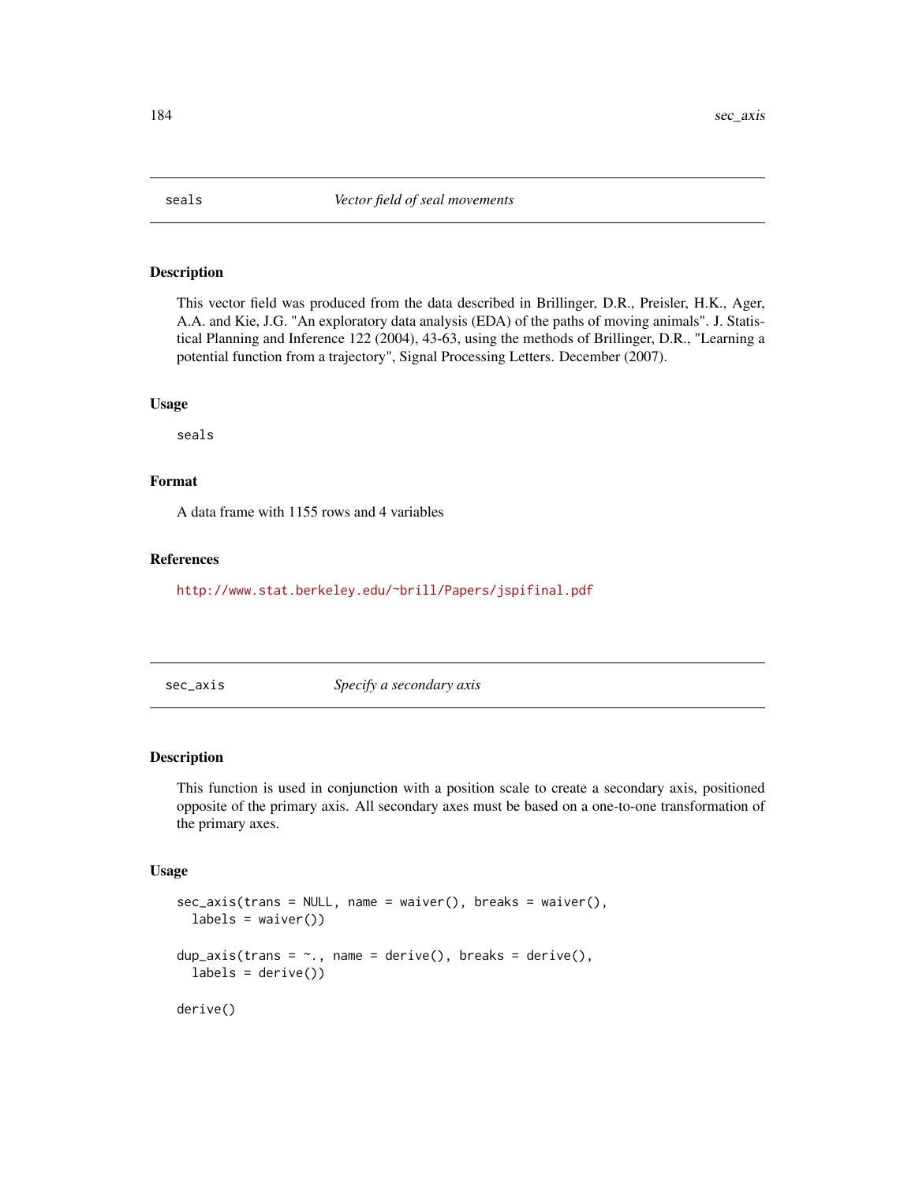## seals — *Vector field of seal movements*

### Description

This vector field was produced from the data described in Brillinger, D.R., Preisler, H.K., Ager, A.A. and Kie, J.G. "An exploratory data analysis (EDA) of the paths of moving animals". J. Statistical Planning and Inference 122 (2004), 43-63, using the methods of Brillinger, D.R., "Learning a potential function from a trajectory", Signal Processing Letters. December (2007).

### Usage

```
seals
```

### Format

A data frame with 1155 rows and 4 variables

### References

http://www.stat.berkeley.edu/~brill/Papers/jspifinal.pdf

## sec_axis — *Specify a secondary axis*

### Description

This function is used in conjunction with a position scale to create a secondary axis, positioned opposite of the primary axis. All secondary axes must be based on a one-to-one transformation of the primary axes.

### Usage

```
sec_axis(trans = NULL, name = waiver(), breaks = waiver(),
  labels = waiver())

dup_axis(trans = ~., name = derive(), breaks = derive(),
  labels = derive())

derive()
```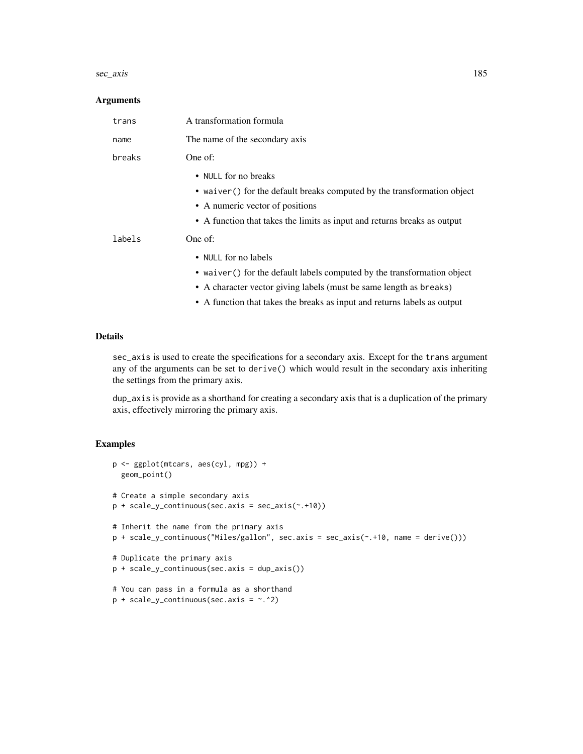## Arguments

| | |
|---|---|
| `trans` | A transformation formula |
| `name` | The name of the secondary axis |
| `breaks` | One of:<br>• `NULL` for no breaks<br>• `waiver()` for the default breaks computed by the transformation object<br>• A numeric vector of positions<br>• A function that takes the limits as input and returns breaks as output |
| `labels` | One of:<br>• `NULL` for no labels<br>• `waiver()` for the default labels computed by the transformation object<br>• A character vector giving labels (must be same length as `breaks`)<br>• A function that takes the breaks as input and returns labels as output |

## Details

`sec_axis` is used to create the specifications for a secondary axis. Except for the `trans` argument any of the arguments can be set to `derive()` which would result in the secondary axis inheriting the settings from the primary axis.

`dup_axis` is provide as a shorthand for creating a secondary axis that is a duplication of the primary axis, effectively mirroring the primary axis.

## Examples

```
p <- ggplot(mtcars, aes(cyl, mpg)) +
  geom_point()

# Create a simple secondary axis
p + scale_y_continuous(sec.axis = sec_axis(~.+10))

# Inherit the name from the primary axis
p + scale_y_continuous("Miles/gallon", sec.axis = sec_axis(~.+10, name = derive()))

# Duplicate the primary axis
p + scale_y_continuous(sec.axis = dup_axis())

# You can pass in a formula as a shorthand
p + scale_y_continuous(sec.axis = ~.^2)
```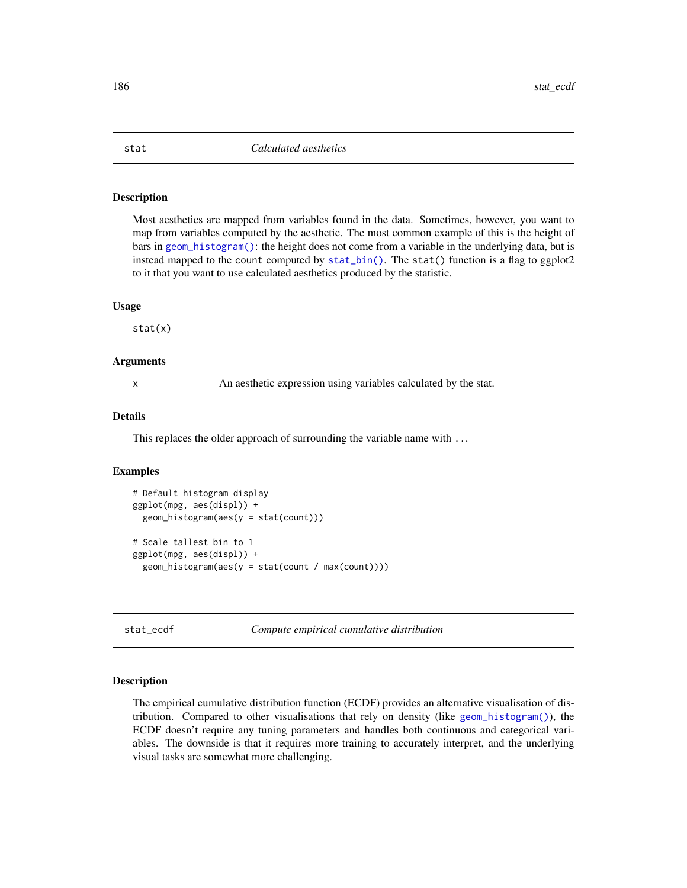## stat — *Calculated aesthetics*

### Description

Most aesthetics are mapped from variables found in the data. Sometimes, however, you want to map from variables computed by the aesthetic. The most common example of this is the height of bars in `geom_histogram()`: the height does not come from a variable in the underlying data, but is instead mapped to the `count` computed by `stat_bin()`. The `stat()` function is a flag to ggplot2 to it that you want to use calculated aesthetics produced by the statistic.

### Usage

```
stat(x)
```

### Arguments

| | |
|---|---|
| x | An aesthetic expression using variables calculated by the stat. |

### Details

This replaces the older approach of surrounding the variable name with ...

### Examples

```
# Default histogram display
ggplot(mpg, aes(displ)) +
  geom_histogram(aes(y = stat(count)))

# Scale tallest bin to 1
ggplot(mpg, aes(displ)) +
  geom_histogram(aes(y = stat(count / max(count))))
```

## stat_ecdf — *Compute empirical cumulative distribution*

### Description

The empirical cumulative distribution function (ECDF) provides an alternative visualisation of distribution. Compared to other visualisations that rely on density (like `geom_histogram()`), the ECDF doesn't require any tuning parameters and handles both continuous and categorical variables. The downside is that it requires more training to accurately interpret, and the underlying visual tasks are somewhat more challenging.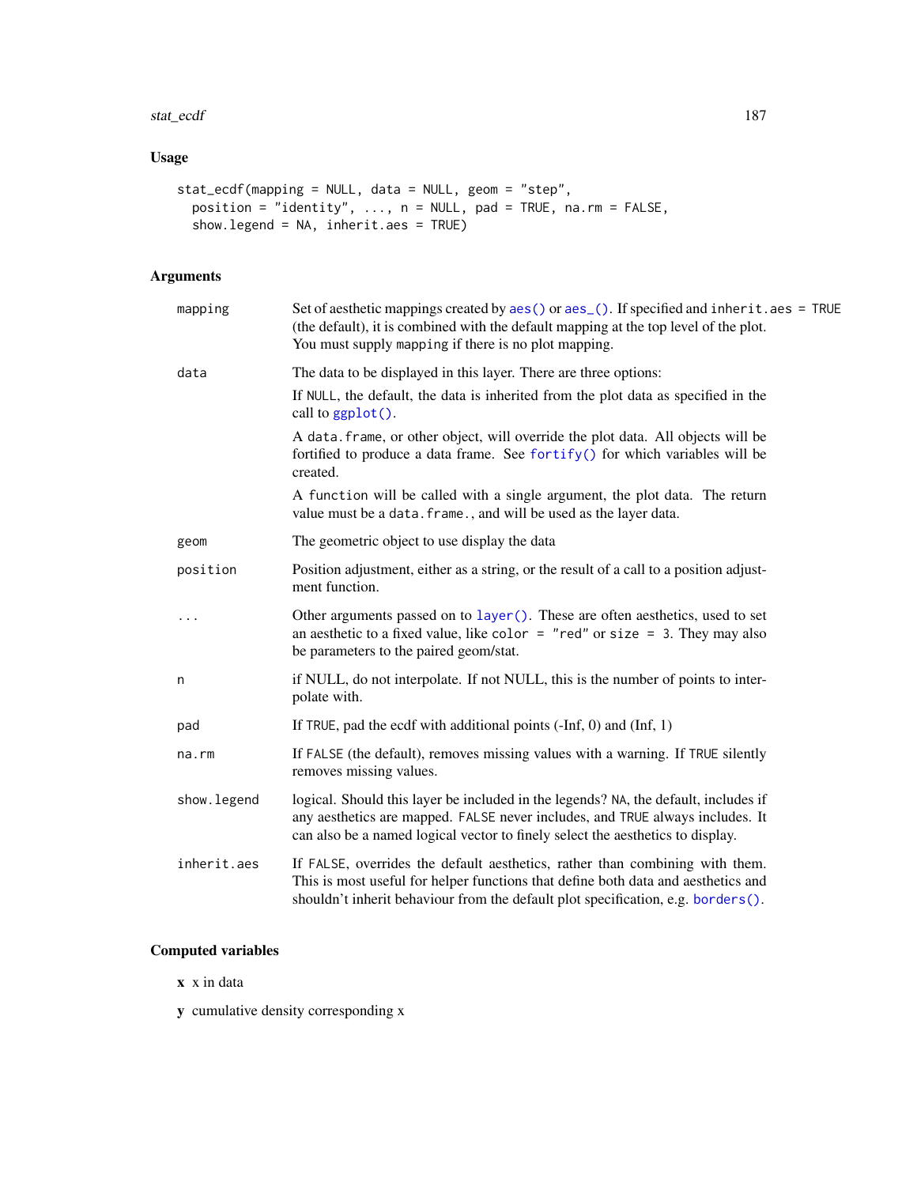### Usage

```
stat_ecdf(mapping = NULL, data = NULL, geom = "step",
  position = "identity", ..., n = NULL, pad = TRUE, na.rm = FALSE,
  show.legend = NA, inherit.aes = TRUE)
```

### Arguments

| | |
|---|---|
| `mapping` | Set of aesthetic mappings created by `aes()` or `aes_()`. If specified and `inherit.aes = TRUE` (the default), it is combined with the default mapping at the top level of the plot. You must supply `mapping` if there is no plot mapping. |
| `data` | The data to be displayed in this layer. There are three options: If `NULL`, the default, the data is inherited from the plot data as specified in the call to `ggplot()`. A `data.frame`, or other object, will override the plot data. All objects will be fortified to produce a data frame. See `fortify()` for which variables will be created. A `function` will be called with a single argument, the plot data. The return value must be a `data.frame.`, and will be used as the layer data. |
| `geom` | The geometric object to use display the data |
| `position` | Position adjustment, either as a string, or the result of a call to a position adjustment function. |
| `...` | Other arguments passed on to `layer()`. These are often aesthetics, used to set an aesthetic to a fixed value, like `color = "red"` or `size = 3`. They may also be parameters to the paired geom/stat. |
| `n` | if NULL, do not interpolate. If not NULL, this is the number of points to interpolate with. |
| `pad` | If `TRUE`, pad the ecdf with additional points (-Inf, 0) and (Inf, 1) |
| `na.rm` | If `FALSE` (the default), removes missing values with a warning. If `TRUE` silently removes missing values. |
| `show.legend` | logical. Should this layer be included in the legends? `NA`, the default, includes if any aesthetics are mapped. `FALSE` never includes, and `TRUE` always includes. It can also be a named logical vector to finely select the aesthetics to display. |
| `inherit.aes` | If `FALSE`, overrides the default aesthetics, rather than combining with them. This is most useful for helper functions that define both data and aesthetics and shouldn't inherit behaviour from the default plot specification, e.g. `borders()`. |

### Computed variables

**x** x in data

**y** cumulative density corresponding x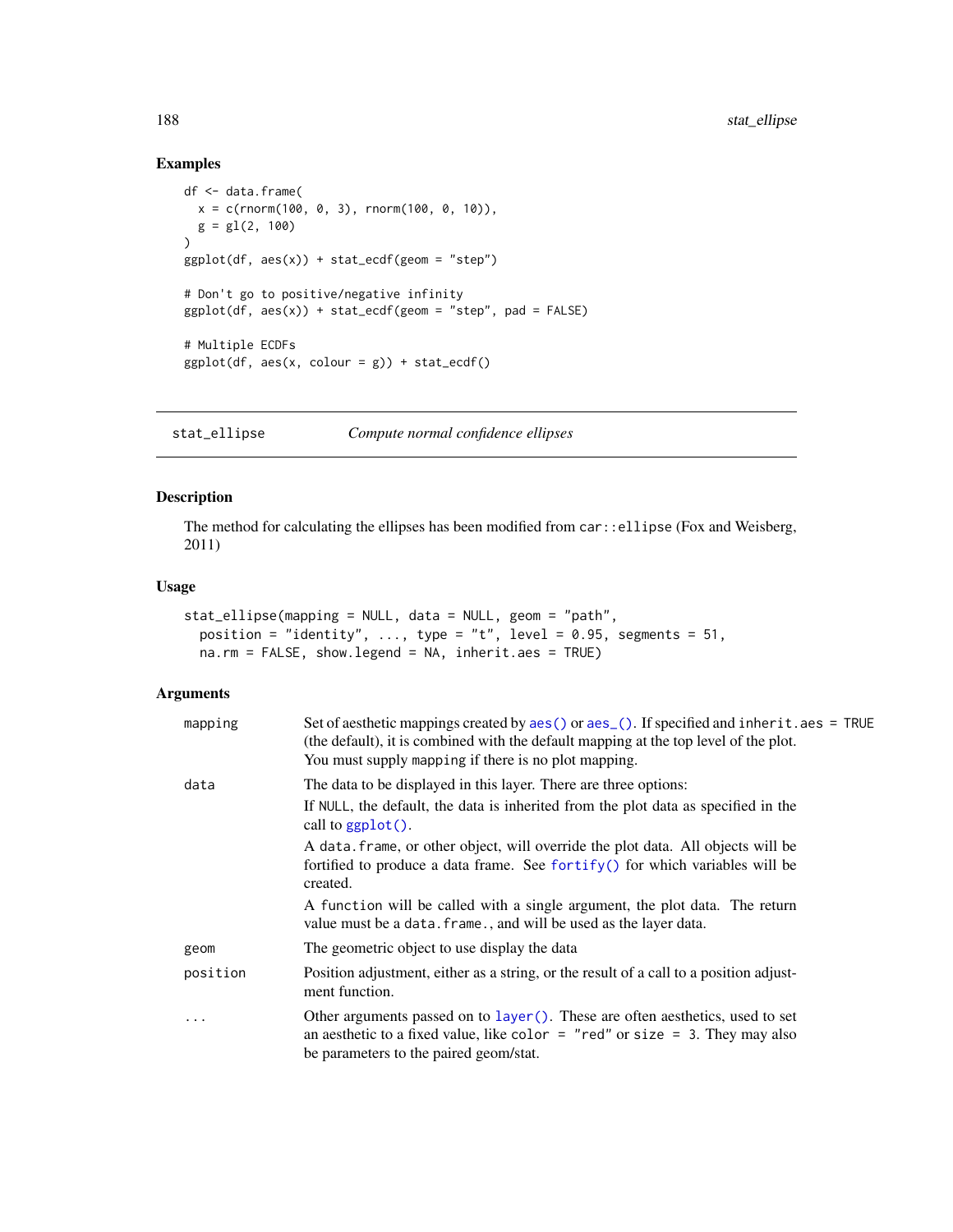## Examples

```
df <- data.frame(
  x = c(rnorm(100, 0, 3), rnorm(100, 0, 10)),
  g = gl(2, 100)
)
ggplot(df, aes(x)) + stat_ecdf(geom = "step")

# Don't go to positive/negative infinity
ggplot(df, aes(x)) + stat_ecdf(geom = "step", pad = FALSE)

# Multiple ECDFs
ggplot(df, aes(x, colour = g)) + stat_ecdf()
```

---

# stat_ellipse — *Compute normal confidence ellipses*

## Description

The method for calculating the ellipses has been modified from `car::ellipse` (Fox and Weisberg, 2011)

## Usage

```
stat_ellipse(mapping = NULL, data = NULL, geom = "path",
  position = "identity", ..., type = "t", level = 0.95, segments = 51,
  na.rm = FALSE, show.legend = NA, inherit.aes = TRUE)
```

## Arguments

| | |
|---|---|
| `mapping` | Set of aesthetic mappings created by `aes()` or `aes_()`. If specified and `inherit.aes = TRUE` (the default), it is combined with the default mapping at the top level of the plot. You must supply `mapping` if there is no plot mapping. |
| `data` | The data to be displayed in this layer. There are three options: If `NULL`, the default, the data is inherited from the plot data as specified in the call to `ggplot()`. A `data.frame`, or other object, will override the plot data. All objects will be fortified to produce a data frame. See `fortify()` for which variables will be created. A `function` will be called with a single argument, the plot data. The return value must be a `data.frame.`, and will be used as the layer data. |
| `geom` | The geometric object to use display the data |
| `position` | Position adjustment, either as a string, or the result of a call to a position adjustment function. |
| `...` | Other arguments passed on to `layer()`. These are often aesthetics, used to set an aesthetic to a fixed value, like `color = "red"` or `size = 3`. They may also be parameters to the paired geom/stat. |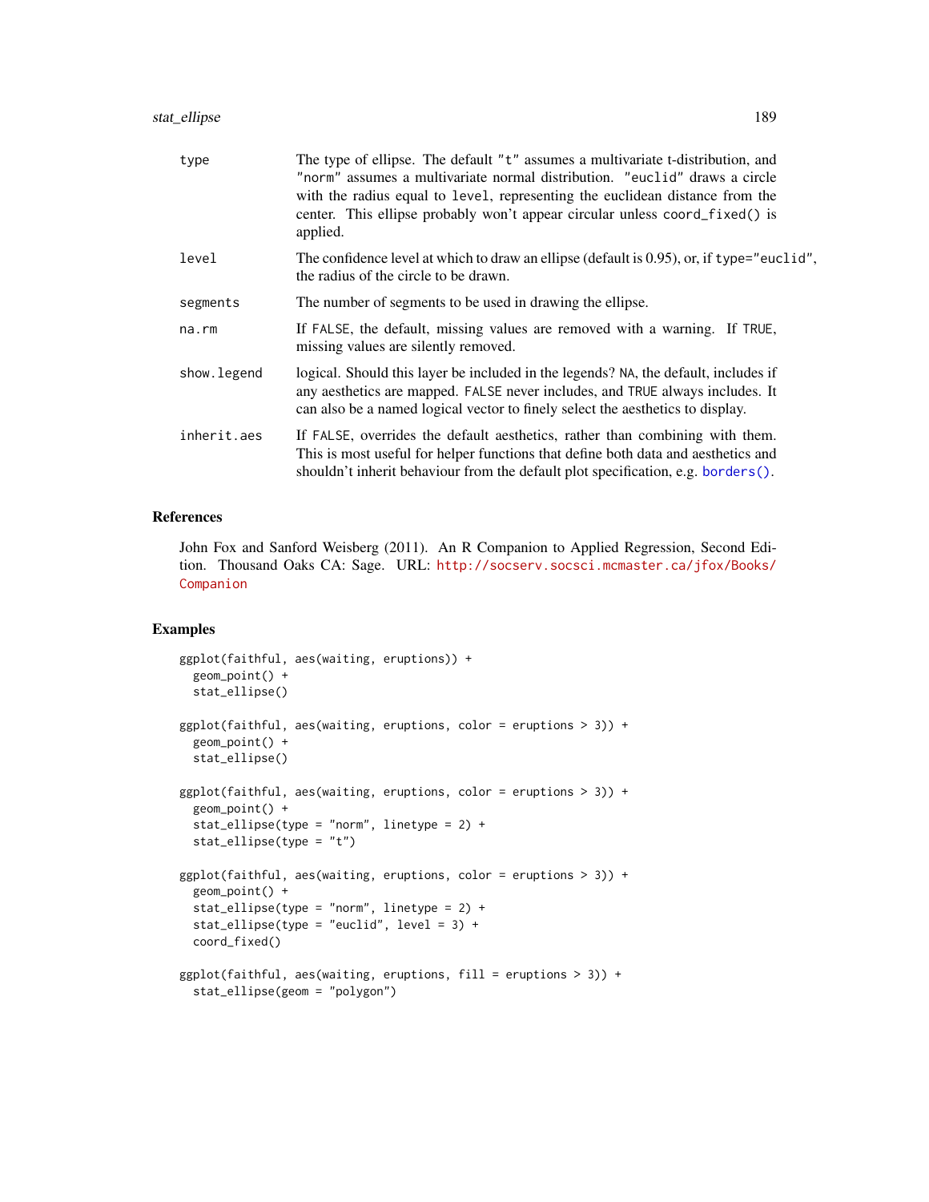| | |
|---|---|
| type | The type of ellipse. The default "t" assumes a multivariate t-distribution, and "norm" assumes a multivariate normal distribution. "euclid" draws a circle with the radius equal to level, representing the euclidean distance from the center. This ellipse probably won't appear circular unless coord_fixed() is applied. |
| level | The confidence level at which to draw an ellipse (default is 0.95), or, if type="euclid", the radius of the circle to be drawn. |
| segments | The number of segments to be used in drawing the ellipse. |
| na.rm | If FALSE, the default, missing values are removed with a warning. If TRUE, missing values are silently removed. |
| show.legend | logical. Should this layer be included in the legends? NA, the default, includes if any aesthetics are mapped. FALSE never includes, and TRUE always includes. It can also be a named logical vector to finely select the aesthetics to display. |
| inherit.aes | If FALSE, overrides the default aesthetics, rather than combining with them. This is most useful for helper functions that define both data and aesthetics and shouldn't inherit behaviour from the default plot specification, e.g. borders(). |

## References

John Fox and Sanford Weisberg (2011). An R Companion to Applied Regression, Second Edition. Thousand Oaks CA: Sage. URL: http://socserv.socsci.mcmaster.ca/jfox/Books/Companion

## Examples

```
ggplot(faithful, aes(waiting, eruptions)) +
  geom_point() +
  stat_ellipse()

ggplot(faithful, aes(waiting, eruptions, color = eruptions > 3)) +
  geom_point() +
  stat_ellipse()

ggplot(faithful, aes(waiting, eruptions, color = eruptions > 3)) +
  geom_point() +
  stat_ellipse(type = "norm", linetype = 2) +
  stat_ellipse(type = "t")

ggplot(faithful, aes(waiting, eruptions, color = eruptions > 3)) +
  geom_point() +
  stat_ellipse(type = "norm", linetype = 2) +
  stat_ellipse(type = "euclid", level = 3) +
  coord_fixed()

ggplot(faithful, aes(waiting, eruptions, fill = eruptions > 3)) +
  stat_ellipse(geom = "polygon")
```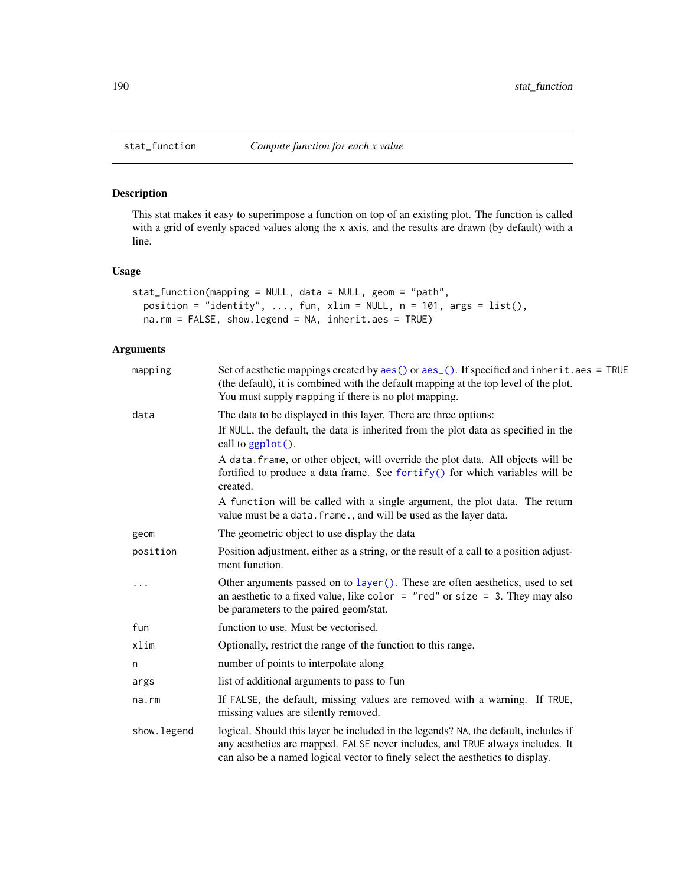## stat_function — *Compute function for each x value*

### Description

This stat makes it easy to superimpose a function on top of an existing plot. The function is called with a grid of evenly spaced values along the x axis, and the results are drawn (by default) with a line.

### Usage

```
stat_function(mapping = NULL, data = NULL, geom = "path",
  position = "identity", ..., fun, xlim = NULL, n = 101, args = list(),
  na.rm = FALSE, show.legend = NA, inherit.aes = TRUE)
```

### Arguments

| Argument | Description |
|---|---|
| `mapping` | Set of aesthetic mappings created by `aes()` or `aes_()`. If specified and `inherit.aes = TRUE` (the default), it is combined with the default mapping at the top level of the plot. You must supply `mapping` if there is no plot mapping. |
| `data` | The data to be displayed in this layer. There are three options: <br> If `NULL`, the default, the data is inherited from the plot data as specified in the call to `ggplot()`. <br> A `data.frame`, or other object, will override the plot data. All objects will be fortified to produce a data frame. See `fortify()` for which variables will be created. <br> A `function` will be called with a single argument, the plot data. The return value must be a `data.frame.`, and will be used as the layer data. |
| `geom` | The geometric object to use display the data |
| `position` | Position adjustment, either as a string, or the result of a call to a position adjustment function. |
| `...` | Other arguments passed on to `layer()`. These are often aesthetics, used to set an aesthetic to a fixed value, like `color = "red"` or `size = 3`. They may also be parameters to the paired geom/stat. |
| `fun` | function to use. Must be vectorised. |
| `xlim` | Optionally, restrict the range of the function to this range. |
| `n` | number of points to interpolate along |
| `args` | list of additional arguments to pass to `fun` |
| `na.rm` | If `FALSE`, the default, missing values are removed with a warning. If `TRUE`, missing values are silently removed. |
| `show.legend` | logical. Should this layer be included in the legends? `NA`, the default, includes if any aesthetics are mapped. `FALSE` never includes, and `TRUE` always includes. It can also be a named logical vector to finely select the aesthetics to display. |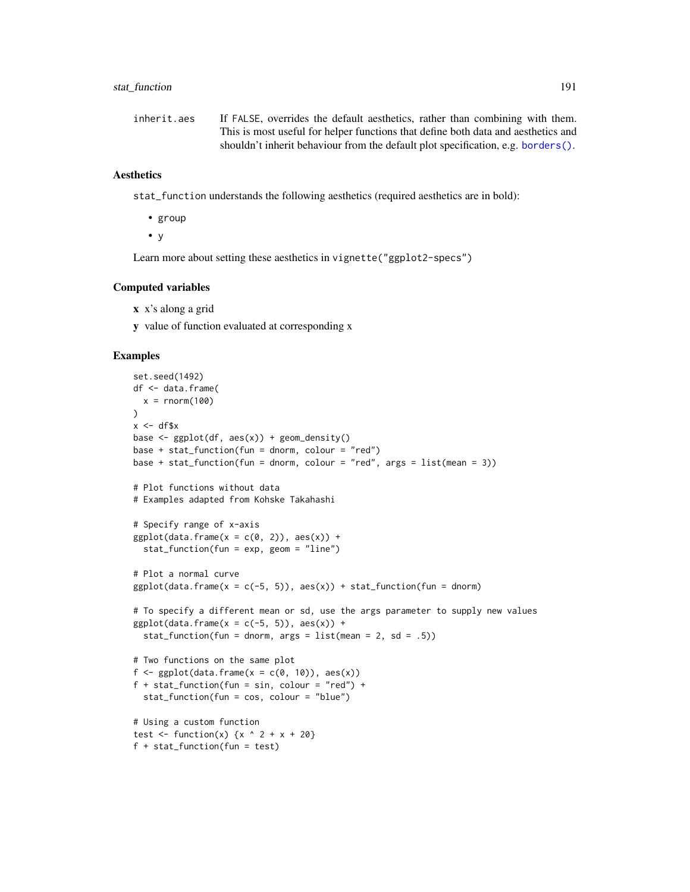inherit.aes If FALSE, overrides the default aesthetics, rather than combining with them. This is most useful for helper functions that define both data and aesthetics and shouldn't inherit behaviour from the default plot specification, e.g. borders().

### Aesthetics

stat_function understands the following aesthetics (required aesthetics are in bold):

- group
- y

Learn more about setting these aesthetics in vignette("ggplot2-specs")

### Computed variables

**x** x's along a grid

**y** value of function evaluated at corresponding x

### Examples

```
set.seed(1492)
df <- data.frame(
  x = rnorm(100)
)
x <- df$x
base <- ggplot(df, aes(x)) + geom_density()
base + stat_function(fun = dnorm, colour = "red")
base + stat_function(fun = dnorm, colour = "red", args = list(mean = 3))

# Plot functions without data
# Examples adapted from Kohske Takahashi

# Specify range of x-axis
ggplot(data.frame(x = c(0, 2)), aes(x)) +
  stat_function(fun = exp, geom = "line")

# Plot a normal curve
ggplot(data.frame(x = c(-5, 5)), aes(x)) + stat_function(fun = dnorm)

# To specify a different mean or sd, use the args parameter to supply new values
ggplot(data.frame(x = c(-5, 5)), aes(x)) +
  stat_function(fun = dnorm, args = list(mean = 2, sd = .5))

# Two functions on the same plot
f <- ggplot(data.frame(x = c(0, 10)), aes(x))
f + stat_function(fun = sin, colour = "red") +
  stat_function(fun = cos, colour = "blue")

# Using a custom function
test <- function(x) {x ^ 2 + x + 20}
f + stat_function(fun = test)
```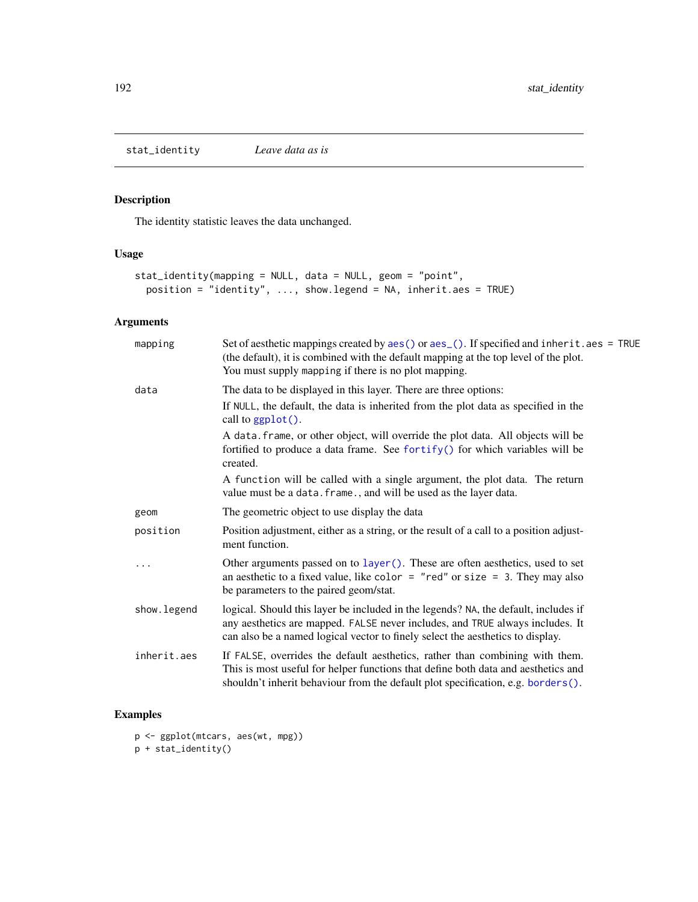## stat_identity — *Leave data as is*

### Description

The identity statistic leaves the data unchanged.

### Usage

```
stat_identity(mapping = NULL, data = NULL, geom = "point",
  position = "identity", ..., show.legend = NA, inherit.aes = TRUE)
```

### Arguments

| Argument | Description |
|---|---|
| `mapping` | Set of aesthetic mappings created by `aes()` or `aes_()`. If specified and `inherit.aes = TRUE` (the default), it is combined with the default mapping at the top level of the plot. You must supply `mapping` if there is no plot mapping. |
| `data` | The data to be displayed in this layer. There are three options: If `NULL`, the default, the data is inherited from the plot data as specified in the call to `ggplot()`. A `data.frame`, or other object, will override the plot data. All objects will be fortified to produce a data frame. See `fortify()` for which variables will be created. A `function` will be called with a single argument, the plot data. The return value must be a `data.frame.`, and will be used as the layer data. |
| `geom` | The geometric object to use display the data |
| `position` | Position adjustment, either as a string, or the result of a call to a position adjustment function. |
| `...` | Other arguments passed on to `layer()`. These are often aesthetics, used to set an aesthetic to a fixed value, like `color = "red"` or `size = 3`. They may also be parameters to the paired geom/stat. |
| `show.legend` | logical. Should this layer be included in the legends? `NA`, the default, includes if any aesthetics are mapped. `FALSE` never includes, and `TRUE` always includes. It can also be a named logical vector to finely select the aesthetics to display. |
| `inherit.aes` | If `FALSE`, overrides the default aesthetics, rather than combining with them. This is most useful for helper functions that define both data and aesthetics and shouldn't inherit behaviour from the default plot specification, e.g. `borders()`. |

### Examples

```
p <- ggplot(mtcars, aes(wt, mpg))
p + stat_identity()
```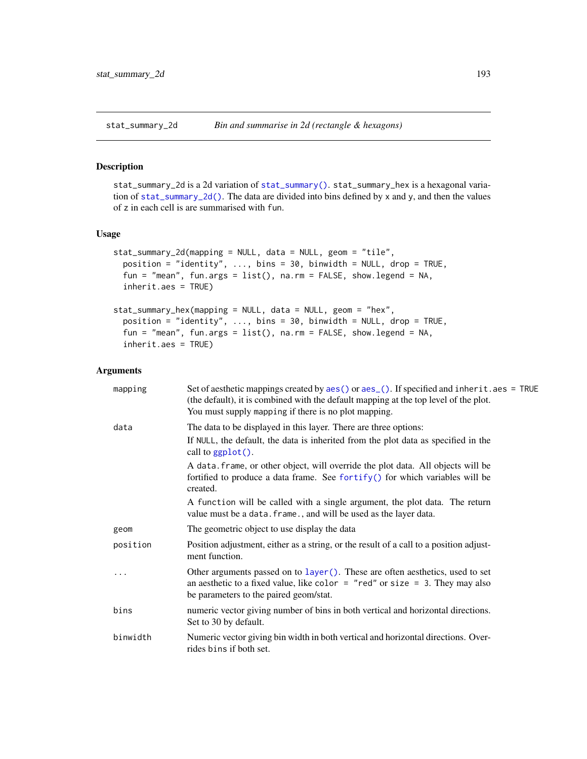stat_summary_2d — *Bin and summarise in 2d (rectangle & hexagons)*

## Description

stat_summary_2d is a 2d variation of stat_summary(). stat_summary_hex is a hexagonal variation of stat_summary_2d(). The data are divided into bins defined by x and y, and then the values of z in each cell is are summarised with fun.

## Usage

```
stat_summary_2d(mapping = NULL, data = NULL, geom = "tile",
  position = "identity", ..., bins = 30, binwidth = NULL, drop = TRUE,
  fun = "mean", fun.args = list(), na.rm = FALSE, show.legend = NA,
  inherit.aes = TRUE)

stat_summary_hex(mapping = NULL, data = NULL, geom = "hex",
  position = "identity", ..., bins = 30, binwidth = NULL, drop = TRUE,
  fun = "mean", fun.args = list(), na.rm = FALSE, show.legend = NA,
  inherit.aes = TRUE)
```

## Arguments

| | |
|---|---|
| mapping | Set of aesthetic mappings created by aes() or aes_(). If specified and inherit.aes = TRUE (the default), it is combined with the default mapping at the top level of the plot. You must supply mapping if there is no plot mapping. |
| data | The data to be displayed in this layer. There are three options: If NULL, the default, the data is inherited from the plot data as specified in the call to ggplot(). A data.frame, or other object, will override the plot data. All objects will be fortified to produce a data frame. See fortify() for which variables will be created. A function will be called with a single argument, the plot data. The return value must be a data.frame., and will be used as the layer data. |
| geom | The geometric object to use display the data |
| position | Position adjustment, either as a string, or the result of a call to a position adjustment function. |
| ... | Other arguments passed on to layer(). These are often aesthetics, used to set an aesthetic to a fixed value, like color = "red" or size = 3. They may also be parameters to the paired geom/stat. |
| bins | numeric vector giving number of bins in both vertical and horizontal directions. Set to 30 by default. |
| binwidth | Numeric vector giving bin width in both vertical and horizontal directions. Overrides bins if both set. |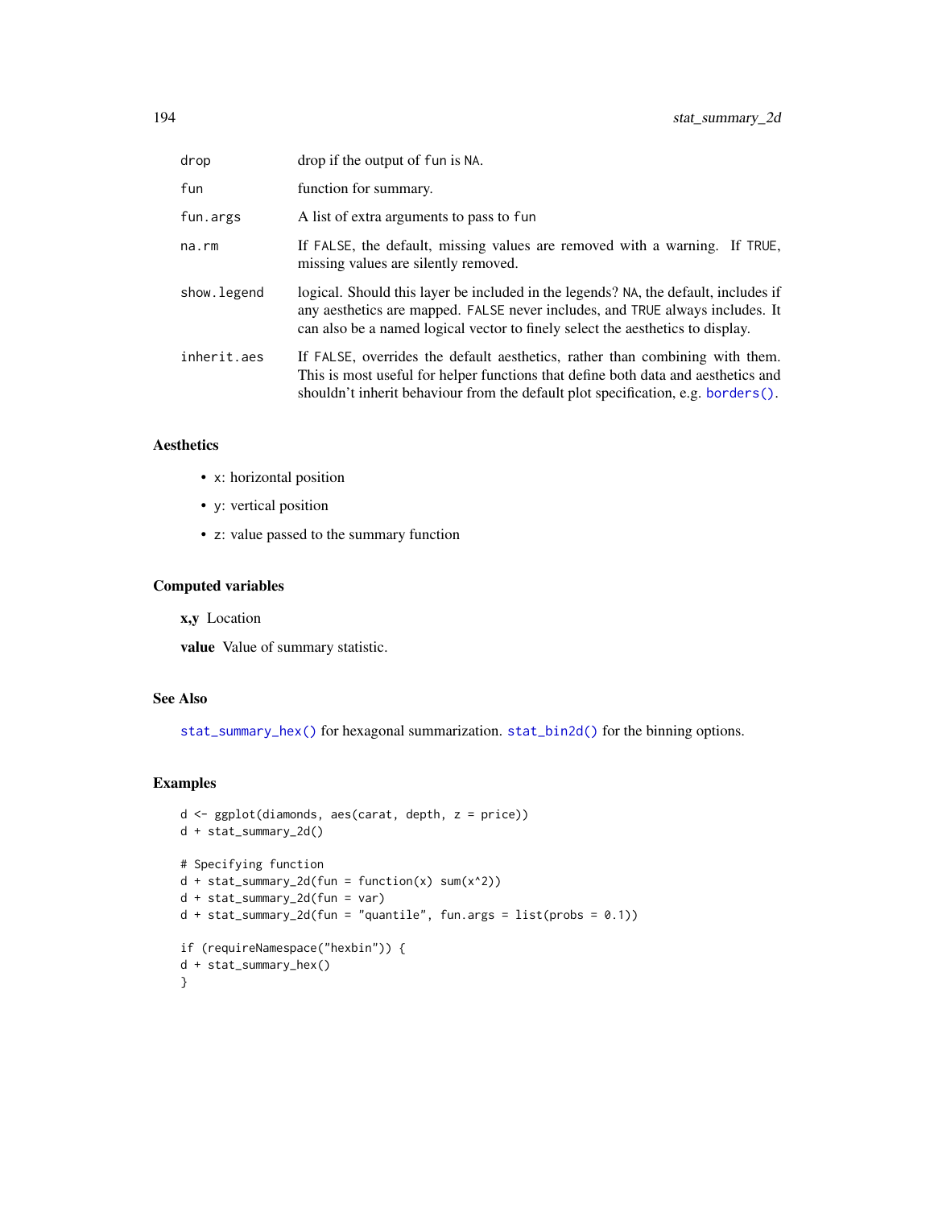| | |
|---|---|
| drop | drop if the output of fun is NA. |
| fun | function for summary. |
| fun.args | A list of extra arguments to pass to fun |
| na.rm | If FALSE, the default, missing values are removed with a warning. If TRUE, missing values are silently removed. |
| show.legend | logical. Should this layer be included in the legends? NA, the default, includes if any aesthetics are mapped. FALSE never includes, and TRUE always includes. It can also be a named logical vector to finely select the aesthetics to display. |
| inherit.aes | If FALSE, overrides the default aesthetics, rather than combining with them. This is most useful for helper functions that define both data and aesthetics and shouldn't inherit behaviour from the default plot specification, e.g. borders(). |

### Aesthetics

- x: horizontal position
- y: vertical position
- z: value passed to the summary function

### Computed variables

**x,y** Location

**value** Value of summary statistic.

### See Also

stat_summary_hex() for hexagonal summarization. stat_bin2d() for the binning options.

### Examples

```
d <- ggplot(diamonds, aes(carat, depth, z = price))
d + stat_summary_2d()

# Specifying function
d + stat_summary_2d(fun = function(x) sum(x^2))
d + stat_summary_2d(fun = var)
d + stat_summary_2d(fun = "quantile", fun.args = list(probs = 0.1))

if (requireNamespace("hexbin")) {
d + stat_summary_hex()
}
```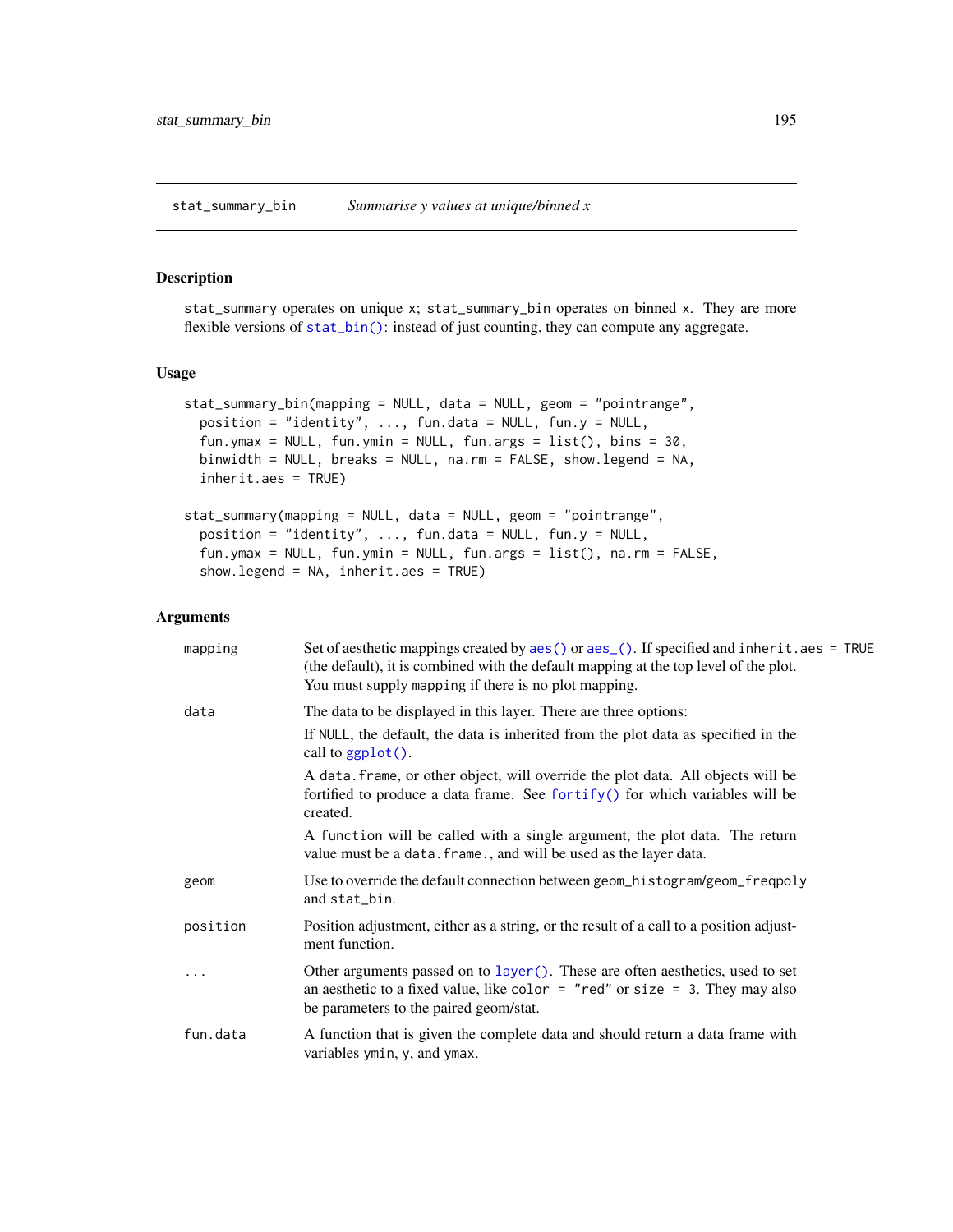## stat_summary_bin — *Summarise y values at unique/binned x*

### Description

stat_summary operates on unique x; stat_summary_bin operates on binned x. They are more flexible versions of stat_bin(): instead of just counting, they can compute any aggregate.

### Usage

```
stat_summary_bin(mapping = NULL, data = NULL, geom = "pointrange",
  position = "identity", ..., fun.data = NULL, fun.y = NULL,
  fun.ymax = NULL, fun.ymin = NULL, fun.args = list(), bins = 30,
  binwidth = NULL, breaks = NULL, na.rm = FALSE, show.legend = NA,
  inherit.aes = TRUE)

stat_summary(mapping = NULL, data = NULL, geom = "pointrange",
  position = "identity", ..., fun.data = NULL, fun.y = NULL,
  fun.ymax = NULL, fun.ymin = NULL, fun.args = list(), na.rm = FALSE,
  show.legend = NA, inherit.aes = TRUE)
```

### Arguments

mapping
: Set of aesthetic mappings created by aes() or aes_(). If specified and inherit.aes = TRUE (the default), it is combined with the default mapping at the top level of the plot. You must supply mapping if there is no plot mapping.

data
: The data to be displayed in this layer. There are three options:

  If NULL, the default, the data is inherited from the plot data as specified in the call to ggplot().

  A data.frame, or other object, will override the plot data. All objects will be fortified to produce a data frame. See fortify() for which variables will be created.

  A function will be called with a single argument, the plot data. The return value must be a data.frame., and will be used as the layer data.

geom
: Use to override the default connection between geom_histogram/geom_freqpoly and stat_bin.

position
: Position adjustment, either as a string, or the result of a call to a position adjustment function.

...
: Other arguments passed on to layer(). These are often aesthetics, used to set an aesthetic to a fixed value, like color = "red" or size = 3. They may also be parameters to the paired geom/stat.

fun.data
: A function that is given the complete data and should return a data frame with variables ymin, y, and ymax.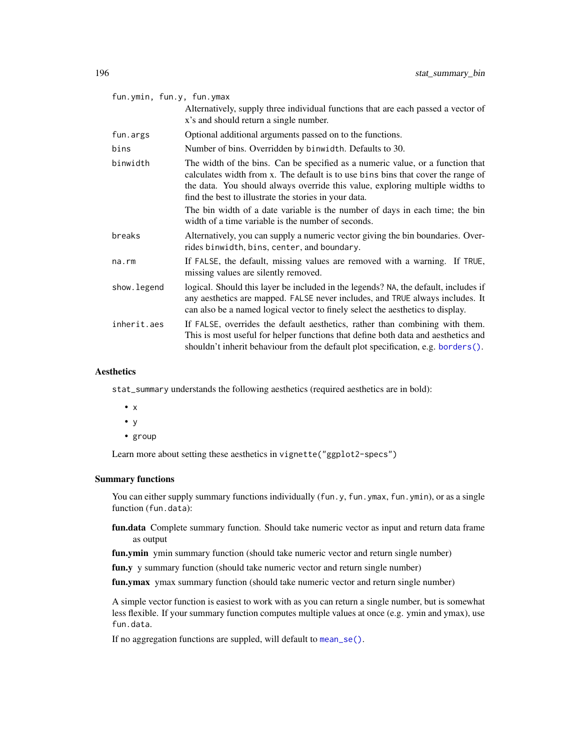`fun.ymin, fun.y, fun.ymax`
: Alternatively, supply three individual functions that are each passed a vector of x's and should return a single number.

`fun.args`
: Optional additional arguments passed on to the functions.

`bins`
: Number of bins. Overridden by `binwidth`. Defaults to 30.

`binwidth`
: The width of the bins. Can be specified as a numeric value, or a function that calculates width from x. The default is to use `bins` bins that cover the range of the data. You should always override this value, exploring multiple widths to find the best to illustrate the stories in your data.

  The bin width of a date variable is the number of days in each time; the bin width of a time variable is the number of seconds.

`breaks`
: Alternatively, you can supply a numeric vector giving the bin boundaries. Overrides `binwidth`, `bins`, `center`, and `boundary`.

`na.rm`
: If `FALSE`, the default, missing values are removed with a warning. If `TRUE`, missing values are silently removed.

`show.legend`
: logical. Should this layer be included in the legends? `NA`, the default, includes if any aesthetics are mapped. `FALSE` never includes, and `TRUE` always includes. It can also be a named logical vector to finely select the aesthetics to display.

`inherit.aes`
: If `FALSE`, overrides the default aesthetics, rather than combining with them. This is most useful for helper functions that define both data and aesthetics and shouldn't inherit behaviour from the default plot specification, e.g. `borders()`.

## Aesthetics

`stat_summary` understands the following aesthetics (required aesthetics are in bold):

- `x`
- `y`
- `group`

Learn more about setting these aesthetics in `vignette("ggplot2-specs")`

## Summary functions

You can either supply summary functions individually (`fun.y`, `fun.ymax`, `fun.ymin`), or as a single function (`fun.data`):

**fun.data** Complete summary function. Should take numeric vector as input and return data frame as output

**fun.ymin** ymin summary function (should take numeric vector and return single number)

**fun.y** y summary function (should take numeric vector and return single number)

**fun.ymax** ymax summary function (should take numeric vector and return single number)

A simple vector function is easiest to work with as you can return a single number, but is somewhat less flexible. If your summary function computes multiple values at once (e.g. ymin and ymax), use `fun.data`.

If no aggregation functions are suppled, will default to `mean_se()`.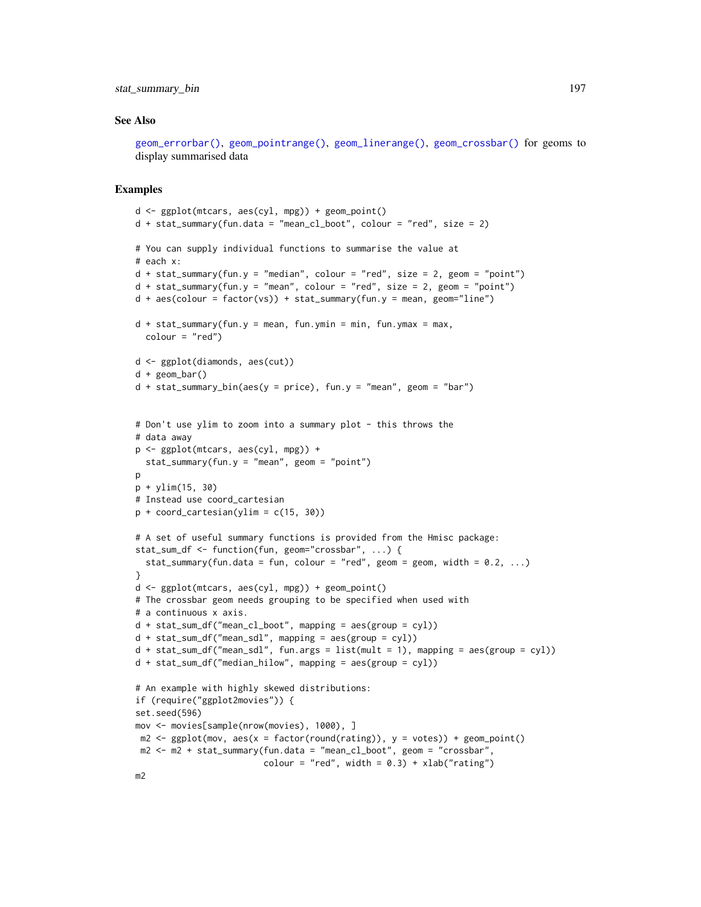### See Also

`geom_errorbar()`, `geom_pointrange()`, `geom_linerange()`, `geom_crossbar()` for geoms to display summarised data

### Examples

```
d <- ggplot(mtcars, aes(cyl, mpg)) + geom_point()
d + stat_summary(fun.data = "mean_cl_boot", colour = "red", size = 2)

# You can supply individual functions to summarise the value at
# each x:
d + stat_summary(fun.y = "median", colour = "red", size = 2, geom = "point")
d + stat_summary(fun.y = "mean", colour = "red", size = 2, geom = "point")
d + aes(colour = factor(vs)) + stat_summary(fun.y = mean, geom="line")

d + stat_summary(fun.y = mean, fun.ymin = min, fun.ymax = max,
  colour = "red")

d <- ggplot(diamonds, aes(cut))
d + geom_bar()
d + stat_summary_bin(aes(y = price), fun.y = "mean", geom = "bar")


# Don't use ylim to zoom into a summary plot - this throws the
# data away
p <- ggplot(mtcars, aes(cyl, mpg)) +
  stat_summary(fun.y = "mean", geom = "point")
p
p + ylim(15, 30)
# Instead use coord_cartesian
p + coord_cartesian(ylim = c(15, 30))

# A set of useful summary functions is provided from the Hmisc package:
stat_sum_df <- function(fun, geom="crossbar", ...) {
  stat_summary(fun.data = fun, colour = "red", geom = geom, width = 0.2, ...)
}
d <- ggplot(mtcars, aes(cyl, mpg)) + geom_point()
# The crossbar geom needs grouping to be specified when used with
# a continuous x axis.
d + stat_sum_df("mean_cl_boot", mapping = aes(group = cyl))
d + stat_sum_df("mean_sdl", mapping = aes(group = cyl))
d + stat_sum_df("mean_sdl", fun.args = list(mult = 1), mapping = aes(group = cyl))
d + stat_sum_df("median_hilow", mapping = aes(group = cyl))

# An example with highly skewed distributions:
if (require("ggplot2movies")) {
set.seed(596)
mov <- movies[sample(nrow(movies), 1000), ]
 m2 <- ggplot(mov, aes(x = factor(round(rating)), y = votes)) + geom_point()
 m2 <- m2 + stat_summary(fun.data = "mean_cl_boot", geom = "crossbar",
                        colour = "red", width = 0.3) + xlab("rating")
m2
```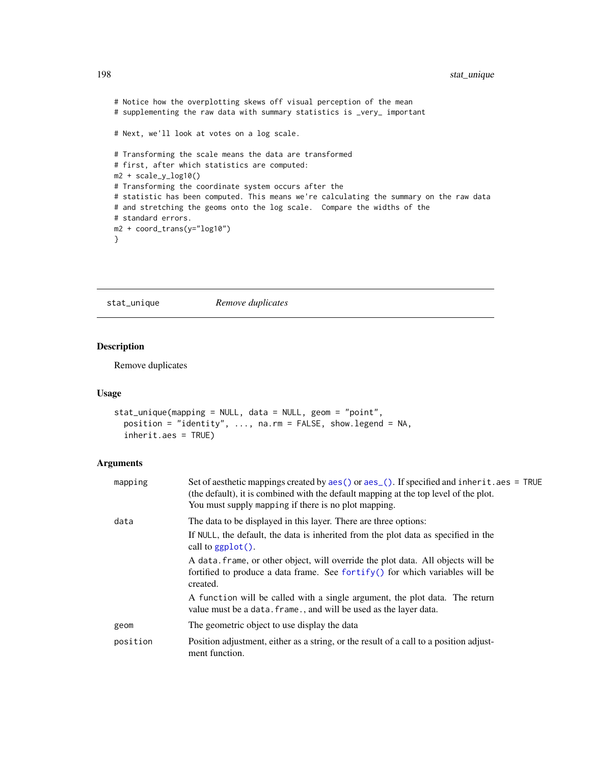```
# Notice how the overplotting skews off visual perception of the mean
# supplementing the raw data with summary statistics is _very_ important

# Next, we'll look at votes on a log scale.

# Transforming the scale means the data are transformed
# first, after which statistics are computed:
m2 + scale_y_log10()
# Transforming the coordinate system occurs after the
# statistic has been computed. This means we're calculating the summary on the raw data
# and stretching the geoms onto the log scale.  Compare the widths of the
# standard errors.
m2 + coord_trans(y="log10")
}
```

## stat_unique *Remove duplicates*

### Description

Remove duplicates

### Usage

```
stat_unique(mapping = NULL, data = NULL, geom = "point",
  position = "identity", ..., na.rm = FALSE, show.legend = NA,
  inherit.aes = TRUE)
```

### Arguments

| | |
|---|---|
| mapping | Set of aesthetic mappings created by `aes()` or `aes_()`. If specified and `inherit.aes = TRUE` (the default), it is combined with the default mapping at the top level of the plot. You must supply `mapping` if there is no plot mapping. |
| data | The data to be displayed in this layer. There are three options:<br>If `NULL`, the default, the data is inherited from the plot data as specified in the call to `ggplot()`.<br>A `data.frame`, or other object, will override the plot data. All objects will be fortified to produce a data frame. See `fortify()` for which variables will be created.<br>A `function` will be called with a single argument, the plot data. The return value must be a `data.frame.`, and will be used as the layer data. |
| geom | The geometric object to use display the data |
| position | Position adjustment, either as a string, or the result of a call to a position adjustment function. |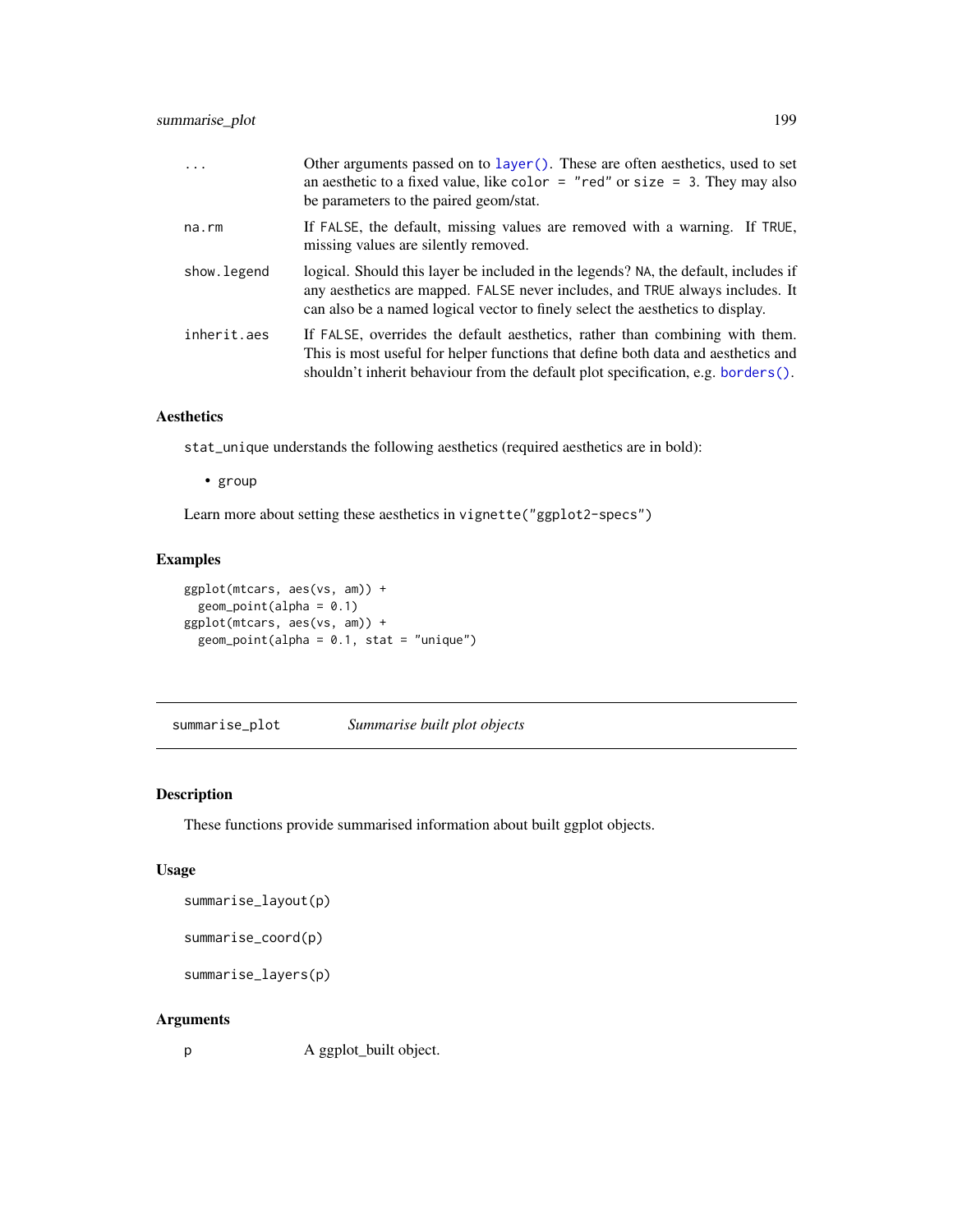| | |
|---|---|
| ... | Other arguments passed on to layer(). These are often aesthetics, used to set an aesthetic to a fixed value, like color = "red" or size = 3. They may also be parameters to the paired geom/stat. |
| na.rm | If FALSE, the default, missing values are removed with a warning. If TRUE, missing values are silently removed. |
| show.legend | logical. Should this layer be included in the legends? NA, the default, includes if any aesthetics are mapped. FALSE never includes, and TRUE always includes. It can also be a named logical vector to finely select the aesthetics to display. |
| inherit.aes | If FALSE, overrides the default aesthetics, rather than combining with them. This is most useful for helper functions that define both data and aesthetics and shouldn't inherit behaviour from the default plot specification, e.g. borders(). |

### Aesthetics

stat_unique understands the following aesthetics (required aesthetics are in bold):

- group

Learn more about setting these aesthetics in vignette("ggplot2-specs")

### Examples

```
ggplot(mtcars, aes(vs, am)) +
  geom_point(alpha = 0.1)
ggplot(mtcars, aes(vs, am)) +
  geom_point(alpha = 0.1, stat = "unique")
```

---

## summarise_plot — *Summarise built plot objects*

---

### Description

These functions provide summarised information about built ggplot objects.

### Usage

```
summarise_layout(p)

summarise_coord(p)

summarise_layers(p)
```

### Arguments

| | |
|---|---|
| p | A ggplot_built object. |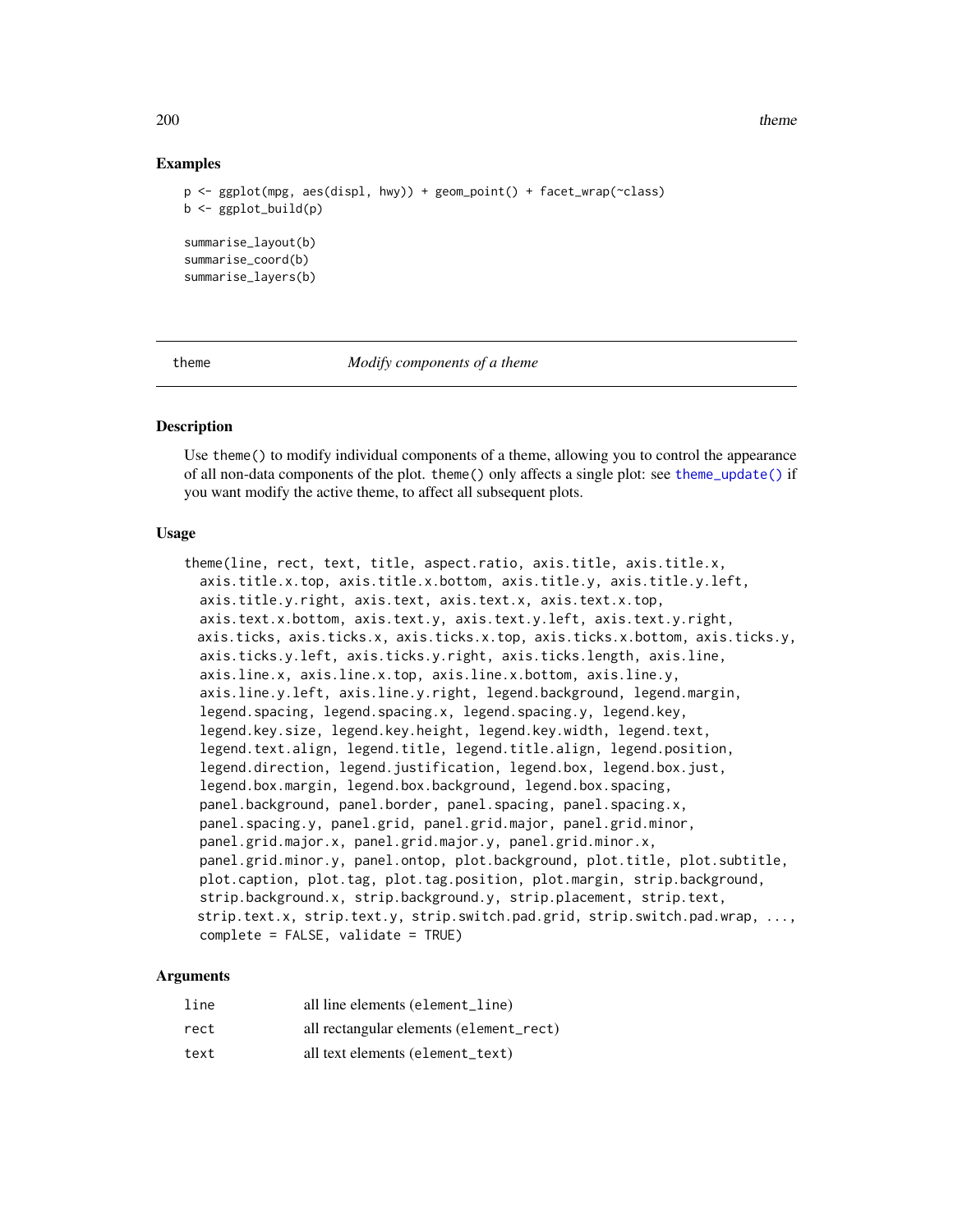### Examples

```
p <- ggplot(mpg, aes(displ, hwy)) + geom_point() + facet_wrap(~class)
b <- ggplot_build(p)

summarise_layout(b)
summarise_coord(b)
summarise_layers(b)
```

---

## theme *Modify components of a theme*

---

### Description

Use `theme()` to modify individual components of a theme, allowing you to control the appearance of all non-data components of the plot. `theme()` only affects a single plot: see `theme_update()` if you want modify the active theme, to affect all subsequent plots.

### Usage

```
theme(line, rect, text, title, aspect.ratio, axis.title, axis.title.x,
  axis.title.x.top, axis.title.x.bottom, axis.title.y, axis.title.y.left,
  axis.title.y.right, axis.text, axis.text.x, axis.text.x.top,
  axis.text.x.bottom, axis.text.y, axis.text.y.left, axis.text.y.right,
  axis.ticks, axis.ticks.x, axis.ticks.x.top, axis.ticks.x.bottom, axis.ticks.y,
  axis.ticks.y.left, axis.ticks.y.right, axis.ticks.length, axis.line,
  axis.line.x, axis.line.x.top, axis.line.x.bottom, axis.line.y,
  axis.line.y.left, axis.line.y.right, legend.background, legend.margin,
  legend.spacing, legend.spacing.x, legend.spacing.y, legend.key,
  legend.key.size, legend.key.height, legend.key.width, legend.text,
  legend.text.align, legend.title, legend.title.align, legend.position,
  legend.direction, legend.justification, legend.box, legend.box.just,
  legend.box.margin, legend.box.background, legend.box.spacing,
  panel.background, panel.border, panel.spacing, panel.spacing.x,
  panel.spacing.y, panel.grid, panel.grid.major, panel.grid.minor,
  panel.grid.major.x, panel.grid.major.y, panel.grid.minor.x,
  panel.grid.minor.y, panel.ontop, plot.background, plot.title, plot.subtitle,
  plot.caption, plot.tag, plot.tag.position, plot.margin, strip.background,
  strip.background.x, strip.background.y, strip.placement, strip.text,
  strip.text.x, strip.text.y, strip.switch.pad.grid, strip.switch.pad.wrap, ...,
  complete = FALSE, validate = TRUE)
```

### Arguments

| | |
|---|---|
| `line` | all line elements (`element_line`) |
| `rect` | all rectangular elements (`element_rect`) |
| `text` | all text elements (`element_text`) |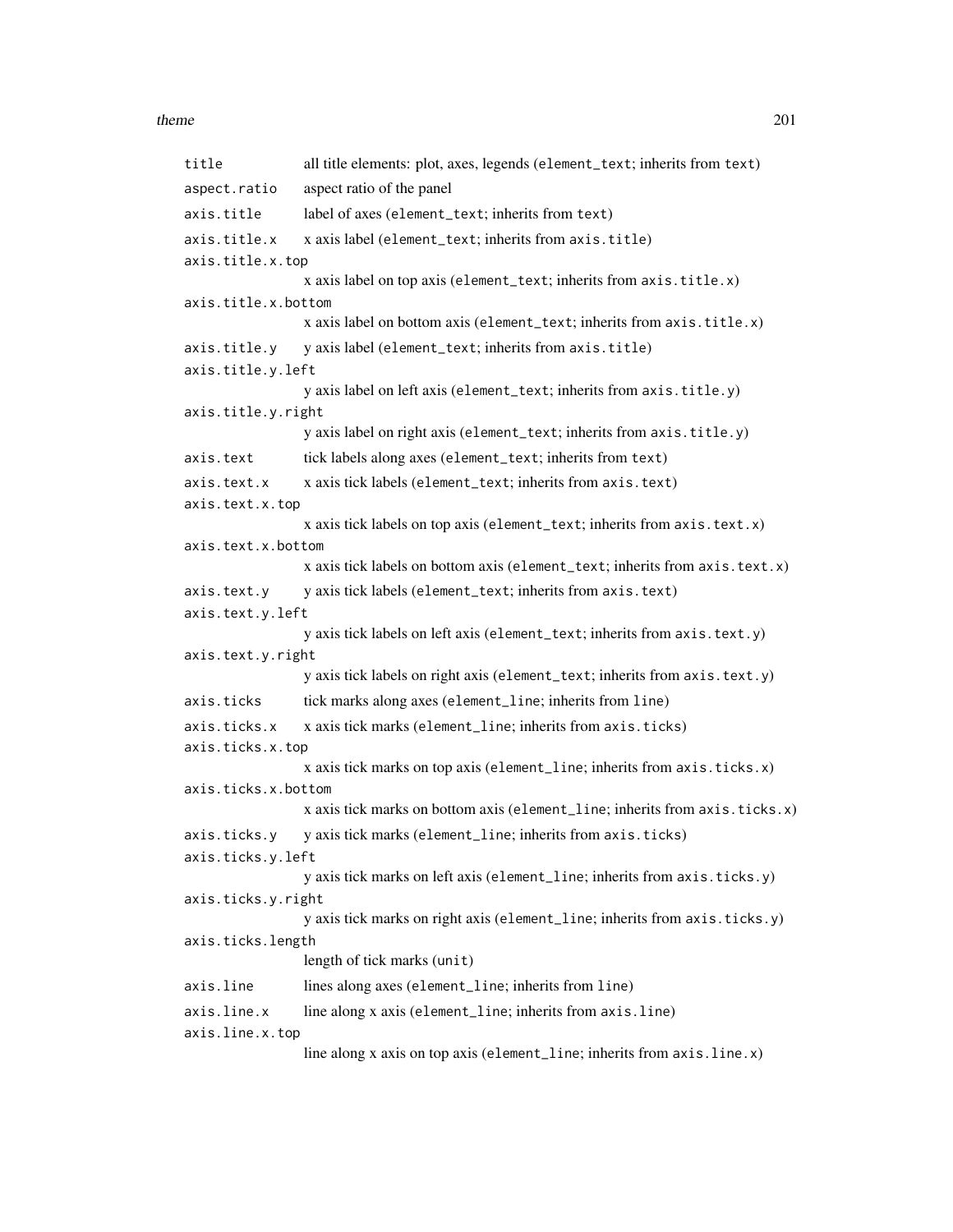`title` all title elements: plot, axes, legends (`element_text`; inherits from `text`)

`aspect.ratio` aspect ratio of the panel

`axis.title` label of axes (`element_text`; inherits from `text`)

`axis.title.x` x axis label (`element_text`; inherits from `axis.title`)

`axis.title.x.top`
x axis label on top axis (`element_text`; inherits from `axis.title.x`)

`axis.title.x.bottom`
x axis label on bottom axis (`element_text`; inherits from `axis.title.x`)

`axis.title.y` y axis label (`element_text`; inherits from `axis.title`)

`axis.title.y.left`
y axis label on left axis (`element_text`; inherits from `axis.title.y`)

`axis.title.y.right`
y axis label on right axis (`element_text`; inherits from `axis.title.y`)

`axis.text` tick labels along axes (`element_text`; inherits from `text`)

`axis.text.x` x axis tick labels (`element_text`; inherits from `axis.text`)

`axis.text.x.top`
x axis tick labels on top axis (`element_text`; inherits from `axis.text.x`)

`axis.text.x.bottom`
x axis tick labels on bottom axis (`element_text`; inherits from `axis.text.x`)

`axis.text.y` y axis tick labels (`element_text`; inherits from `axis.text`)

`axis.text.y.left`
y axis tick labels on left axis (`element_text`; inherits from `axis.text.y`)

`axis.text.y.right`
y axis tick labels on right axis (`element_text`; inherits from `axis.text.y`)

`axis.ticks` tick marks along axes (`element_line`; inherits from `line`)

`axis.ticks.x` x axis tick marks (`element_line`; inherits from `axis.ticks`)

`axis.ticks.x.top`
x axis tick marks on top axis (`element_line`; inherits from `axis.ticks.x`)

`axis.ticks.x.bottom`
x axis tick marks on bottom axis (`element_line`; inherits from `axis.ticks.x`)

`axis.ticks.y` y axis tick marks (`element_line`; inherits from `axis.ticks`)

`axis.ticks.y.left`
y axis tick marks on left axis (`element_line`; inherits from `axis.ticks.y`)

`axis.ticks.y.right`
y axis tick marks on right axis (`element_line`; inherits from `axis.ticks.y`)

`axis.ticks.length`
length of tick marks (`unit`)

`axis.line` lines along axes (`element_line`; inherits from `line`)

`axis.line.x` line along x axis (`element_line`; inherits from `axis.line`)

`axis.line.x.top`
line along x axis on top axis (`element_line`; inherits from `axis.line.x`)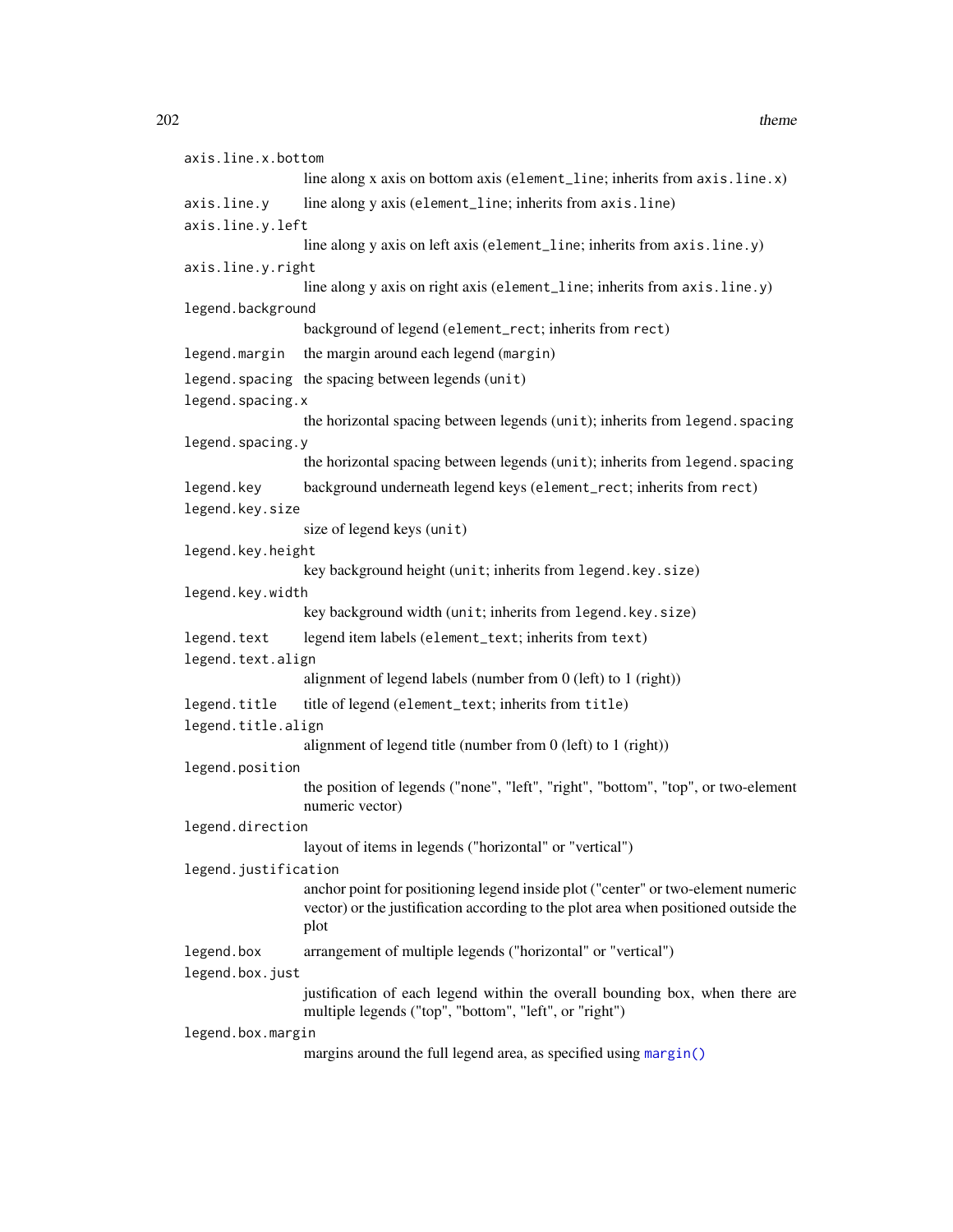`axis.line.x.bottom`
: line along x axis on bottom axis (`element_line`; inherits from `axis.line.x`)

`axis.line.y`
: line along y axis (`element_line`; inherits from `axis.line`)

`axis.line.y.left`
: line along y axis on left axis (`element_line`; inherits from `axis.line.y`)

`axis.line.y.right`
: line along y axis on right axis (`element_line`; inherits from `axis.line.y`)

`legend.background`
: background of legend (`element_rect`; inherits from `rect`)

`legend.margin`
: the margin around each legend (`margin`)

`legend.spacing`
: the spacing between legends (`unit`)

`legend.spacing.x`
: the horizontal spacing between legends (`unit`); inherits from `legend.spacing`

`legend.spacing.y`
: the horizontal spacing between legends (`unit`); inherits from `legend.spacing`

`legend.key`
: background underneath legend keys (`element_rect`; inherits from `rect`)

`legend.key.size`
: size of legend keys (`unit`)

`legend.key.height`
: key background height (`unit`; inherits from `legend.key.size`)

`legend.key.width`
: key background width (`unit`; inherits from `legend.key.size`)

`legend.text`
: legend item labels (`element_text`; inherits from `text`)

`legend.text.align`
: alignment of legend labels (number from 0 (left) to 1 (right))

`legend.title`
: title of legend (`element_text`; inherits from `title`)

`legend.title.align`
: alignment of legend title (number from 0 (left) to 1 (right))

`legend.position`
: the position of legends ("none", "left", "right", "bottom", "top", or two-element numeric vector)

`legend.direction`
: layout of items in legends ("horizontal" or "vertical")

`legend.justification`
: anchor point for positioning legend inside plot ("center" or two-element numeric vector) or the justification according to the plot area when positioned outside the plot

`legend.box`
: arrangement of multiple legends ("horizontal" or "vertical")

`legend.box.just`
: justification of each legend within the overall bounding box, when there are multiple legends ("top", "bottom", "left", or "right")

`legend.box.margin`
: margins around the full legend area, as specified using `margin()`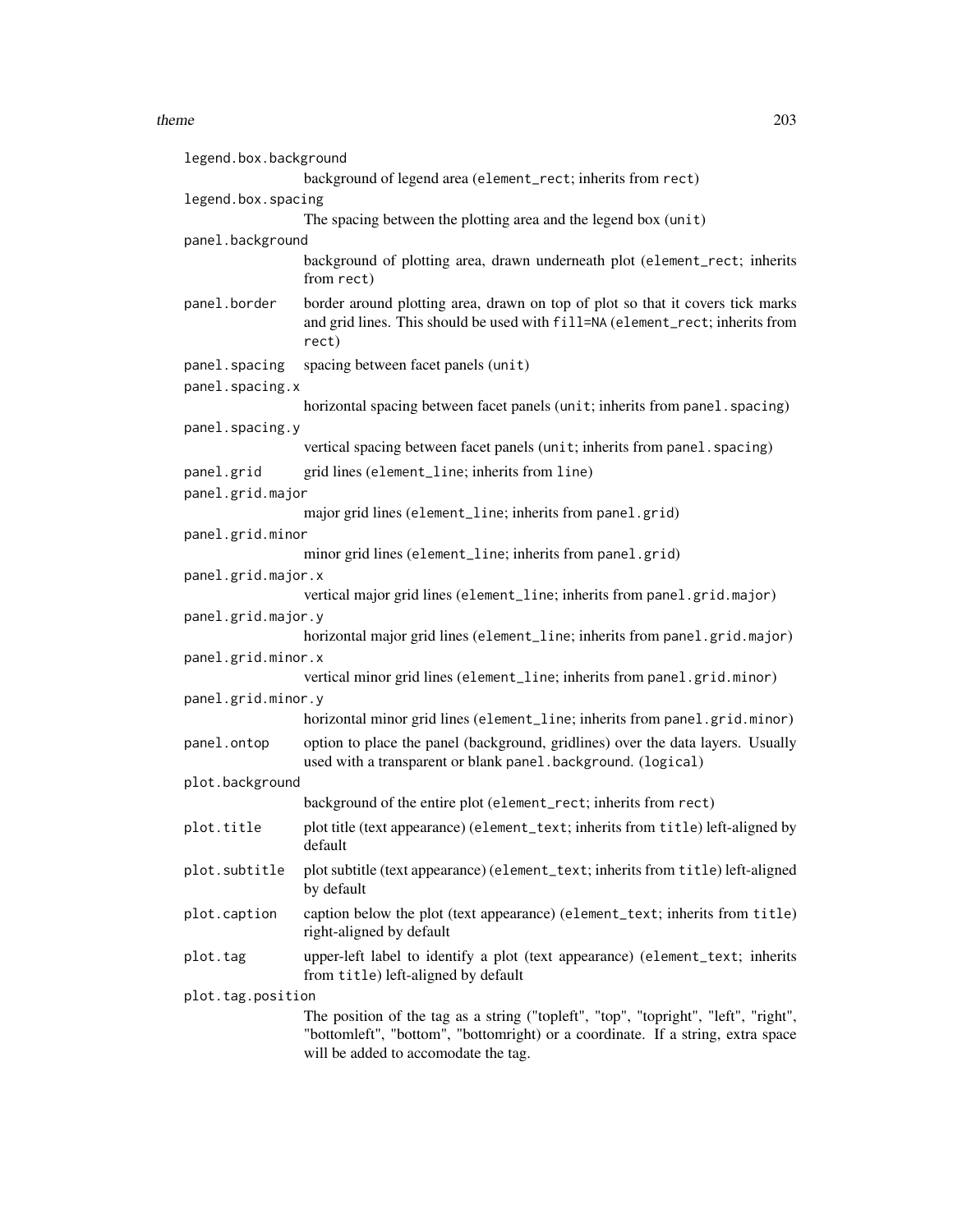`legend.box.background`
: background of legend area (`element_rect`; inherits from `rect`)

`legend.box.spacing`
: The spacing between the plotting area and the legend box (`unit`)

`panel.background`
: background of plotting area, drawn underneath plot (`element_rect`; inherits from `rect`)

`panel.border`
: border around plotting area, drawn on top of plot so that it covers tick marks and grid lines. This should be used with `fill=NA` (`element_rect`; inherits from `rect`)

`panel.spacing`
: spacing between facet panels (`unit`)

`panel.spacing.x`
: horizontal spacing between facet panels (`unit`; inherits from `panel.spacing`)

`panel.spacing.y`
: vertical spacing between facet panels (`unit`; inherits from `panel.spacing`)

`panel.grid`
: grid lines (`element_line`; inherits from `line`)

`panel.grid.major`
: major grid lines (`element_line`; inherits from `panel.grid`)

`panel.grid.minor`
: minor grid lines (`element_line`; inherits from `panel.grid`)

`panel.grid.major.x`
: vertical major grid lines (`element_line`; inherits from `panel.grid.major`)

`panel.grid.major.y`
: horizontal major grid lines (`element_line`; inherits from `panel.grid.major`)

`panel.grid.minor.x`
: vertical minor grid lines (`element_line`; inherits from `panel.grid.minor`)

`panel.grid.minor.y`
: horizontal minor grid lines (`element_line`; inherits from `panel.grid.minor`)

`panel.ontop`
: option to place the panel (background, gridlines) over the data layers. Usually used with a transparent or blank `panel.background`. (`logical`)

`plot.background`
: background of the entire plot (`element_rect`; inherits from `rect`)

`plot.title`
: plot title (text appearance) (`element_text`; inherits from `title`) left-aligned by default

`plot.subtitle`
: plot subtitle (text appearance) (`element_text`; inherits from `title`) left-aligned by default

`plot.caption`
: caption below the plot (text appearance) (`element_text`; inherits from `title`) right-aligned by default

`plot.tag`
: upper-left label to identify a plot (text appearance) (`element_text`; inherits from `title`) left-aligned by default

`plot.tag.position`
: The position of the tag as a string ("topleft", "top", "topright", "left", "right", "bottomleft", "bottom", "bottomright) or a coordinate. If a string, extra space will be added to accomodate the tag.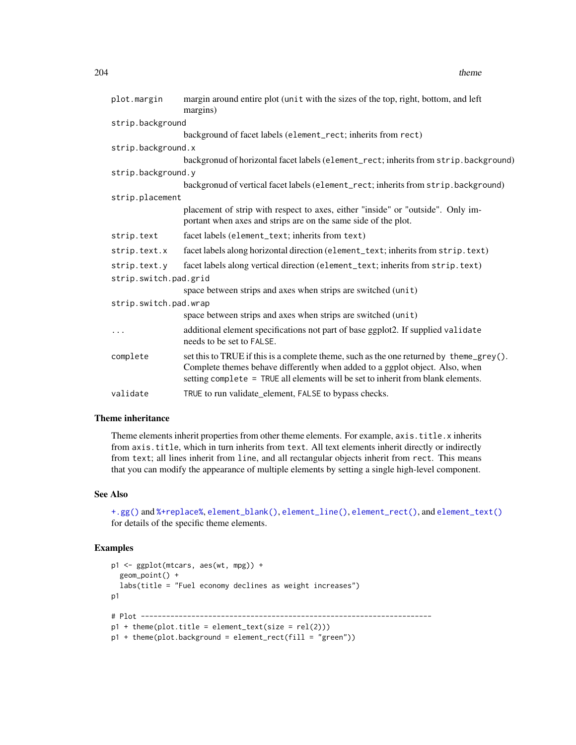| | |
|---|---|
| `plot.margin` | margin around entire plot (`unit` with the sizes of the top, right, bottom, and left margins) |
| `strip.background` | background of facet labels (`element_rect`; inherits from `rect`) |
| `strip.background.x` | backgronud of horizontal facet labels (`element_rect`; inherits from `strip.background`) |
| `strip.background.y` | backgronud of vertical facet labels (`element_rect`; inherits from `strip.background`) |
| `strip.placement` | placement of strip with respect to axes, either "inside" or "outside". Only important when axes and strips are on the same side of the plot. |
| `strip.text` | facet labels (`element_text`; inherits from `text`) |
| `strip.text.x` | facet labels along horizontal direction (`element_text`; inherits from `strip.text`) |
| `strip.text.y` | facet labels along vertical direction (`element_text`; inherits from `strip.text`) |
| `strip.switch.pad.grid` | space between strips and axes when strips are switched (`unit`) |
| `strip.switch.pad.wrap` | space between strips and axes when strips are switched (`unit`) |
| `...` | additional element specifications not part of base ggplot2. If supplied `validate` needs to be set to `FALSE`. |
| `complete` | set this to TRUE if this is a complete theme, such as the one returned by `theme_grey()`. Complete themes behave differently when added to a ggplot object. Also, when setting `complete = TRUE` all elements will be set to inherit from blank elements. |
| `validate` | `TRUE` to run validate_element, `FALSE` to bypass checks. |

### Theme inheritance

Theme elements inherit properties from other theme elements. For example, `axis.title.x` inherits from `axis.title`, which in turn inherits from `text`. All text elements inherit directly or indirectly from `text`; all lines inherit from `line`, and all rectangular objects inherit from `rect`. This means that you can modify the appearance of multiple elements by setting a single high-level component.

### See Also

`+.gg()` and `%+replace%`, `element_blank()`, `element_line()`, `element_rect()`, and `element_text()` for details of the specific theme elements.

### Examples

```
p1 <- ggplot(mtcars, aes(wt, mpg)) +
  geom_point() +
  labs(title = "Fuel economy declines as weight increases")
p1

# Plot ---------------------------------------------------------------------
p1 + theme(plot.title = element_text(size = rel(2)))
p1 + theme(plot.background = element_rect(fill = "green"))
```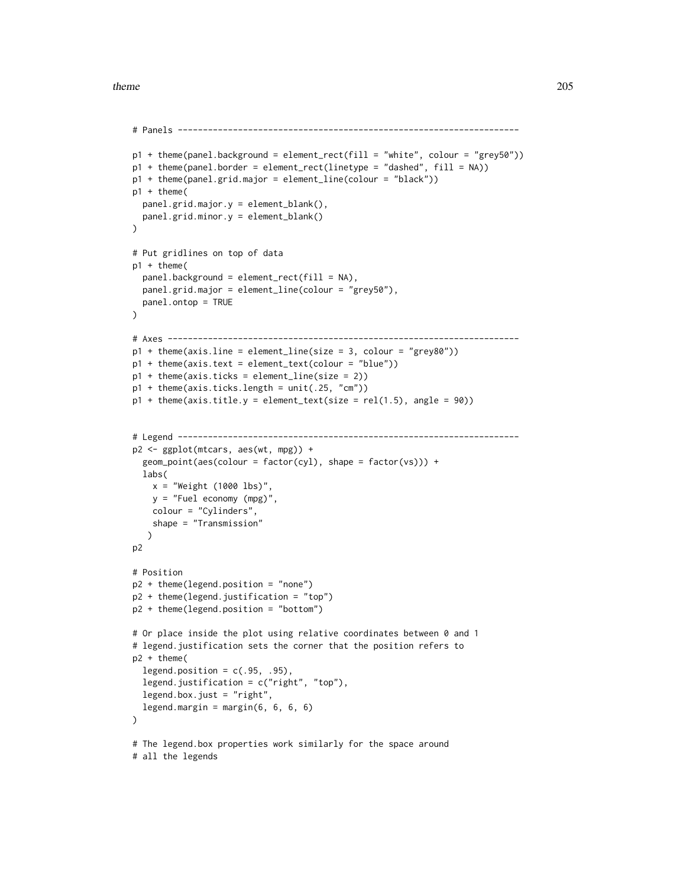```
# Panels --------------------------------------------------------------------

p1 + theme(panel.background = element_rect(fill = "white", colour = "grey50"))
p1 + theme(panel.border = element_rect(linetype = "dashed", fill = NA))
p1 + theme(panel.grid.major = element_line(colour = "black"))
p1 + theme(
  panel.grid.major.y = element_blank(),
  panel.grid.minor.y = element_blank()
)

# Put gridlines on top of data
p1 + theme(
  panel.background = element_rect(fill = NA),
  panel.grid.major = element_line(colour = "grey50"),
  panel.ontop = TRUE
)

# Axes ----------------------------------------------------------------------
p1 + theme(axis.line = element_line(size = 3, colour = "grey80"))
p1 + theme(axis.text = element_text(colour = "blue"))
p1 + theme(axis.ticks = element_line(size = 2))
p1 + theme(axis.ticks.length = unit(.25, "cm"))
p1 + theme(axis.title.y = element_text(size = rel(1.5), angle = 90))


# Legend --------------------------------------------------------------------
p2 <- ggplot(mtcars, aes(wt, mpg)) +
  geom_point(aes(colour = factor(cyl), shape = factor(vs))) +
  labs(
    x = "Weight (1000 lbs)",
    y = "Fuel economy (mpg)",
    colour = "Cylinders",
    shape = "Transmission"
   )
p2

# Position
p2 + theme(legend.position = "none")
p2 + theme(legend.justification = "top")
p2 + theme(legend.position = "bottom")

# Or place inside the plot using relative coordinates between 0 and 1
# legend.justification sets the corner that the position refers to
p2 + theme(
  legend.position = c(.95, .95),
  legend.justification = c("right", "top"),
  legend.box.just = "right",
  legend.margin = margin(6, 6, 6, 6)
)

# The legend.box properties work similarly for the space around
# all the legends
```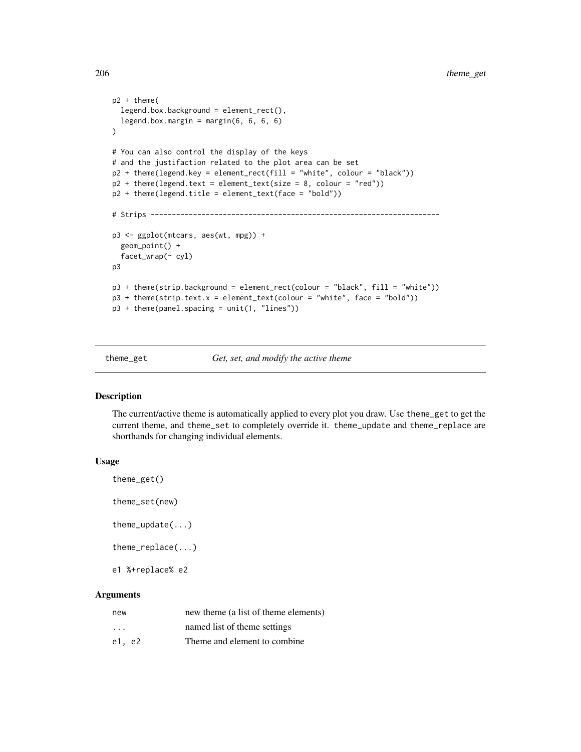```
p2 + theme(
  legend.box.background = element_rect(),
  legend.box.margin = margin(6, 6, 6, 6)
)

# You can also control the display of the keys
# and the justifaction related to the plot area can be set
p2 + theme(legend.key = element_rect(fill = "white", colour = "black"))
p2 + theme(legend.text = element_text(size = 8, colour = "red"))
p2 + theme(legend.title = element_text(face = "bold"))

# Strips --------------------------------------------------------------------

p3 <- ggplot(mtcars, aes(wt, mpg)) +
  geom_point() +
  facet_wrap(~ cyl)
p3

p3 + theme(strip.background = element_rect(colour = "black", fill = "white"))
p3 + theme(strip.text.x = element_text(colour = "white", face = "bold"))
p3 + theme(panel.spacing = unit(1, "lines"))
```

---

## theme_get — *Get, set, and modify the active theme*

### Description

The current/active theme is automatically applied to every plot you draw. Use `theme_get` to get the current theme, and `theme_set` to completely override it. `theme_update` and `theme_replace` are shorthands for changing individual elements.

### Usage

```
theme_get()

theme_set(new)

theme_update(...)

theme_replace(...)

e1 %+replace% e2
```

### Arguments

| | |
|---|---|
| new | new theme (a list of theme elements) |
| ... | named list of theme settings |
| e1, e2 | Theme and element to combine |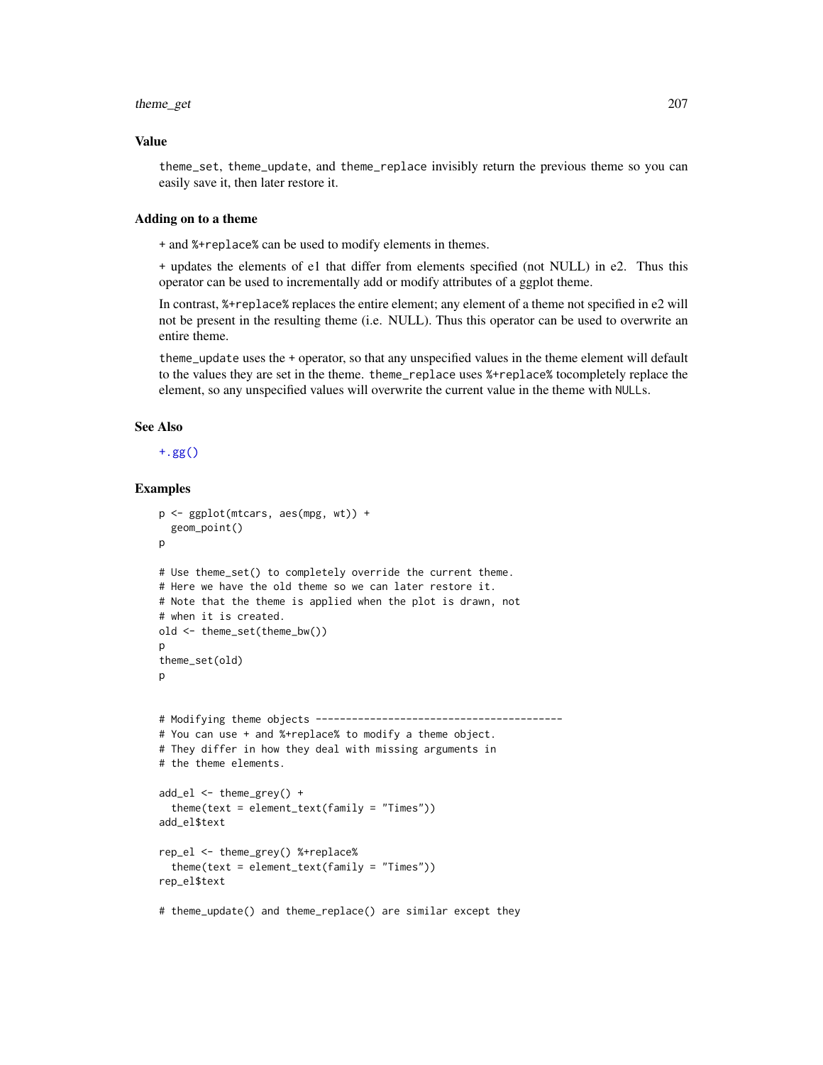## Value

`theme_set`, `theme_update`, and `theme_replace` invisibly return the previous theme so you can easily save it, then later restore it.

## Adding on to a theme

`+` and `%+replace%` can be used to modify elements in themes.

`+` updates the elements of e1 that differ from elements specified (not NULL) in e2. Thus this operator can be used to incrementally add or modify attributes of a ggplot theme.

In contrast, `%+replace%` replaces the entire element; any element of a theme not specified in e2 will not be present in the resulting theme (i.e. NULL). Thus this operator can be used to overwrite an entire theme.

`theme_update` uses the `+` operator, so that any unspecified values in the theme element will default to the values they are set in the theme. `theme_replace` uses `%+replace%` tocompletely replace the element, so any unspecified values will overwrite the current value in the theme with `NULL`s.

## See Also

`+.gg()`

## Examples

```
p <- ggplot(mtcars, aes(mpg, wt)) +
  geom_point()
p

# Use theme_set() to completely override the current theme.
# Here we have the old theme so we can later restore it.
# Note that the theme is applied when the plot is drawn, not
# when it is created.
old <- theme_set(theme_bw())
p
theme_set(old)
p


# Modifying theme objects -----------------------------------------
# You can use + and %+replace% to modify a theme object.
# They differ in how they deal with missing arguments in
# the theme elements.

add_el <- theme_grey() +
  theme(text = element_text(family = "Times"))
add_el$text

rep_el <- theme_grey() %+replace%
  theme(text = element_text(family = "Times"))
rep_el$text

# theme_update() and theme_replace() are similar except they
```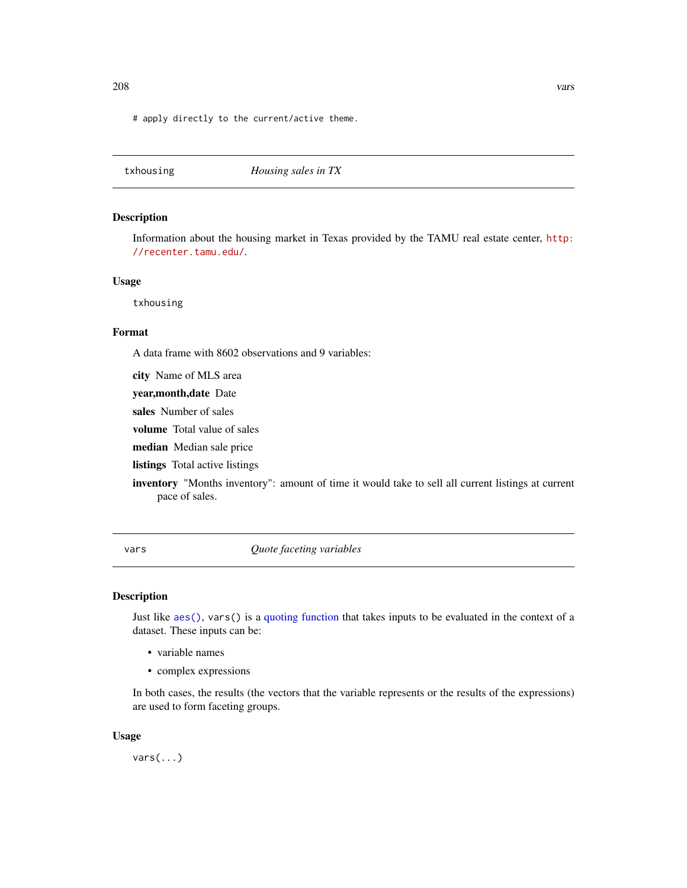```
# apply directly to the current/active theme.
```

## txhousing — *Housing sales in TX*

### Description

Information about the housing market in Texas provided by the TAMU real estate center, http://recenter.tamu.edu/.

### Usage

```
txhousing
```

### Format

A data frame with 8602 observations and 9 variables:

**city** Name of MLS area

**year,month,date** Date

**sales** Number of sales

**volume** Total value of sales

**median** Median sale price

**listings** Total active listings

**inventory** "Months inventory": amount of time it would take to sell all current listings at current pace of sales.

## vars — *Quote faceting variables*

### Description

Just like `aes()`, `vars()` is a quoting function that takes inputs to be evaluated in the context of a dataset. These inputs can be:

- variable names
- complex expressions

In both cases, the results (the vectors that the variable represents or the results of the expressions) are used to form faceting groups.

### Usage

```
vars(...)
```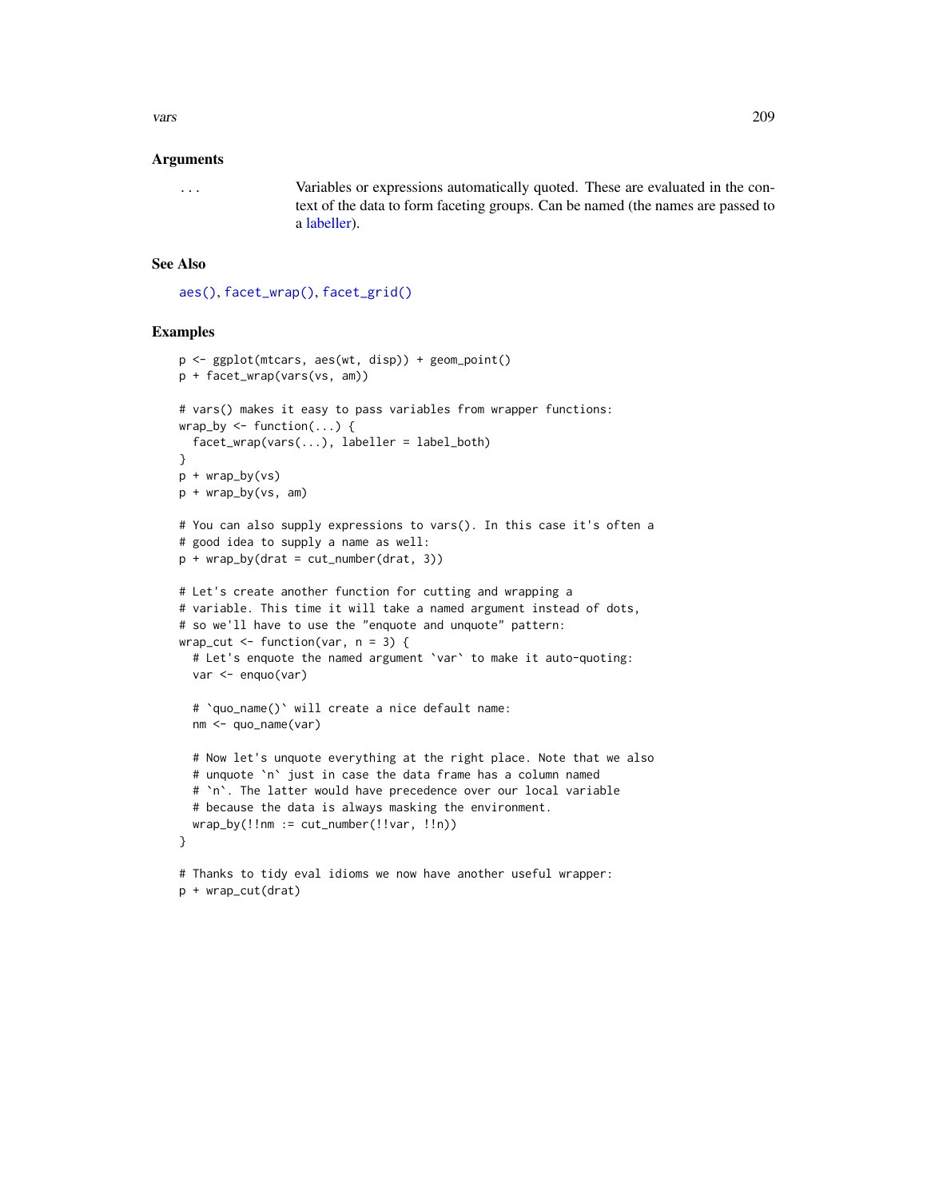## Arguments

`...` Variables or expressions automatically quoted. These are evaluated in the context of the data to form faceting groups. Can be named (the names are passed to a labeller).

## See Also

`aes()`, `facet_wrap()`, `facet_grid()`

## Examples

```
p <- ggplot(mtcars, aes(wt, disp)) + geom_point()
p + facet_wrap(vars(vs, am))

# vars() makes it easy to pass variables from wrapper functions:
wrap_by <- function(...) {
  facet_wrap(vars(...), labeller = label_both)
}
p + wrap_by(vs)
p + wrap_by(vs, am)

# You can also supply expressions to vars(). In this case it's often a
# good idea to supply a name as well:
p + wrap_by(drat = cut_number(drat, 3))

# Let's create another function for cutting and wrapping a
# variable. This time it will take a named argument instead of dots,
# so we'll have to use the "enquote and unquote" pattern:
wrap_cut <- function(var, n = 3) {
  # Let's enquote the named argument `var` to make it auto-quoting:
  var <- enquo(var)

  # `quo_name()` will create a nice default name:
  nm <- quo_name(var)

  # Now let's unquote everything at the right place. Note that we also
  # unquote `n` just in case the data frame has a column named
  # `n`. The latter would have precedence over our local variable
  # because the data is always masking the environment.
  wrap_by(!!nm := cut_number(!!var, !!n))
}

# Thanks to tidy eval idioms we now have another useful wrapper:
p + wrap_cut(drat)
```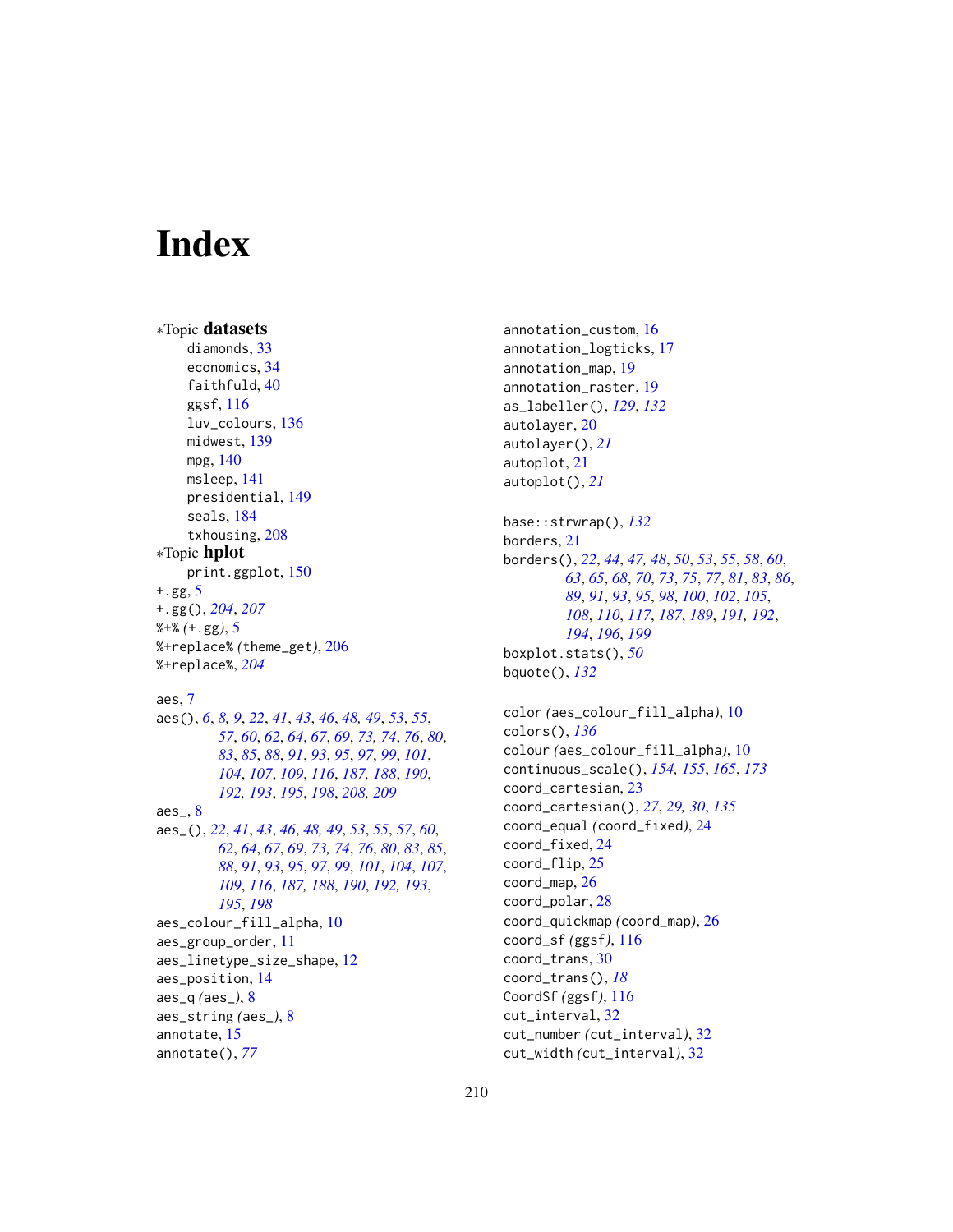# Index

∗Topic **datasets**

diamonds, 33
economics, 34
faithfuld, 40
ggsf, 116
luv_colours, 136
midwest, 139
mpg, 140
msleep, 141
presidential, 149
seals, 184
txhousing, 208

∗Topic **hplot**

print.ggplot, 150

+.gg, 5
+.gg(), *204*, *207*
%+% *(*+.gg*)*, 5
%+replace% *(*theme_get*)*, 206
%+replace%, *204*

aes, 7
aes(), *6*, *8*, *9*, *22*, *41*, *43*, *46*, *48*, *49*, *53*, *55*, *57*, *60*, *62*, *64*, *67*, *69*, *73*, *74*, *76*, *80*, *83*, *85*, *88*, *91*, *93*, *95*, *97*, *99*, *101*, *104*, *107*, *109*, *116*, *187*, *188*, *190*, *192*, *193*, *195*, *198*, *208*, *209*
aes_, 8
aes_(), *22*, *41*, *43*, *46*, *48*, *49*, *53*, *55*, *57*, *60*, *62*, *64*, *67*, *69*, *73*, *74*, *76*, *80*, *83*, *85*, *88*, *91*, *93*, *95*, *97*, *99*, *101*, *104*, *107*, *109*, *116*, *187*, *188*, *190*, *192*, *193*, *195*, *198*
aes_colour_fill_alpha, 10
aes_group_order, 11
aes_linetype_size_shape, 12
aes_position, 14
aes_q *(*aes_*)*, 8
aes_string *(*aes_*)*, 8
annotate, 15
annotate(), *77*
annotation_custom, 16
annotation_logticks, 17
annotation_map, 19
annotation_raster, 19
as_labeller(), *129*, *132*
autolayer, 20
autolayer(), *21*
autoplot, 21
autoplot(), *21*

base::strwrap(), *132*
borders, 21
borders(), *22*, *44*, *47*, *48*, *50*, *53*, *55*, *58*, *60*, *63*, *65*, *68*, *70*, *73*, *75*, *77*, *81*, *83*, *86*, *89*, *91*, *93*, *95*, *98*, *100*, *102*, *105*, *108*, *110*, *117*, *187*, *189*, *191*, *192*, *194*, *196*, *199*
boxplot.stats(), *50*
bquote(), *132*

color *(*aes_colour_fill_alpha*)*, 10
colors(), *136*
colour *(*aes_colour_fill_alpha*)*, 10
continuous_scale(), *154*, *155*, *165*, *173*
coord_cartesian, 23
coord_cartesian(), *27*, *29*, *30*, *135*
coord_equal *(*coord_fixed*)*, 24
coord_fixed, 24
coord_flip, 25
coord_map, 26
coord_polar, 28
coord_quickmap *(*coord_map*)*, 26
coord_sf *(*ggsf*)*, 116
coord_trans, 30
coord_trans(), *18*
CoordSf *(*ggsf*)*, 116
cut_interval, 32
cut_number *(*cut_interval*)*, 32
cut_width *(*cut_interval*)*, 32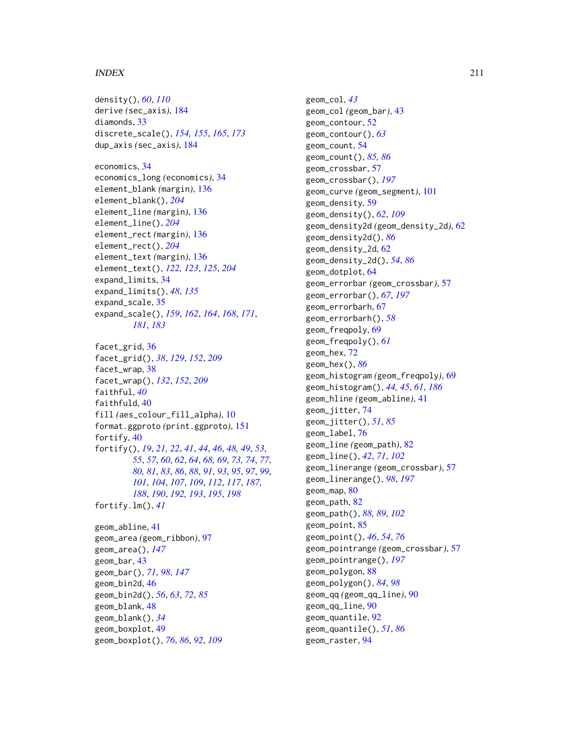density(), *60*, *110*
derive *(sec_axis)*, 184
diamonds, 33
discrete_scale(), *154*, *155*, *165*, *173*
dup_axis *(sec_axis)*, 184

economics, 34
economics_long *(economics)*, 34
element_blank *(margin)*, 136
element_blank(), *204*
element_line *(margin)*, 136
element_line(), *204*
element_rect *(margin)*, 136
element_rect(), *204*
element_text *(margin)*, 136
element_text(), *122*, *123*, *125*, *204*
expand_limits, 34
expand_limits(), *48*, *135*
expand_scale, 35
expand_scale(), *159*, *162*, *164*, *168*, *171*, *181*, *183*

facet_grid, 36
facet_grid(), *38*, *129*, *152*, *209*
facet_wrap, 38
facet_wrap(), *132*, *152*, *209*
faithful, *40*
faithfuld, 40
fill *(aes_colour_fill_alpha)*, 10
format.ggproto *(print.ggproto)*, 151
fortify, 40
fortify(), *19*, *21*, *22*, *41*, *44*, *46*, *48*, *49*, *53*, *55*, *57*, *60*, *62*, *64*, *68*, *69*, *73*, *74*, *77*, *80*, *81*, *83*, *86*, *88*, *91*, *93*, *95*, *97*, *99*, *101*, *104*, *107*, *109*, *112*, *117*, *187*, *188*, *190*, *192*, *193*, *195*, *198*
fortify.lm(), *41*

geom_abline, 41
geom_area *(geom_ribbon)*, 97
geom_area(), *147*
geom_bar, 43
geom_bar(), *71*, *98*, *147*
geom_bin2d, 46
geom_bin2d(), *56*, *63*, *72*, *85*
geom_blank, 48
geom_blank(), *34*
geom_boxplot, 49
geom_boxplot(), *76*, *86*, *92*, *109*

geom_col, *43*
geom_col *(geom_bar)*, 43
geom_contour, 52
geom_contour(), *63*
geom_count, 54
geom_count(), *85*, *86*
geom_crossbar, 57
geom_crossbar(), *197*
geom_curve *(geom_segment)*, 101
geom_density, 59
geom_density(), *62*, *109*
geom_density2d *(geom_density_2d)*, 62
geom_density2d(), *86*
geom_density_2d, 62
geom_density_2d(), *54*, *86*
geom_dotplot, 64
geom_errorbar *(geom_crossbar)*, 57
geom_errorbar(), *67*, *197*
geom_errorbarh, 67
geom_errorbarh(), *58*
geom_freqpoly, 69
geom_freqpoly(), *61*
geom_hex, 72
geom_hex(), *86*
geom_histogram *(geom_freqpoly)*, 69
geom_histogram(), *44*, *45*, *61*, *186*
geom_hline *(geom_abline)*, 41
geom_jitter, 74
geom_jitter(), *51*, *85*
geom_label, 76
geom_line *(geom_path)*, 82
geom_line(), *42*, *71*, *102*
geom_linerange *(geom_crossbar)*, 57
geom_linerange(), *98*, *197*
geom_map, 80
geom_path, 82
geom_path(), *88*, *89*, *102*
geom_point, 85
geom_point(), *46*, *54*, *76*
geom_pointrange *(geom_crossbar)*, 57
geom_pointrange(), *197*
geom_polygon, 88
geom_polygon(), *84*, *98*
geom_qq *(geom_qq_line)*, 90
geom_qq_line, 90
geom_quantile, 92
geom_quantile(), *51*, *86*
geom_raster, 94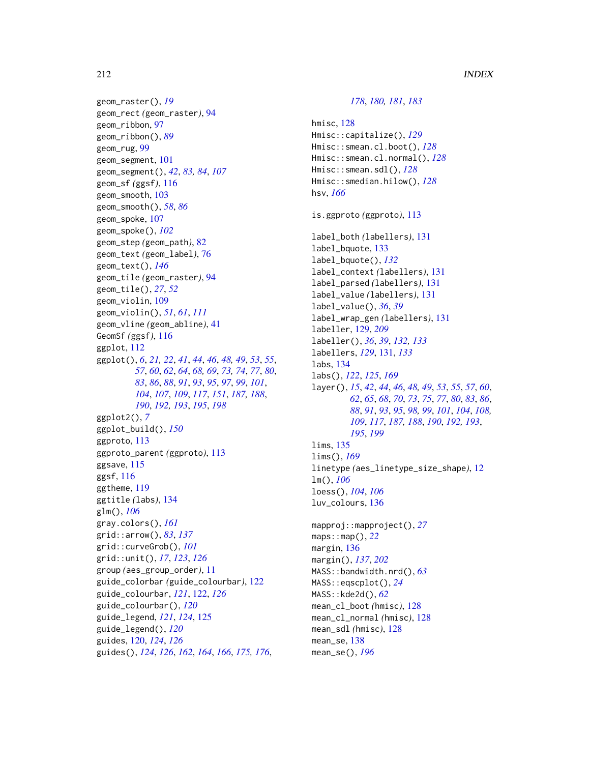geom_raster(), *19*
geom_rect *(geom_raster)*, 94
geom_ribbon, 97
geom_ribbon(), *89*
geom_rug, 99
geom_segment, 101
geom_segment(), *42*, *83, 84*, *107*
geom_sf *(ggsf)*, 116
geom_smooth, 103
geom_smooth(), *58*, *86*
geom_spoke, 107
geom_spoke(), *102*
geom_step *(geom_path)*, 82
geom_text *(geom_label)*, 76
geom_text(), *146*
geom_tile *(geom_raster)*, 94
geom_tile(), *27*, *52*
geom_violin, 109
geom_violin(), *51*, *61*, *111*
geom_vline *(geom_abline)*, 41
GeomSf *(ggsf)*, 116
ggplot, 112
ggplot(), *6*, *21, 22*, *41*, *44*, *46*, *48, 49*, *53*, *55*, *57*, *60*, *62*, *64*, *68, 69*, *73, 74*, *77*, *80*, *83*, *86*, *88*, *91*, *93*, *95*, *97*, *99*, *101*, *104*, *107*, *109*, *117*, *151*, *187, 188*, *190*, *192, 193*, *195*, *198*
ggplot2(), *7*
ggplot_build(), *150*
ggproto, 113
ggproto_parent *(ggproto)*, 113
ggsave, 115
ggsf, 116
ggtheme, 119
ggtitle *(labs)*, 134
glm(), *106*
gray.colors(), *161*
grid::arrow(), *83*, *137*
grid::curveGrob(), *101*
grid::unit(), *17*, *123*, *126*
group *(aes_group_order)*, 11
guide_colorbar *(guide_colourbar)*, 122
guide_colourbar, *121*, 122, *126*
guide_colourbar(), *120*
guide_legend, *121*, *124*, 125
guide_legend(), *120*
guides, 120, *124*, *126*
guides(), *124*, *126*, *162*, *164*, *166*, *175, 176*, *178*, *180, 181*, *183*

hmisc, 128
Hmisc::capitalize(), *129*
Hmisc::smean.cl.boot(), *128*
Hmisc::smean.cl.normal(), *128*
Hmisc::smean.sdl(), *128*
Hmisc::smedian.hilow(), *128*
hsv, *166*

is.ggproto *(ggproto)*, 113

label_both *(labellers)*, 131
label_bquote, 133
label_bquote(), *132*
label_context *(labellers)*, 131
label_parsed *(labellers)*, 131
label_value *(labellers)*, 131
label_value(), *36*, *39*
label_wrap_gen *(labellers)*, 131
labeller, 129, *209*
labeller(), *36*, *39*, *132, 133*
labellers, *129*, 131, *133*
labs, 134
labs(), *122*, *125*, *169*
layer(), *15*, *42*, *44*, *46*, *48, 49*, *53*, *55*, *57*, *60*, *62*, *65*, *68*, *70*, *73*, *75*, *77*, *80*, *83*, *86*, *88*, *91*, *93*, *95*, *98, 99*, *101*, *104*, *108*, *109*, *117*, *187, 188*, *190*, *192, 193*, *195*, *199*
lims, 135
lims(), *169*
linetype *(aes_linetype_size_shape)*, 12
lm(), *106*
loess(), *104*, *106*
luv_colours, 136

mapproj::mapproject(), *27*
maps::map(), *22*
margin, 136
margin(), *137*, *202*
MASS::bandwidth.nrd(), *63*
MASS::eqscplot(), *24*
MASS::kde2d(), *62*
mean_cl_boot *(hmisc)*, 128
mean_cl_normal *(hmisc)*, 128
mean_sdl *(hmisc)*, 128
mean_se, 138
mean_se(), *196*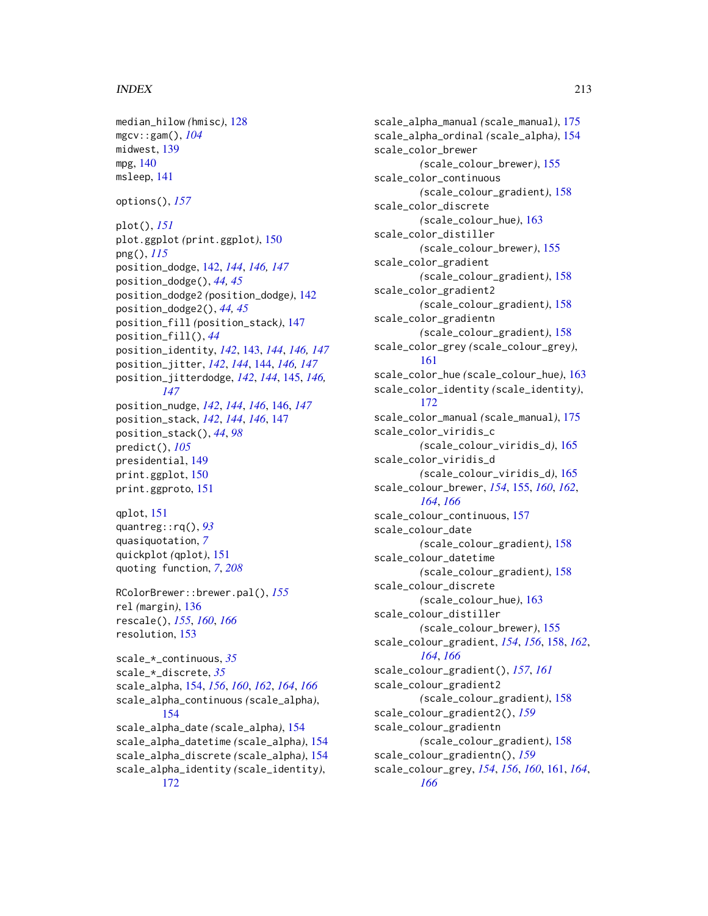median_hilow (hmisc), 128
mgcv::gam(), *104*
midwest, 139
mpg, 140
msleep, 141

options(), *157*

plot(), *151*
plot.ggplot (print.ggplot), 150
png(), *115*
position_dodge, 142, *144*, *146, 147*
position_dodge(), *44, 45*
position_dodge2 (position_dodge), 142
position_dodge2(), *44, 45*
position_fill (position_stack), 147
position_fill(), *44*
position_identity, *142*, 143, *144*, *146, 147*
position_jitter, *142*, *144*, 144, *146, 147*
position_jitterdodge, *142*, *144*, 145, *146, 147*
position_nudge, *142*, *144*, *146*, 146, *147*
position_stack, *142*, *144*, *146*, 147
position_stack(), *44*, *98*
predict(), *105*
presidential, 149
print.ggplot, 150
print.ggproto, 151

qplot, 151
quantreg::rq(), *93*
quasiquotation, *7*
quickplot (qplot), 151
quoting function, *7*, *208*

RColorBrewer::brewer.pal(), *155*
rel (margin), 136
rescale(), *155*, *160*, *166*
resolution, 153

scale_*_continuous, *35*
scale_*_discrete, *35*
scale_alpha, 154, *156*, *160*, *162*, *164*, *166*
scale_alpha_continuous (scale_alpha), 154
scale_alpha_date (scale_alpha), 154
scale_alpha_datetime (scale_alpha), 154
scale_alpha_discrete (scale_alpha), 154
scale_alpha_identity (scale_identity), 172
scale_alpha_manual (scale_manual), 175
scale_alpha_ordinal (scale_alpha), 154
scale_color_brewer (scale_colour_brewer), 155
scale_color_continuous (scale_colour_gradient), 158
scale_color_discrete (scale_colour_hue), 163
scale_color_distiller (scale_colour_brewer), 155
scale_color_gradient (scale_colour_gradient), 158
scale_color_gradient2 (scale_colour_gradient), 158
scale_color_gradientn (scale_colour_gradient), 158
scale_color_grey (scale_colour_grey), 161
scale_color_hue (scale_colour_hue), 163
scale_color_identity (scale_identity), 172
scale_color_manual (scale_manual), 175
scale_color_viridis_c (scale_colour_viridis_d), 165
scale_color_viridis_d (scale_colour_viridis_d), 165
scale_colour_brewer, *154*, 155, *160*, *162*, *164*, *166*
scale_colour_continuous, 157
scale_colour_date (scale_colour_gradient), 158
scale_colour_datetime (scale_colour_gradient), 158
scale_colour_discrete (scale_colour_hue), 163
scale_colour_distiller (scale_colour_brewer), 155
scale_colour_gradient, *154*, *156*, 158, *162*, *164*, *166*
scale_colour_gradient(), *157*, *161*
scale_colour_gradient2 (scale_colour_gradient), 158
scale_colour_gradient2(), *159*
scale_colour_gradientn (scale_colour_gradient), 158
scale_colour_gradientn(), *159*
scale_colour_grey, *154*, *156*, *160*, 161, *164*, *166*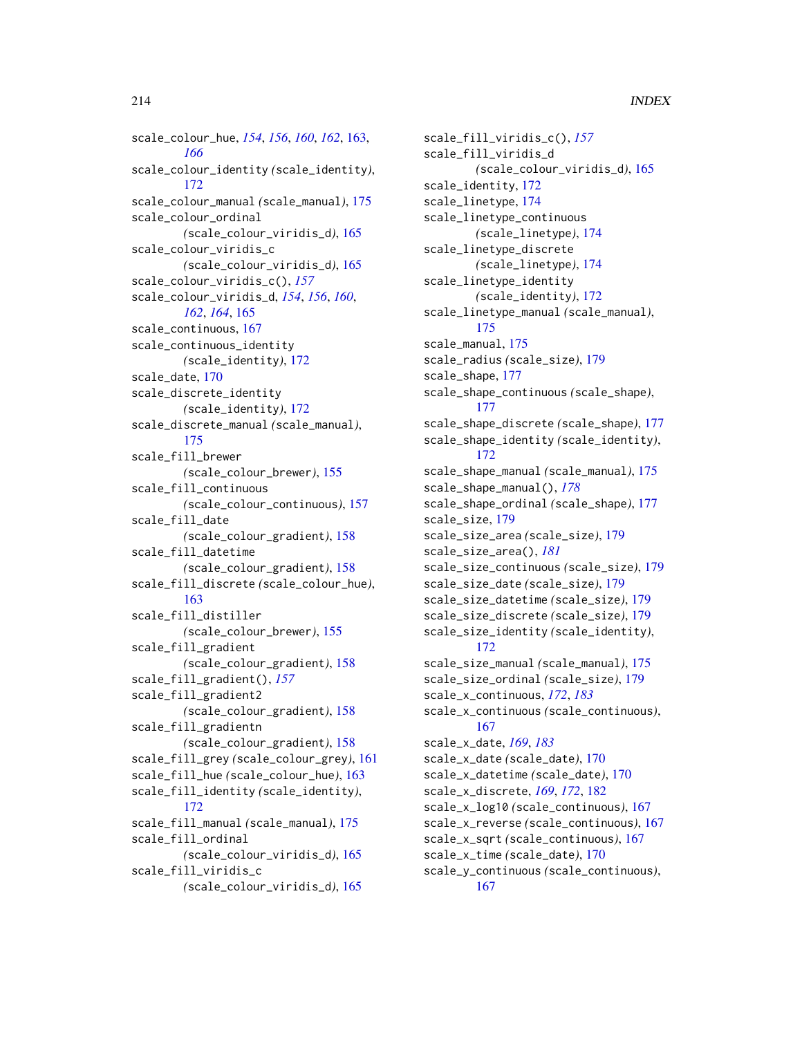scale_colour_hue, *154*, *156*, *160*, *162*, 163, *166*
scale_colour_identity *(*scale_identity*)*, 172
scale_colour_manual *(*scale_manual*)*, 175
scale_colour_ordinal *(*scale_colour_viridis_d*)*, 165
scale_colour_viridis_c *(*scale_colour_viridis_d*)*, 165
scale_colour_viridis_c(), *157*
scale_colour_viridis_d, *154*, *156*, *160*, *162*, *164*, 165
scale_continuous, 167
scale_continuous_identity *(*scale_identity*)*, 172
scale_date, 170
scale_discrete_identity *(*scale_identity*)*, 172
scale_discrete_manual *(*scale_manual*)*, 175
scale_fill_brewer *(*scale_colour_brewer*)*, 155
scale_fill_continuous *(*scale_colour_continuous*)*, 157
scale_fill_date *(*scale_colour_gradient*)*, 158
scale_fill_datetime *(*scale_colour_gradient*)*, 158
scale_fill_discrete *(*scale_colour_hue*)*, 163
scale_fill_distiller *(*scale_colour_brewer*)*, 155
scale_fill_gradient *(*scale_colour_gradient*)*, 158
scale_fill_gradient(), *157*
scale_fill_gradient2 *(*scale_colour_gradient*)*, 158
scale_fill_gradientn *(*scale_colour_gradient*)*, 158
scale_fill_grey *(*scale_colour_grey*)*, 161
scale_fill_hue *(*scale_colour_hue*)*, 163
scale_fill_identity *(*scale_identity*)*, 172
scale_fill_manual *(*scale_manual*)*, 175
scale_fill_ordinal *(*scale_colour_viridis_d*)*, 165
scale_fill_viridis_c *(*scale_colour_viridis_d*)*, 165
scale_fill_viridis_c(), *157*
scale_fill_viridis_d *(*scale_colour_viridis_d*)*, 165
scale_identity, 172
scale_linetype, 174
scale_linetype_continuous *(*scale_linetype*)*, 174
scale_linetype_discrete *(*scale_linetype*)*, 174
scale_linetype_identity *(*scale_identity*)*, 172
scale_linetype_manual *(*scale_manual*)*, 175
scale_manual, 175
scale_radius *(*scale_size*)*, 179
scale_shape, 177
scale_shape_continuous *(*scale_shape*)*, 177
scale_shape_discrete *(*scale_shape*)*, 177
scale_shape_identity *(*scale_identity*)*, 172
scale_shape_manual *(*scale_manual*)*, 175
scale_shape_manual(), *178*
scale_shape_ordinal *(*scale_shape*)*, 177
scale_size, 179
scale_size_area *(*scale_size*)*, 179
scale_size_area(), *181*
scale_size_continuous *(*scale_size*)*, 179
scale_size_date *(*scale_size*)*, 179
scale_size_datetime *(*scale_size*)*, 179
scale_size_discrete *(*scale_size*)*, 179
scale_size_identity *(*scale_identity*)*, 172
scale_size_manual *(*scale_manual*)*, 175
scale_size_ordinal *(*scale_size*)*, 179
scale_x_continuous, *172*, *183*
scale_x_continuous *(*scale_continuous*)*, 167
scale_x_date, *169*, *183*
scale_x_date *(*scale_date*)*, 170
scale_x_datetime *(*scale_date*)*, 170
scale_x_discrete, *169*, *172*, 182
scale_x_log10 *(*scale_continuous*)*, 167
scale_x_reverse *(*scale_continuous*)*, 167
scale_x_sqrt *(*scale_continuous*)*, 167
scale_x_time *(*scale_date*)*, 170
scale_y_continuous *(*scale_continuous*)*, 167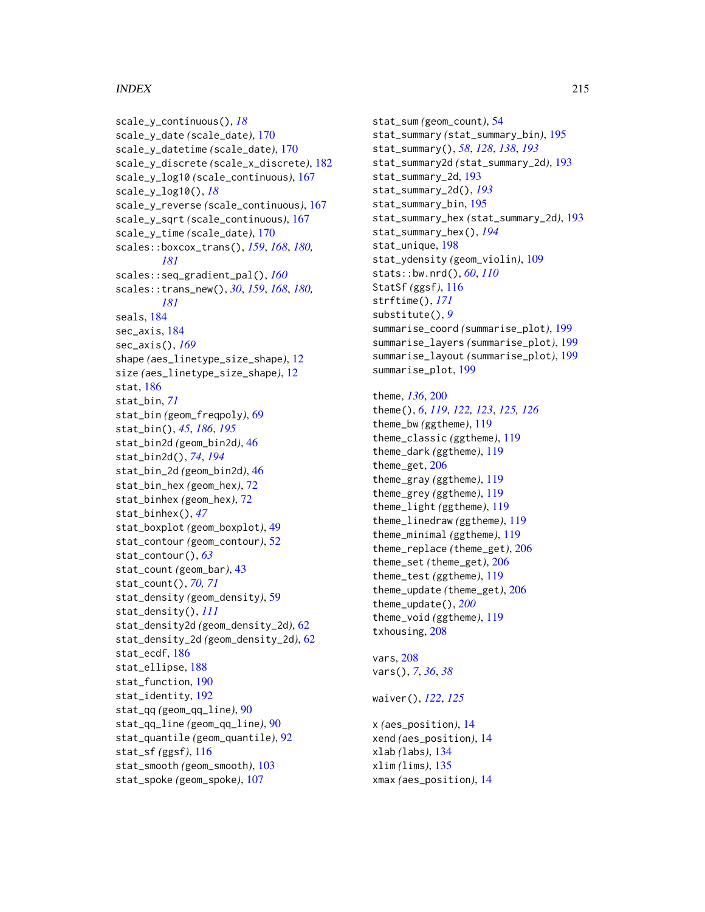scale_y_continuous(), *18*
scale_y_date (scale_date), 170
scale_y_datetime (scale_date), 170
scale_y_discrete (scale_x_discrete), 182
scale_y_log10 (scale_continuous), 167
scale_y_log10(), *18*
scale_y_reverse (scale_continuous), 167
scale_y_sqrt (scale_continuous), 167
scale_y_time (scale_date), 170
scales::boxcox_trans(), *159*, *168*, *180, 181*
scales::seq_gradient_pal(), *160*
scales::trans_new(), *30*, *159*, *168*, *180, 181*
seals, 184
sec_axis, 184
sec_axis(), *169*
shape (aes_linetype_size_shape), 12
size (aes_linetype_size_shape), 12
stat, 186
stat_bin, *71*
stat_bin (geom_freqpoly), 69
stat_bin(), *45*, *186*, *195*
stat_bin2d (geom_bin2d), 46
stat_bin2d(), *74*, *194*
stat_bin_2d (geom_bin2d), 46
stat_bin_hex (geom_hex), 72
stat_binhex (geom_hex), 72
stat_binhex(), *47*
stat_boxplot (geom_boxplot), 49
stat_contour (geom_contour), 52
stat_contour(), *63*
stat_count (geom_bar), 43
stat_count(), *70, 71*
stat_density (geom_density), 59
stat_density(), *111*
stat_density2d (geom_density_2d), 62
stat_density_2d (geom_density_2d), 62
stat_ecdf, 186
stat_ellipse, 188
stat_function, 190
stat_identity, 192
stat_qq (geom_qq_line), 90
stat_qq_line (geom_qq_line), 90
stat_quantile (geom_quantile), 92
stat_sf (ggsf), 116
stat_smooth (geom_smooth), 103
stat_spoke (geom_spoke), 107
stat_sum (geom_count), 54
stat_summary (stat_summary_bin), 195
stat_summary(), *58*, *128*, *138*, *193*
stat_summary2d (stat_summary_2d), 193
stat_summary_2d, 193
stat_summary_2d(), *193*
stat_summary_bin, 195
stat_summary_hex (stat_summary_2d), 193
stat_summary_hex(), *194*
stat_unique, 198
stat_ydensity (geom_violin), 109
stats::bw.nrd(), *60*, *110*
StatSf (ggsf), 116
strftime(), *171*
substitute(), *9*
summarise_coord (summarise_plot), 199
summarise_layers (summarise_plot), 199
summarise_layout (summarise_plot), 199
summarise_plot, 199

theme, *136*, 200
theme(), *6*, *119*, *122, 123*, *125, 126*
theme_bw (ggtheme), 119
theme_classic (ggtheme), 119
theme_dark (ggtheme), 119
theme_get, 206
theme_gray (ggtheme), 119
theme_grey (ggtheme), 119
theme_light (ggtheme), 119
theme_linedraw (ggtheme), 119
theme_minimal (ggtheme), 119
theme_replace (theme_get), 206
theme_set (theme_get), 206
theme_test (ggtheme), 119
theme_update (theme_get), 206
theme_update(), *200*
theme_void (ggtheme), 119
txhousing, 208

vars, 208
vars(), *7*, *36*, *38*

waiver(), *122*, *125*

x (aes_position), 14
xend (aes_position), 14
xlab (labs), 134
xlim (lims), 135
xmax (aes_position), 14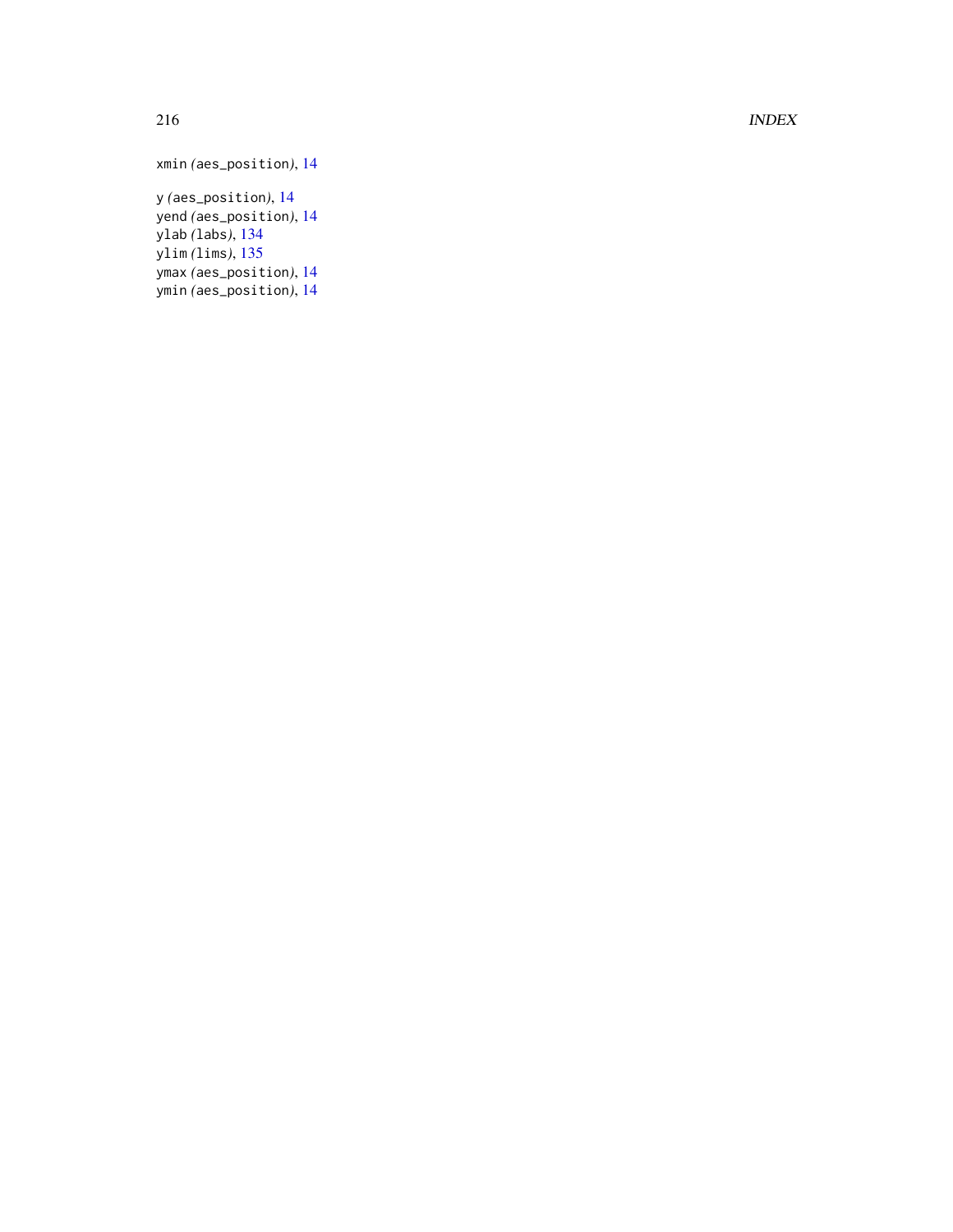xmin (aes_position), 14

y (aes_position), 14
yend (aes_position), 14
ylab (labs), 134
ylim (lims), 135
ymax (aes_position), 14
ymin (aes_position), 14